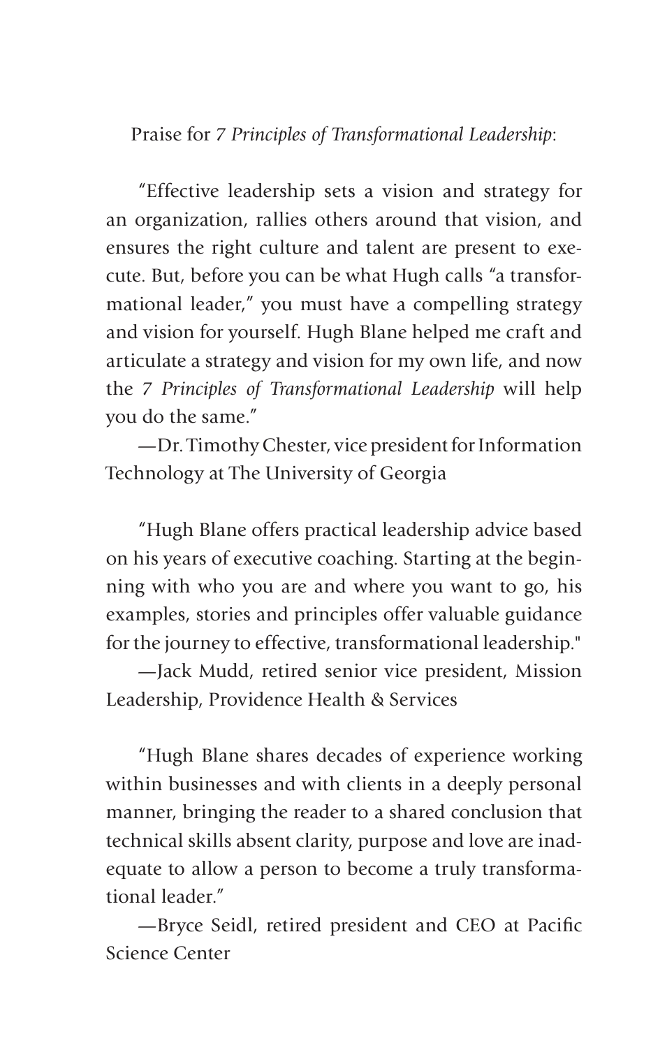Praise for *7 Principles of Transformational Leadership*:

"Effective leadership sets a vision and strategy for an organization, rallies others around that vision, and ensures the right culture and talent are present to execute. But, before you can be what Hugh calls "a transformational leader," you must have a compelling strategy and vision for yourself. Hugh Blane helped me craft and articulate a strategy and vision for my own life, and now the *7 Principles of Transformational Leadership* will help you do the same."

—Dr. Timothy Chester, vice president for Information Technology at The University of Georgia

"Hugh Blane offers practical leadership advice based on his years of executive coaching. Starting at the beginning with who you are and where you want to go, his examples, stories and principles offer valuable guidance for the journey to effective, transformational leadership."

—Jack Mudd, retired senior vice president, Mission Leadership, Providence Health & Services

"Hugh Blane shares decades of experience working within businesses and with clients in a deeply personal manner, bringing the reader to a shared conclusion that technical skills absent clarity, purpose and love are inadequate to allow a person to become a truly transformational leader."

—Bryce Seidl, retired president and CEO at Pacific Science Center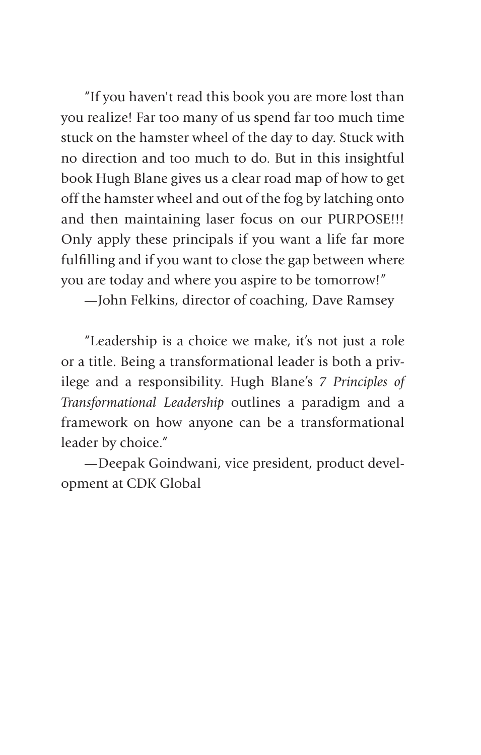"If you haven't read this book you are more lost than you realize! Far too many of us spend far too much time stuck on the hamster wheel of the day to day. Stuck with no direction and too much to do. But in this insightful book Hugh Blane gives us a clear road map of how to get off the hamster wheel and out of the fog by latching onto and then maintaining laser focus on our PURPOSE!!! Only apply these principals if you want a life far more fulfilling and if you want to close the gap between where you are today and where you aspire to be tomorrow!"

—John Felkins, director of coaching, Dave Ramsey

"Leadership is a choice we make, it's not just a role or a title. Being a transformational leader is both a privilege and a responsibility. Hugh Blane's *7 Principles of Transformational Leadership* outlines a paradigm and a framework on how anyone can be a transformational leader by choice."

—Deepak Goindwani, vice president, product development at CDK Global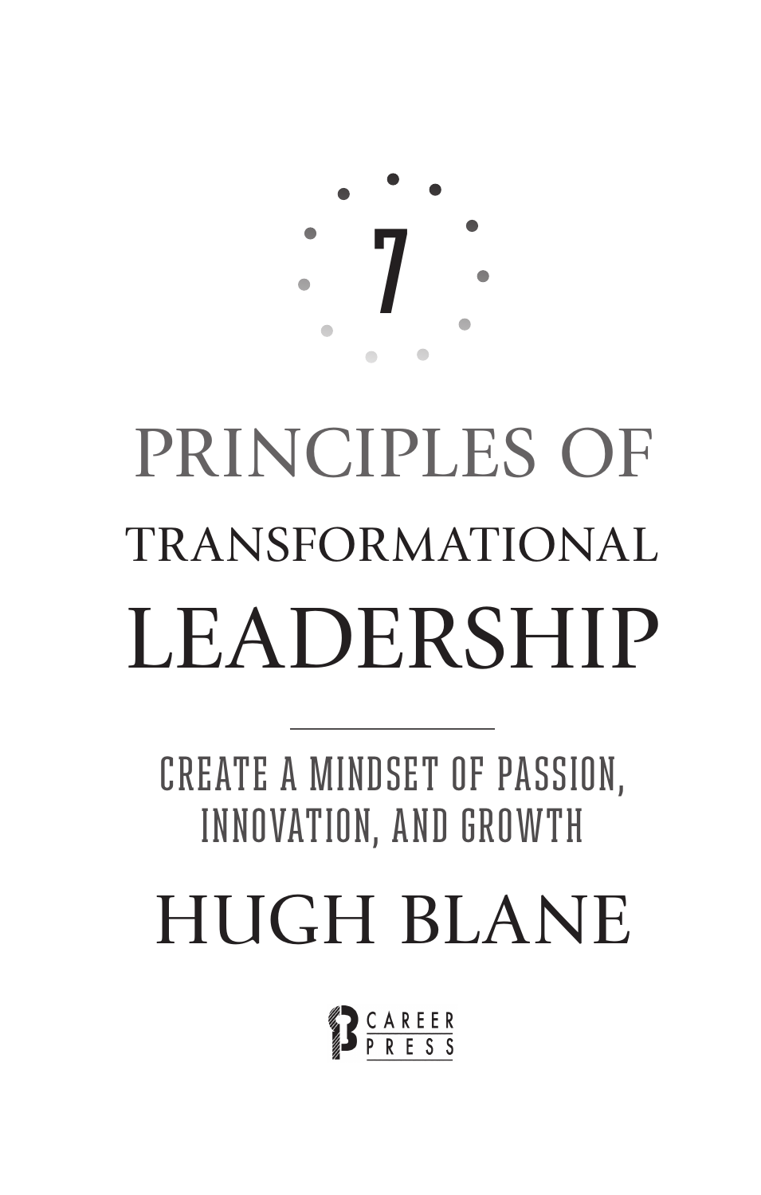# 7 PRINCIPLES OF TRANSFORMATIONAL LEADERSHIP

## CREATE A MINDSET OF PASSION, INNOVATION, AND GROWTH

HUGH BLANE

CAREER PRESS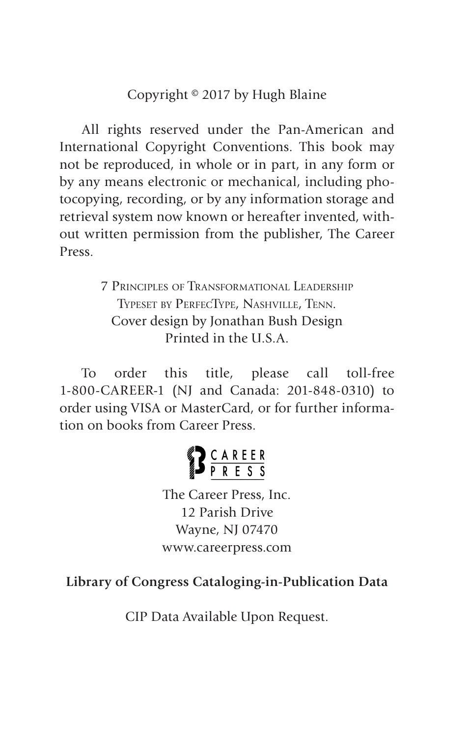Copyright © 2017 by Hugh Blaine

All rights reserved under the Pan-American and International Copyright Conventions. This book may not be reproduced, in whole or in part, in any form or by any means electronic or mechanical, including photocopying, recording, or by any information storage and retrieval system now known or hereafter invented, without written permission from the publisher, The Career Press.

7 Principles of Transformational Leadership
Typeset by PerfecType, Nashville, Tenn.
Cover design by Jonathan Bush Design
Printed in the U.S.A.

To order this title, please call toll-free 1-800-CAREER-1 (NJ and Canada: 201-848-0310) to order using VISA or MasterCard, or for further information on books from Career Press.

CAREER PRESS

The Career Press, Inc.
12 Parish Drive
Wayne, NJ 07470
www.careerpress.com

**Library of Congress Cataloging-in-Publication Data**

CIP Data Available Upon Request.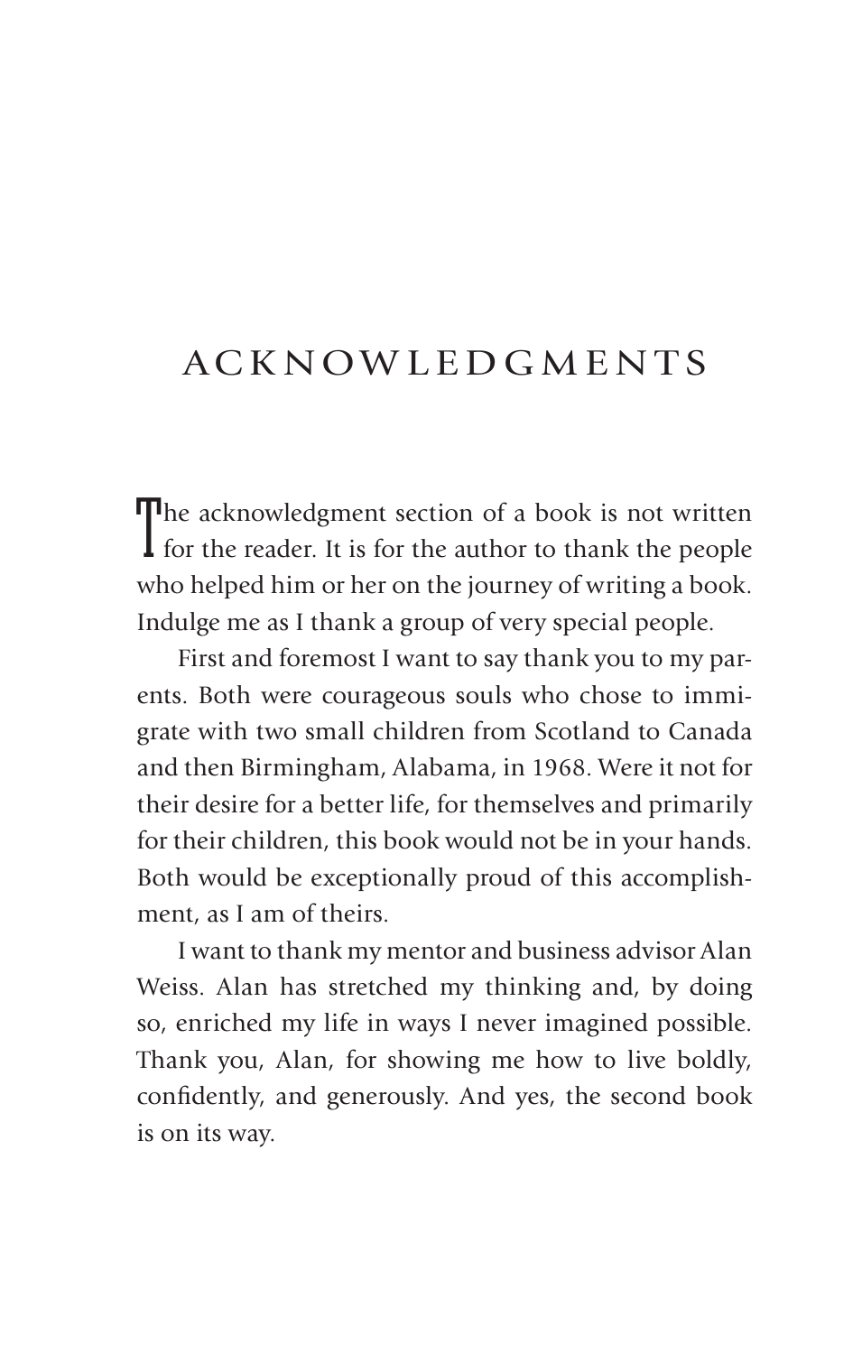# ACKNOWLEDGMENTS

The acknowledgment section of a book is not written for the reader. It is for the author to thank the people who helped him or her on the journey of writing a book. Indulge me as I thank a group of very special people.

First and foremost I want to say thank you to my parents. Both were courageous souls who chose to immigrate with two small children from Scotland to Canada and then Birmingham, Alabama, in 1968. Were it not for their desire for a better life, for themselves and primarily for their children, this book would not be in your hands. Both would be exceptionally proud of this accomplishment, as I am of theirs.

I want to thank my mentor and business advisor Alan Weiss. Alan has stretched my thinking and, by doing so, enriched my life in ways I never imagined possible. Thank you, Alan, for showing me how to live boldly, confidently, and generously. And yes, the second book is on its way.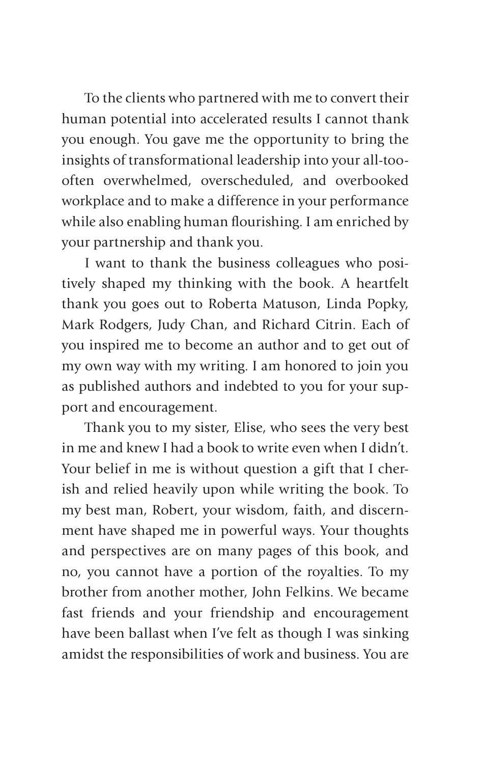To the clients who partnered with me to convert their human potential into accelerated results I cannot thank you enough. You gave me the opportunity to bring the insights of transformational leadership into your all-too-often overwhelmed, overscheduled, and overbooked workplace and to make a difference in your performance while also enabling human flourishing. I am enriched by your partnership and thank you.

I want to thank the business colleagues who positively shaped my thinking with the book. A heartfelt thank you goes out to Roberta Matuson, Linda Popky, Mark Rodgers, Judy Chan, and Richard Citrin. Each of you inspired me to become an author and to get out of my own way with my writing. I am honored to join you as published authors and indebted to you for your support and encouragement.

Thank you to my sister, Elise, who sees the very best in me and knew I had a book to write even when I didn't. Your belief in me is without question a gift that I cherish and relied heavily upon while writing the book. To my best man, Robert, your wisdom, faith, and discernment have shaped me in powerful ways. Your thoughts and perspectives are on many pages of this book, and no, you cannot have a portion of the royalties. To my brother from another mother, John Felkins. We became fast friends and your friendship and encouragement have been ballast when I've felt as though I was sinking amidst the responsibilities of work and business. You are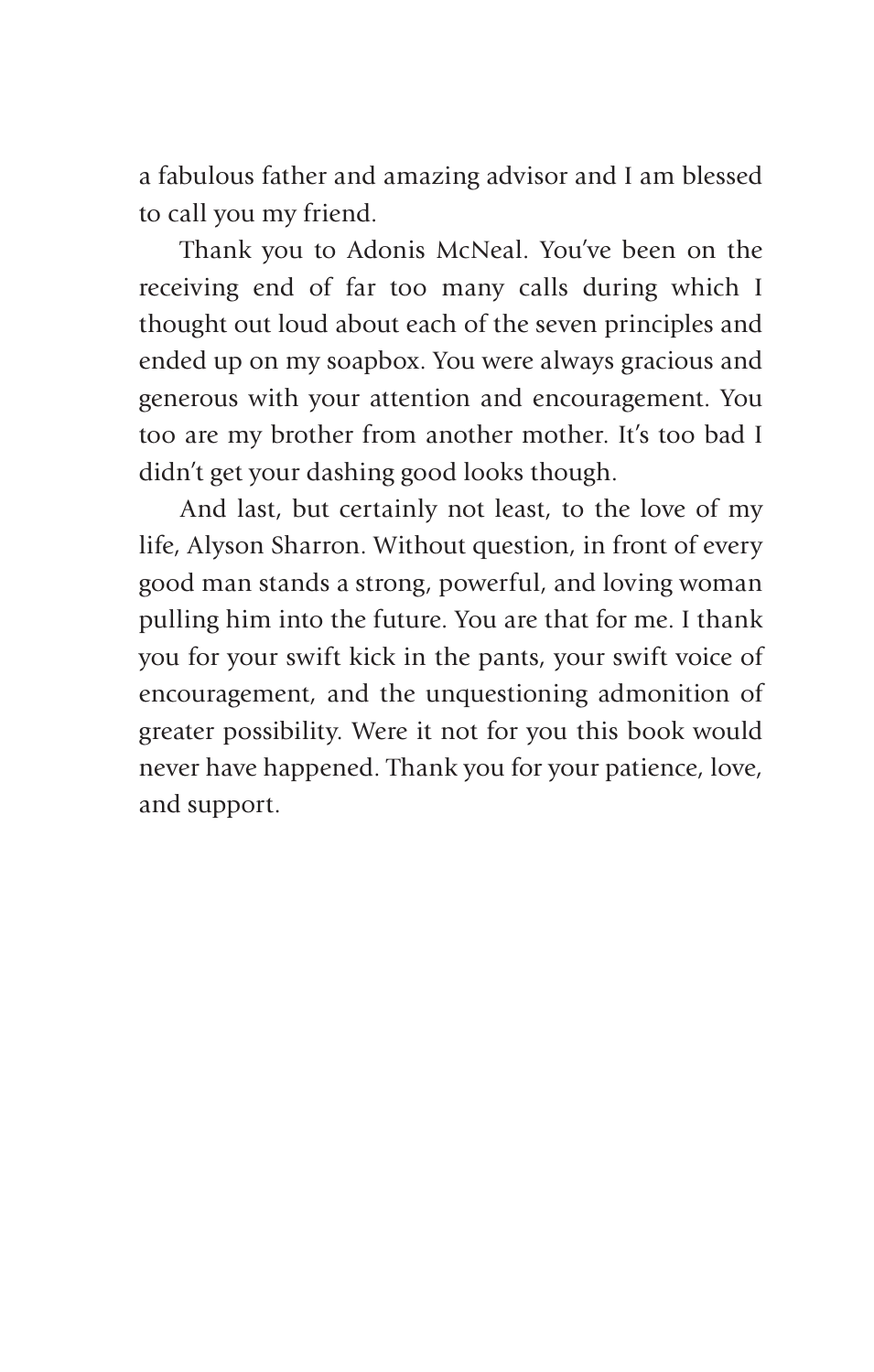a fabulous father and amazing advisor and I am blessed to call you my friend.

Thank you to Adonis McNeal. You've been on the receiving end of far too many calls during which I thought out loud about each of the seven principles and ended up on my soapbox. You were always gracious and generous with your attention and encouragement. You too are my brother from another mother. It's too bad I didn't get your dashing good looks though.

And last, but certainly not least, to the love of my life, Alyson Sharron. Without question, in front of every good man stands a strong, powerful, and loving woman pulling him into the future. You are that for me. I thank you for your swift kick in the pants, your swift voice of encouragement, and the unquestioning admonition of greater possibility. Were it not for you this book would never have happened. Thank you for your patience, love, and support.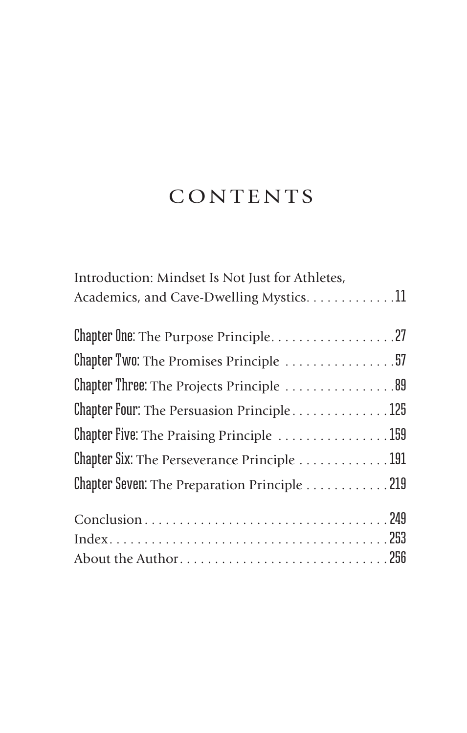# CONTENTS

Introduction: Mindset Is Not Just for Athletes, Academics, and Cave-Dwelling Mystics. . . . . . . . . . . . . 11

**Chapter One:** The Purpose Principle. . . . . . . . . . . . . . . . . . 27

**Chapter Two:** The Promises Principle . . . . . . . . . . . . . . . . 57

**Chapter Three:** The Projects Principle . . . . . . . . . . . . . . . . 89

**Chapter Four:** The Persuasion Principle . . . . . . . . . . . . . . 125

**Chapter Five:** The Praising Principle . . . . . . . . . . . . . . . . 159

**Chapter Six:** The Perseverance Principle . . . . . . . . . . . . . 191

**Chapter Seven:** The Preparation Principle . . . . . . . . . . . . 219

Conclusion . . . . . . . . . . . . . . . . . . . . . . . . . . . . . . . . . . . 249

Index. . . . . . . . . . . . . . . . . . . . . . . . . . . . . . . . . . . . . . . 253

About the Author. . . . . . . . . . . . . . . . . . . . . . . . . . . . . . . 256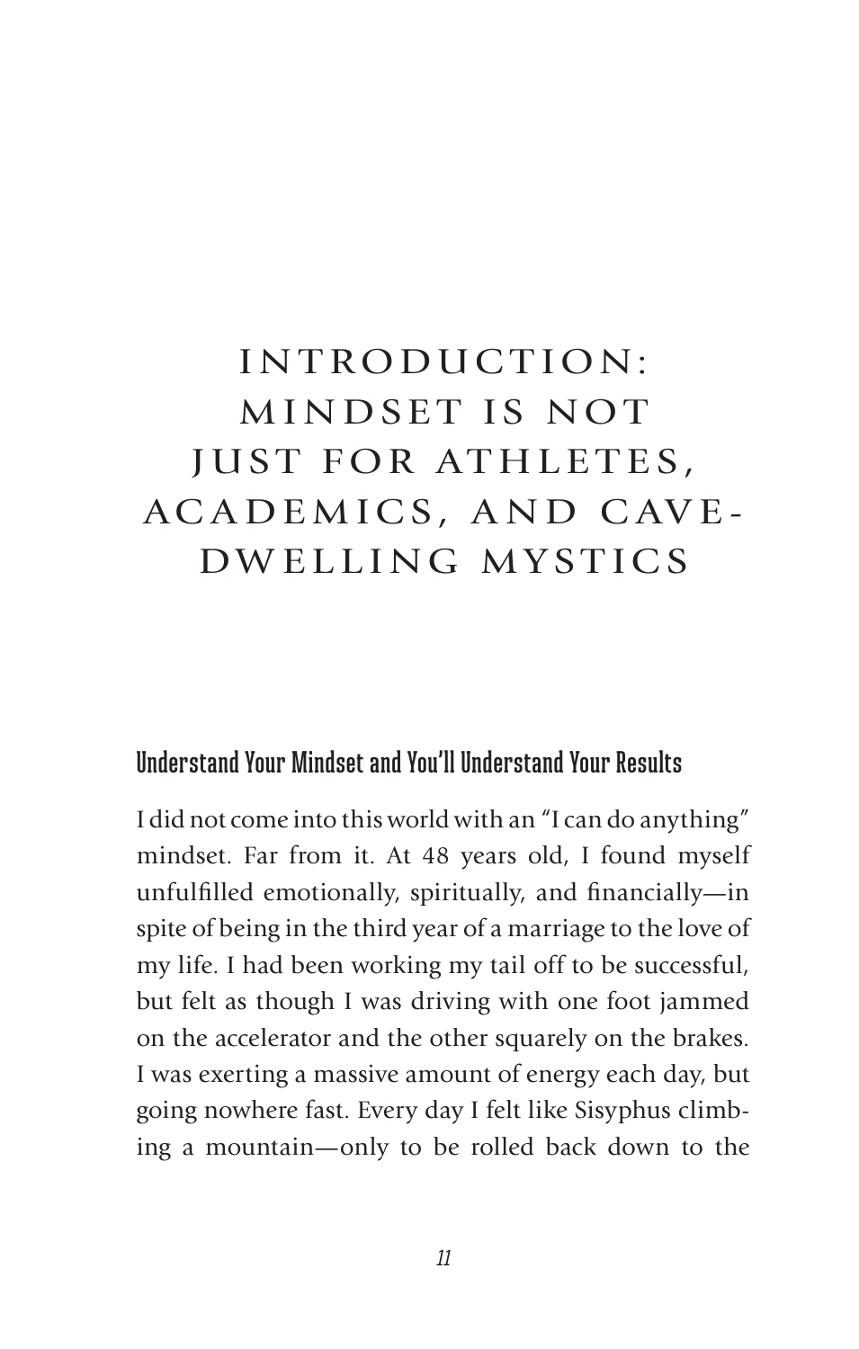# INTRODUCTION: MINDSET IS NOT JUST FOR ATHLETES, ACADEMICS, AND CAVE-DWELLING MYSTICS

## Understand Your Mindset and You'll Understand Your Results

I did not come into this world with an "I can do anything" mindset. Far from it. At 48 years old, I found myself unfulfilled emotionally, spiritually, and financially—in spite of being in the third year of a marriage to the love of my life. I had been working my tail off to be successful, but felt as though I was driving with one foot jammed on the accelerator and the other squarely on the brakes. I was exerting a massive amount of energy each day, but going nowhere fast. Every day I felt like Sisyphus climbing a mountain—only to be rolled back down to the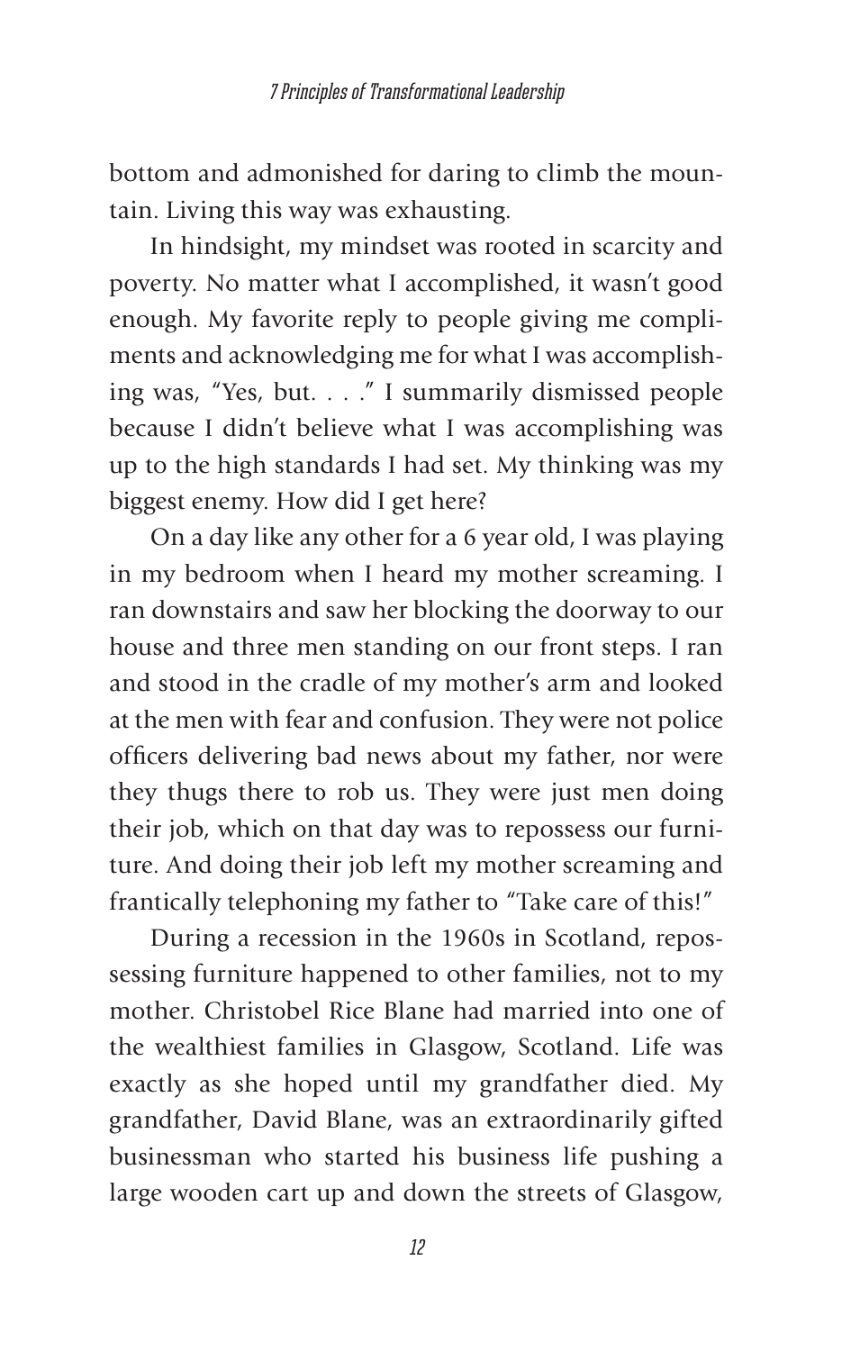bottom and admonished for daring to climb the mountain. Living this way was exhausting.

In hindsight, my mindset was rooted in scarcity and poverty. No matter what I accomplished, it wasn't good enough. My favorite reply to people giving me compliments and acknowledging me for what I was accomplishing was, "Yes, but. . . ." I summarily dismissed people because I didn't believe what I was accomplishing was up to the high standards I had set. My thinking was my biggest enemy. How did I get here?

On a day like any other for a 6 year old, I was playing in my bedroom when I heard my mother screaming. I ran downstairs and saw her blocking the doorway to our house and three men standing on our front steps. I ran and stood in the cradle of my mother's arm and looked at the men with fear and confusion. They were not police officers delivering bad news about my father, nor were they thugs there to rob us. They were just men doing their job, which on that day was to repossess our furniture. And doing their job left my mother screaming and frantically telephoning my father to "Take care of this!"

During a recession in the 1960s in Scotland, repossessing furniture happened to other families, not to my mother. Christobel Rice Blane had married into one of the wealthiest families in Glasgow, Scotland. Life was exactly as she hoped until my grandfather died. My grandfather, David Blane, was an extraordinarily gifted businessman who started his business life pushing a large wooden cart up and down the streets of Glasgow,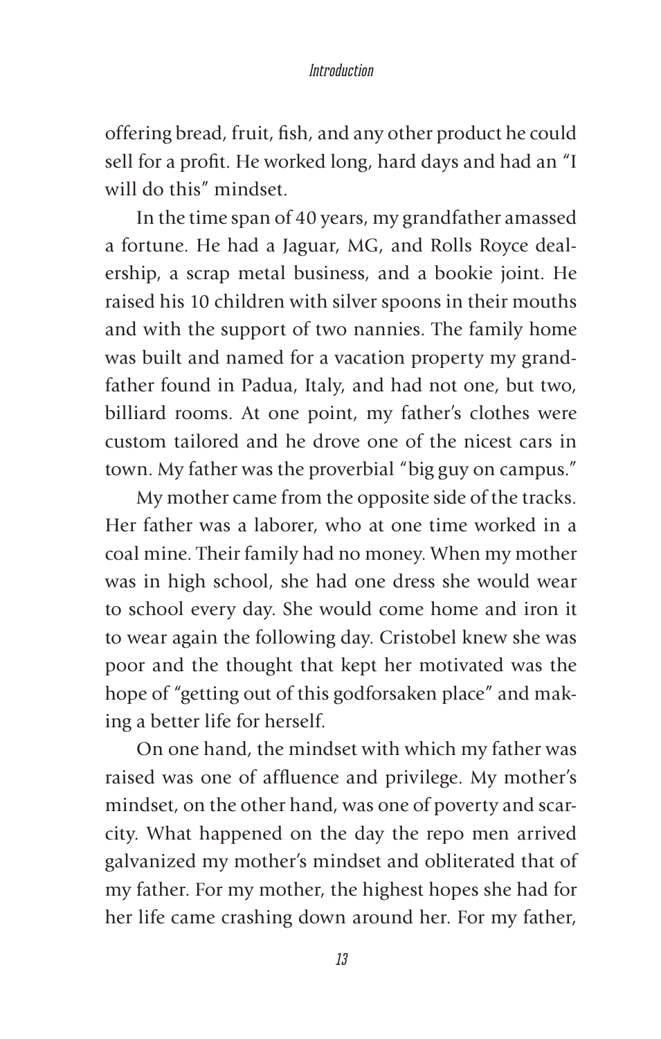offering bread, fruit, fish, and any other product he could sell for a profit. He worked long, hard days and had an "I will do this" mindset.

In the time span of 40 years, my grandfather amassed a fortune. He had a Jaguar, MG, and Rolls Royce dealership, a scrap metal business, and a bookie joint. He raised his 10 children with silver spoons in their mouths and with the support of two nannies. The family home was built and named for a vacation property my grandfather found in Padua, Italy, and had not one, but two, billiard rooms. At one point, my father's clothes were custom tailored and he drove one of the nicest cars in town. My father was the proverbial "big guy on campus."

My mother came from the opposite side of the tracks. Her father was a laborer, who at one time worked in a coal mine. Their family had no money. When my mother was in high school, she had one dress she would wear to school every day. She would come home and iron it to wear again the following day. Cristobel knew she was poor and the thought that kept her motivated was the hope of "getting out of this godforsaken place" and making a better life for herself.

On one hand, the mindset with which my father was raised was one of affluence and privilege. My mother's mindset, on the other hand, was one of poverty and scarcity. What happened on the day the repo men arrived galvanized my mother's mindset and obliterated that of my father. For my mother, the highest hopes she had for her life came crashing down around her. For my father,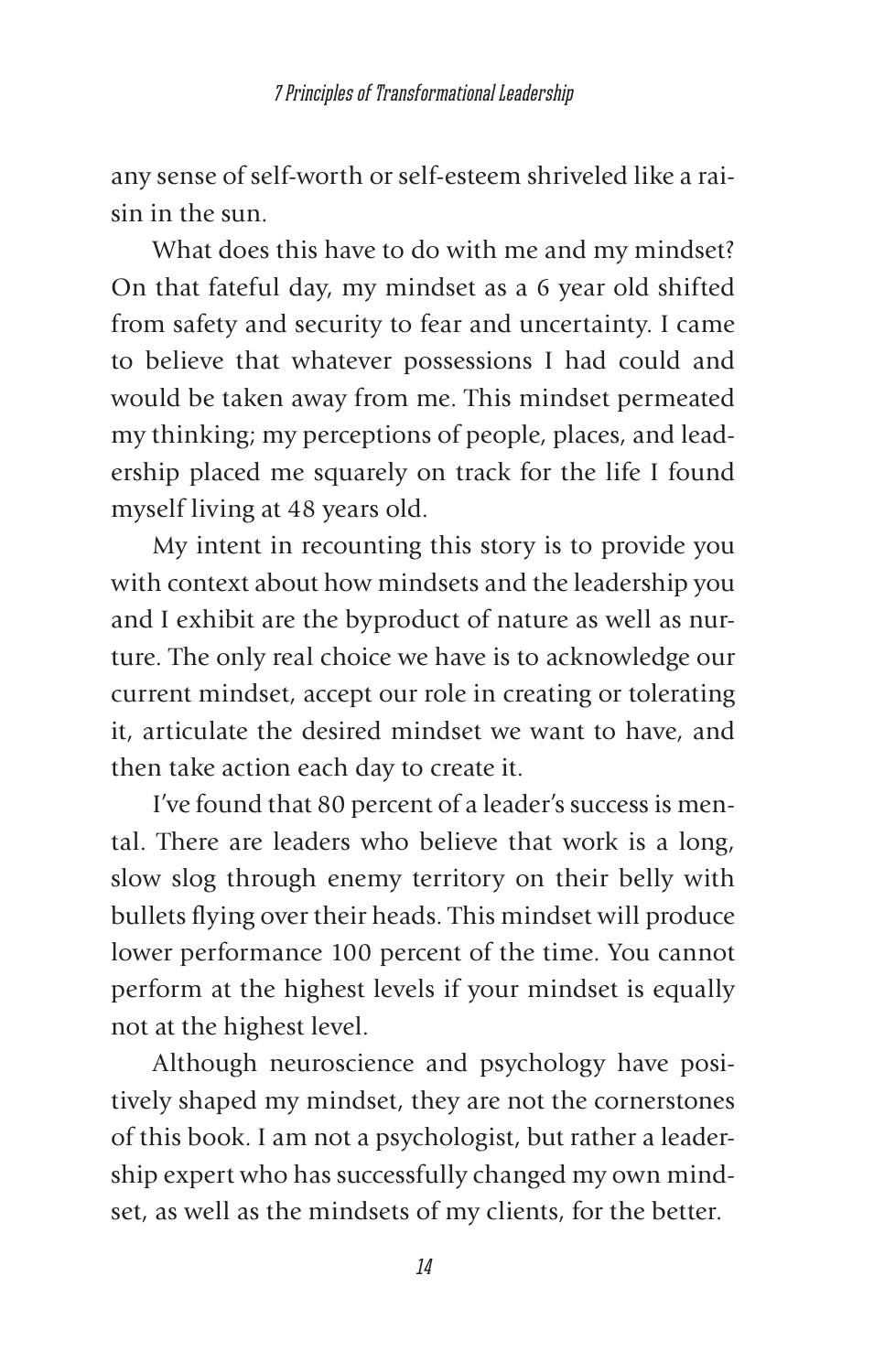any sense of self-worth or self-esteem shriveled like a raisin in the sun.

What does this have to do with me and my mindset? On that fateful day, my mindset as a 6 year old shifted from safety and security to fear and uncertainty. I came to believe that whatever possessions I had could and would be taken away from me. This mindset permeated my thinking; my perceptions of people, places, and leadership placed me squarely on track for the life I found myself living at 48 years old.

My intent in recounting this story is to provide you with context about how mindsets and the leadership you and I exhibit are the byproduct of nature as well as nurture. The only real choice we have is to acknowledge our current mindset, accept our role in creating or tolerating it, articulate the desired mindset we want to have, and then take action each day to create it.

I've found that 80 percent of a leader's success is mental. There are leaders who believe that work is a long, slow slog through enemy territory on their belly with bullets flying over their heads. This mindset will produce lower performance 100 percent of the time. You cannot perform at the highest levels if your mindset is equally not at the highest level.

Although neuroscience and psychology have positively shaped my mindset, they are not the cornerstones of this book. I am not a psychologist, but rather a leadership expert who has successfully changed my own mindset, as well as the mindsets of my clients, for the better.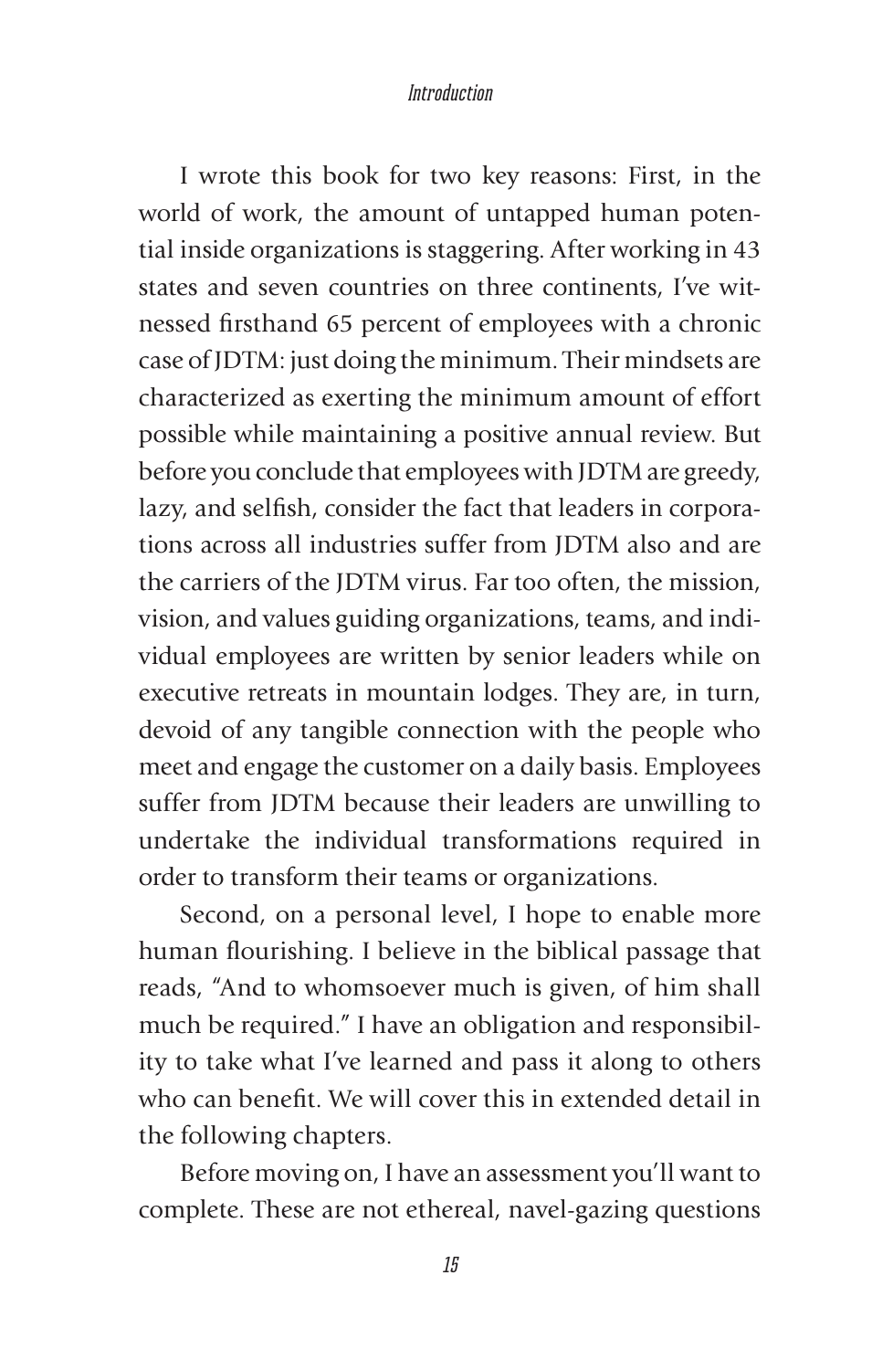I wrote this book for two key reasons: First, in the world of work, the amount of untapped human potential inside organizations is staggering. After working in 43 states and seven countries on three continents, I've witnessed firsthand 65 percent of employees with a chronic case of JDTM: just doing the minimum. Their mindsets are characterized as exerting the minimum amount of effort possible while maintaining a positive annual review. But before you conclude that employees with JDTM are greedy, lazy, and selfish, consider the fact that leaders in corporations across all industries suffer from JDTM also and are the carriers of the JDTM virus. Far too often, the mission, vision, and values guiding organizations, teams, and individual employees are written by senior leaders while on executive retreats in mountain lodges. They are, in turn, devoid of any tangible connection with the people who meet and engage the customer on a daily basis. Employees suffer from JDTM because their leaders are unwilling to undertake the individual transformations required in order to transform their teams or organizations.

Second, on a personal level, I hope to enable more human flourishing. I believe in the biblical passage that reads, "And to whomsoever much is given, of him shall much be required." I have an obligation and responsibility to take what I've learned and pass it along to others who can benefit. We will cover this in extended detail in the following chapters.

Before moving on, I have an assessment you'll want to complete. These are not ethereal, navel-gazing questions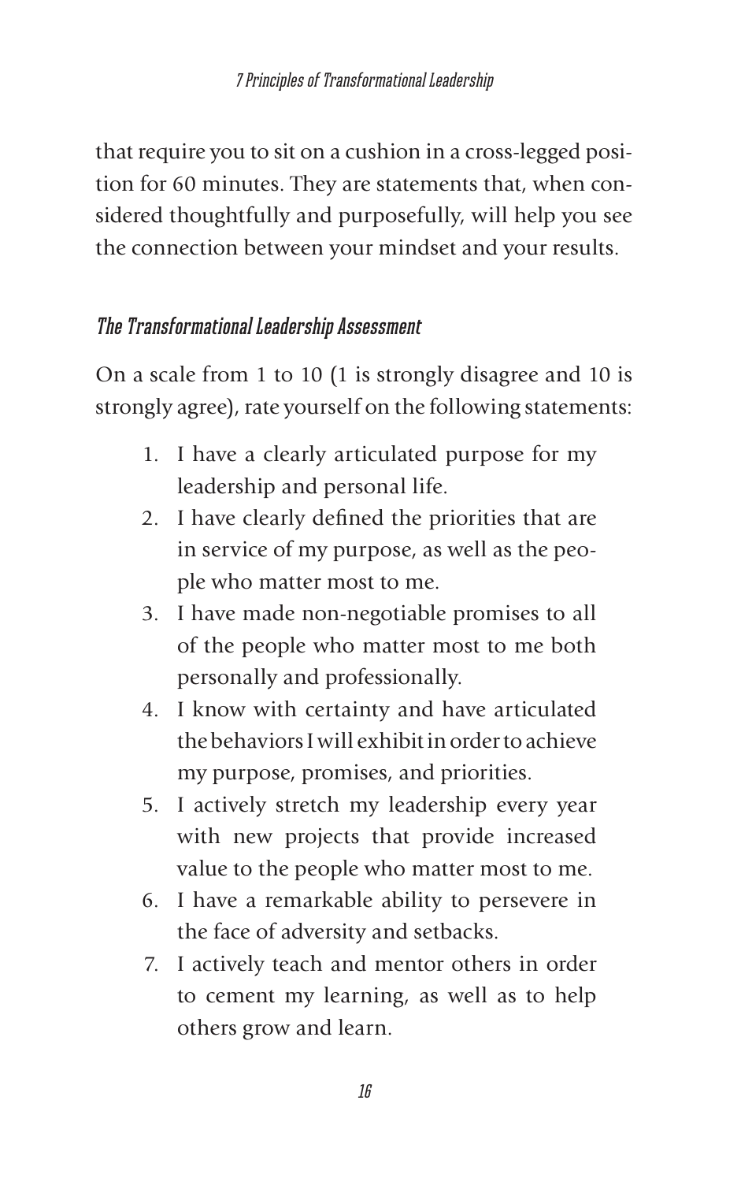that require you to sit on a cushion in a cross-legged position for 60 minutes. They are statements that, when considered thoughtfully and purposefully, will help you see the connection between your mindset and your results.

### *The Transformational Leadership Assessment*

On a scale from 1 to 10 (1 is strongly disagree and 10 is strongly agree), rate yourself on the following statements:

1. I have a clearly articulated purpose for my leadership and personal life.
2. I have clearly defined the priorities that are in service of my purpose, as well as the people who matter most to me.
3. I have made non-negotiable promises to all of the people who matter most to me both personally and professionally.
4. I know with certainty and have articulated the behaviors I will exhibit in order to achieve my purpose, promises, and priorities.
5. I actively stretch my leadership every year with new projects that provide increased value to the people who matter most to me.
6. I have a remarkable ability to persevere in the face of adversity and setbacks.
7. I actively teach and mentor others in order to cement my learning, as well as to help others grow and learn.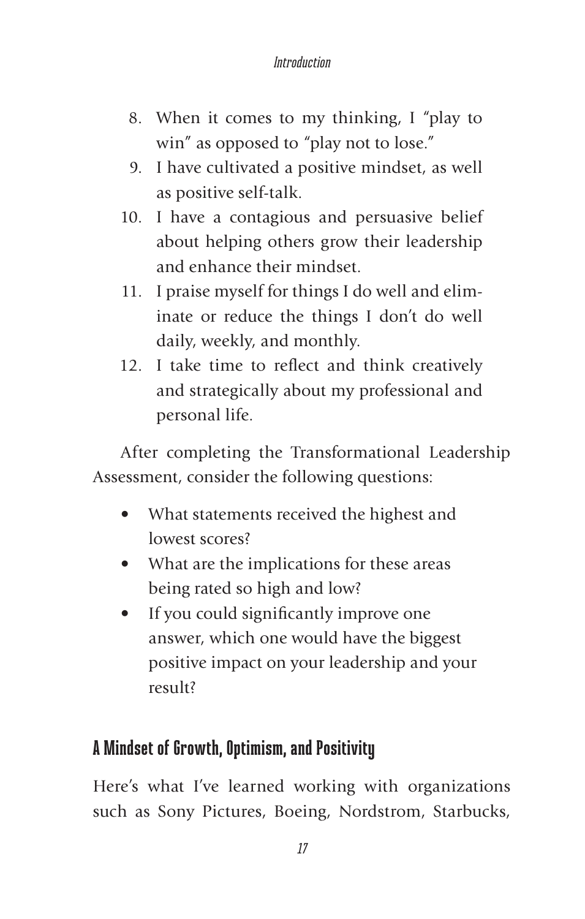8. When it comes to my thinking, I "play to win" as opposed to "play not to lose."
9. I have cultivated a positive mindset, as well as positive self-talk.
10. I have a contagious and persuasive belief about helping others grow their leadership and enhance their mindset.
11. I praise myself for things I do well and eliminate or reduce the things I don't do well daily, weekly, and monthly.
12. I take time to reflect and think creatively and strategically about my professional and personal life.

After completing the Transformational Leadership Assessment, consider the following questions:

- What statements received the highest and lowest scores?
- What are the implications for these areas being rated so high and low?
- If you could significantly improve one answer, which one would have the biggest positive impact on your leadership and your result?

## A Mindset of Growth, Optimism, and Positivity

Here's what I've learned working with organizations such as Sony Pictures, Boeing, Nordstrom, Starbucks,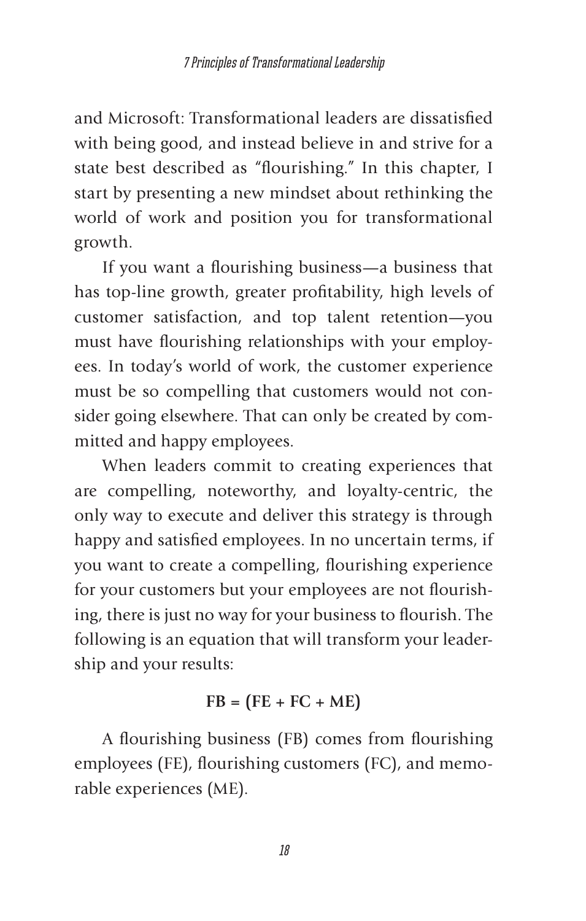and Microsoft: Transformational leaders are dissatisfied with being good, and instead believe in and strive for a state best described as "flourishing." In this chapter, I start by presenting a new mindset about rethinking the world of work and position you for transformational growth.

If you want a flourishing business—a business that has top-line growth, greater profitability, high levels of customer satisfaction, and top talent retention—you must have flourishing relationships with your employees. In today's world of work, the customer experience must be so compelling that customers would not consider going elsewhere. That can only be created by committed and happy employees.

When leaders commit to creating experiences that are compelling, noteworthy, and loyalty-centric, the only way to execute and deliver this strategy is through happy and satisfied employees. In no uncertain terms, if you want to create a compelling, flourishing experience for your customers but your employees are not flourishing, there is just no way for your business to flourish. The following is an equation that will transform your leadership and your results:

$$\mathbf{FB = (FE + FC + ME)}$$

A flourishing business (FB) comes from flourishing employees (FE), flourishing customers (FC), and memorable experiences (ME).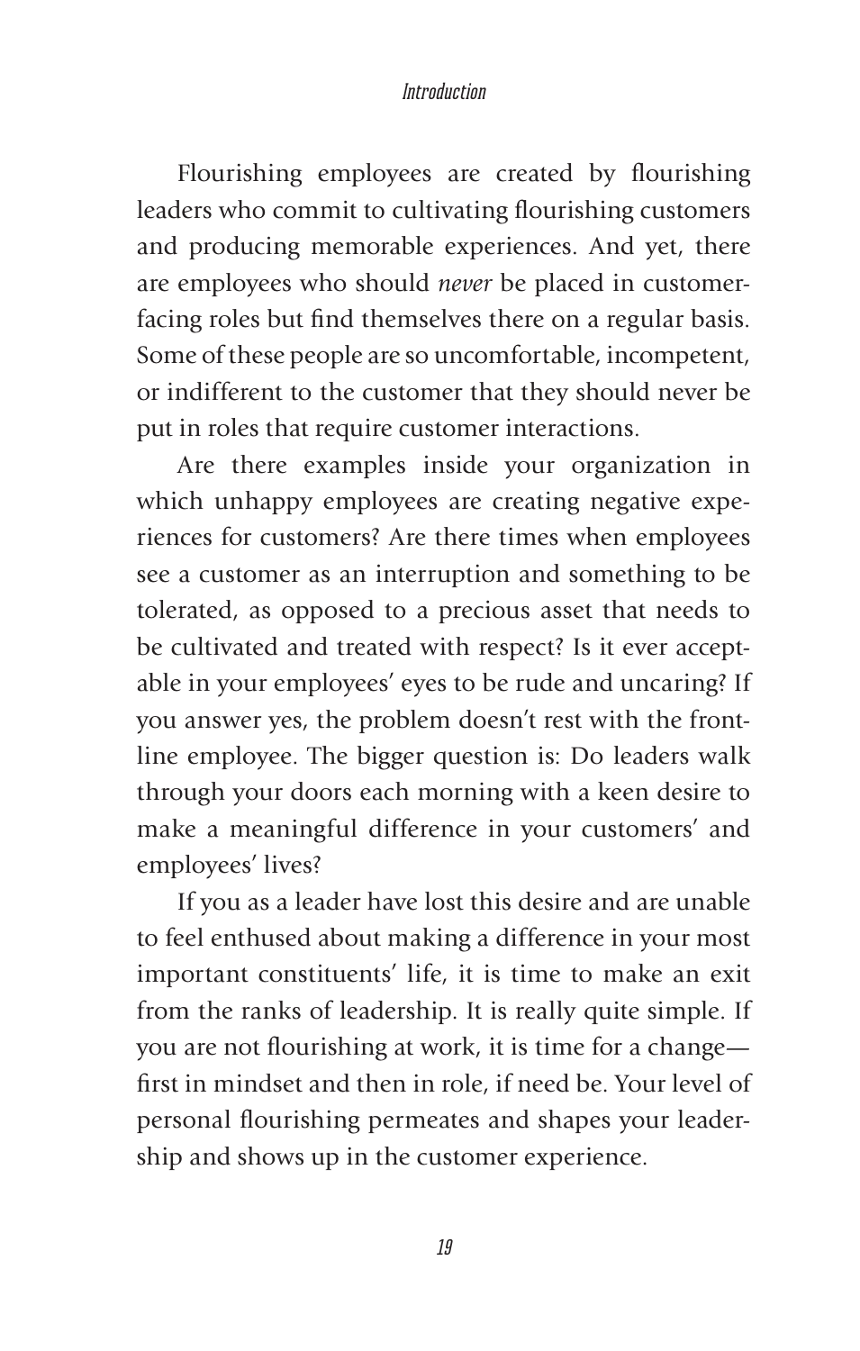Flourishing employees are created by flourishing leaders who commit to cultivating flourishing customers and producing memorable experiences. And yet, there are employees who should *never* be placed in customer-facing roles but find themselves there on a regular basis. Some of these people are so uncomfortable, incompetent, or indifferent to the customer that they should never be put in roles that require customer interactions.

Are there examples inside your organization in which unhappy employees are creating negative experiences for customers? Are there times when employees see a customer as an interruption and something to be tolerated, as opposed to a precious asset that needs to be cultivated and treated with respect? Is it ever acceptable in your employees' eyes to be rude and uncaring? If you answer yes, the problem doesn't rest with the front-line employee. The bigger question is: Do leaders walk through your doors each morning with a keen desire to make a meaningful difference in your customers' and employees' lives?

If you as a leader have lost this desire and are unable to feel enthused about making a difference in your most important constituents' life, it is time to make an exit from the ranks of leadership. It is really quite simple. If you are not flourishing at work, it is time for a change—first in mindset and then in role, if need be. Your level of personal flourishing permeates and shapes your leadership and shows up in the customer experience.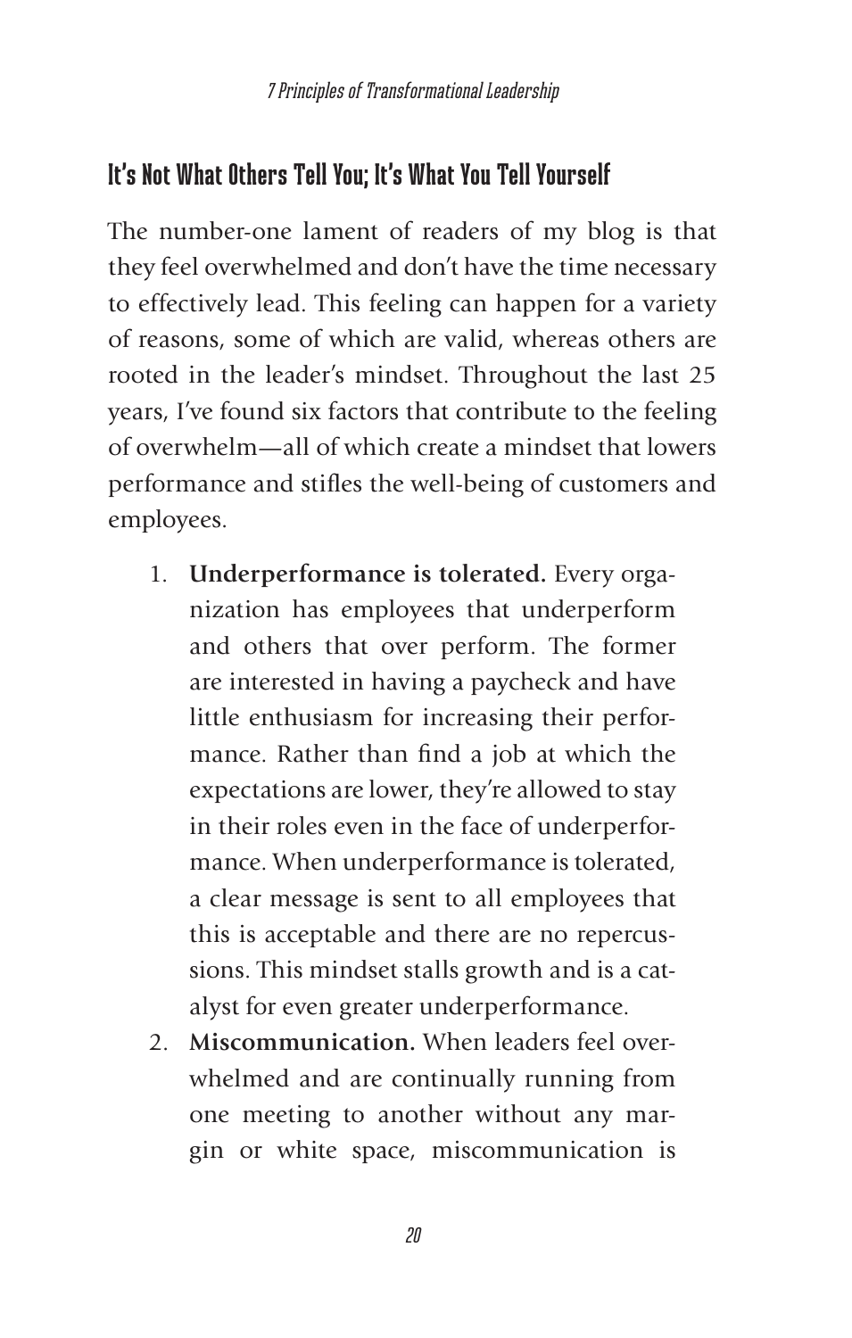## It's Not What Others Tell You; It's What You Tell Yourself

The number-one lament of readers of my blog is that they feel overwhelmed and don't have the time necessary to effectively lead. This feeling can happen for a variety of reasons, some of which are valid, whereas others are rooted in the leader's mindset. Throughout the last 25 years, I've found six factors that contribute to the feeling of overwhelm—all of which create a mindset that lowers performance and stifles the well-being of customers and employees.

1. **Underperformance is tolerated.** Every organization has employees that underperform and others that over perform. The former are interested in having a paycheck and have little enthusiasm for increasing their performance. Rather than find a job at which the expectations are lower, they're allowed to stay in their roles even in the face of underperformance. When underperformance is tolerated, a clear message is sent to all employees that this is acceptable and there are no repercussions. This mindset stalls growth and is a catalyst for even greater underperformance.
2. **Miscommunication.** When leaders feel overwhelmed and are continually running from one meeting to another without any margin or white space, miscommunication is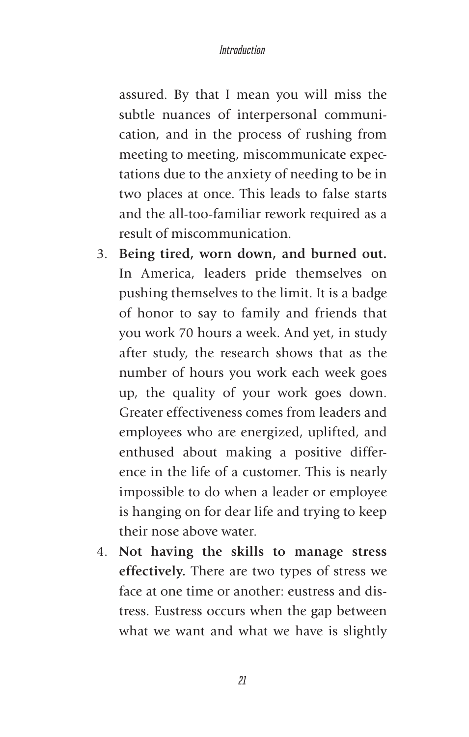assured. By that I mean you will miss the subtle nuances of interpersonal communication, and in the process of rushing from meeting to meeting, miscommunicate expectations due to the anxiety of needing to be in two places at once. This leads to false starts and the all-too-familiar rework required as a result of miscommunication.

3. **Being tired, worn down, and burned out.** In America, leaders pride themselves on pushing themselves to the limit. It is a badge of honor to say to family and friends that you work 70 hours a week. And yet, in study after study, the research shows that as the number of hours you work each week goes up, the quality of your work goes down. Greater effectiveness comes from leaders and employees who are energized, uplifted, and enthused about making a positive difference in the life of a customer. This is nearly impossible to do when a leader or employee is hanging on for dear life and trying to keep their nose above water.
4. **Not having the skills to manage stress effectively.** There are two types of stress we face at one time or another: eustress and distress. Eustress occurs when the gap between what we want and what we have is slightly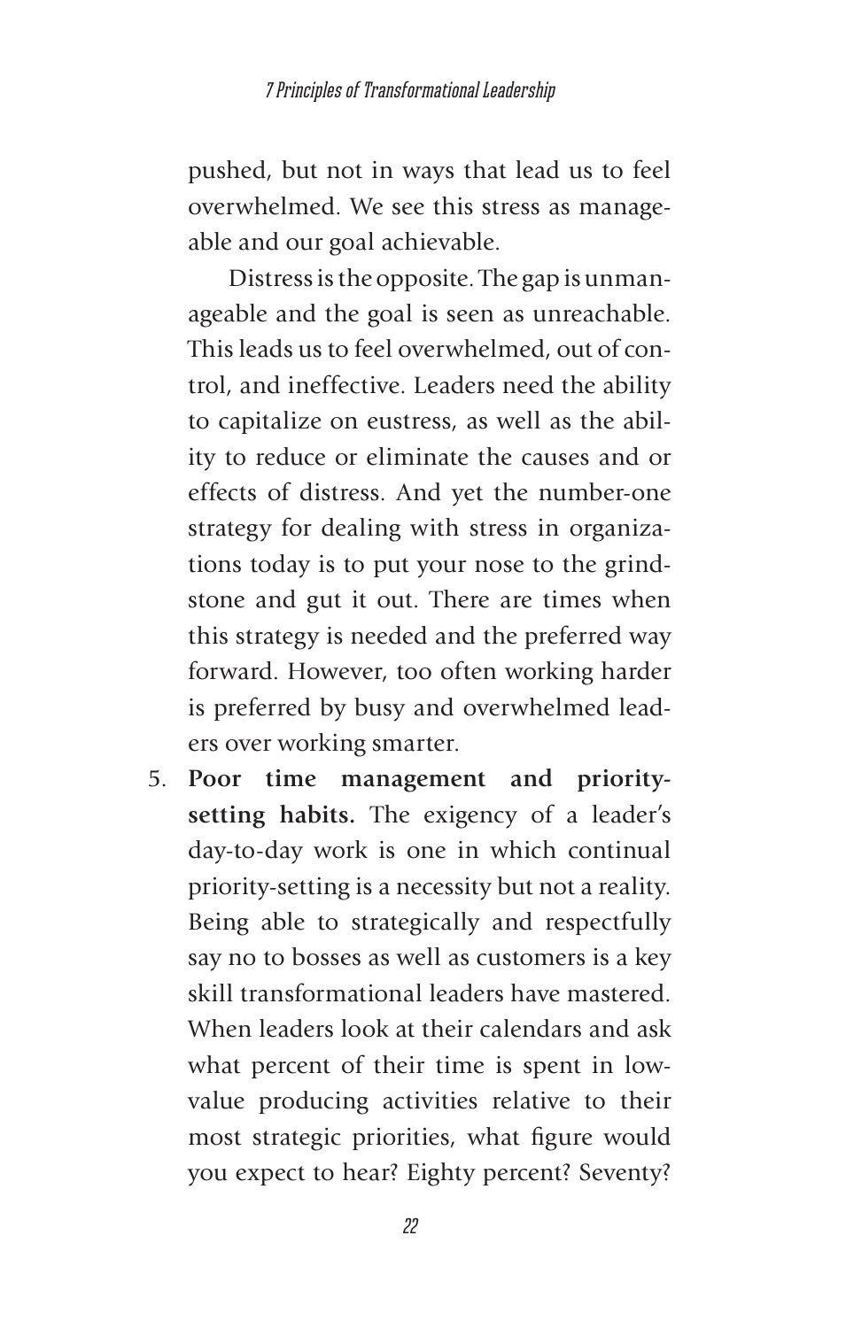pushed, but not in ways that lead us to feel overwhelmed. We see this stress as manageable and our goal achievable.

Distress is the opposite. The gap is unmanageable and the goal is seen as unreachable. This leads us to feel overwhelmed, out of control, and ineffective. Leaders need the ability to capitalize on eustress, as well as the ability to reduce or eliminate the causes and or effects of distress. And yet the number-one strategy for dealing with stress in organizations today is to put your nose to the grindstone and gut it out. There are times when this strategy is needed and the preferred way forward. However, too often working harder is preferred by busy and overwhelmed leaders over working smarter.

5. **Poor time management and priority-setting habits.** The exigency of a leader's day-to-day work is one in which continual priority-setting is a necessity but not a reality. Being able to strategically and respectfully say no to bosses as well as customers is a key skill transformational leaders have mastered. When leaders look at their calendars and ask what percent of their time is spent in low-value producing activities relative to their most strategic priorities, what figure would you expect to hear? Eighty percent? Seventy?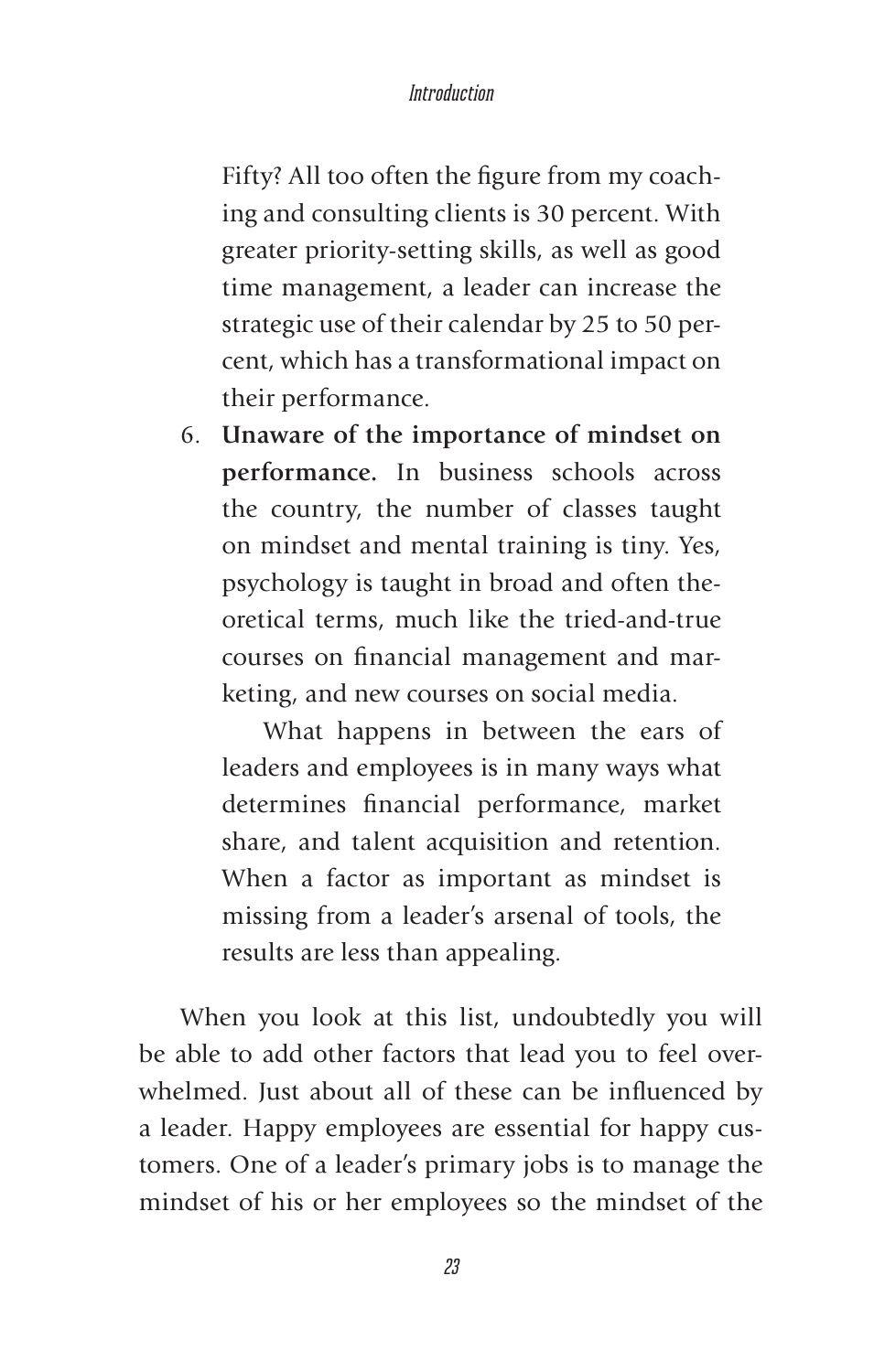Fifty? All too often the figure from my coaching and consulting clients is 30 percent. With greater priority-setting skills, as well as good time management, a leader can increase the strategic use of their calendar by 25 to 50 percent, which has a transformational impact on their performance.

6. **Unaware of the importance of mindset on performance.** In business schools across the country, the number of classes taught on mindset and mental training is tiny. Yes, psychology is taught in broad and often theoretical terms, much like the tried-and-true courses on financial management and marketing, and new courses on social media.

   What happens in between the ears of leaders and employees is in many ways what determines financial performance, market share, and talent acquisition and retention. When a factor as important as mindset is missing from a leader's arsenal of tools, the results are less than appealing.

When you look at this list, undoubtedly you will be able to add other factors that lead you to feel overwhelmed. Just about all of these can be influenced by a leader. Happy employees are essential for happy customers. One of a leader's primary jobs is to manage the mindset of his or her employees so the mindset of the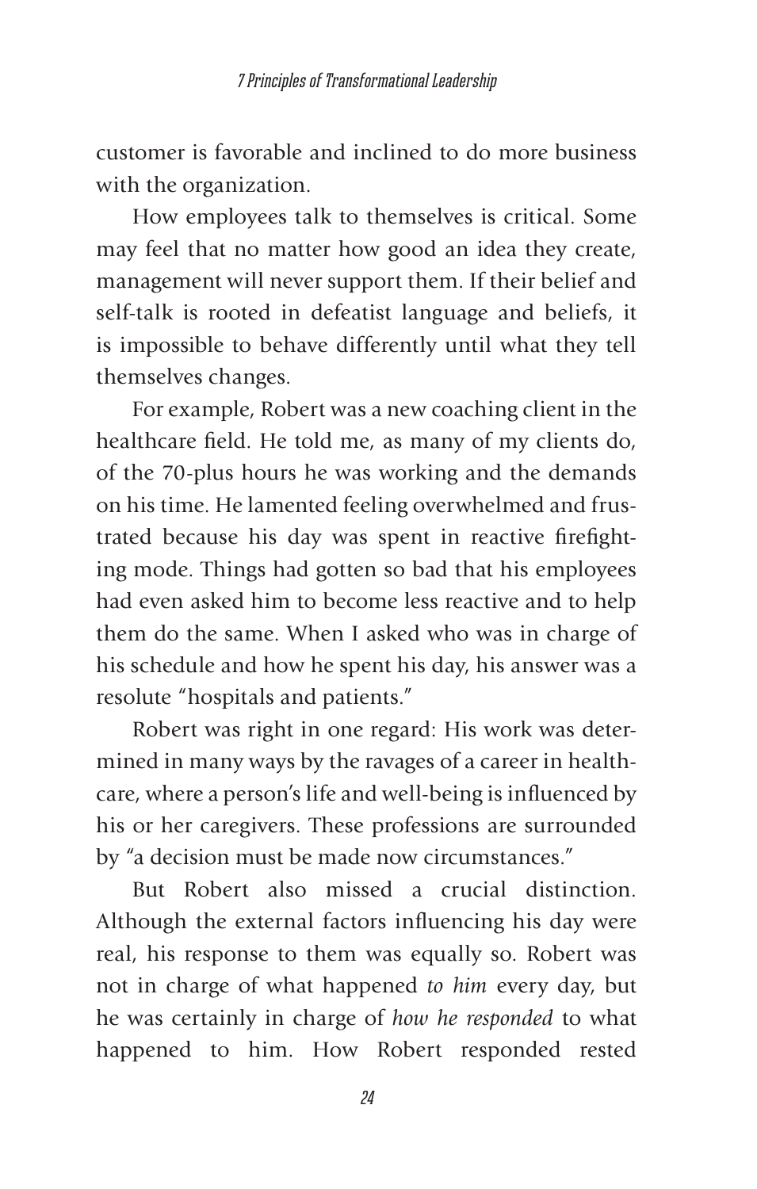customer is favorable and inclined to do more business with the organization.

How employees talk to themselves is critical. Some may feel that no matter how good an idea they create, management will never support them. If their belief and self-talk is rooted in defeatist language and beliefs, it is impossible to behave differently until what they tell themselves changes.

For example, Robert was a new coaching client in the healthcare field. He told me, as many of my clients do, of the 70-plus hours he was working and the demands on his time. He lamented feeling overwhelmed and frustrated because his day was spent in reactive firefighting mode. Things had gotten so bad that his employees had even asked him to become less reactive and to help them do the same. When I asked who was in charge of his schedule and how he spent his day, his answer was a resolute "hospitals and patients."

Robert was right in one regard: His work was determined in many ways by the ravages of a career in healthcare, where a person's life and well-being is influenced by his or her caregivers. These professions are surrounded by "a decision must be made now circumstances."

But Robert also missed a crucial distinction. Although the external factors influencing his day were real, his response to them was equally so. Robert was not in charge of what happened *to him* every day, but he was certainly in charge of *how he responded* to what happened to him. How Robert responded rested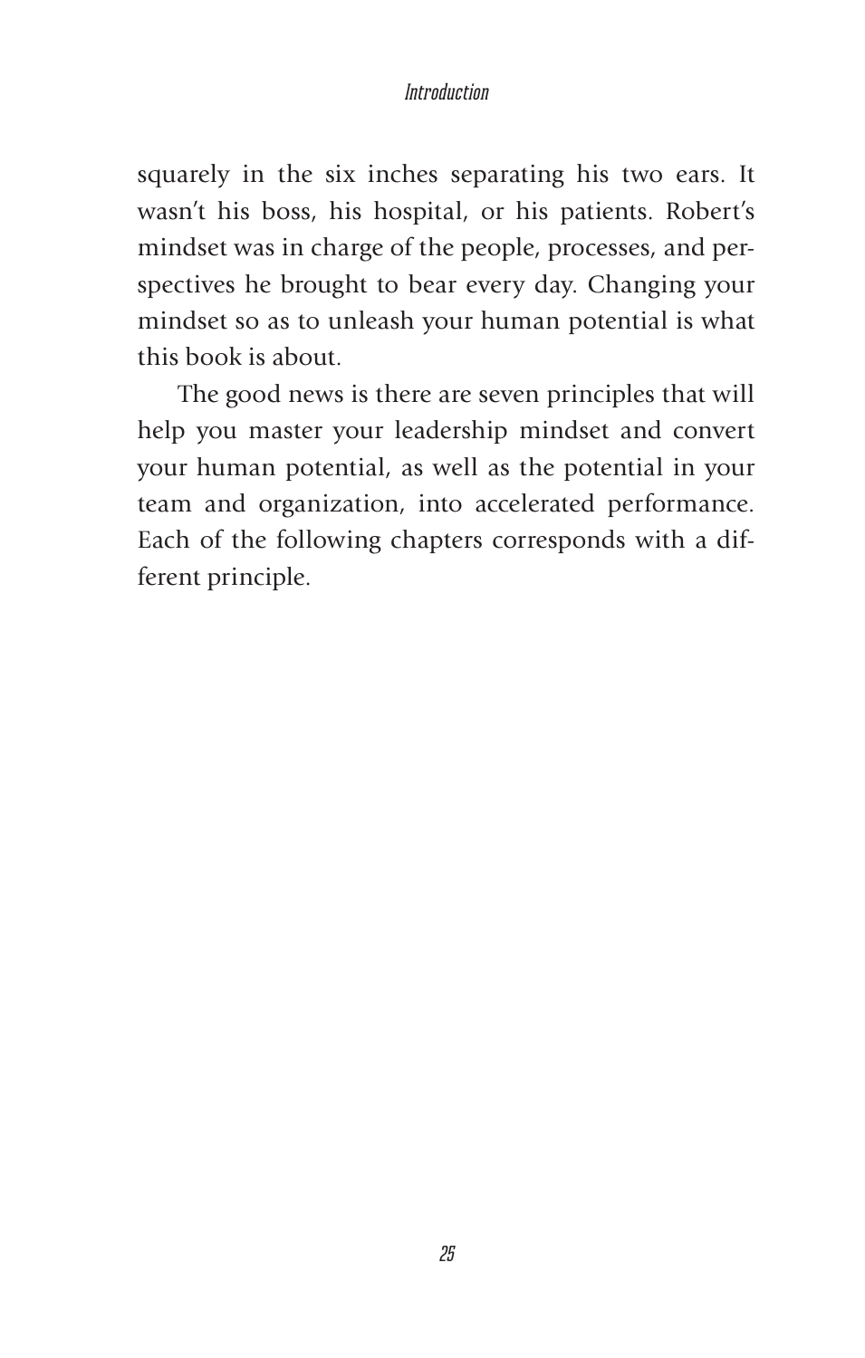squarely in the six inches separating his two ears. It wasn't his boss, his hospital, or his patients. Robert's mindset was in charge of the people, processes, and perspectives he brought to bear every day. Changing your mindset so as to unleash your human potential is what this book is about.

The good news is there are seven principles that will help you master your leadership mindset and convert your human potential, as well as the potential in your team and organization, into accelerated performance. Each of the following chapters corresponds with a different principle.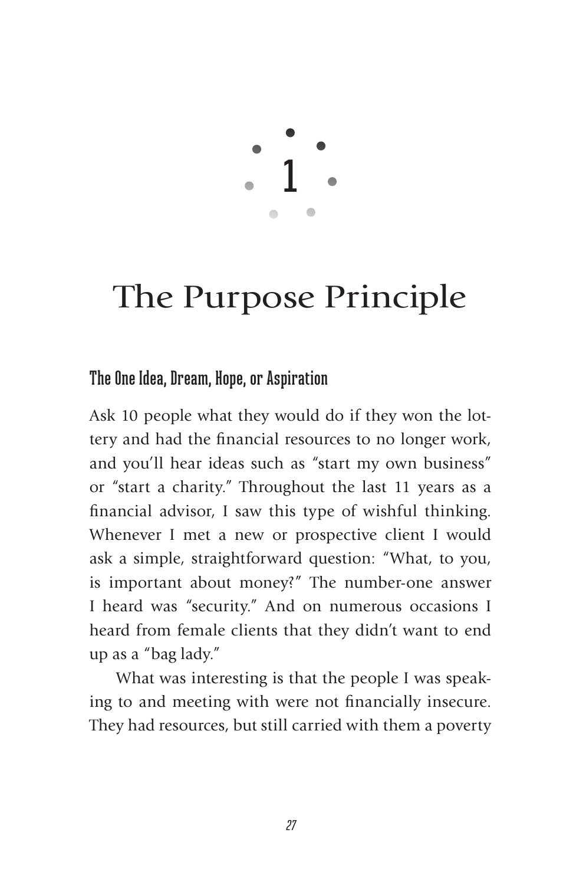# 1

# The Purpose Principle

## The One Idea, Dream, Hope, or Aspiration

Ask 10 people what they would do if they won the lottery and had the financial resources to no longer work, and you'll hear ideas such as "start my own business" or "start a charity." Throughout the last 11 years as a financial advisor, I saw this type of wishful thinking. Whenever I met a new or prospective client I would ask a simple, straightforward question: "What, to you, is important about money?" The number-one answer I heard was "security." And on numerous occasions I heard from female clients that they didn't want to end up as a "bag lady."

What was interesting is that the people I was speaking to and meeting with were not financially insecure. They had resources, but still carried with them a poverty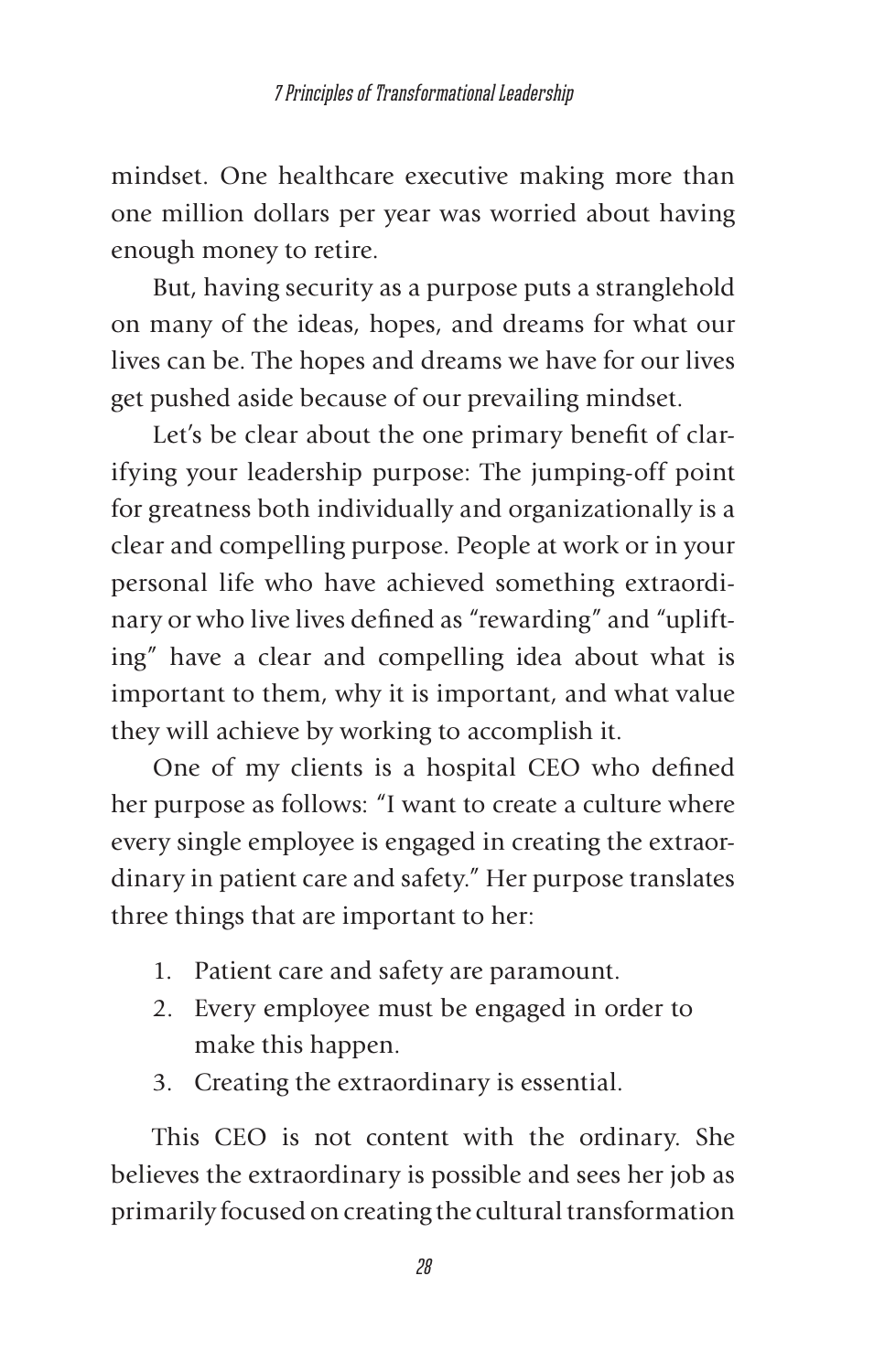mindset. One healthcare executive making more than one million dollars per year was worried about having enough money to retire.

But, having security as a purpose puts a stranglehold on many of the ideas, hopes, and dreams for what our lives can be. The hopes and dreams we have for our lives get pushed aside because of our prevailing mindset.

Let's be clear about the one primary benefit of clarifying your leadership purpose: The jumping-off point for greatness both individually and organizationally is a clear and compelling purpose. People at work or in your personal life who have achieved something extraordinary or who live lives defined as "rewarding" and "uplifting" have a clear and compelling idea about what is important to them, why it is important, and what value they will achieve by working to accomplish it.

One of my clients is a hospital CEO who defined her purpose as follows: "I want to create a culture where every single employee is engaged in creating the extraordinary in patient care and safety." Her purpose translates three things that are important to her:

1. Patient care and safety are paramount.
2. Every employee must be engaged in order to make this happen.
3. Creating the extraordinary is essential.

This CEO is not content with the ordinary. She believes the extraordinary is possible and sees her job as primarily focused on creating the cultural transformation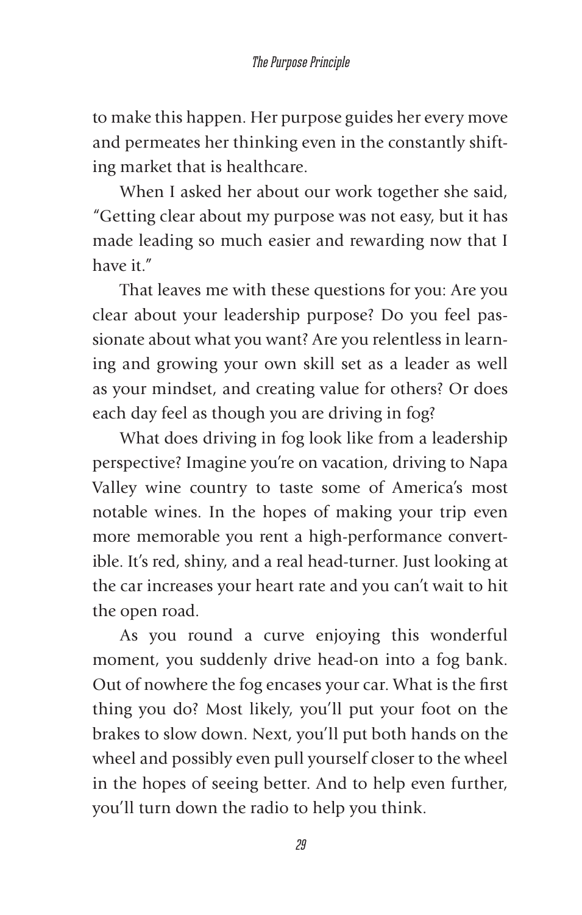to make this happen. Her purpose guides her every move and permeates her thinking even in the constantly shifting market that is healthcare.

When I asked her about our work together she said, "Getting clear about my purpose was not easy, but it has made leading so much easier and rewarding now that I have it."

That leaves me with these questions for you: Are you clear about your leadership purpose? Do you feel passionate about what you want? Are you relentless in learning and growing your own skill set as a leader as well as your mindset, and creating value for others? Or does each day feel as though you are driving in fog?

What does driving in fog look like from a leadership perspective? Imagine you're on vacation, driving to Napa Valley wine country to taste some of America's most notable wines. In the hopes of making your trip even more memorable you rent a high-performance convertible. It's red, shiny, and a real head-turner. Just looking at the car increases your heart rate and you can't wait to hit the open road.

As you round a curve enjoying this wonderful moment, you suddenly drive head-on into a fog bank. Out of nowhere the fog encases your car. What is the first thing you do? Most likely, you'll put your foot on the brakes to slow down. Next, you'll put both hands on the wheel and possibly even pull yourself closer to the wheel in the hopes of seeing better. And to help even further, you'll turn down the radio to help you think.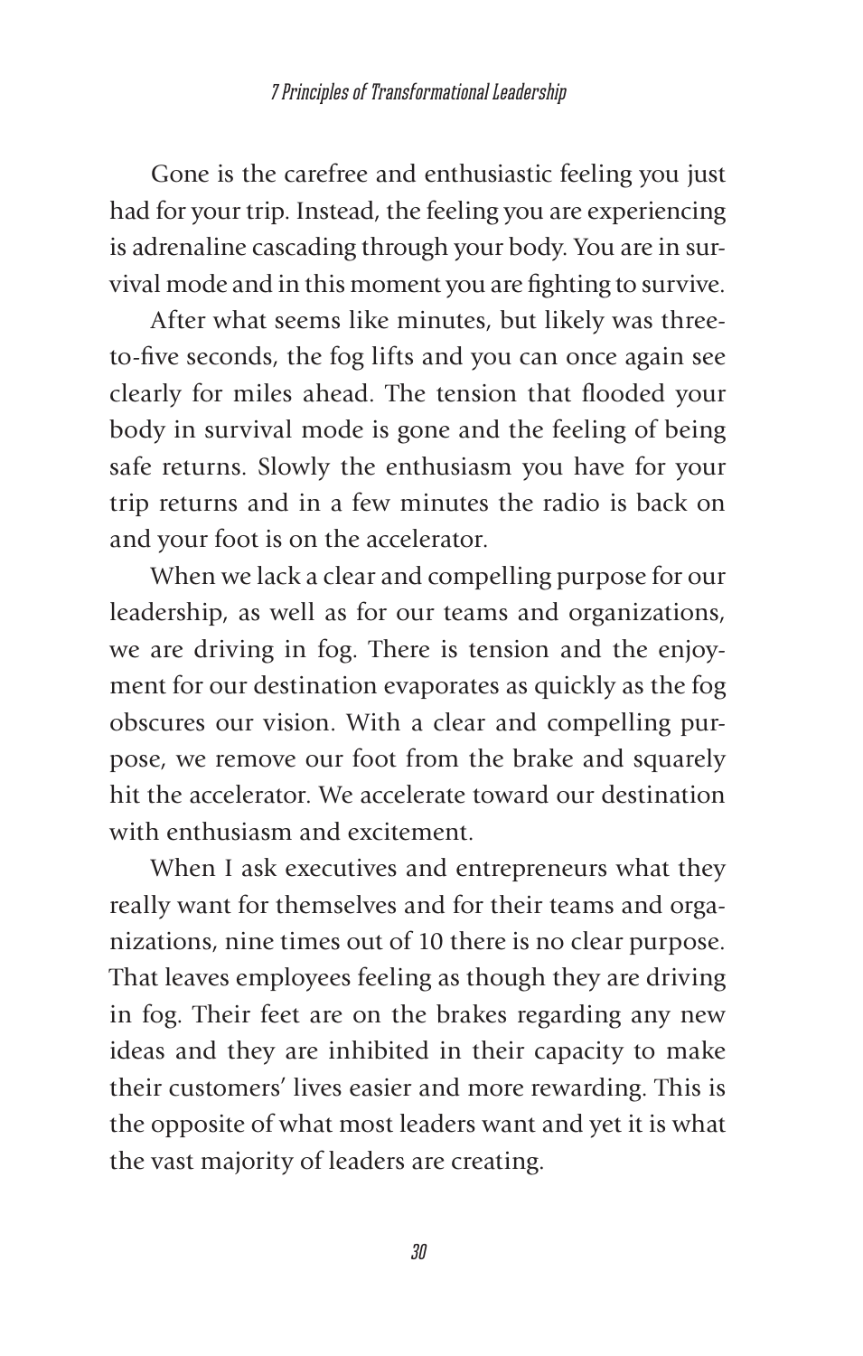Gone is the carefree and enthusiastic feeling you just had for your trip. Instead, the feeling you are experiencing is adrenaline cascading through your body. You are in survival mode and in this moment you are fighting to survive.

After what seems like minutes, but likely was three-to-five seconds, the fog lifts and you can once again see clearly for miles ahead. The tension that flooded your body in survival mode is gone and the feeling of being safe returns. Slowly the enthusiasm you have for your trip returns and in a few minutes the radio is back on and your foot is on the accelerator.

When we lack a clear and compelling purpose for our leadership, as well as for our teams and organizations, we are driving in fog. There is tension and the enjoyment for our destination evaporates as quickly as the fog obscures our vision. With a clear and compelling purpose, we remove our foot from the brake and squarely hit the accelerator. We accelerate toward our destination with enthusiasm and excitement.

When I ask executives and entrepreneurs what they really want for themselves and for their teams and organizations, nine times out of 10 there is no clear purpose. That leaves employees feeling as though they are driving in fog. Their feet are on the brakes regarding any new ideas and they are inhibited in their capacity to make their customers' lives easier and more rewarding. This is the opposite of what most leaders want and yet it is what the vast majority of leaders are creating.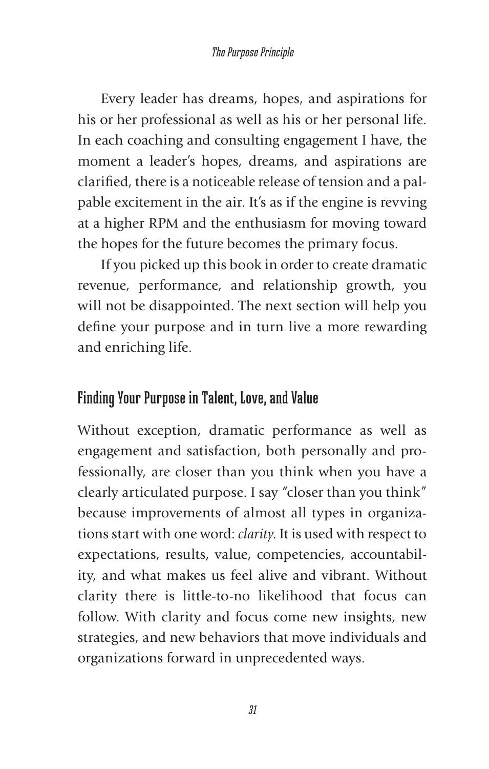Every leader has dreams, hopes, and aspirations for his or her professional as well as his or her personal life. In each coaching and consulting engagement I have, the moment a leader's hopes, dreams, and aspirations are clarified, there is a noticeable release of tension and a palpable excitement in the air. It's as if the engine is revving at a higher RPM and the enthusiasm for moving toward the hopes for the future becomes the primary focus.

If you picked up this book in order to create dramatic revenue, performance, and relationship growth, you will not be disappointed. The next section will help you define your purpose and in turn live a more rewarding and enriching life.

## Finding Your Purpose in Talent, Love, and Value

Without exception, dramatic performance as well as engagement and satisfaction, both personally and professionally, are closer than you think when you have a clearly articulated purpose. I say "closer than you think" because improvements of almost all types in organizations start with one word: *clarity*. It is used with respect to expectations, results, value, competencies, accountability, and what makes us feel alive and vibrant. Without clarity there is little-to-no likelihood that focus can follow. With clarity and focus come new insights, new strategies, and new behaviors that move individuals and organizations forward in unprecedented ways.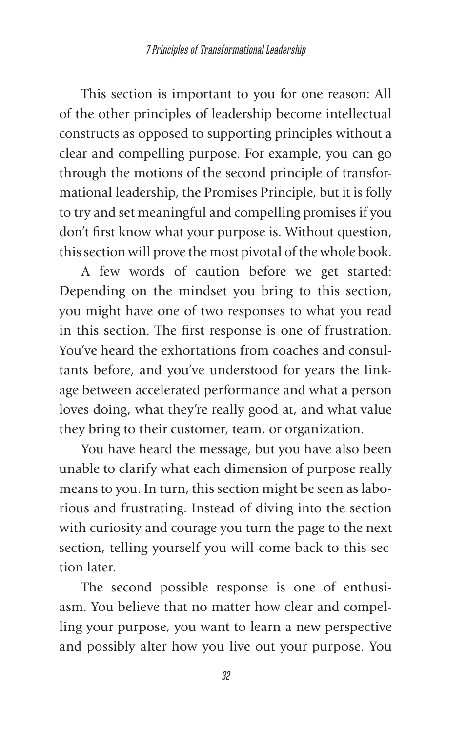This section is important to you for one reason: All of the other principles of leadership become intellectual constructs as opposed to supporting principles without a clear and compelling purpose. For example, you can go through the motions of the second principle of transformational leadership, the Promises Principle, but it is folly to try and set meaningful and compelling promises if you don't first know what your purpose is. Without question, this section will prove the most pivotal of the whole book.

A few words of caution before we get started: Depending on the mindset you bring to this section, you might have one of two responses to what you read in this section. The first response is one of frustration. You've heard the exhortations from coaches and consultants before, and you've understood for years the linkage between accelerated performance and what a person loves doing, what they're really good at, and what value they bring to their customer, team, or organization.

You have heard the message, but you have also been unable to clarify what each dimension of purpose really means to you. In turn, this section might be seen as laborious and frustrating. Instead of diving into the section with curiosity and courage you turn the page to the next section, telling yourself you will come back to this section later.

The second possible response is one of enthusiasm. You believe that no matter how clear and compelling your purpose, you want to learn a new perspective and possibly alter how you live out your purpose. You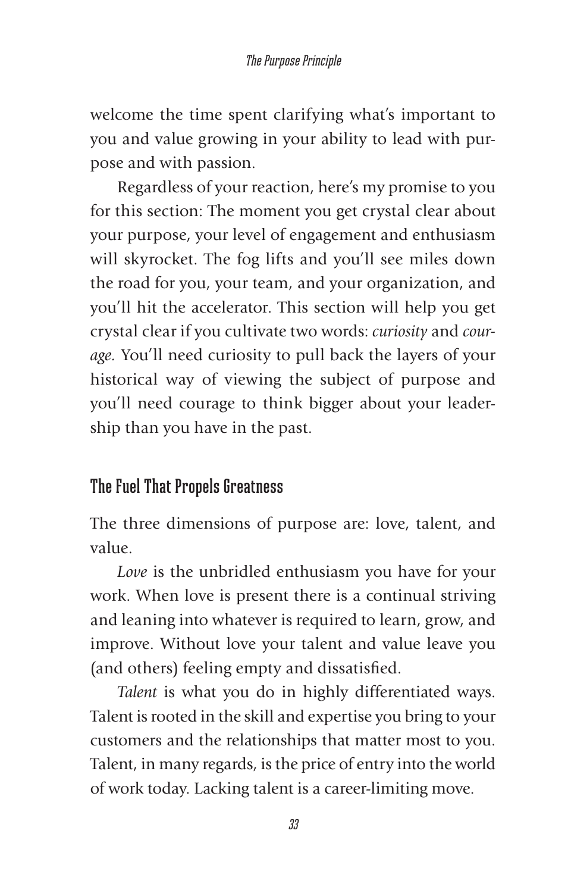welcome the time spent clarifying what's important to you and value growing in your ability to lead with purpose and with passion.

Regardless of your reaction, here's my promise to you for this section: The moment you get crystal clear about your purpose, your level of engagement and enthusiasm will skyrocket. The fog lifts and you'll see miles down the road for you, your team, and your organization, and you'll hit the accelerator. This section will help you get crystal clear if you cultivate two words: *curiosity* and *courage.* You'll need curiosity to pull back the layers of your historical way of viewing the subject of purpose and you'll need courage to think bigger about your leadership than you have in the past.

## The Fuel That Propels Greatness

The three dimensions of purpose are: love, talent, and value.

*Love* is the unbridled enthusiasm you have for your work. When love is present there is a continual striving and leaning into whatever is required to learn, grow, and improve. Without love your talent and value leave you (and others) feeling empty and dissatisfied.

*Talent* is what you do in highly differentiated ways. Talent is rooted in the skill and expertise you bring to your customers and the relationships that matter most to you. Talent, in many regards, is the price of entry into the world of work today. Lacking talent is a career-limiting move.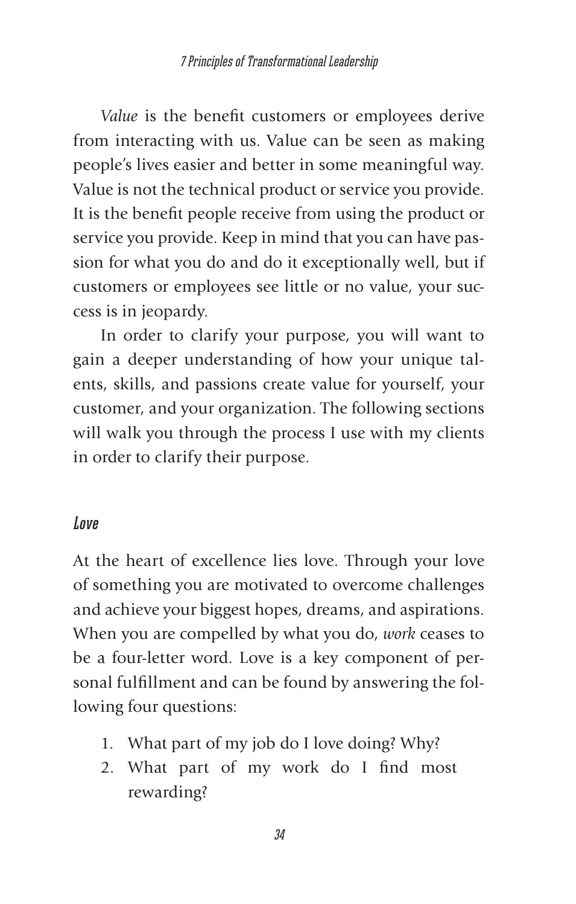*Value* is the benefit customers or employees derive from interacting with us. Value can be seen as making people's lives easier and better in some meaningful way. Value is not the technical product or service you provide. It is the benefit people receive from using the product or service you provide. Keep in mind that you can have passion for what you do and do it exceptionally well, but if customers or employees see little or no value, your success is in jeopardy.

In order to clarify your purpose, you will want to gain a deeper understanding of how your unique talents, skills, and passions create value for yourself, your customer, and your organization. The following sections will walk you through the process I use with my clients in order to clarify their purpose.

### *Love*

At the heart of excellence lies love. Through your love of something you are motivated to overcome challenges and achieve your biggest hopes, dreams, and aspirations. When you are compelled by what you do, *work* ceases to be a four-letter word. Love is a key component of personal fulfillment and can be found by answering the following four questions:

1. What part of my job do I love doing? Why?
2. What part of my work do I find most rewarding?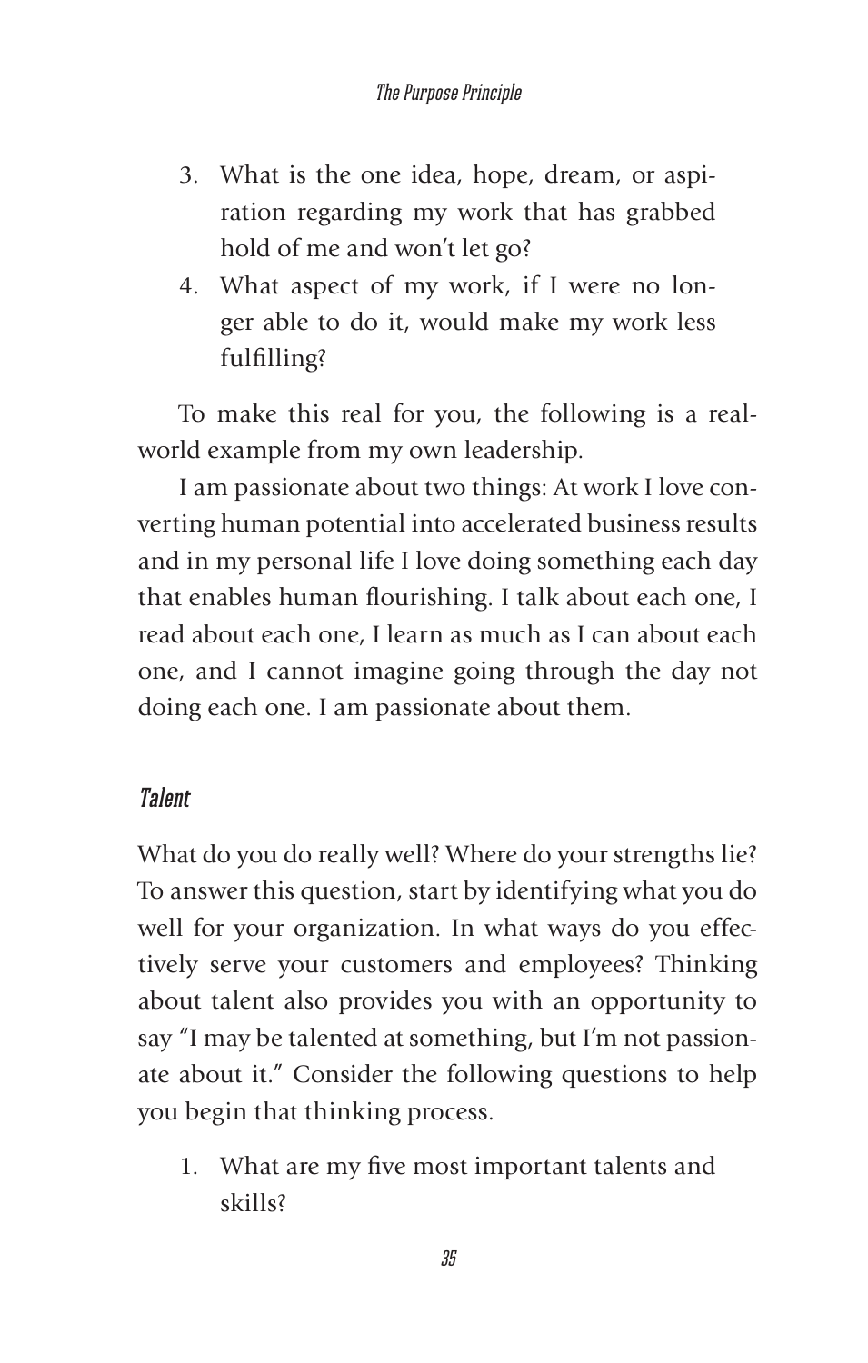3. What is the one idea, hope, dream, or aspiration regarding my work that has grabbed hold of me and won't let go?
4. What aspect of my work, if I were no longer able to do it, would make my work less fulfilling?

To make this real for you, the following is a real-world example from my own leadership.

I am passionate about two things: At work I love converting human potential into accelerated business results and in my personal life I love doing something each day that enables human flourishing. I talk about each one, I read about each one, I learn as much as I can about each one, and I cannot imagine going through the day not doing each one. I am passionate about them.

### *Talent*

What do you do really well? Where do your strengths lie? To answer this question, start by identifying what you do well for your organization. In what ways do you effectively serve your customers and employees? Thinking about talent also provides you with an opportunity to say "I may be talented at something, but I'm not passionate about it." Consider the following questions to help you begin that thinking process.

1. What are my five most important talents and skills?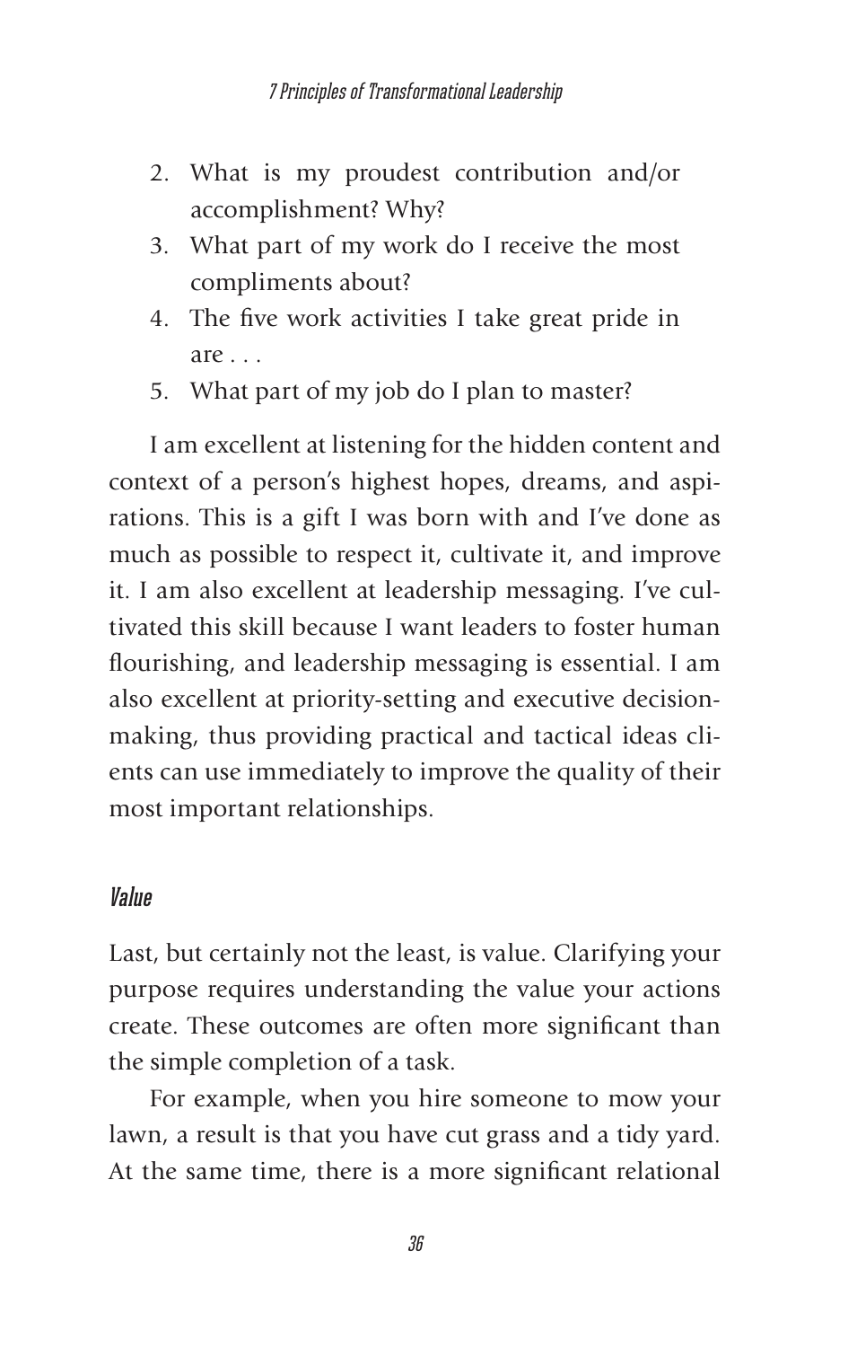2. What is my proudest contribution and/or accomplishment? Why?
3. What part of my work do I receive the most compliments about?
4. The five work activities I take great pride in are . . .
5. What part of my job do I plan to master?

I am excellent at listening for the hidden content and context of a person's highest hopes, dreams, and aspirations. This is a gift I was born with and I've done as much as possible to respect it, cultivate it, and improve it. I am also excellent at leadership messaging. I've cultivated this skill because I want leaders to foster human flourishing, and leadership messaging is essential. I am also excellent at priority-setting and executive decision-making, thus providing practical and tactical ideas clients can use immediately to improve the quality of their most important relationships.

### *Value*

Last, but certainly not the least, is value. Clarifying your purpose requires understanding the value your actions create. These outcomes are often more significant than the simple completion of a task.

For example, when you hire someone to mow your lawn, a result is that you have cut grass and a tidy yard. At the same time, there is a more significant relational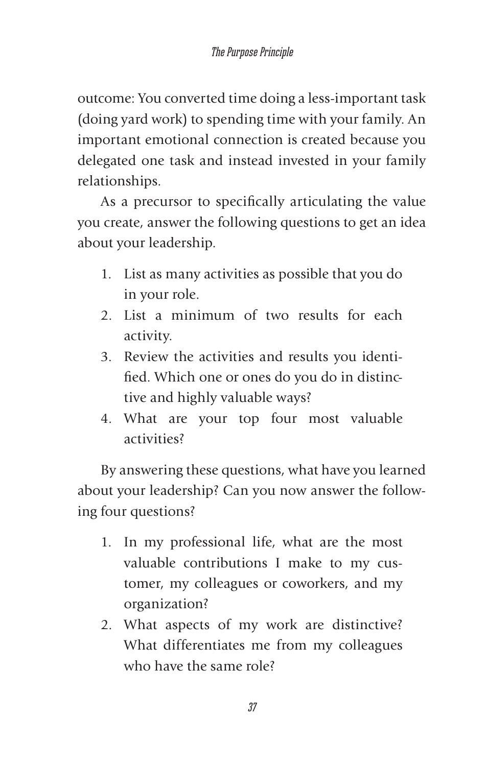outcome: You converted time doing a less-important task (doing yard work) to spending time with your family. An important emotional connection is created because you delegated one task and instead invested in your family relationships.

As a precursor to specifically articulating the value you create, answer the following questions to get an idea about your leadership.

1. List as many activities as possible that you do in your role.
2. List a minimum of two results for each activity.
3. Review the activities and results you identified. Which one or ones do you do in distinctive and highly valuable ways?
4. What are your top four most valuable activities?

By answering these questions, what have you learned about your leadership? Can you now answer the following four questions?

1. In my professional life, what are the most valuable contributions I make to my customer, my colleagues or coworkers, and my organization?
2. What aspects of my work are distinctive? What differentiates me from my colleagues who have the same role?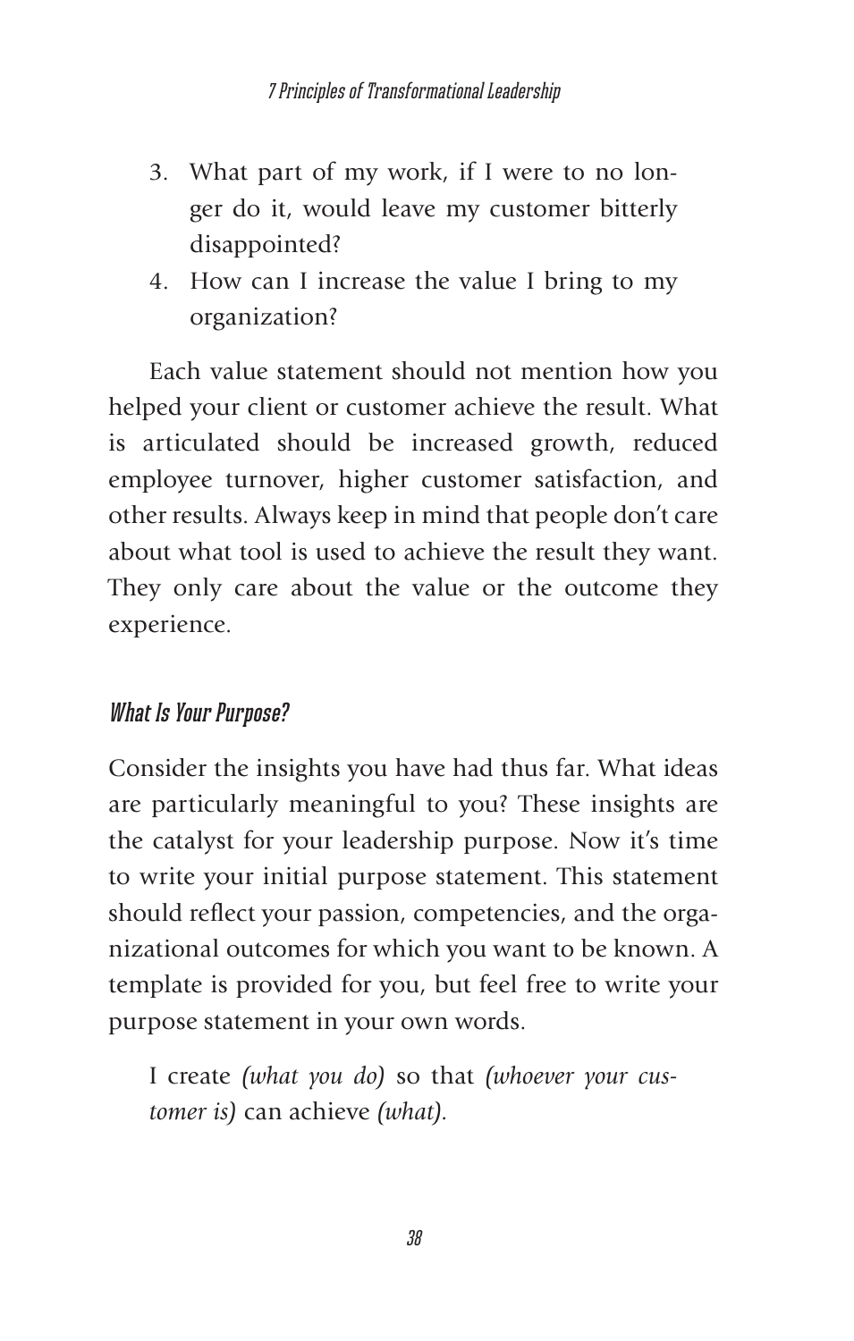3. What part of my work, if I were to no longer do it, would leave my customer bitterly disappointed?
4. How can I increase the value I bring to my organization?

Each value statement should not mention how you helped your client or customer achieve the result. What is articulated should be increased growth, reduced employee turnover, higher customer satisfaction, and other results. Always keep in mind that people don't care about what tool is used to achieve the result they want. They only care about the value or the outcome they experience.

### *What Is Your Purpose?*

Consider the insights you have had thus far. What ideas are particularly meaningful to you? These insights are the catalyst for your leadership purpose. Now it's time to write your initial purpose statement. This statement should reflect your passion, competencies, and the organizational outcomes for which you want to be known. A template is provided for you, but feel free to write your purpose statement in your own words.

> I create *(what you do)* so that *(whoever your customer is)* can achieve *(what).*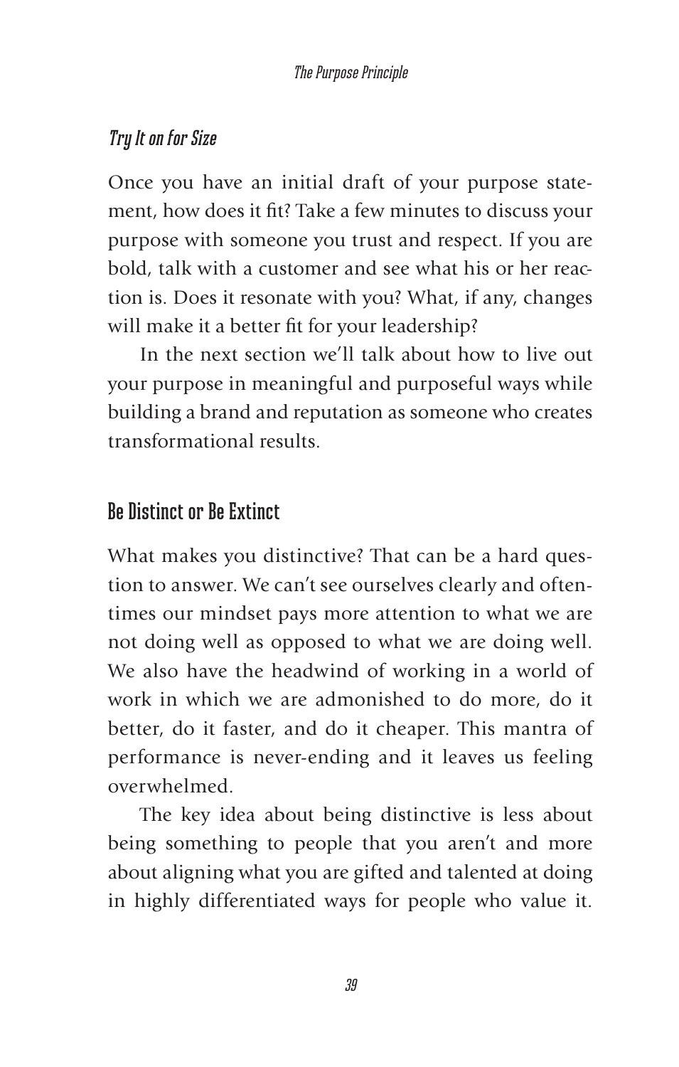### *Try It on for Size*

Once you have an initial draft of your purpose statement, how does it fit? Take a few minutes to discuss your purpose with someone you trust and respect. If you are bold, talk with a customer and see what his or her reaction is. Does it resonate with you? What, if any, changes will make it a better fit for your leadership?

In the next section we'll talk about how to live out your purpose in meaningful and purposeful ways while building a brand and reputation as someone who creates transformational results.

## Be Distinct or Be Extinct

What makes you distinctive? That can be a hard question to answer. We can't see ourselves clearly and oftentimes our mindset pays more attention to what we are not doing well as opposed to what we are doing well. We also have the headwind of working in a world of work in which we are admonished to do more, do it better, do it faster, and do it cheaper. This mantra of performance is never-ending and it leaves us feeling overwhelmed.

The key idea about being distinctive is less about being something to people that you aren't and more about aligning what you are gifted and talented at doing in highly differentiated ways for people who value it.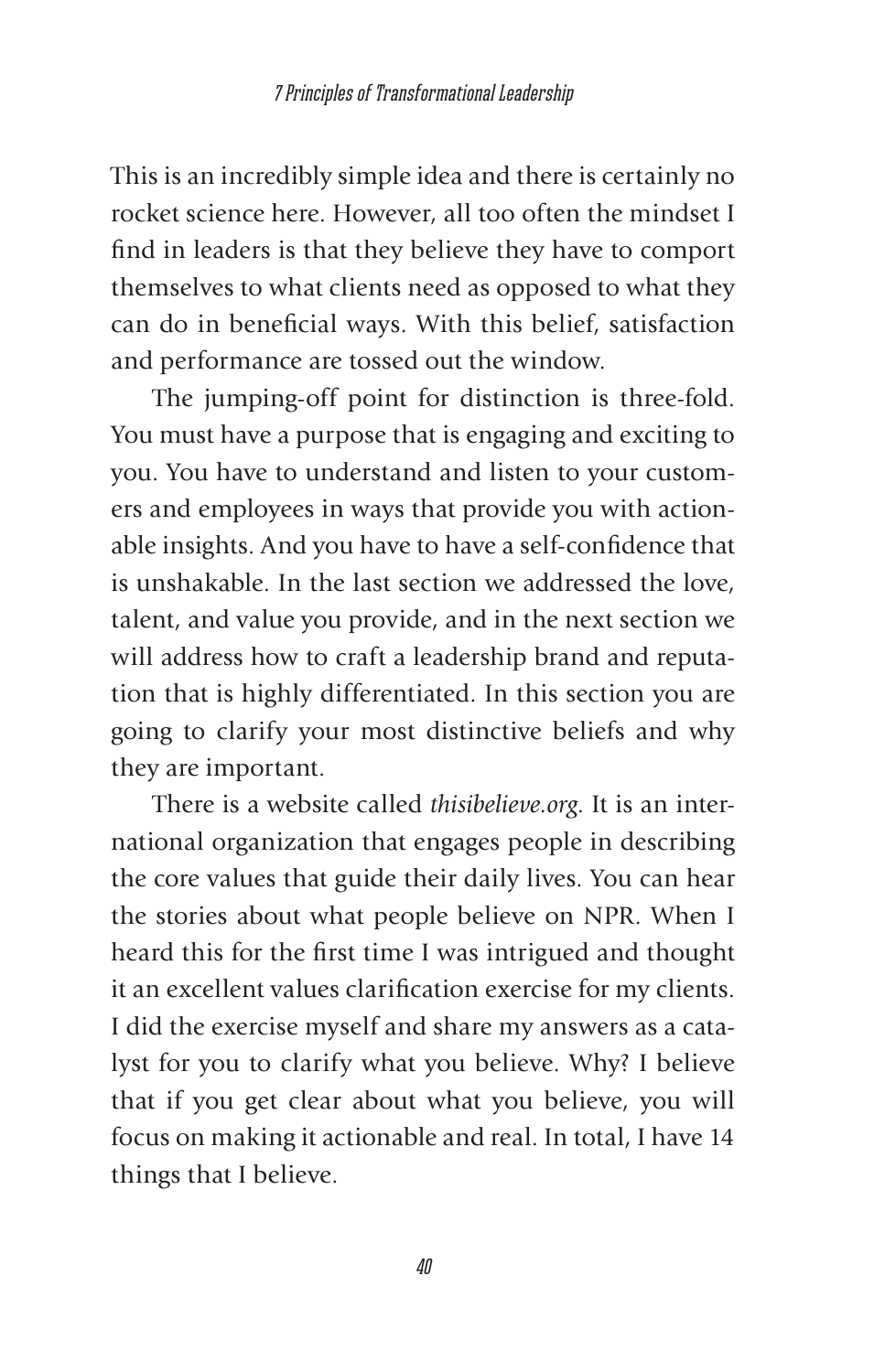This is an incredibly simple idea and there is certainly no rocket science here. However, all too often the mindset I find in leaders is that they believe they have to comport themselves to what clients need as opposed to what they can do in beneficial ways. With this belief, satisfaction and performance are tossed out the window.

The jumping-off point for distinction is three-fold. You must have a purpose that is engaging and exciting to you. You have to understand and listen to your customers and employees in ways that provide you with actionable insights. And you have to have a self-confidence that is unshakable. In the last section we addressed the love, talent, and value you provide, and in the next section we will address how to craft a leadership brand and reputation that is highly differentiated. In this section you are going to clarify your most distinctive beliefs and why they are important.

There is a website called *thisibelieve.org*. It is an international organization that engages people in describing the core values that guide their daily lives. You can hear the stories about what people believe on NPR. When I heard this for the first time I was intrigued and thought it an excellent values clarification exercise for my clients. I did the exercise myself and share my answers as a catalyst for you to clarify what you believe. Why? I believe that if you get clear about what you believe, you will focus on making it actionable and real. In total, I have 14 things that I believe.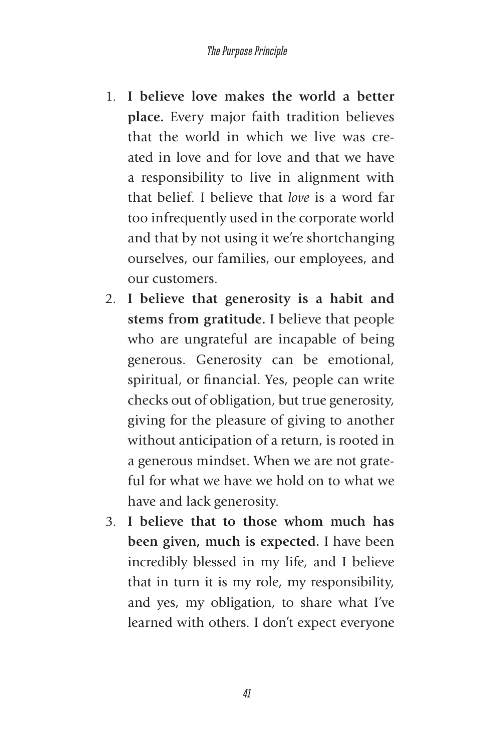1. **I believe love makes the world a better place.** Every major faith tradition believes that the world in which we live was created in love and for love and that we have a responsibility to live in alignment with that belief. I believe that *love* is a word far too infrequently used in the corporate world and that by not using it we're shortchanging ourselves, our families, our employees, and our customers.
2. **I believe that generosity is a habit and stems from gratitude.** I believe that people who are ungrateful are incapable of being generous. Generosity can be emotional, spiritual, or financial. Yes, people can write checks out of obligation, but true generosity, giving for the pleasure of giving to another without anticipation of a return, is rooted in a generous mindset. When we are not grateful for what we have we hold on to what we have and lack generosity.
3. **I believe that to those whom much has been given, much is expected.** I have been incredibly blessed in my life, and I believe that in turn it is my role, my responsibility, and yes, my obligation, to share what I've learned with others. I don't expect everyone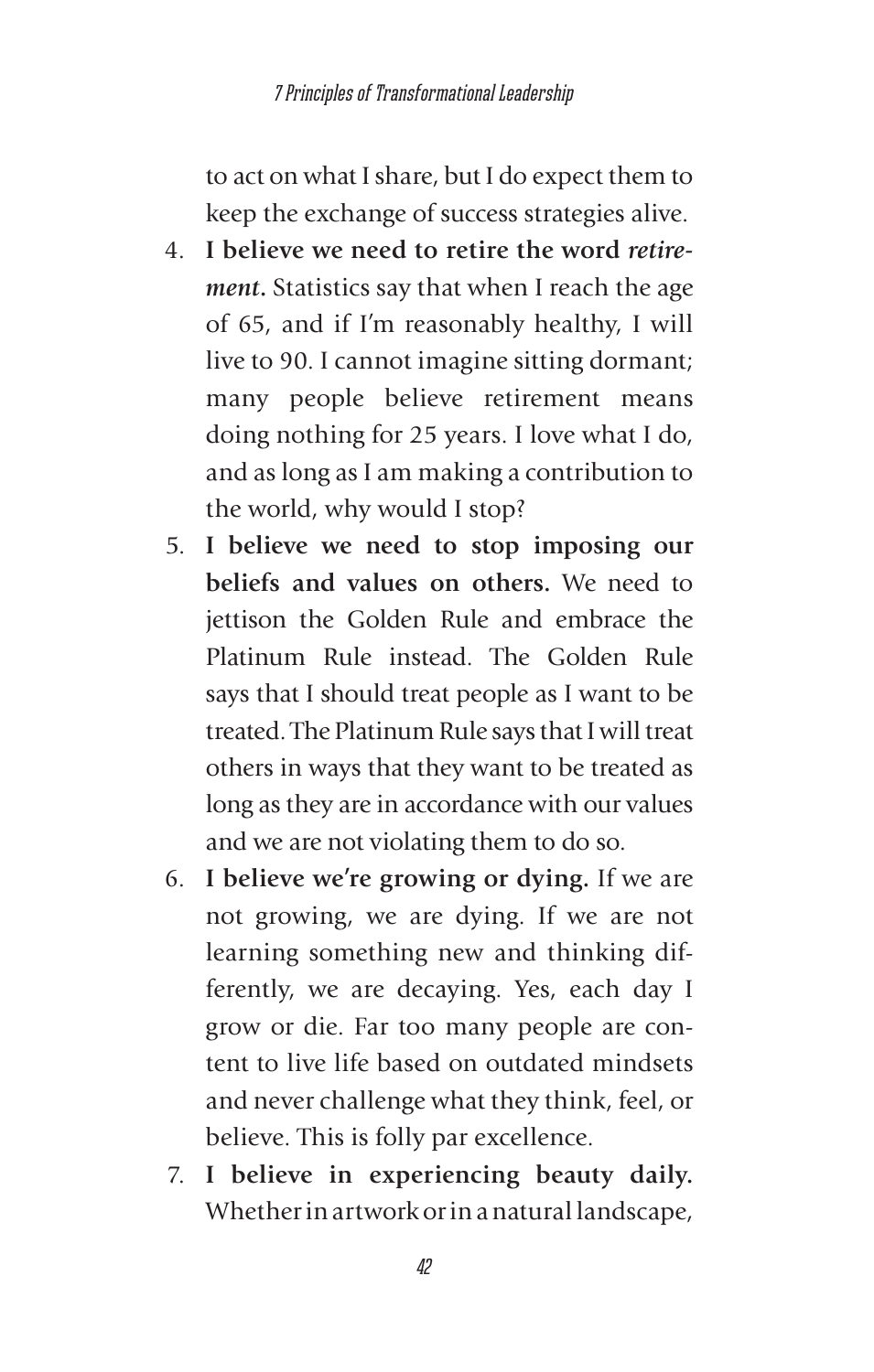to act on what I share, but I do expect them to keep the exchange of success strategies alive.

4. **I believe we need to retire the word *retirement*.** Statistics say that when I reach the age of 65, and if I'm reasonably healthy, I will live to 90. I cannot imagine sitting dormant; many people believe retirement means doing nothing for 25 years. I love what I do, and as long as I am making a contribution to the world, why would I stop?
5. **I believe we need to stop imposing our beliefs and values on others.** We need to jettison the Golden Rule and embrace the Platinum Rule instead. The Golden Rule says that I should treat people as I want to be treated. The Platinum Rule says that I will treat others in ways that they want to be treated as long as they are in accordance with our values and we are not violating them to do so.
6. **I believe we're growing or dying.** If we are not growing, we are dying. If we are not learning something new and thinking differently, we are decaying. Yes, each day I grow or die. Far too many people are content to live life based on outdated mindsets and never challenge what they think, feel, or believe. This is folly par excellence.
7. **I believe in experiencing beauty daily.** Whether in artwork or in a natural landscape,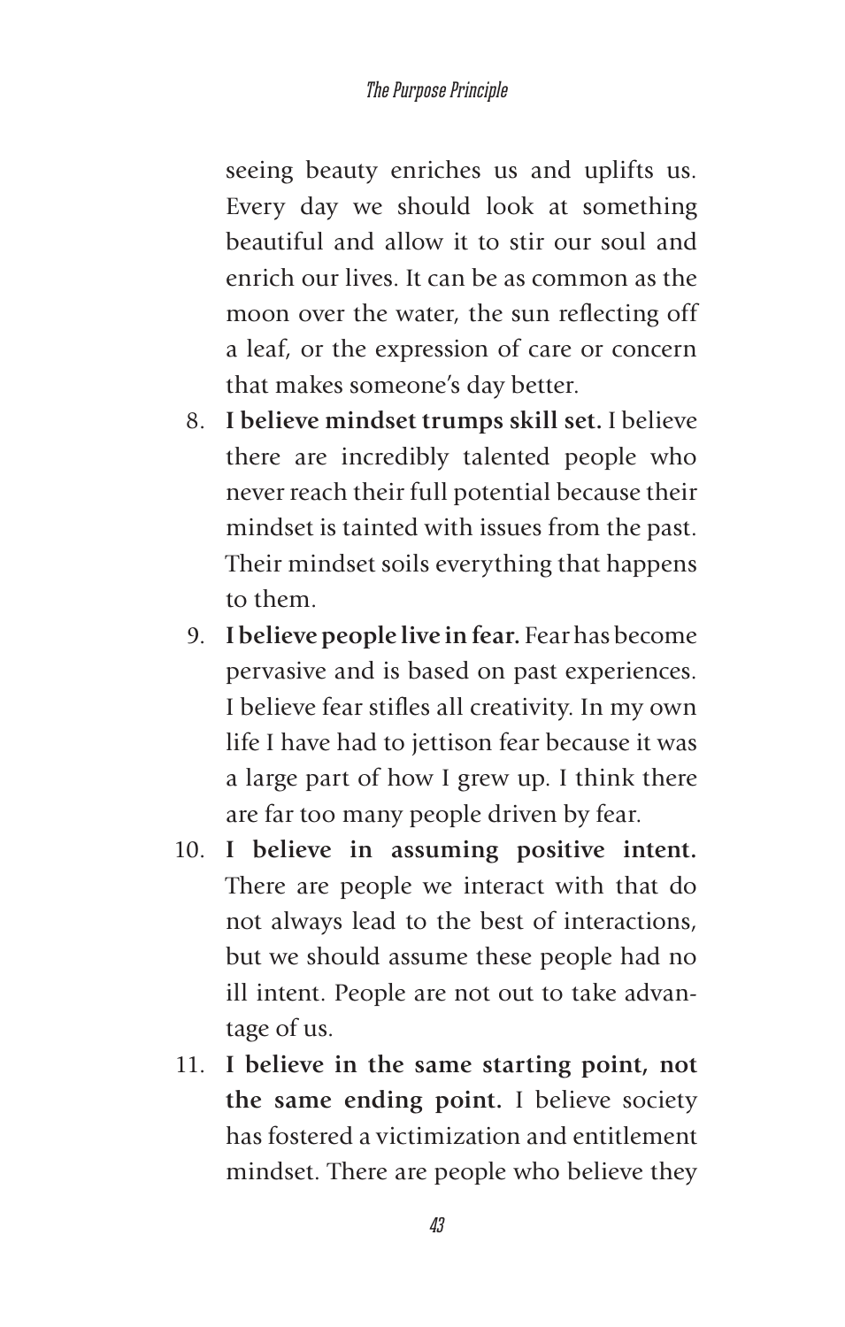seeing beauty enriches us and uplifts us. Every day we should look at something beautiful and allow it to stir our soul and enrich our lives. It can be as common as the moon over the water, the sun reflecting off a leaf, or the expression of care or concern that makes someone's day better.

8. **I believe mindset trumps skill set.** I believe there are incredibly talented people who never reach their full potential because their mindset is tainted with issues from the past. Their mindset soils everything that happens to them.
9. **I believe people live in fear.** Fear has become pervasive and is based on past experiences. I believe fear stifles all creativity. In my own life I have had to jettison fear because it was a large part of how I grew up. I think there are far too many people driven by fear.
10. **I believe in assuming positive intent.** There are people we interact with that do not always lead to the best of interactions, but we should assume these people had no ill intent. People are not out to take advantage of us.
11. **I believe in the same starting point, not the same ending point.** I believe society has fostered a victimization and entitlement mindset. There are people who believe they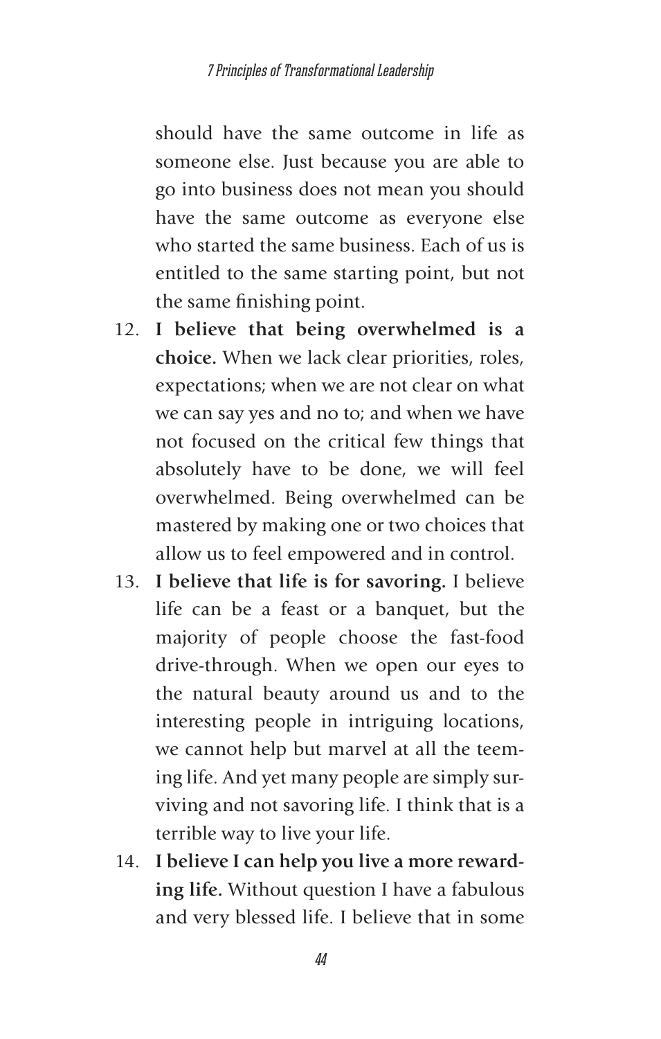should have the same outcome in life as someone else. Just because you are able to go into business does not mean you should have the same outcome as everyone else who started the same business. Each of us is entitled to the same starting point, but not the same finishing point.

12. **I believe that being overwhelmed is a choice.** When we lack clear priorities, roles, expectations; when we are not clear on what we can say yes and no to; and when we have not focused on the critical few things that absolutely have to be done, we will feel overwhelmed. Being overwhelmed can be mastered by making one or two choices that allow us to feel empowered and in control.
13. **I believe that life is for savoring.** I believe life can be a feast or a banquet, but the majority of people choose the fast-food drive-through. When we open our eyes to the natural beauty around us and to the interesting people in intriguing locations, we cannot help but marvel at all the teeming life. And yet many people are simply surviving and not savoring life. I think that is a terrible way to live your life.
14. **I believe I can help you live a more rewarding life.** Without question I have a fabulous and very blessed life. I believe that in some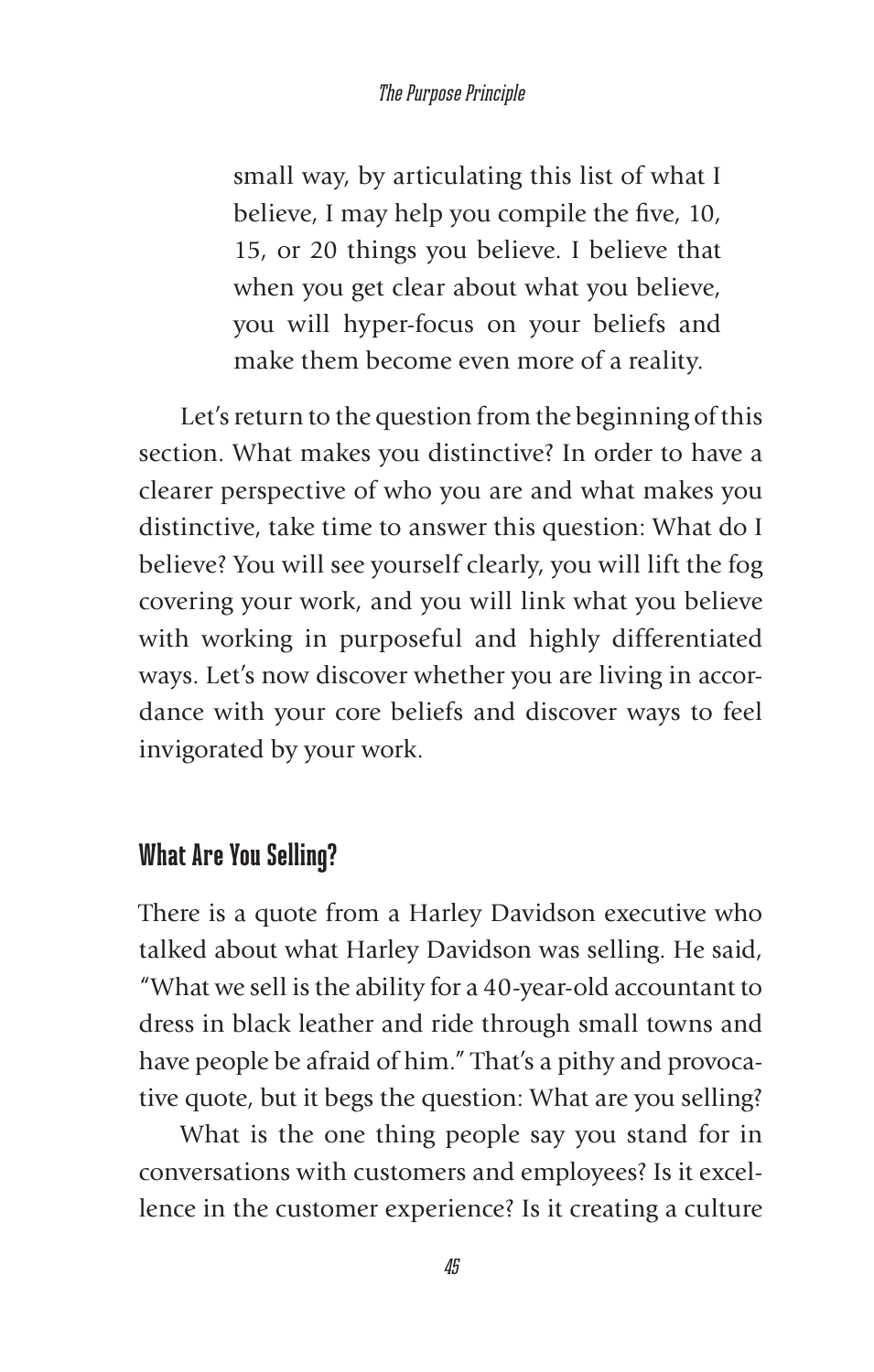> small way, by articulating this list of what I believe, I may help you compile the five, 10, 15, or 20 things you believe. I believe that when you get clear about what you believe, you will hyper-focus on your beliefs and make them become even more of a reality.

Let's return to the question from the beginning of this section. What makes you distinctive? In order to have a clearer perspective of who you are and what makes you distinctive, take time to answer this question: What do I believe? You will see yourself clearly, you will lift the fog covering your work, and you will link what you believe with working in purposeful and highly differentiated ways. Let's now discover whether you are living in accordance with your core beliefs and discover ways to feel invigorated by your work.

## What Are You Selling?

There is a quote from a Harley Davidson executive who talked about what Harley Davidson was selling. He said, "What we sell is the ability for a 40-year-old accountant to dress in black leather and ride through small towns and have people be afraid of him." That's a pithy and provocative quote, but it begs the question: What are you selling?

What is the one thing people say you stand for in conversations with customers and employees? Is it excellence in the customer experience? Is it creating a culture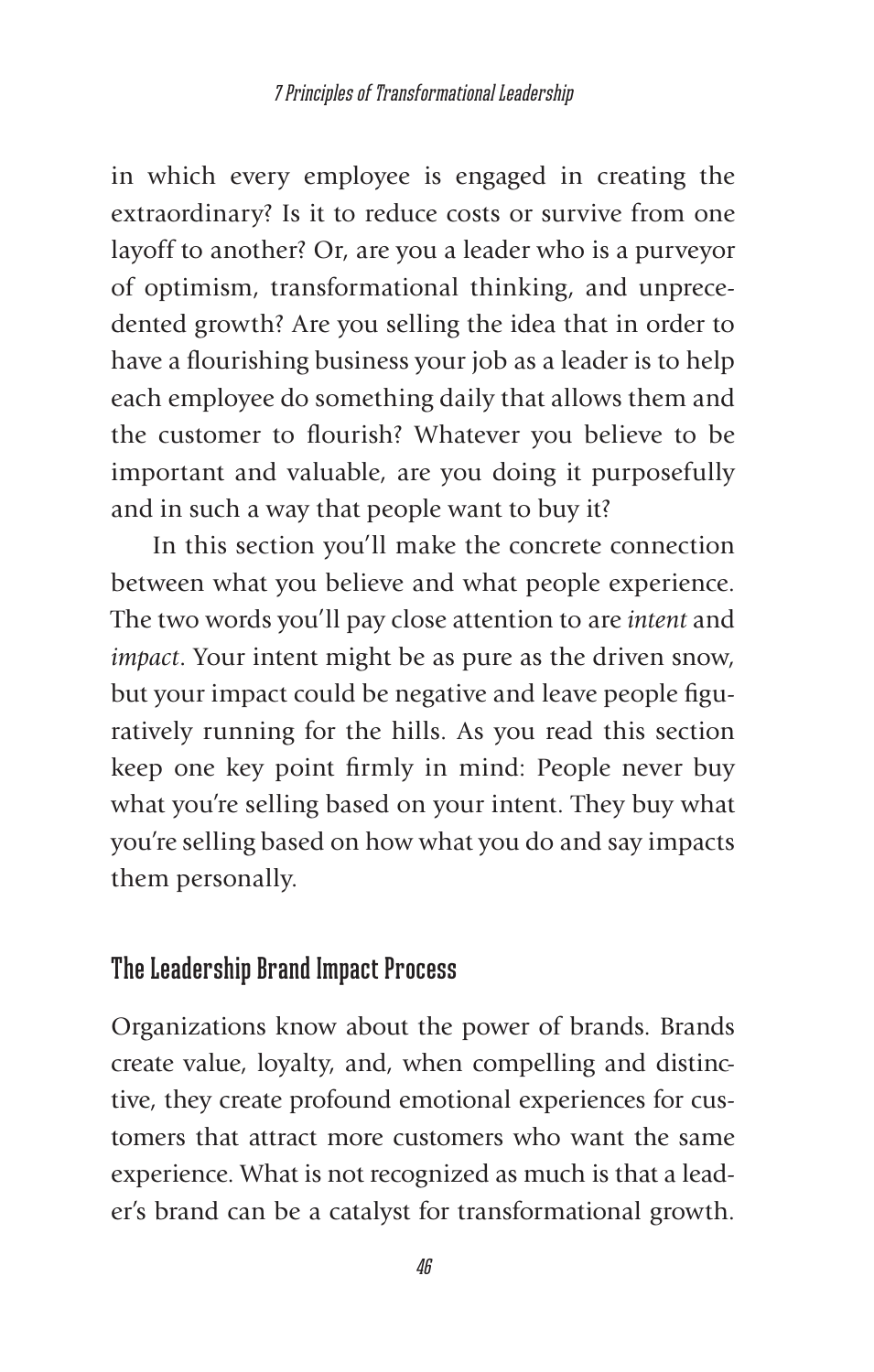in which every employee is engaged in creating the extraordinary? Is it to reduce costs or survive from one layoff to another? Or, are you a leader who is a purveyor of optimism, transformational thinking, and unprecedented growth? Are you selling the idea that in order to have a flourishing business your job as a leader is to help each employee do something daily that allows them and the customer to flourish? Whatever you believe to be important and valuable, are you doing it purposefully and in such a way that people want to buy it?

In this section you'll make the concrete connection between what you believe and what people experience. The two words you'll pay close attention to are *intent* and *impact*. Your intent might be as pure as the driven snow, but your impact could be negative and leave people figuratively running for the hills. As you read this section keep one key point firmly in mind: People never buy what you're selling based on your intent. They buy what you're selling based on how what you do and say impacts them personally.

## The Leadership Brand Impact Process

Organizations know about the power of brands. Brands create value, loyalty, and, when compelling and distinctive, they create profound emotional experiences for customers that attract more customers who want the same experience. What is not recognized as much is that a leader's brand can be a catalyst for transformational growth.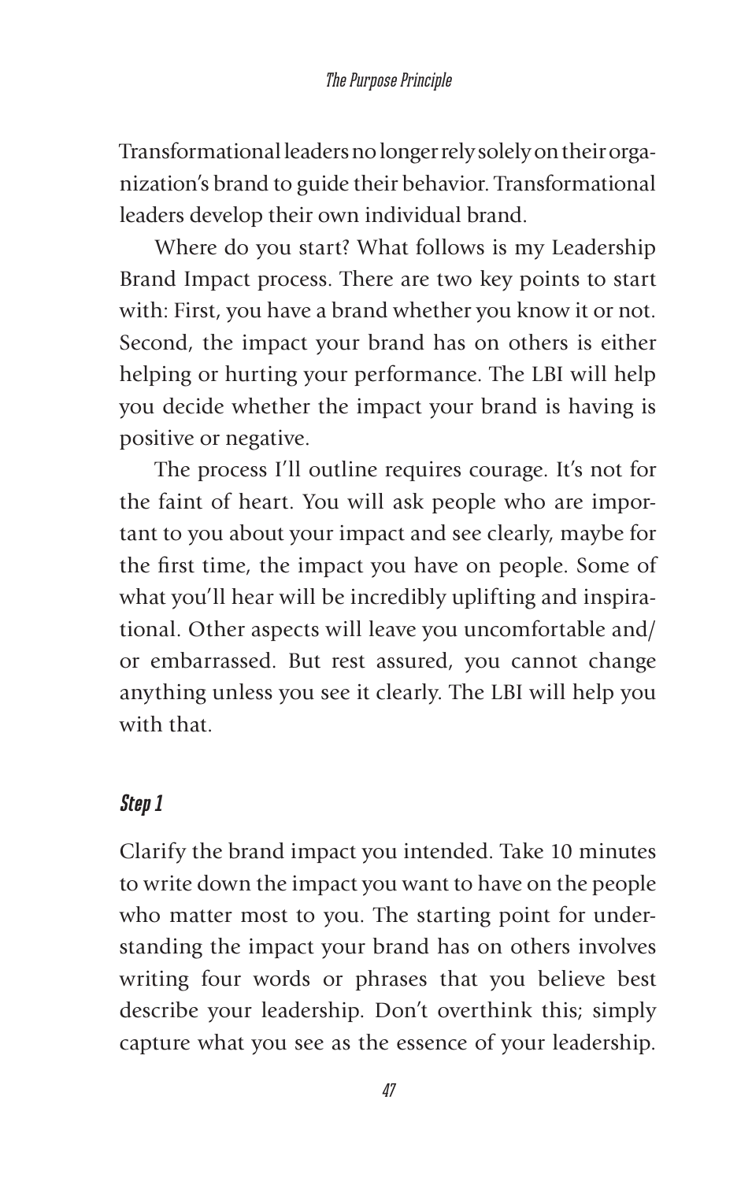Transformational leaders no longer rely solely on their organization's brand to guide their behavior. Transformational leaders develop their own individual brand.

Where do you start? What follows is my Leadership Brand Impact process. There are two key points to start with: First, you have a brand whether you know it or not. Second, the impact your brand has on others is either helping or hurting your performance. The LBI will help you decide whether the impact your brand is having is positive or negative.

The process I'll outline requires courage. It's not for the faint of heart. You will ask people who are important to you about your impact and see clearly, maybe for the first time, the impact you have on people. Some of what you'll hear will be incredibly uplifting and inspirational. Other aspects will leave you uncomfortable and/or embarrassed. But rest assured, you cannot change anything unless you see it clearly. The LBI will help you with that.

### *Step 1*

Clarify the brand impact you intended. Take 10 minutes to write down the impact you want to have on the people who matter most to you. The starting point for understanding the impact your brand has on others involves writing four words or phrases that you believe best describe your leadership. Don't overthink this; simply capture what you see as the essence of your leadership.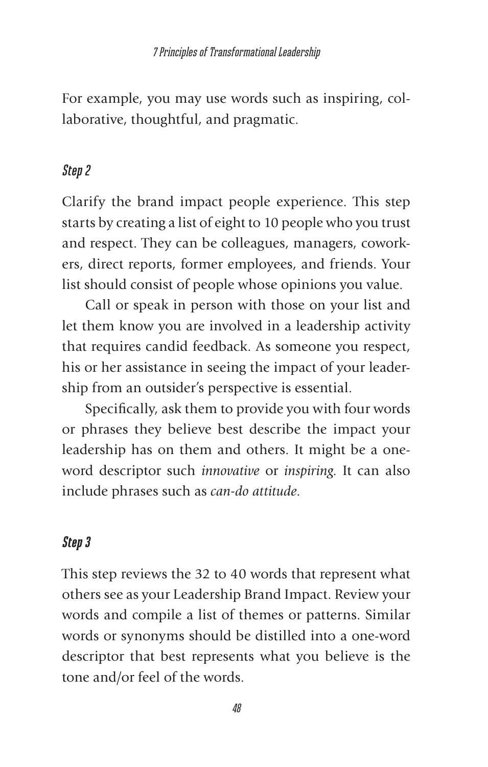For example, you may use words such as inspiring, collaborative, thoughtful, and pragmatic.

### *Step 2*

Clarify the brand impact people experience. This step starts by creating a list of eight to 10 people who you trust and respect. They can be colleagues, managers, coworkers, direct reports, former employees, and friends. Your list should consist of people whose opinions you value.

Call or speak in person with those on your list and let them know you are involved in a leadership activity that requires candid feedback. As someone you respect, his or her assistance in seeing the impact of your leadership from an outsider's perspective is essential.

Specifically, ask them to provide you with four words or phrases they believe best describe the impact your leadership has on them and others. It might be a one-word descriptor such *innovative* or *inspiring.* It can also include phrases such as *can-do attitude.*

### *Step 3*

This step reviews the 32 to 40 words that represent what others see as your Leadership Brand Impact. Review your words and compile a list of themes or patterns. Similar words or synonyms should be distilled into a one-word descriptor that best represents what you believe is the tone and/or feel of the words.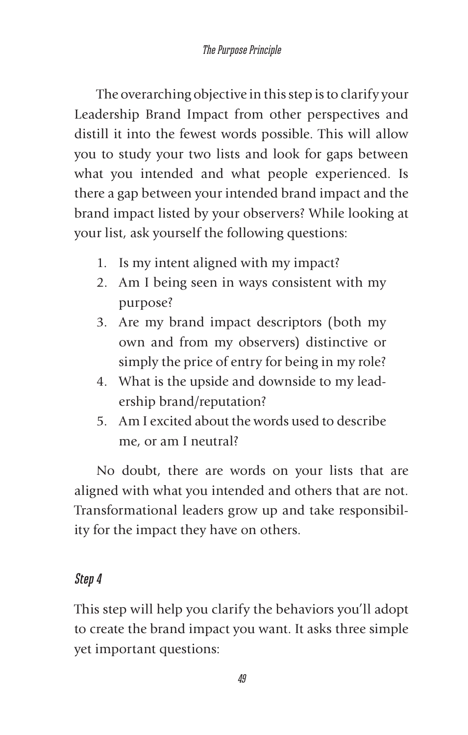The overarching objective in this step is to clarify your Leadership Brand Impact from other perspectives and distill it into the fewest words possible. This will allow you to study your two lists and look for gaps between what you intended and what people experienced. Is there a gap between your intended brand impact and the brand impact listed by your observers? While looking at your list, ask yourself the following questions:

1. Is my intent aligned with my impact?
2. Am I being seen in ways consistent with my purpose?
3. Are my brand impact descriptors (both my own and from my observers) distinctive or simply the price of entry for being in my role?
4. What is the upside and downside to my leadership brand/reputation?
5. Am I excited about the words used to describe me, or am I neutral?

No doubt, there are words on your lists that are aligned with what you intended and others that are not. Transformational leaders grow up and take responsibility for the impact they have on others.

### *Step 4*

This step will help you clarify the behaviors you'll adopt to create the brand impact you want. It asks three simple yet important questions: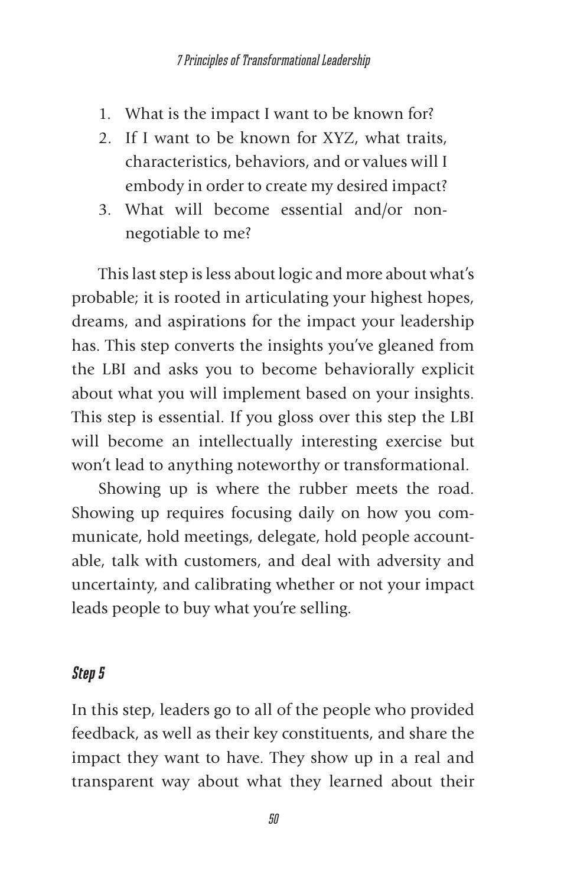1. What is the impact I want to be known for?
2. If I want to be known for XYZ, what traits, characteristics, behaviors, and or values will I embody in order to create my desired impact?
3. What will become essential and/or non-negotiable to me?

This last step is less about logic and more about what's probable; it is rooted in articulating your highest hopes, dreams, and aspirations for the impact your leadership has. This step converts the insights you've gleaned from the LBI and asks you to become behaviorally explicit about what you will implement based on your insights. This step is essential. If you gloss over this step the LBI will become an intellectually interesting exercise but won't lead to anything noteworthy or transformational.

Showing up is where the rubber meets the road. Showing up requires focusing daily on how you communicate, hold meetings, delegate, hold people accountable, talk with customers, and deal with adversity and uncertainty, and calibrating whether or not your impact leads people to buy what you're selling.

### *Step 5*

In this step, leaders go to all of the people who provided feedback, as well as their key constituents, and share the impact they want to have. They show up in a real and transparent way about what they learned about their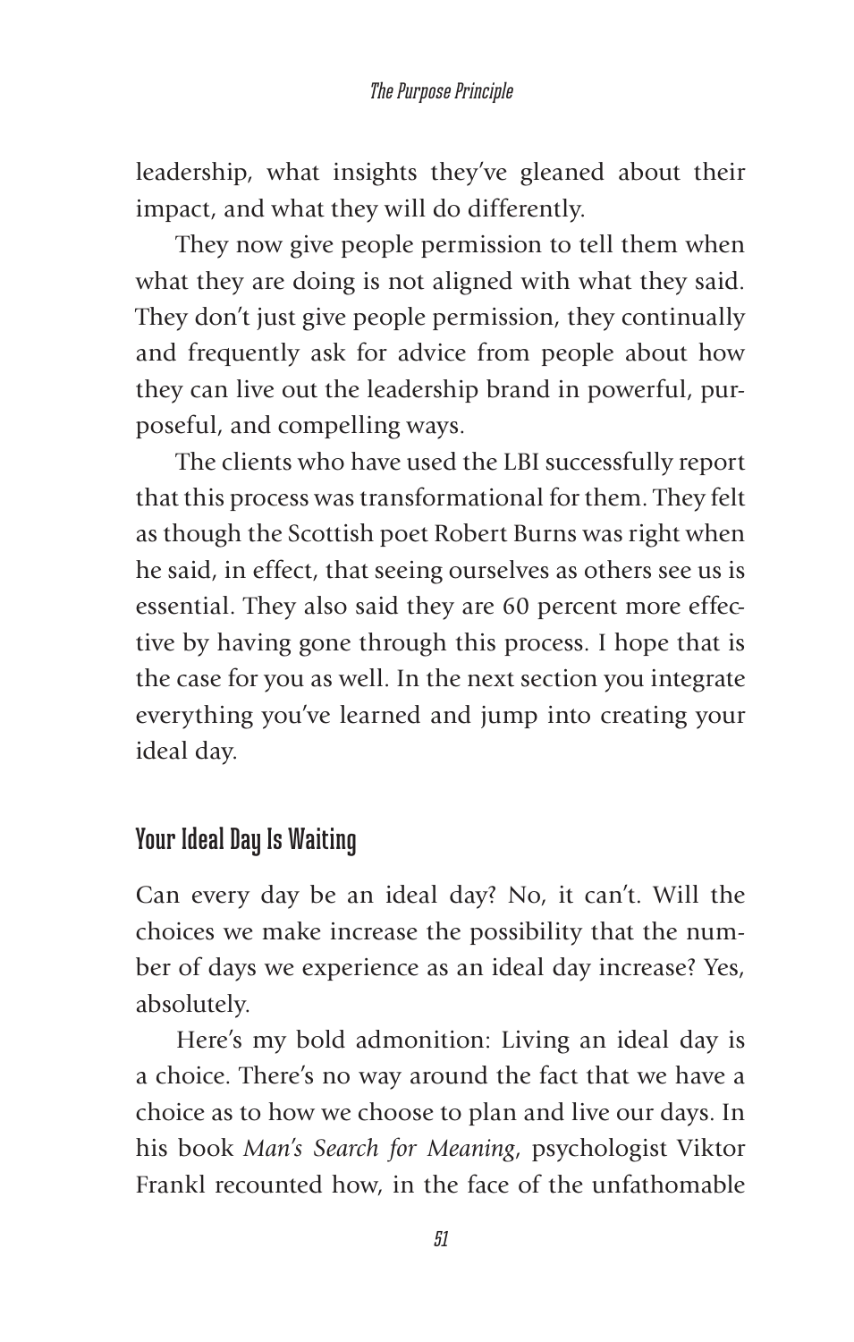leadership, what insights they've gleaned about their impact, and what they will do differently.

They now give people permission to tell them when what they are doing is not aligned with what they said. They don't just give people permission, they continually and frequently ask for advice from people about how they can live out the leadership brand in powerful, purposeful, and compelling ways.

The clients who have used the LBI successfully report that this process was transformational for them. They felt as though the Scottish poet Robert Burns was right when he said, in effect, that seeing ourselves as others see us is essential. They also said they are 60 percent more effective by having gone through this process. I hope that is the case for you as well. In the next section you integrate everything you've learned and jump into creating your ideal day.

## Your Ideal Day Is Waiting

Can every day be an ideal day? No, it can't. Will the choices we make increase the possibility that the number of days we experience as an ideal day increase? Yes, absolutely.

Here's my bold admonition: Living an ideal day is a choice. There's no way around the fact that we have a choice as to how we choose to plan and live our days. In his book *Man's Search for Meaning*, psychologist Viktor Frankl recounted how, in the face of the unfathomable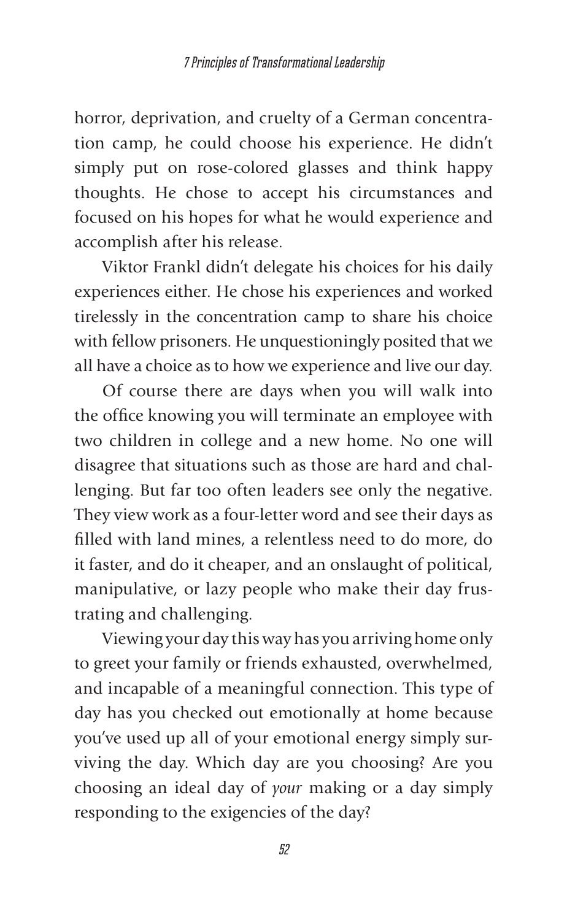horror, deprivation, and cruelty of a German concentration camp, he could choose his experience. He didn't simply put on rose-colored glasses and think happy thoughts. He chose to accept his circumstances and focused on his hopes for what he would experience and accomplish after his release.

Viktor Frankl didn't delegate his choices for his daily experiences either. He chose his experiences and worked tirelessly in the concentration camp to share his choice with fellow prisoners. He unquestioningly posited that we all have a choice as to how we experience and live our day.

Of course there are days when you will walk into the office knowing you will terminate an employee with two children in college and a new home. No one will disagree that situations such as those are hard and challenging. But far too often leaders see only the negative. They view work as a four-letter word and see their days as filled with land mines, a relentless need to do more, do it faster, and do it cheaper, and an onslaught of political, manipulative, or lazy people who make their day frustrating and challenging.

Viewing your day this way has you arriving home only to greet your family or friends exhausted, overwhelmed, and incapable of a meaningful connection. This type of day has you checked out emotionally at home because you've used up all of your emotional energy simply surviving the day. Which day are you choosing? Are you choosing an ideal day of *your* making or a day simply responding to the exigencies of the day?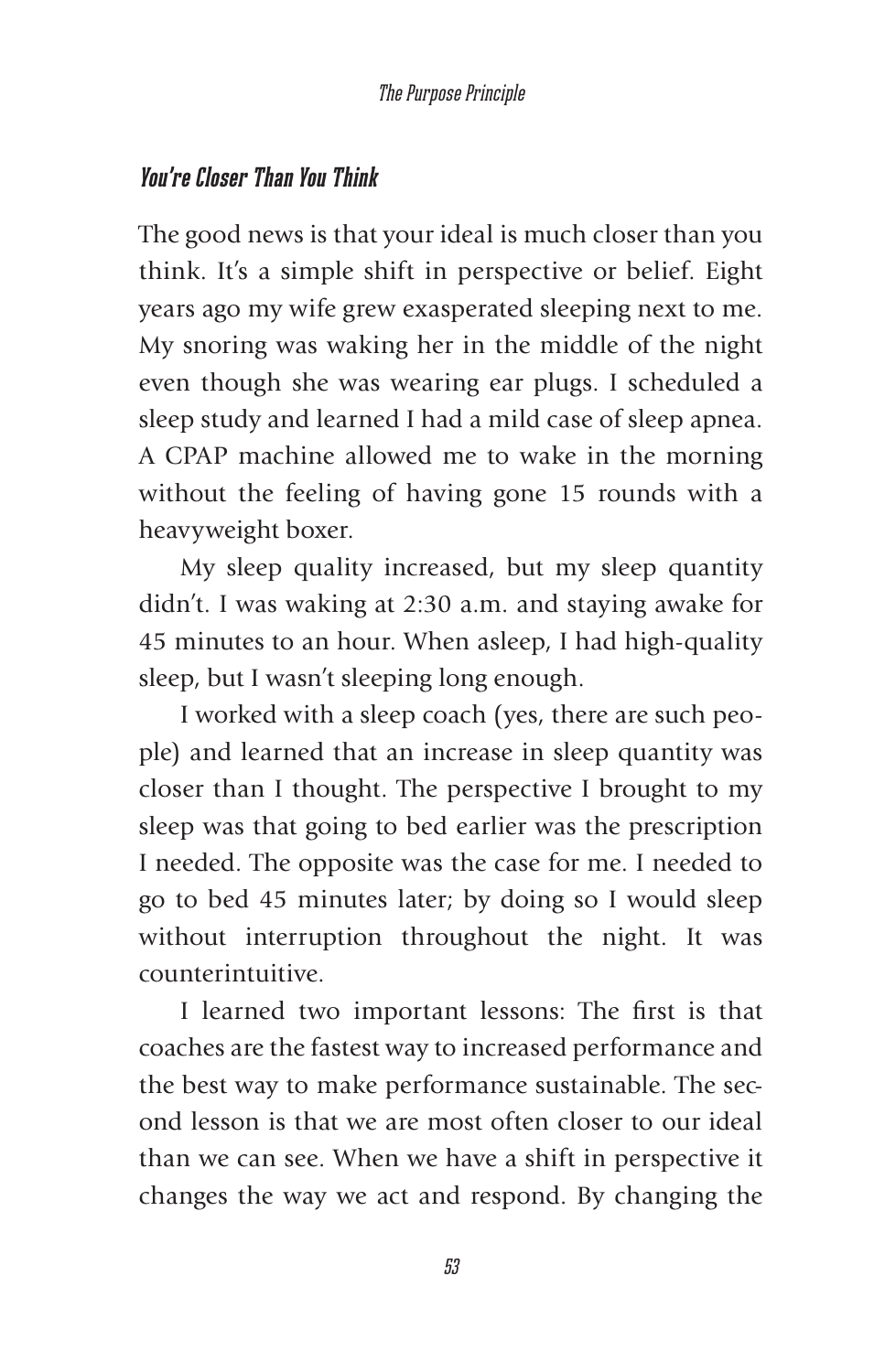### *You're Closer Than You Think*

The good news is that your ideal is much closer than you think. It's a simple shift in perspective or belief. Eight years ago my wife grew exasperated sleeping next to me. My snoring was waking her in the middle of the night even though she was wearing ear plugs. I scheduled a sleep study and learned I had a mild case of sleep apnea. A CPAP machine allowed me to wake in the morning without the feeling of having gone 15 rounds with a heavyweight boxer.

My sleep quality increased, but my sleep quantity didn't. I was waking at 2:30 a.m. and staying awake for 45 minutes to an hour. When asleep, I had high-quality sleep, but I wasn't sleeping long enough.

I worked with a sleep coach (yes, there are such people) and learned that an increase in sleep quantity was closer than I thought. The perspective I brought to my sleep was that going to bed earlier was the prescription I needed. The opposite was the case for me. I needed to go to bed 45 minutes later; by doing so I would sleep without interruption throughout the night. It was counterintuitive.

I learned two important lessons: The first is that coaches are the fastest way to increased performance and the best way to make performance sustainable. The second lesson is that we are most often closer to our ideal than we can see. When we have a shift in perspective it changes the way we act and respond. By changing the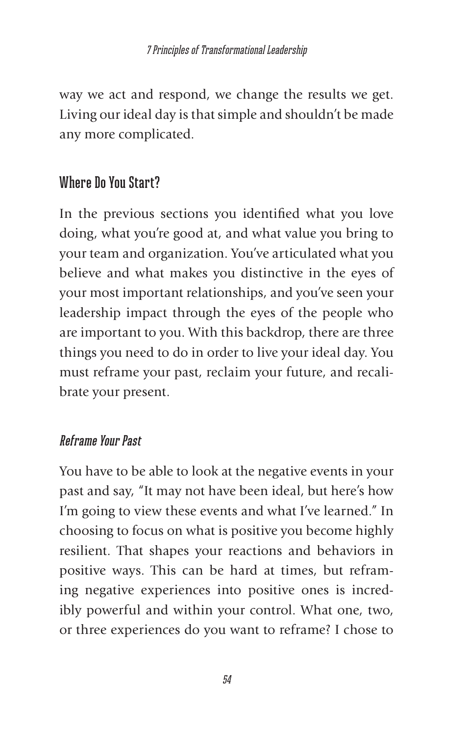way we act and respond, we change the results we get. Living our ideal day is that simple and shouldn't be made any more complicated.

## Where Do You Start?

In the previous sections you identified what you love doing, what you're good at, and what value you bring to your team and organization. You've articulated what you believe and what makes you distinctive in the eyes of your most important relationships, and you've seen your leadership impact through the eyes of the people who are important to you. With this backdrop, there are three things you need to do in order to live your ideal day. You must reframe your past, reclaim your future, and recalibrate your present.

### *Reframe Your Past*

You have to be able to look at the negative events in your past and say, "It may not have been ideal, but here's how I'm going to view these events and what I've learned." In choosing to focus on what is positive you become highly resilient. That shapes your reactions and behaviors in positive ways. This can be hard at times, but reframing negative experiences into positive ones is incredibly powerful and within your control. What one, two, or three experiences do you want to reframe? I chose to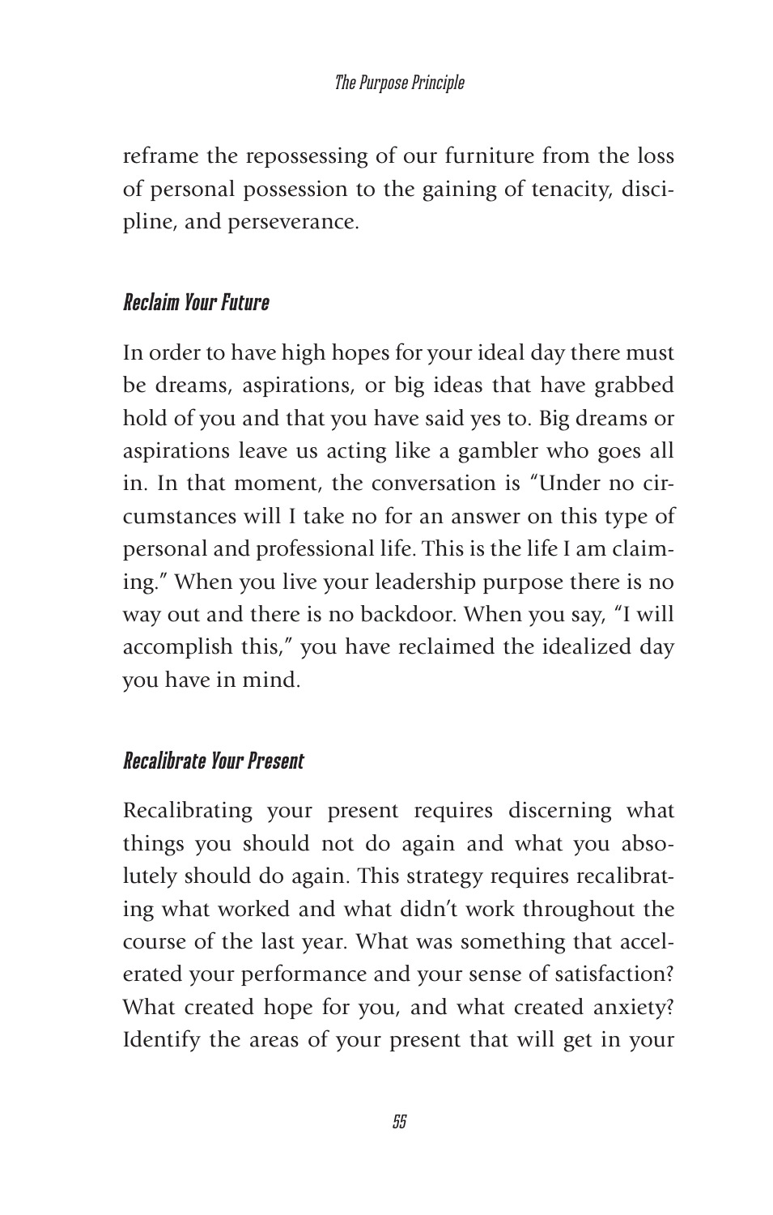reframe the repossessing of our furniture from the loss of personal possession to the gaining of tenacity, discipline, and perseverance.

### *Reclaim Your Future*

In order to have high hopes for your ideal day there must be dreams, aspirations, or big ideas that have grabbed hold of you and that you have said yes to. Big dreams or aspirations leave us acting like a gambler who goes all in. In that moment, the conversation is "Under no circumstances will I take no for an answer on this type of personal and professional life. This is the life I am claiming." When you live your leadership purpose there is no way out and there is no backdoor. When you say, "I will accomplish this," you have reclaimed the idealized day you have in mind.

### *Recalibrate Your Present*

Recalibrating your present requires discerning what things you should not do again and what you absolutely should do again. This strategy requires recalibrating what worked and what didn't work throughout the course of the last year. What was something that accelerated your performance and your sense of satisfaction? What created hope for you, and what created anxiety? Identify the areas of your present that will get in your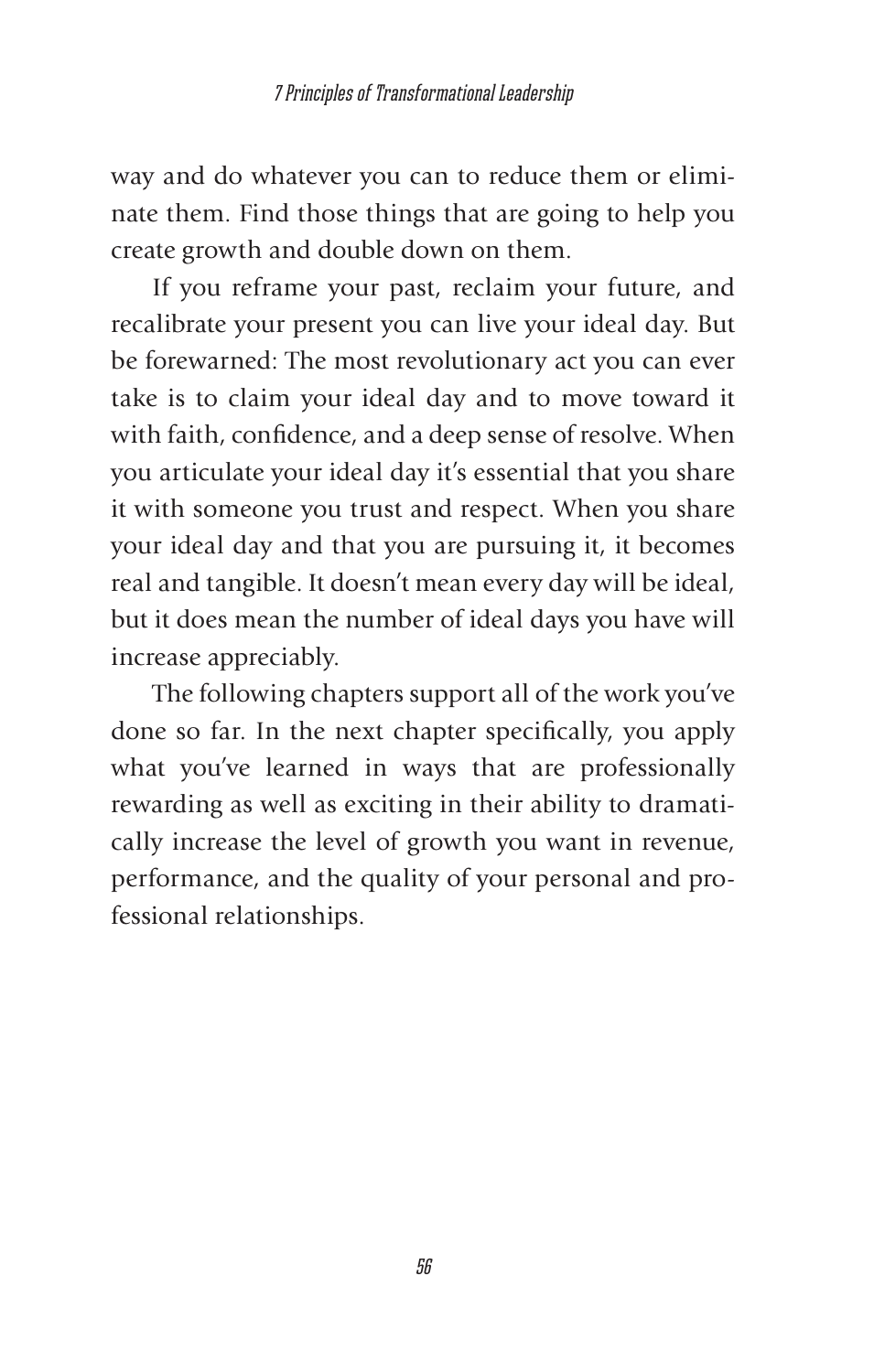way and do whatever you can to reduce them or eliminate them. Find those things that are going to help you create growth and double down on them.

If you reframe your past, reclaim your future, and recalibrate your present you can live your ideal day. But be forewarned: The most revolutionary act you can ever take is to claim your ideal day and to move toward it with faith, confidence, and a deep sense of resolve. When you articulate your ideal day it's essential that you share it with someone you trust and respect. When you share your ideal day and that you are pursuing it, it becomes real and tangible. It doesn't mean every day will be ideal, but it does mean the number of ideal days you have will increase appreciably.

The following chapters support all of the work you've done so far. In the next chapter specifically, you apply what you've learned in ways that are professionally rewarding as well as exciting in their ability to dramatically increase the level of growth you want in revenue, performance, and the quality of your personal and professional relationships.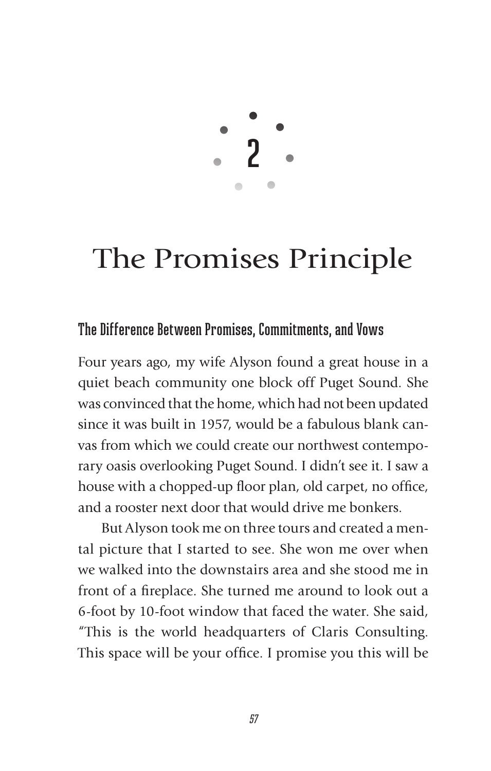# 2

# The Promises Principle

## The Difference Between Promises, Commitments, and Vows

Four years ago, my wife Alyson found a great house in a quiet beach community one block off Puget Sound. She was convinced that the home, which had not been updated since it was built in 1957, would be a fabulous blank canvas from which we could create our northwest contemporary oasis overlooking Puget Sound. I didn't see it. I saw a house with a chopped-up floor plan, old carpet, no office, and a rooster next door that would drive me bonkers.

But Alyson took me on three tours and created a mental picture that I started to see. She won me over when we walked into the downstairs area and she stood me in front of a fireplace. She turned me around to look out a 6-foot by 10-foot window that faced the water. She said, "This is the world headquarters of Claris Consulting. This space will be your office. I promise you this will be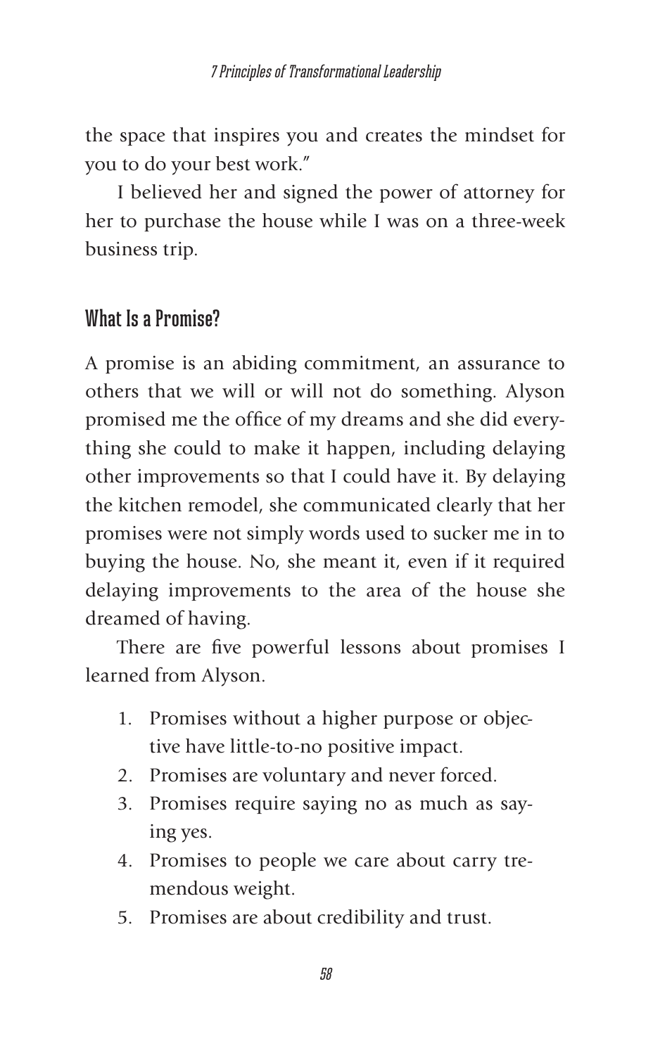the space that inspires you and creates the mindset for you to do your best work."

I believed her and signed the power of attorney for her to purchase the house while I was on a three-week business trip.

## What Is a Promise?

A promise is an abiding commitment, an assurance to others that we will or will not do something. Alyson promised me the office of my dreams and she did everything she could to make it happen, including delaying other improvements so that I could have it. By delaying the kitchen remodel, she communicated clearly that her promises were not simply words used to sucker me in to buying the house. No, she meant it, even if it required delaying improvements to the area of the house she dreamed of having.

There are five powerful lessons about promises I learned from Alyson.

1. Promises without a higher purpose or objective have little-to-no positive impact.
2. Promises are voluntary and never forced.
3. Promises require saying no as much as saying yes.
4. Promises to people we care about carry tremendous weight.
5. Promises are about credibility and trust.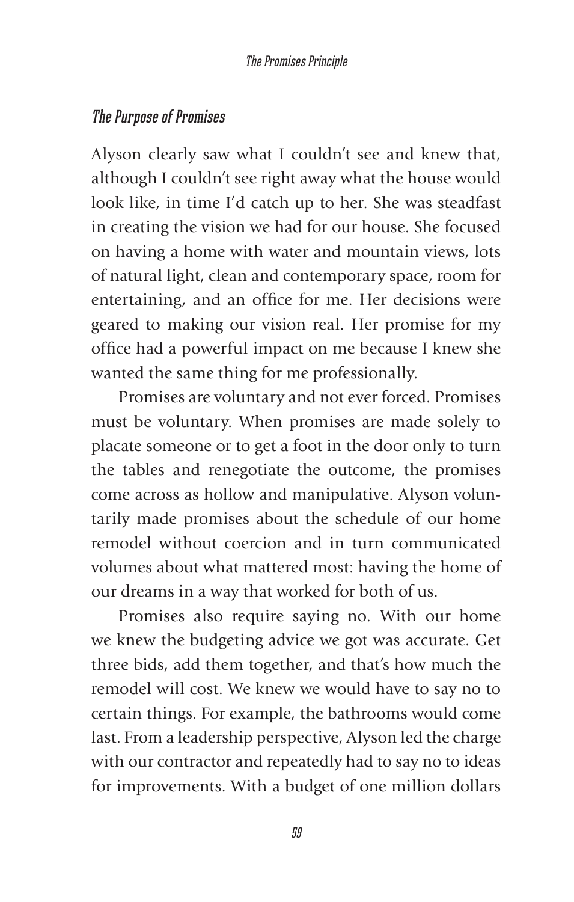### *The Purpose of Promises*

Alyson clearly saw what I couldn't see and knew that, although I couldn't see right away what the house would look like, in time I'd catch up to her. She was steadfast in creating the vision we had for our house. She focused on having a home with water and mountain views, lots of natural light, clean and contemporary space, room for entertaining, and an office for me. Her decisions were geared to making our vision real. Her promise for my office had a powerful impact on me because I knew she wanted the same thing for me professionally.

Promises are voluntary and not ever forced. Promises must be voluntary. When promises are made solely to placate someone or to get a foot in the door only to turn the tables and renegotiate the outcome, the promises come across as hollow and manipulative. Alyson voluntarily made promises about the schedule of our home remodel without coercion and in turn communicated volumes about what mattered most: having the home of our dreams in a way that worked for both of us.

Promises also require saying no. With our home we knew the budgeting advice we got was accurate. Get three bids, add them together, and that's how much the remodel will cost. We knew we would have to say no to certain things. For example, the bathrooms would come last. From a leadership perspective, Alyson led the charge with our contractor and repeatedly had to say no to ideas for improvements. With a budget of one million dollars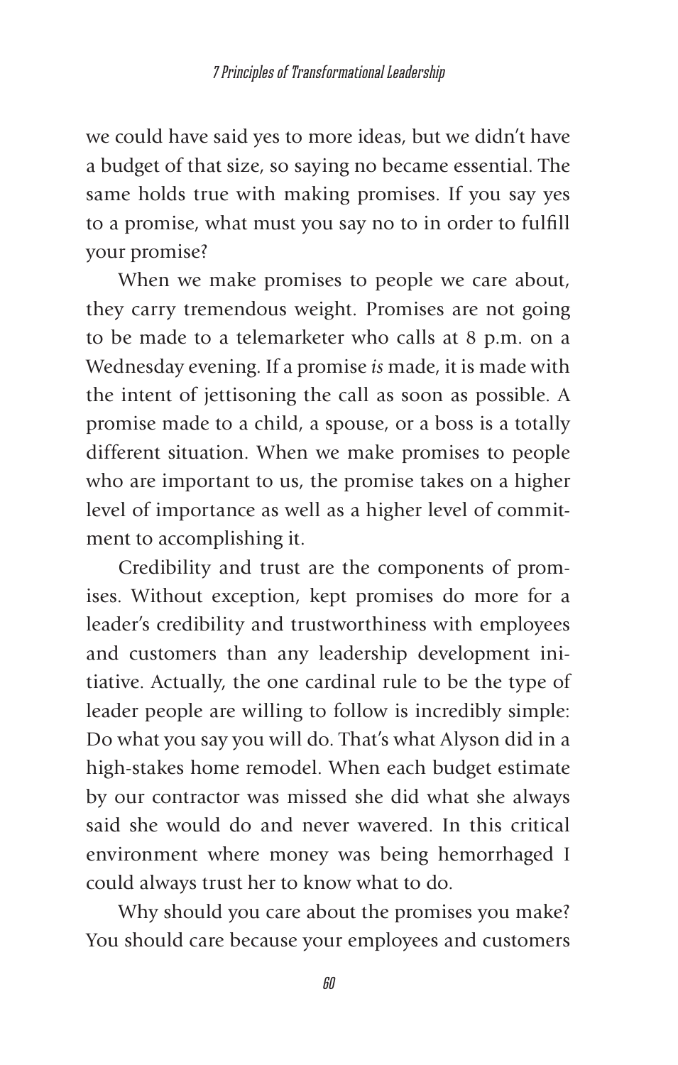we could have said yes to more ideas, but we didn't have a budget of that size, so saying no became essential. The same holds true with making promises. If you say yes to a promise, what must you say no to in order to fulfill your promise?

When we make promises to people we care about, they carry tremendous weight. Promises are not going to be made to a telemarketer who calls at 8 p.m. on a Wednesday evening. If a promise *is* made, it is made with the intent of jettisoning the call as soon as possible. A promise made to a child, a spouse, or a boss is a totally different situation. When we make promises to people who are important to us, the promise takes on a higher level of importance as well as a higher level of commitment to accomplishing it.

Credibility and trust are the components of promises. Without exception, kept promises do more for a leader's credibility and trustworthiness with employees and customers than any leadership development initiative. Actually, the one cardinal rule to be the type of leader people are willing to follow is incredibly simple: Do what you say you will do. That's what Alyson did in a high-stakes home remodel. When each budget estimate by our contractor was missed she did what she always said she would do and never wavered. In this critical environment where money was being hemorrhaged I could always trust her to know what to do.

Why should you care about the promises you make? You should care because your employees and customers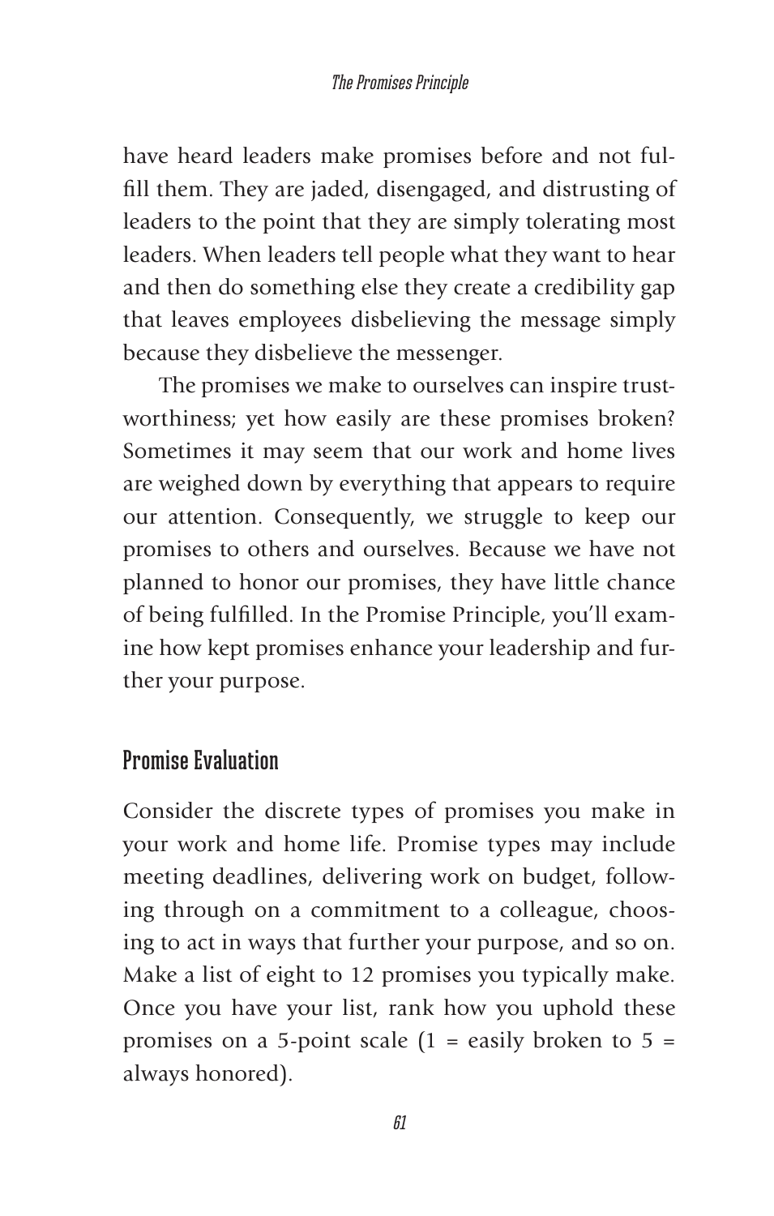have heard leaders make promises before and not fulfill them. They are jaded, disengaged, and distrusting of leaders to the point that they are simply tolerating most leaders. When leaders tell people what they want to hear and then do something else they create a credibility gap that leaves employees disbelieving the message simply because they disbelieve the messenger.

The promises we make to ourselves can inspire trustworthiness; yet how easily are these promises broken? Sometimes it may seem that our work and home lives are weighed down by everything that appears to require our attention. Consequently, we struggle to keep our promises to others and ourselves. Because we have not planned to honor our promises, they have little chance of being fulfilled. In the Promise Principle, you'll examine how kept promises enhance your leadership and further your purpose.

## Promise Evaluation

Consider the discrete types of promises you make in your work and home life. Promise types may include meeting deadlines, delivering work on budget, following through on a commitment to a colleague, choosing to act in ways that further your purpose, and so on. Make a list of eight to 12 promises you typically make. Once you have your list, rank how you uphold these promises on a 5-point scale (1 = easily broken to 5 = always honored).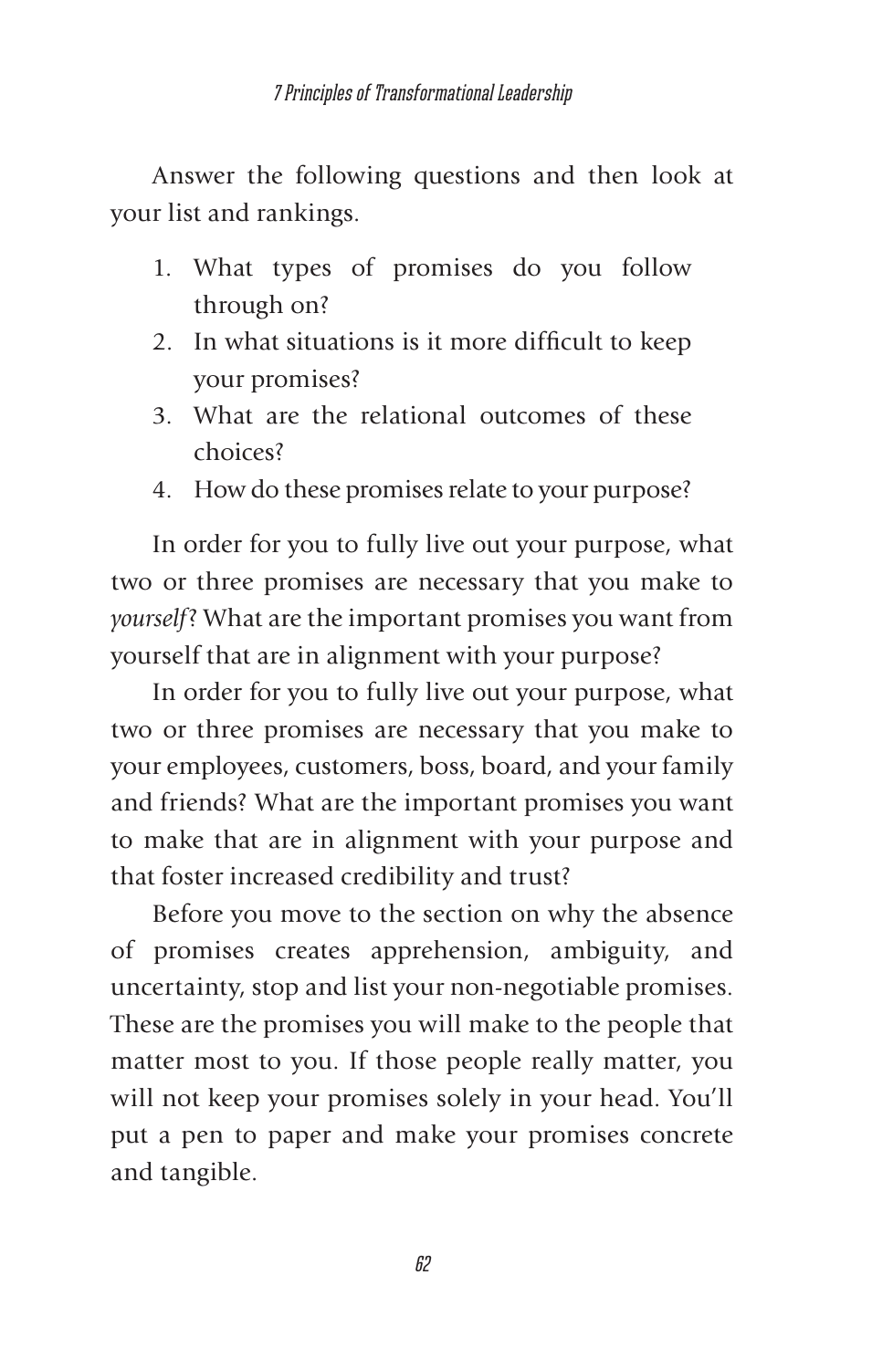Answer the following questions and then look at your list and rankings.

1. What types of promises do you follow through on?
2. In what situations is it more difficult to keep your promises?
3. What are the relational outcomes of these choices?
4. How do these promises relate to your purpose?

In order for you to fully live out your purpose, what two or three promises are necessary that you make to *yourself*? What are the important promises you want from yourself that are in alignment with your purpose?

In order for you to fully live out your purpose, what two or three promises are necessary that you make to your employees, customers, boss, board, and your family and friends? What are the important promises you want to make that are in alignment with your purpose and that foster increased credibility and trust?

Before you move to the section on why the absence of promises creates apprehension, ambiguity, and uncertainty, stop and list your non-negotiable promises. These are the promises you will make to the people that matter most to you. If those people really matter, you will not keep your promises solely in your head. You'll put a pen to paper and make your promises concrete and tangible.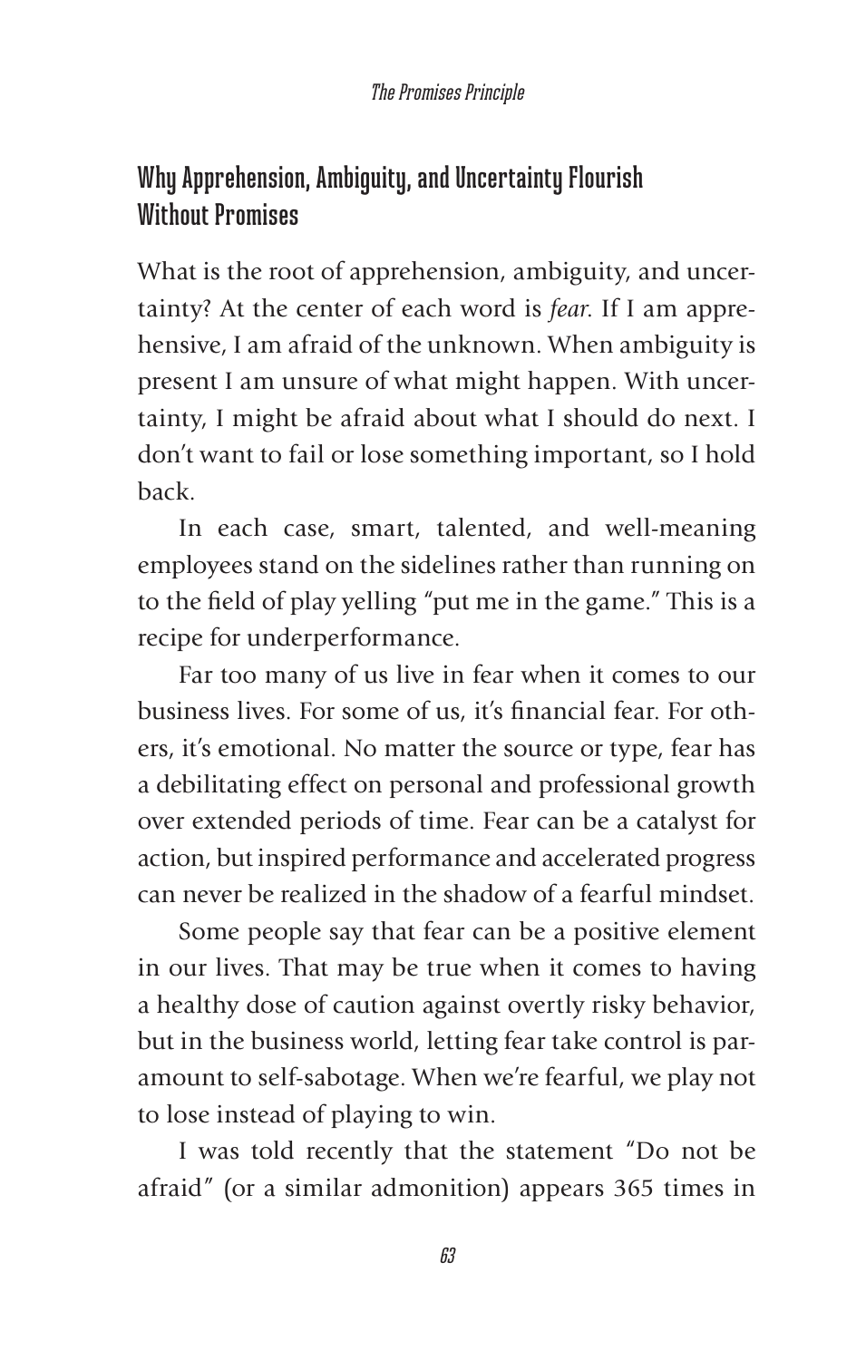## Why Apprehension, Ambiguity, and Uncertainty Flourish Without Promises

What is the root of apprehension, ambiguity, and uncertainty? At the center of each word is *fear*. If I am apprehensive, I am afraid of the unknown. When ambiguity is present I am unsure of what might happen. With uncertainty, I might be afraid about what I should do next. I don't want to fail or lose something important, so I hold back.

In each case, smart, talented, and well-meaning employees stand on the sidelines rather than running on to the field of play yelling "put me in the game." This is a recipe for underperformance.

Far too many of us live in fear when it comes to our business lives. For some of us, it's financial fear. For others, it's emotional. No matter the source or type, fear has a debilitating effect on personal and professional growth over extended periods of time. Fear can be a catalyst for action, but inspired performance and accelerated progress can never be realized in the shadow of a fearful mindset.

Some people say that fear can be a positive element in our lives. That may be true when it comes to having a healthy dose of caution against overtly risky behavior, but in the business world, letting fear take control is paramount to self-sabotage. When we're fearful, we play not to lose instead of playing to win.

I was told recently that the statement "Do not be afraid" (or a similar admonition) appears 365 times in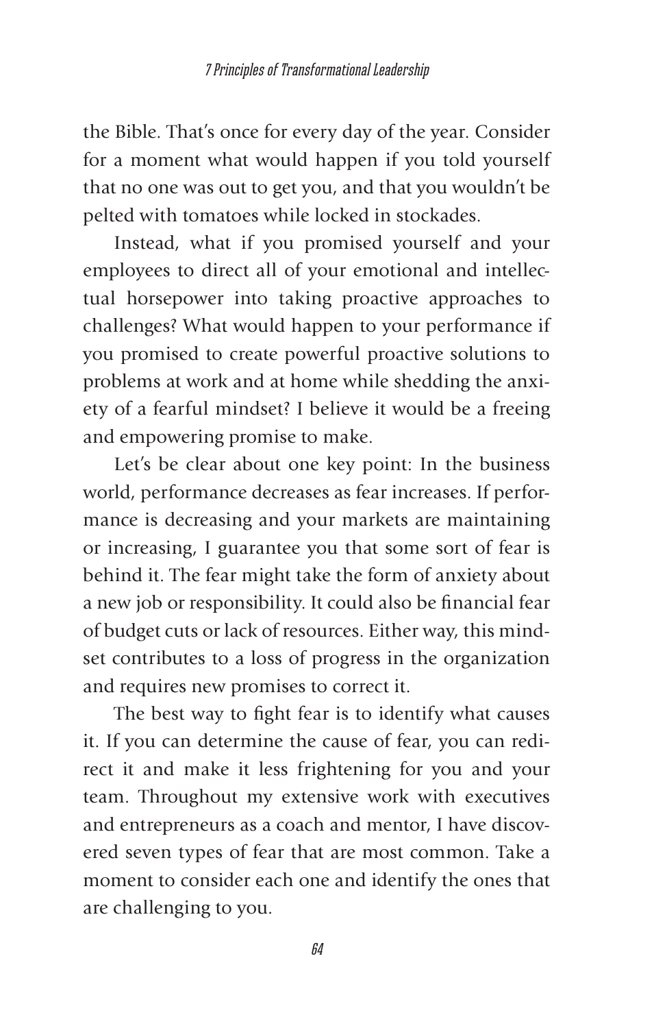the Bible. That's once for every day of the year. Consider for a moment what would happen if you told yourself that no one was out to get you, and that you wouldn't be pelted with tomatoes while locked in stockades.

Instead, what if you promised yourself and your employees to direct all of your emotional and intellectual horsepower into taking proactive approaches to challenges? What would happen to your performance if you promised to create powerful proactive solutions to problems at work and at home while shedding the anxiety of a fearful mindset? I believe it would be a freeing and empowering promise to make.

Let's be clear about one key point: In the business world, performance decreases as fear increases. If performance is decreasing and your markets are maintaining or increasing, I guarantee you that some sort of fear is behind it. The fear might take the form of anxiety about a new job or responsibility. It could also be financial fear of budget cuts or lack of resources. Either way, this mindset contributes to a loss of progress in the organization and requires new promises to correct it.

The best way to fight fear is to identify what causes it. If you can determine the cause of fear, you can redirect it and make it less frightening for you and your team. Throughout my extensive work with executives and entrepreneurs as a coach and mentor, I have discovered seven types of fear that are most common. Take a moment to consider each one and identify the ones that are challenging to you.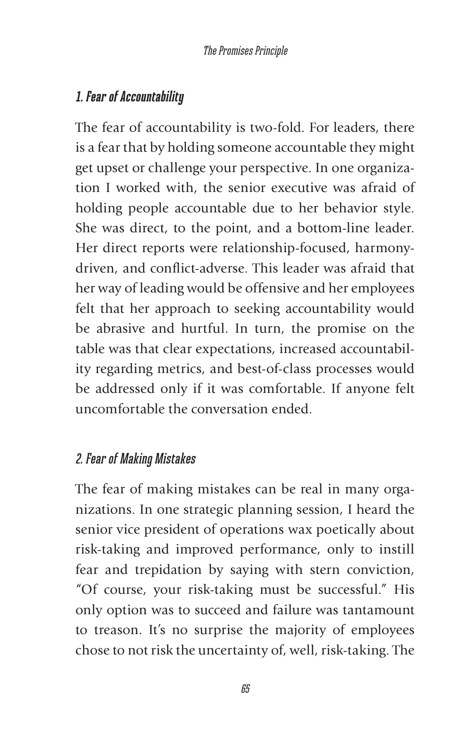### *1. Fear of Accountability*

The fear of accountability is two-fold. For leaders, there is a fear that by holding someone accountable they might get upset or challenge your perspective. In one organization I worked with, the senior executive was afraid of holding people accountable due to her behavior style. She was direct, to the point, and a bottom-line leader. Her direct reports were relationship-focused, harmony-driven, and conflict-adverse. This leader was afraid that her way of leading would be offensive and her employees felt that her approach to seeking accountability would be abrasive and hurtful. In turn, the promise on the table was that clear expectations, increased accountability regarding metrics, and best-of-class processes would be addressed only if it was comfortable. If anyone felt uncomfortable the conversation ended.

### *2. Fear of Making Mistakes*

The fear of making mistakes can be real in many organizations. In one strategic planning session, I heard the senior vice president of operations wax poetically about risk-taking and improved performance, only to instill fear and trepidation by saying with stern conviction, "Of course, your risk-taking must be successful." His only option was to succeed and failure was tantamount to treason. It's no surprise the majority of employees chose to not risk the uncertainty of, well, risk-taking. The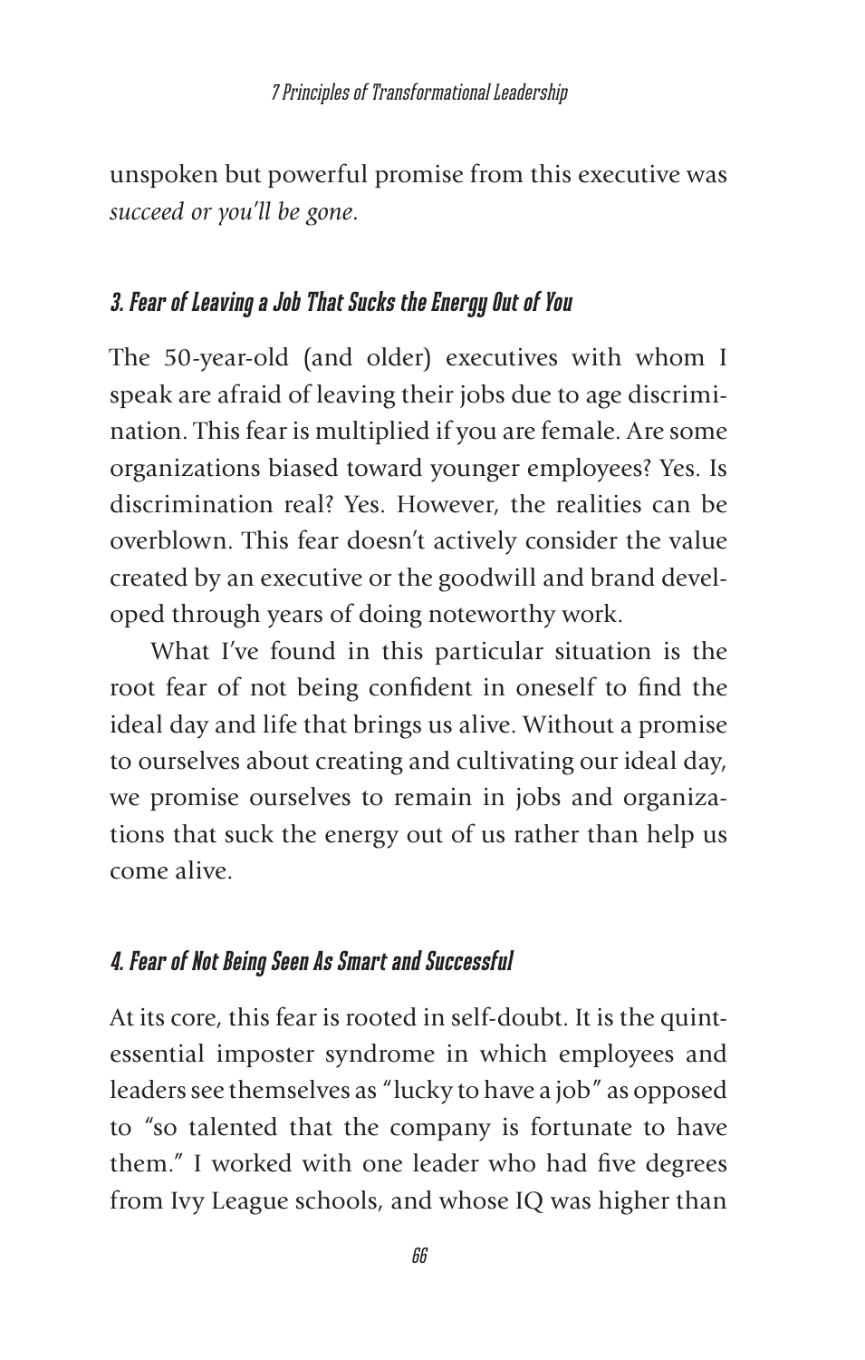unspoken but powerful promise from this executive was *succeed or you'll be gone*.

### 3. Fear of Leaving a Job That Sucks the Energy Out of You

The 50-year-old (and older) executives with whom I speak are afraid of leaving their jobs due to age discrimination. This fear is multiplied if you are female. Are some organizations biased toward younger employees? Yes. Is discrimination real? Yes. However, the realities can be overblown. This fear doesn't actively consider the value created by an executive or the goodwill and brand developed through years of doing noteworthy work.

What I've found in this particular situation is the root fear of not being confident in oneself to find the ideal day and life that brings us alive. Without a promise to ourselves about creating and cultivating our ideal day, we promise ourselves to remain in jobs and organizations that suck the energy out of us rather than help us come alive.

### 4. Fear of Not Being Seen As Smart and Successful

At its core, this fear is rooted in self-doubt. It is the quintessential imposter syndrome in which employees and leaders see themselves as "lucky to have a job" as opposed to "so talented that the company is fortunate to have them." I worked with one leader who had five degrees from Ivy League schools, and whose IQ was higher than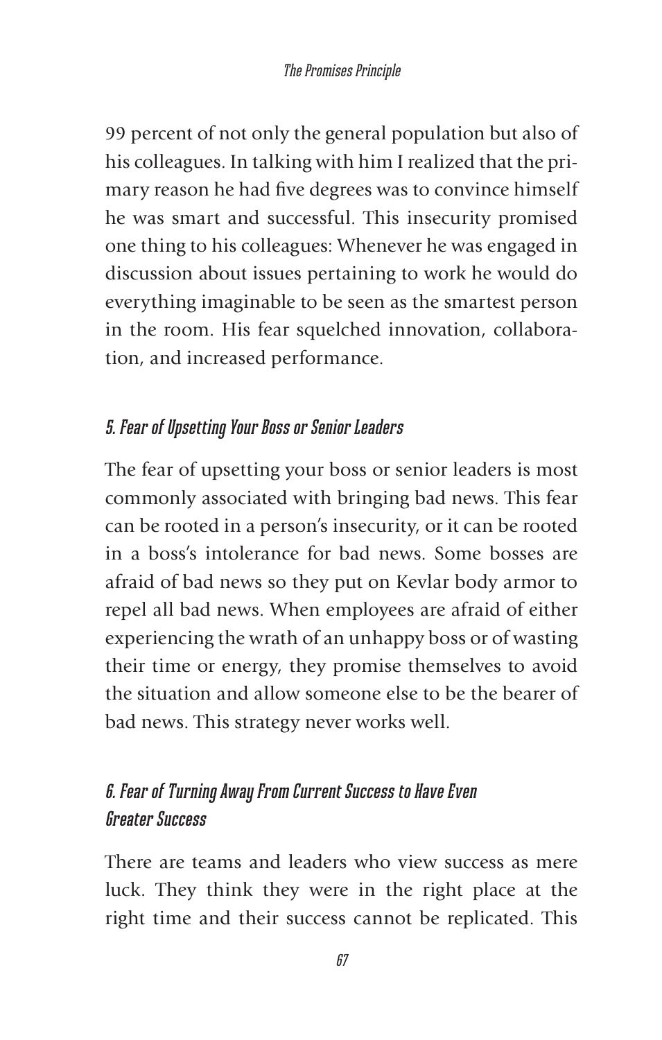99 percent of not only the general population but also of his colleagues. In talking with him I realized that the primary reason he had five degrees was to convince himself he was smart and successful. This insecurity promised one thing to his colleagues: Whenever he was engaged in discussion about issues pertaining to work he would do everything imaginable to be seen as the smartest person in the room. His fear squelched innovation, collaboration, and increased performance.

### *5. Fear of Upsetting Your Boss or Senior Leaders*

The fear of upsetting your boss or senior leaders is most commonly associated with bringing bad news. This fear can be rooted in a person's insecurity, or it can be rooted in a boss's intolerance for bad news. Some bosses are afraid of bad news so they put on Kevlar body armor to repel all bad news. When employees are afraid of either experiencing the wrath of an unhappy boss or of wasting their time or energy, they promise themselves to avoid the situation and allow someone else to be the bearer of bad news. This strategy never works well.

### *6. Fear of Turning Away From Current Success to Have Even Greater Success*

There are teams and leaders who view success as mere luck. They think they were in the right place at the right time and their success cannot be replicated. This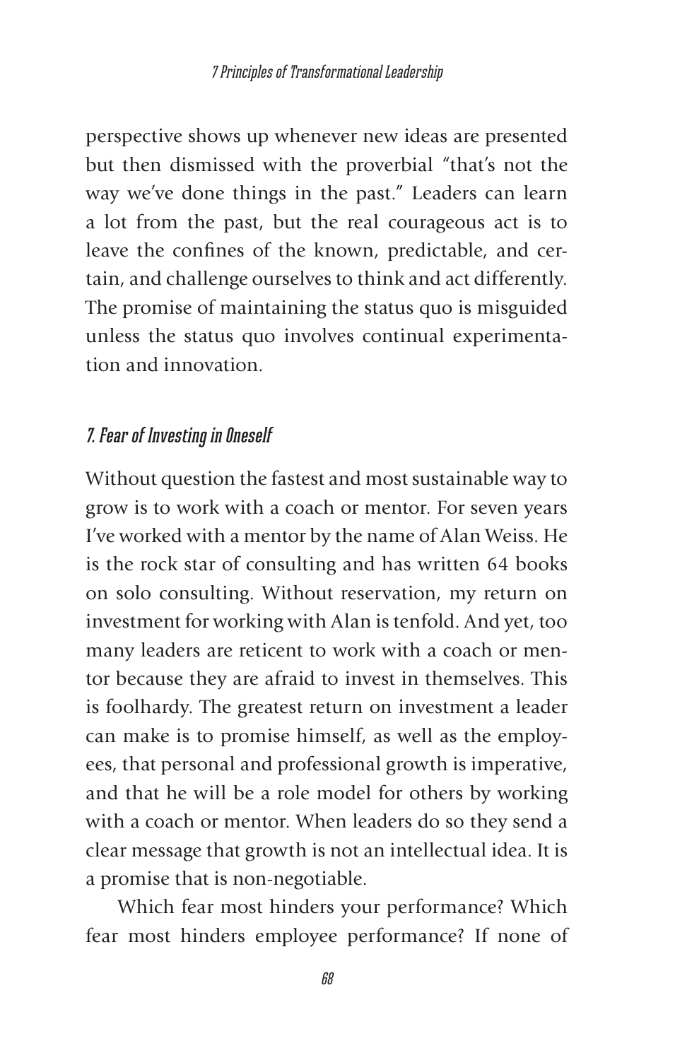perspective shows up whenever new ideas are presented but then dismissed with the proverbial "that's not the way we've done things in the past." Leaders can learn a lot from the past, but the real courageous act is to leave the confines of the known, predictable, and certain, and challenge ourselves to think and act differently. The promise of maintaining the status quo is misguided unless the status quo involves continual experimentation and innovation.

### *7. Fear of Investing in Oneself*

Without question the fastest and most sustainable way to grow is to work with a coach or mentor. For seven years I've worked with a mentor by the name of Alan Weiss. He is the rock star of consulting and has written 64 books on solo consulting. Without reservation, my return on investment for working with Alan is tenfold. And yet, too many leaders are reticent to work with a coach or mentor because they are afraid to invest in themselves. This is foolhardy. The greatest return on investment a leader can make is to promise himself, as well as the employees, that personal and professional growth is imperative, and that he will be a role model for others by working with a coach or mentor. When leaders do so they send a clear message that growth is not an intellectual idea. It is a promise that is non-negotiable.

Which fear most hinders your performance? Which fear most hinders employee performance? If none of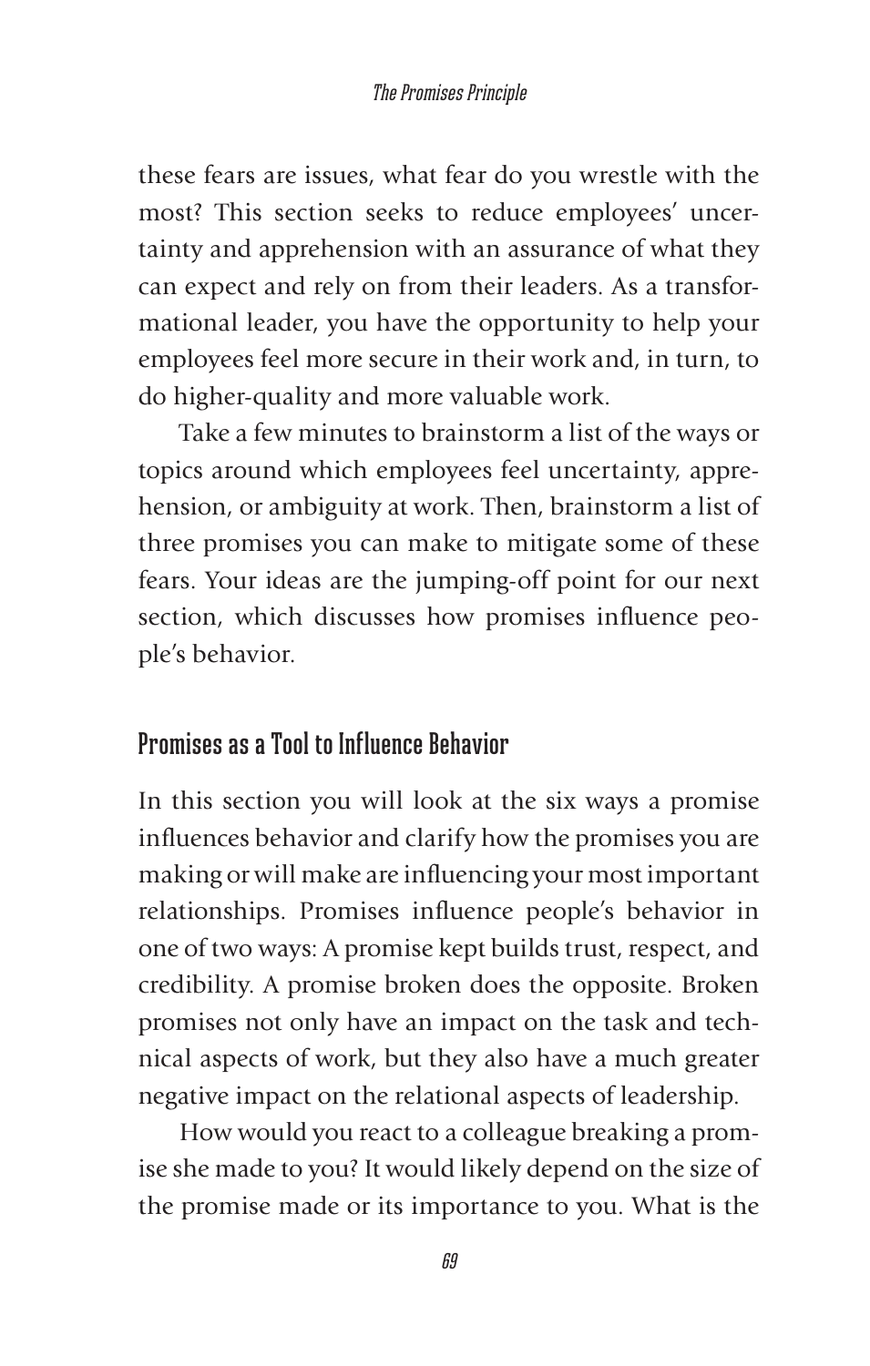these fears are issues, what fear do you wrestle with the most? This section seeks to reduce employees' uncertainty and apprehension with an assurance of what they can expect and rely on from their leaders. As a transformational leader, you have the opportunity to help your employees feel more secure in their work and, in turn, to do higher-quality and more valuable work.

Take a few minutes to brainstorm a list of the ways or topics around which employees feel uncertainty, apprehension, or ambiguity at work. Then, brainstorm a list of three promises you can make to mitigate some of these fears. Your ideas are the jumping-off point for our next section, which discusses how promises influence people's behavior.

## Promises as a Tool to Influence Behavior

In this section you will look at the six ways a promise influences behavior and clarify how the promises you are making or will make are influencing your most important relationships. Promises influence people's behavior in one of two ways: A promise kept builds trust, respect, and credibility. A promise broken does the opposite. Broken promises not only have an impact on the task and technical aspects of work, but they also have a much greater negative impact on the relational aspects of leadership.

How would you react to a colleague breaking a promise she made to you? It would likely depend on the size of the promise made or its importance to you. What is the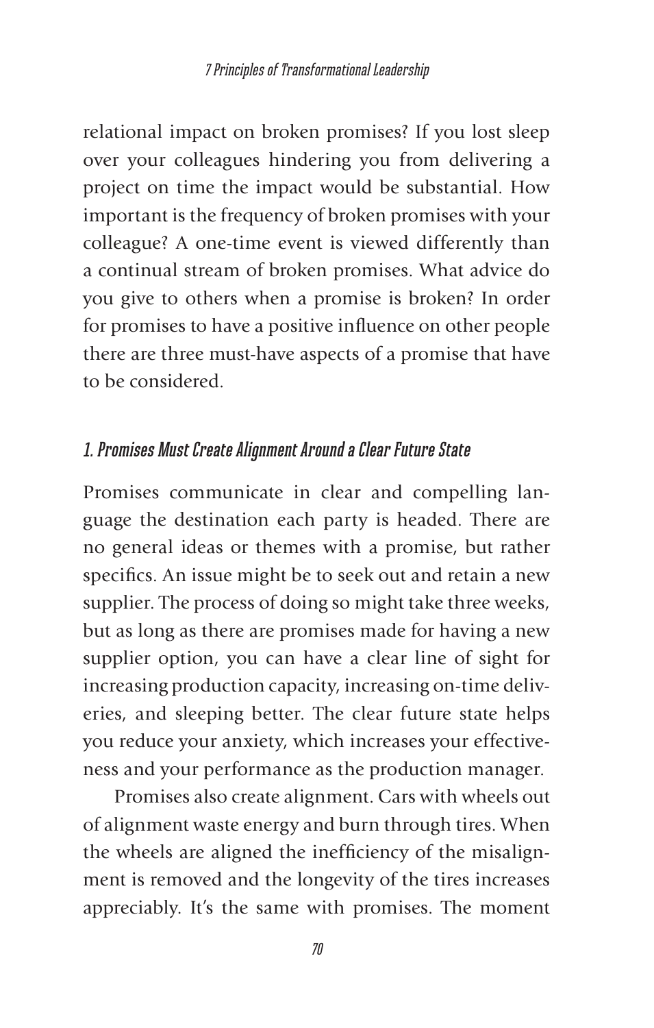relational impact on broken promises? If you lost sleep over your colleagues hindering you from delivering a project on time the impact would be substantial. How important is the frequency of broken promises with your colleague? A one-time event is viewed differently than a continual stream of broken promises. What advice do you give to others when a promise is broken? In order for promises to have a positive influence on other people there are three must-have aspects of a promise that have to be considered.

### *1. Promises Must Create Alignment Around a Clear Future State*

Promises communicate in clear and compelling language the destination each party is headed. There are no general ideas or themes with a promise, but rather specifics. An issue might be to seek out and retain a new supplier. The process of doing so might take three weeks, but as long as there are promises made for having a new supplier option, you can have a clear line of sight for increasing production capacity, increasing on-time deliveries, and sleeping better. The clear future state helps you reduce your anxiety, which increases your effectiveness and your performance as the production manager.

Promises also create alignment. Cars with wheels out of alignment waste energy and burn through tires. When the wheels are aligned the inefficiency of the misalignment is removed and the longevity of the tires increases appreciably. It's the same with promises. The moment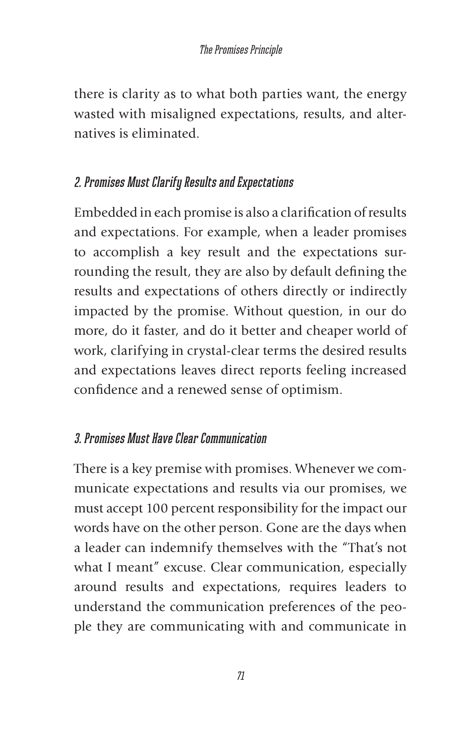there is clarity as to what both parties want, the energy wasted with misaligned expectations, results, and alternatives is eliminated.

### *2. Promises Must Clarify Results and Expectations*

Embedded in each promise is also a clarification of results and expectations. For example, when a leader promises to accomplish a key result and the expectations surrounding the result, they are also by default defining the results and expectations of others directly or indirectly impacted by the promise. Without question, in our do more, do it faster, and do it better and cheaper world of work, clarifying in crystal-clear terms the desired results and expectations leaves direct reports feeling increased confidence and a renewed sense of optimism.

### *3. Promises Must Have Clear Communication*

There is a key premise with promises. Whenever we communicate expectations and results via our promises, we must accept 100 percent responsibility for the impact our words have on the other person. Gone are the days when a leader can indemnify themselves with the "That's not what I meant" excuse. Clear communication, especially around results and expectations, requires leaders to understand the communication preferences of the people they are communicating with and communicate in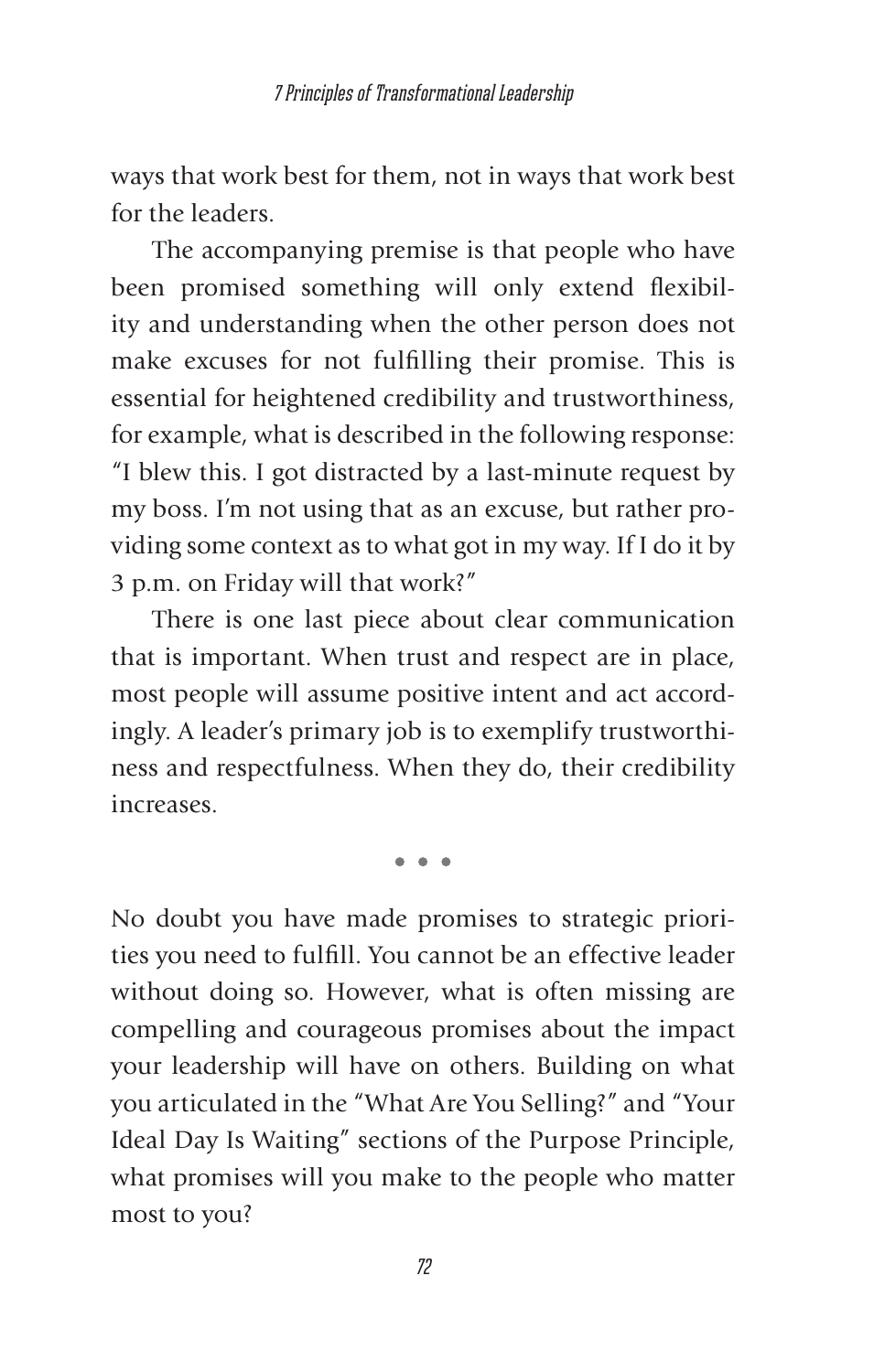ways that work best for them, not in ways that work best for the leaders.

The accompanying premise is that people who have been promised something will only extend flexibility and understanding when the other person does not make excuses for not fulfilling their promise. This is essential for heightened credibility and trustworthiness, for example, what is described in the following response: "I blew this. I got distracted by a last-minute request by my boss. I'm not using that as an excuse, but rather providing some context as to what got in my way. If I do it by 3 p.m. on Friday will that work?"

There is one last piece about clear communication that is important. When trust and respect are in place, most people will assume positive intent and act accordingly. A leader's primary job is to exemplify trustworthiness and respectfulness. When they do, their credibility increases.

• • •

No doubt you have made promises to strategic priorities you need to fulfill. You cannot be an effective leader without doing so. However, what is often missing are compelling and courageous promises about the impact your leadership will have on others. Building on what you articulated in the "What Are You Selling?" and "Your Ideal Day Is Waiting" sections of the Purpose Principle, what promises will you make to the people who matter most to you?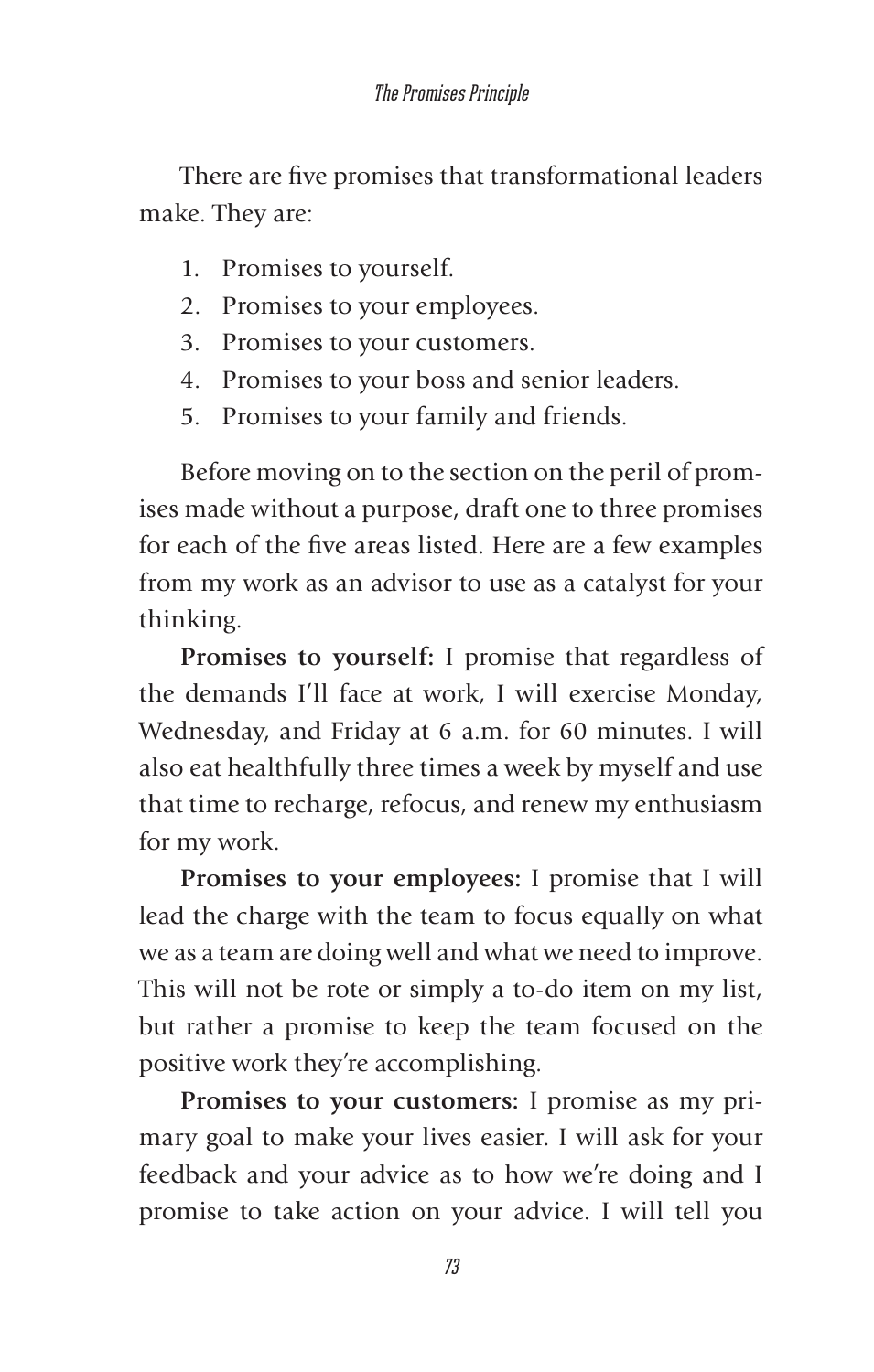There are five promises that transformational leaders make. They are:

1. Promises to yourself.
2. Promises to your employees.
3. Promises to your customers.
4. Promises to your boss and senior leaders.
5. Promises to your family and friends.

Before moving on to the section on the peril of promises made without a purpose, draft one to three promises for each of the five areas listed. Here are a few examples from my work as an advisor to use as a catalyst for your thinking.

**Promises to yourself:** I promise that regardless of the demands I'll face at work, I will exercise Monday, Wednesday, and Friday at 6 a.m. for 60 minutes. I will also eat healthfully three times a week by myself and use that time to recharge, refocus, and renew my enthusiasm for my work.

**Promises to your employees:** I promise that I will lead the charge with the team to focus equally on what we as a team are doing well and what we need to improve. This will not be rote or simply a to-do item on my list, but rather a promise to keep the team focused on the positive work they're accomplishing.

**Promises to your customers:** I promise as my primary goal to make your lives easier. I will ask for your feedback and your advice as to how we're doing and I promise to take action on your advice. I will tell you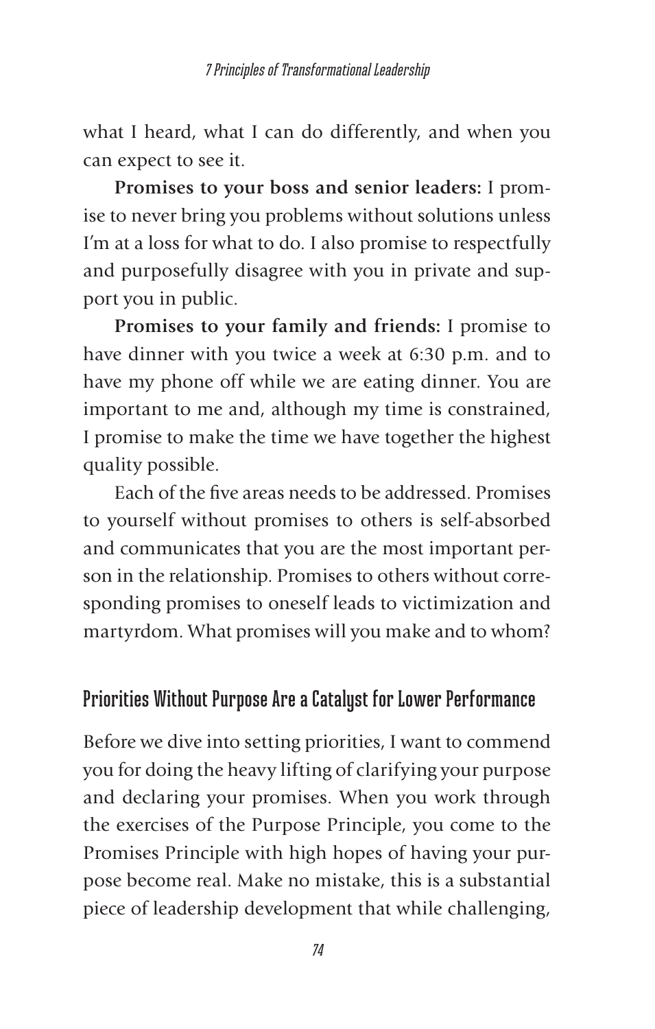what I heard, what I can do differently, and when you can expect to see it.

**Promises to your boss and senior leaders:** I promise to never bring you problems without solutions unless I'm at a loss for what to do. I also promise to respectfully and purposefully disagree with you in private and support you in public.

**Promises to your family and friends:** I promise to have dinner with you twice a week at 6:30 p.m. and to have my phone off while we are eating dinner. You are important to me and, although my time is constrained, I promise to make the time we have together the highest quality possible.

Each of the five areas needs to be addressed. Promises to yourself without promises to others is self-absorbed and communicates that you are the most important person in the relationship. Promises to others without corresponding promises to oneself leads to victimization and martyrdom. What promises will you make and to whom?

## Priorities Without Purpose Are a Catalyst for Lower Performance

Before we dive into setting priorities, I want to commend you for doing the heavy lifting of clarifying your purpose and declaring your promises. When you work through the exercises of the Purpose Principle, you come to the Promises Principle with high hopes of having your purpose become real. Make no mistake, this is a substantial piece of leadership development that while challenging,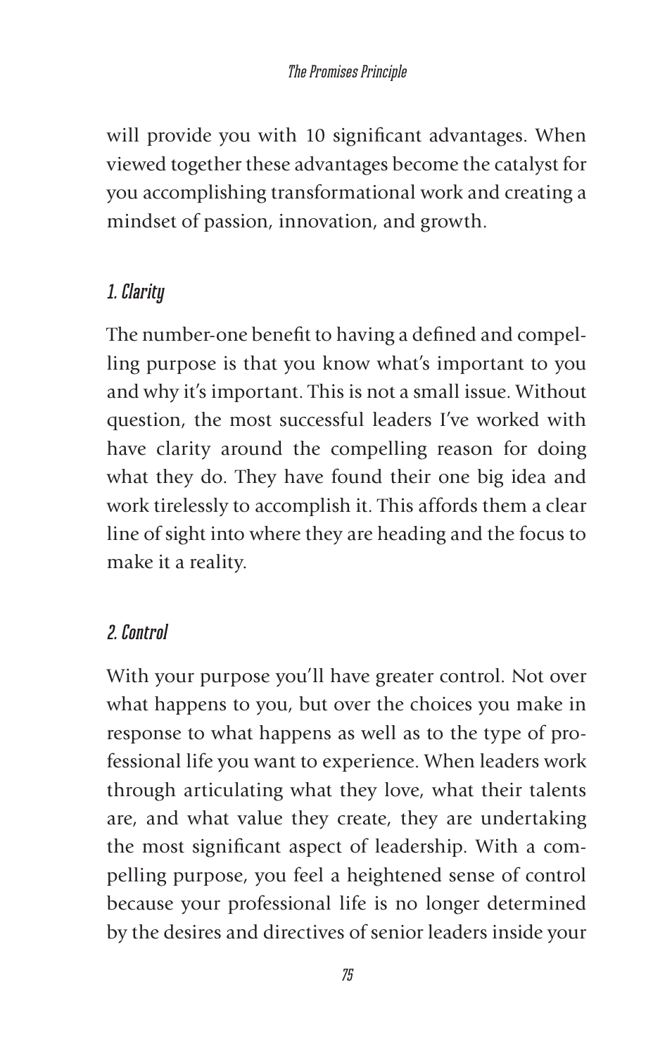will provide you with 10 significant advantages. When viewed together these advantages become the catalyst for you accomplishing transformational work and creating a mindset of passion, innovation, and growth.

### *1. Clarity*

The number-one benefit to having a defined and compelling purpose is that you know what's important to you and why it's important. This is not a small issue. Without question, the most successful leaders I've worked with have clarity around the compelling reason for doing what they do. They have found their one big idea and work tirelessly to accomplish it. This affords them a clear line of sight into where they are heading and the focus to make it a reality.

### *2. Control*

With your purpose you'll have greater control. Not over what happens to you, but over the choices you make in response to what happens as well as to the type of professional life you want to experience. When leaders work through articulating what they love, what their talents are, and what value they create, they are undertaking the most significant aspect of leadership. With a compelling purpose, you feel a heightened sense of control because your professional life is no longer determined by the desires and directives of senior leaders inside your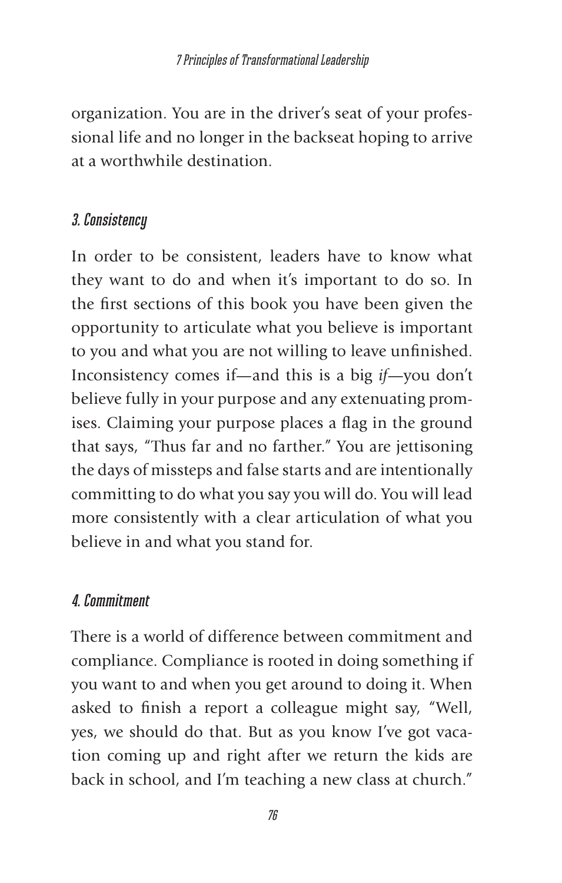organization. You are in the driver's seat of your professional life and no longer in the backseat hoping to arrive at a worthwhile destination.

### *3. Consistency*

In order to be consistent, leaders have to know what they want to do and when it's important to do so. In the first sections of this book you have been given the opportunity to articulate what you believe is important to you and what you are not willing to leave unfinished. Inconsistency comes if—and this is a big *if*—you don't believe fully in your purpose and any extenuating promises. Claiming your purpose places a flag in the ground that says, "Thus far and no farther." You are jettisoning the days of missteps and false starts and are intentionally committing to do what you say you will do. You will lead more consistently with a clear articulation of what you believe in and what you stand for.

### *4. Commitment*

There is a world of difference between commitment and compliance. Compliance is rooted in doing something if you want to and when you get around to doing it. When asked to finish a report a colleague might say, "Well, yes, we should do that. But as you know I've got vacation coming up and right after we return the kids are back in school, and I'm teaching a new class at church."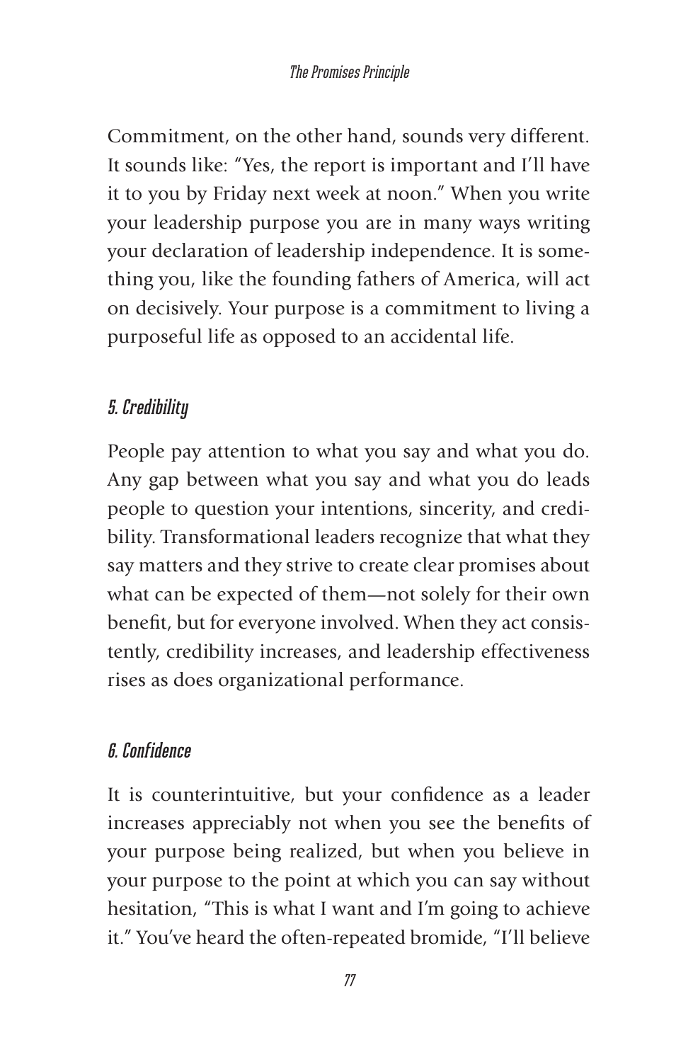Commitment, on the other hand, sounds very different. It sounds like: "Yes, the report is important and I'll have it to you by Friday next week at noon." When you write your leadership purpose you are in many ways writing your declaration of leadership independence. It is something you, like the founding fathers of America, will act on decisively. Your purpose is a commitment to living a purposeful life as opposed to an accidental life.

### *5. Credibility*

People pay attention to what you say and what you do. Any gap between what you say and what you do leads people to question your intentions, sincerity, and credibility. Transformational leaders recognize that what they say matters and they strive to create clear promises about what can be expected of them—not solely for their own benefit, but for everyone involved. When they act consistently, credibility increases, and leadership effectiveness rises as does organizational performance.

### *6. Confidence*

It is counterintuitive, but your confidence as a leader increases appreciably not when you see the benefits of your purpose being realized, but when you believe in your purpose to the point at which you can say without hesitation, "This is what I want and I'm going to achieve it." You've heard the often-repeated bromide, "I'll believe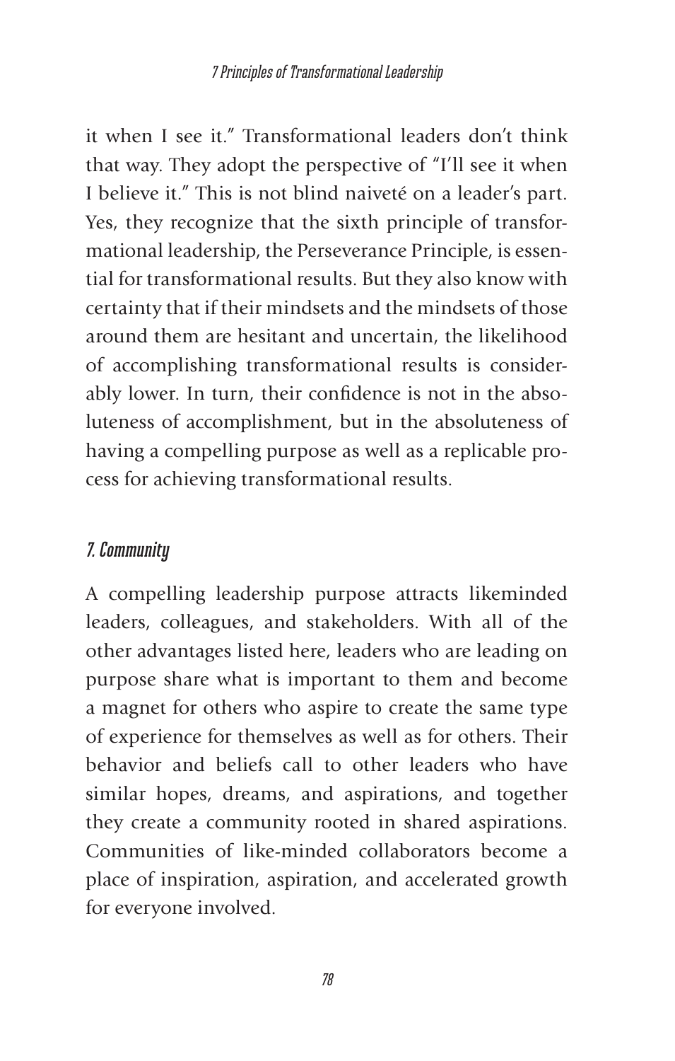it when I see it." Transformational leaders don't think that way. They adopt the perspective of "I'll see it when I believe it." This is not blind naiveté on a leader's part. Yes, they recognize that the sixth principle of transformational leadership, the Perseverance Principle, is essential for transformational results. But they also know with certainty that if their mindsets and the mindsets of those around them are hesitant and uncertain, the likelihood of accomplishing transformational results is considerably lower. In turn, their confidence is not in the absoluteness of accomplishment, but in the absoluteness of having a compelling purpose as well as a replicable process for achieving transformational results.

### *7. Community*

A compelling leadership purpose attracts likeminded leaders, colleagues, and stakeholders. With all of the other advantages listed here, leaders who are leading on purpose share what is important to them and become a magnet for others who aspire to create the same type of experience for themselves as well as for others. Their behavior and beliefs call to other leaders who have similar hopes, dreams, and aspirations, and together they create a community rooted in shared aspirations. Communities of like-minded collaborators become a place of inspiration, aspiration, and accelerated growth for everyone involved.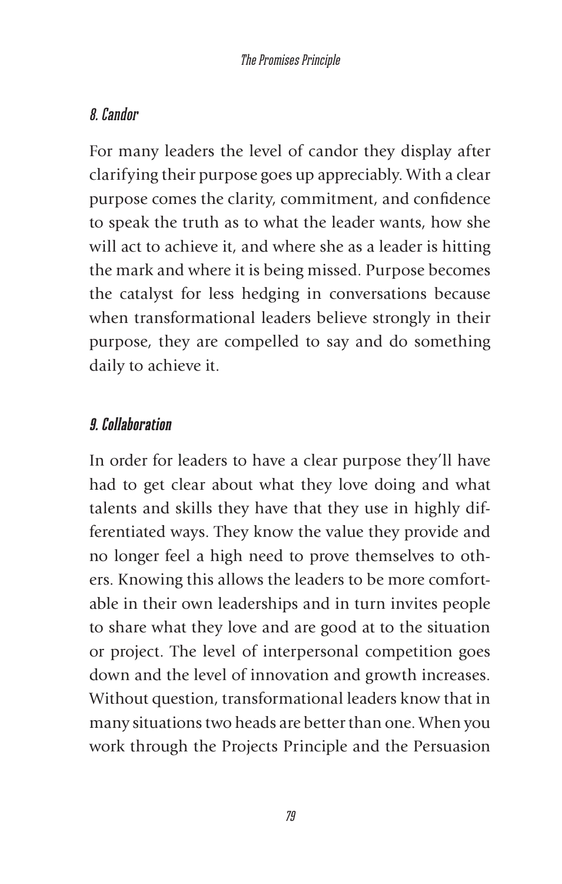### *8. Candor*

For many leaders the level of candor they display after clarifying their purpose goes up appreciably. With a clear purpose comes the clarity, commitment, and confidence to speak the truth as to what the leader wants, how she will act to achieve it, and where she as a leader is hitting the mark and where it is being missed. Purpose becomes the catalyst for less hedging in conversations because when transformational leaders believe strongly in their purpose, they are compelled to say and do something daily to achieve it.

### *9. Collaboration*

In order for leaders to have a clear purpose they'll have had to get clear about what they love doing and what talents and skills they have that they use in highly differentiated ways. They know the value they provide and no longer feel a high need to prove themselves to others. Knowing this allows the leaders to be more comfortable in their own leaderships and in turn invites people to share what they love and are good at to the situation or project. The level of interpersonal competition goes down and the level of innovation and growth increases. Without question, transformational leaders know that in many situations two heads are better than one. When you work through the Projects Principle and the Persuasion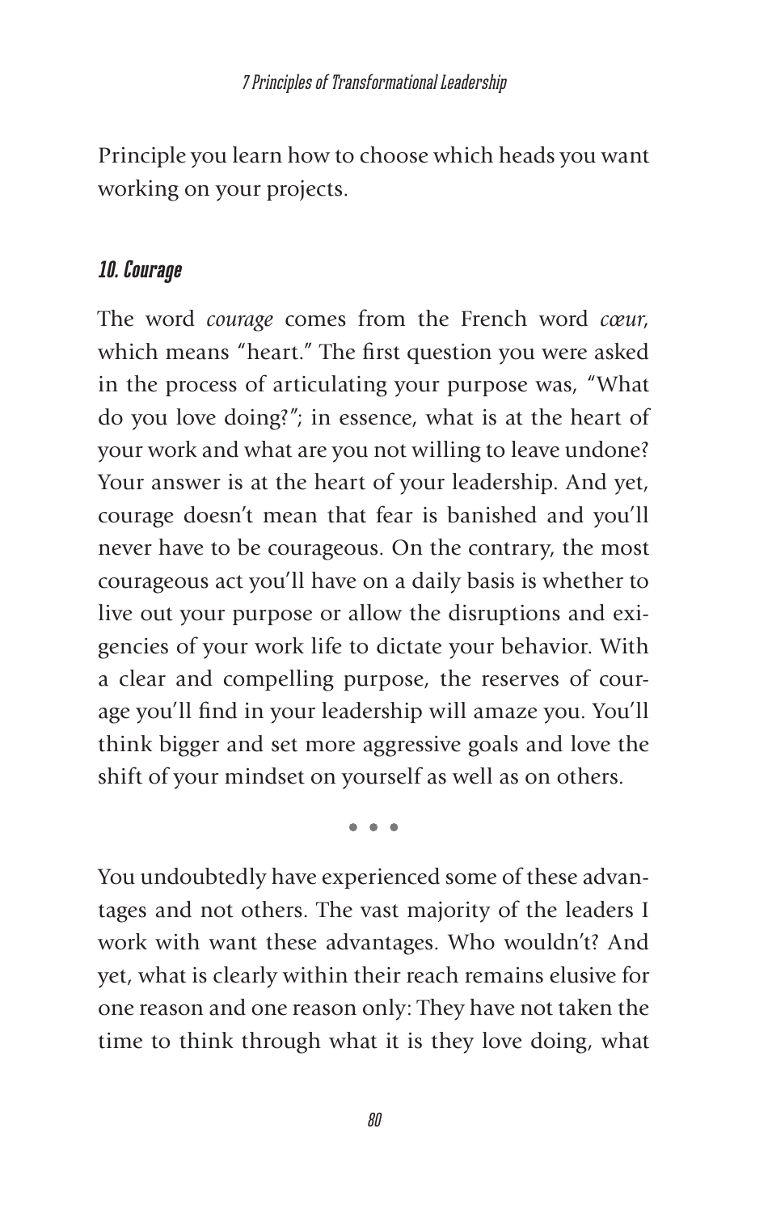Principle you learn how to choose which heads you want working on your projects.

### *10. Courage*

The word *courage* comes from the French word *cœur*, which means "heart." The first question you were asked in the process of articulating your purpose was, "What do you love doing?"; in essence, what is at the heart of your work and what are you not willing to leave undone? Your answer is at the heart of your leadership. And yet, courage doesn't mean that fear is banished and you'll never have to be courageous. On the contrary, the most courageous act you'll have on a daily basis is whether to live out your purpose or allow the disruptions and exigencies of your work life to dictate your behavior. With a clear and compelling purpose, the reserves of courage you'll find in your leadership will amaze you. You'll think bigger and set more aggressive goals and love the shift of your mindset on yourself as well as on others.

• • •

You undoubtedly have experienced some of these advantages and not others. The vast majority of the leaders I work with want these advantages. Who wouldn't? And yet, what is clearly within their reach remains elusive for one reason and one reason only: They have not taken the time to think through what it is they love doing, what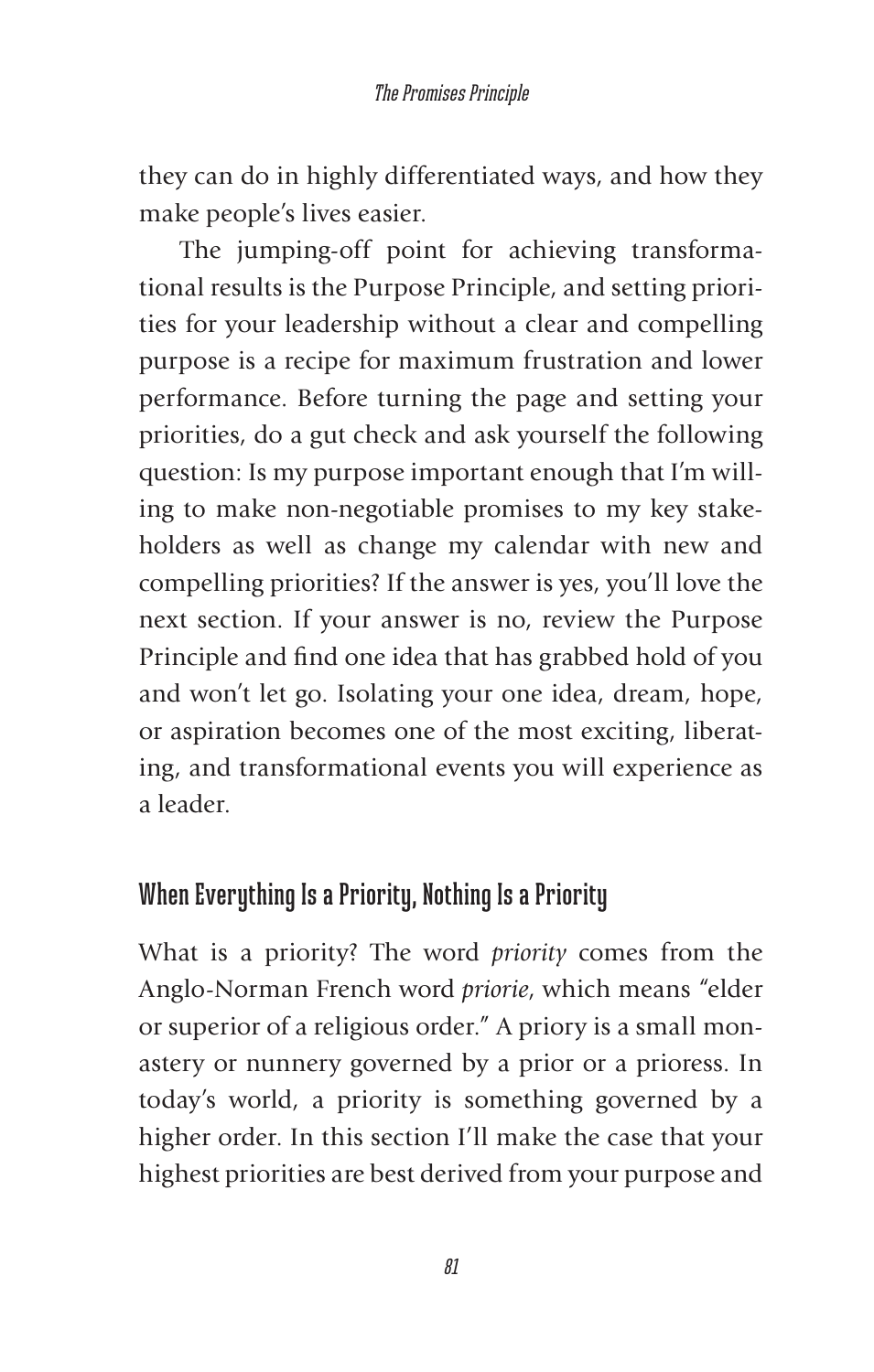they can do in highly differentiated ways, and how they make people's lives easier.

The jumping-off point for achieving transformational results is the Purpose Principle, and setting priorities for your leadership without a clear and compelling purpose is a recipe for maximum frustration and lower performance. Before turning the page and setting your priorities, do a gut check and ask yourself the following question: Is my purpose important enough that I'm willing to make non-negotiable promises to my key stakeholders as well as change my calendar with new and compelling priorities? If the answer is yes, you'll love the next section. If your answer is no, review the Purpose Principle and find one idea that has grabbed hold of you and won't let go. Isolating your one idea, dream, hope, or aspiration becomes one of the most exciting, liberating, and transformational events you will experience as a leader.

## When Everything Is a Priority, Nothing Is a Priority

What is a priority? The word *priority* comes from the Anglo-Norman French word *priorie*, which means "elder or superior of a religious order." A priory is a small monastery or nunnery governed by a prior or a prioress. In today's world, a priority is something governed by a higher order. In this section I'll make the case that your highest priorities are best derived from your purpose and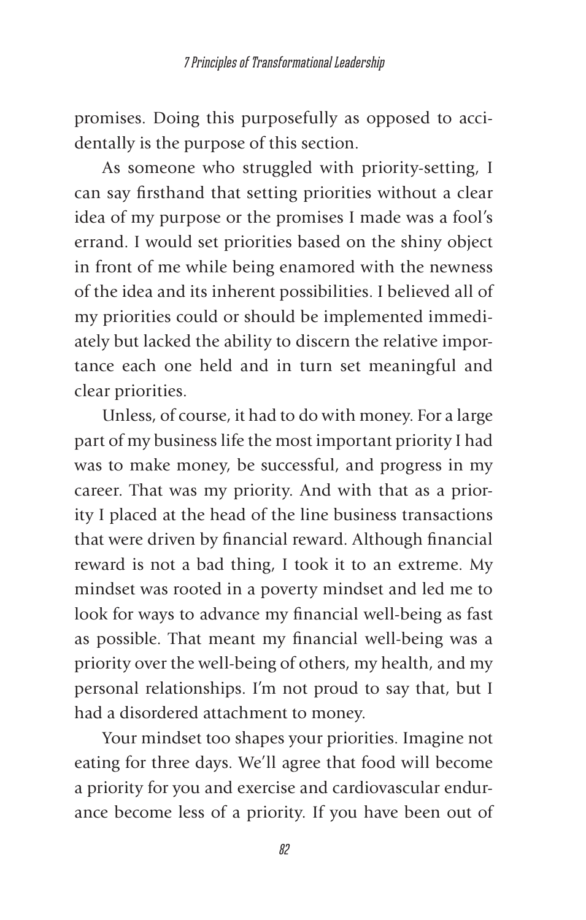promises. Doing this purposefully as opposed to accidentally is the purpose of this section.

As someone who struggled with priority-setting, I can say firsthand that setting priorities without a clear idea of my purpose or the promises I made was a fool's errand. I would set priorities based on the shiny object in front of me while being enamored with the newness of the idea and its inherent possibilities. I believed all of my priorities could or should be implemented immediately but lacked the ability to discern the relative importance each one held and in turn set meaningful and clear priorities.

Unless, of course, it had to do with money. For a large part of my business life the most important priority I had was to make money, be successful, and progress in my career. That was my priority. And with that as a priority I placed at the head of the line business transactions that were driven by financial reward. Although financial reward is not a bad thing, I took it to an extreme. My mindset was rooted in a poverty mindset and led me to look for ways to advance my financial well-being as fast as possible. That meant my financial well-being was a priority over the well-being of others, my health, and my personal relationships. I'm not proud to say that, but I had a disordered attachment to money.

Your mindset too shapes your priorities. Imagine not eating for three days. We'll agree that food will become a priority for you and exercise and cardiovascular endurance become less of a priority. If you have been out of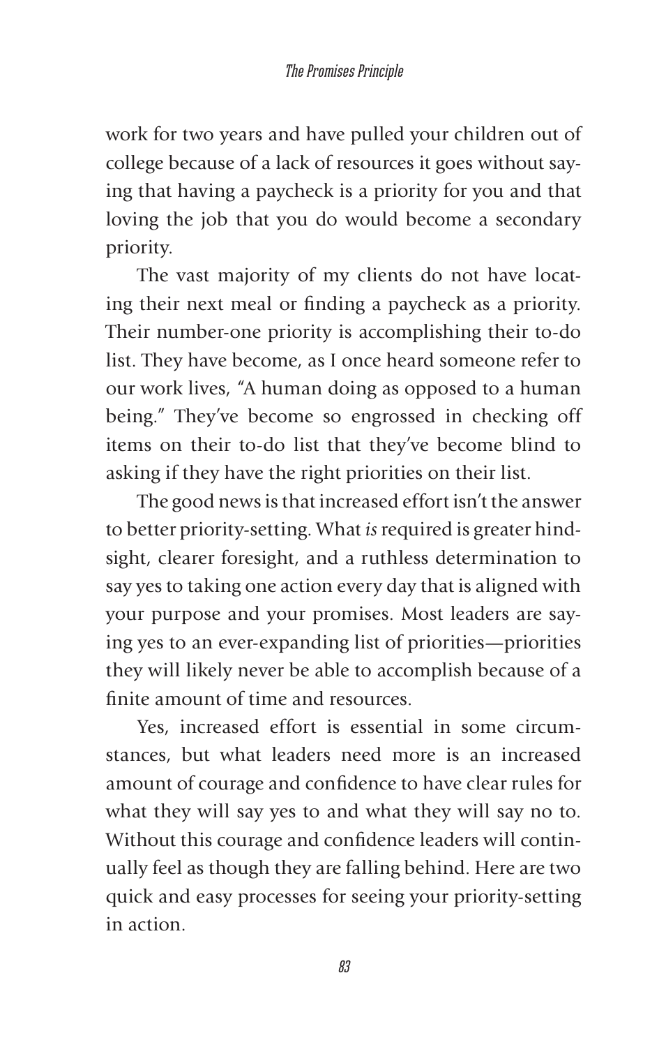work for two years and have pulled your children out of college because of a lack of resources it goes without saying that having a paycheck is a priority for you and that loving the job that you do would become a secondary priority.

The vast majority of my clients do not have locating their next meal or finding a paycheck as a priority. Their number-one priority is accomplishing their to-do list. They have become, as I once heard someone refer to our work lives, "A human doing as opposed to a human being." They've become so engrossed in checking off items on their to-do list that they've become blind to asking if they have the right priorities on their list.

The good news is that increased effort isn't the answer to better priority-setting. What *is* required is greater hindsight, clearer foresight, and a ruthless determination to say yes to taking one action every day that is aligned with your purpose and your promises. Most leaders are saying yes to an ever-expanding list of priorities—priorities they will likely never be able to accomplish because of a finite amount of time and resources.

Yes, increased effort is essential in some circumstances, but what leaders need more is an increased amount of courage and confidence to have clear rules for what they will say yes to and what they will say no to. Without this courage and confidence leaders will continually feel as though they are falling behind. Here are two quick and easy processes for seeing your priority-setting in action.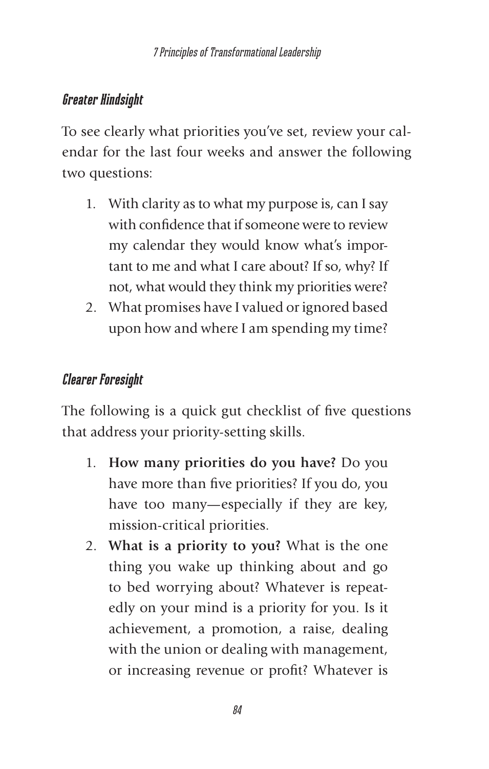### *Greater Hindsight*

To see clearly what priorities you've set, review your calendar for the last four weeks and answer the following two questions:

1. With clarity as to what my purpose is, can I say with confidence that if someone were to review my calendar they would know what's important to me and what I care about? If so, why? If not, what would they think my priorities were?
2. What promises have I valued or ignored based upon how and where I am spending my time?

### *Clearer Foresight*

The following is a quick gut checklist of five questions that address your priority-setting skills.

1. **How many priorities do you have?** Do you have more than five priorities? If you do, you have too many—especially if they are key, mission-critical priorities.
2. **What is a priority to you?** What is the one thing you wake up thinking about and go to bed worrying about? Whatever is repeatedly on your mind is a priority for you. Is it achievement, a promotion, a raise, dealing with the union or dealing with management, or increasing revenue or profit? Whatever is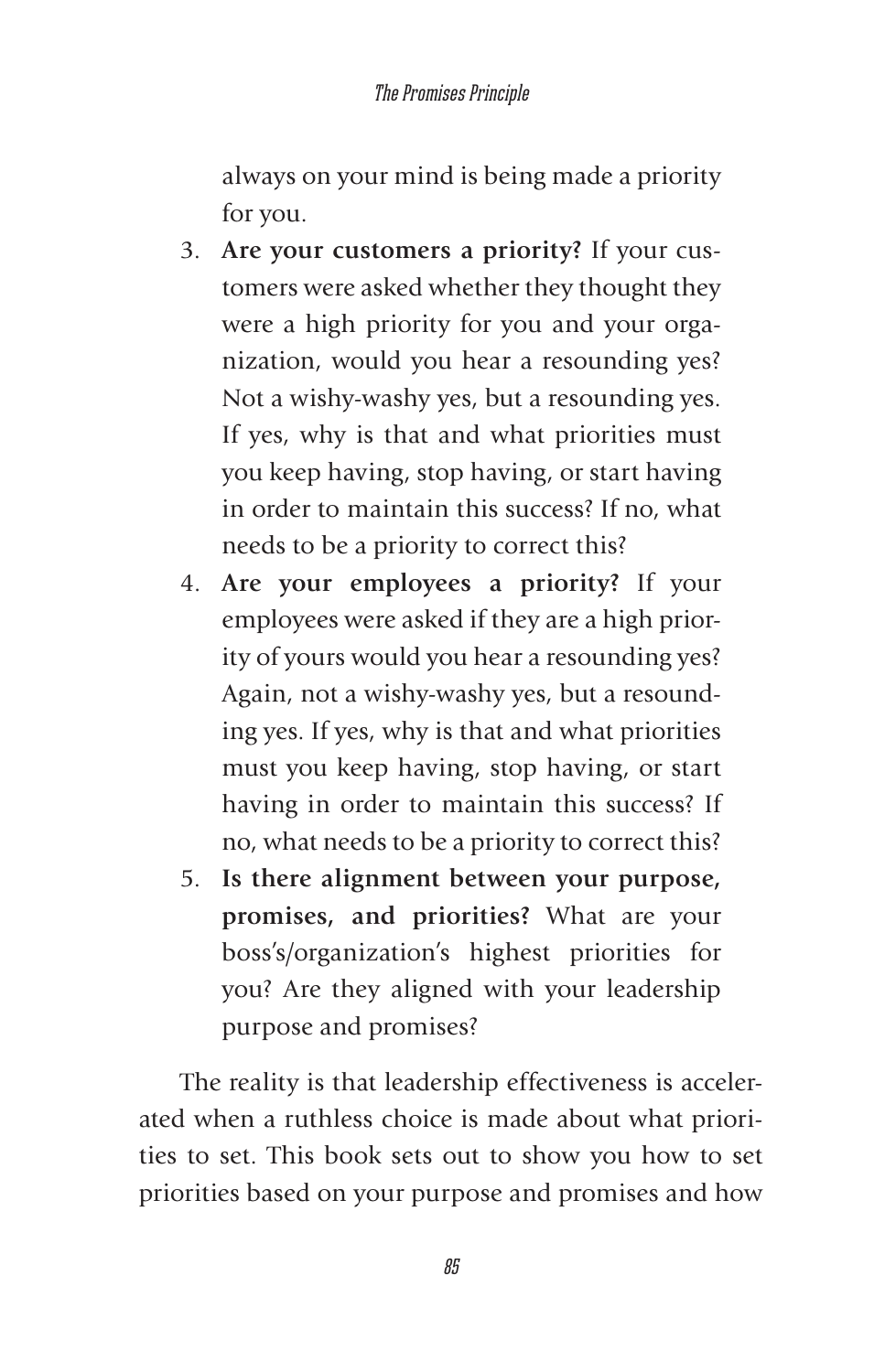always on your mind is being made a priority for you.

3. **Are your customers a priority?** If your customers were asked whether they thought they were a high priority for you and your organization, would you hear a resounding yes? Not a wishy-washy yes, but a resounding yes. If yes, why is that and what priorities must you keep having, stop having, or start having in order to maintain this success? If no, what needs to be a priority to correct this?
4. **Are your employees a priority?** If your employees were asked if they are a high priority of yours would you hear a resounding yes? Again, not a wishy-washy yes, but a resounding yes. If yes, why is that and what priorities must you keep having, stop having, or start having in order to maintain this success? If no, what needs to be a priority to correct this?
5. **Is there alignment between your purpose, promises, and priorities?** What are your boss's/organization's highest priorities for you? Are they aligned with your leadership purpose and promises?

The reality is that leadership effectiveness is accelerated when a ruthless choice is made about what priorities to set. This book sets out to show you how to set priorities based on your purpose and promises and how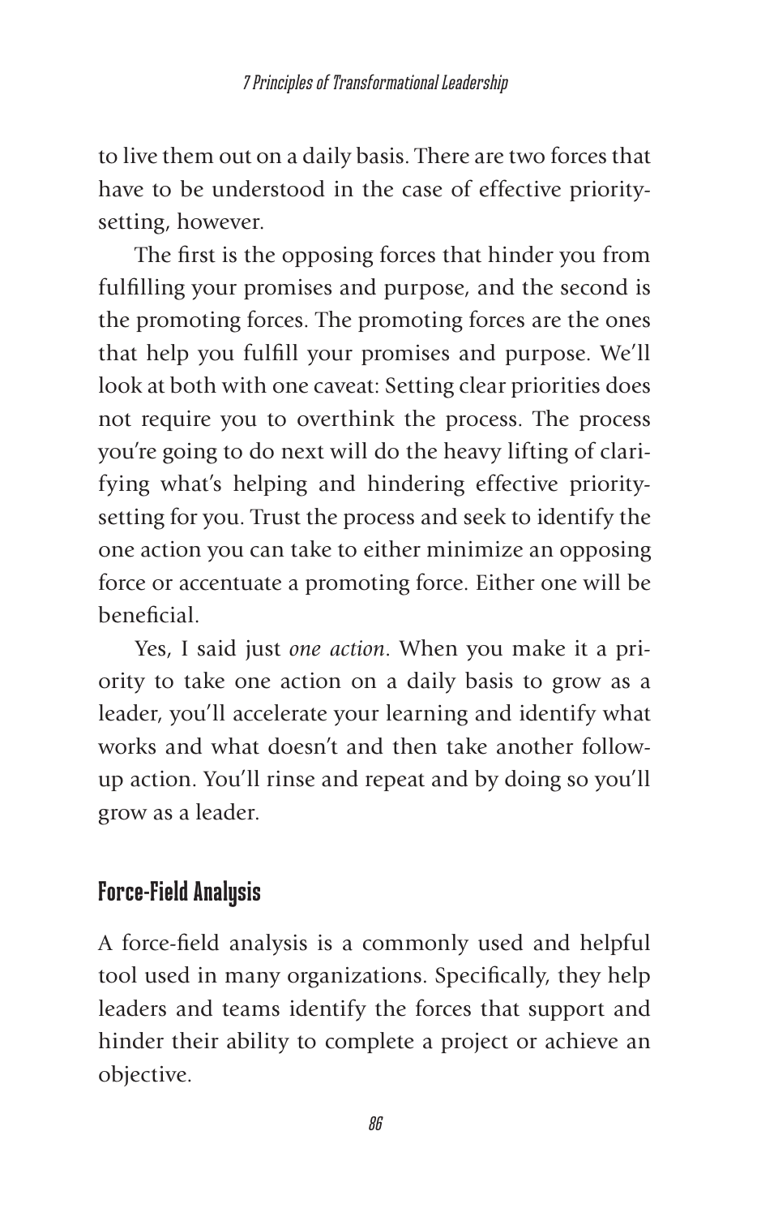to live them out on a daily basis. There are two forces that have to be understood in the case of effective priority-setting, however.

The first is the opposing forces that hinder you from fulfilling your promises and purpose, and the second is the promoting forces. The promoting forces are the ones that help you fulfill your promises and purpose. We'll look at both with one caveat: Setting clear priorities does not require you to overthink the process. The process you're going to do next will do the heavy lifting of clarifying what's helping and hindering effective priority-setting for you. Trust the process and seek to identify the one action you can take to either minimize an opposing force or accentuate a promoting force. Either one will be beneficial.

Yes, I said just *one action*. When you make it a priority to take one action on a daily basis to grow as a leader, you'll accelerate your learning and identify what works and what doesn't and then take another follow-up action. You'll rinse and repeat and by doing so you'll grow as a leader.

## Force-Field Analysis

A force-field analysis is a commonly used and helpful tool used in many organizations. Specifically, they help leaders and teams identify the forces that support and hinder their ability to complete a project or achieve an objective.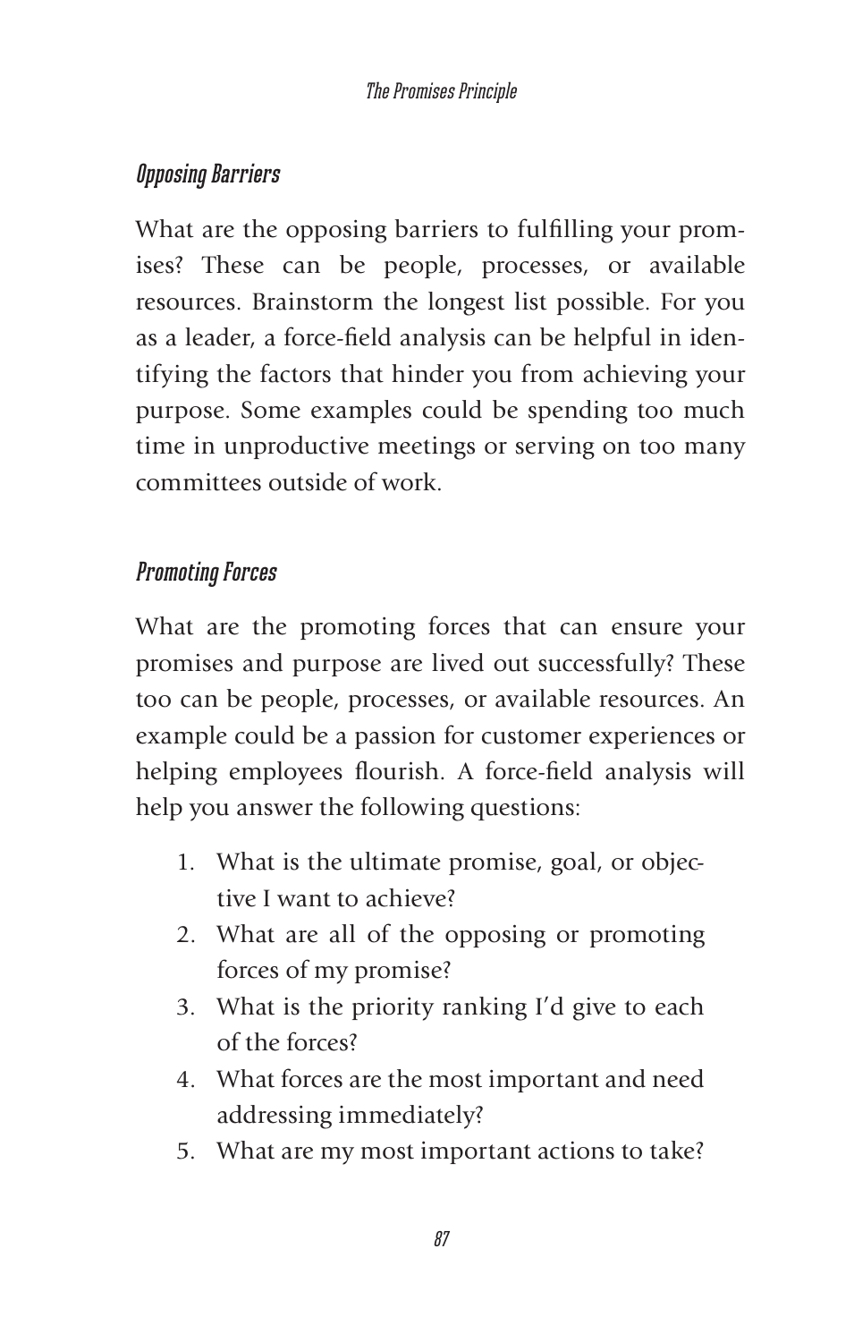### *Opposing Barriers*

What are the opposing barriers to fulfilling your promises? These can be people, processes, or available resources. Brainstorm the longest list possible. For you as a leader, a force-field analysis can be helpful in identifying the factors that hinder you from achieving your purpose. Some examples could be spending too much time in unproductive meetings or serving on too many committees outside of work.

### *Promoting Forces*

What are the promoting forces that can ensure your promises and purpose are lived out successfully? These too can be people, processes, or available resources. An example could be a passion for customer experiences or helping employees flourish. A force-field analysis will help you answer the following questions:

1. What is the ultimate promise, goal, or objective I want to achieve?
2. What are all of the opposing or promoting forces of my promise?
3. What is the priority ranking I'd give to each of the forces?
4. What forces are the most important and need addressing immediately?
5. What are my most important actions to take?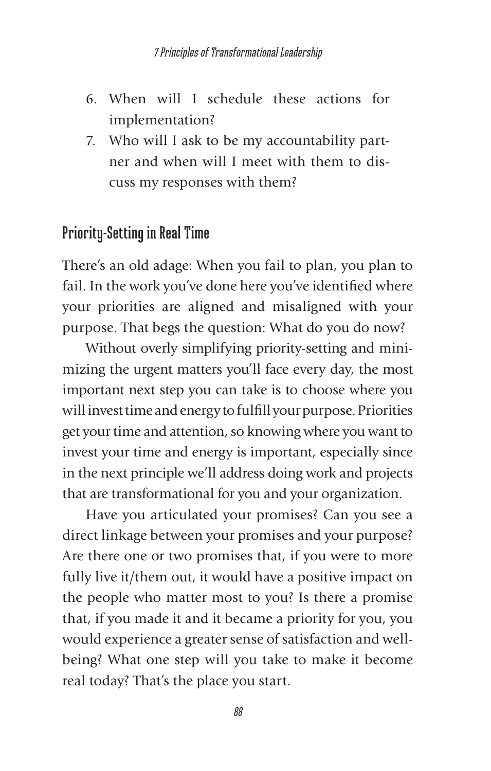6. When will I schedule these actions for implementation?
7. Who will I ask to be my accountability partner and when will I meet with them to discuss my responses with them?

## Priority-Setting in Real Time

There's an old adage: When you fail to plan, you plan to fail. In the work you've done here you've identified where your priorities are aligned and misaligned with your purpose. That begs the question: What do you do now?

Without overly simplifying priority-setting and minimizing the urgent matters you'll face every day, the most important next step you can take is to choose where you will invest time and energy to fulfill your purpose. Priorities get your time and attention, so knowing where you want to invest your time and energy is important, especially since in the next principle we'll address doing work and projects that are transformational for you and your organization.

Have you articulated your promises? Can you see a direct linkage between your promises and your purpose? Are there one or two promises that, if you were to more fully live it/them out, it would have a positive impact on the people who matter most to you? Is there a promise that, if you made it and it became a priority for you, you would experience a greater sense of satisfaction and well-being? What one step will you take to make it become real today? That's the place you start.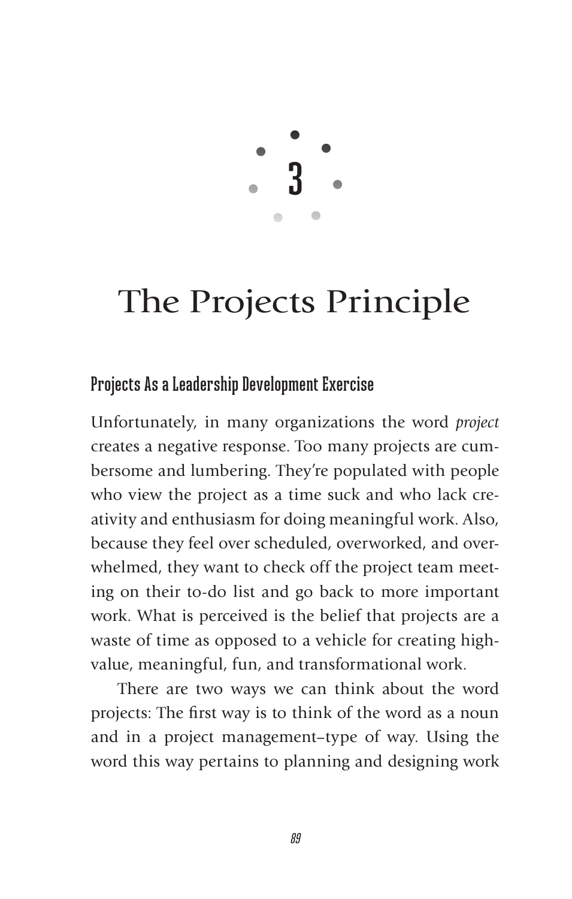# 3

# The Projects Principle

## Projects As a Leadership Development Exercise

Unfortunately, in many organizations the word *project* creates a negative response. Too many projects are cumbersome and lumbering. They're populated with people who view the project as a time suck and who lack creativity and enthusiasm for doing meaningful work. Also, because they feel over scheduled, overworked, and overwhelmed, they want to check off the project team meeting on their to-do list and go back to more important work. What is perceived is the belief that projects are a waste of time as opposed to a vehicle for creating high-value, meaningful, fun, and transformational work.

There are two ways we can think about the word projects: The first way is to think of the word as a noun and in a project management–type of way. Using the word this way pertains to planning and designing work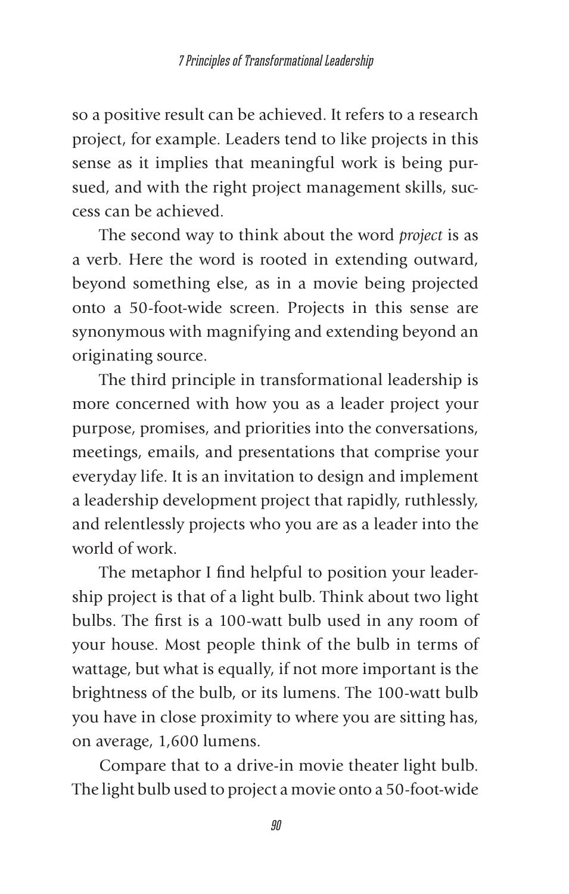so a positive result can be achieved. It refers to a research project, for example. Leaders tend to like projects in this sense as it implies that meaningful work is being pursued, and with the right project management skills, success can be achieved.

The second way to think about the word *project* is as a verb. Here the word is rooted in extending outward, beyond something else, as in a movie being projected onto a 50-foot-wide screen. Projects in this sense are synonymous with magnifying and extending beyond an originating source.

The third principle in transformational leadership is more concerned with how you as a leader project your purpose, promises, and priorities into the conversations, meetings, emails, and presentations that comprise your everyday life. It is an invitation to design and implement a leadership development project that rapidly, ruthlessly, and relentlessly projects who you are as a leader into the world of work.

The metaphor I find helpful to position your leadership project is that of a light bulb. Think about two light bulbs. The first is a 100-watt bulb used in any room of your house. Most people think of the bulb in terms of wattage, but what is equally, if not more important is the brightness of the bulb, or its lumens. The 100-watt bulb you have in close proximity to where you are sitting has, on average, 1,600 lumens.

Compare that to a drive-in movie theater light bulb. The light bulb used to project a movie onto a 50-foot-wide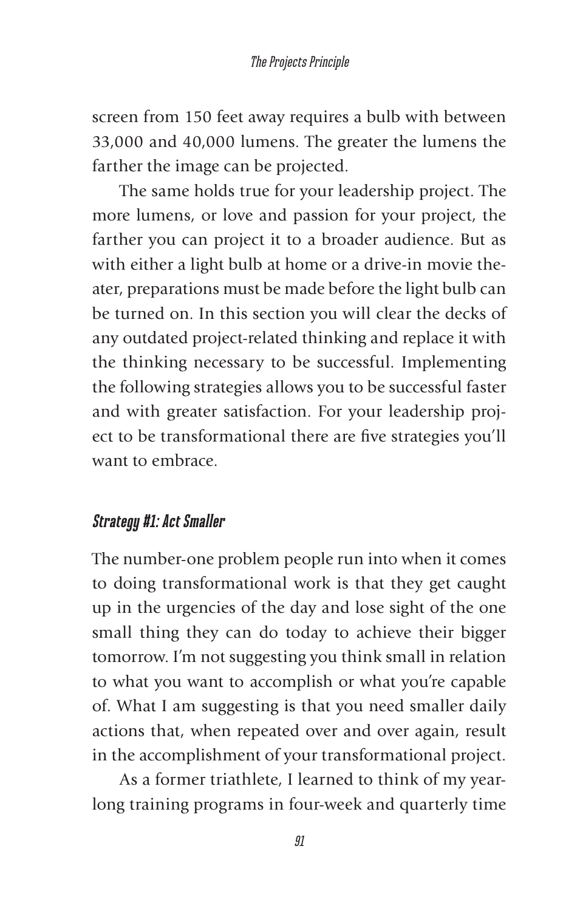screen from 150 feet away requires a bulb with between 33,000 and 40,000 lumens. The greater the lumens the farther the image can be projected.

The same holds true for your leadership project. The more lumens, or love and passion for your project, the farther you can project it to a broader audience. But as with either a light bulb at home or a drive-in movie theater, preparations must be made before the light bulb can be turned on. In this section you will clear the decks of any outdated project-related thinking and replace it with the thinking necessary to be successful. Implementing the following strategies allows you to be successful faster and with greater satisfaction. For your leadership project to be transformational there are five strategies you'll want to embrace.

### *Strategy #1: Act Smaller*

The number-one problem people run into when it comes to doing transformational work is that they get caught up in the urgencies of the day and lose sight of the one small thing they can do today to achieve their bigger tomorrow. I'm not suggesting you think small in relation to what you want to accomplish or what you're capable of. What I am suggesting is that you need smaller daily actions that, when repeated over and over again, result in the accomplishment of your transformational project.

As a former triathlete, I learned to think of my year-long training programs in four-week and quarterly time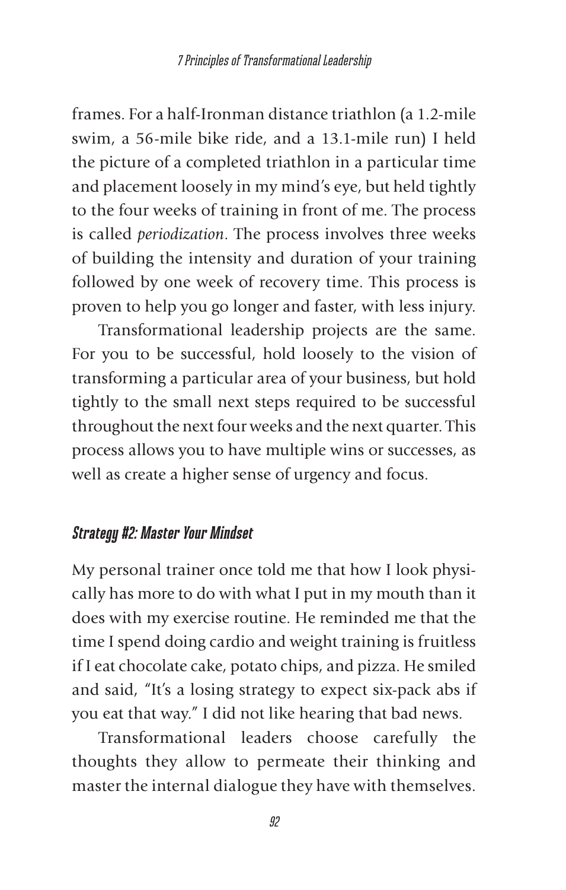frames. For a half-Ironman distance triathlon (a 1.2-mile swim, a 56-mile bike ride, and a 13.1-mile run) I held the picture of a completed triathlon in a particular time and placement loosely in my mind's eye, but held tightly to the four weeks of training in front of me. The process is called *periodization*. The process involves three weeks of building the intensity and duration of your training followed by one week of recovery time. This process is proven to help you go longer and faster, with less injury.

Transformational leadership projects are the same. For you to be successful, hold loosely to the vision of transforming a particular area of your business, but hold tightly to the small next steps required to be successful throughout the next four weeks and the next quarter. This process allows you to have multiple wins or successes, as well as create a higher sense of urgency and focus.

### *Strategy #2: Master Your Mindset*

My personal trainer once told me that how I look physically has more to do with what I put in my mouth than it does with my exercise routine. He reminded me that the time I spend doing cardio and weight training is fruitless if I eat chocolate cake, potato chips, and pizza. He smiled and said, "It's a losing strategy to expect six-pack abs if you eat that way." I did not like hearing that bad news.

Transformational leaders choose carefully the thoughts they allow to permeate their thinking and master the internal dialogue they have with themselves.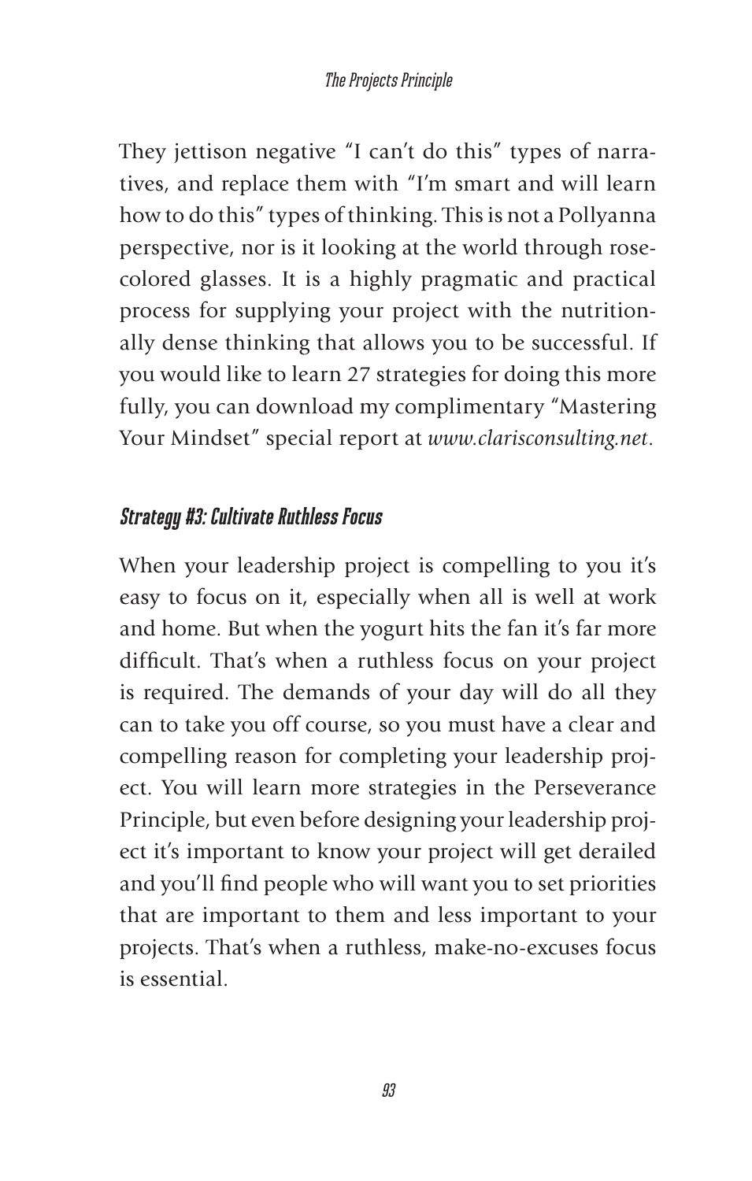They jettison negative "I can't do this" types of narratives, and replace them with "I'm smart and will learn how to do this" types of thinking. This is not a Pollyanna perspective, nor is it looking at the world through rose-colored glasses. It is a highly pragmatic and practical process for supplying your project with the nutritionally dense thinking that allows you to be successful. If you would like to learn 27 strategies for doing this more fully, you can download my complimentary "Mastering Your Mindset" special report at *www.clarisconsulting.net*.

### *Strategy #3: Cultivate Ruthless Focus*

When your leadership project is compelling to you it's easy to focus on it, especially when all is well at work and home. But when the yogurt hits the fan it's far more difficult. That's when a ruthless focus on your project is required. The demands of your day will do all they can to take you off course, so you must have a clear and compelling reason for completing your leadership project. You will learn more strategies in the Perseverance Principle, but even before designing your leadership project it's important to know your project will get derailed and you'll find people who will want you to set priorities that are important to them and less important to your projects. That's when a ruthless, make-no-excuses focus is essential.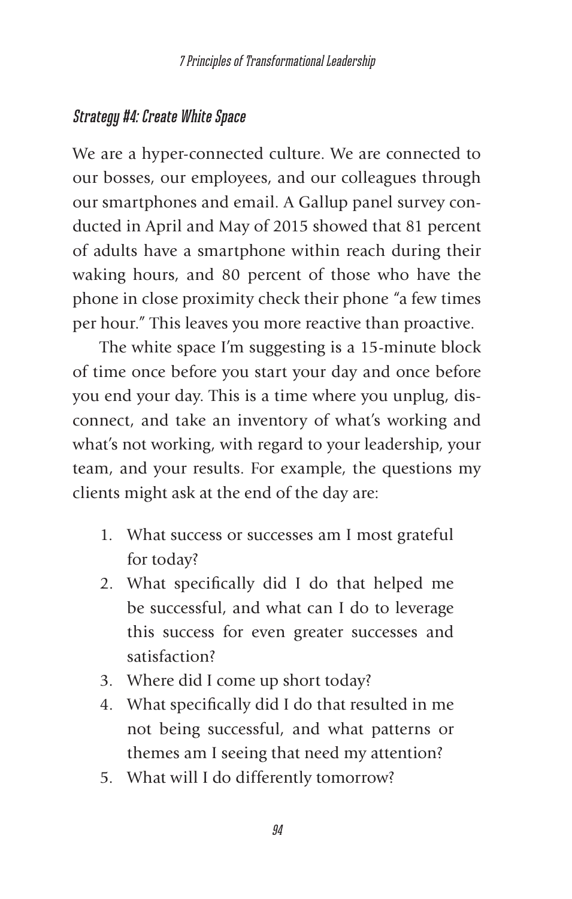### *Strategy #4: Create White Space*

We are a hyper-connected culture. We are connected to our bosses, our employees, and our colleagues through our smartphones and email. A Gallup panel survey conducted in April and May of 2015 showed that 81 percent of adults have a smartphone within reach during their waking hours, and 80 percent of those who have the phone in close proximity check their phone "a few times per hour." This leaves you more reactive than proactive.

The white space I'm suggesting is a 15-minute block of time once before you start your day and once before you end your day. This is a time where you unplug, disconnect, and take an inventory of what's working and what's not working, with regard to your leadership, your team, and your results. For example, the questions my clients might ask at the end of the day are:

1. What success or successes am I most grateful for today?
2. What specifically did I do that helped me be successful, and what can I do to leverage this success for even greater successes and satisfaction?
3. Where did I come up short today?
4. What specifically did I do that resulted in me not being successful, and what patterns or themes am I seeing that need my attention?
5. What will I do differently tomorrow?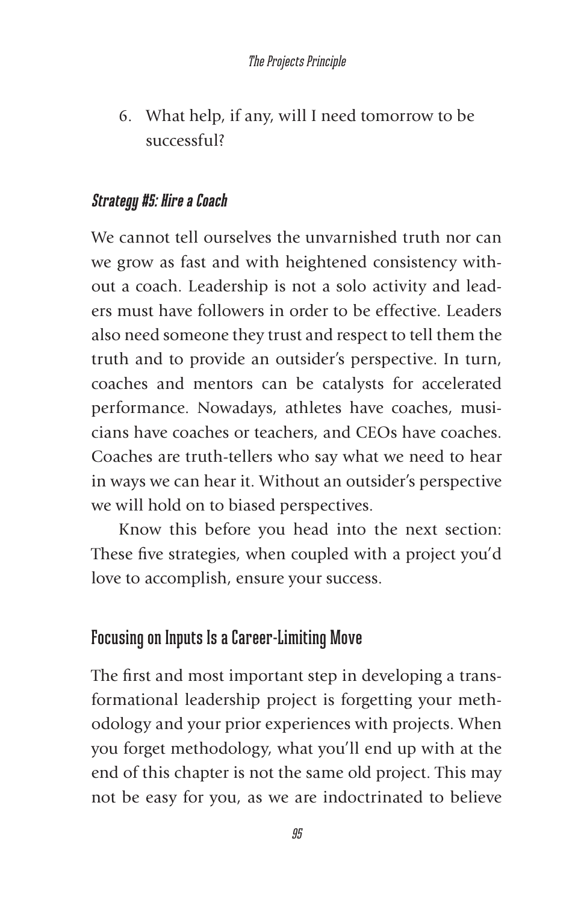6. What help, if any, will I need tomorrow to be successful?

### *Strategy #5: Hire a Coach*

We cannot tell ourselves the unvarnished truth nor can we grow as fast and with heightened consistency without a coach. Leadership is not a solo activity and leaders must have followers in order to be effective. Leaders also need someone they trust and respect to tell them the truth and to provide an outsider's perspective. In turn, coaches and mentors can be catalysts for accelerated performance. Nowadays, athletes have coaches, musicians have coaches or teachers, and CEOs have coaches. Coaches are truth-tellers who say what we need to hear in ways we can hear it. Without an outsider's perspective we will hold on to biased perspectives.

Know this before you head into the next section: These five strategies, when coupled with a project you'd love to accomplish, ensure your success.

## Focusing on Inputs Is a Career-Limiting Move

The first and most important step in developing a transformational leadership project is forgetting your methodology and your prior experiences with projects. When you forget methodology, what you'll end up with at the end of this chapter is not the same old project. This may not be easy for you, as we are indoctrinated to believe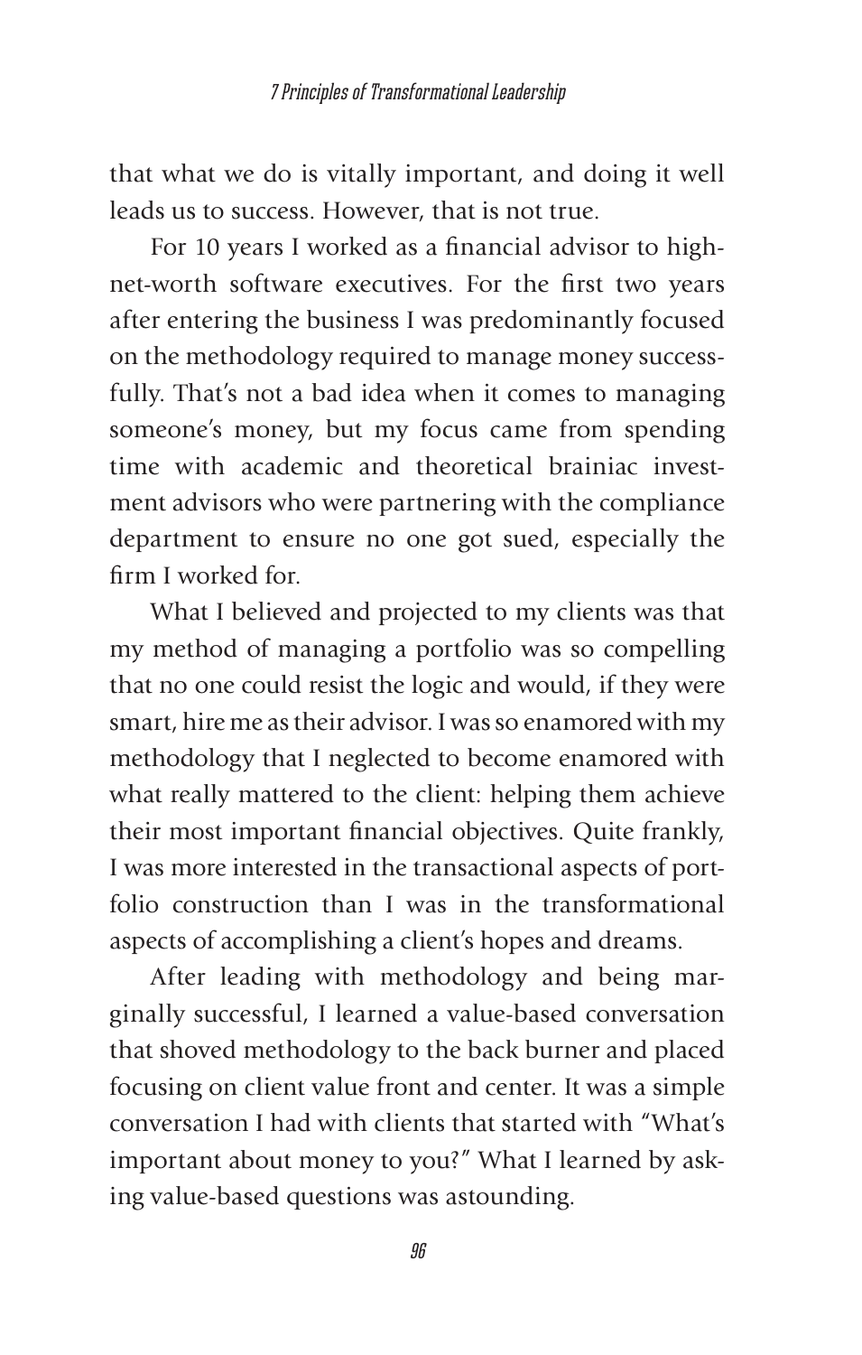that what we do is vitally important, and doing it well leads us to success. However, that is not true.

For 10 years I worked as a financial advisor to high-net-worth software executives. For the first two years after entering the business I was predominantly focused on the methodology required to manage money successfully. That's not a bad idea when it comes to managing someone's money, but my focus came from spending time with academic and theoretical brainiac investment advisors who were partnering with the compliance department to ensure no one got sued, especially the firm I worked for.

What I believed and projected to my clients was that my method of managing a portfolio was so compelling that no one could resist the logic and would, if they were smart, hire me as their advisor. I was so enamored with my methodology that I neglected to become enamored with what really mattered to the client: helping them achieve their most important financial objectives. Quite frankly, I was more interested in the transactional aspects of portfolio construction than I was in the transformational aspects of accomplishing a client's hopes and dreams.

After leading with methodology and being marginally successful, I learned a value-based conversation that shoved methodology to the back burner and placed focusing on client value front and center. It was a simple conversation I had with clients that started with "What's important about money to you?" What I learned by asking value-based questions was astounding.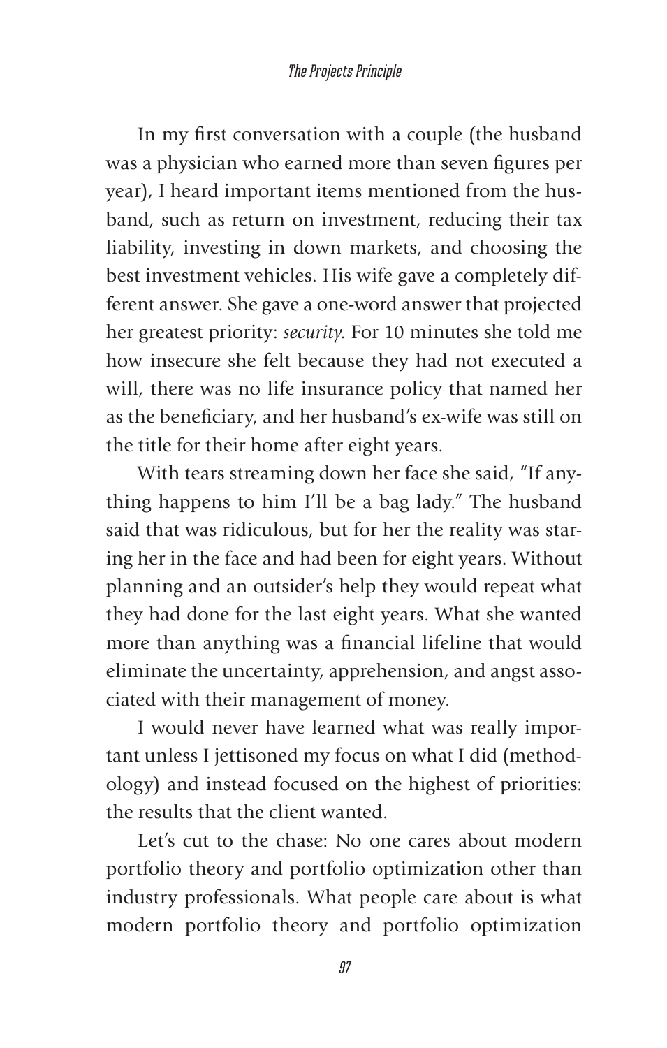In my first conversation with a couple (the husband was a physician who earned more than seven figures per year), I heard important items mentioned from the husband, such as return on investment, reducing their tax liability, investing in down markets, and choosing the best investment vehicles. His wife gave a completely different answer. She gave a one-word answer that projected her greatest priority: *security*. For 10 minutes she told me how insecure she felt because they had not executed a will, there was no life insurance policy that named her as the beneficiary, and her husband's ex-wife was still on the title for their home after eight years.

With tears streaming down her face she said, "If anything happens to him I'll be a bag lady." The husband said that was ridiculous, but for her the reality was staring her in the face and had been for eight years. Without planning and an outsider's help they would repeat what they had done for the last eight years. What she wanted more than anything was a financial lifeline that would eliminate the uncertainty, apprehension, and angst associated with their management of money.

I would never have learned what was really important unless I jettisoned my focus on what I did (methodology) and instead focused on the highest of priorities: the results that the client wanted.

Let's cut to the chase: No one cares about modern portfolio theory and portfolio optimization other than industry professionals. What people care about is what modern portfolio theory and portfolio optimization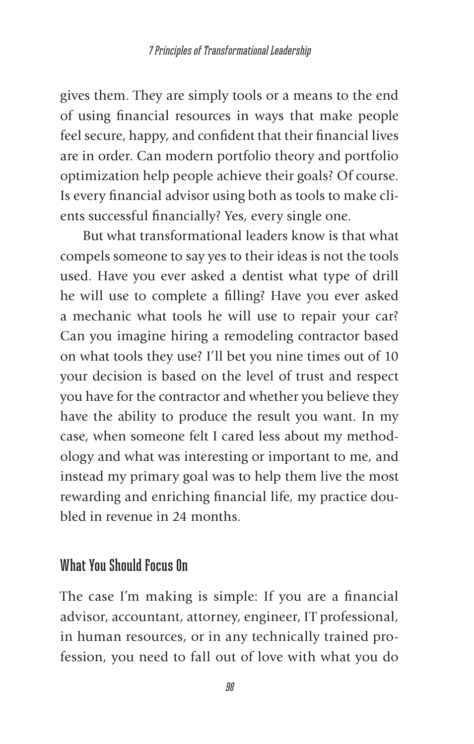gives them. They are simply tools or a means to the end of using financial resources in ways that make people feel secure, happy, and confident that their financial lives are in order. Can modern portfolio theory and portfolio optimization help people achieve their goals? Of course. Is every financial advisor using both as tools to make clients successful financially? Yes, every single one.

But what transformational leaders know is that what compels someone to say yes to their ideas is not the tools used. Have you ever asked a dentist what type of drill he will use to complete a filling? Have you ever asked a mechanic what tools he will use to repair your car? Can you imagine hiring a remodeling contractor based on what tools they use? I'll bet you nine times out of 10 your decision is based on the level of trust and respect you have for the contractor and whether you believe they have the ability to produce the result you want. In my case, when someone felt I cared less about my methodology and what was interesting or important to me, and instead my primary goal was to help them live the most rewarding and enriching financial life, my practice doubled in revenue in 24 months.

## What You Should Focus On

The case I'm making is simple: If you are a financial advisor, accountant, attorney, engineer, IT professional, in human resources, or in any technically trained profession, you need to fall out of love with what you do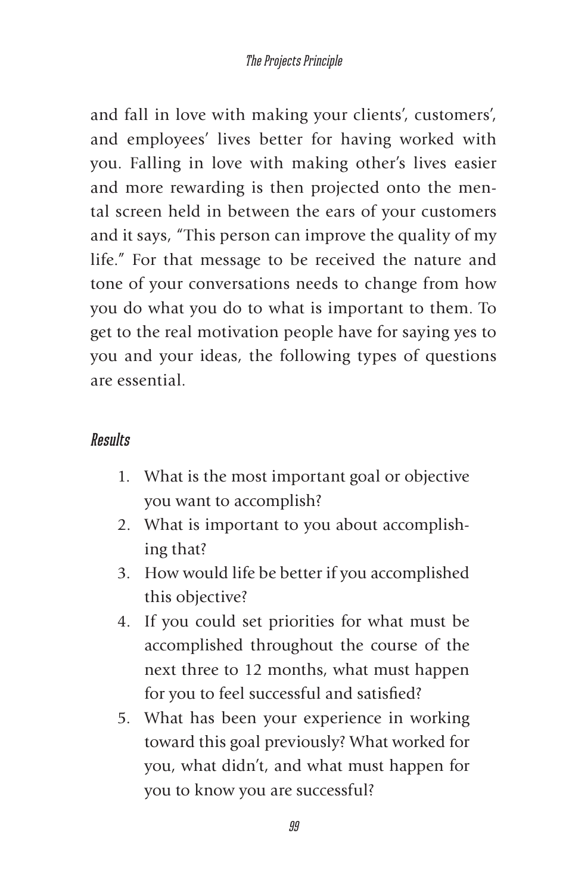and fall in love with making your clients', customers', and employees' lives better for having worked with you. Falling in love with making other's lives easier and more rewarding is then projected onto the mental screen held in between the ears of your customers and it says, "This person can improve the quality of my life." For that message to be received the nature and tone of your conversations needs to change from how you do what you do to what is important to them. To get to the real motivation people have for saying yes to you and your ideas, the following types of questions are essential.

### *Results*

1. What is the most important goal or objective you want to accomplish?
2. What is important to you about accomplishing that?
3. How would life be better if you accomplished this objective?
4. If you could set priorities for what must be accomplished throughout the course of the next three to 12 months, what must happen for you to feel successful and satisfied?
5. What has been your experience in working toward this goal previously? What worked for you, what didn't, and what must happen for you to know you are successful?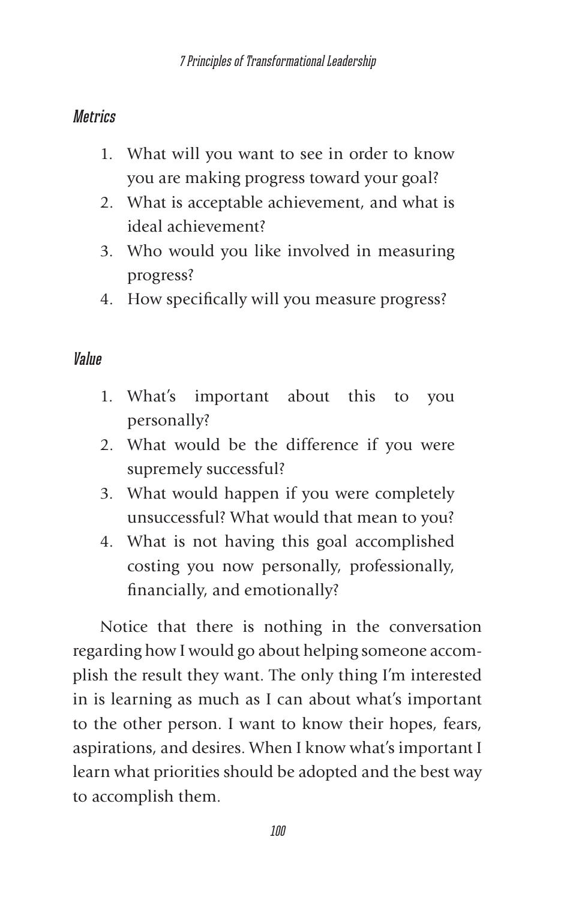### *Metrics*

1. What will you want to see in order to know you are making progress toward your goal?
2. What is acceptable achievement, and what is ideal achievement?
3. Who would you like involved in measuring progress?
4. How specifically will you measure progress?

### *Value*

1. What's important about this to you personally?
2. What would be the difference if you were supremely successful?
3. What would happen if you were completely unsuccessful? What would that mean to you?
4. What is not having this goal accomplished costing you now personally, professionally, financially, and emotionally?

Notice that there is nothing in the conversation regarding how I would go about helping someone accomplish the result they want. The only thing I'm interested in is learning as much as I can about what's important to the other person. I want to know their hopes, fears, aspirations, and desires. When I know what's important I learn what priorities should be adopted and the best way to accomplish them.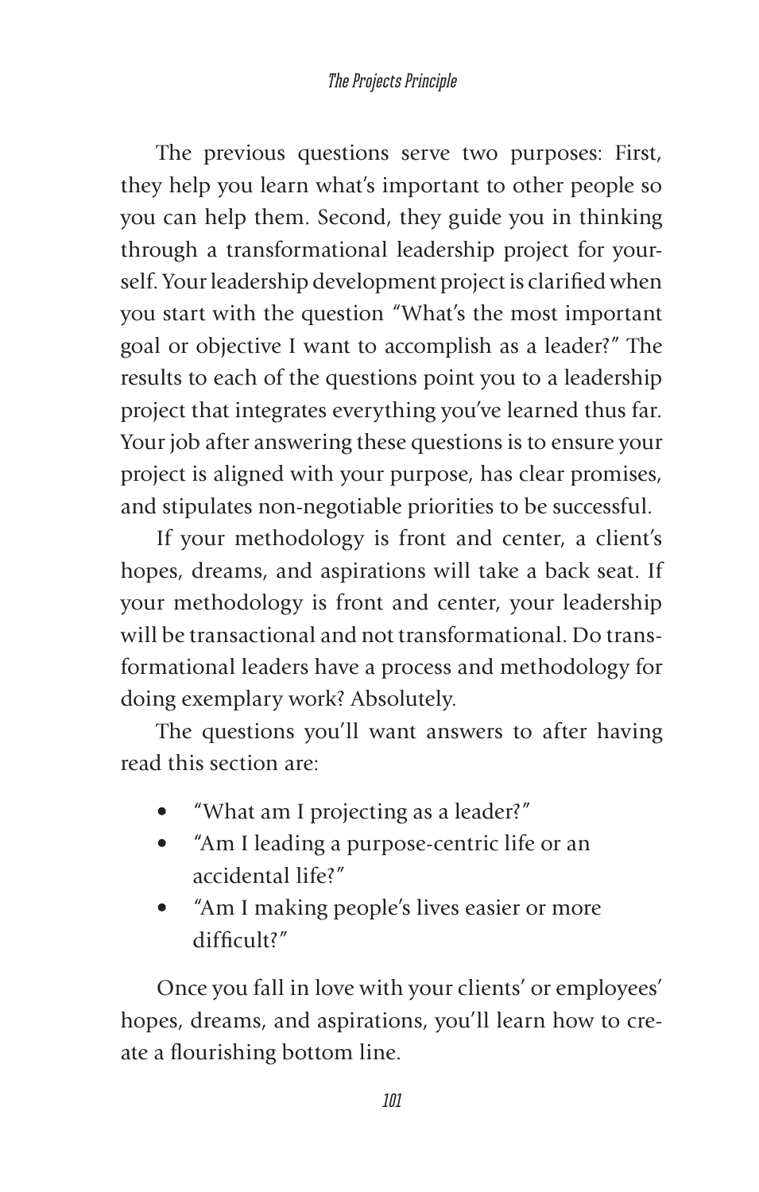The previous questions serve two purposes: First, they help you learn what's important to other people so you can help them. Second, they guide you in thinking through a transformational leadership project for yourself. Your leadership development project is clarified when you start with the question "What's the most important goal or objective I want to accomplish as a leader?" The results to each of the questions point you to a leadership project that integrates everything you've learned thus far. Your job after answering these questions is to ensure your project is aligned with your purpose, has clear promises, and stipulates non-negotiable priorities to be successful.

If your methodology is front and center, a client's hopes, dreams, and aspirations will take a back seat. If your methodology is front and center, your leadership will be transactional and not transformational. Do transformational leaders have a process and methodology for doing exemplary work? Absolutely.

The questions you'll want answers to after having read this section are:

- "What am I projecting as a leader?"
- "Am I leading a purpose-centric life or an accidental life?"
- "Am I making people's lives easier or more difficult?"

Once you fall in love with your clients' or employees' hopes, dreams, and aspirations, you'll learn how to create a flourishing bottom line.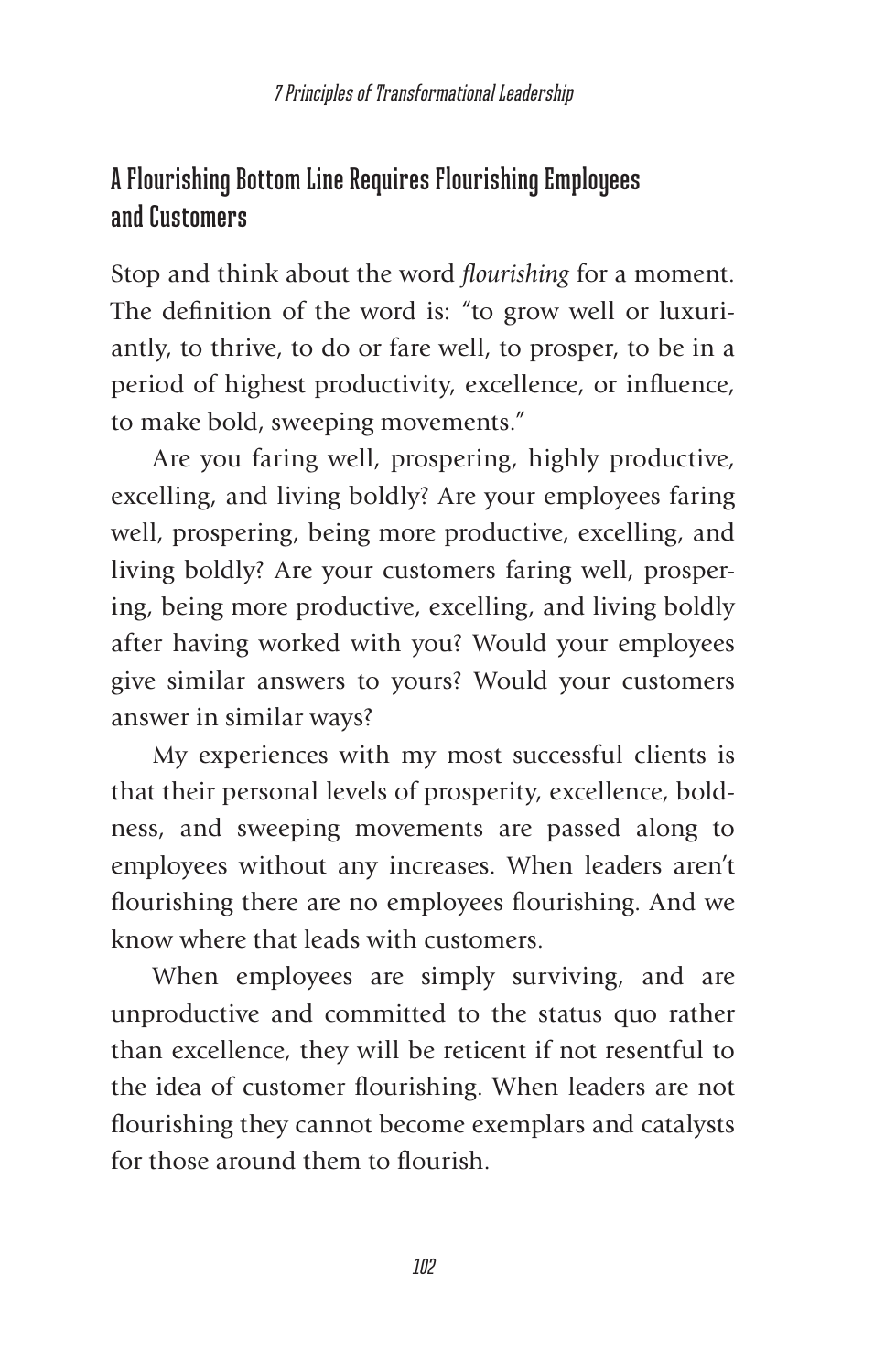## A Flourishing Bottom Line Requires Flourishing Employees and Customers

Stop and think about the word *flourishing* for a moment. The definition of the word is: "to grow well or luxuriantly, to thrive, to do or fare well, to prosper, to be in a period of highest productivity, excellence, or influence, to make bold, sweeping movements."

Are you faring well, prospering, highly productive, excelling, and living boldly? Are your employees faring well, prospering, being more productive, excelling, and living boldly? Are your customers faring well, prospering, being more productive, excelling, and living boldly after having worked with you? Would your employees give similar answers to yours? Would your customers answer in similar ways?

My experiences with my most successful clients is that their personal levels of prosperity, excellence, boldness, and sweeping movements are passed along to employees without any increases. When leaders aren't flourishing there are no employees flourishing. And we know where that leads with customers.

When employees are simply surviving, and are unproductive and committed to the status quo rather than excellence, they will be reticent if not resentful to the idea of customer flourishing. When leaders are not flourishing they cannot become exemplars and catalysts for those around them to flourish.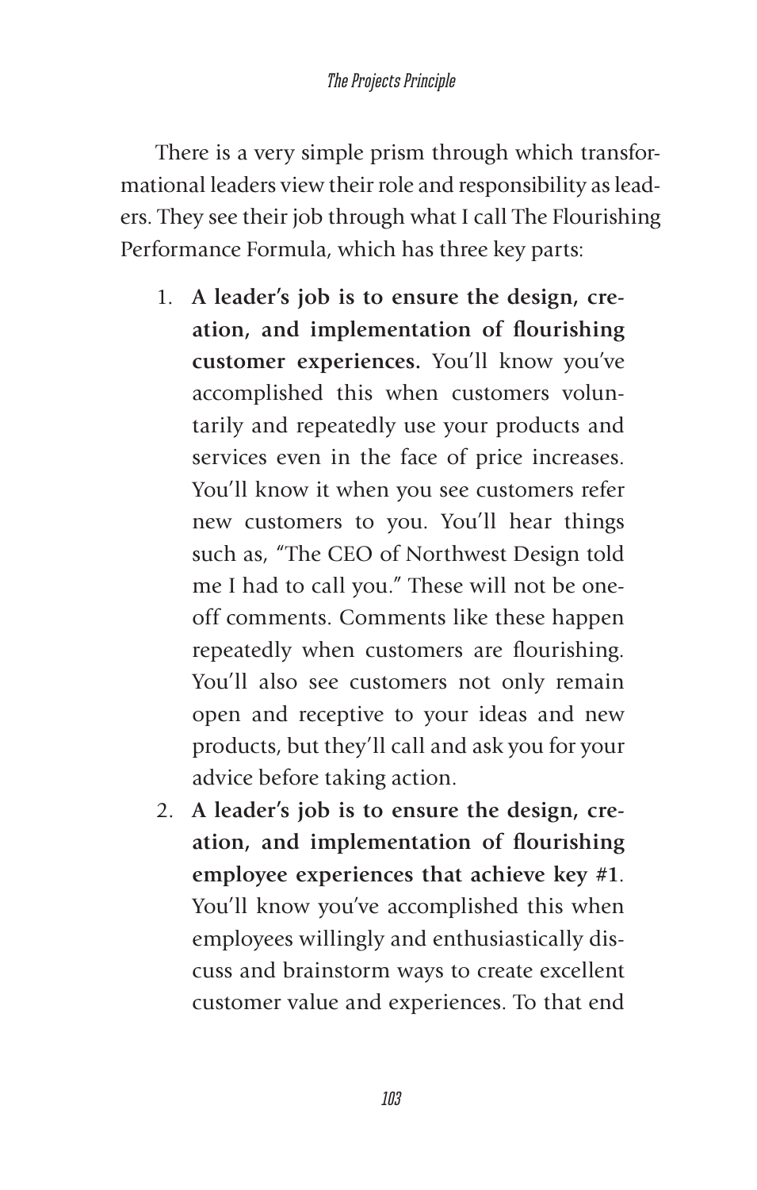There is a very simple prism through which transformational leaders view their role and responsibility as leaders. They see their job through what I call The Flourishing Performance Formula, which has three key parts:

1. **A leader's job is to ensure the design, creation, and implementation of flourishing customer experiences.** You'll know you've accomplished this when customers voluntarily and repeatedly use your products and services even in the face of price increases. You'll know it when you see customers refer new customers to you. You'll hear things such as, "The CEO of Northwest Design told me I had to call you." These will not be one-off comments. Comments like these happen repeatedly when customers are flourishing. You'll also see customers not only remain open and receptive to your ideas and new products, but they'll call and ask you for your advice before taking action.
2. **A leader's job is to ensure the design, creation, and implementation of flourishing employee experiences that achieve key #1**. You'll know you've accomplished this when employees willingly and enthusiastically discuss and brainstorm ways to create excellent customer value and experiences. To that end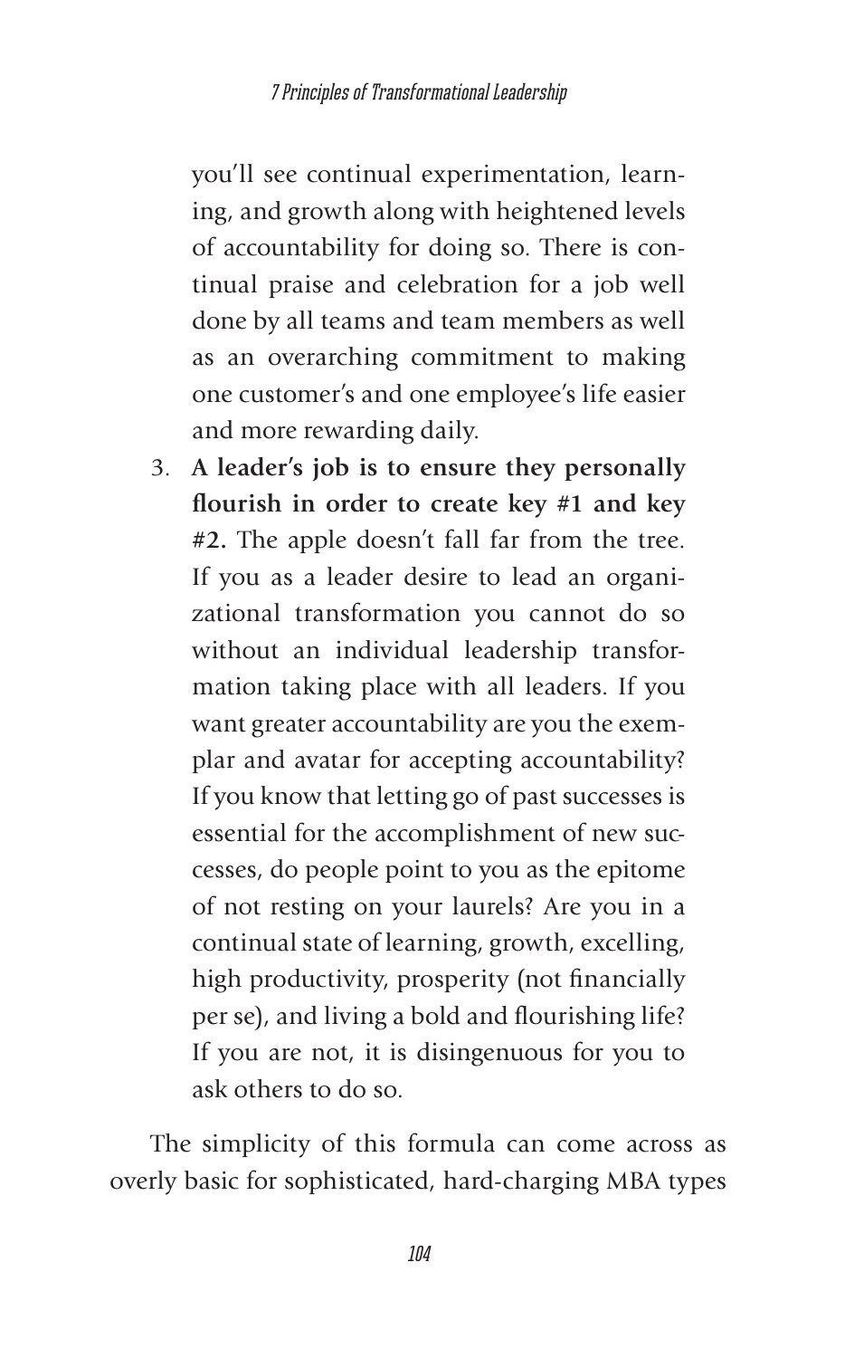you'll see continual experimentation, learning, and growth along with heightened levels of accountability for doing so. There is continual praise and celebration for a job well done by all teams and team members as well as an overarching commitment to making one customer's and one employee's life easier and more rewarding daily.

3. **A leader's job is to ensure they personally flourish in order to create key #1 and key #2.** The apple doesn't fall far from the tree. If you as a leader desire to lead an organizational transformation you cannot do so without an individual leadership transformation taking place with all leaders. If you want greater accountability are you the exemplar and avatar for accepting accountability? If you know that letting go of past successes is essential for the accomplishment of new successes, do people point to you as the epitome of not resting on your laurels? Are you in a continual state of learning, growth, excelling, high productivity, prosperity (not financially per se), and living a bold and flourishing life? If you are not, it is disingenuous for you to ask others to do so.

The simplicity of this formula can come across as overly basic for sophisticated, hard-charging MBA types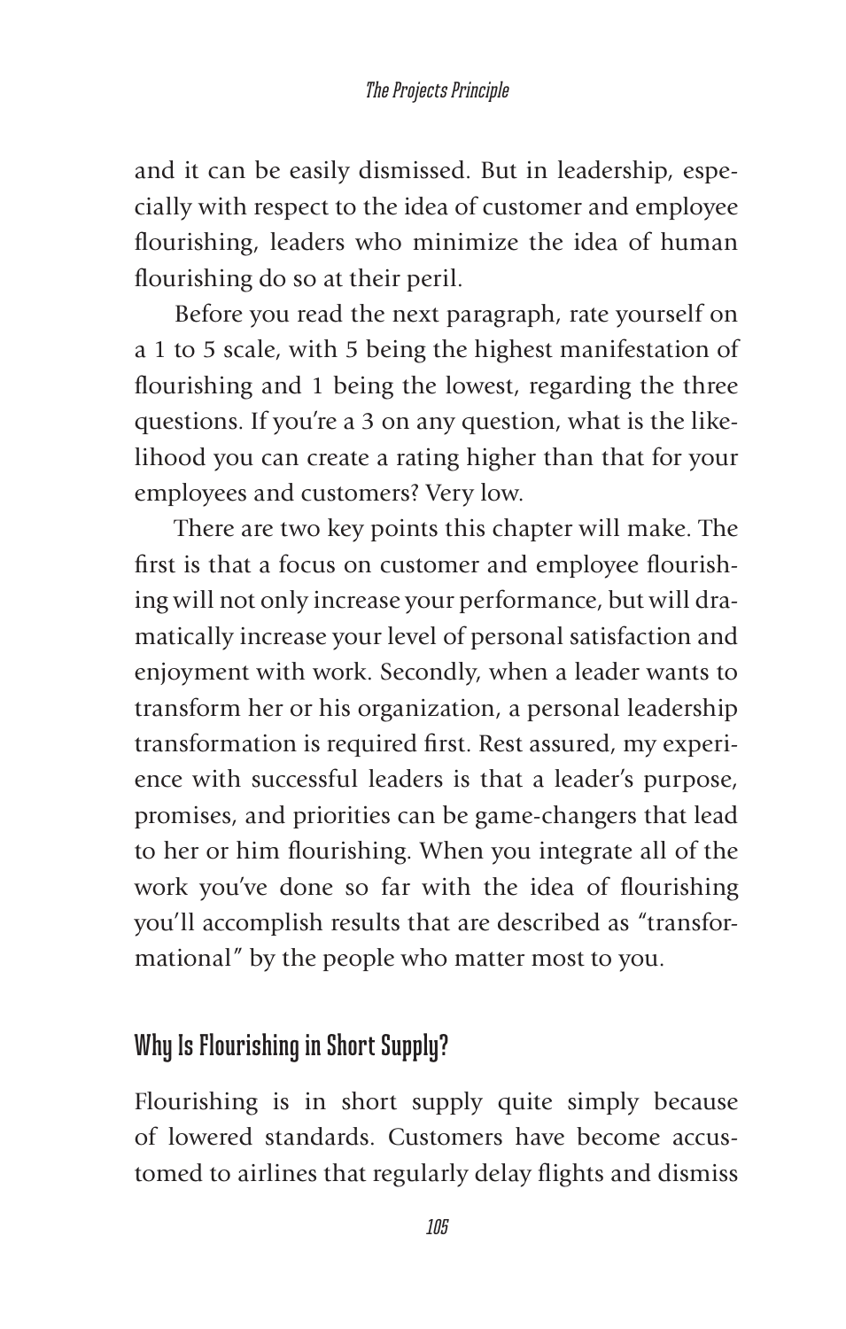and it can be easily dismissed. But in leadership, especially with respect to the idea of customer and employee flourishing, leaders who minimize the idea of human flourishing do so at their peril.

Before you read the next paragraph, rate yourself on a 1 to 5 scale, with 5 being the highest manifestation of flourishing and 1 being the lowest, regarding the three questions. If you're a 3 on any question, what is the likelihood you can create a rating higher than that for your employees and customers? Very low.

There are two key points this chapter will make. The first is that a focus on customer and employee flourishing will not only increase your performance, but will dramatically increase your level of personal satisfaction and enjoyment with work. Secondly, when a leader wants to transform her or his organization, a personal leadership transformation is required first. Rest assured, my experience with successful leaders is that a leader's purpose, promises, and priorities can be game-changers that lead to her or him flourishing. When you integrate all of the work you've done so far with the idea of flourishing you'll accomplish results that are described as "transformational" by the people who matter most to you.

## Why Is Flourishing in Short Supply?

Flourishing is in short supply quite simply because of lowered standards. Customers have become accustomed to airlines that regularly delay flights and dismiss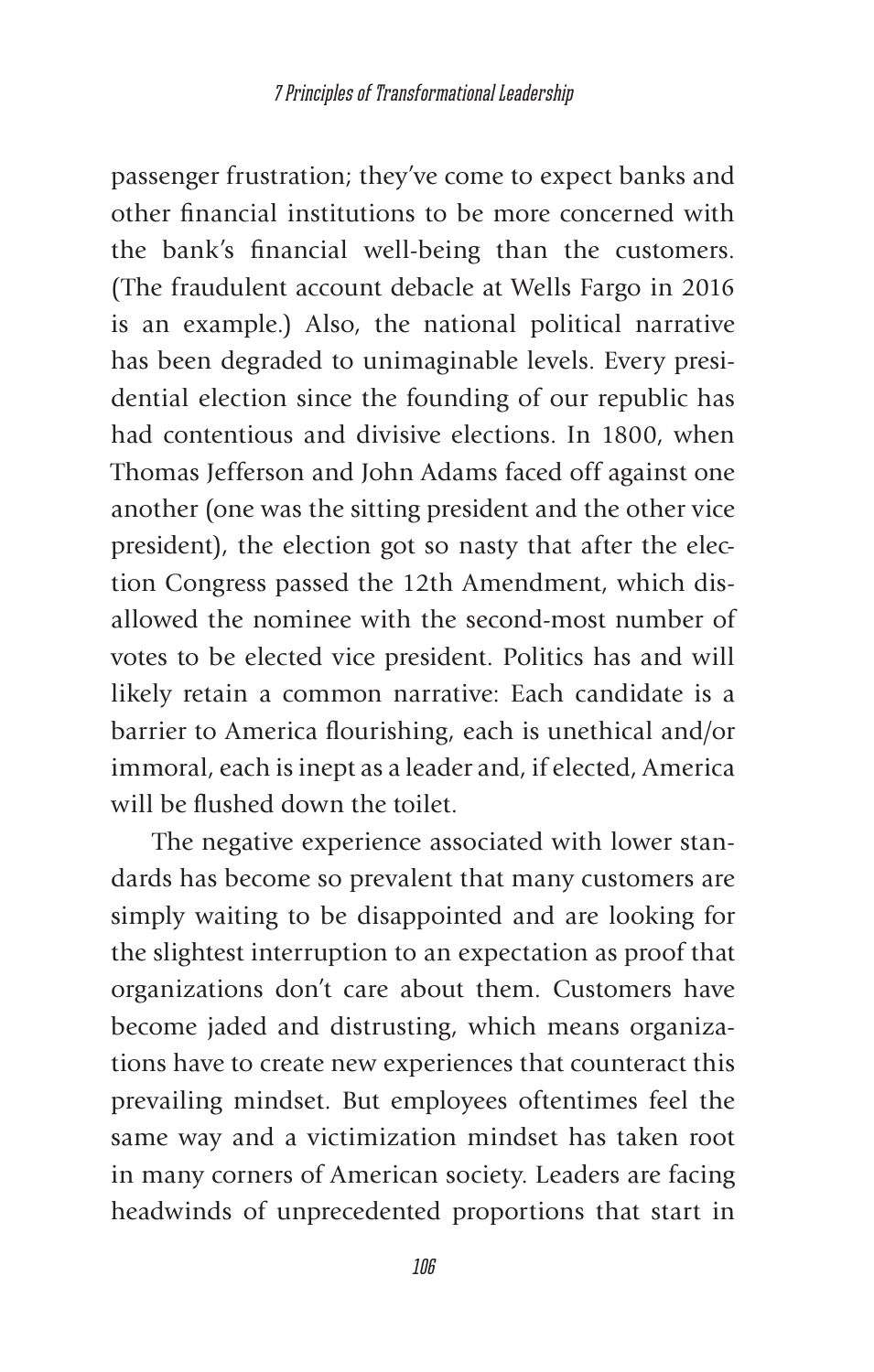passenger frustration; they've come to expect banks and other financial institutions to be more concerned with the bank's financial well-being than the customers. (The fraudulent account debacle at Wells Fargo in 2016 is an example.) Also, the national political narrative has been degraded to unimaginable levels. Every presidential election since the founding of our republic has had contentious and divisive elections. In 1800, when Thomas Jefferson and John Adams faced off against one another (one was the sitting president and the other vice president), the election got so nasty that after the election Congress passed the 12th Amendment, which disallowed the nominee with the second-most number of votes to be elected vice president. Politics has and will likely retain a common narrative: Each candidate is a barrier to America flourishing, each is unethical and/or immoral, each is inept as a leader and, if elected, America will be flushed down the toilet.

The negative experience associated with lower standards has become so prevalent that many customers are simply waiting to be disappointed and are looking for the slightest interruption to an expectation as proof that organizations don't care about them. Customers have become jaded and distrusting, which means organizations have to create new experiences that counteract this prevailing mindset. But employees oftentimes feel the same way and a victimization mindset has taken root in many corners of American society. Leaders are facing headwinds of unprecedented proportions that start in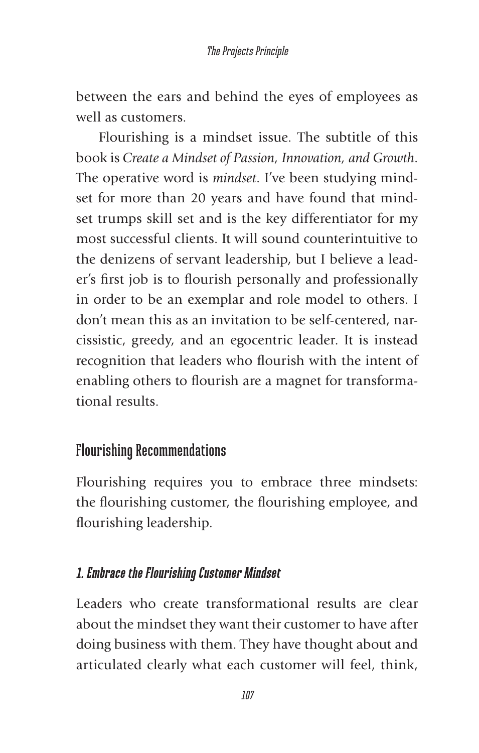between the ears and behind the eyes of employees as well as customers.

Flourishing is a mindset issue. The subtitle of this book is *Create a Mindset of Passion, Innovation, and Growth*. The operative word is *mindset*. I've been studying mindset for more than 20 years and have found that mindset trumps skill set and is the key differentiator for my most successful clients. It will sound counterintuitive to the denizens of servant leadership, but I believe a leader's first job is to flourish personally and professionally in order to be an exemplar and role model to others. I don't mean this as an invitation to be self-centered, narcissistic, greedy, and an egocentric leader. It is instead recognition that leaders who flourish with the intent of enabling others to flourish are a magnet for transformational results.

## Flourishing Recommendations

Flourishing requires you to embrace three mindsets: the flourishing customer, the flourishing employee, and flourishing leadership.

### *1. Embrace the Flourishing Customer Mindset*

Leaders who create transformational results are clear about the mindset they want their customer to have after doing business with them. They have thought about and articulated clearly what each customer will feel, think,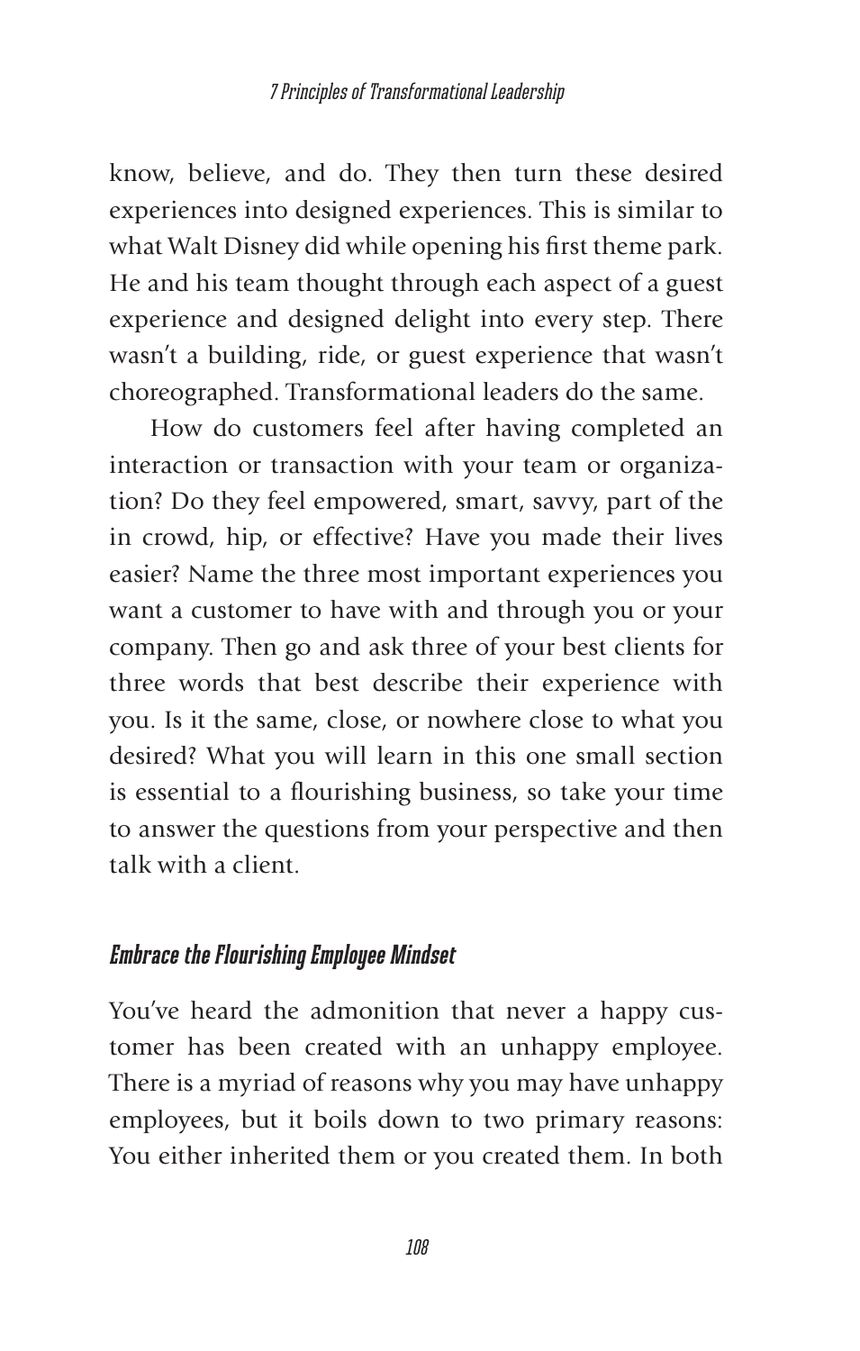know, believe, and do. They then turn these desired experiences into designed experiences. This is similar to what Walt Disney did while opening his first theme park. He and his team thought through each aspect of a guest experience and designed delight into every step. There wasn't a building, ride, or guest experience that wasn't choreographed. Transformational leaders do the same.

How do customers feel after having completed an interaction or transaction with your team or organization? Do they feel empowered, smart, savvy, part of the in crowd, hip, or effective? Have you made their lives easier? Name the three most important experiences you want a customer to have with and through you or your company. Then go and ask three of your best clients for three words that best describe their experience with you. Is it the same, close, or nowhere close to what you desired? What you will learn in this one small section is essential to a flourishing business, so take your time to answer the questions from your perspective and then talk with a client.

### *Embrace the Flourishing Employee Mindset*

You've heard the admonition that never a happy customer has been created with an unhappy employee. There is a myriad of reasons why you may have unhappy employees, but it boils down to two primary reasons: You either inherited them or you created them. In both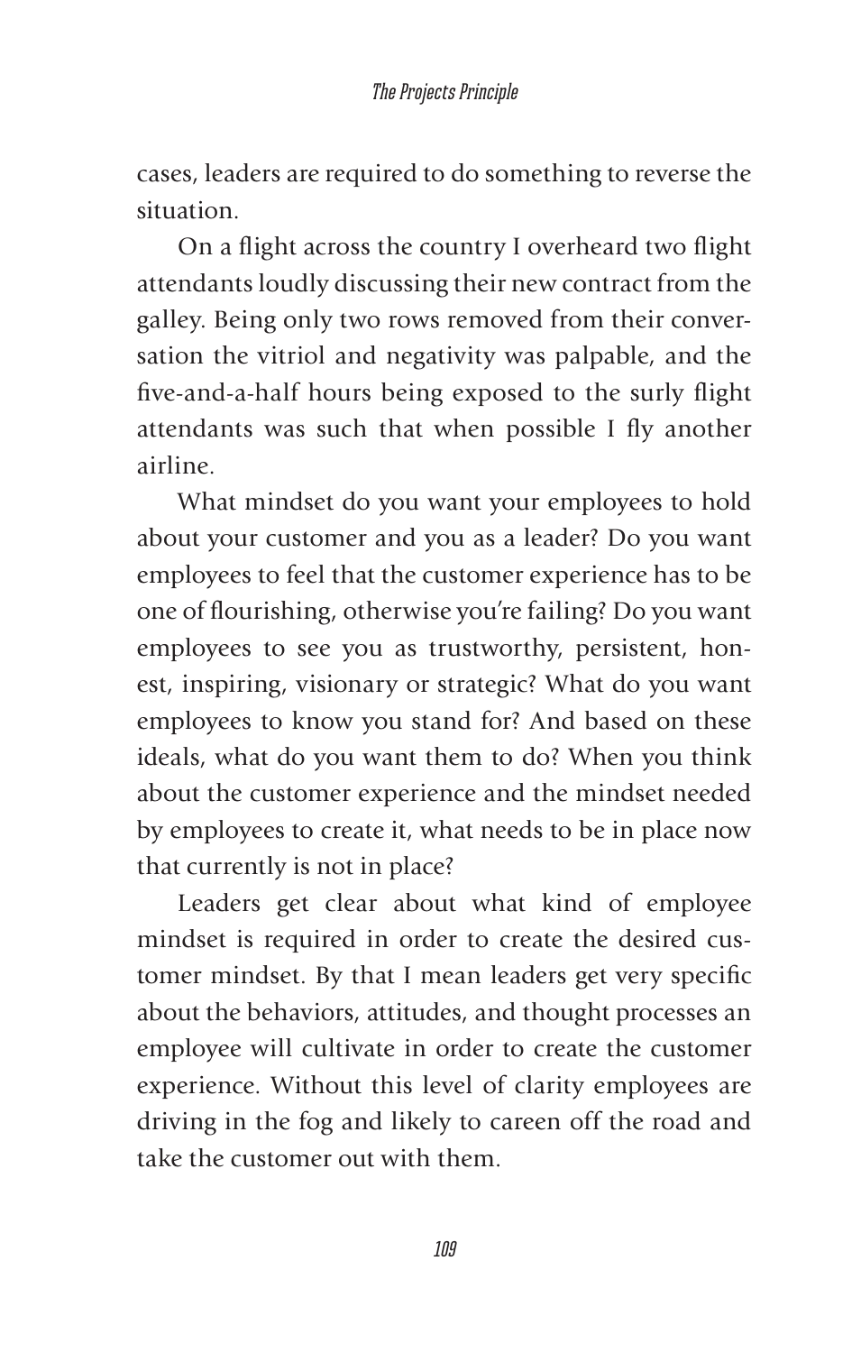cases, leaders are required to do something to reverse the situation.

On a flight across the country I overheard two flight attendants loudly discussing their new contract from the galley. Being only two rows removed from their conversation the vitriol and negativity was palpable, and the five-and-a-half hours being exposed to the surly flight attendants was such that when possible I fly another airline.

What mindset do you want your employees to hold about your customer and you as a leader? Do you want employees to feel that the customer experience has to be one of flourishing, otherwise you're failing? Do you want employees to see you as trustworthy, persistent, honest, inspiring, visionary or strategic? What do you want employees to know you stand for? And based on these ideals, what do you want them to do? When you think about the customer experience and the mindset needed by employees to create it, what needs to be in place now that currently is not in place?

Leaders get clear about what kind of employee mindset is required in order to create the desired customer mindset. By that I mean leaders get very specific about the behaviors, attitudes, and thought processes an employee will cultivate in order to create the customer experience. Without this level of clarity employees are driving in the fog and likely to careen off the road and take the customer out with them.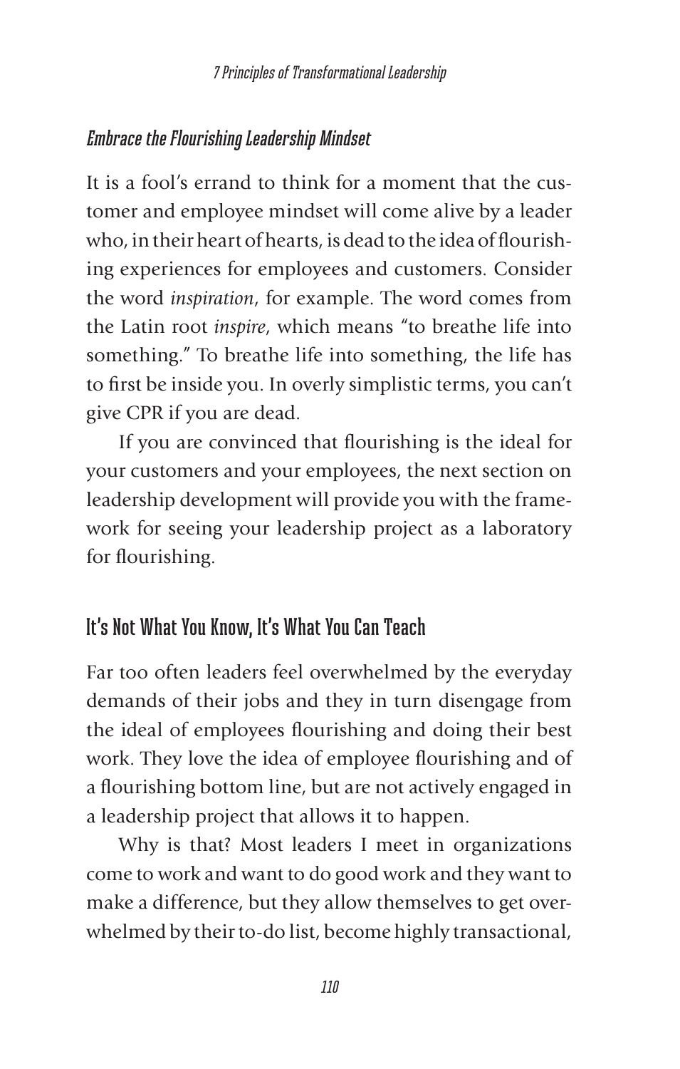### *Embrace the Flourishing Leadership Mindset*

It is a fool's errand to think for a moment that the customer and employee mindset will come alive by a leader who, in their heart of hearts, is dead to the idea of flourishing experiences for employees and customers. Consider the word *inspiration*, for example. The word comes from the Latin root *inspire*, which means "to breathe life into something." To breathe life into something, the life has to first be inside you. In overly simplistic terms, you can't give CPR if you are dead.

If you are convinced that flourishing is the ideal for your customers and your employees, the next section on leadership development will provide you with the framework for seeing your leadership project as a laboratory for flourishing.

## It's Not What You Know, It's What You Can Teach

Far too often leaders feel overwhelmed by the everyday demands of their jobs and they in turn disengage from the ideal of employees flourishing and doing their best work. They love the idea of employee flourishing and of a flourishing bottom line, but are not actively engaged in a leadership project that allows it to happen.

Why is that? Most leaders I meet in organizations come to work and want to do good work and they want to make a difference, but they allow themselves to get overwhelmed by their to-do list, become highly transactional,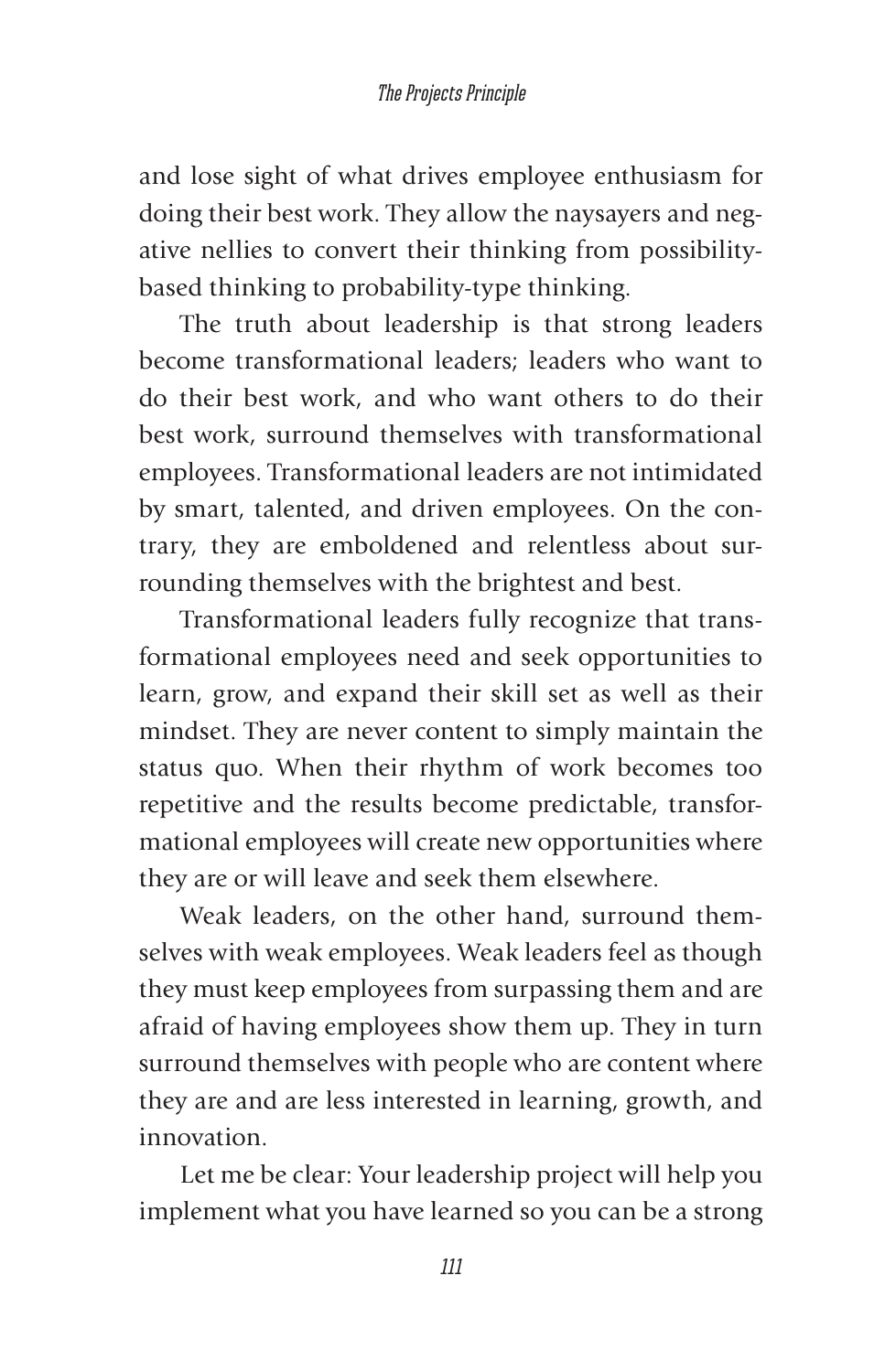and lose sight of what drives employee enthusiasm for doing their best work. They allow the naysayers and negative nellies to convert their thinking from possibility-based thinking to probability-type thinking.

The truth about leadership is that strong leaders become transformational leaders; leaders who want to do their best work, and who want others to do their best work, surround themselves with transformational employees. Transformational leaders are not intimidated by smart, talented, and driven employees. On the contrary, they are emboldened and relentless about surrounding themselves with the brightest and best.

Transformational leaders fully recognize that transformational employees need and seek opportunities to learn, grow, and expand their skill set as well as their mindset. They are never content to simply maintain the status quo. When their rhythm of work becomes too repetitive and the results become predictable, transformational employees will create new opportunities where they are or will leave and seek them elsewhere.

Weak leaders, on the other hand, surround themselves with weak employees. Weak leaders feel as though they must keep employees from surpassing them and are afraid of having employees show them up. They in turn surround themselves with people who are content where they are and are less interested in learning, growth, and innovation.

Let me be clear: Your leadership project will help you implement what you have learned so you can be a strong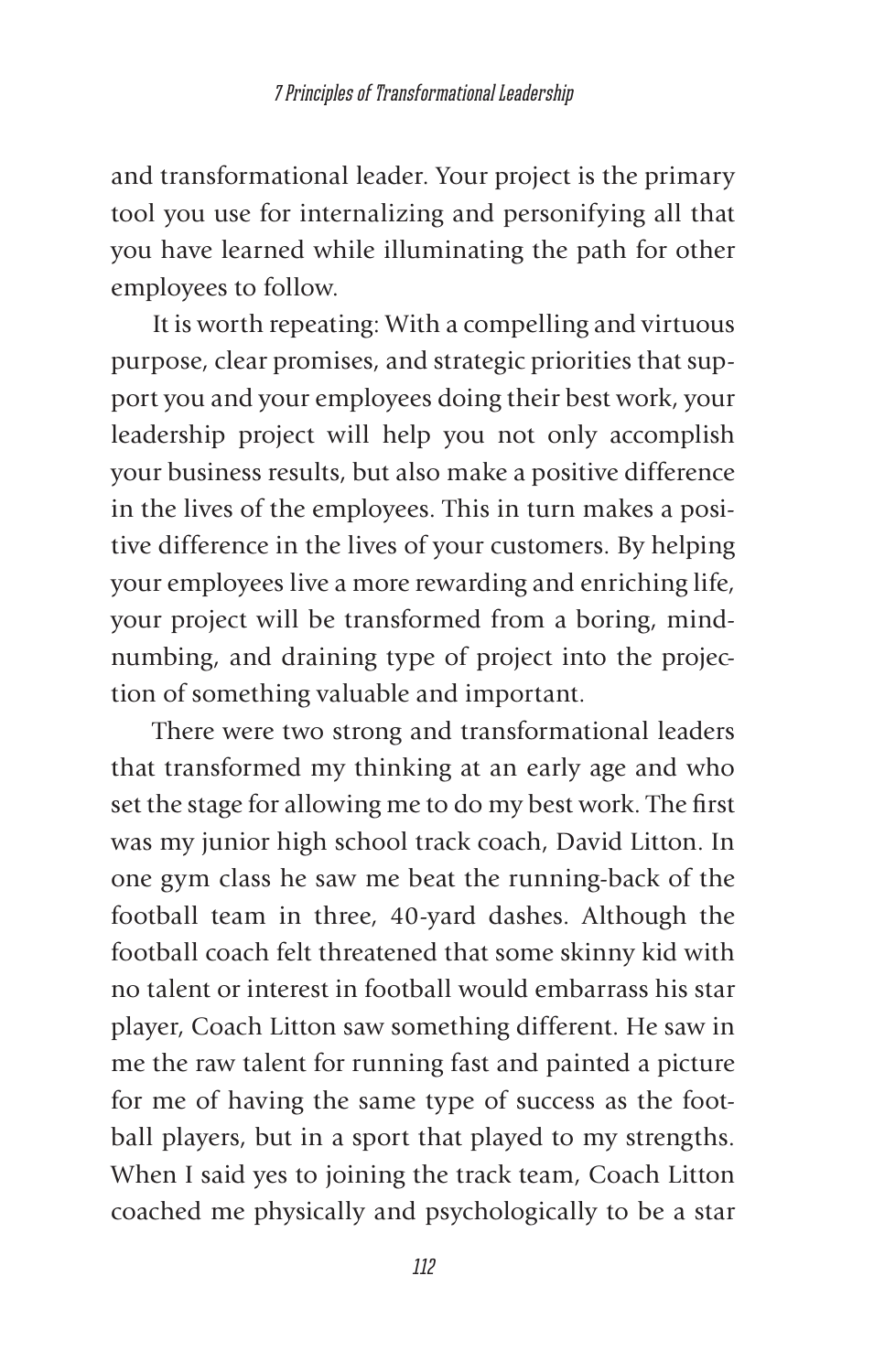and transformational leader. Your project is the primary tool you use for internalizing and personifying all that you have learned while illuminating the path for other employees to follow.

It is worth repeating: With a compelling and virtuous purpose, clear promises, and strategic priorities that support you and your employees doing their best work, your leadership project will help you not only accomplish your business results, but also make a positive difference in the lives of the employees. This in turn makes a positive difference in the lives of your customers. By helping your employees live a more rewarding and enriching life, your project will be transformed from a boring, mind-numbing, and draining type of project into the projection of something valuable and important.

There were two strong and transformational leaders that transformed my thinking at an early age and who set the stage for allowing me to do my best work. The first was my junior high school track coach, David Litton. In one gym class he saw me beat the running-back of the football team in three, 40-yard dashes. Although the football coach felt threatened that some skinny kid with no talent or interest in football would embarrass his star player, Coach Litton saw something different. He saw in me the raw talent for running fast and painted a picture for me of having the same type of success as the football players, but in a sport that played to my strengths. When I said yes to joining the track team, Coach Litton coached me physically and psychologically to be a star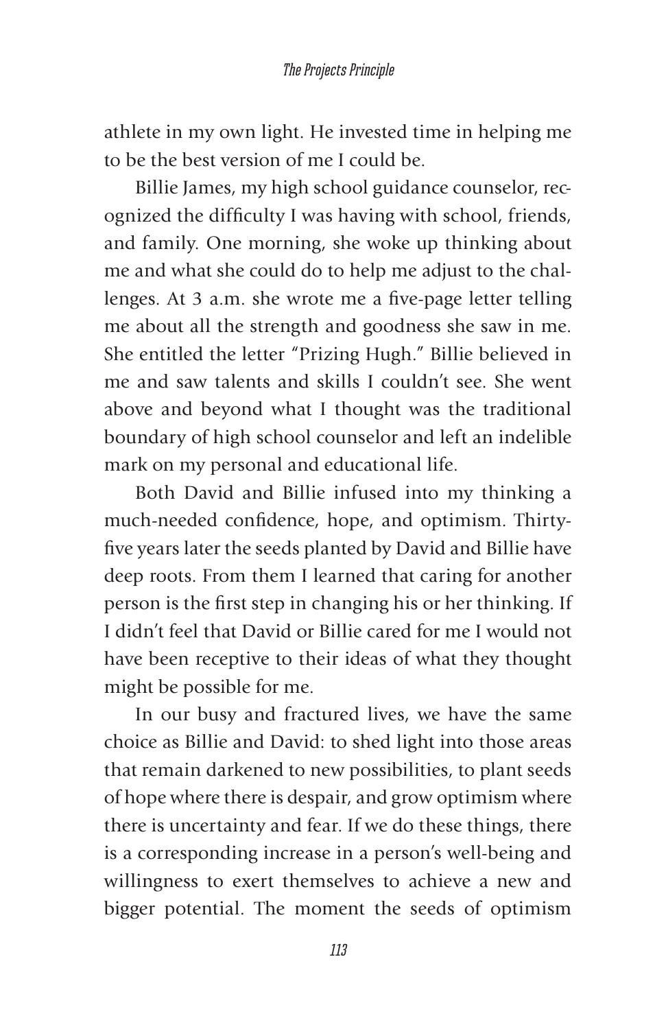athlete in my own light. He invested time in helping me to be the best version of me I could be.

Billie James, my high school guidance counselor, recognized the difficulty I was having with school, friends, and family. One morning, she woke up thinking about me and what she could do to help me adjust to the challenges. At 3 a.m. she wrote me a five-page letter telling me about all the strength and goodness she saw in me. She entitled the letter "Prizing Hugh." Billie believed in me and saw talents and skills I couldn't see. She went above and beyond what I thought was the traditional boundary of high school counselor and left an indelible mark on my personal and educational life.

Both David and Billie infused into my thinking a much-needed confidence, hope, and optimism. Thirty-five years later the seeds planted by David and Billie have deep roots. From them I learned that caring for another person is the first step in changing his or her thinking. If I didn't feel that David or Billie cared for me I would not have been receptive to their ideas of what they thought might be possible for me.

In our busy and fractured lives, we have the same choice as Billie and David: to shed light into those areas that remain darkened to new possibilities, to plant seeds of hope where there is despair, and grow optimism where there is uncertainty and fear. If we do these things, there is a corresponding increase in a person's well-being and willingness to exert themselves to achieve a new and bigger potential. The moment the seeds of optimism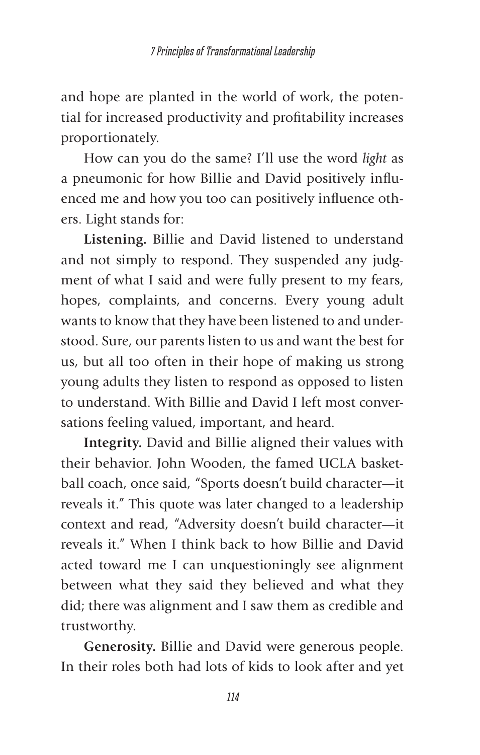and hope are planted in the world of work, the potential for increased productivity and profitability increases proportionately.

How can you do the same? I'll use the word *light* as a pneumonic for how Billie and David positively influenced me and how you too can positively influence others. Light stands for:

**Listening.** Billie and David listened to understand and not simply to respond. They suspended any judgment of what I said and were fully present to my fears, hopes, complaints, and concerns. Every young adult wants to know that they have been listened to and understood. Sure, our parents listen to us and want the best for us, but all too often in their hope of making us strong young adults they listen to respond as opposed to listen to understand. With Billie and David I left most conversations feeling valued, important, and heard.

**Integrity.** David and Billie aligned their values with their behavior. John Wooden, the famed UCLA basketball coach, once said, "Sports doesn't build character—it reveals it." This quote was later changed to a leadership context and read, "Adversity doesn't build character—it reveals it." When I think back to how Billie and David acted toward me I can unquestioningly see alignment between what they said they believed and what they did; there was alignment and I saw them as credible and trustworthy.

**Generosity.** Billie and David were generous people. In their roles both had lots of kids to look after and yet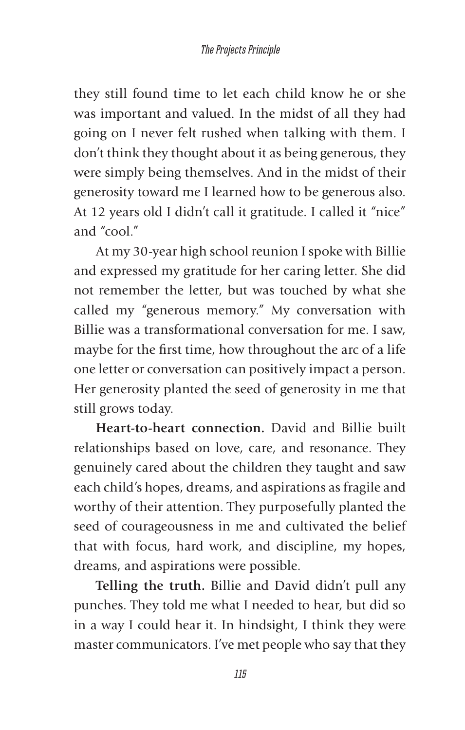they still found time to let each child know he or she was important and valued. In the midst of all they had going on I never felt rushed when talking with them. I don't think they thought about it as being generous, they were simply being themselves. And in the midst of their generosity toward me I learned how to be generous also. At 12 years old I didn't call it gratitude. I called it "nice" and "cool."

At my 30-year high school reunion I spoke with Billie and expressed my gratitude for her caring letter. She did not remember the letter, but was touched by what she called my "generous memory." My conversation with Billie was a transformational conversation for me. I saw, maybe for the first time, how throughout the arc of a life one letter or conversation can positively impact a person. Her generosity planted the seed of generosity in me that still grows today.

**Heart-to-heart connection.** David and Billie built relationships based on love, care, and resonance. They genuinely cared about the children they taught and saw each child's hopes, dreams, and aspirations as fragile and worthy of their attention. They purposefully planted the seed of courageousness in me and cultivated the belief that with focus, hard work, and discipline, my hopes, dreams, and aspirations were possible.

**Telling the truth.** Billie and David didn't pull any punches. They told me what I needed to hear, but did so in a way I could hear it. In hindsight, I think they were master communicators. I've met people who say that they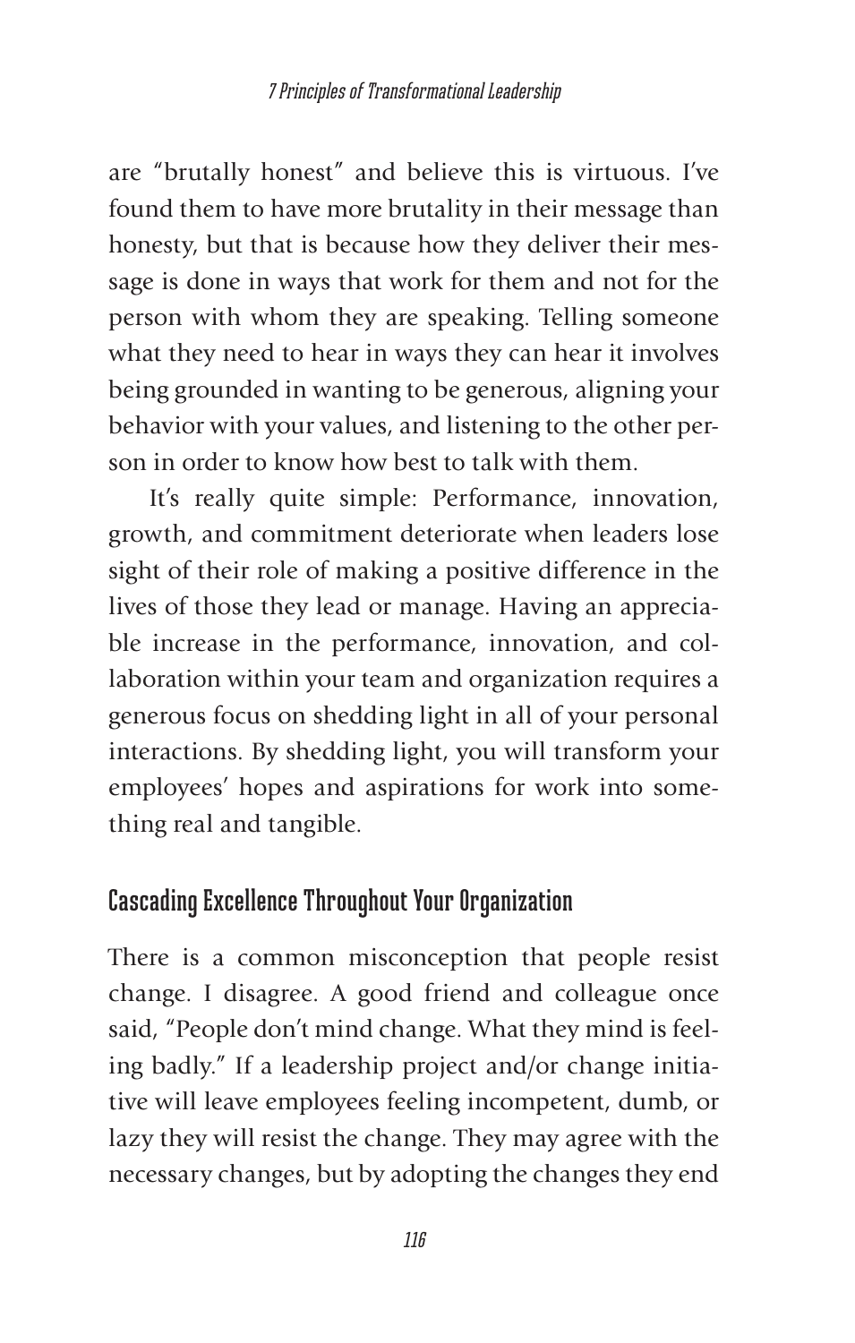are "brutally honest" and believe this is virtuous. I've found them to have more brutality in their message than honesty, but that is because how they deliver their message is done in ways that work for them and not for the person with whom they are speaking. Telling someone what they need to hear in ways they can hear it involves being grounded in wanting to be generous, aligning your behavior with your values, and listening to the other person in order to know how best to talk with them.

It's really quite simple: Performance, innovation, growth, and commitment deteriorate when leaders lose sight of their role of making a positive difference in the lives of those they lead or manage. Having an appreciable increase in the performance, innovation, and collaboration within your team and organization requires a generous focus on shedding light in all of your personal interactions. By shedding light, you will transform your employees' hopes and aspirations for work into something real and tangible.

## Cascading Excellence Throughout Your Organization

There is a common misconception that people resist change. I disagree. A good friend and colleague once said, "People don't mind change. What they mind is feeling badly." If a leadership project and/or change initiative will leave employees feeling incompetent, dumb, or lazy they will resist the change. They may agree with the necessary changes, but by adopting the changes they end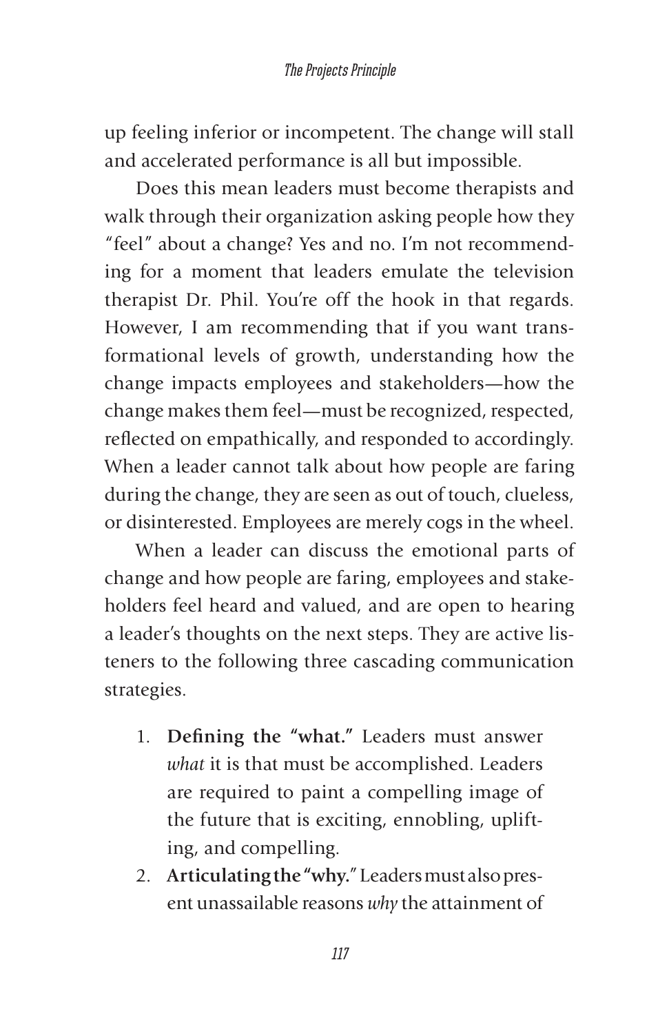up feeling inferior or incompetent. The change will stall and accelerated performance is all but impossible.

Does this mean leaders must become therapists and walk through their organization asking people how they "feel" about a change? Yes and no. I'm not recommending for a moment that leaders emulate the television therapist Dr. Phil. You're off the hook in that regards. However, I am recommending that if you want transformational levels of growth, understanding how the change impacts employees and stakeholders—how the change makes them feel—must be recognized, respected, reflected on empathically, and responded to accordingly. When a leader cannot talk about how people are faring during the change, they are seen as out of touch, clueless, or disinterested. Employees are merely cogs in the wheel.

When a leader can discuss the emotional parts of change and how people are faring, employees and stakeholders feel heard and valued, and are open to hearing a leader's thoughts on the next steps. They are active listeners to the following three cascading communication strategies.

1. **Defining the "what."** Leaders must answer *what* it is that must be accomplished. Leaders are required to paint a compelling image of the future that is exciting, ennobling, uplifting, and compelling.
2. **Articulating the "why."** Leaders must also present unassailable reasons *why* the attainment of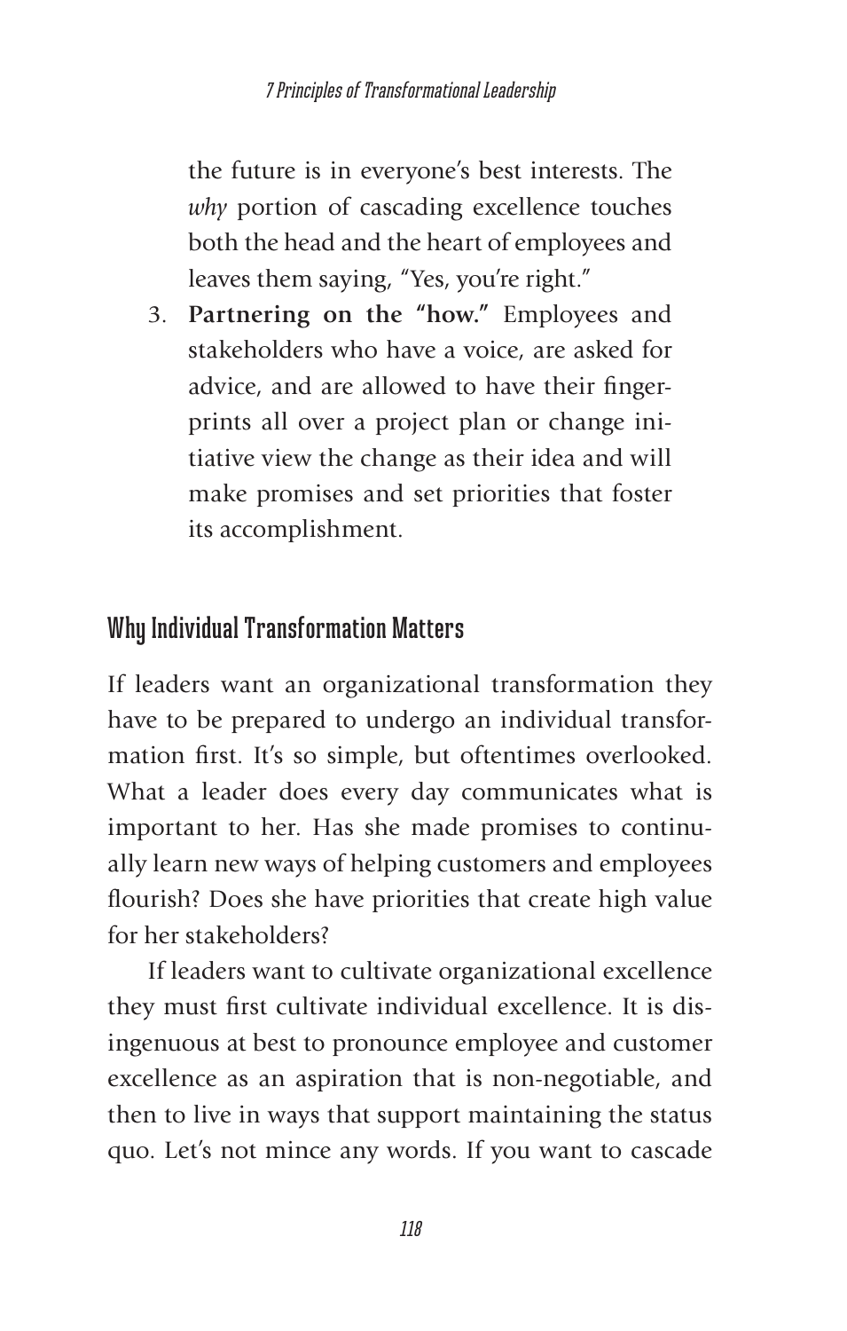the future is in everyone's best interests. The *why* portion of cascading excellence touches both the head and the heart of employees and leaves them saying, "Yes, you're right."

3. **Partnering on the "how."** Employees and stakeholders who have a voice, are asked for advice, and are allowed to have their fingerprints all over a project plan or change initiative view the change as their idea and will make promises and set priorities that foster its accomplishment.

## Why Individual Transformation Matters

If leaders want an organizational transformation they have to be prepared to undergo an individual transformation first. It's so simple, but oftentimes overlooked. What a leader does every day communicates what is important to her. Has she made promises to continually learn new ways of helping customers and employees flourish? Does she have priorities that create high value for her stakeholders?

If leaders want to cultivate organizational excellence they must first cultivate individual excellence. It is disingenuous at best to pronounce employee and customer excellence as an aspiration that is non-negotiable, and then to live in ways that support maintaining the status quo. Let's not mince any words. If you want to cascade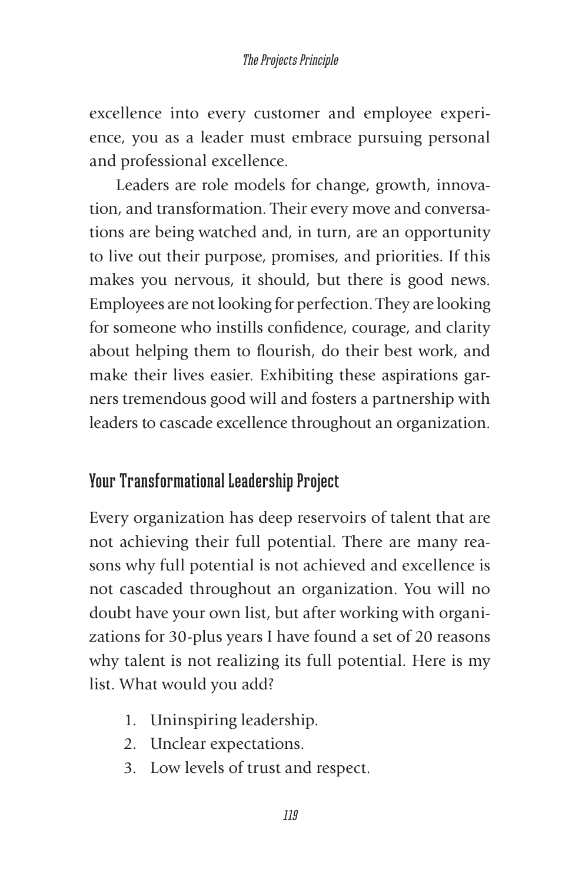excellence into every customer and employee experience, you as a leader must embrace pursuing personal and professional excellence.

Leaders are role models for change, growth, innovation, and transformation. Their every move and conversations are being watched and, in turn, are an opportunity to live out their purpose, promises, and priorities. If this makes you nervous, it should, but there is good news. Employees are not looking for perfection. They are looking for someone who instills confidence, courage, and clarity about helping them to flourish, do their best work, and make their lives easier. Exhibiting these aspirations garners tremendous good will and fosters a partnership with leaders to cascade excellence throughout an organization.

## Your Transformational Leadership Project

Every organization has deep reservoirs of talent that are not achieving their full potential. There are many reasons why full potential is not achieved and excellence is not cascaded throughout an organization. You will no doubt have your own list, but after working with organizations for 30-plus years I have found a set of 20 reasons why talent is not realizing its full potential. Here is my list. What would you add?

1. Uninspiring leadership.
2. Unclear expectations.
3. Low levels of trust and respect.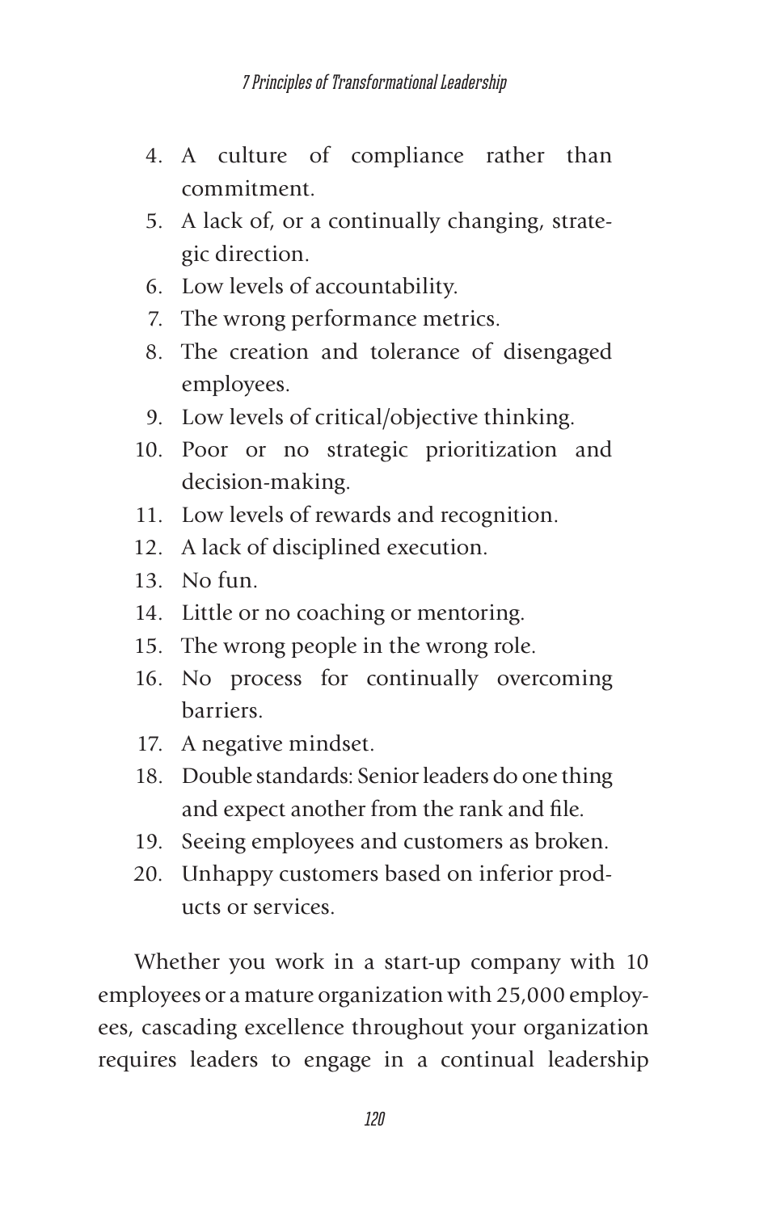4. A culture of compliance rather than commitment.
5. A lack of, or a continually changing, strategic direction.
6. Low levels of accountability.
7. The wrong performance metrics.
8. The creation and tolerance of disengaged employees.
9. Low levels of critical/objective thinking.
10. Poor or no strategic prioritization and decision-making.
11. Low levels of rewards and recognition.
12. A lack of disciplined execution.
13. No fun.
14. Little or no coaching or mentoring.
15. The wrong people in the wrong role.
16. No process for continually overcoming barriers.
17. A negative mindset.
18. Double standards: Senior leaders do one thing and expect another from the rank and file.
19. Seeing employees and customers as broken.
20. Unhappy customers based on inferior products or services.

Whether you work in a start-up company with 10 employees or a mature organization with 25,000 employees, cascading excellence throughout your organization requires leaders to engage in a continual leadership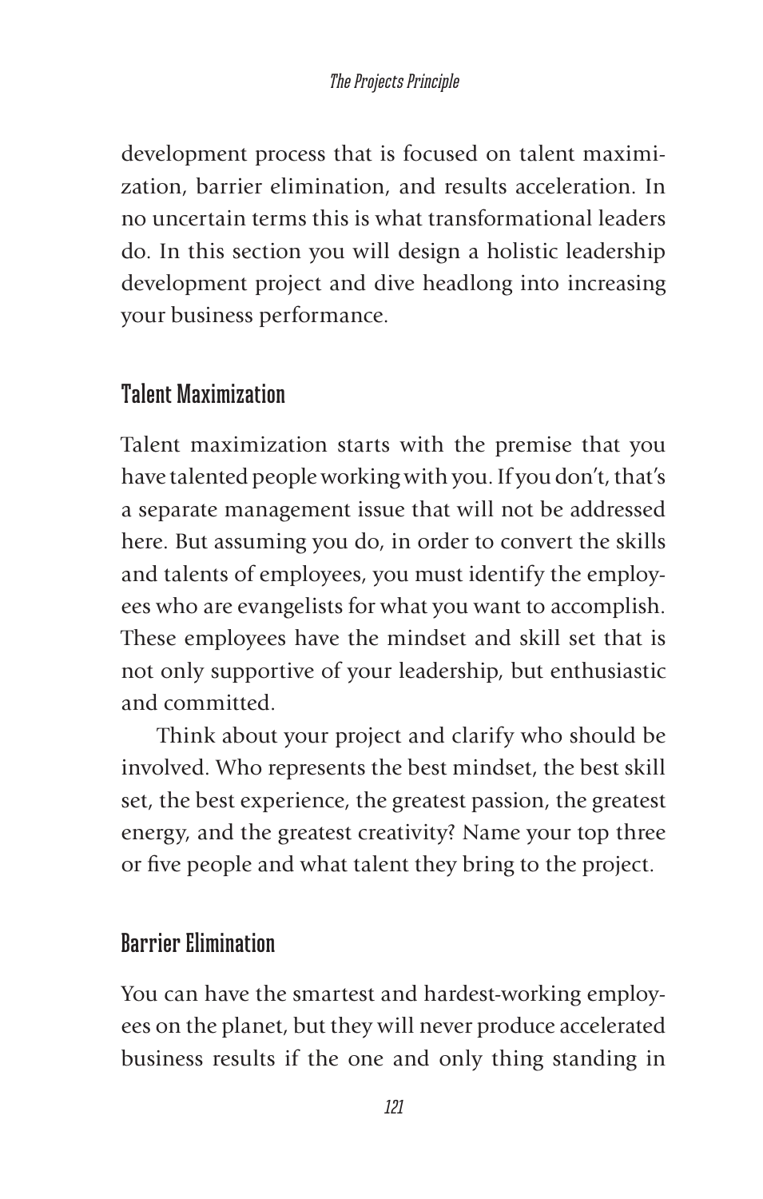development process that is focused on talent maximization, barrier elimination, and results acceleration. In no uncertain terms this is what transformational leaders do. In this section you will design a holistic leadership development project and dive headlong into increasing your business performance.

## Talent Maximization

Talent maximization starts with the premise that you have talented people working with you. If you don't, that's a separate management issue that will not be addressed here. But assuming you do, in order to convert the skills and talents of employees, you must identify the employees who are evangelists for what you want to accomplish. These employees have the mindset and skill set that is not only supportive of your leadership, but enthusiastic and committed.

Think about your project and clarify who should be involved. Who represents the best mindset, the best skill set, the best experience, the greatest passion, the greatest energy, and the greatest creativity? Name your top three or five people and what talent they bring to the project.

## Barrier Elimination

You can have the smartest and hardest-working employees on the planet, but they will never produce accelerated business results if the one and only thing standing in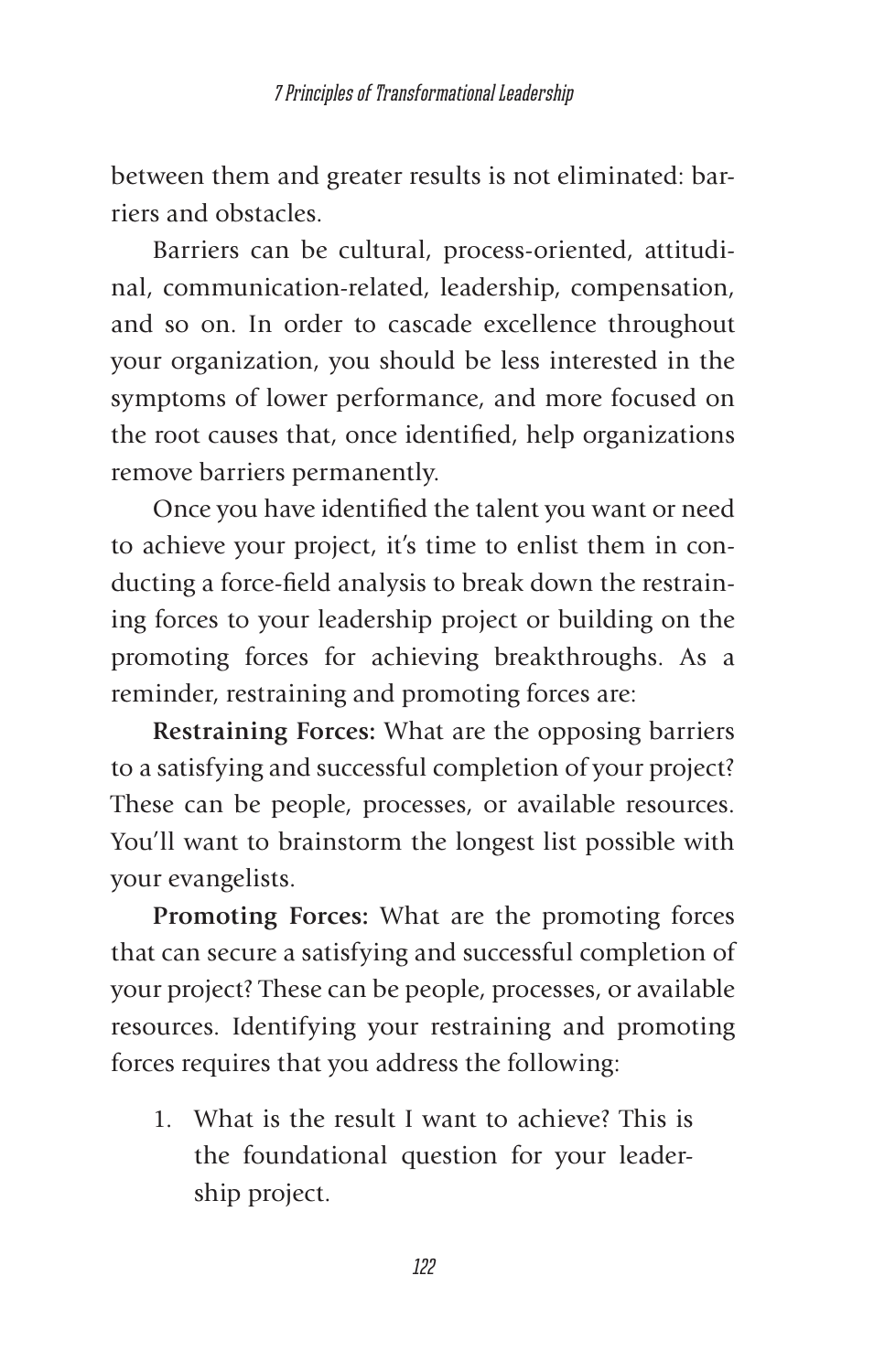between them and greater results is not eliminated: barriers and obstacles.

Barriers can be cultural, process-oriented, attitudinal, communication-related, leadership, compensation, and so on. In order to cascade excellence throughout your organization, you should be less interested in the symptoms of lower performance, and more focused on the root causes that, once identified, help organizations remove barriers permanently.

Once you have identified the talent you want or need to achieve your project, it's time to enlist them in conducting a force-field analysis to break down the restraining forces to your leadership project or building on the promoting forces for achieving breakthroughs. As a reminder, restraining and promoting forces are:

**Restraining Forces:** What are the opposing barriers to a satisfying and successful completion of your project? These can be people, processes, or available resources. You'll want to brainstorm the longest list possible with your evangelists.

**Promoting Forces:** What are the promoting forces that can secure a satisfying and successful completion of your project? These can be people, processes, or available resources. Identifying your restraining and promoting forces requires that you address the following:

1. What is the result I want to achieve? This is the foundational question for your leadership project.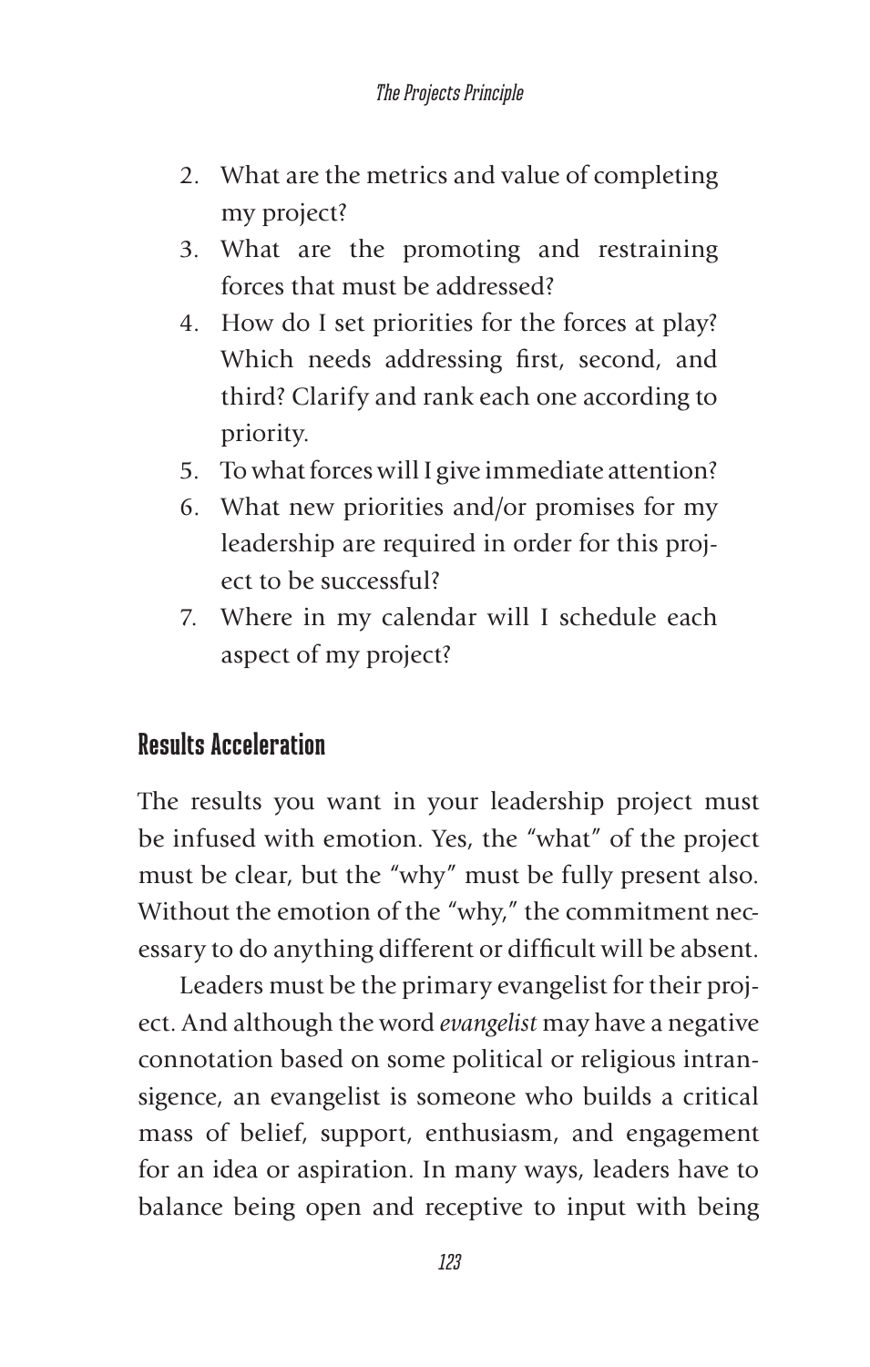2. What are the metrics and value of completing my project?
3. What are the promoting and restraining forces that must be addressed?
4. How do I set priorities for the forces at play? Which needs addressing first, second, and third? Clarify and rank each one according to priority.
5. To what forces will I give immediate attention?
6. What new priorities and/or promises for my leadership are required in order for this project to be successful?
7. Where in my calendar will I schedule each aspect of my project?

## Results Acceleration

The results you want in your leadership project must be infused with emotion. Yes, the "what" of the project must be clear, but the "why" must be fully present also. Without the emotion of the "why," the commitment necessary to do anything different or difficult will be absent.

Leaders must be the primary evangelist for their project. And although the word *evangelist* may have a negative connotation based on some political or religious intransigence, an evangelist is someone who builds a critical mass of belief, support, enthusiasm, and engagement for an idea or aspiration. In many ways, leaders have to balance being open and receptive to input with being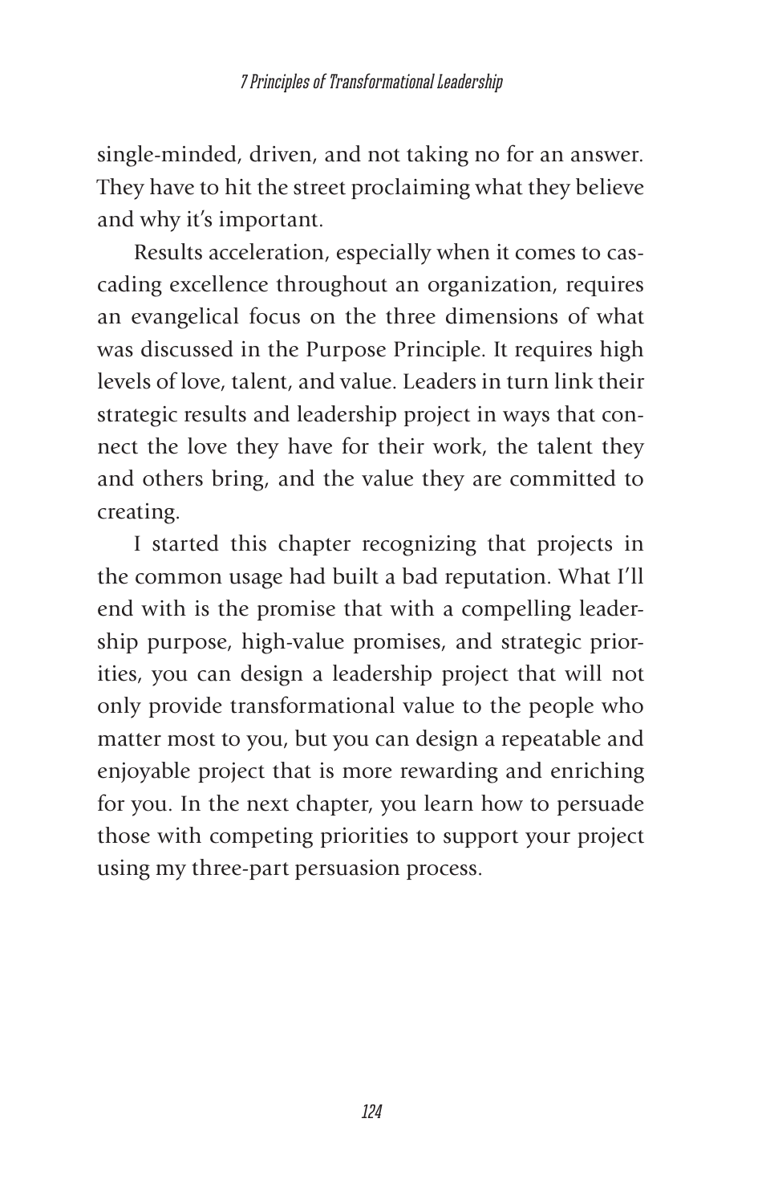single-minded, driven, and not taking no for an answer. They have to hit the street proclaiming what they believe and why it's important.

Results acceleration, especially when it comes to cascading excellence throughout an organization, requires an evangelical focus on the three dimensions of what was discussed in the Purpose Principle. It requires high levels of love, talent, and value. Leaders in turn link their strategic results and leadership project in ways that connect the love they have for their work, the talent they and others bring, and the value they are committed to creating.

I started this chapter recognizing that projects in the common usage had built a bad reputation. What I'll end with is the promise that with a compelling leadership purpose, high-value promises, and strategic priorities, you can design a leadership project that will not only provide transformational value to the people who matter most to you, but you can design a repeatable and enjoyable project that is more rewarding and enriching for you. In the next chapter, you learn how to persuade those with competing priorities to support your project using my three-part persuasion process.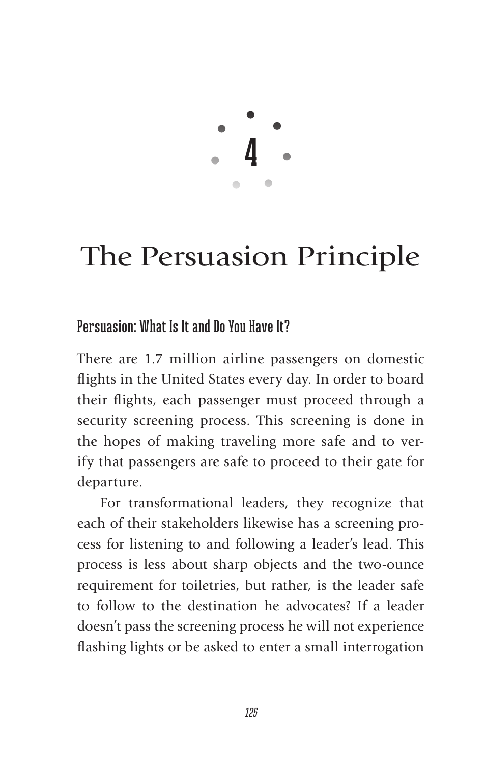# 4

# The Persuasion Principle

## Persuasion: What Is It and Do You Have It?

There are 1.7 million airline passengers on domestic flights in the United States every day. In order to board their flights, each passenger must proceed through a security screening process. This screening is done in the hopes of making traveling more safe and to verify that passengers are safe to proceed to their gate for departure.

For transformational leaders, they recognize that each of their stakeholders likewise has a screening process for listening to and following a leader's lead. This process is less about sharp objects and the two-ounce requirement for toiletries, but rather, is the leader safe to follow to the destination he advocates? If a leader doesn't pass the screening process he will not experience flashing lights or be asked to enter a small interrogation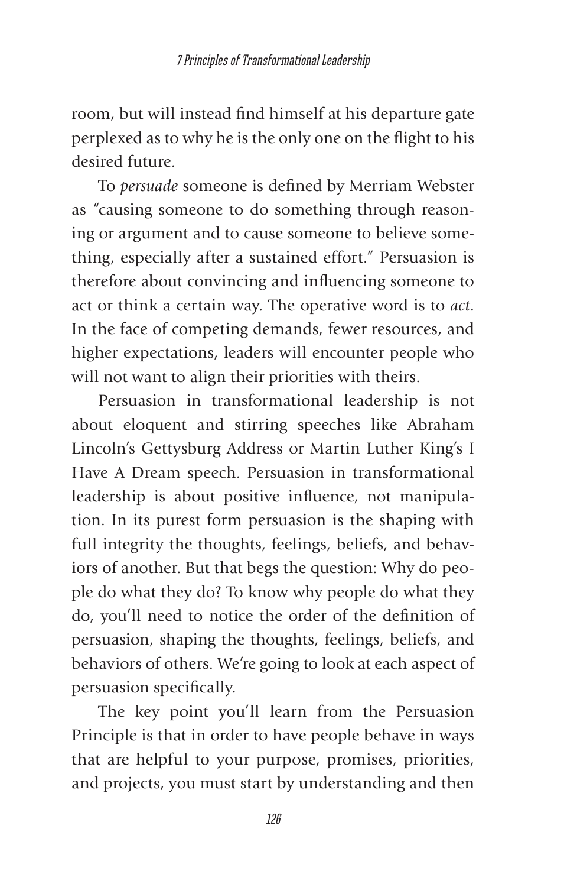room, but will instead find himself at his departure gate perplexed as to why he is the only one on the flight to his desired future.

To *persuade* someone is defined by Merriam Webster as "causing someone to do something through reasoning or argument and to cause someone to believe something, especially after a sustained effort." Persuasion is therefore about convincing and influencing someone to act or think a certain way. The operative word is to *act*. In the face of competing demands, fewer resources, and higher expectations, leaders will encounter people who will not want to align their priorities with theirs.

Persuasion in transformational leadership is not about eloquent and stirring speeches like Abraham Lincoln's Gettysburg Address or Martin Luther King's I Have A Dream speech. Persuasion in transformational leadership is about positive influence, not manipulation. In its purest form persuasion is the shaping with full integrity the thoughts, feelings, beliefs, and behaviors of another. But that begs the question: Why do people do what they do? To know why people do what they do, you'll need to notice the order of the definition of persuasion, shaping the thoughts, feelings, beliefs, and behaviors of others. We're going to look at each aspect of persuasion specifically.

The key point you'll learn from the Persuasion Principle is that in order to have people behave in ways that are helpful to your purpose, promises, priorities, and projects, you must start by understanding and then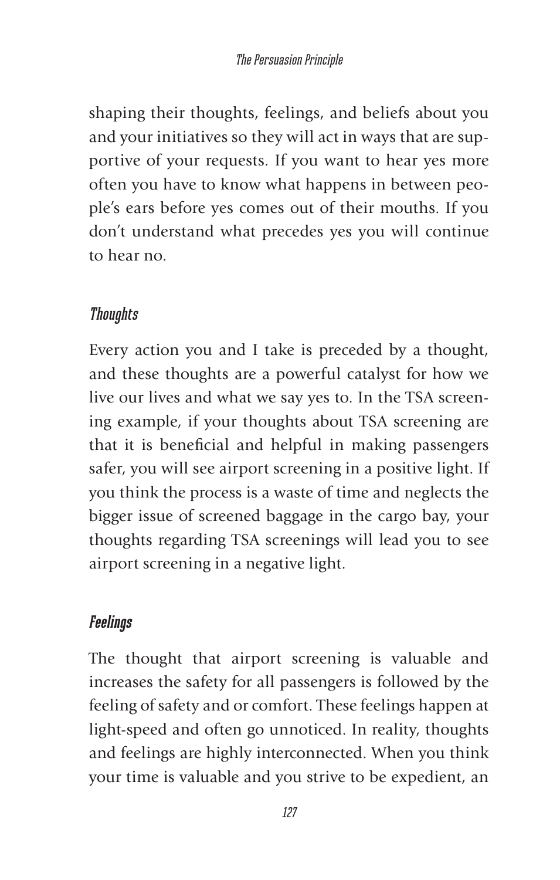shaping their thoughts, feelings, and beliefs about you and your initiatives so they will act in ways that are supportive of your requests. If you want to hear yes more often you have to know what happens in between people's ears before yes comes out of their mouths. If you don't understand what precedes yes you will continue to hear no.

### *Thoughts*

Every action you and I take is preceded by a thought, and these thoughts are a powerful catalyst for how we live our lives and what we say yes to. In the TSA screening example, if your thoughts about TSA screening are that it is beneficial and helpful in making passengers safer, you will see airport screening in a positive light. If you think the process is a waste of time and neglects the bigger issue of screened baggage in the cargo bay, your thoughts regarding TSA screenings will lead you to see airport screening in a negative light.

### *Feelings*

The thought that airport screening is valuable and increases the safety for all passengers is followed by the feeling of safety and or comfort. These feelings happen at light-speed and often go unnoticed. In reality, thoughts and feelings are highly interconnected. When you think your time is valuable and you strive to be expedient, an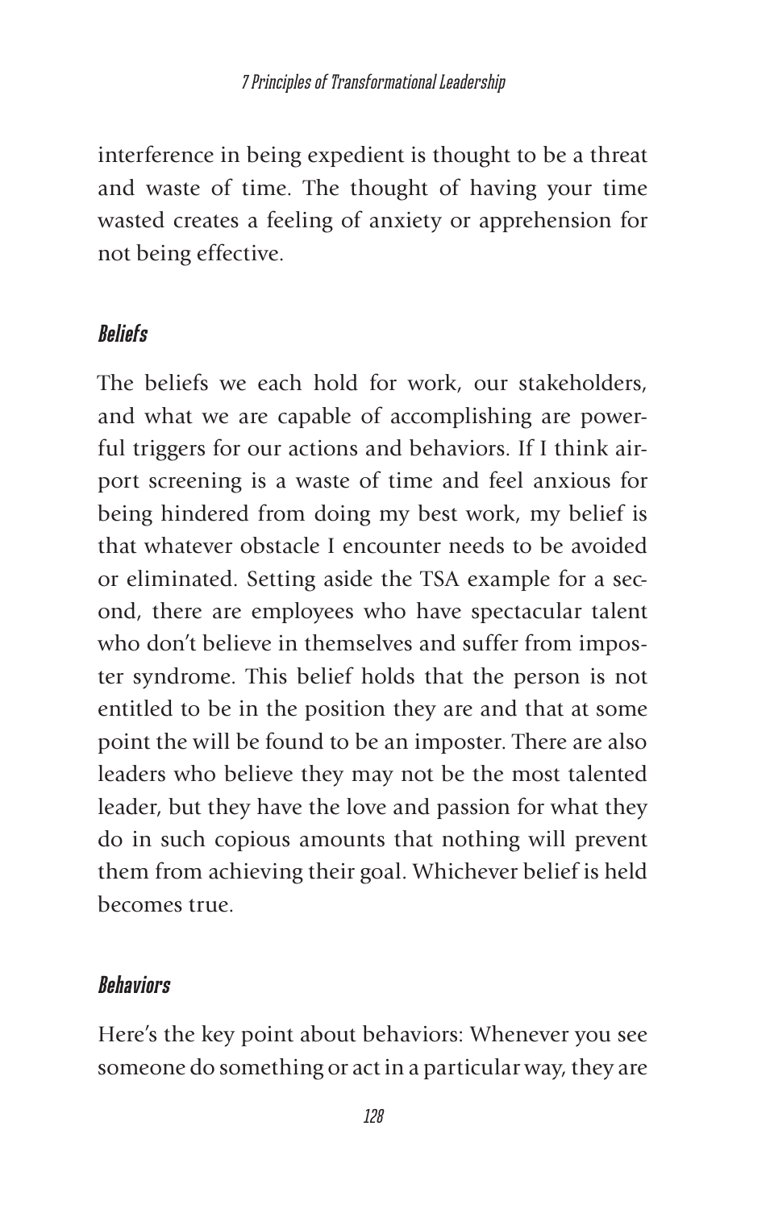interference in being expedient is thought to be a threat and waste of time. The thought of having your time wasted creates a feeling of anxiety or apprehension for not being effective.

### *Beliefs*

The beliefs we each hold for work, our stakeholders, and what we are capable of accomplishing are powerful triggers for our actions and behaviors. If I think airport screening is a waste of time and feel anxious for being hindered from doing my best work, my belief is that whatever obstacle I encounter needs to be avoided or eliminated. Setting aside the TSA example for a second, there are employees who have spectacular talent who don't believe in themselves and suffer from imposter syndrome. This belief holds that the person is not entitled to be in the position they are and that at some point the will be found to be an imposter. There are also leaders who believe they may not be the most talented leader, but they have the love and passion for what they do in such copious amounts that nothing will prevent them from achieving their goal. Whichever belief is held becomes true.

### *Behaviors*

Here's the key point about behaviors: Whenever you see someone do something or act in a particular way, they are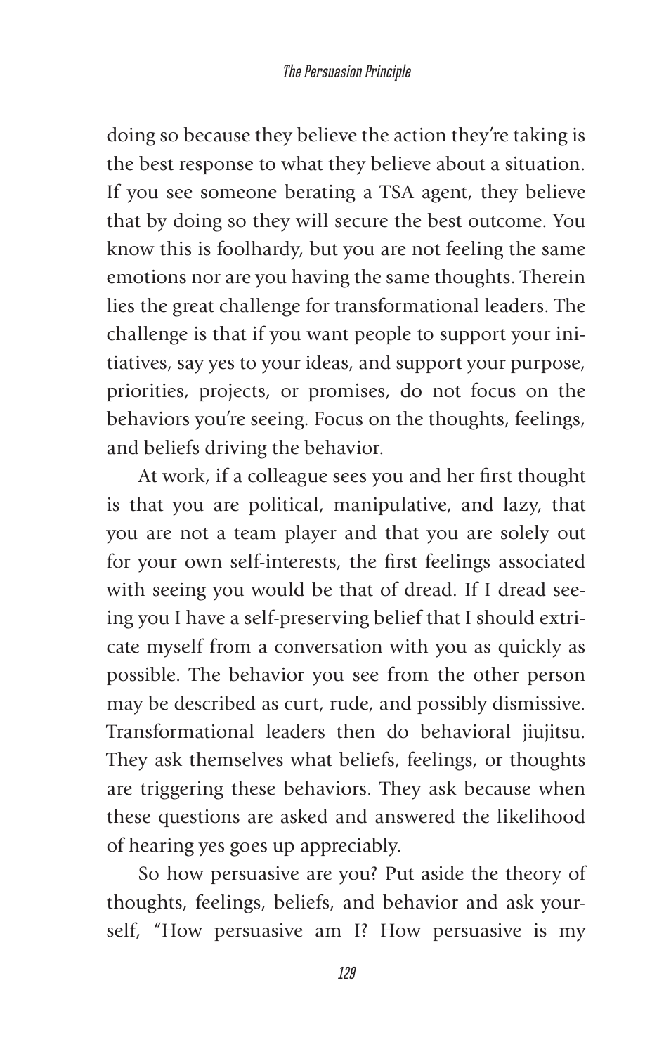doing so because they believe the action they're taking is the best response to what they believe about a situation. If you see someone berating a TSA agent, they believe that by doing so they will secure the best outcome. You know this is foolhardy, but you are not feeling the same emotions nor are you having the same thoughts. Therein lies the great challenge for transformational leaders. The challenge is that if you want people to support your initiatives, say yes to your ideas, and support your purpose, priorities, projects, or promises, do not focus on the behaviors you're seeing. Focus on the thoughts, feelings, and beliefs driving the behavior.

At work, if a colleague sees you and her first thought is that you are political, manipulative, and lazy, that you are not a team player and that you are solely out for your own self-interests, the first feelings associated with seeing you would be that of dread. If I dread seeing you I have a self-preserving belief that I should extricate myself from a conversation with you as quickly as possible. The behavior you see from the other person may be described as curt, rude, and possibly dismissive. Transformational leaders then do behavioral jiujitsu. They ask themselves what beliefs, feelings, or thoughts are triggering these behaviors. They ask because when these questions are asked and answered the likelihood of hearing yes goes up appreciably.

So how persuasive are you? Put aside the theory of thoughts, feelings, beliefs, and behavior and ask yourself, "How persuasive am I? How persuasive is my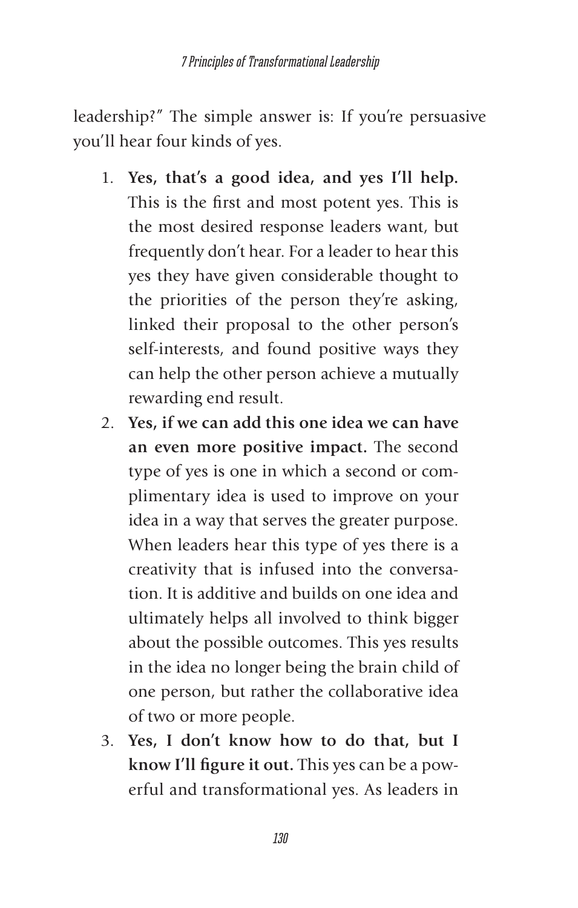leadership?" The simple answer is: If you're persuasive you'll hear four kinds of yes.

1. **Yes, that's a good idea, and yes I'll help.** This is the first and most potent yes. This is the most desired response leaders want, but frequently don't hear. For a leader to hear this yes they have given considerable thought to the priorities of the person they're asking, linked their proposal to the other person's self-interests, and found positive ways they can help the other person achieve a mutually rewarding end result.
2. **Yes, if we can add this one idea we can have an even more positive impact.** The second type of yes is one in which a second or complimentary idea is used to improve on your idea in a way that serves the greater purpose. When leaders hear this type of yes there is a creativity that is infused into the conversation. It is additive and builds on one idea and ultimately helps all involved to think bigger about the possible outcomes. This yes results in the idea no longer being the brain child of one person, but rather the collaborative idea of two or more people.
3. **Yes, I don't know how to do that, but I know I'll figure it out.** This yes can be a powerful and transformational yes. As leaders in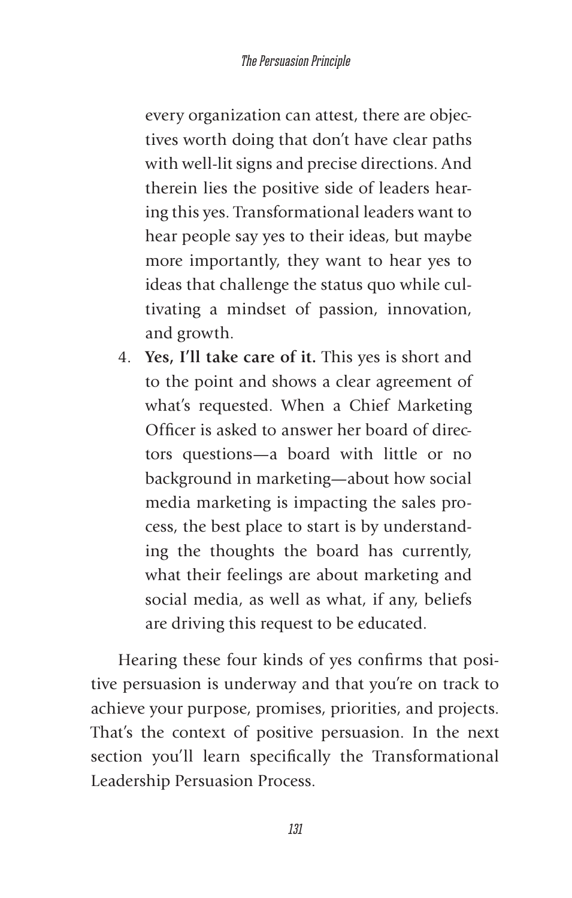every organization can attest, there are objectives worth doing that don't have clear paths with well-lit signs and precise directions. And therein lies the positive side of leaders hearing this yes. Transformational leaders want to hear people say yes to their ideas, but maybe more importantly, they want to hear yes to ideas that challenge the status quo while cultivating a mindset of passion, innovation, and growth.

4. **Yes, I'll take care of it.** This yes is short and to the point and shows a clear agreement of what's requested. When a Chief Marketing Officer is asked to answer her board of directors questions—a board with little or no background in marketing—about how social media marketing is impacting the sales process, the best place to start is by understanding the thoughts the board has currently, what their feelings are about marketing and social media, as well as what, if any, beliefs are driving this request to be educated.

Hearing these four kinds of yes confirms that positive persuasion is underway and that you're on track to achieve your purpose, promises, priorities, and projects. That's the context of positive persuasion. In the next section you'll learn specifically the Transformational Leadership Persuasion Process.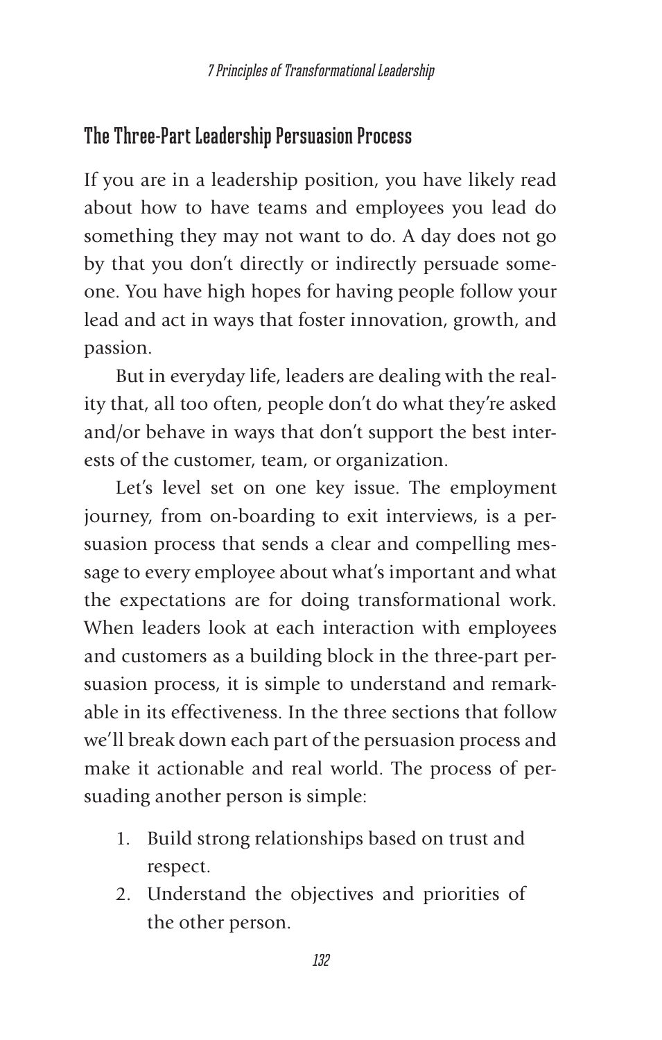## The Three-Part Leadership Persuasion Process

If you are in a leadership position, you have likely read about how to have teams and employees you lead do something they may not want to do. A day does not go by that you don't directly or indirectly persuade someone. You have high hopes for having people follow your lead and act in ways that foster innovation, growth, and passion.

But in everyday life, leaders are dealing with the reality that, all too often, people don't do what they're asked and/or behave in ways that don't support the best interests of the customer, team, or organization.

Let's level set on one key issue. The employment journey, from on-boarding to exit interviews, is a persuasion process that sends a clear and compelling message to every employee about what's important and what the expectations are for doing transformational work. When leaders look at each interaction with employees and customers as a building block in the three-part persuasion process, it is simple to understand and remarkable in its effectiveness. In the three sections that follow we'll break down each part of the persuasion process and make it actionable and real world. The process of persuading another person is simple:

1. Build strong relationships based on trust and respect.
2. Understand the objectives and priorities of the other person.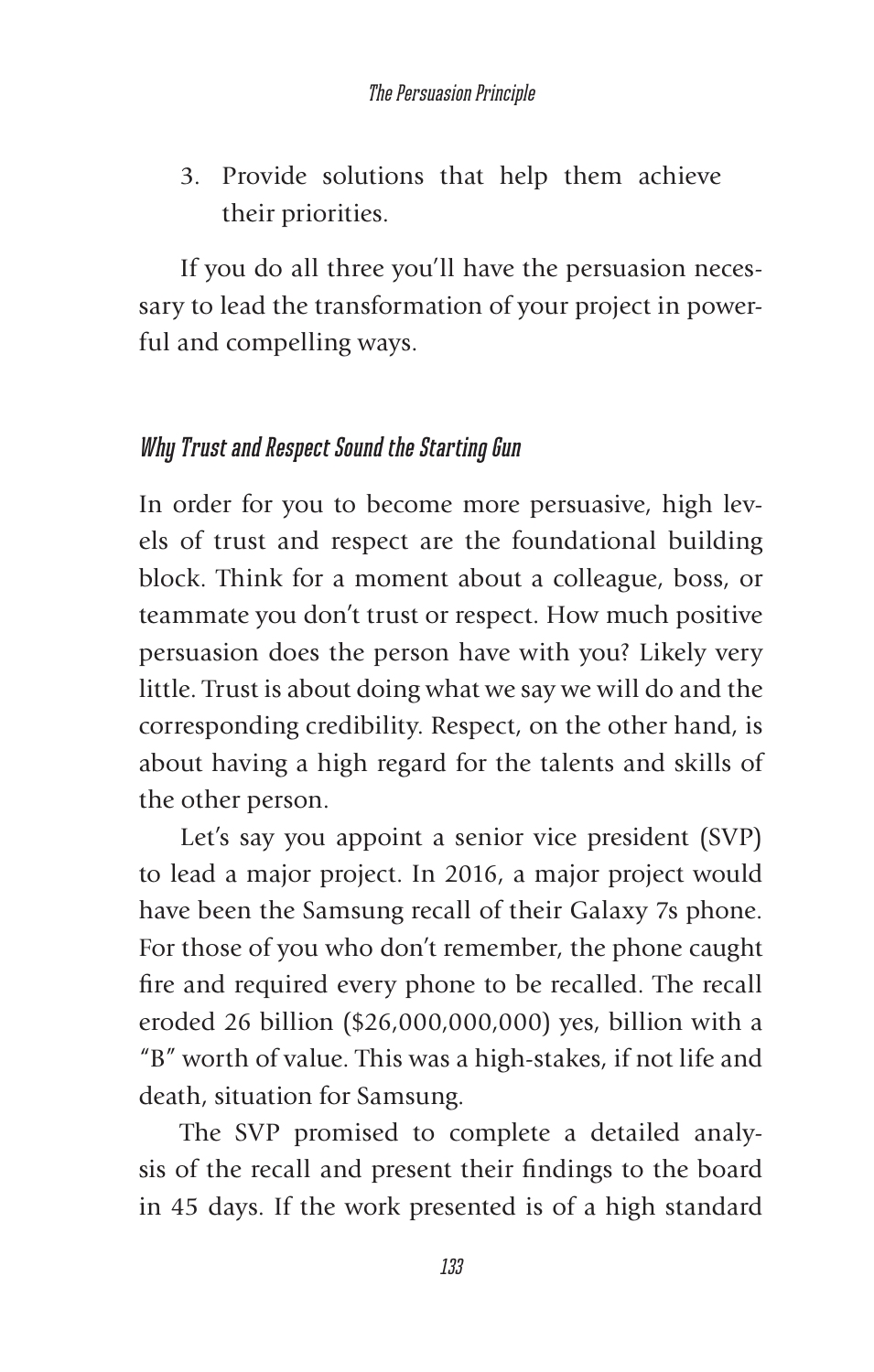3. Provide solutions that help them achieve their priorities.

If you do all three you'll have the persuasion necessary to lead the transformation of your project in powerful and compelling ways.

### *Why Trust and Respect Sound the Starting Gun*

In order for you to become more persuasive, high levels of trust and respect are the foundational building block. Think for a moment about a colleague, boss, or teammate you don't trust or respect. How much positive persuasion does the person have with you? Likely very little. Trust is about doing what we say we will do and the corresponding credibility. Respect, on the other hand, is about having a high regard for the talents and skills of the other person.

Let's say you appoint a senior vice president (SVP) to lead a major project. In 2016, a major project would have been the Samsung recall of their Galaxy 7s phone. For those of you who don't remember, the phone caught fire and required every phone to be recalled. The recall eroded 26 billion ($26,000,000,000) yes, billion with a "B" worth of value. This was a high-stakes, if not life and death, situation for Samsung.

The SVP promised to complete a detailed analysis of the recall and present their findings to the board in 45 days. If the work presented is of a high standard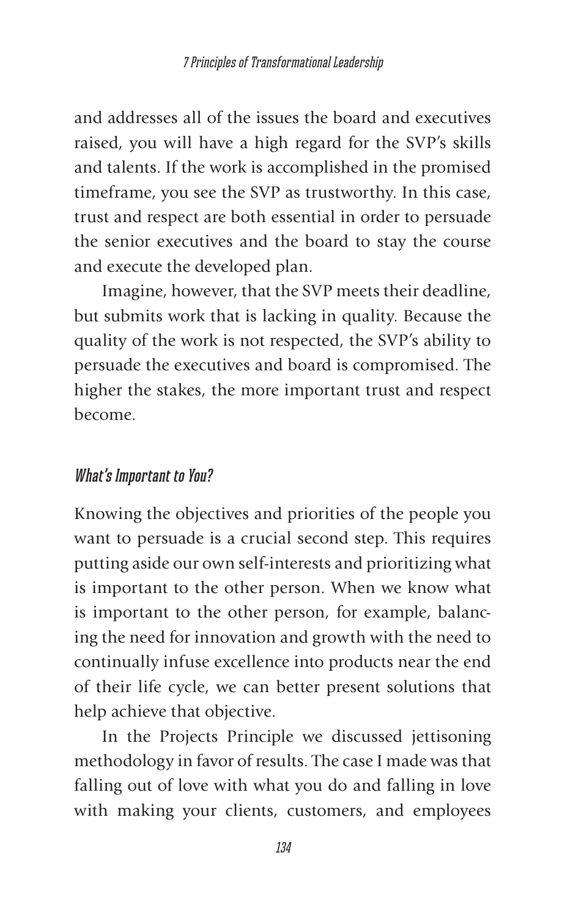and addresses all of the issues the board and executives raised, you will have a high regard for the SVP's skills and talents. If the work is accomplished in the promised timeframe, you see the SVP as trustworthy. In this case, trust and respect are both essential in order to persuade the senior executives and the board to stay the course and execute the developed plan.

Imagine, however, that the SVP meets their deadline, but submits work that is lacking in quality. Because the quality of the work is not respected, the SVP's ability to persuade the executives and board is compromised. The higher the stakes, the more important trust and respect become.

### *What's Important to You?*

Knowing the objectives and priorities of the people you want to persuade is a crucial second step. This requires putting aside our own self-interests and prioritizing what is important to the other person. When we know what is important to the other person, for example, balancing the need for innovation and growth with the need to continually infuse excellence into products near the end of their life cycle, we can better present solutions that help achieve that objective.

In the Projects Principle we discussed jettisoning methodology in favor of results. The case I made was that falling out of love with what you do and falling in love with making your clients, customers, and employees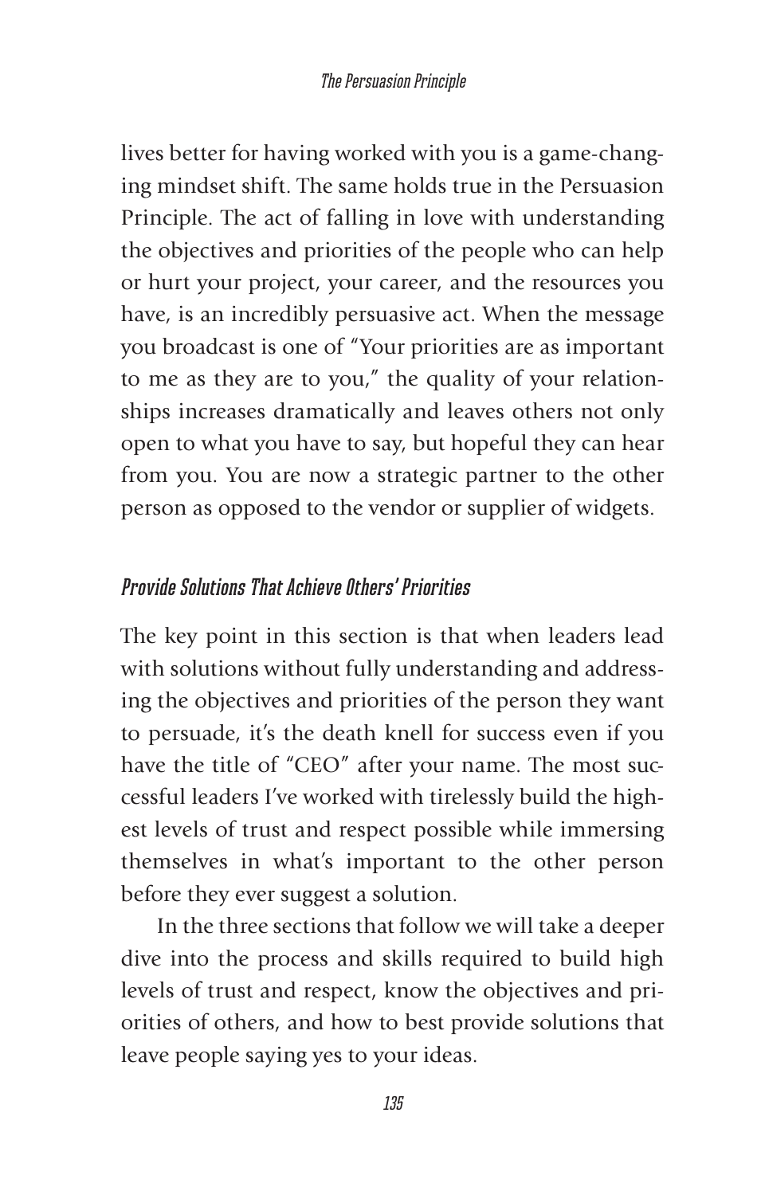lives better for having worked with you is a game-changing mindset shift. The same holds true in the Persuasion Principle. The act of falling in love with understanding the objectives and priorities of the people who can help or hurt your project, your career, and the resources you have, is an incredibly persuasive act. When the message you broadcast is one of "Your priorities are as important to me as they are to you," the quality of your relationships increases dramatically and leaves others not only open to what you have to say, but hopeful they can hear from you. You are now a strategic partner to the other person as opposed to the vendor or supplier of widgets.

### *Provide Solutions That Achieve Others' Priorities*

The key point in this section is that when leaders lead with solutions without fully understanding and addressing the objectives and priorities of the person they want to persuade, it's the death knell for success even if you have the title of "CEO" after your name. The most successful leaders I've worked with tirelessly build the highest levels of trust and respect possible while immersing themselves in what's important to the other person before they ever suggest a solution.

In the three sections that follow we will take a deeper dive into the process and skills required to build high levels of trust and respect, know the objectives and priorities of others, and how to best provide solutions that leave people saying yes to your ideas.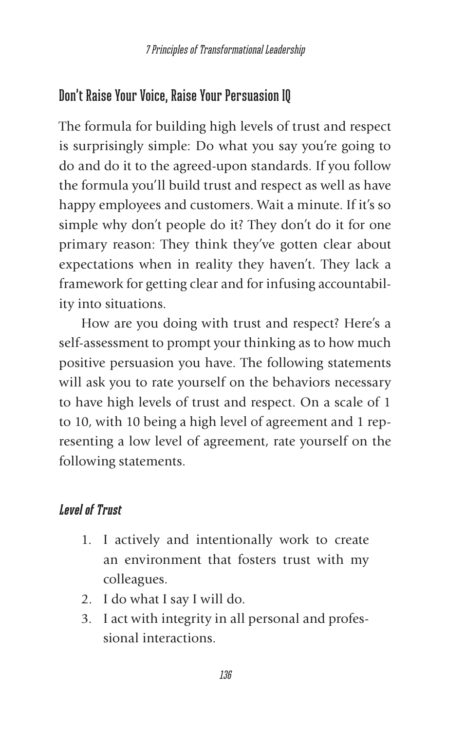## Don't Raise Your Voice, Raise Your Persuasion IQ

The formula for building high levels of trust and respect is surprisingly simple: Do what you say you're going to do and do it to the agreed-upon standards. If you follow the formula you'll build trust and respect as well as have happy employees and customers. Wait a minute. If it's so simple why don't people do it? They don't do it for one primary reason: They think they've gotten clear about expectations when in reality they haven't. They lack a framework for getting clear and for infusing accountability into situations.

How are you doing with trust and respect? Here's a self-assessment to prompt your thinking as to how much positive persuasion you have. The following statements will ask you to rate yourself on the behaviors necessary to have high levels of trust and respect. On a scale of 1 to 10, with 10 being a high level of agreement and 1 representing a low level of agreement, rate yourself on the following statements.

### *Level of Trust*

1. I actively and intentionally work to create an environment that fosters trust with my colleagues.
2. I do what I say I will do.
3. I act with integrity in all personal and professional interactions.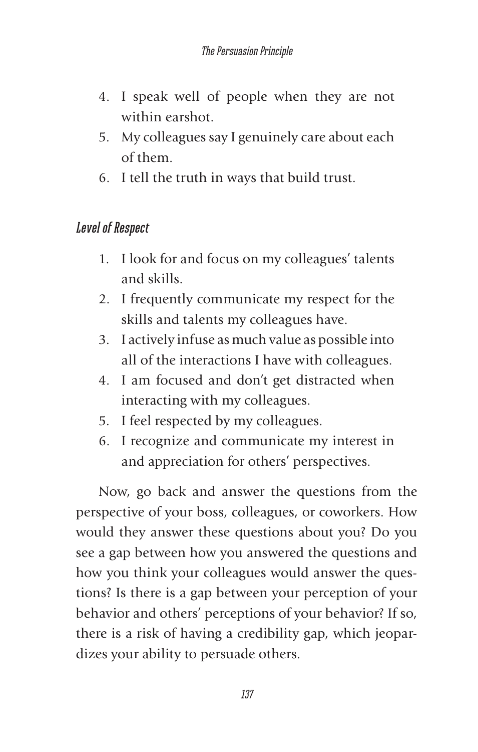4. I speak well of people when they are not within earshot.
5. My colleagues say I genuinely care about each of them.
6. I tell the truth in ways that build trust.

### *Level of Respect*

1. I look for and focus on my colleagues' talents and skills.
2. I frequently communicate my respect for the skills and talents my colleagues have.
3. I actively infuse as much value as possible into all of the interactions I have with colleagues.
4. I am focused and don't get distracted when interacting with my colleagues.
5. I feel respected by my colleagues.
6. I recognize and communicate my interest in and appreciation for others' perspectives.

Now, go back and answer the questions from the perspective of your boss, colleagues, or coworkers. How would they answer these questions about you? Do you see a gap between how you answered the questions and how you think your colleagues would answer the questions? Is there is a gap between your perception of your behavior and others' perceptions of your behavior? If so, there is a risk of having a credibility gap, which jeopardizes your ability to persuade others.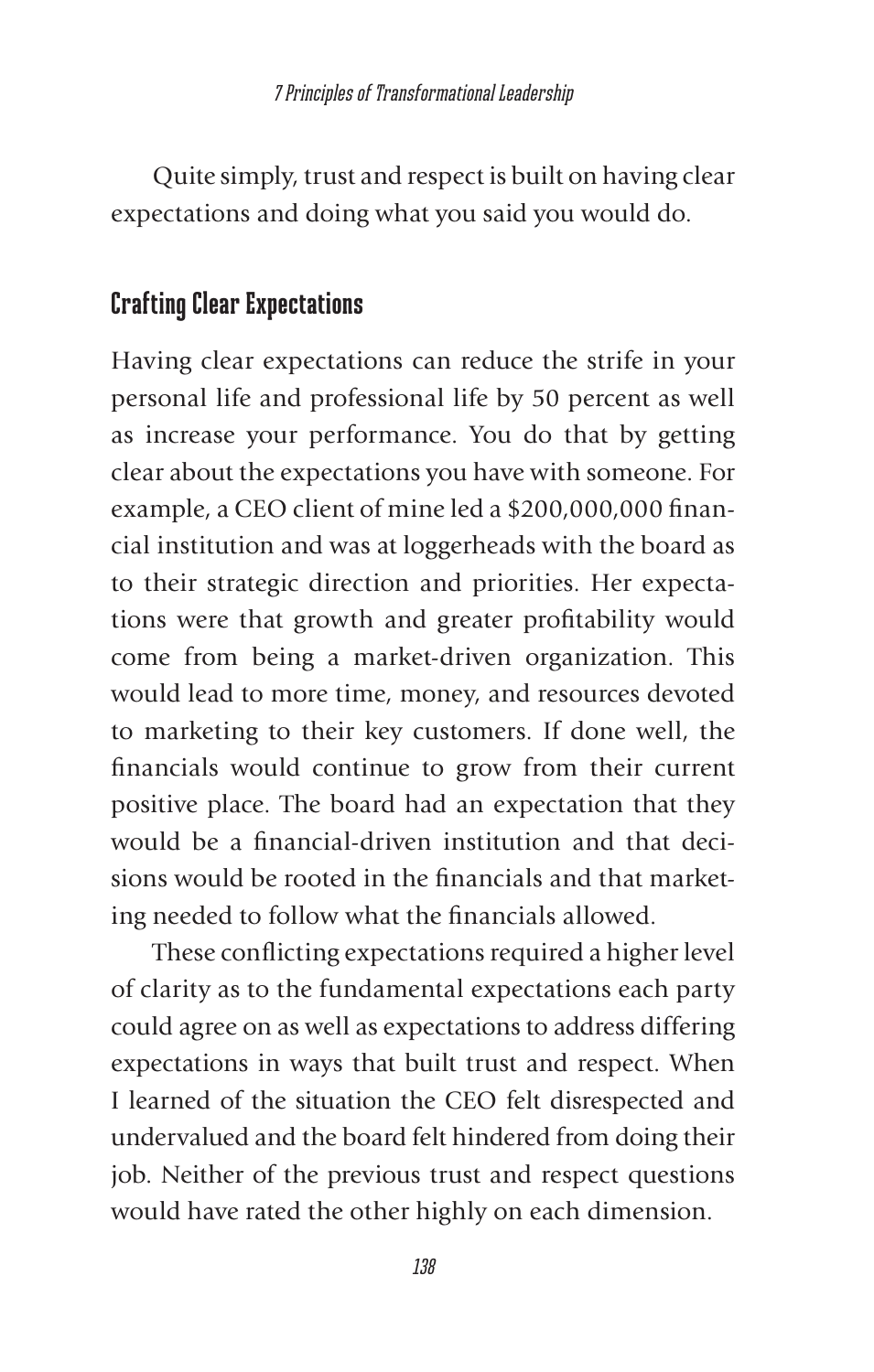Quite simply, trust and respect is built on having clear expectations and doing what you said you would do.

## Crafting Clear Expectations

Having clear expectations can reduce the strife in your personal life and professional life by 50 percent as well as increase your performance. You do that by getting clear about the expectations you have with someone. For example, a CEO client of mine led a $200,000,000 financial institution and was at loggerheads with the board as to their strategic direction and priorities. Her expectations were that growth and greater profitability would come from being a market-driven organization. This would lead to more time, money, and resources devoted to marketing to their key customers. If done well, the financials would continue to grow from their current positive place. The board had an expectation that they would be a financial-driven institution and that decisions would be rooted in the financials and that marketing needed to follow what the financials allowed.

These conflicting expectations required a higher level of clarity as to the fundamental expectations each party could agree on as well as expectations to address differing expectations in ways that built trust and respect. When I learned of the situation the CEO felt disrespected and undervalued and the board felt hindered from doing their job. Neither of the previous trust and respect questions would have rated the other highly on each dimension.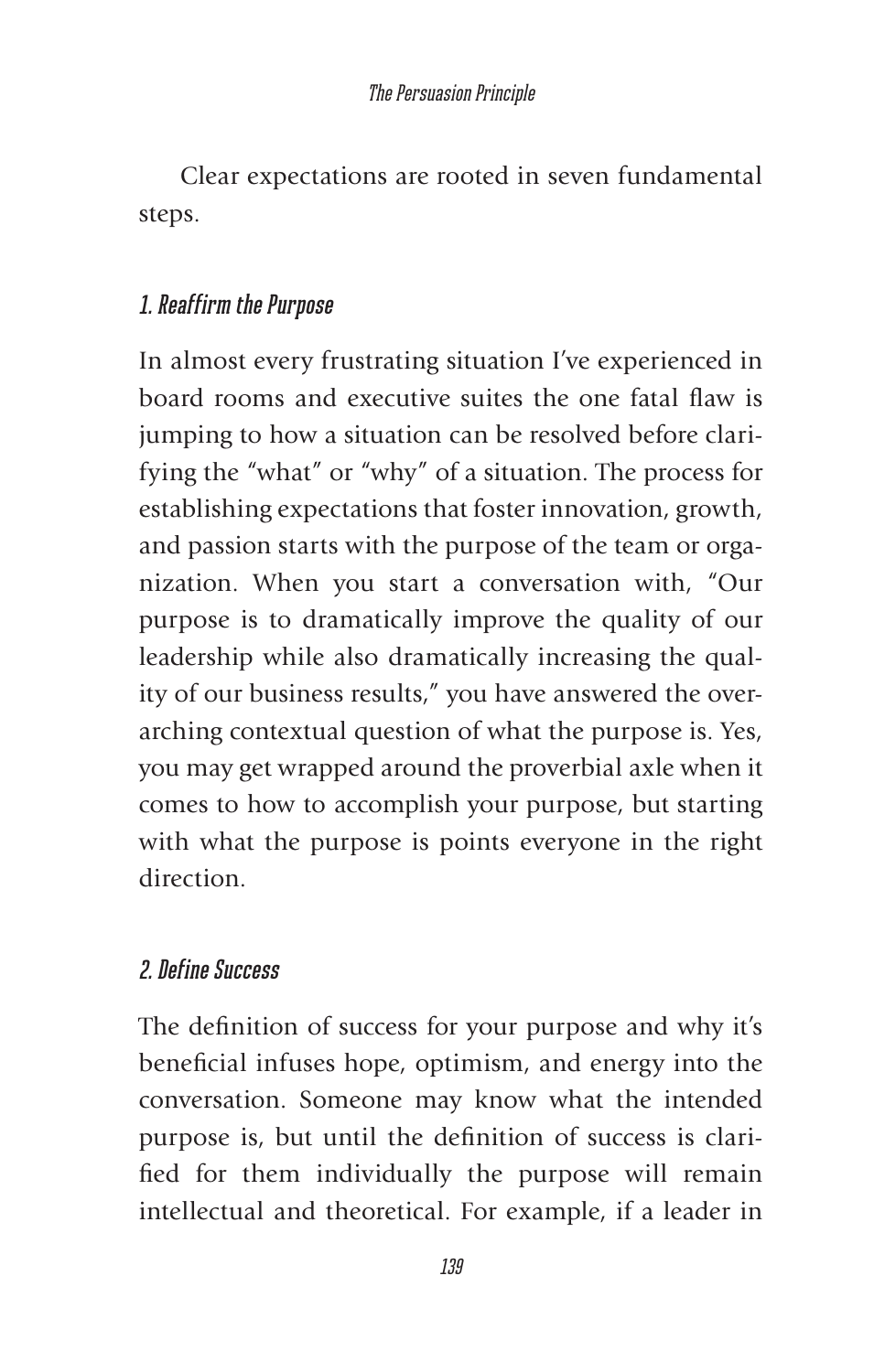Clear expectations are rooted in seven fundamental steps.

### *1. Reaffirm the Purpose*

In almost every frustrating situation I've experienced in board rooms and executive suites the one fatal flaw is jumping to how a situation can be resolved before clarifying the "what" or "why" of a situation. The process for establishing expectations that foster innovation, growth, and passion starts with the purpose of the team or organization. When you start a conversation with, "Our purpose is to dramatically improve the quality of our leadership while also dramatically increasing the quality of our business results," you have answered the overarching contextual question of what the purpose is. Yes, you may get wrapped around the proverbial axle when it comes to how to accomplish your purpose, but starting with what the purpose is points everyone in the right direction.

### *2. Define Success*

The definition of success for your purpose and why it's beneficial infuses hope, optimism, and energy into the conversation. Someone may know what the intended purpose is, but until the definition of success is clarified for them individually the purpose will remain intellectual and theoretical. For example, if a leader in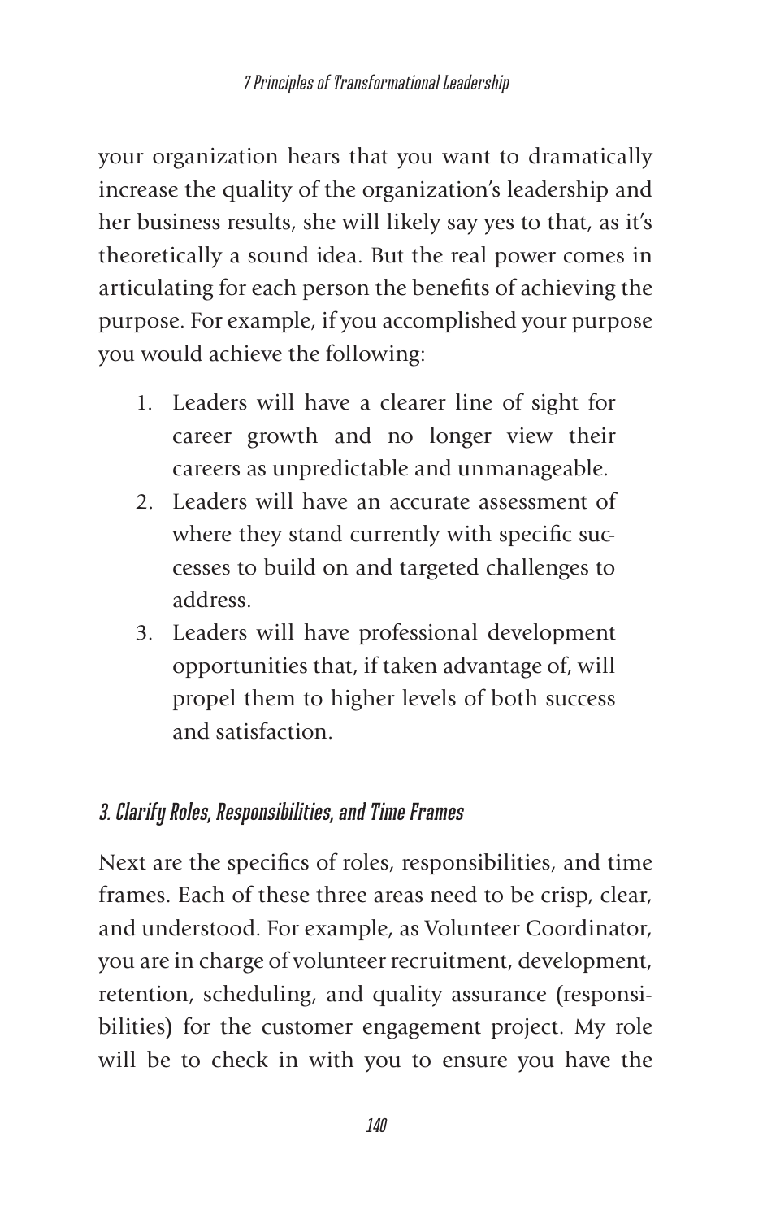your organization hears that you want to dramatically increase the quality of the organization's leadership and her business results, she will likely say yes to that, as it's theoretically a sound idea. But the real power comes in articulating for each person the benefits of achieving the purpose. For example, if you accomplished your purpose you would achieve the following:

1. Leaders will have a clearer line of sight for career growth and no longer view their careers as unpredictable and unmanageable.
2. Leaders will have an accurate assessment of where they stand currently with specific successes to build on and targeted challenges to address.
3. Leaders will have professional development opportunities that, if taken advantage of, will propel them to higher levels of both success and satisfaction.

### 3. Clarify Roles, Responsibilities, and Time Frames

Next are the specifics of roles, responsibilities, and time frames. Each of these three areas need to be crisp, clear, and understood. For example, as Volunteer Coordinator, you are in charge of volunteer recruitment, development, retention, scheduling, and quality assurance (responsibilities) for the customer engagement project. My role will be to check in with you to ensure you have the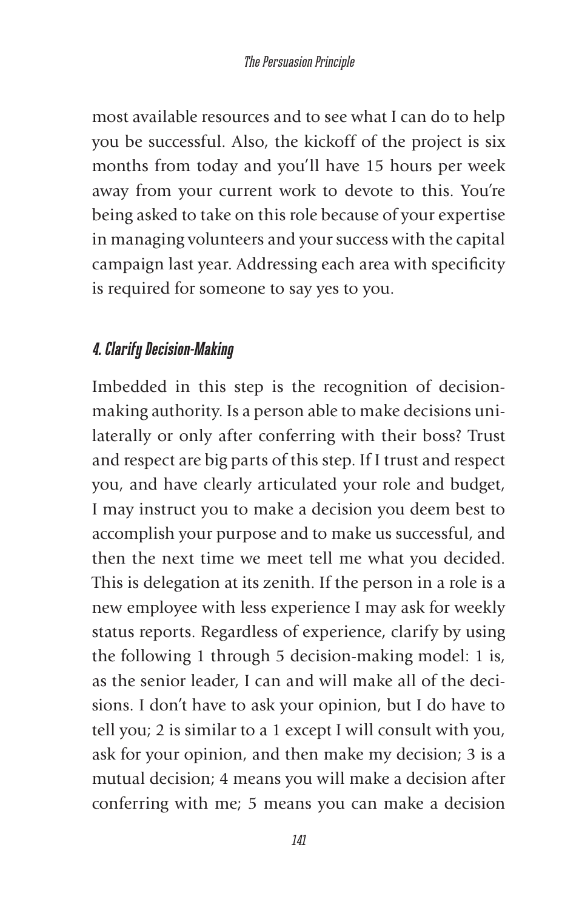most available resources and to see what I can do to help you be successful. Also, the kickoff of the project is six months from today and you'll have 15 hours per week away from your current work to devote to this. You're being asked to take on this role because of your expertise in managing volunteers and your success with the capital campaign last year. Addressing each area with specificity is required for someone to say yes to you.

### *4. Clarify Decision-Making*

Imbedded in this step is the recognition of decision-making authority. Is a person able to make decisions unilaterally or only after conferring with their boss? Trust and respect are big parts of this step. If I trust and respect you, and have clearly articulated your role and budget, I may instruct you to make a decision you deem best to accomplish your purpose and to make us successful, and then the next time we meet tell me what you decided. This is delegation at its zenith. If the person in a role is a new employee with less experience I may ask for weekly status reports. Regardless of experience, clarify by using the following 1 through 5 decision-making model: 1 is, as the senior leader, I can and will make all of the decisions. I don't have to ask your opinion, but I do have to tell you; 2 is similar to a 1 except I will consult with you, ask for your opinion, and then make my decision; 3 is a mutual decision; 4 means you will make a decision after conferring with me; 5 means you can make a decision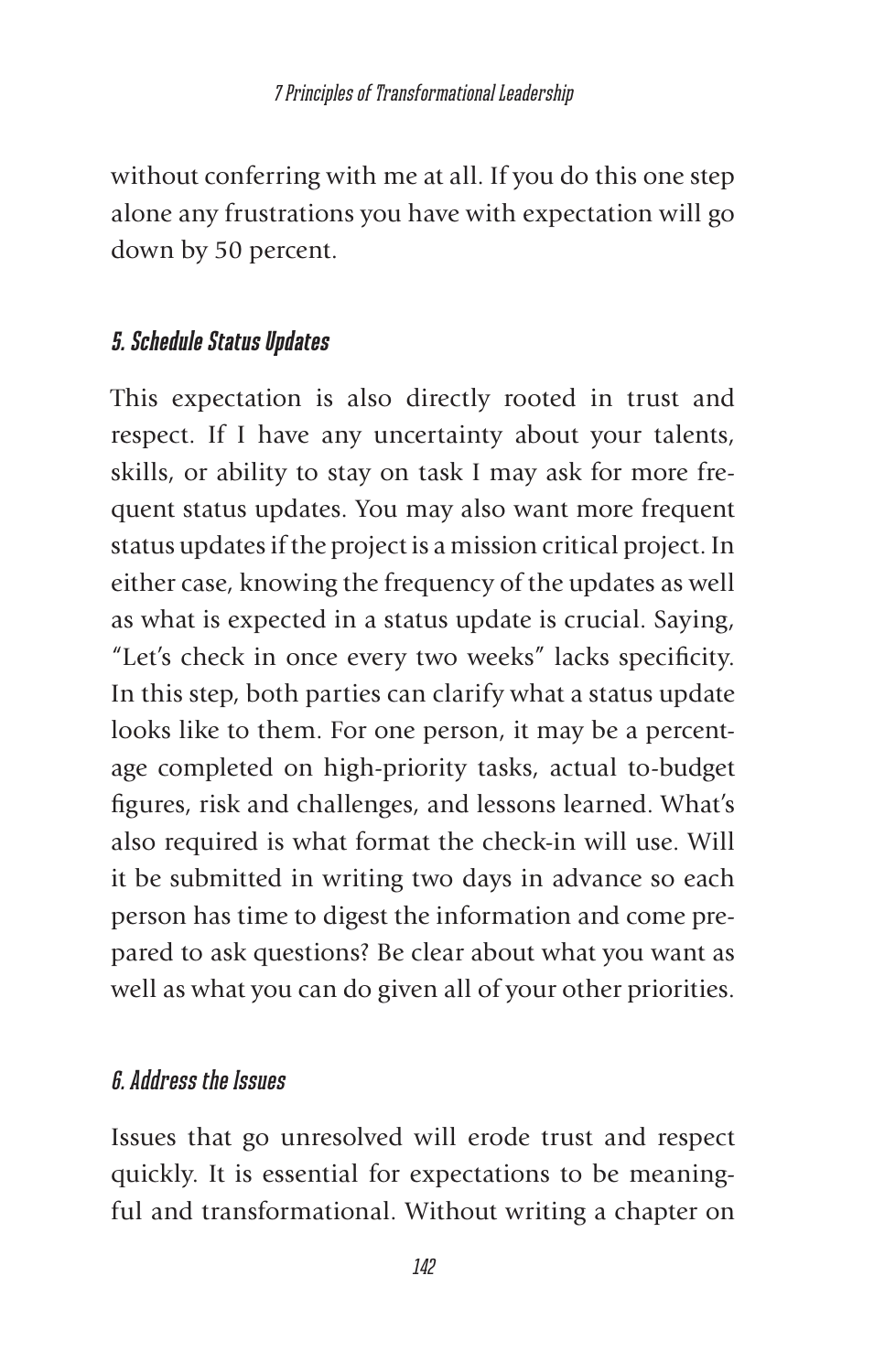without conferring with me at all. If you do this one step alone any frustrations you have with expectation will go down by 50 percent.

### *5. Schedule Status Updates*

This expectation is also directly rooted in trust and respect. If I have any uncertainty about your talents, skills, or ability to stay on task I may ask for more frequent status updates. You may also want more frequent status updates if the project is a mission critical project. In either case, knowing the frequency of the updates as well as what is expected in a status update is crucial. Saying, "Let's check in once every two weeks" lacks specificity. In this step, both parties can clarify what a status update looks like to them. For one person, it may be a percentage completed on high-priority tasks, actual to-budget figures, risk and challenges, and lessons learned. What's also required is what format the check-in will use. Will it be submitted in writing two days in advance so each person has time to digest the information and come prepared to ask questions? Be clear about what you want as well as what you can do given all of your other priorities.

### *6. Address the Issues*

Issues that go unresolved will erode trust and respect quickly. It is essential for expectations to be meaningful and transformational. Without writing a chapter on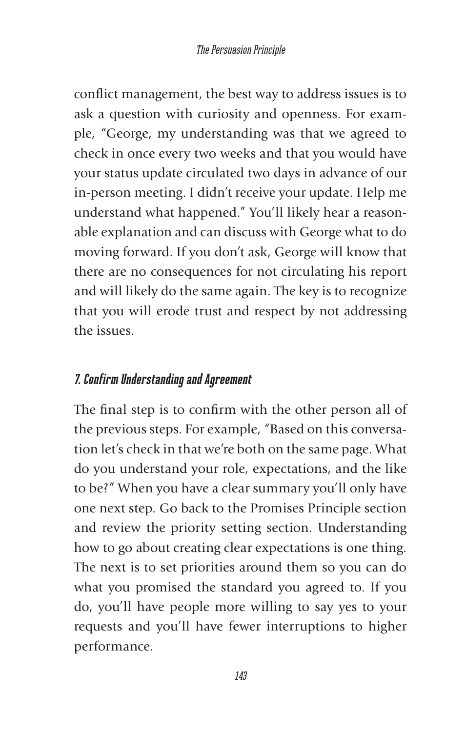conflict management, the best way to address issues is to ask a question with curiosity and openness. For example, "George, my understanding was that we agreed to check in once every two weeks and that you would have your status update circulated two days in advance of our in-person meeting. I didn't receive your update. Help me understand what happened." You'll likely hear a reasonable explanation and can discuss with George what to do moving forward. If you don't ask, George will know that there are no consequences for not circulating his report and will likely do the same again. The key is to recognize that you will erode trust and respect by not addressing the issues.

### 7. Confirm Understanding and Agreement

The final step is to confirm with the other person all of the previous steps. For example, "Based on this conversation let's check in that we're both on the same page. What do you understand your role, expectations, and the like to be?" When you have a clear summary you'll only have one next step. Go back to the Promises Principle section and review the priority setting section. Understanding how to go about creating clear expectations is one thing. The next is to set priorities around them so you can do what you promised the standard you agreed to. If you do, you'll have people more willing to say yes to your requests and you'll have fewer interruptions to higher performance.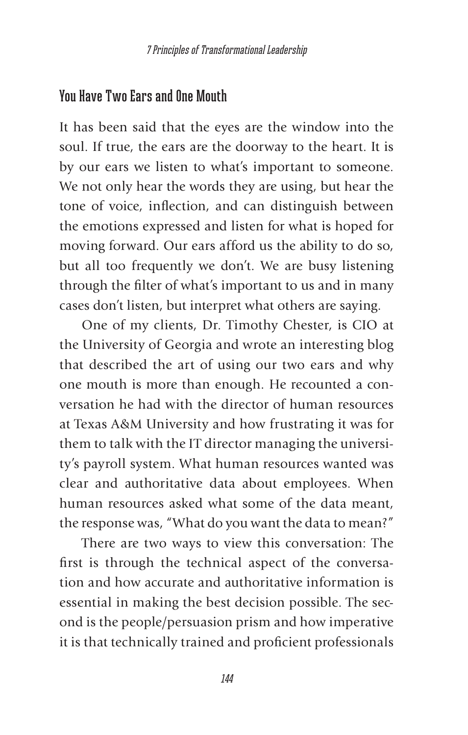## You Have Two Ears and One Mouth

It has been said that the eyes are the window into the soul. If true, the ears are the doorway to the heart. It is by our ears we listen to what's important to someone. We not only hear the words they are using, but hear the tone of voice, inflection, and can distinguish between the emotions expressed and listen for what is hoped for moving forward. Our ears afford us the ability to do so, but all too frequently we don't. We are busy listening through the filter of what's important to us and in many cases don't listen, but interpret what others are saying.

One of my clients, Dr. Timothy Chester, is CIO at the University of Georgia and wrote an interesting blog that described the art of using our two ears and why one mouth is more than enough. He recounted a conversation he had with the director of human resources at Texas A&M University and how frustrating it was for them to talk with the IT director managing the university's payroll system. What human resources wanted was clear and authoritative data about employees. When human resources asked what some of the data meant, the response was, "What do you want the data to mean?"

There are two ways to view this conversation: The first is through the technical aspect of the conversation and how accurate and authoritative information is essential in making the best decision possible. The second is the people/persuasion prism and how imperative it is that technically trained and proficient professionals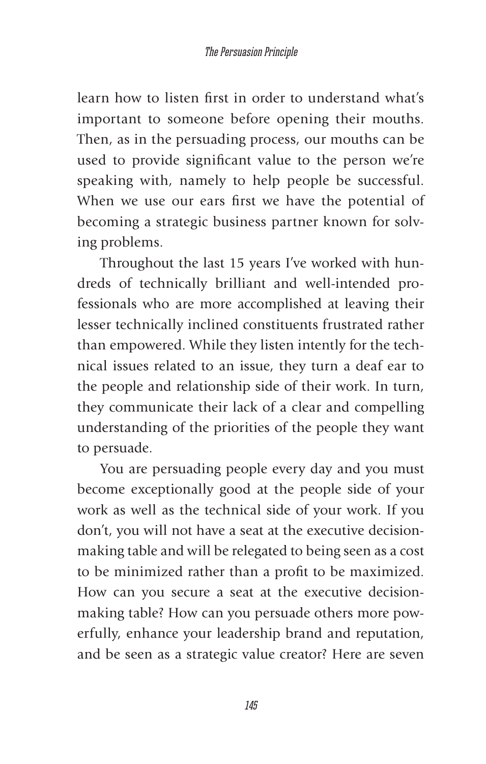learn how to listen first in order to understand what's important to someone before opening their mouths. Then, as in the persuading process, our mouths can be used to provide significant value to the person we're speaking with, namely to help people be successful. When we use our ears first we have the potential of becoming a strategic business partner known for solving problems.

Throughout the last 15 years I've worked with hundreds of technically brilliant and well-intended professionals who are more accomplished at leaving their lesser technically inclined constituents frustrated rather than empowered. While they listen intently for the technical issues related to an issue, they turn a deaf ear to the people and relationship side of their work. In turn, they communicate their lack of a clear and compelling understanding of the priorities of the people they want to persuade.

You are persuading people every day and you must become exceptionally good at the people side of your work as well as the technical side of your work. If you don't, you will not have a seat at the executive decision-making table and will be relegated to being seen as a cost to be minimized rather than a profit to be maximized. How can you secure a seat at the executive decision-making table? How can you persuade others more powerfully, enhance your leadership brand and reputation, and be seen as a strategic value creator? Here are seven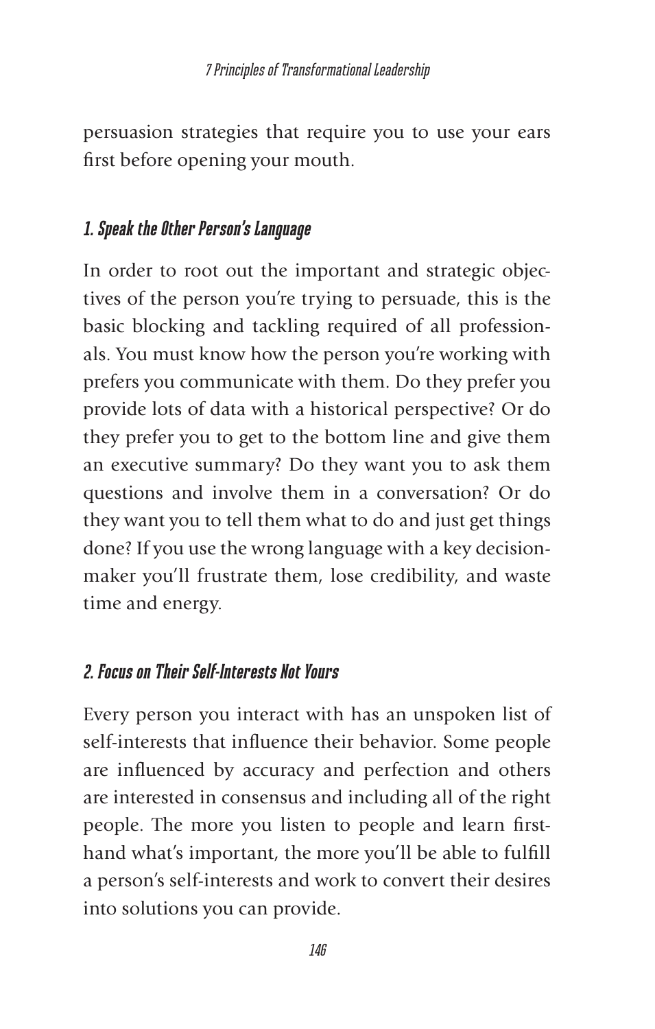persuasion strategies that require you to use your ears first before opening your mouth.

### *1. Speak the Other Person's Language*

In order to root out the important and strategic objectives of the person you're trying to persuade, this is the basic blocking and tackling required of all professionals. You must know how the person you're working with prefers you communicate with them. Do they prefer you provide lots of data with a historical perspective? Or do they prefer you to get to the bottom line and give them an executive summary? Do they want you to ask them questions and involve them in a conversation? Or do they want you to tell them what to do and just get things done? If you use the wrong language with a key decision-maker you'll frustrate them, lose credibility, and waste time and energy.

### *2. Focus on Their Self-Interests Not Yours*

Every person you interact with has an unspoken list of self-interests that influence their behavior. Some people are influenced by accuracy and perfection and others are interested in consensus and including all of the right people. The more you listen to people and learn first-hand what's important, the more you'll be able to fulfill a person's self-interests and work to convert their desires into solutions you can provide.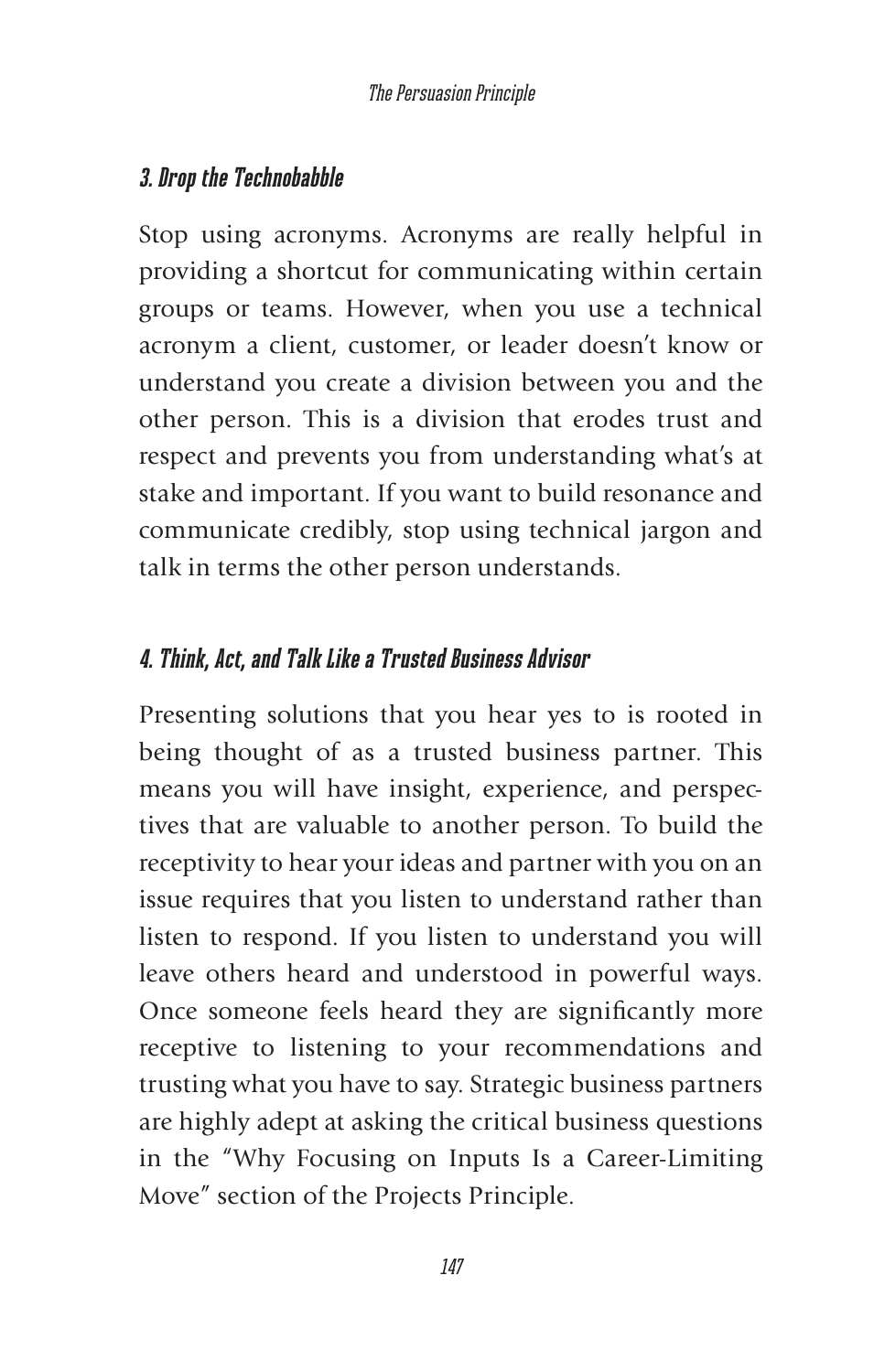### *3. Drop the Technobabble*

Stop using acronyms. Acronyms are really helpful in providing a shortcut for communicating within certain groups or teams. However, when you use a technical acronym a client, customer, or leader doesn't know or understand you create a division between you and the other person. This is a division that erodes trust and respect and prevents you from understanding what's at stake and important. If you want to build resonance and communicate credibly, stop using technical jargon and talk in terms the other person understands.

### *4. Think, Act, and Talk Like a Trusted Business Advisor*

Presenting solutions that you hear yes to is rooted in being thought of as a trusted business partner. This means you will have insight, experience, and perspectives that are valuable to another person. To build the receptivity to hear your ideas and partner with you on an issue requires that you listen to understand rather than listen to respond. If you listen to understand you will leave others heard and understood in powerful ways. Once someone feels heard they are significantly more receptive to listening to your recommendations and trusting what you have to say. Strategic business partners are highly adept at asking the critical business questions in the "Why Focusing on Inputs Is a Career-Limiting Move" section of the Projects Principle.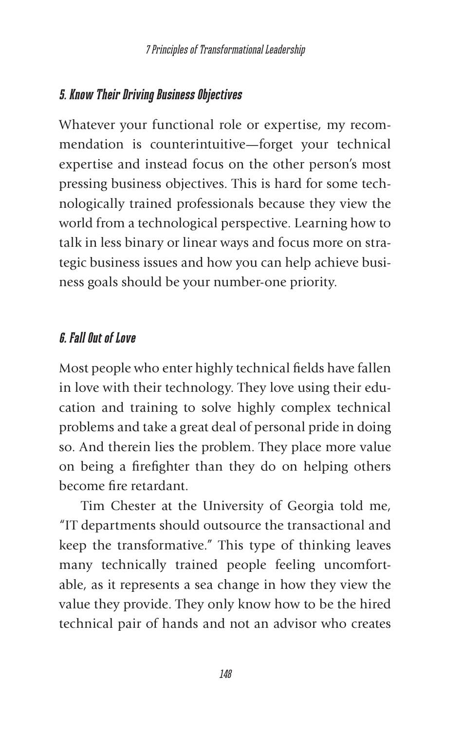### *5. Know Their Driving Business Objectives*

Whatever your functional role or expertise, my recommendation is counterintuitive—forget your technical expertise and instead focus on the other person's most pressing business objectives. This is hard for some technologically trained professionals because they view the world from a technological perspective. Learning how to talk in less binary or linear ways and focus more on strategic business issues and how you can help achieve business goals should be your number-one priority.

### *6. Fall Out of Love*

Most people who enter highly technical fields have fallen in love with their technology. They love using their education and training to solve highly complex technical problems and take a great deal of personal pride in doing so. And therein lies the problem. They place more value on being a firefighter than they do on helping others become fire retardant.

Tim Chester at the University of Georgia told me, "IT departments should outsource the transactional and keep the transformative." This type of thinking leaves many technically trained people feeling uncomfortable, as it represents a sea change in how they view the value they provide. They only know how to be the hired technical pair of hands and not an advisor who creates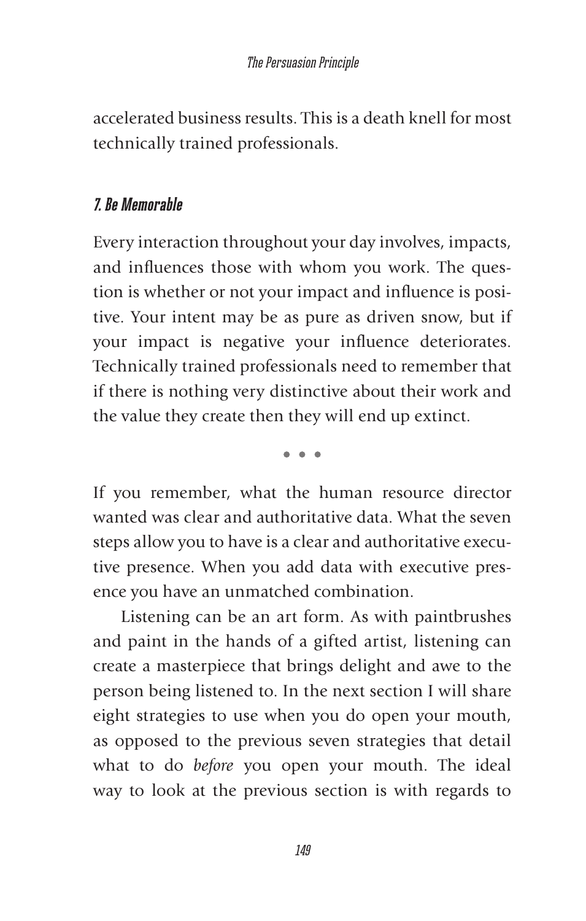accelerated business results. This is a death knell for most technically trained professionals.

### *7. Be Memorable*

Every interaction throughout your day involves, impacts, and influences those with whom you work. The question is whether or not your impact and influence is positive. Your intent may be as pure as driven snow, but if your impact is negative your influence deteriorates. Technically trained professionals need to remember that if there is nothing very distinctive about their work and the value they create then they will end up extinct.

• • •

If you remember, what the human resource director wanted was clear and authoritative data. What the seven steps allow you to have is a clear and authoritative executive presence. When you add data with executive presence you have an unmatched combination.

Listening can be an art form. As with paintbrushes and paint in the hands of a gifted artist, listening can create a masterpiece that brings delight and awe to the person being listened to. In the next section I will share eight strategies to use when you do open your mouth, as opposed to the previous seven strategies that detail what to do *before* you open your mouth. The ideal way to look at the previous section is with regards to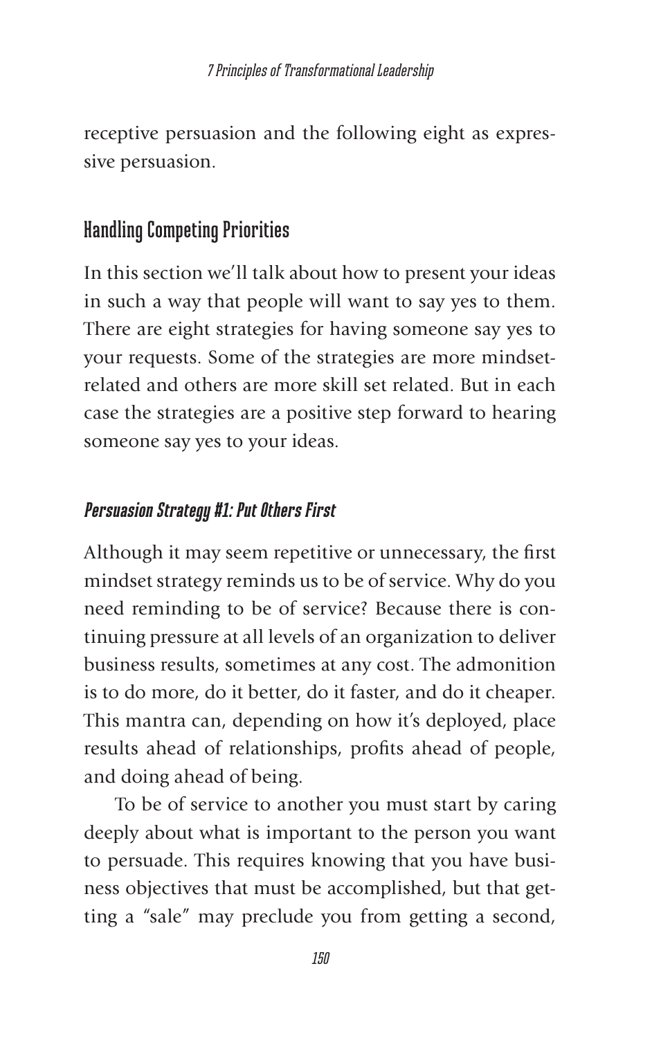receptive persuasion and the following eight as expressive persuasion.

## Handling Competing Priorities

In this section we'll talk about how to present your ideas in such a way that people will want to say yes to them. There are eight strategies for having someone say yes to your requests. Some of the strategies are more mindset-related and others are more skill set related. But in each case the strategies are a positive step forward to hearing someone say yes to your ideas.

### *Persuasion Strategy #1: Put Others First*

Although it may seem repetitive or unnecessary, the first mindset strategy reminds us to be of service. Why do you need reminding to be of service? Because there is continuing pressure at all levels of an organization to deliver business results, sometimes at any cost. The admonition is to do more, do it better, do it faster, and do it cheaper. This mantra can, depending on how it's deployed, place results ahead of relationships, profits ahead of people, and doing ahead of being.

To be of service to another you must start by caring deeply about what is important to the person you want to persuade. This requires knowing that you have business objectives that must be accomplished, but that getting a "sale" may preclude you from getting a second,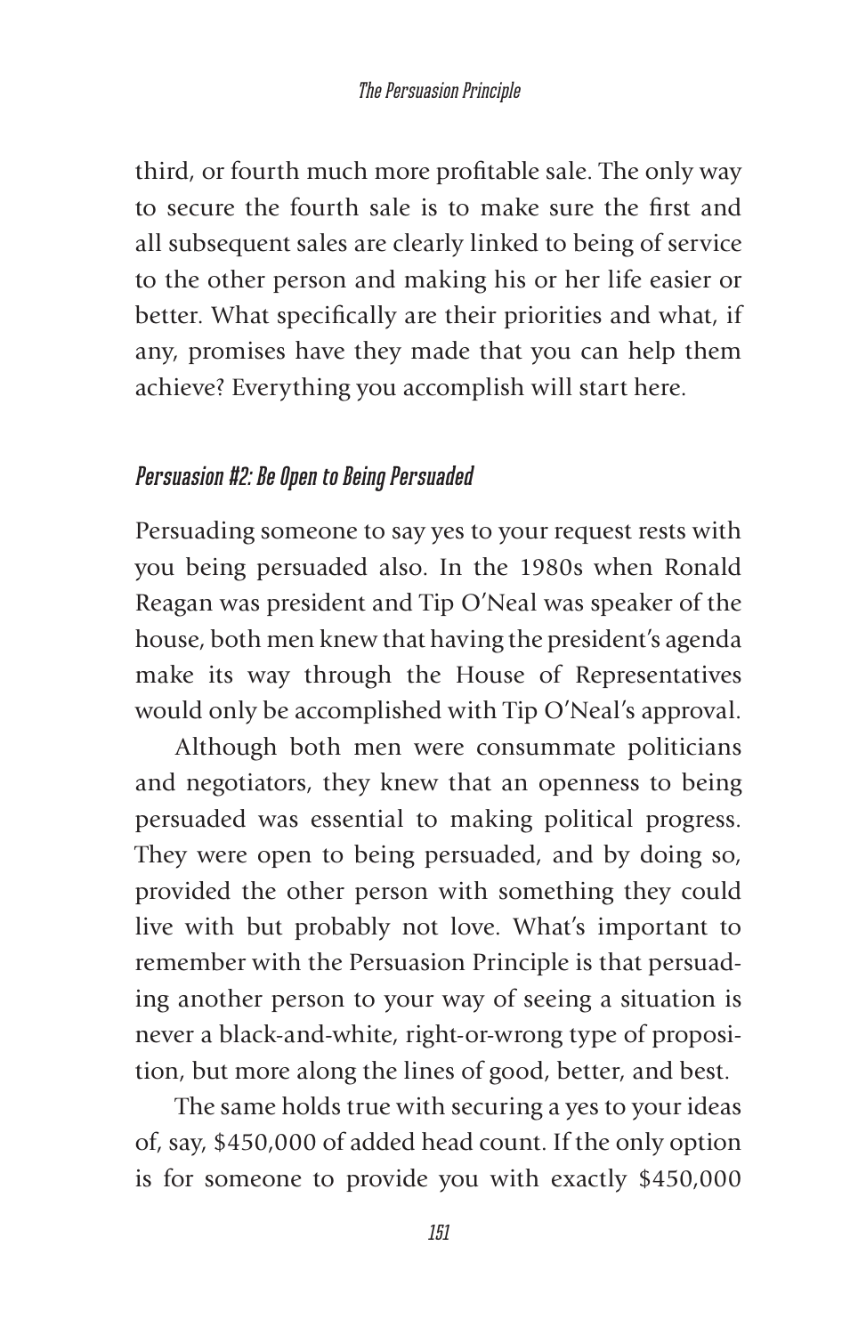third, or fourth much more profitable sale. The only way to secure the fourth sale is to make sure the first and all subsequent sales are clearly linked to being of service to the other person and making his or her life easier or better. What specifically are their priorities and what, if any, promises have they made that you can help them achieve? Everything you accomplish will start here.

### *Persuasion #2: Be Open to Being Persuaded*

Persuading someone to say yes to your request rests with you being persuaded also. In the 1980s when Ronald Reagan was president and Tip O'Neal was speaker of the house, both men knew that having the president's agenda make its way through the House of Representatives would only be accomplished with Tip O'Neal's approval.

Although both men were consummate politicians and negotiators, they knew that an openness to being persuaded was essential to making political progress. They were open to being persuaded, and by doing so, provided the other person with something they could live with but probably not love. What's important to remember with the Persuasion Principle is that persuading another person to your way of seeing a situation is never a black-and-white, right-or-wrong type of proposition, but more along the lines of good, better, and best.

The same holds true with securing a yes to your ideas of, say, $450,000 of added head count. If the only option is for someone to provide you with exactly $450,000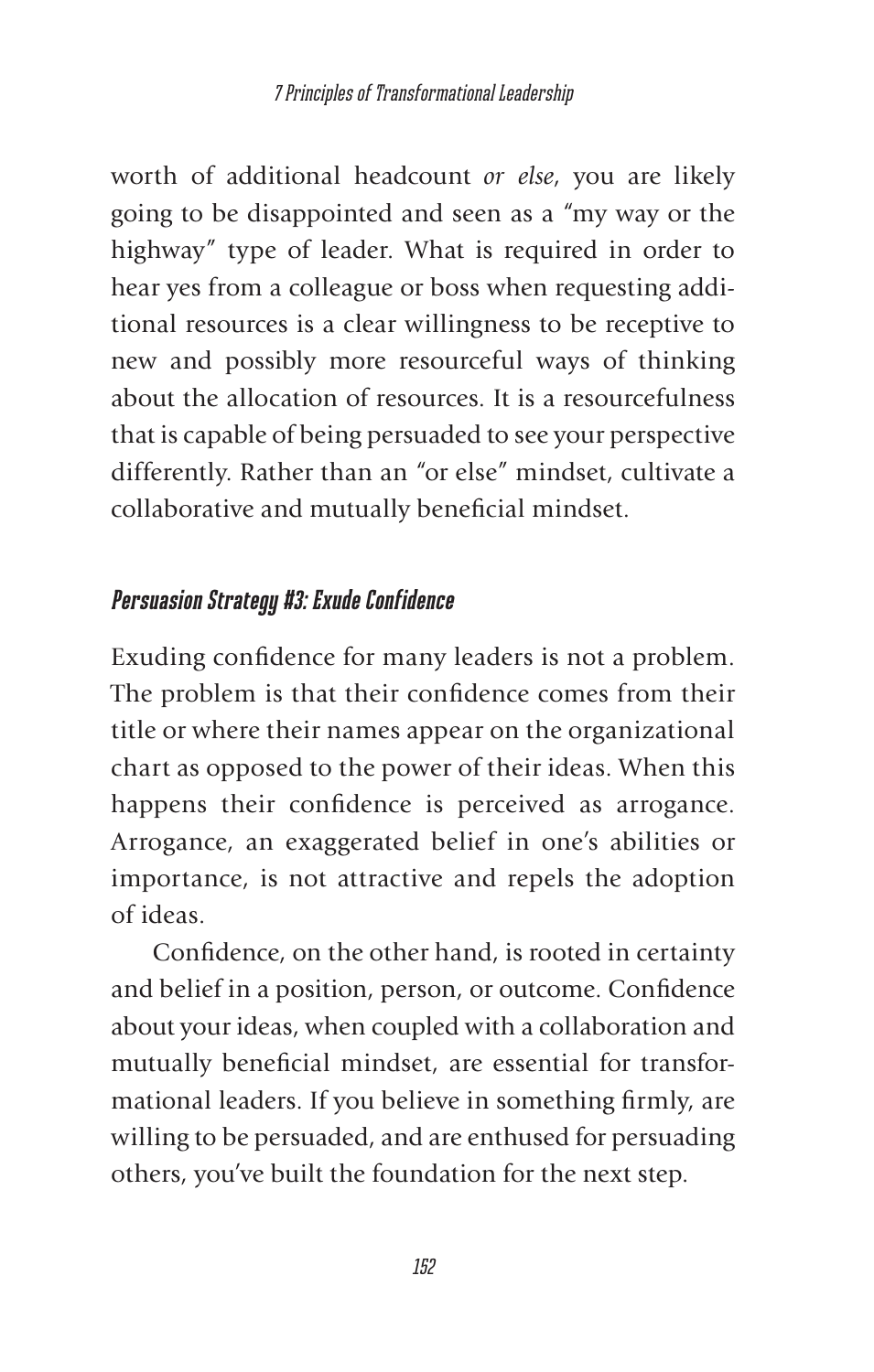worth of additional headcount *or else*, you are likely going to be disappointed and seen as a "my way or the highway" type of leader. What is required in order to hear yes from a colleague or boss when requesting additional resources is a clear willingness to be receptive to new and possibly more resourceful ways of thinking about the allocation of resources. It is a resourcefulness that is capable of being persuaded to see your perspective differently. Rather than an "or else" mindset, cultivate a collaborative and mutually beneficial mindset.

### *Persuasion Strategy #3: Exude Confidence*

Exuding confidence for many leaders is not a problem. The problem is that their confidence comes from their title or where their names appear on the organizational chart as opposed to the power of their ideas. When this happens their confidence is perceived as arrogance. Arrogance, an exaggerated belief in one's abilities or importance, is not attractive and repels the adoption of ideas.

Confidence, on the other hand, is rooted in certainty and belief in a position, person, or outcome. Confidence about your ideas, when coupled with a collaboration and mutually beneficial mindset, are essential for transformational leaders. If you believe in something firmly, are willing to be persuaded, and are enthused for persuading others, you've built the foundation for the next step.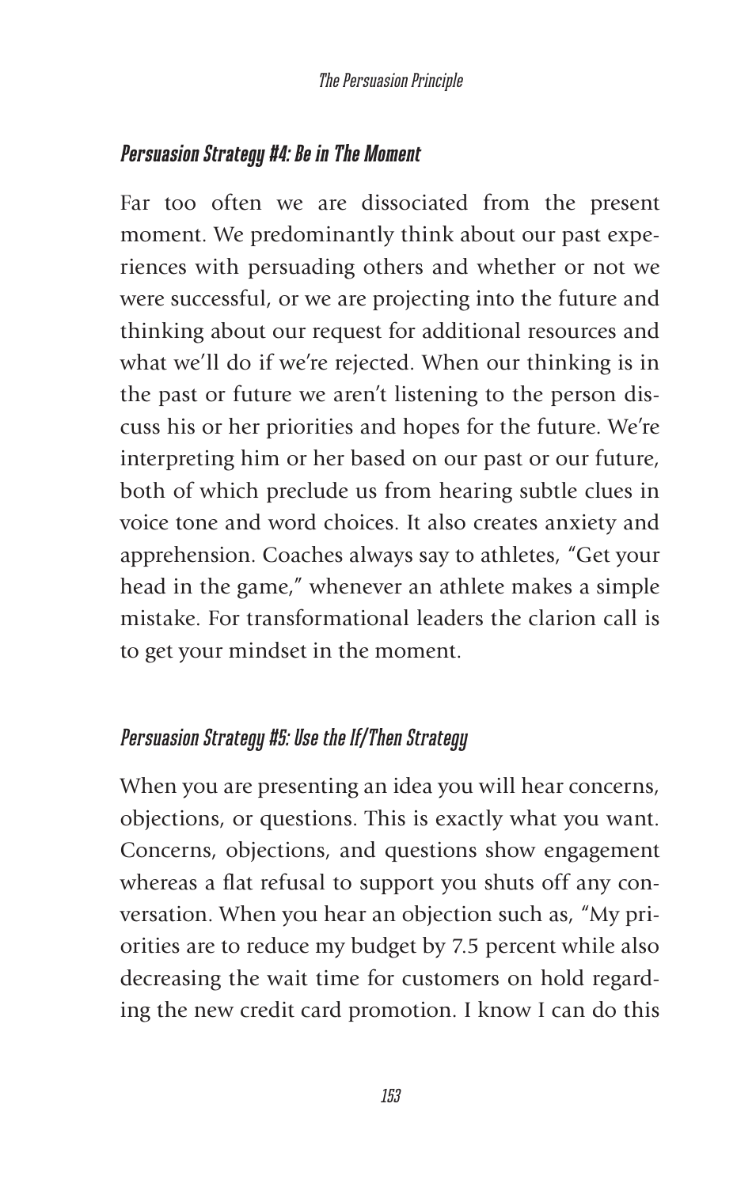### Persuasion Strategy #4: Be in The Moment

Far too often we are dissociated from the present moment. We predominantly think about our past experiences with persuading others and whether or not we were successful, or we are projecting into the future and thinking about our request for additional resources and what we'll do if we're rejected. When our thinking is in the past or future we aren't listening to the person discuss his or her priorities and hopes for the future. We're interpreting him or her based on our past or our future, both of which preclude us from hearing subtle clues in voice tone and word choices. It also creates anxiety and apprehension. Coaches always say to athletes, "Get your head in the game," whenever an athlete makes a simple mistake. For transformational leaders the clarion call is to get your mindset in the moment.

### Persuasion Strategy #5: Use the If/Then Strategy

When you are presenting an idea you will hear concerns, objections, or questions. This is exactly what you want. Concerns, objections, and questions show engagement whereas a flat refusal to support you shuts off any conversation. When you hear an objection such as, "My priorities are to reduce my budget by 7.5 percent while also decreasing the wait time for customers on hold regarding the new credit card promotion. I know I can do this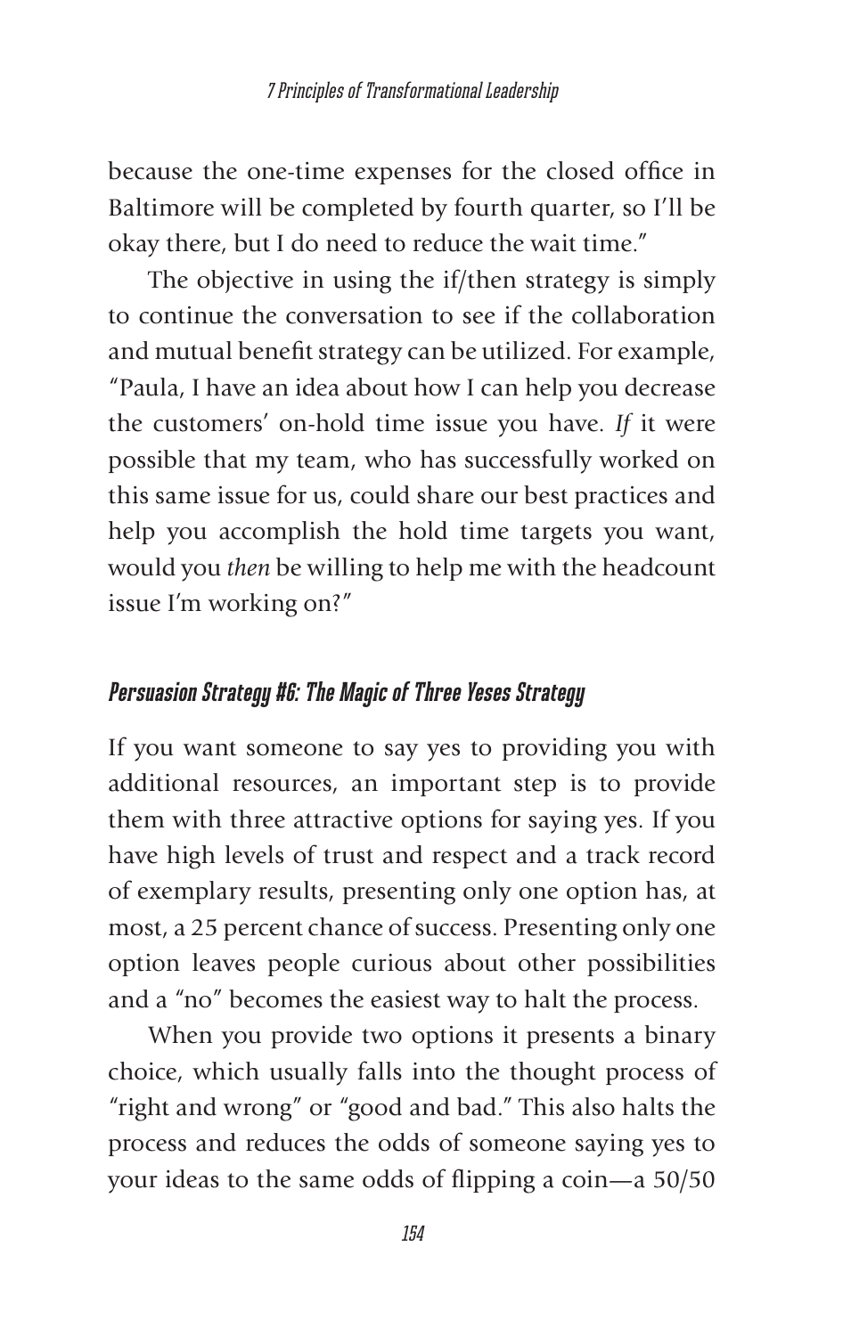because the one-time expenses for the closed office in Baltimore will be completed by fourth quarter, so I'll be okay there, but I do need to reduce the wait time."

The objective in using the if/then strategy is simply to continue the conversation to see if the collaboration and mutual benefit strategy can be utilized. For example, "Paula, I have an idea about how I can help you decrease the customers' on-hold time issue you have. *If* it were possible that my team, who has successfully worked on this same issue for us, could share our best practices and help you accomplish the hold time targets you want, would you *then* be willing to help me with the headcount issue I'm working on?"

### *Persuasion Strategy #6: The Magic of Three Yeses Strategy*

If you want someone to say yes to providing you with additional resources, an important step is to provide them with three attractive options for saying yes. If you have high levels of trust and respect and a track record of exemplary results, presenting only one option has, at most, a 25 percent chance of success. Presenting only one option leaves people curious about other possibilities and a "no" becomes the easiest way to halt the process.

When you provide two options it presents a binary choice, which usually falls into the thought process of "right and wrong" or "good and bad." This also halts the process and reduces the odds of someone saying yes to your ideas to the same odds of flipping a coin—a 50/50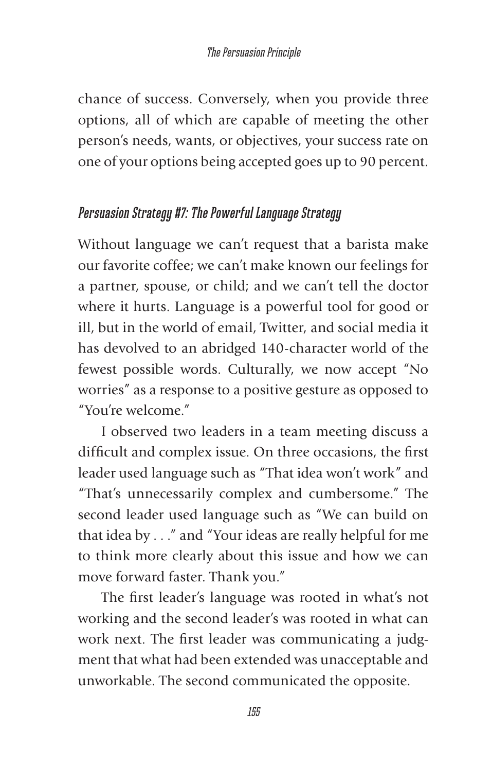chance of success. Conversely, when you provide three options, all of which are capable of meeting the other person's needs, wants, or objectives, your success rate on one of your options being accepted goes up to 90 percent.

### *Persuasion Strategy #7: The Powerful Language Strategy*

Without language we can't request that a barista make our favorite coffee; we can't make known our feelings for a partner, spouse, or child; and we can't tell the doctor where it hurts. Language is a powerful tool for good or ill, but in the world of email, Twitter, and social media it has devolved to an abridged 140-character world of the fewest possible words. Culturally, we now accept "No worries" as a response to a positive gesture as opposed to "You're welcome."

I observed two leaders in a team meeting discuss a difficult and complex issue. On three occasions, the first leader used language such as "That idea won't work" and "That's unnecessarily complex and cumbersome." The second leader used language such as "We can build on that idea by . . ." and "Your ideas are really helpful for me to think more clearly about this issue and how we can move forward faster. Thank you."

The first leader's language was rooted in what's not working and the second leader's was rooted in what can work next. The first leader was communicating a judgment that what had been extended was unacceptable and unworkable. The second communicated the opposite.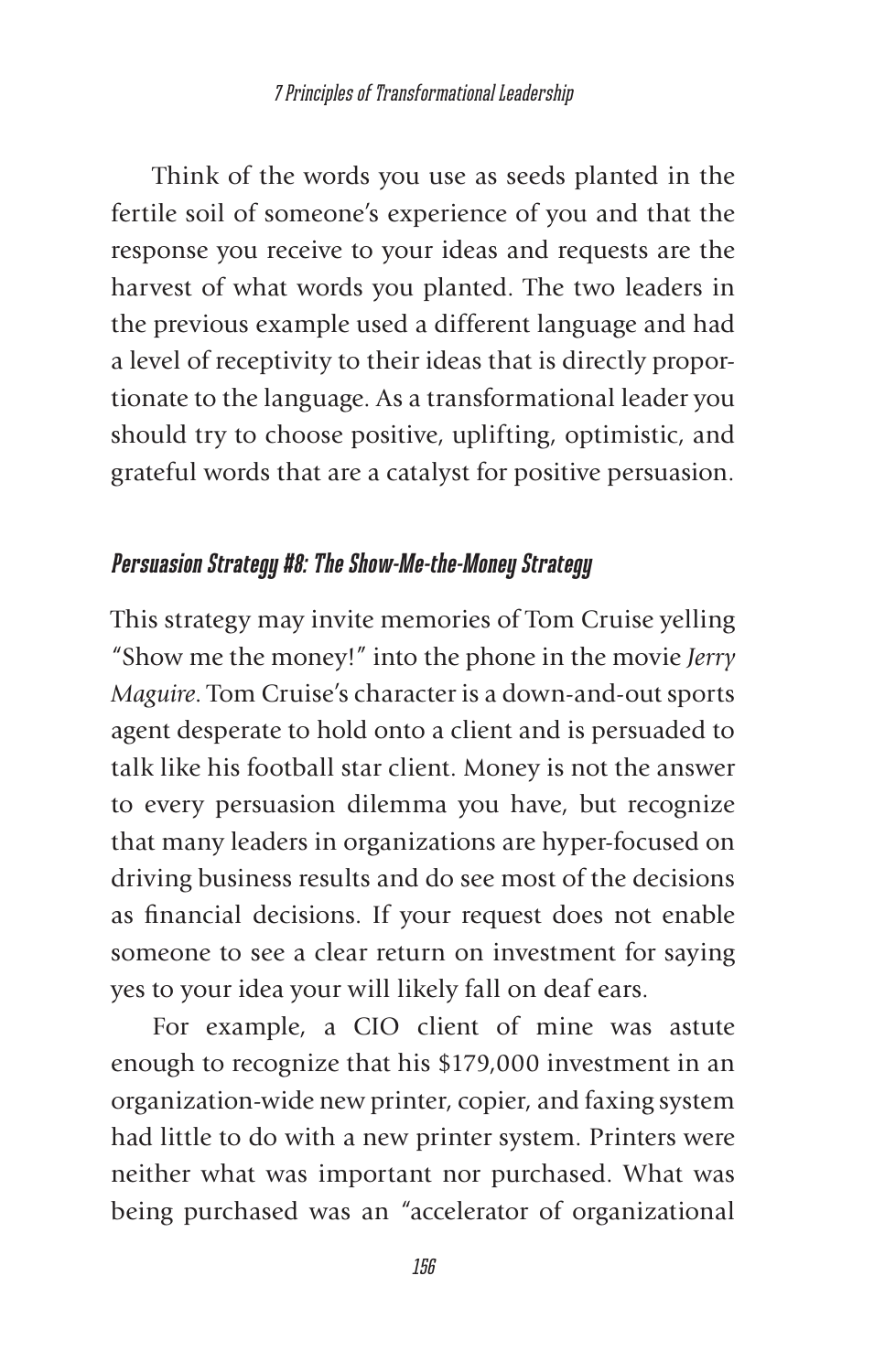Think of the words you use as seeds planted in the fertile soil of someone's experience of you and that the response you receive to your ideas and requests are the harvest of what words you planted. The two leaders in the previous example used a different language and had a level of receptivity to their ideas that is directly proportionate to the language. As a transformational leader you should try to choose positive, uplifting, optimistic, and grateful words that are a catalyst for positive persuasion.

### *Persuasion Strategy #8: The Show-Me-the-Money Strategy*

This strategy may invite memories of Tom Cruise yelling "Show me the money!" into the phone in the movie *Jerry Maguire*. Tom Cruise's character is a down-and-out sports agent desperate to hold onto a client and is persuaded to talk like his football star client. Money is not the answer to every persuasion dilemma you have, but recognize that many leaders in organizations are hyper-focused on driving business results and do see most of the decisions as financial decisions. If your request does not enable someone to see a clear return on investment for saying yes to your idea your will likely fall on deaf ears.

For example, a CIO client of mine was astute enough to recognize that his $179,000 investment in an organization-wide new printer, copier, and faxing system had little to do with a new printer system. Printers were neither what was important nor purchased. What was being purchased was an "accelerator of organizational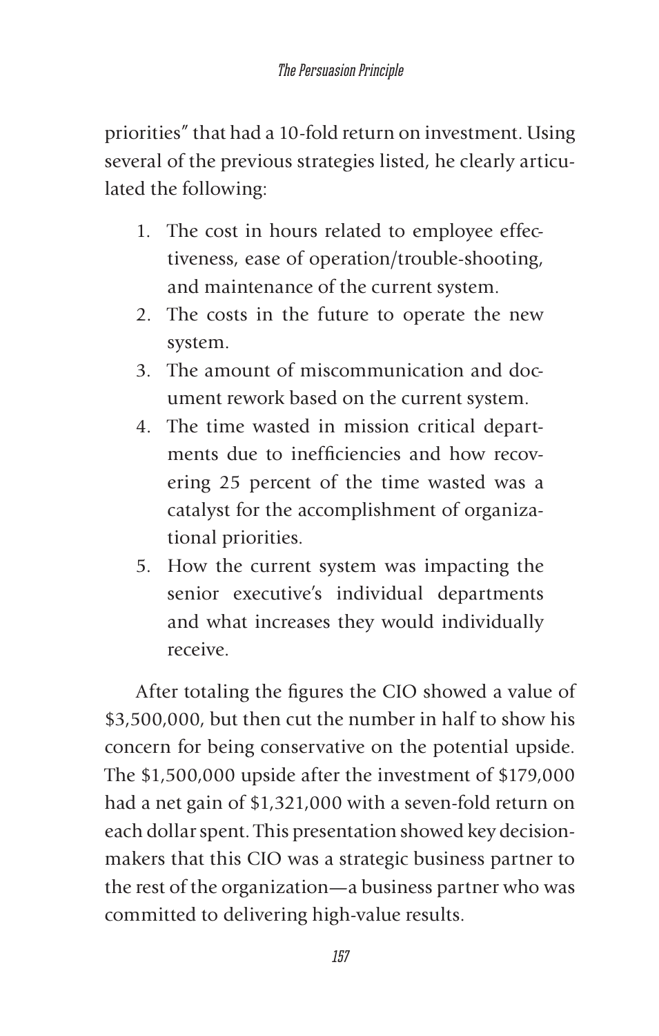priorities" that had a 10-fold return on investment. Using several of the previous strategies listed, he clearly articulated the following:

1. The cost in hours related to employee effectiveness, ease of operation/trouble-shooting, and maintenance of the current system.
2. The costs in the future to operate the new system.
3. The amount of miscommunication and document rework based on the current system.
4. The time wasted in mission critical departments due to inefficiencies and how recovering 25 percent of the time wasted was a catalyst for the accomplishment of organizational priorities.
5. How the current system was impacting the senior executive's individual departments and what increases they would individually receive.

After totaling the figures the CIO showed a value of $3,500,000, but then cut the number in half to show his concern for being conservative on the potential upside. The $1,500,000 upside after the investment of $179,000 had a net gain of $1,321,000 with a seven-fold return on each dollar spent. This presentation showed key decision-makers that this CIO was a strategic business partner to the rest of the organization—a business partner who was committed to delivering high-value results.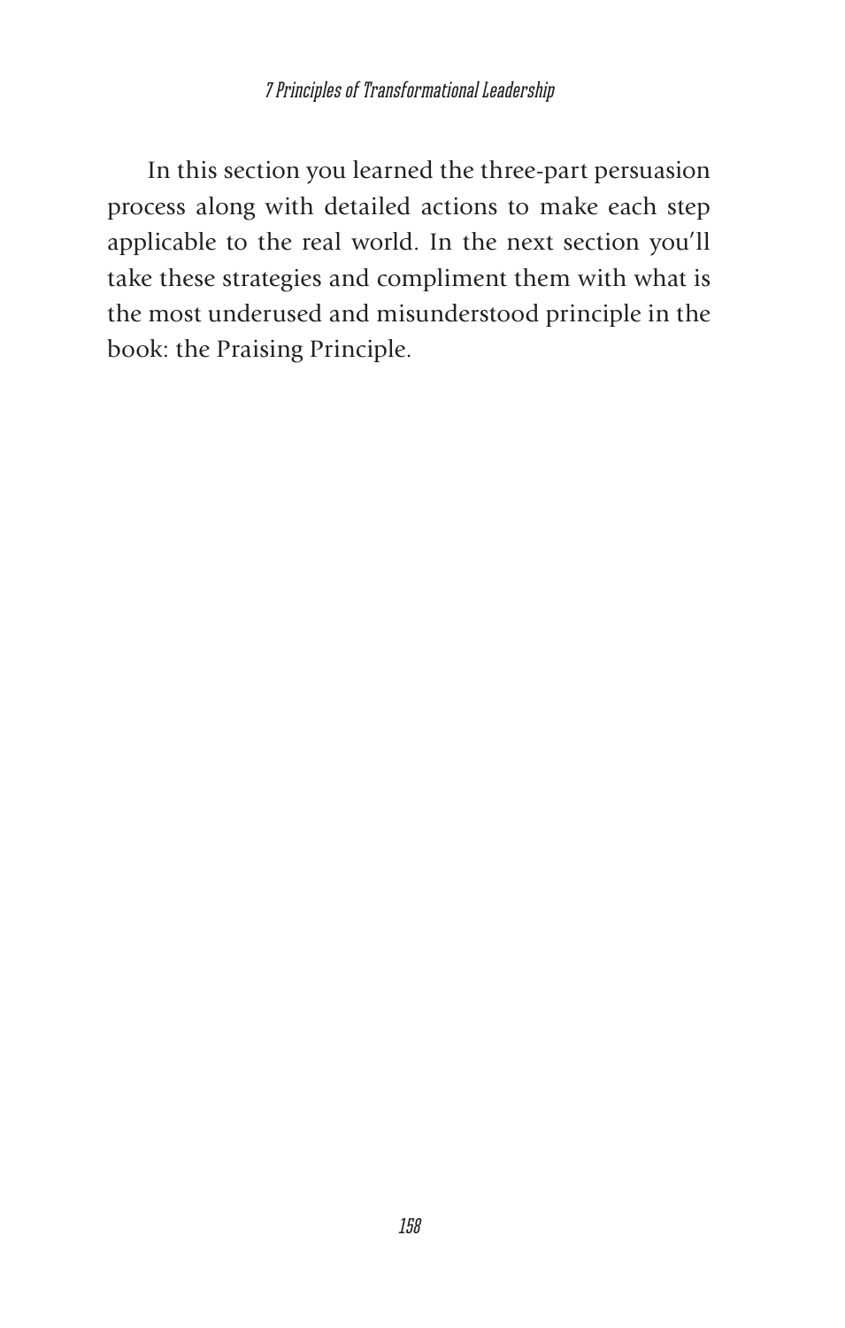In this section you learned the three-part persuasion process along with detailed actions to make each step applicable to the real world. In the next section you'll take these strategies and compliment them with what is the most underused and misunderstood principle in the book: the Praising Principle.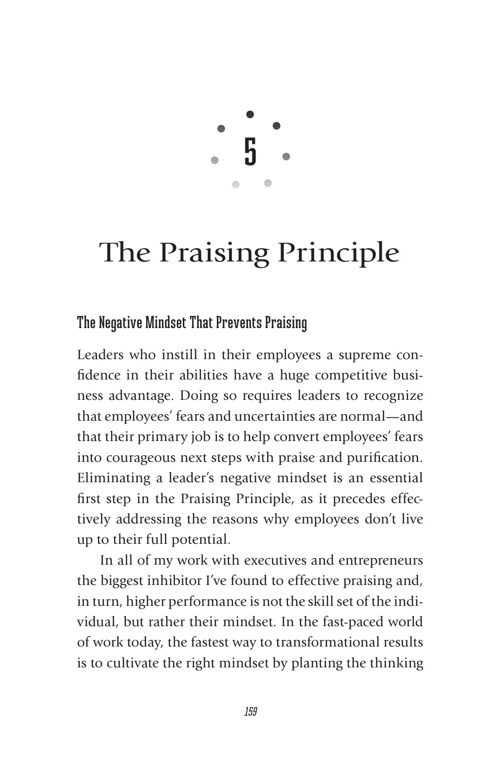# 5

# The Praising Principle

## The Negative Mindset That Prevents Praising

Leaders who instill in their employees a supreme confidence in their abilities have a huge competitive business advantage. Doing so requires leaders to recognize that employees' fears and uncertainties are normal—and that their primary job is to help convert employees' fears into courageous next steps with praise and purification. Eliminating a leader's negative mindset is an essential first step in the Praising Principle, as it precedes effectively addressing the reasons why employees don't live up to their full potential.

In all of my work with executives and entrepreneurs the biggest inhibitor I've found to effective praising and, in turn, higher performance is not the skill set of the individual, but rather their mindset. In the fast-paced world of work today, the fastest way to transformational results is to cultivate the right mindset by planting the thinking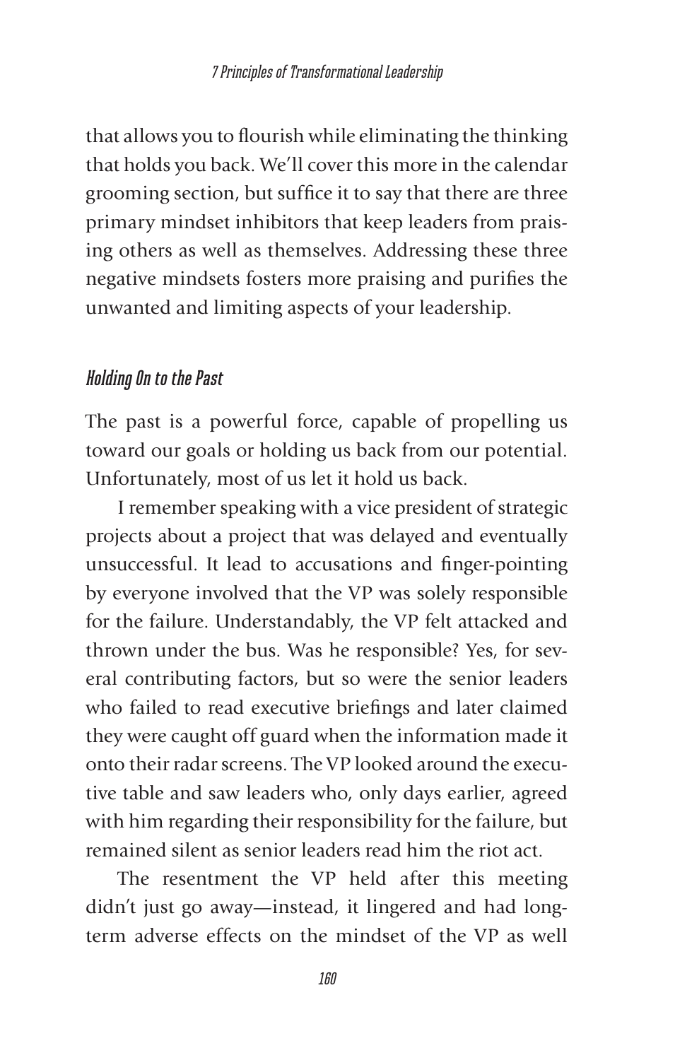that allows you to flourish while eliminating the thinking that holds you back. We'll cover this more in the calendar grooming section, but suffice it to say that there are three primary mindset inhibitors that keep leaders from praising others as well as themselves. Addressing these three negative mindsets fosters more praising and purifies the unwanted and limiting aspects of your leadership.

### *Holding On to the Past*

The past is a powerful force, capable of propelling us toward our goals or holding us back from our potential. Unfortunately, most of us let it hold us back.

I remember speaking with a vice president of strategic projects about a project that was delayed and eventually unsuccessful. It lead to accusations and finger-pointing by everyone involved that the VP was solely responsible for the failure. Understandably, the VP felt attacked and thrown under the bus. Was he responsible? Yes, for several contributing factors, but so were the senior leaders who failed to read executive briefings and later claimed they were caught off guard when the information made it onto their radar screens. The VP looked around the executive table and saw leaders who, only days earlier, agreed with him regarding their responsibility for the failure, but remained silent as senior leaders read him the riot act.

The resentment the VP held after this meeting didn't just go away—instead, it lingered and had long-term adverse effects on the mindset of the VP as well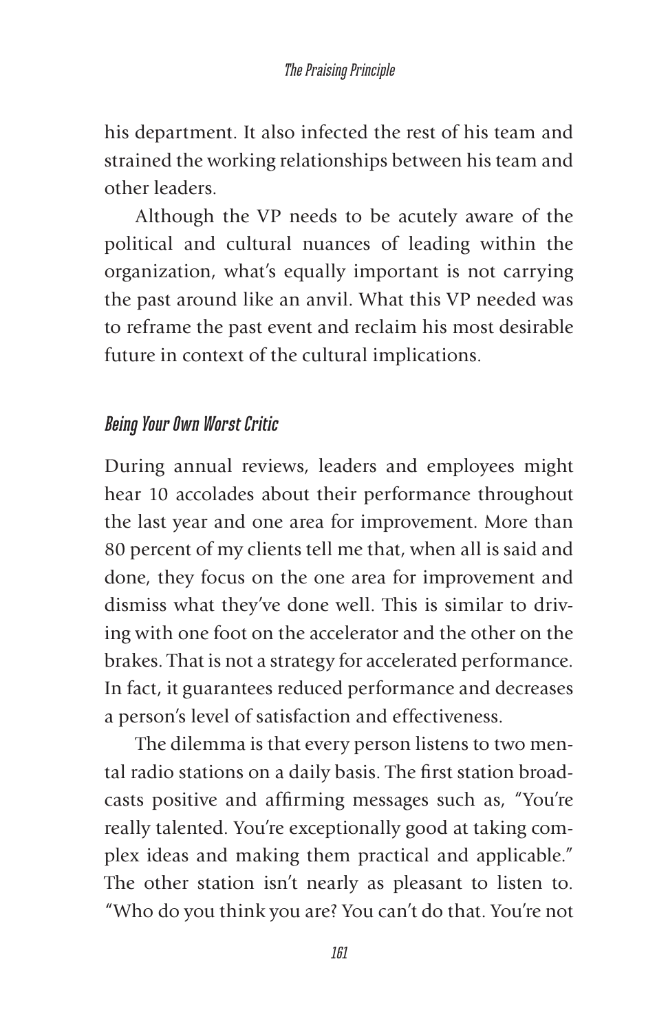his department. It also infected the rest of his team and strained the working relationships between his team and other leaders.

Although the VP needs to be acutely aware of the political and cultural nuances of leading within the organization, what's equally important is not carrying the past around like an anvil. What this VP needed was to reframe the past event and reclaim his most desirable future in context of the cultural implications.

### *Being Your Own Worst Critic*

During annual reviews, leaders and employees might hear 10 accolades about their performance throughout the last year and one area for improvement. More than 80 percent of my clients tell me that, when all is said and done, they focus on the one area for improvement and dismiss what they've done well. This is similar to driving with one foot on the accelerator and the other on the brakes. That is not a strategy for accelerated performance. In fact, it guarantees reduced performance and decreases a person's level of satisfaction and effectiveness.

The dilemma is that every person listens to two mental radio stations on a daily basis. The first station broadcasts positive and affirming messages such as, "You're really talented. You're exceptionally good at taking complex ideas and making them practical and applicable." The other station isn't nearly as pleasant to listen to. "Who do you think you are? You can't do that. You're not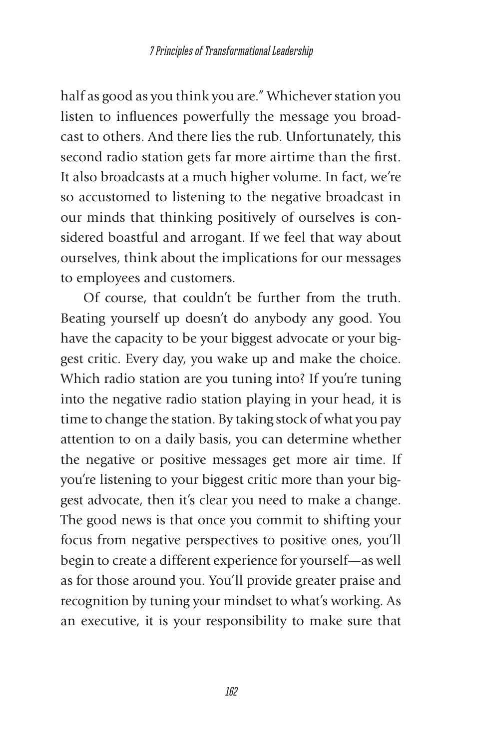half as good as you think you are." Whichever station you listen to influences powerfully the message you broadcast to others. And there lies the rub. Unfortunately, this second radio station gets far more airtime than the first. It also broadcasts at a much higher volume. In fact, we're so accustomed to listening to the negative broadcast in our minds that thinking positively of ourselves is considered boastful and arrogant. If we feel that way about ourselves, think about the implications for our messages to employees and customers.

Of course, that couldn't be further from the truth. Beating yourself up doesn't do anybody any good. You have the capacity to be your biggest advocate or your biggest critic. Every day, you wake up and make the choice. Which radio station are you tuning into? If you're tuning into the negative radio station playing in your head, it is time to change the station. By taking stock of what you pay attention to on a daily basis, you can determine whether the negative or positive messages get more air time. If you're listening to your biggest critic more than your biggest advocate, then it's clear you need to make a change. The good news is that once you commit to shifting your focus from negative perspectives to positive ones, you'll begin to create a different experience for yourself—as well as for those around you. You'll provide greater praise and recognition by tuning your mindset to what's working. As an executive, it is your responsibility to make sure that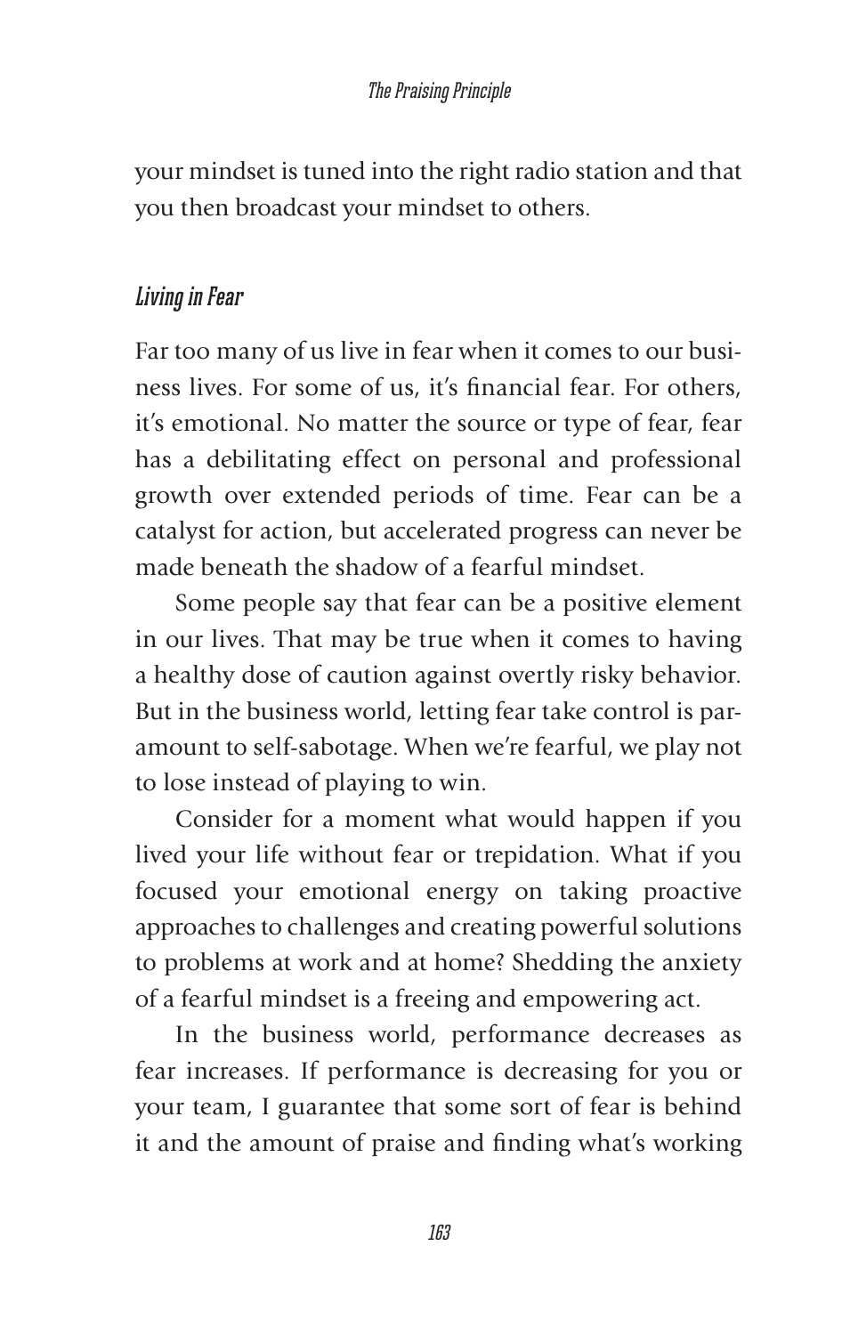your mindset is tuned into the right radio station and that you then broadcast your mindset to others.

### *Living in Fear*

Far too many of us live in fear when it comes to our business lives. For some of us, it's financial fear. For others, it's emotional. No matter the source or type of fear, fear has a debilitating effect on personal and professional growth over extended periods of time. Fear can be a catalyst for action, but accelerated progress can never be made beneath the shadow of a fearful mindset.

Some people say that fear can be a positive element in our lives. That may be true when it comes to having a healthy dose of caution against overtly risky behavior. But in the business world, letting fear take control is paramount to self-sabotage. When we're fearful, we play not to lose instead of playing to win.

Consider for a moment what would happen if you lived your life without fear or trepidation. What if you focused your emotional energy on taking proactive approaches to challenges and creating powerful solutions to problems at work and at home? Shedding the anxiety of a fearful mindset is a freeing and empowering act.

In the business world, performance decreases as fear increases. If performance is decreasing for you or your team, I guarantee that some sort of fear is behind it and the amount of praise and finding what's working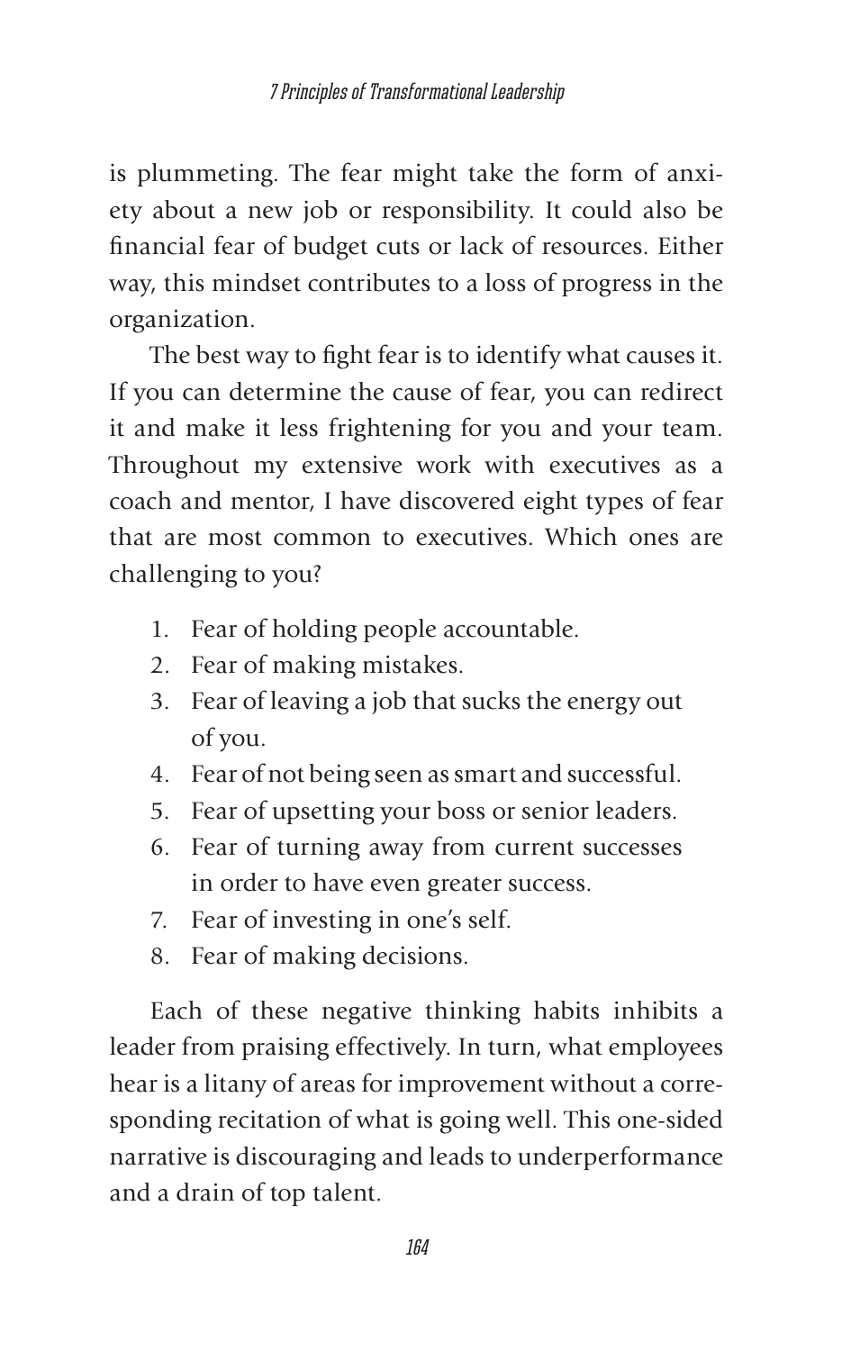is plummeting. The fear might take the form of anxiety about a new job or responsibility. It could also be financial fear of budget cuts or lack of resources. Either way, this mindset contributes to a loss of progress in the organization.

The best way to fight fear is to identify what causes it. If you can determine the cause of fear, you can redirect it and make it less frightening for you and your team. Throughout my extensive work with executives as a coach and mentor, I have discovered eight types of fear that are most common to executives. Which ones are challenging to you?

1. Fear of holding people accountable.
2. Fear of making mistakes.
3. Fear of leaving a job that sucks the energy out of you.
4. Fear of not being seen as smart and successful.
5. Fear of upsetting your boss or senior leaders.
6. Fear of turning away from current successes in order to have even greater success.
7. Fear of investing in one's self.
8. Fear of making decisions.

Each of these negative thinking habits inhibits a leader from praising effectively. In turn, what employees hear is a litany of areas for improvement without a corresponding recitation of what is going well. This one-sided narrative is discouraging and leads to underperformance and a drain of top talent.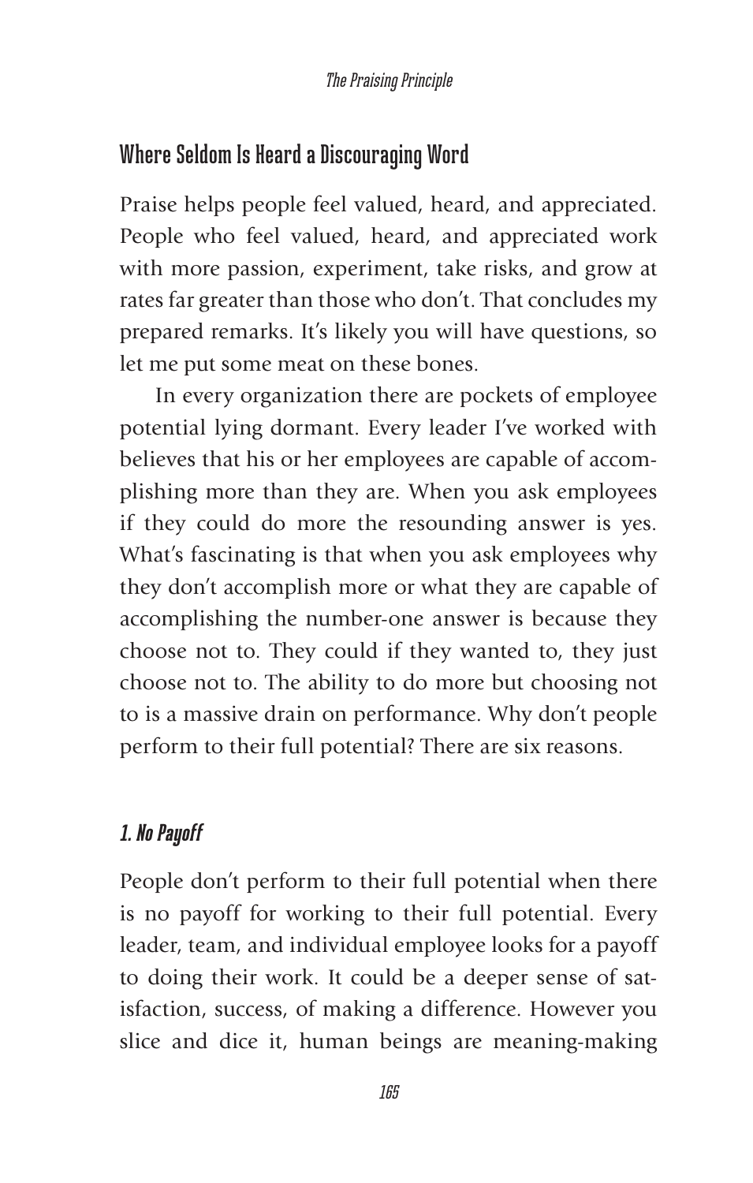## Where Seldom Is Heard a Discouraging Word

Praise helps people feel valued, heard, and appreciated. People who feel valued, heard, and appreciated work with more passion, experiment, take risks, and grow at rates far greater than those who don't. That concludes my prepared remarks. It's likely you will have questions, so let me put some meat on these bones.

In every organization there are pockets of employee potential lying dormant. Every leader I've worked with believes that his or her employees are capable of accomplishing more than they are. When you ask employees if they could do more the resounding answer is yes. What's fascinating is that when you ask employees why they don't accomplish more or what they are capable of accomplishing the number-one answer is because they choose not to. They could if they wanted to, they just choose not to. The ability to do more but choosing not to is a massive drain on performance. Why don't people perform to their full potential? There are six reasons.

### *1. No Payoff*

People don't perform to their full potential when there is no payoff for working to their full potential. Every leader, team, and individual employee looks for a payoff to doing their work. It could be a deeper sense of satisfaction, success, of making a difference. However you slice and dice it, human beings are meaning-making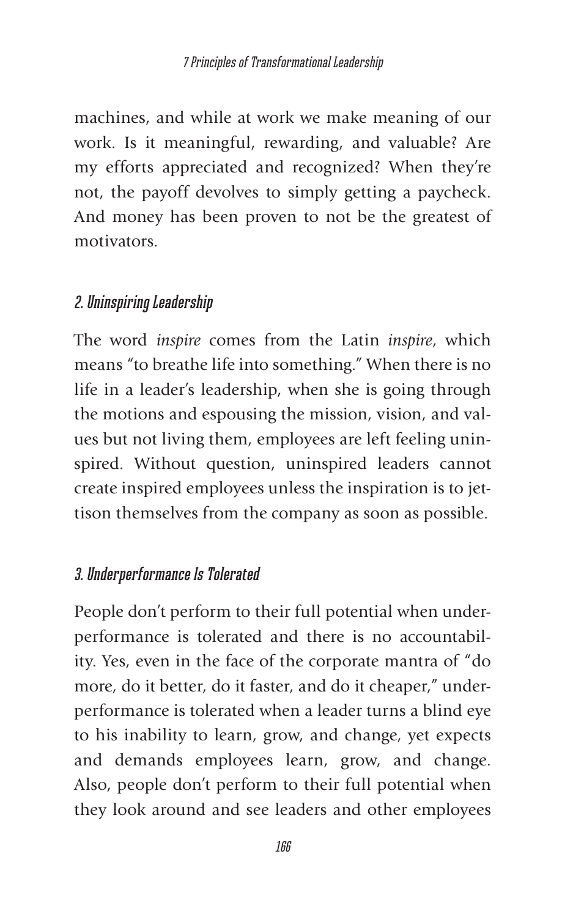machines, and while at work we make meaning of our work. Is it meaningful, rewarding, and valuable? Are my efforts appreciated and recognized? When they're not, the payoff devolves to simply getting a paycheck. And money has been proven to not be the greatest of motivators.

### *2. Uninspiring Leadership*

The word *inspire* comes from the Latin *inspire*, which means "to breathe life into something." When there is no life in a leader's leadership, when she is going through the motions and espousing the mission, vision, and values but not living them, employees are left feeling uninspired. Without question, uninspired leaders cannot create inspired employees unless the inspiration is to jettison themselves from the company as soon as possible.

### *3. Underperformance Is Tolerated*

People don't perform to their full potential when underperformance is tolerated and there is no accountability. Yes, even in the face of the corporate mantra of "do more, do it better, do it faster, and do it cheaper," underperformance is tolerated when a leader turns a blind eye to his inability to learn, grow, and change, yet expects and demands employees learn, grow, and change. Also, people don't perform to their full potential when they look around and see leaders and other employees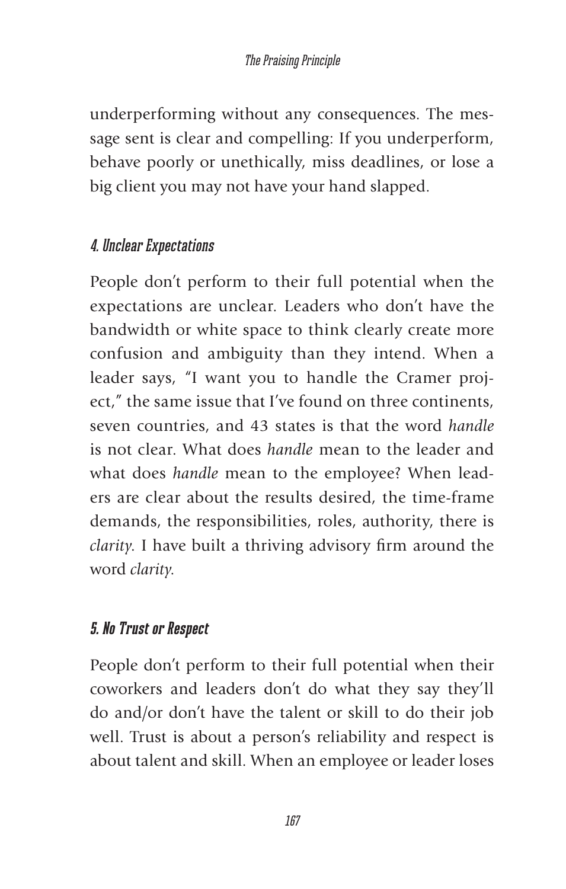underperforming without any consequences. The message sent is clear and compelling: If you underperform, behave poorly or unethically, miss deadlines, or lose a big client you may not have your hand slapped.

### *4. Unclear Expectations*

People don't perform to their full potential when the expectations are unclear. Leaders who don't have the bandwidth or white space to think clearly create more confusion and ambiguity than they intend. When a leader says, "I want you to handle the Cramer project," the same issue that I've found on three continents, seven countries, and 43 states is that the word *handle* is not clear. What does *handle* mean to the leader and what does *handle* mean to the employee? When leaders are clear about the results desired, the time-frame demands, the responsibilities, roles, authority, there is *clarity*. I have built a thriving advisory firm around the word *clarity*.

### *5. No Trust or Respect*

People don't perform to their full potential when their coworkers and leaders don't do what they say they'll do and/or don't have the talent or skill to do their job well. Trust is about a person's reliability and respect is about talent and skill. When an employee or leader loses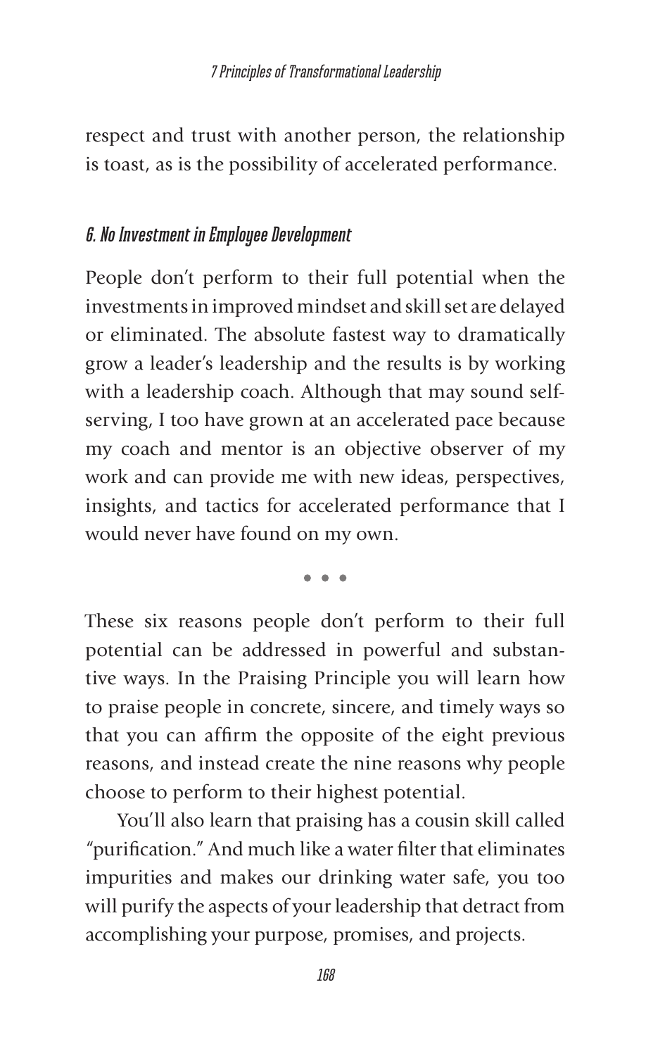respect and trust with another person, the relationship is toast, as is the possibility of accelerated performance.

### *6. No Investment in Employee Development*

People don't perform to their full potential when the investments in improved mindset and skill set are delayed or eliminated. The absolute fastest way to dramatically grow a leader's leadership and the results is by working with a leadership coach. Although that may sound self-serving, I too have grown at an accelerated pace because my coach and mentor is an objective observer of my work and can provide me with new ideas, perspectives, insights, and tactics for accelerated performance that I would never have found on my own.

• • •

These six reasons people don't perform to their full potential can be addressed in powerful and substantive ways. In the Praising Principle you will learn how to praise people in concrete, sincere, and timely ways so that you can affirm the opposite of the eight previous reasons, and instead create the nine reasons why people choose to perform to their highest potential.

You'll also learn that praising has a cousin skill called "purification." And much like a water filter that eliminates impurities and makes our drinking water safe, you too will purify the aspects of your leadership that detract from accomplishing your purpose, promises, and projects.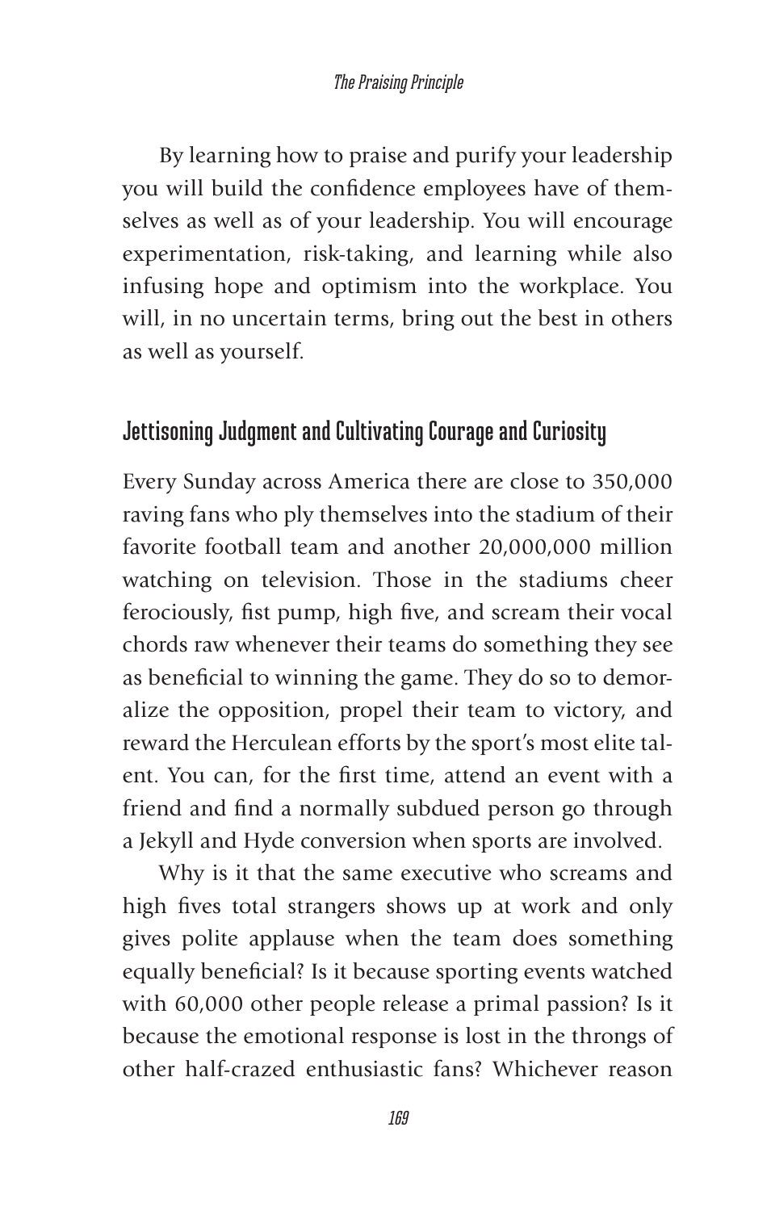By learning how to praise and purify your leadership you will build the confidence employees have of themselves as well as of your leadership. You will encourage experimentation, risk-taking, and learning while also infusing hope and optimism into the workplace. You will, in no uncertain terms, bring out the best in others as well as yourself.

## Jettisoning Judgment and Cultivating Courage and Curiosity

Every Sunday across America there are close to 350,000 raving fans who ply themselves into the stadium of their favorite football team and another 20,000,000 million watching on television. Those in the stadiums cheer ferociously, fist pump, high five, and scream their vocal chords raw whenever their teams do something they see as beneficial to winning the game. They do so to demoralize the opposition, propel their team to victory, and reward the Herculean efforts by the sport's most elite talent. You can, for the first time, attend an event with a friend and find a normally subdued person go through a Jekyll and Hyde conversion when sports are involved.

Why is it that the same executive who screams and high fives total strangers shows up at work and only gives polite applause when the team does something equally beneficial? Is it because sporting events watched with 60,000 other people release a primal passion? Is it because the emotional response is lost in the throngs of other half-crazed enthusiastic fans? Whichever reason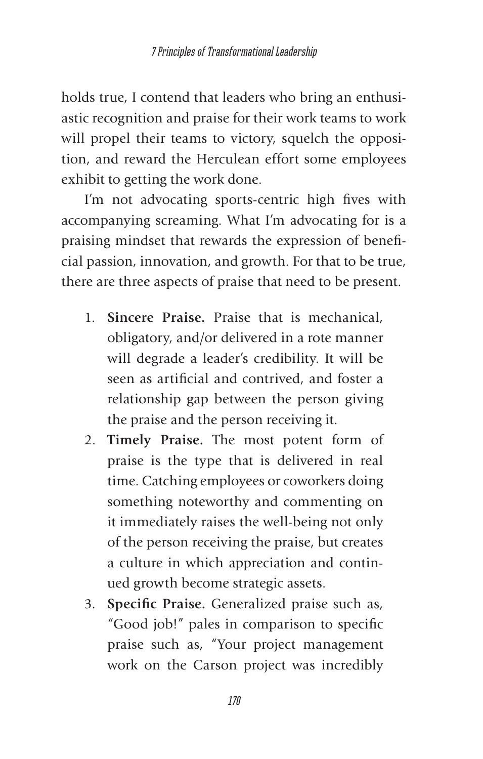holds true, I contend that leaders who bring an enthusiastic recognition and praise for their work teams to work will propel their teams to victory, squelch the opposition, and reward the Herculean effort some employees exhibit to getting the work done.

I'm not advocating sports-centric high fives with accompanying screaming. What I'm advocating for is a praising mindset that rewards the expression of beneficial passion, innovation, and growth. For that to be true, there are three aspects of praise that need to be present.

1. **Sincere Praise.** Praise that is mechanical, obligatory, and/or delivered in a rote manner will degrade a leader's credibility. It will be seen as artificial and contrived, and foster a relationship gap between the person giving the praise and the person receiving it.
2. **Timely Praise.** The most potent form of praise is the type that is delivered in real time. Catching employees or coworkers doing something noteworthy and commenting on it immediately raises the well-being not only of the person receiving the praise, but creates a culture in which appreciation and continued growth become strategic assets.
3. **Specific Praise.** Generalized praise such as, "Good job!" pales in comparison to specific praise such as, "Your project management work on the Carson project was incredibly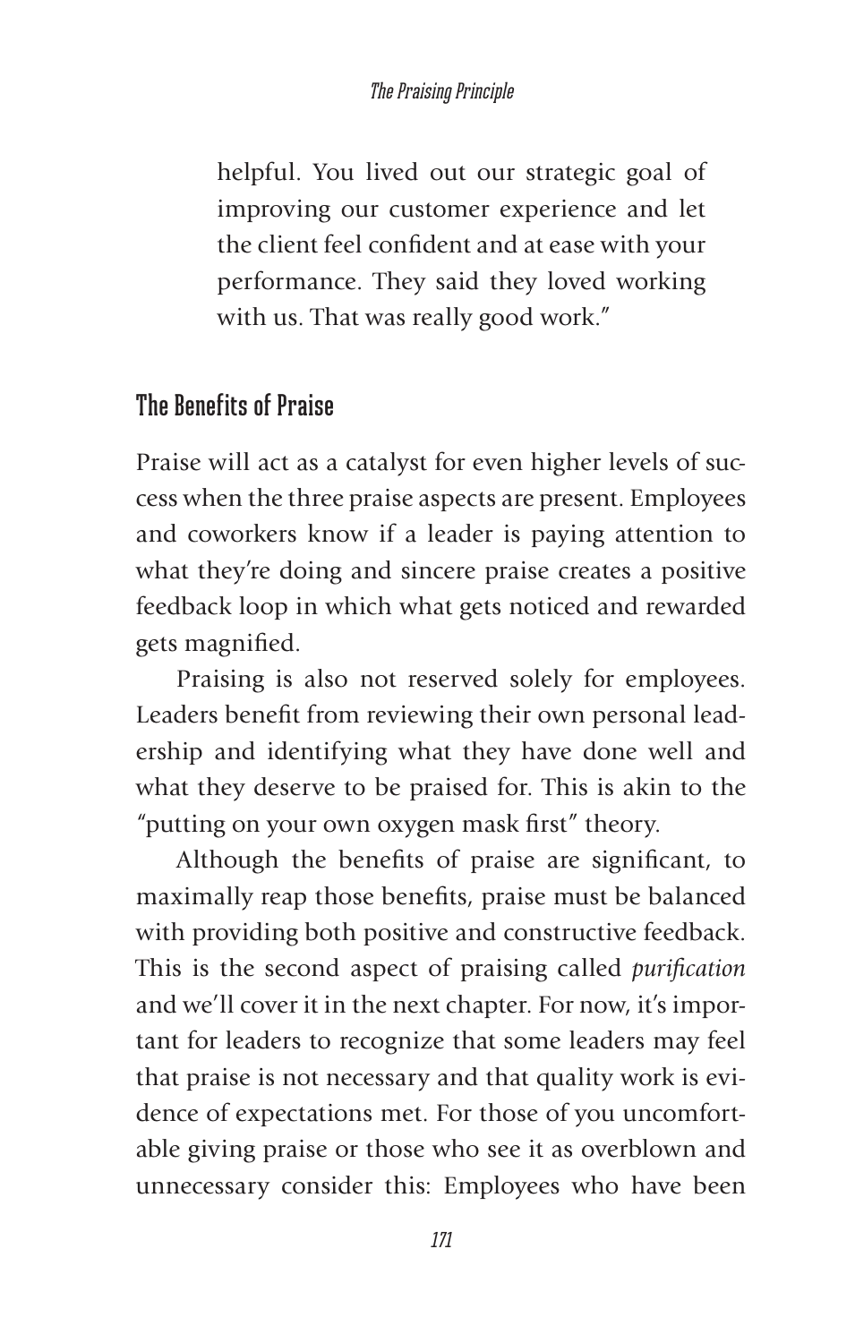helpful. You lived out our strategic goal of improving our customer experience and let the client feel confident and at ease with your performance. They said they loved working with us. That was really good work."

## The Benefits of Praise

Praise will act as a catalyst for even higher levels of success when the three praise aspects are present. Employees and coworkers know if a leader is paying attention to what they're doing and sincere praise creates a positive feedback loop in which what gets noticed and rewarded gets magnified.

Praising is also not reserved solely for employees. Leaders benefit from reviewing their own personal leadership and identifying what they have done well and what they deserve to be praised for. This is akin to the "putting on your own oxygen mask first" theory.

Although the benefits of praise are significant, to maximally reap those benefits, praise must be balanced with providing both positive and constructive feedback. This is the second aspect of praising called *purification* and we'll cover it in the next chapter. For now, it's important for leaders to recognize that some leaders may feel that praise is not necessary and that quality work is evidence of expectations met. For those of you uncomfortable giving praise or those who see it as overblown and unnecessary consider this: Employees who have been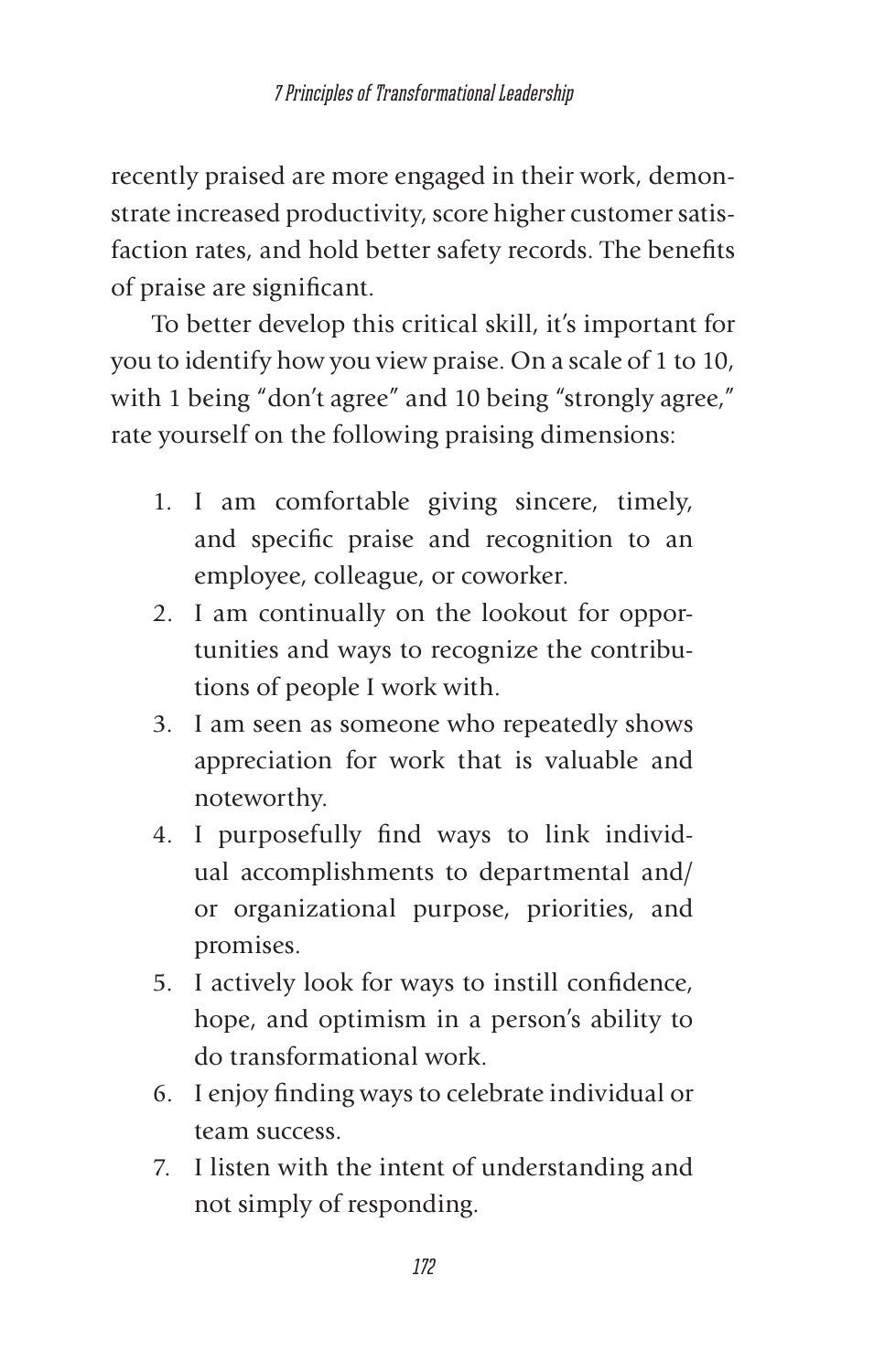recently praised are more engaged in their work, demonstrate increased productivity, score higher customer satisfaction rates, and hold better safety records. The benefits of praise are significant.

To better develop this critical skill, it's important for you to identify how you view praise. On a scale of 1 to 10, with 1 being "don't agree" and 10 being "strongly agree," rate yourself on the following praising dimensions:

1. I am comfortable giving sincere, timely, and specific praise and recognition to an employee, colleague, or coworker.
2. I am continually on the lookout for opportunities and ways to recognize the contributions of people I work with.
3. I am seen as someone who repeatedly shows appreciation for work that is valuable and noteworthy.
4. I purposefully find ways to link individual accomplishments to departmental and/or organizational purpose, priorities, and promises.
5. I actively look for ways to instill confidence, hope, and optimism in a person's ability to do transformational work.
6. I enjoy finding ways to celebrate individual or team success.
7. I listen with the intent of understanding and not simply of responding.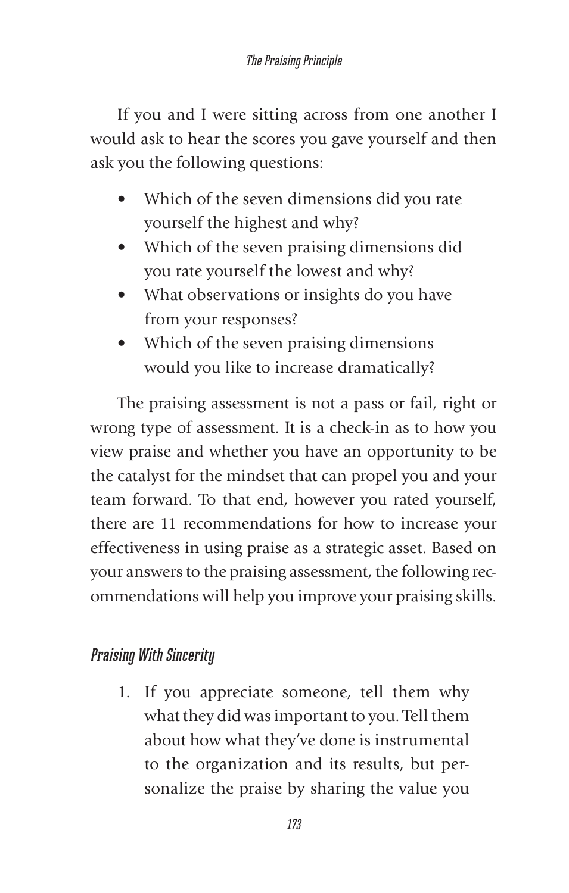If you and I were sitting across from one another I would ask to hear the scores you gave yourself and then ask you the following questions:

- Which of the seven dimensions did you rate yourself the highest and why?
- Which of the seven praising dimensions did you rate yourself the lowest and why?
- What observations or insights do you have from your responses?
- Which of the seven praising dimensions would you like to increase dramatically?

The praising assessment is not a pass or fail, right or wrong type of assessment. It is a check-in as to how you view praise and whether you have an opportunity to be the catalyst for the mindset that can propel you and your team forward. To that end, however you rated yourself, there are 11 recommendations for how to increase your effectiveness in using praise as a strategic asset. Based on your answers to the praising assessment, the following recommendations will help you improve your praising skills.

### *Praising With Sincerity*

1. If you appreciate someone, tell them why what they did was important to you. Tell them about how what they've done is instrumental to the organization and its results, but personalize the praise by sharing the value you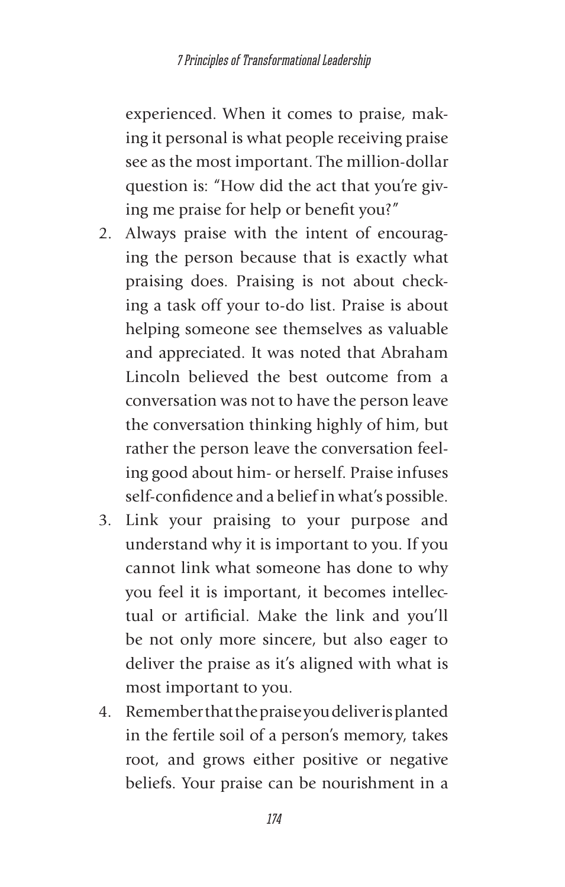experienced. When it comes to praise, making it personal is what people receiving praise see as the most important. The million-dollar question is: "How did the act that you're giving me praise for help or benefit you?"

2. Always praise with the intent of encouraging the person because that is exactly what praising does. Praising is not about checking a task off your to-do list. Praise is about helping someone see themselves as valuable and appreciated. It was noted that Abraham Lincoln believed the best outcome from a conversation was not to have the person leave the conversation thinking highly of him, but rather the person leave the conversation feeling good about him- or herself. Praise infuses self-confidence and a belief in what's possible.
3. Link your praising to your purpose and understand why it is important to you. If you cannot link what someone has done to why you feel it is important, it becomes intellectual or artificial. Make the link and you'll be not only more sincere, but also eager to deliver the praise as it's aligned with what is most important to you.
4. Remember that the praise you deliver is planted in the fertile soil of a person's memory, takes root, and grows either positive or negative beliefs. Your praise can be nourishment in a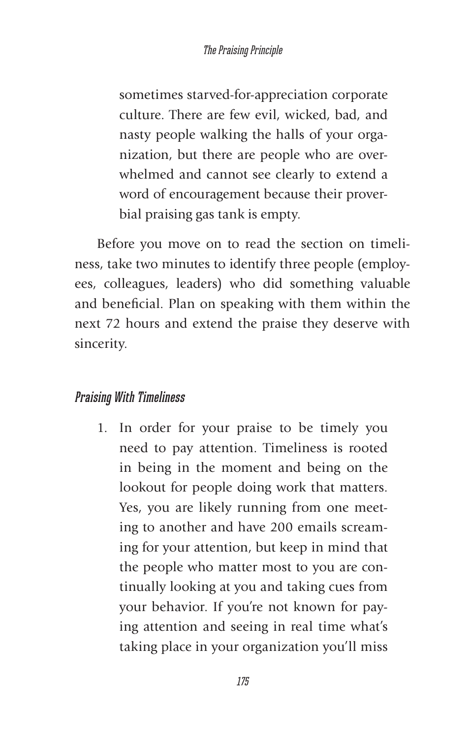sometimes starved-for-appreciation corporate culture. There are few evil, wicked, bad, and nasty people walking the halls of your organization, but there are people who are overwhelmed and cannot see clearly to extend a word of encouragement because their proverbial praising gas tank is empty.

Before you move on to read the section on timeliness, take two minutes to identify three people (employees, colleagues, leaders) who did something valuable and beneficial. Plan on speaking with them within the next 72 hours and extend the praise they deserve with sincerity.

### *Praising With Timeliness*

1. In order for your praise to be timely you need to pay attention. Timeliness is rooted in being in the moment and being on the lookout for people doing work that matters. Yes, you are likely running from one meeting to another and have 200 emails screaming for your attention, but keep in mind that the people who matter most to you are continually looking at you and taking cues from your behavior. If you're not known for paying attention and seeing in real time what's taking place in your organization you'll miss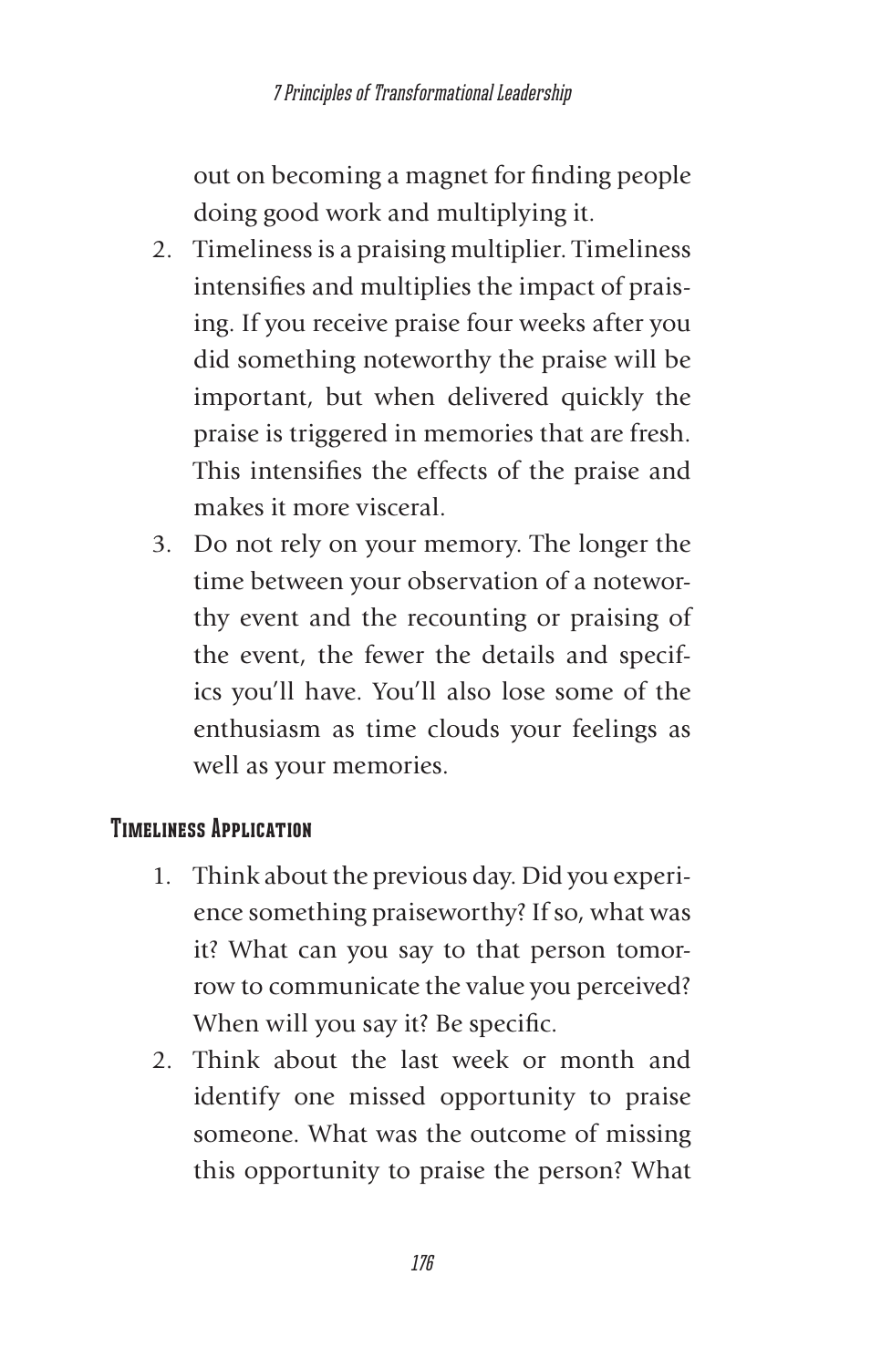out on becoming a magnet for finding people doing good work and multiplying it.

2. Timeliness is a praising multiplier. Timeliness intensifies and multiplies the impact of praising. If you receive praise four weeks after you did something noteworthy the praise will be important, but when delivered quickly the praise is triggered in memories that are fresh. This intensifies the effects of the praise and makes it more visceral.
3. Do not rely on your memory. The longer the time between your observation of a noteworthy event and the recounting or praising of the event, the fewer the details and specifics you'll have. You'll also lose some of the enthusiasm as time clouds your feelings as well as your memories.

### Timeliness Application

1. Think about the previous day. Did you experience something praiseworthy? If so, what was it? What can you say to that person tomorrow to communicate the value you perceived? When will you say it? Be specific.
2. Think about the last week or month and identify one missed opportunity to praise someone. What was the outcome of missing this opportunity to praise the person? What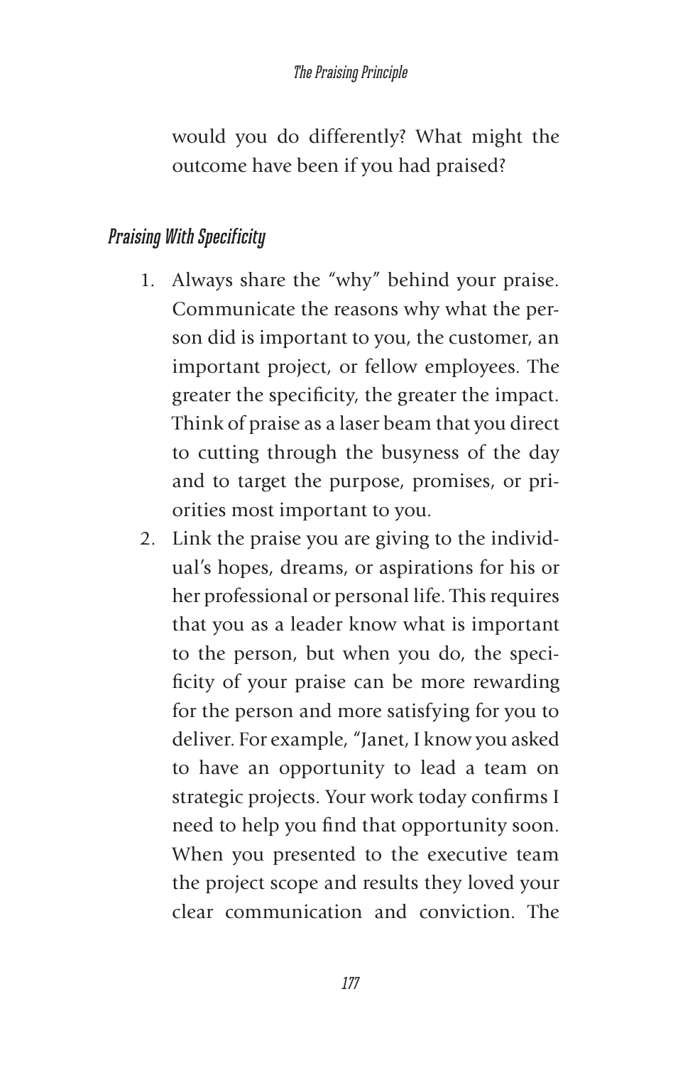would you do differently? What might the outcome have been if you had praised?

### *Praising With Specificity*

1. Always share the "why" behind your praise. Communicate the reasons why what the person did is important to you, the customer, an important project, or fellow employees. The greater the specificity, the greater the impact. Think of praise as a laser beam that you direct to cutting through the busyness of the day and to target the purpose, promises, or priorities most important to you.
2. Link the praise you are giving to the individual's hopes, dreams, or aspirations for his or her professional or personal life. This requires that you as a leader know what is important to the person, but when you do, the specificity of your praise can be more rewarding for the person and more satisfying for you to deliver. For example, "Janet, I know you asked to have an opportunity to lead a team on strategic projects. Your work today confirms I need to help you find that opportunity soon. When you presented to the executive team the project scope and results they loved your clear communication and conviction. The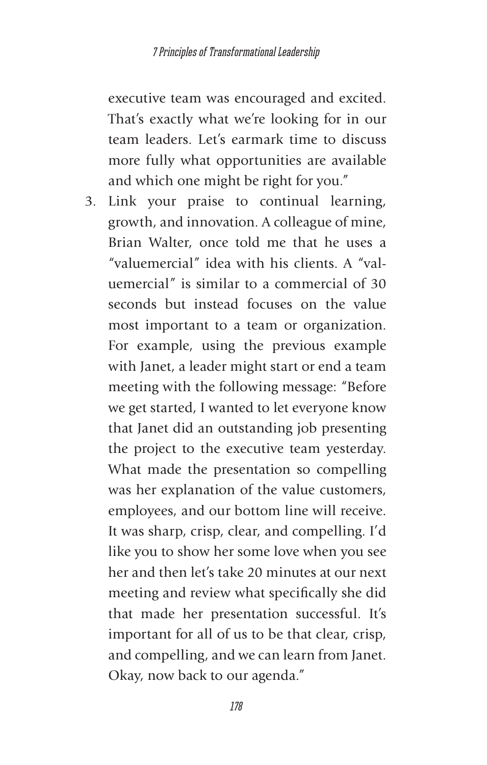executive team was encouraged and excited. That's exactly what we're looking for in our team leaders. Let's earmark time to discuss more fully what opportunities are available and which one might be right for you."

3. Link your praise to continual learning, growth, and innovation. A colleague of mine, Brian Walter, once told me that he uses a "valuemercial" idea with his clients. A "valuemercial" is similar to a commercial of 30 seconds but instead focuses on the value most important to a team or organization. For example, using the previous example with Janet, a leader might start or end a team meeting with the following message: "Before we get started, I wanted to let everyone know that Janet did an outstanding job presenting the project to the executive team yesterday. What made the presentation so compelling was her explanation of the value customers, employees, and our bottom line will receive. It was sharp, crisp, clear, and compelling. I'd like you to show her some love when you see her and then let's take 20 minutes at our next meeting and review what specifically she did that made her presentation successful. It's important for all of us to be that clear, crisp, and compelling, and we can learn from Janet. Okay, now back to our agenda."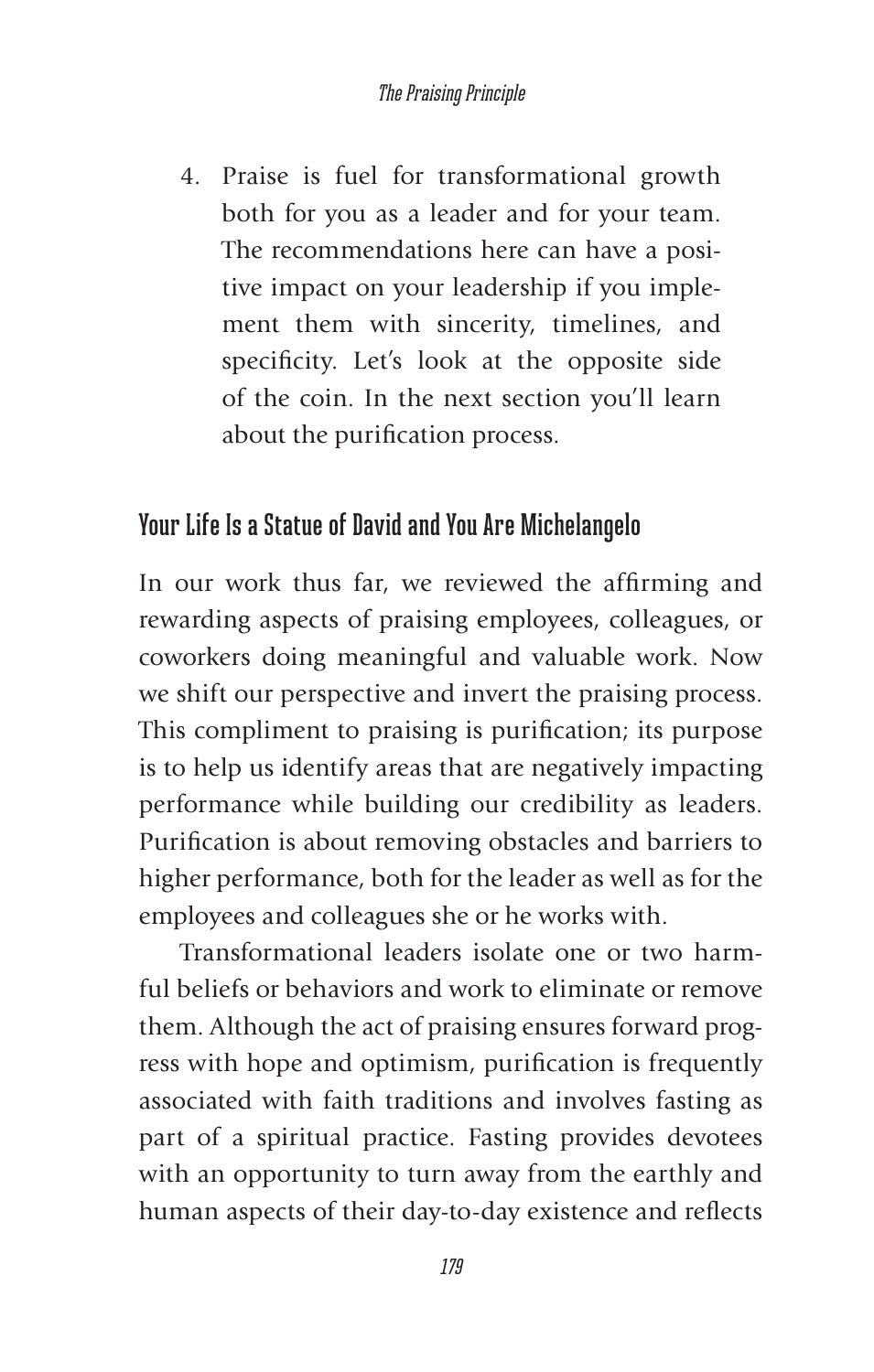4. Praise is fuel for transformational growth both for you as a leader and for your team. The recommendations here can have a positive impact on your leadership if you implement them with sincerity, timelines, and specificity. Let's look at the opposite side of the coin. In the next section you'll learn about the purification process.

## Your Life Is a Statue of David and You Are Michelangelo

In our work thus far, we reviewed the affirming and rewarding aspects of praising employees, colleagues, or coworkers doing meaningful and valuable work. Now we shift our perspective and invert the praising process. This compliment to praising is purification; its purpose is to help us identify areas that are negatively impacting performance while building our credibility as leaders. Purification is about removing obstacles and barriers to higher performance, both for the leader as well as for the employees and colleagues she or he works with.

Transformational leaders isolate one or two harmful beliefs or behaviors and work to eliminate or remove them. Although the act of praising ensures forward progress with hope and optimism, purification is frequently associated with faith traditions and involves fasting as part of a spiritual practice. Fasting provides devotees with an opportunity to turn away from the earthly and human aspects of their day-to-day existence and reflects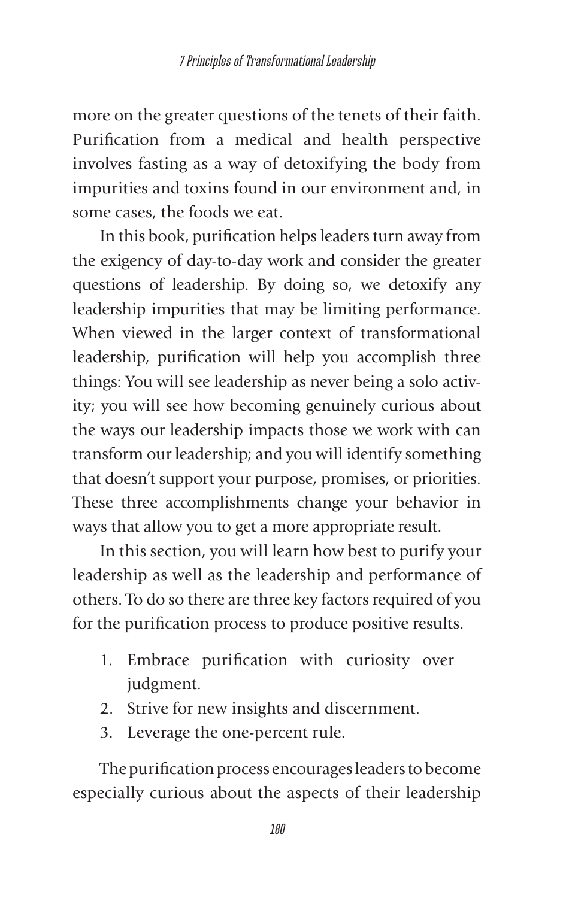more on the greater questions of the tenets of their faith. Purification from a medical and health perspective involves fasting as a way of detoxifying the body from impurities and toxins found in our environment and, in some cases, the foods we eat.

In this book, purification helps leaders turn away from the exigency of day-to-day work and consider the greater questions of leadership. By doing so, we detoxify any leadership impurities that may be limiting performance. When viewed in the larger context of transformational leadership, purification will help you accomplish three things: You will see leadership as never being a solo activity; you will see how becoming genuinely curious about the ways our leadership impacts those we work with can transform our leadership; and you will identify something that doesn't support your purpose, promises, or priorities. These three accomplishments change your behavior in ways that allow you to get a more appropriate result.

In this section, you will learn how best to purify your leadership as well as the leadership and performance of others. To do so there are three key factors required of you for the purification process to produce positive results.

1. Embrace purification with curiosity over judgment.
2. Strive for new insights and discernment.
3. Leverage the one-percent rule.

The purification process encourages leaders to become especially curious about the aspects of their leadership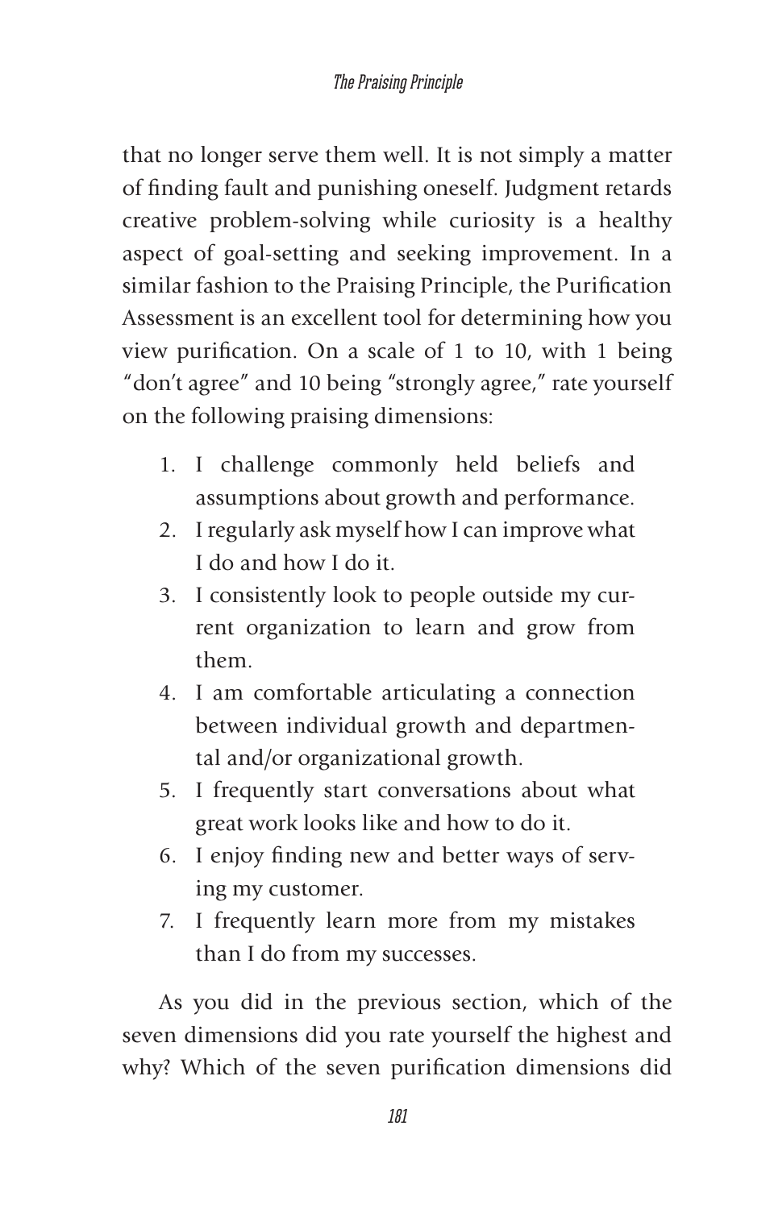that no longer serve them well. It is not simply a matter of finding fault and punishing oneself. Judgment retards creative problem-solving while curiosity is a healthy aspect of goal-setting and seeking improvement. In a similar fashion to the Praising Principle, the Purification Assessment is an excellent tool for determining how you view purification. On a scale of 1 to 10, with 1 being "don't agree" and 10 being "strongly agree," rate yourself on the following praising dimensions:

1. I challenge commonly held beliefs and assumptions about growth and performance.
2. I regularly ask myself how I can improve what I do and how I do it.
3. I consistently look to people outside my current organization to learn and grow from them.
4. I am comfortable articulating a connection between individual growth and departmental and/or organizational growth.
5. I frequently start conversations about what great work looks like and how to do it.
6. I enjoy finding new and better ways of serving my customer.
7. I frequently learn more from my mistakes than I do from my successes.

As you did in the previous section, which of the seven dimensions did you rate yourself the highest and why? Which of the seven purification dimensions did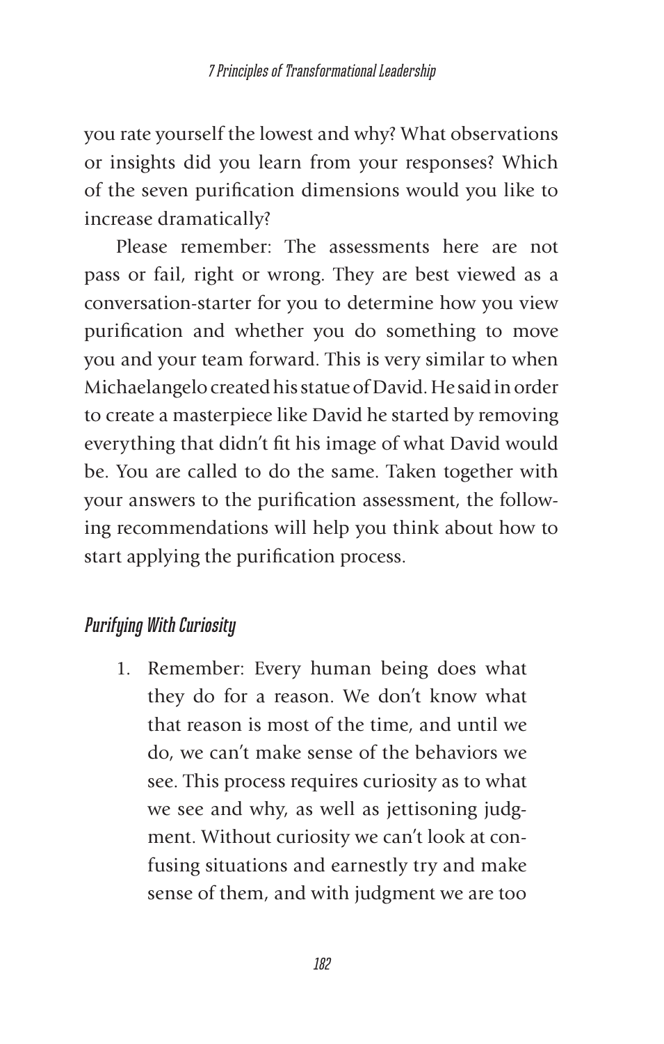you rate yourself the lowest and why? What observations or insights did you learn from your responses? Which of the seven purification dimensions would you like to increase dramatically?

Please remember: The assessments here are not pass or fail, right or wrong. They are best viewed as a conversation-starter for you to determine how you view purification and whether you do something to move you and your team forward. This is very similar to when Michaelangelo created his statue of David. He said in order to create a masterpiece like David he started by removing everything that didn't fit his image of what David would be. You are called to do the same. Taken together with your answers to the purification assessment, the following recommendations will help you think about how to start applying the purification process.

### *Purifying With Curiosity*

1. Remember: Every human being does what they do for a reason. We don't know what that reason is most of the time, and until we do, we can't make sense of the behaviors we see. This process requires curiosity as to what we see and why, as well as jettisoning judgment. Without curiosity we can't look at confusing situations and earnestly try and make sense of them, and with judgment we are too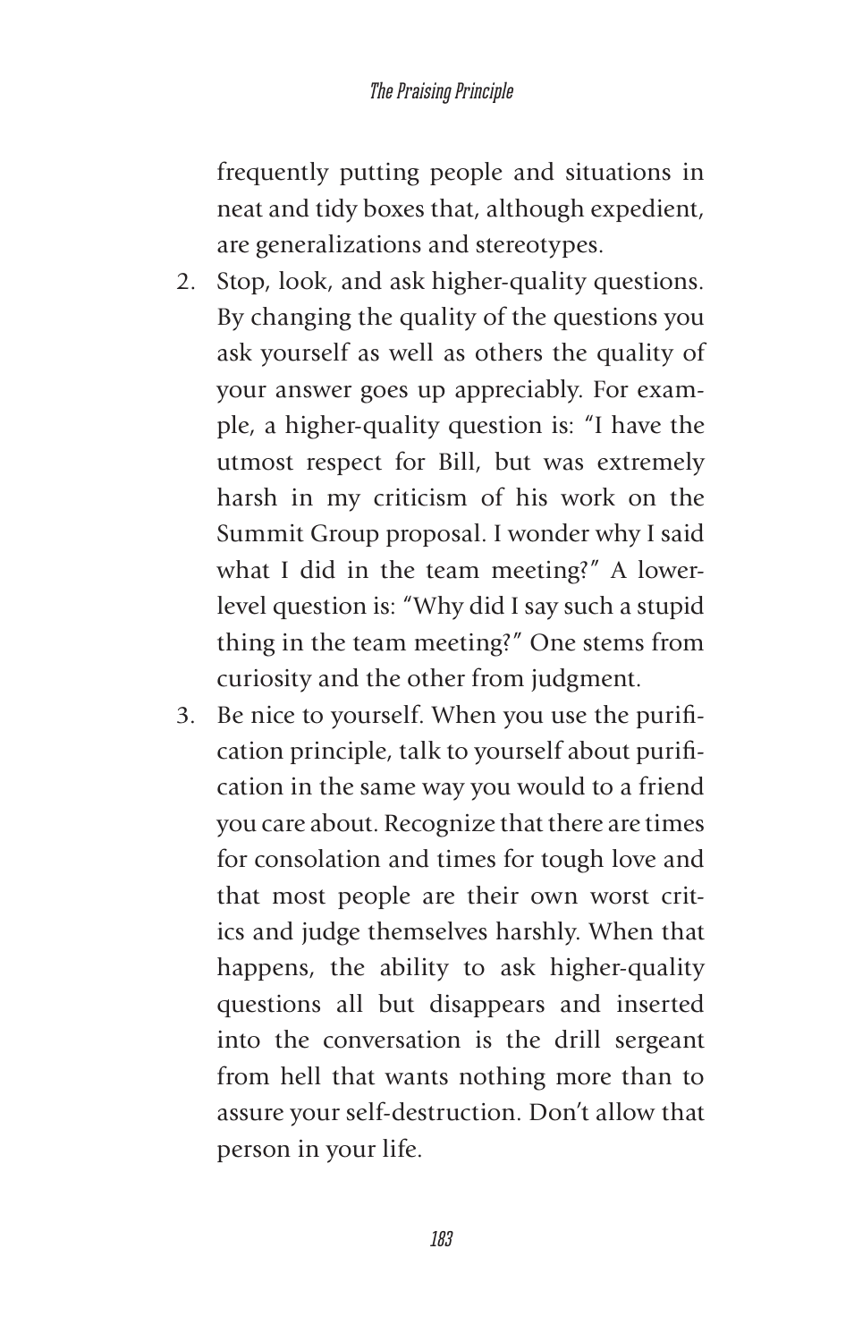frequently putting people and situations in neat and tidy boxes that, although expedient, are generalizations and stereotypes.

2. Stop, look, and ask higher-quality questions. By changing the quality of the questions you ask yourself as well as others the quality of your answer goes up appreciably. For example, a higher-quality question is: "I have the utmost respect for Bill, but was extremely harsh in my criticism of his work on the Summit Group proposal. I wonder why I said what I did in the team meeting?" A lower-level question is: "Why did I say such a stupid thing in the team meeting?" One stems from curiosity and the other from judgment.
3. Be nice to yourself. When you use the purification principle, talk to yourself about purification in the same way you would to a friend you care about. Recognize that there are times for consolation and times for tough love and that most people are their own worst critics and judge themselves harshly. When that happens, the ability to ask higher-quality questions all but disappears and inserted into the conversation is the drill sergeant from hell that wants nothing more than to assure your self-destruction. Don't allow that person in your life.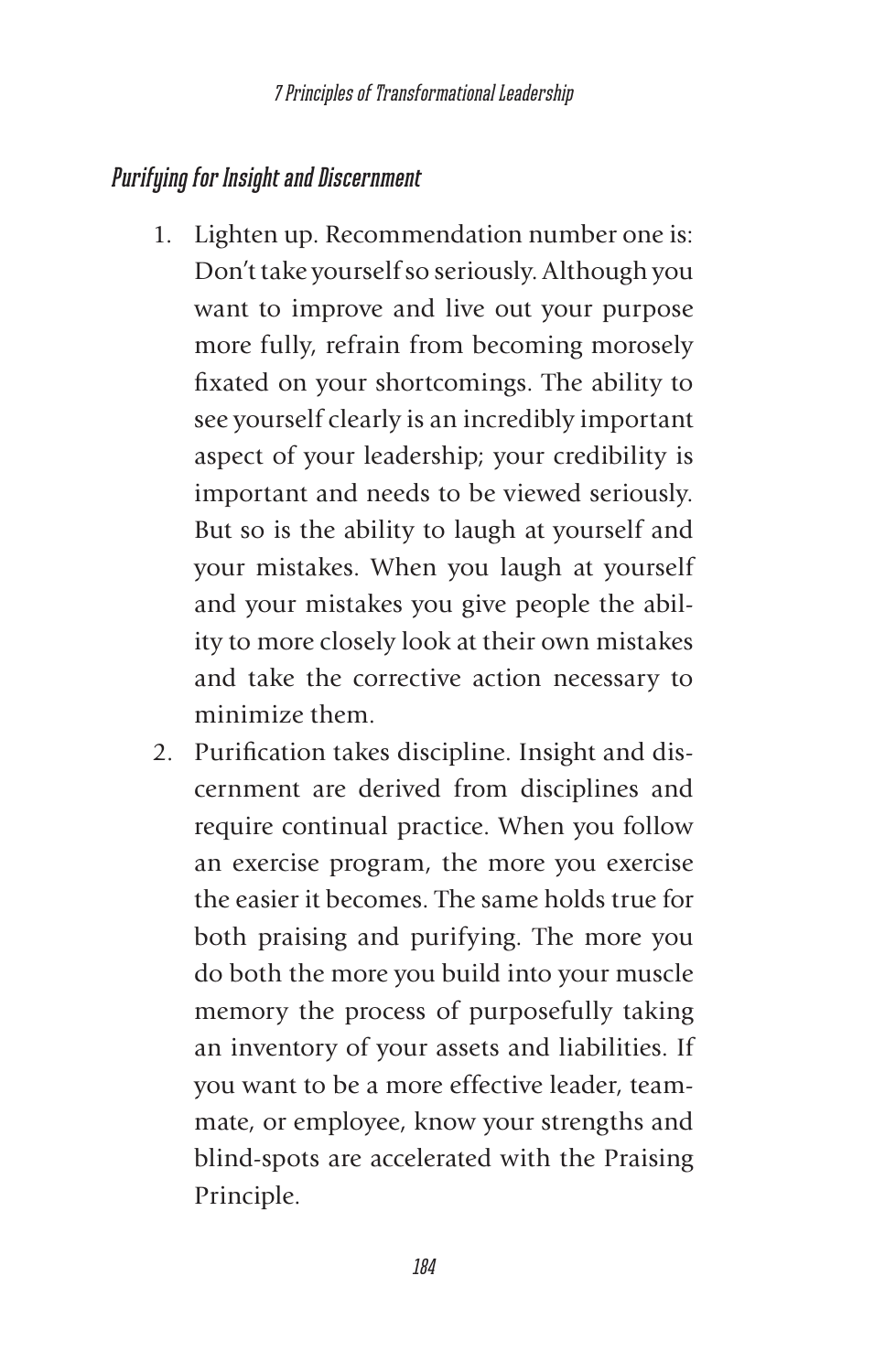### *Purifying for Insight and Discernment*

1. Lighten up. Recommendation number one is: Don't take yourself so seriously. Although you want to improve and live out your purpose more fully, refrain from becoming morosely fixated on your shortcomings. The ability to see yourself clearly is an incredibly important aspect of your leadership; your credibility is important and needs to be viewed seriously. But so is the ability to laugh at yourself and your mistakes. When you laugh at yourself and your mistakes you give people the ability to more closely look at their own mistakes and take the corrective action necessary to minimize them.
2. Purification takes discipline. Insight and discernment are derived from disciplines and require continual practice. When you follow an exercise program, the more you exercise the easier it becomes. The same holds true for both praising and purifying. The more you do both the more you build into your muscle memory the process of purposefully taking an inventory of your assets and liabilities. If you want to be a more effective leader, teammate, or employee, know your strengths and blind-spots are accelerated with the Praising Principle.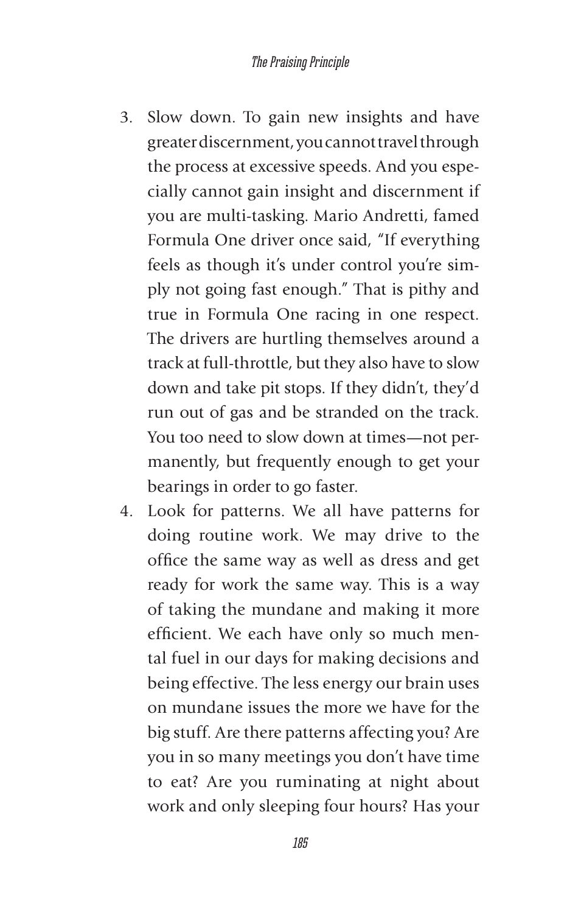3. Slow down. To gain new insights and have greater discernment, you cannot travel through the process at excessive speeds. And you especially cannot gain insight and discernment if you are multi-tasking. Mario Andretti, famed Formula One driver once said, "If everything feels as though it's under control you're simply not going fast enough." That is pithy and true in Formula One racing in one respect. The drivers are hurtling themselves around a track at full-throttle, but they also have to slow down and take pit stops. If they didn't, they'd run out of gas and be stranded on the track. You too need to slow down at times—not permanently, but frequently enough to get your bearings in order to go faster.
4. Look for patterns. We all have patterns for doing routine work. We may drive to the office the same way as well as dress and get ready for work the same way. This is a way of taking the mundane and making it more efficient. We each have only so much mental fuel in our days for making decisions and being effective. The less energy our brain uses on mundane issues the more we have for the big stuff. Are there patterns affecting you? Are you in so many meetings you don't have time to eat? Are you ruminating at night about work and only sleeping four hours? Has your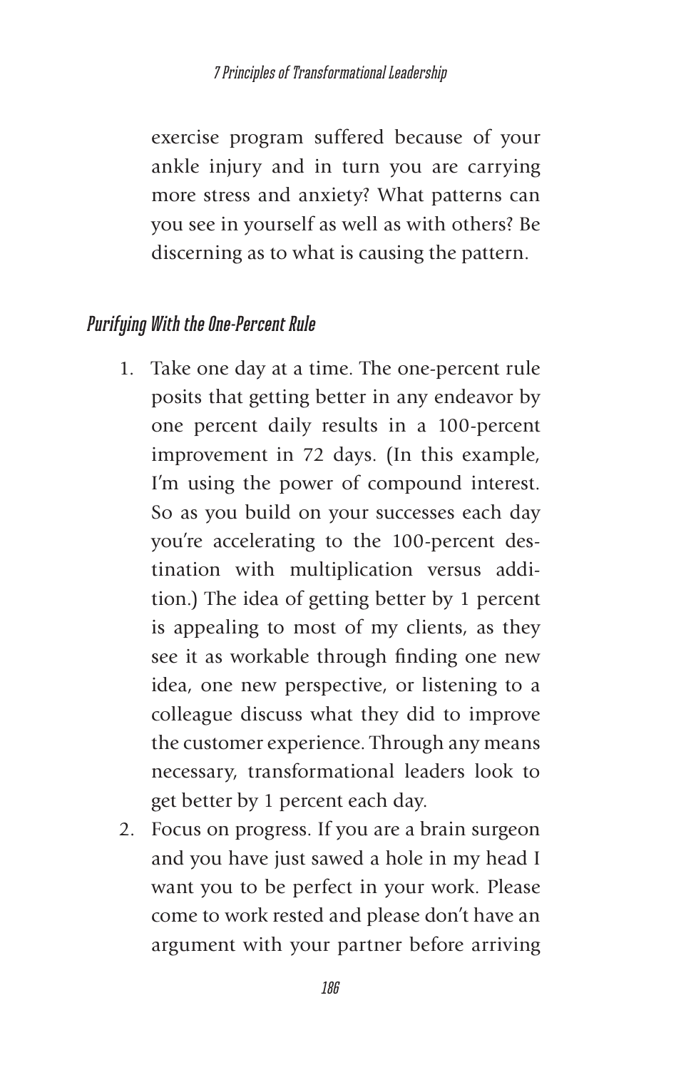exercise program suffered because of your ankle injury and in turn you are carrying more stress and anxiety? What patterns can you see in yourself as well as with others? Be discerning as to what is causing the pattern.

### *Purifying With the One-Percent Rule*

1. Take one day at a time. The one-percent rule posits that getting better in any endeavor by one percent daily results in a 100-percent improvement in 72 days. (In this example, I'm using the power of compound interest. So as you build on your successes each day you're accelerating to the 100-percent destination with multiplication versus addition.) The idea of getting better by 1 percent is appealing to most of my clients, as they see it as workable through finding one new idea, one new perspective, or listening to a colleague discuss what they did to improve the customer experience. Through any means necessary, transformational leaders look to get better by 1 percent each day.
2. Focus on progress. If you are a brain surgeon and you have just sawed a hole in my head I want you to be perfect in your work. Please come to work rested and please don't have an argument with your partner before arriving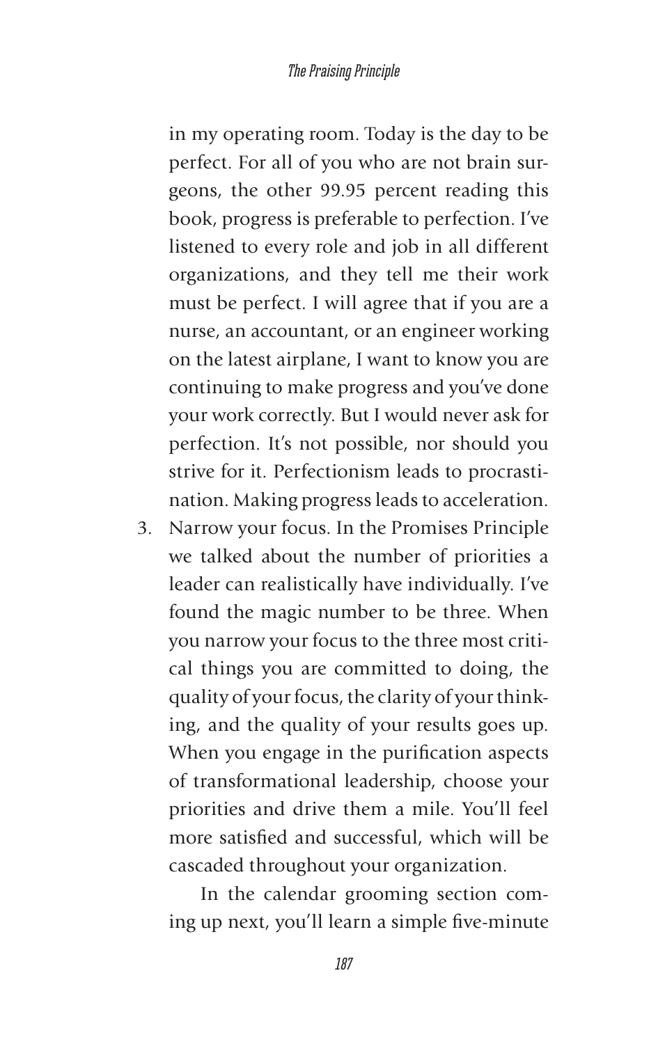in my operating room. Today is the day to be perfect. For all of you who are not brain surgeons, the other 99.95 percent reading this book, progress is preferable to perfection. I've listened to every role and job in all different organizations, and they tell me their work must be perfect. I will agree that if you are a nurse, an accountant, or an engineer working on the latest airplane, I want to know you are continuing to make progress and you've done your work correctly. But I would never ask for perfection. It's not possible, nor should you strive for it. Perfectionism leads to procrastination. Making progress leads to acceleration.

3. Narrow your focus. In the Promises Principle we talked about the number of priorities a leader can realistically have individually. I've found the magic number to be three. When you narrow your focus to the three most critical things you are committed to doing, the quality of your focus, the clarity of your thinking, and the quality of your results goes up. When you engage in the purification aspects of transformational leadership, choose your priorities and drive them a mile. You'll feel more satisfied and successful, which will be cascaded throughout your organization.

   In the calendar grooming section coming up next, you'll learn a simple five-minute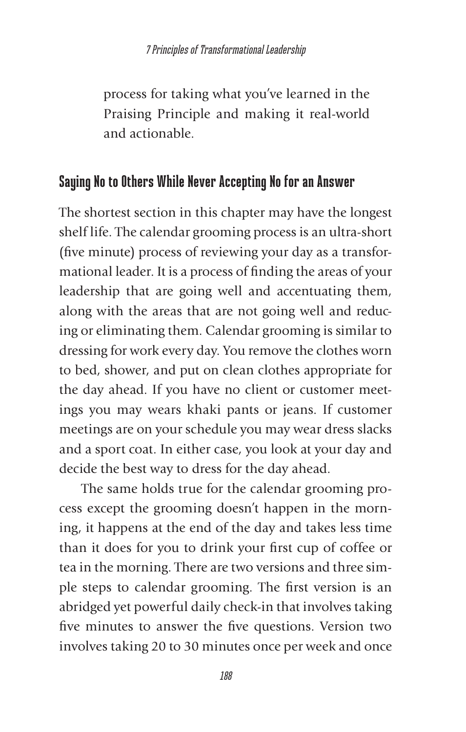process for taking what you've learned in the Praising Principle and making it real-world and actionable.

## Saying No to Others While Never Accepting No for an Answer

The shortest section in this chapter may have the longest shelf life. The calendar grooming process is an ultra-short (five minute) process of reviewing your day as a transformational leader. It is a process of finding the areas of your leadership that are going well and accentuating them, along with the areas that are not going well and reducing or eliminating them. Calendar grooming is similar to dressing for work every day. You remove the clothes worn to bed, shower, and put on clean clothes appropriate for the day ahead. If you have no client or customer meetings you may wears khaki pants or jeans. If customer meetings are on your schedule you may wear dress slacks and a sport coat. In either case, you look at your day and decide the best way to dress for the day ahead.

The same holds true for the calendar grooming process except the grooming doesn't happen in the morning, it happens at the end of the day and takes less time than it does for you to drink your first cup of coffee or tea in the morning. There are two versions and three simple steps to calendar grooming. The first version is an abridged yet powerful daily check-in that involves taking five minutes to answer the five questions. Version two involves taking 20 to 30 minutes once per week and once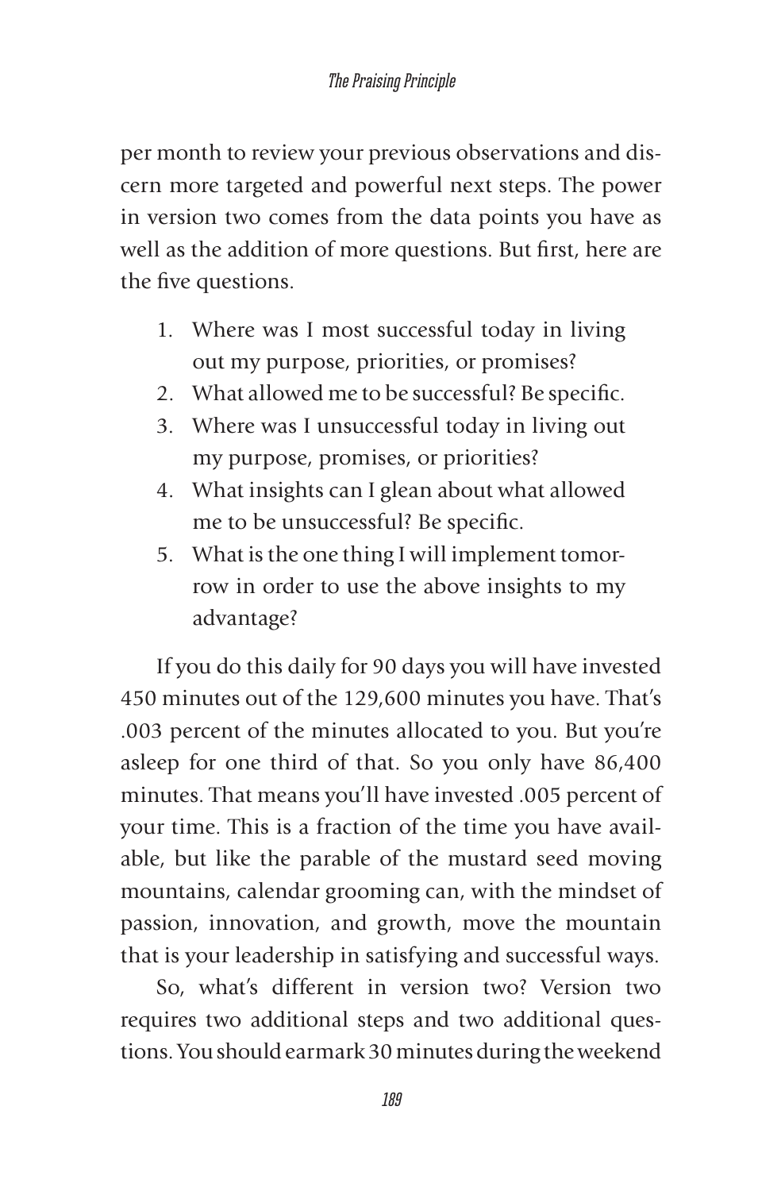per month to review your previous observations and discern more targeted and powerful next steps. The power in version two comes from the data points you have as well as the addition of more questions. But first, here are the five questions.

1. Where was I most successful today in living out my purpose, priorities, or promises?
2. What allowed me to be successful? Be specific.
3. Where was I unsuccessful today in living out my purpose, promises, or priorities?
4. What insights can I glean about what allowed me to be unsuccessful? Be specific.
5. What is the one thing I will implement tomorrow in order to use the above insights to my advantage?

If you do this daily for 90 days you will have invested 450 minutes out of the 129,600 minutes you have. That's .003 percent of the minutes allocated to you. But you're asleep for one third of that. So you only have 86,400 minutes. That means you'll have invested .005 percent of your time. This is a fraction of the time you have available, but like the parable of the mustard seed moving mountains, calendar grooming can, with the mindset of passion, innovation, and growth, move the mountain that is your leadership in satisfying and successful ways.

So, what's different in version two? Version two requires two additional steps and two additional questions. You should earmark 30 minutes during the weekend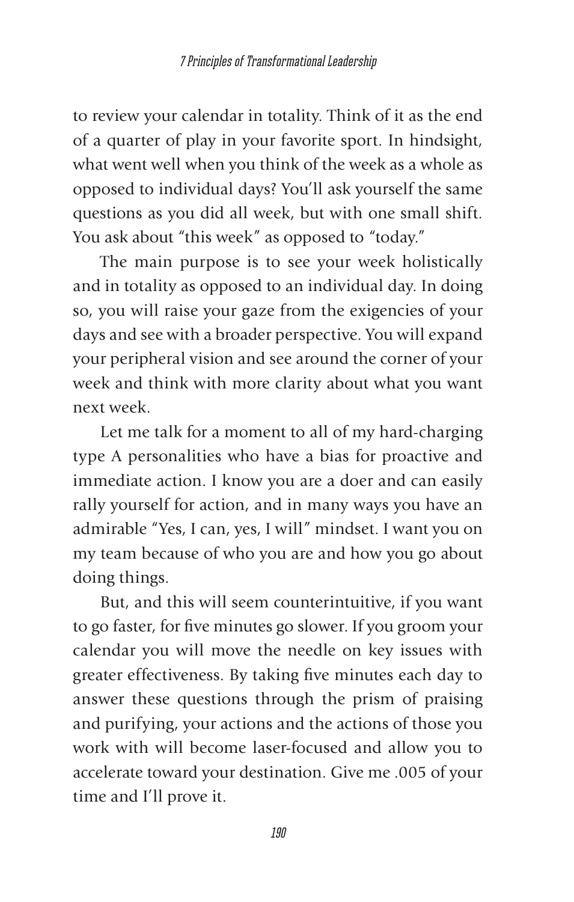to review your calendar in totality. Think of it as the end of a quarter of play in your favorite sport. In hindsight, what went well when you think of the week as a whole as opposed to individual days? You'll ask yourself the same questions as you did all week, but with one small shift. You ask about "this week" as opposed to "today."

The main purpose is to see your week holistically and in totality as opposed to an individual day. In doing so, you will raise your gaze from the exigencies of your days and see with a broader perspective. You will expand your peripheral vision and see around the corner of your week and think with more clarity about what you want next week.

Let me talk for a moment to all of my hard-charging type A personalities who have a bias for proactive and immediate action. I know you are a doer and can easily rally yourself for action, and in many ways you have an admirable "Yes, I can, yes, I will" mindset. I want you on my team because of who you are and how you go about doing things.

But, and this will seem counterintuitive, if you want to go faster, for five minutes go slower. If you groom your calendar you will move the needle on key issues with greater effectiveness. By taking five minutes each day to answer these questions through the prism of praising and purifying, your actions and the actions of those you work with will become laser-focused and allow you to accelerate toward your destination. Give me .005 of your time and I'll prove it.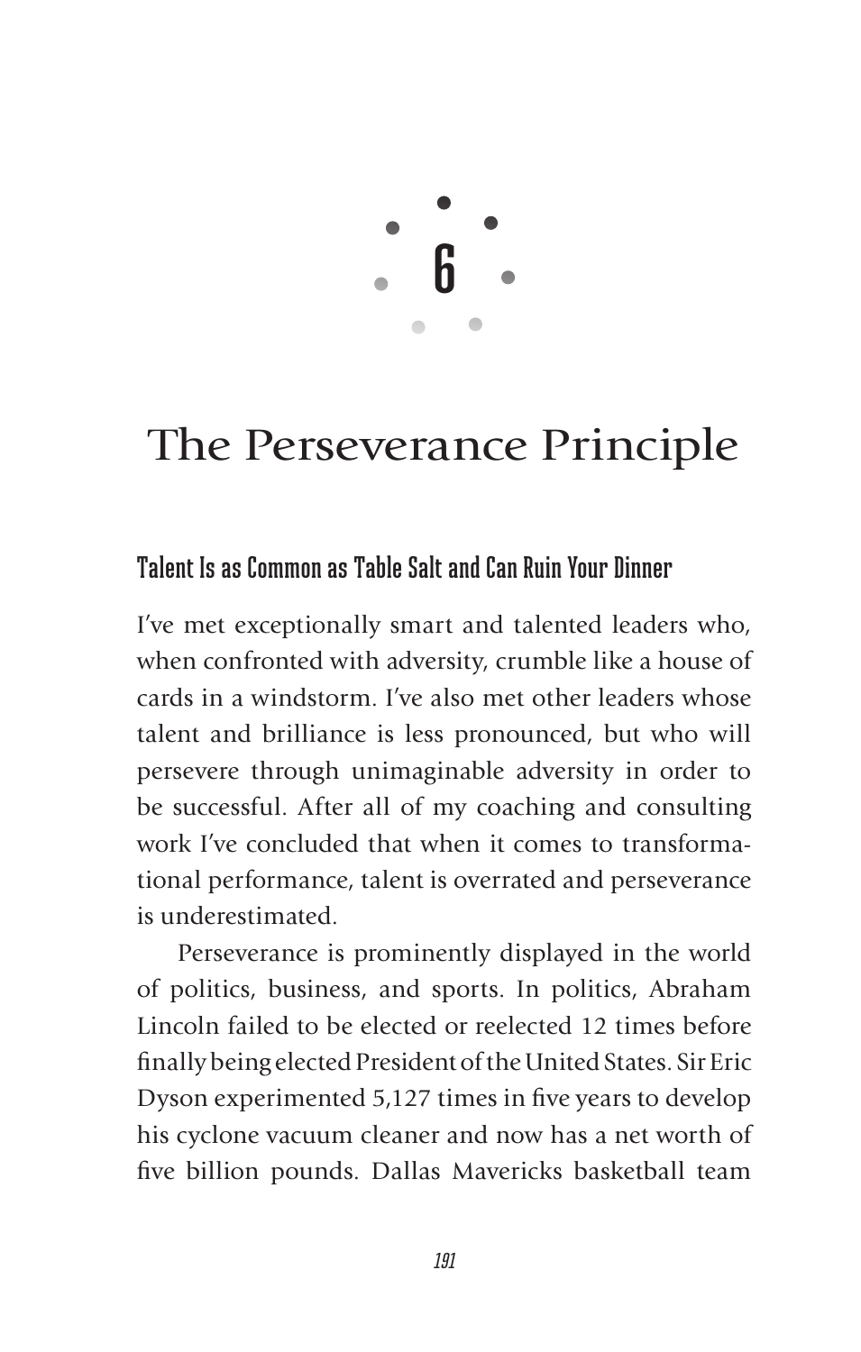# 6

# The Perseverance Principle

## Talent Is as Common as Table Salt and Can Ruin Your Dinner

I've met exceptionally smart and talented leaders who, when confronted with adversity, crumble like a house of cards in a windstorm. I've also met other leaders whose talent and brilliance is less pronounced, but who will persevere through unimaginable adversity in order to be successful. After all of my coaching and consulting work I've concluded that when it comes to transformational performance, talent is overrated and perseverance is underestimated.

Perseverance is prominently displayed in the world of politics, business, and sports. In politics, Abraham Lincoln failed to be elected or reelected 12 times before finally being elected President of the United States. Sir Eric Dyson experimented 5,127 times in five years to develop his cyclone vacuum cleaner and now has a net worth of five billion pounds. Dallas Mavericks basketball team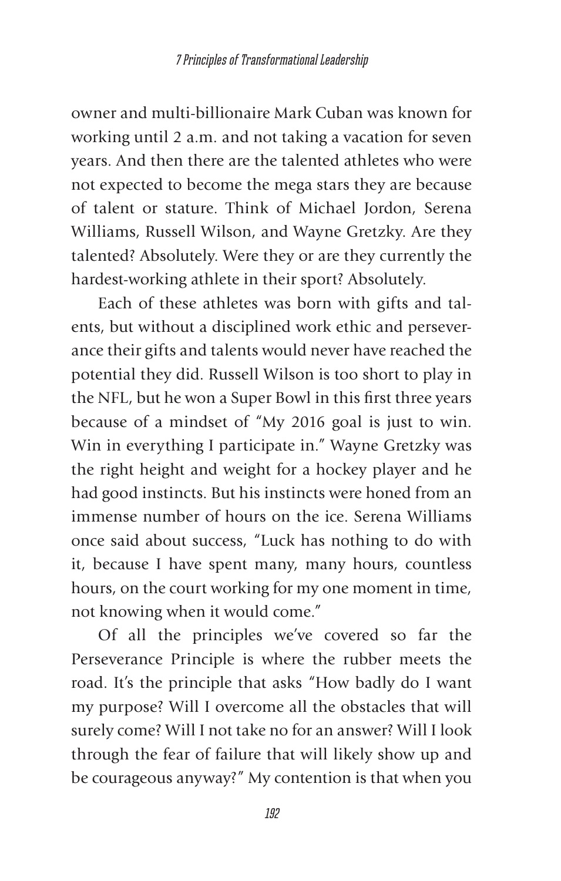owner and multi-billionaire Mark Cuban was known for working until 2 a.m. and not taking a vacation for seven years. And then there are the talented athletes who were not expected to become the mega stars they are because of talent or stature. Think of Michael Jordon, Serena Williams, Russell Wilson, and Wayne Gretzky. Are they talented? Absolutely. Were they or are they currently the hardest-working athlete in their sport? Absolutely.

Each of these athletes was born with gifts and talents, but without a disciplined work ethic and perseverance their gifts and talents would never have reached the potential they did. Russell Wilson is too short to play in the NFL, but he won a Super Bowl in this first three years because of a mindset of "My 2016 goal is just to win. Win in everything I participate in." Wayne Gretzky was the right height and weight for a hockey player and he had good instincts. But his instincts were honed from an immense number of hours on the ice. Serena Williams once said about success, "Luck has nothing to do with it, because I have spent many, many hours, countless hours, on the court working for my one moment in time, not knowing when it would come."

Of all the principles we've covered so far the Perseverance Principle is where the rubber meets the road. It's the principle that asks "How badly do I want my purpose? Will I overcome all the obstacles that will surely come? Will I not take no for an answer? Will I look through the fear of failure that will likely show up and be courageous anyway?" My contention is that when you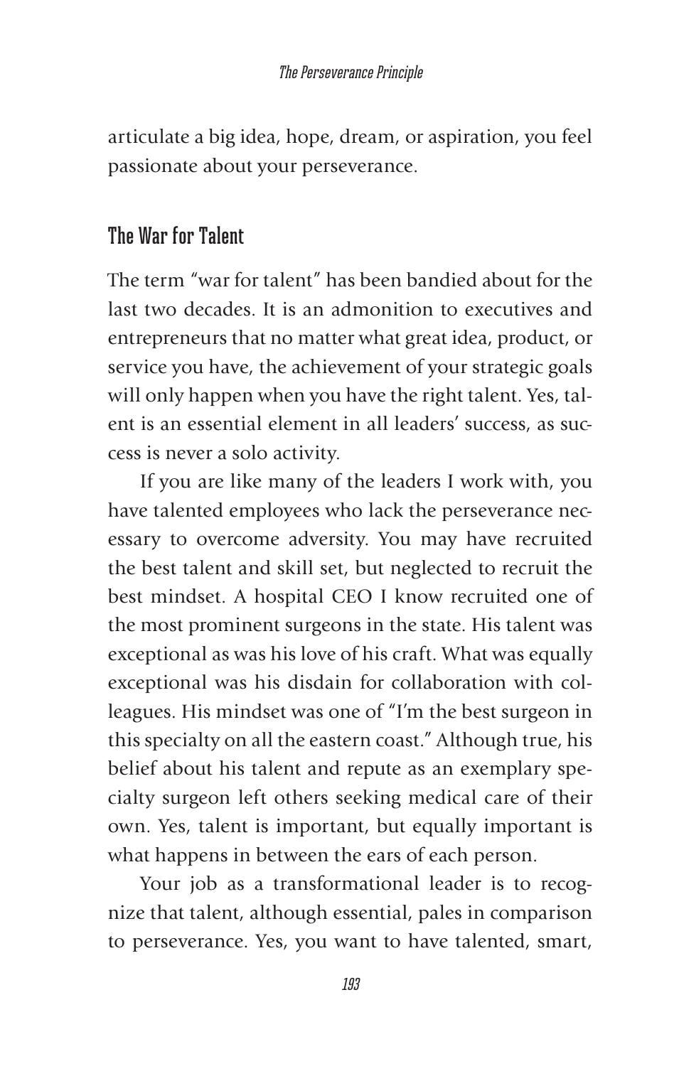articulate a big idea, hope, dream, or aspiration, you feel passionate about your perseverance.

## The War for Talent

The term "war for talent" has been bandied about for the last two decades. It is an admonition to executives and entrepreneurs that no matter what great idea, product, or service you have, the achievement of your strategic goals will only happen when you have the right talent. Yes, talent is an essential element in all leaders' success, as success is never a solo activity.

If you are like many of the leaders I work with, you have talented employees who lack the perseverance necessary to overcome adversity. You may have recruited the best talent and skill set, but neglected to recruit the best mindset. A hospital CEO I know recruited one of the most prominent surgeons in the state. His talent was exceptional as was his love of his craft. What was equally exceptional was his disdain for collaboration with colleagues. His mindset was one of "I'm the best surgeon in this specialty on all the eastern coast." Although true, his belief about his talent and repute as an exemplary specialty surgeon left others seeking medical care of their own. Yes, talent is important, but equally important is what happens in between the ears of each person.

Your job as a transformational leader is to recognize that talent, although essential, pales in comparison to perseverance. Yes, you want to have talented, smart,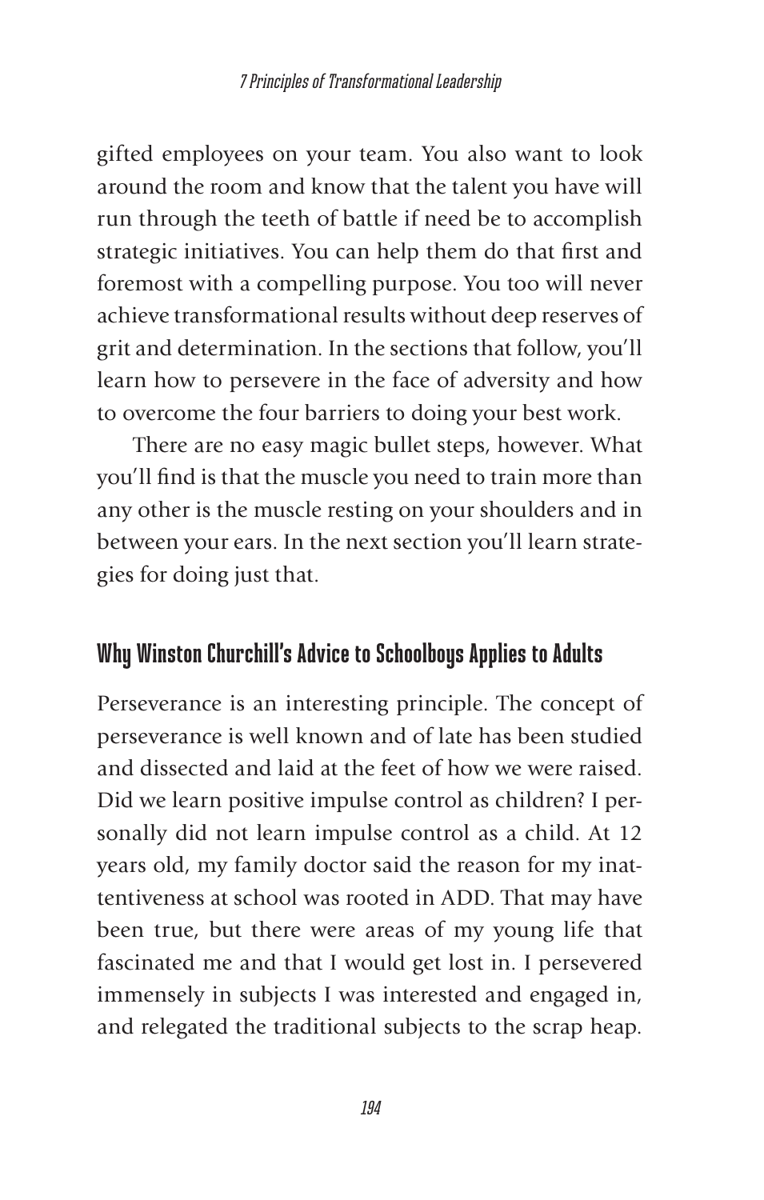gifted employees on your team. You also want to look around the room and know that the talent you have will run through the teeth of battle if need be to accomplish strategic initiatives. You can help them do that first and foremost with a compelling purpose. You too will never achieve transformational results without deep reserves of grit and determination. In the sections that follow, you'll learn how to persevere in the face of adversity and how to overcome the four barriers to doing your best work.

There are no easy magic bullet steps, however. What you'll find is that the muscle you need to train more than any other is the muscle resting on your shoulders and in between your ears. In the next section you'll learn strategies for doing just that.

## Why Winston Churchill's Advice to Schoolboys Applies to Adults

Perseverance is an interesting principle. The concept of perseverance is well known and of late has been studied and dissected and laid at the feet of how we were raised. Did we learn positive impulse control as children? I personally did not learn impulse control as a child. At 12 years old, my family doctor said the reason for my inattentiveness at school was rooted in ADD. That may have been true, but there were areas of my young life that fascinated me and that I would get lost in. I persevered immensely in subjects I was interested and engaged in, and relegated the traditional subjects to the scrap heap.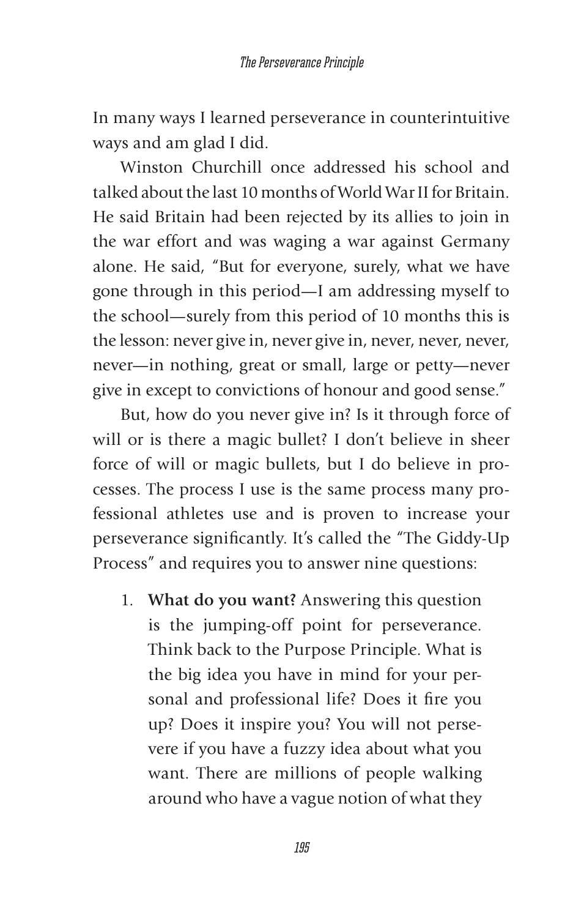In many ways I learned perseverance in counterintuitive ways and am glad I did.

Winston Churchill once addressed his school and talked about the last 10 months of World War II for Britain. He said Britain had been rejected by its allies to join in the war effort and was waging a war against Germany alone. He said, "But for everyone, surely, what we have gone through in this period—I am addressing myself to the school—surely from this period of 10 months this is the lesson: never give in, never give in, never, never, never, never—in nothing, great or small, large or petty—never give in except to convictions of honour and good sense."

But, how do you never give in? Is it through force of will or is there a magic bullet? I don't believe in sheer force of will or magic bullets, but I do believe in processes. The process I use is the same process many professional athletes use and is proven to increase your perseverance significantly. It's called the "The Giddy-Up Process" and requires you to answer nine questions:

1. **What do you want?** Answering this question is the jumping-off point for perseverance. Think back to the Purpose Principle. What is the big idea you have in mind for your personal and professional life? Does it fire you up? Does it inspire you? You will not persevere if you have a fuzzy idea about what you want. There are millions of people walking around who have a vague notion of what they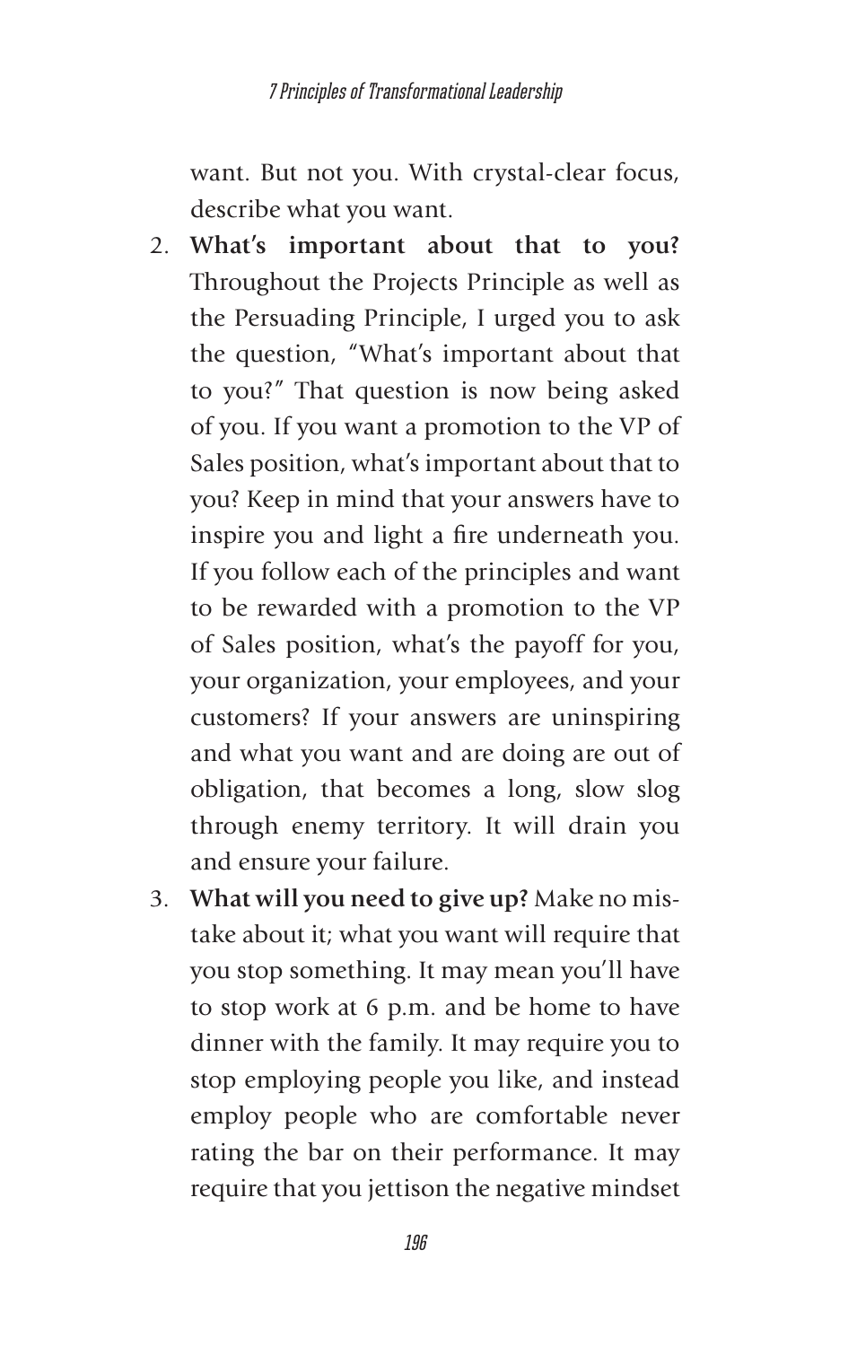want. But not you. With crystal-clear focus, describe what you want.

2. **What's important about that to you?** Throughout the Projects Principle as well as the Persuading Principle, I urged you to ask the question, "What's important about that to you?" That question is now being asked of you. If you want a promotion to the VP of Sales position, what's important about that to you? Keep in mind that your answers have to inspire you and light a fire underneath you. If you follow each of the principles and want to be rewarded with a promotion to the VP of Sales position, what's the payoff for you, your organization, your employees, and your customers? If your answers are uninspiring and what you want and are doing are out of obligation, that becomes a long, slow slog through enemy territory. It will drain you and ensure your failure.
3. **What will you need to give up?** Make no mistake about it; what you want will require that you stop something. It may mean you'll have to stop work at 6 p.m. and be home to have dinner with the family. It may require you to stop employing people you like, and instead employ people who are comfortable never rating the bar on their performance. It may require that you jettison the negative mindset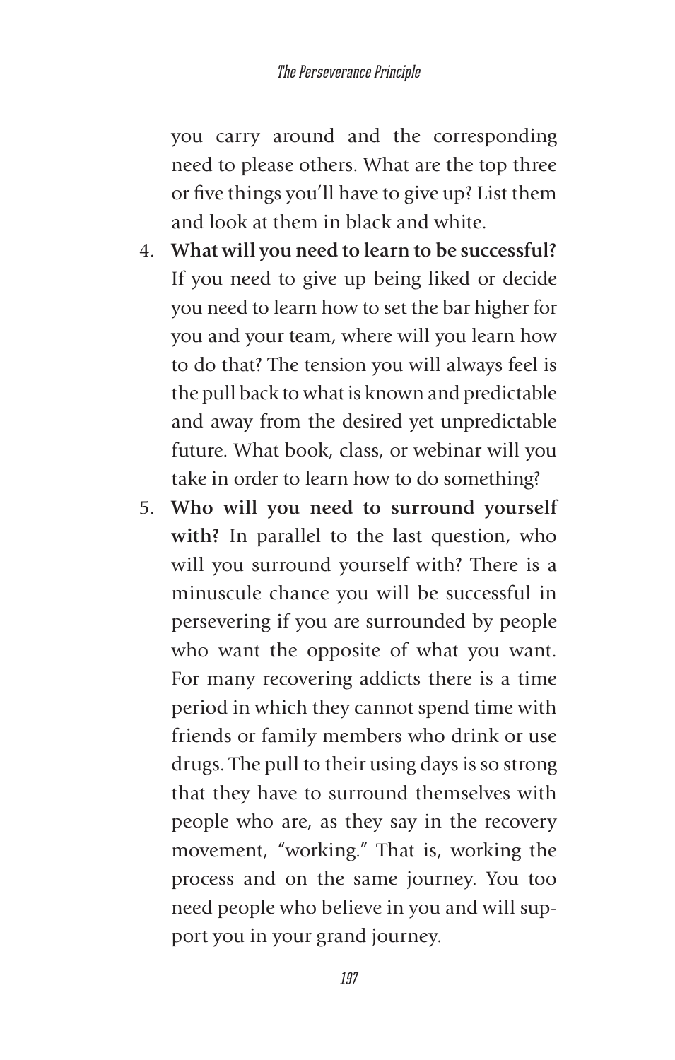you carry around and the corresponding need to please others. What are the top three or five things you'll have to give up? List them and look at them in black and white.

4. **What will you need to learn to be successful?** If you need to give up being liked or decide you need to learn how to set the bar higher for you and your team, where will you learn how to do that? The tension you will always feel is the pull back to what is known and predictable and away from the desired yet unpredictable future. What book, class, or webinar will you take in order to learn how to do something?
5. **Who will you need to surround yourself with?** In parallel to the last question, who will you surround yourself with? There is a minuscule chance you will be successful in persevering if you are surrounded by people who want the opposite of what you want. For many recovering addicts there is a time period in which they cannot spend time with friends or family members who drink or use drugs. The pull to their using days is so strong that they have to surround themselves with people who are, as they say in the recovery movement, "working." That is, working the process and on the same journey. You too need people who believe in you and will support you in your grand journey.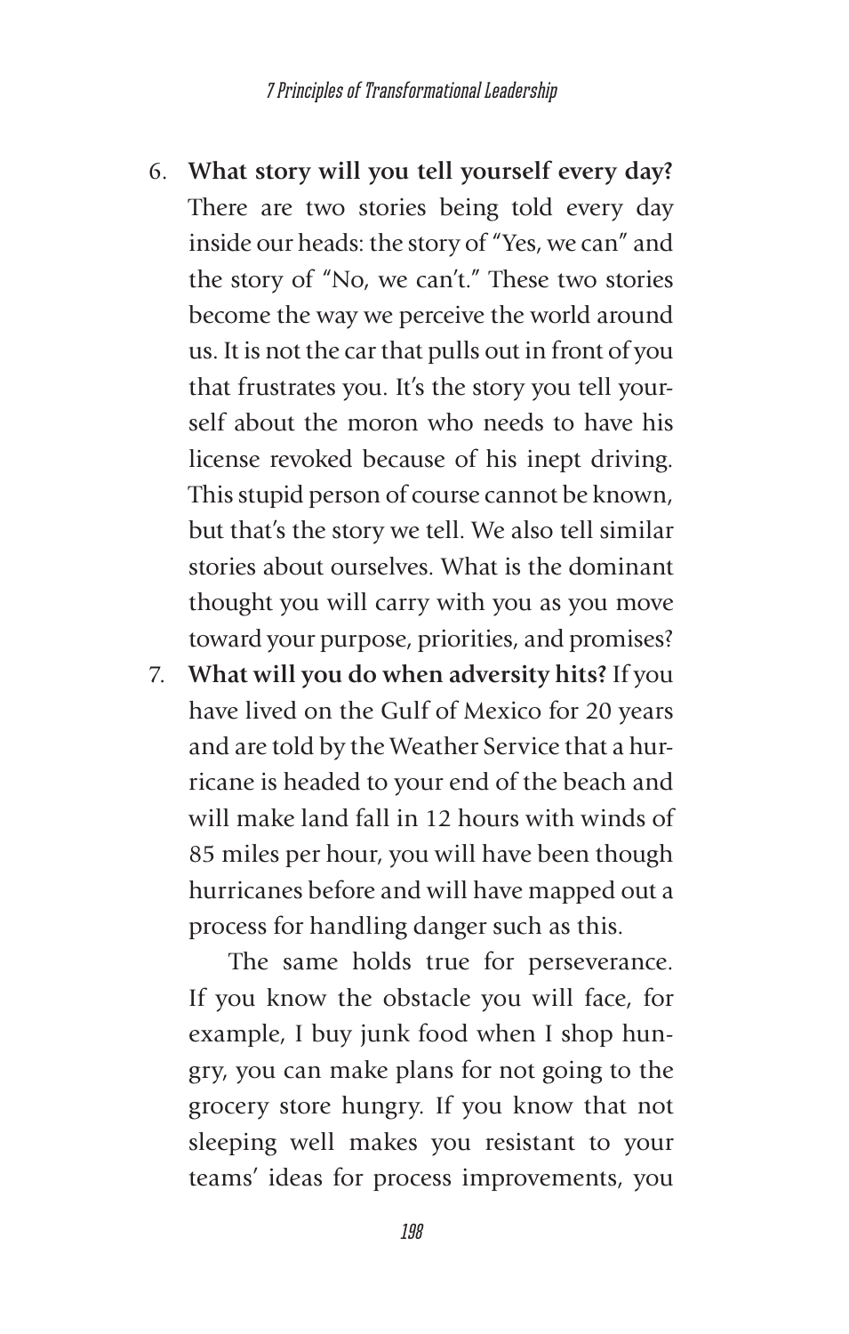6. **What story will you tell yourself every day?** There are two stories being told every day inside our heads: the story of "Yes, we can" and the story of "No, we can't." These two stories become the way we perceive the world around us. It is not the car that pulls out in front of you that frustrates you. It's the story you tell yourself about the moron who needs to have his license revoked because of his inept driving. This stupid person of course cannot be known, but that's the story we tell. We also tell similar stories about ourselves. What is the dominant thought you will carry with you as you move toward your purpose, priorities, and promises?
7. **What will you do when adversity hits?** If you have lived on the Gulf of Mexico for 20 years and are told by the Weather Service that a hurricane is headed to your end of the beach and will make land fall in 12 hours with winds of 85 miles per hour, you will have been though hurricanes before and will have mapped out a process for handling danger such as this.

   The same holds true for perseverance. If you know the obstacle you will face, for example, I buy junk food when I shop hungry, you can make plans for not going to the grocery store hungry. If you know that not sleeping well makes you resistant to your teams' ideas for process improvements, you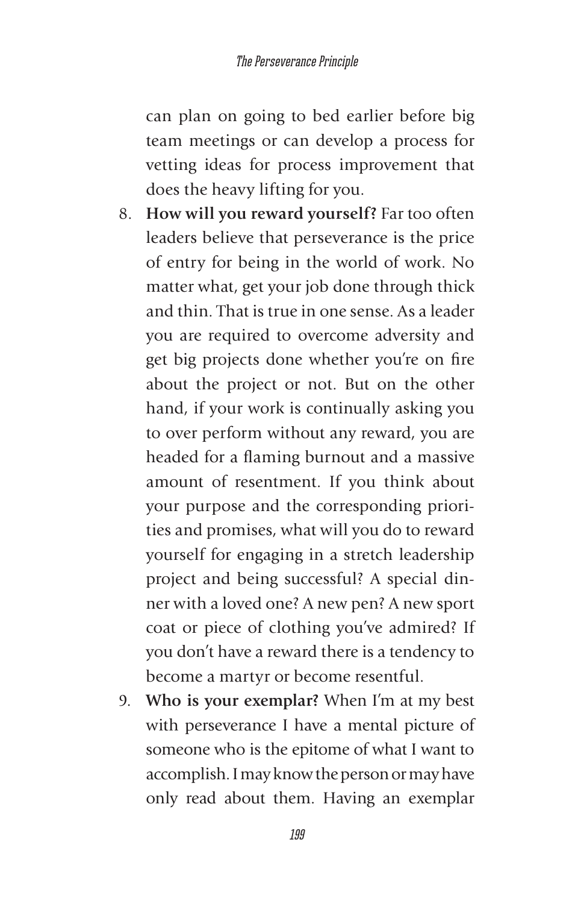can plan on going to bed earlier before big team meetings or can develop a process for vetting ideas for process improvement that does the heavy lifting for you.

8. **How will you reward yourself?** Far too often leaders believe that perseverance is the price of entry for being in the world of work. No matter what, get your job done through thick and thin. That is true in one sense. As a leader you are required to overcome adversity and get big projects done whether you're on fire about the project or not. But on the other hand, if your work is continually asking you to over perform without any reward, you are headed for a flaming burnout and a massive amount of resentment. If you think about your purpose and the corresponding priorities and promises, what will you do to reward yourself for engaging in a stretch leadership project and being successful? A special dinner with a loved one? A new pen? A new sport coat or piece of clothing you've admired? If you don't have a reward there is a tendency to become a martyr or become resentful.
9. **Who is your exemplar?** When I'm at my best with perseverance I have a mental picture of someone who is the epitome of what I want to accomplish. I may know the person or may have only read about them. Having an exemplar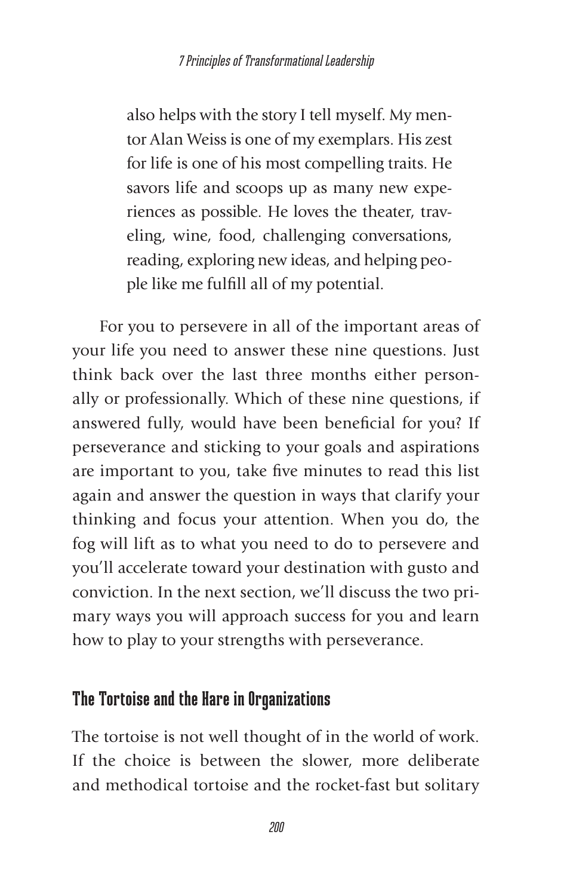> also helps with the story I tell myself. My mentor Alan Weiss is one of my exemplars. His zest for life is one of his most compelling traits. He savors life and scoops up as many new experiences as possible. He loves the theater, traveling, wine, food, challenging conversations, reading, exploring new ideas, and helping people like me fulfill all of my potential.

For you to persevere in all of the important areas of your life you need to answer these nine questions. Just think back over the last three months either personally or professionally. Which of these nine questions, if answered fully, would have been beneficial for you? If perseverance and sticking to your goals and aspirations are important to you, take five minutes to read this list again and answer the question in ways that clarify your thinking and focus your attention. When you do, the fog will lift as to what you need to do to persevere and you'll accelerate toward your destination with gusto and conviction. In the next section, we'll discuss the two primary ways you will approach success for you and learn how to play to your strengths with perseverance.

## The Tortoise and the Hare in Organizations

The tortoise is not well thought of in the world of work. If the choice is between the slower, more deliberate and methodical tortoise and the rocket-fast but solitary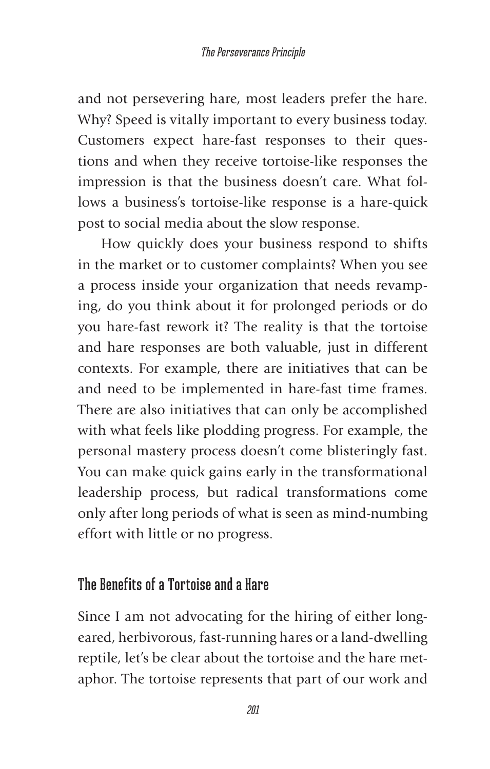and not persevering hare, most leaders prefer the hare. Why? Speed is vitally important to every business today. Customers expect hare-fast responses to their questions and when they receive tortoise-like responses the impression is that the business doesn't care. What follows a business's tortoise-like response is a hare-quick post to social media about the slow response.

How quickly does your business respond to shifts in the market or to customer complaints? When you see a process inside your organization that needs revamping, do you think about it for prolonged periods or do you hare-fast rework it? The reality is that the tortoise and hare responses are both valuable, just in different contexts. For example, there are initiatives that can be and need to be implemented in hare-fast time frames. There are also initiatives that can only be accomplished with what feels like plodding progress. For example, the personal mastery process doesn't come blisteringly fast. You can make quick gains early in the transformational leadership process, but radical transformations come only after long periods of what is seen as mind-numbing effort with little or no progress.

## The Benefits of a Tortoise and a Hare

Since I am not advocating for the hiring of either long-eared, herbivorous, fast-running hares or a land-dwelling reptile, let's be clear about the tortoise and the hare metaphor. The tortoise represents that part of our work and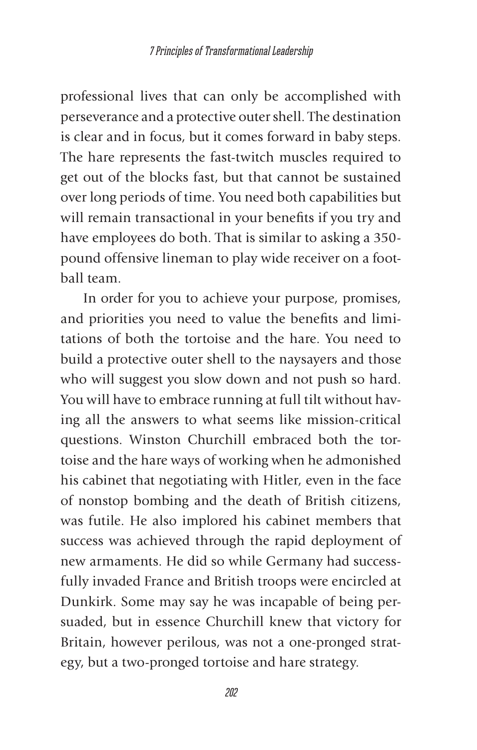professional lives that can only be accomplished with perseverance and a protective outer shell. The destination is clear and in focus, but it comes forward in baby steps. The hare represents the fast-twitch muscles required to get out of the blocks fast, but that cannot be sustained over long periods of time. You need both capabilities but will remain transactional in your benefits if you try and have employees do both. That is similar to asking a 350-pound offensive lineman to play wide receiver on a football team.

In order for you to achieve your purpose, promises, and priorities you need to value the benefits and limitations of both the tortoise and the hare. You need to build a protective outer shell to the naysayers and those who will suggest you slow down and not push so hard. You will have to embrace running at full tilt without having all the answers to what seems like mission-critical questions. Winston Churchill embraced both the tortoise and the hare ways of working when he admonished his cabinet that negotiating with Hitler, even in the face of nonstop bombing and the death of British citizens, was futile. He also implored his cabinet members that success was achieved through the rapid deployment of new armaments. He did so while Germany had successfully invaded France and British troops were encircled at Dunkirk. Some may say he was incapable of being persuaded, but in essence Churchill knew that victory for Britain, however perilous, was not a one-pronged strategy, but a two-pronged tortoise and hare strategy.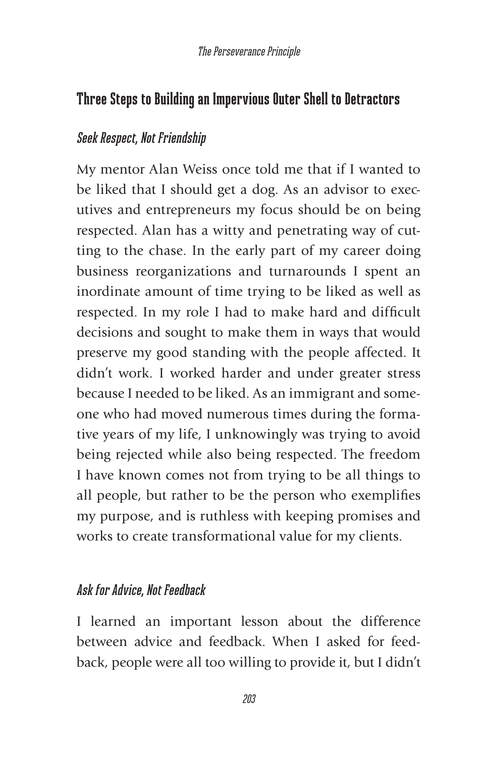## Three Steps to Building an Impervious Outer Shell to Detractors

### *Seek Respect, Not Friendship*

My mentor Alan Weiss once told me that if I wanted to be liked that I should get a dog. As an advisor to executives and entrepreneurs my focus should be on being respected. Alan has a witty and penetrating way of cutting to the chase. In the early part of my career doing business reorganizations and turnarounds I spent an inordinate amount of time trying to be liked as well as respected. In my role I had to make hard and difficult decisions and sought to make them in ways that would preserve my good standing with the people affected. It didn't work. I worked harder and under greater stress because I needed to be liked. As an immigrant and someone who had moved numerous times during the formative years of my life, I unknowingly was trying to avoid being rejected while also being respected. The freedom I have known comes not from trying to be all things to all people, but rather to be the person who exemplifies my purpose, and is ruthless with keeping promises and works to create transformational value for my clients.

### *Ask for Advice, Not Feedback*

I learned an important lesson about the difference between advice and feedback. When I asked for feedback, people were all too willing to provide it, but I didn't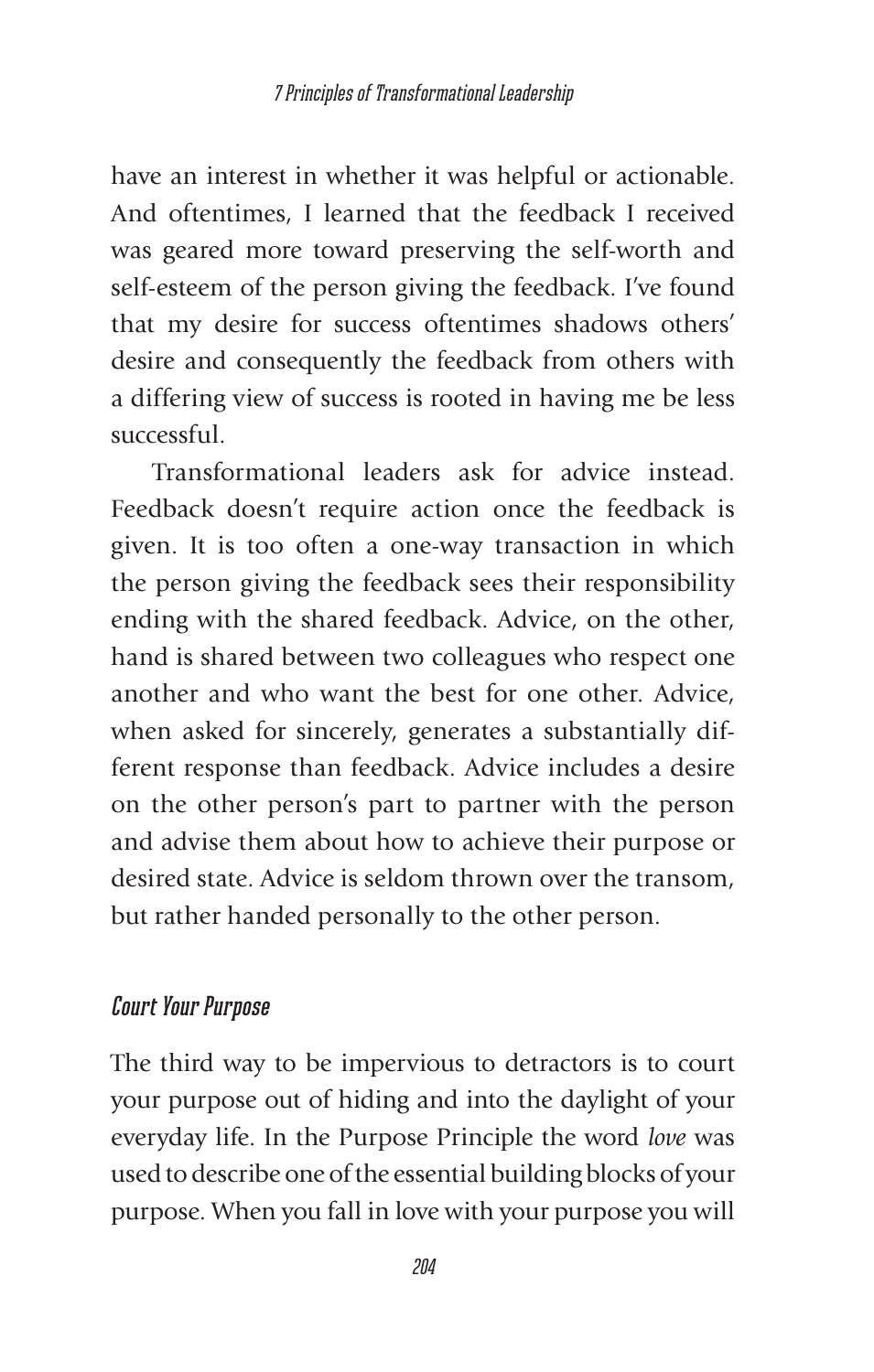have an interest in whether it was helpful or actionable. And oftentimes, I learned that the feedback I received was geared more toward preserving the self-worth and self-esteem of the person giving the feedback. I've found that my desire for success oftentimes shadows others' desire and consequently the feedback from others with a differing view of success is rooted in having me be less successful.

Transformational leaders ask for advice instead. Feedback doesn't require action once the feedback is given. It is too often a one-way transaction in which the person giving the feedback sees their responsibility ending with the shared feedback. Advice, on the other, hand is shared between two colleagues who respect one another and who want the best for one other. Advice, when asked for sincerely, generates a substantially different response than feedback. Advice includes a desire on the other person's part to partner with the person and advise them about how to achieve their purpose or desired state. Advice is seldom thrown over the transom, but rather handed personally to the other person.

### Court Your Purpose

The third way to be impervious to detractors is to court your purpose out of hiding and into the daylight of your everyday life. In the Purpose Principle the word *love* was used to describe one of the essential building blocks of your purpose. When you fall in love with your purpose you will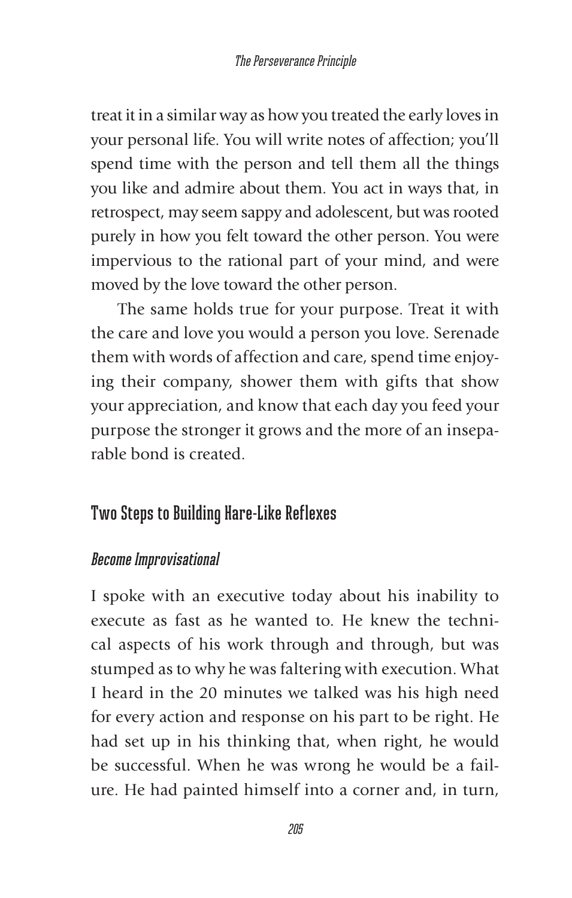treat it in a similar way as how you treated the early loves in your personal life. You will write notes of affection; you'll spend time with the person and tell them all the things you like and admire about them. You act in ways that, in retrospect, may seem sappy and adolescent, but was rooted purely in how you felt toward the other person. You were impervious to the rational part of your mind, and were moved by the love toward the other person.

The same holds true for your purpose. Treat it with the care and love you would a person you love. Serenade them with words of affection and care, spend time enjoying their company, shower them with gifts that show your appreciation, and know that each day you feed your purpose the stronger it grows and the more of an inseparable bond is created.

## Two Steps to Building Hare-Like Reflexes

### *Become Improvisational*

I spoke with an executive today about his inability to execute as fast as he wanted to. He knew the technical aspects of his work through and through, but was stumped as to why he was faltering with execution. What I heard in the 20 minutes we talked was his high need for every action and response on his part to be right. He had set up in his thinking that, when right, he would be successful. When he was wrong he would be a failure. He had painted himself into a corner and, in turn,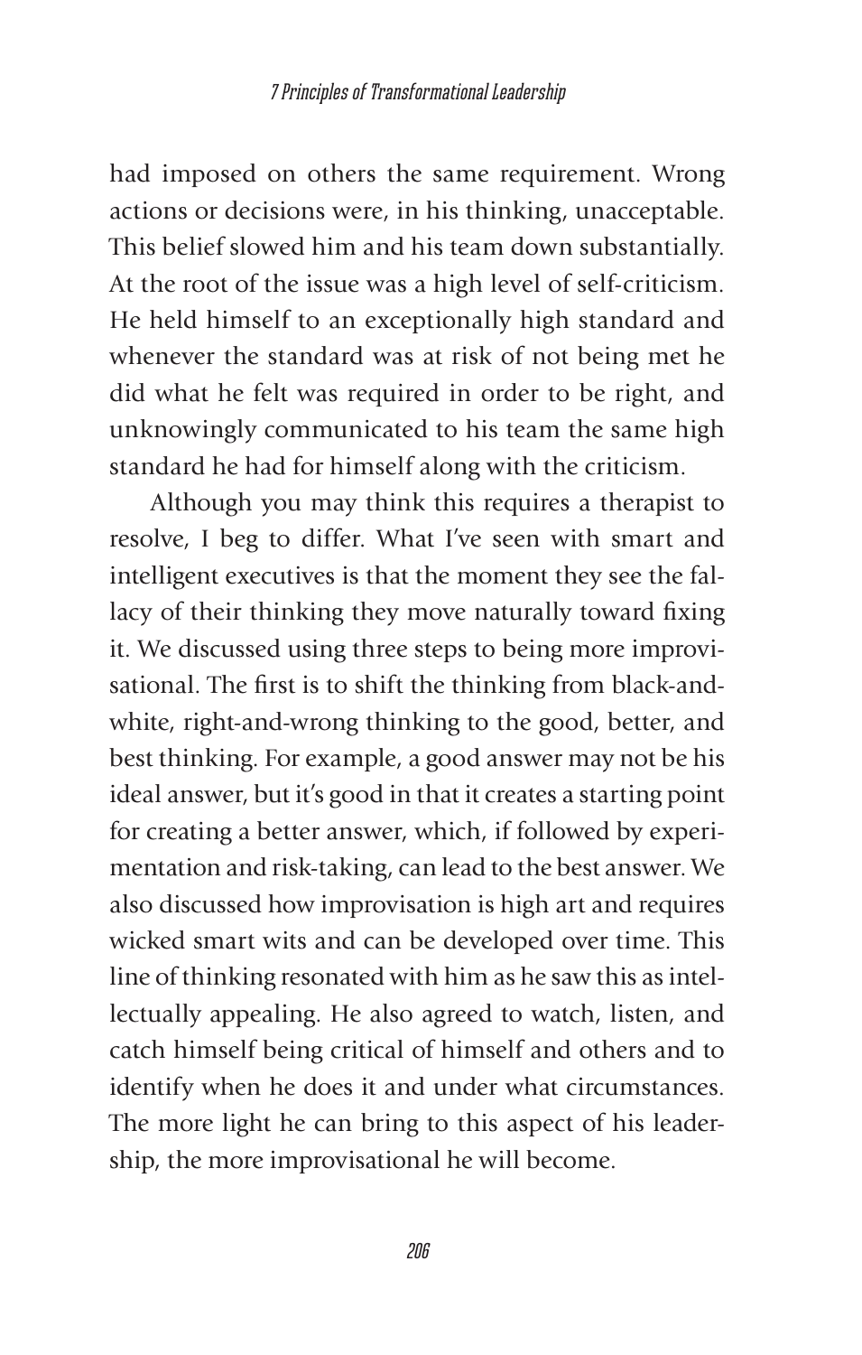had imposed on others the same requirement. Wrong actions or decisions were, in his thinking, unacceptable. This belief slowed him and his team down substantially. At the root of the issue was a high level of self-criticism. He held himself to an exceptionally high standard and whenever the standard was at risk of not being met he did what he felt was required in order to be right, and unknowingly communicated to his team the same high standard he had for himself along with the criticism.

Although you may think this requires a therapist to resolve, I beg to differ. What I've seen with smart and intelligent executives is that the moment they see the fallacy of their thinking they move naturally toward fixing it. We discussed using three steps to being more improvisational. The first is to shift the thinking from black-and-white, right-and-wrong thinking to the good, better, and best thinking. For example, a good answer may not be his ideal answer, but it's good in that it creates a starting point for creating a better answer, which, if followed by experimentation and risk-taking, can lead to the best answer. We also discussed how improvisation is high art and requires wicked smart wits and can be developed over time. This line of thinking resonated with him as he saw this as intellectually appealing. He also agreed to watch, listen, and catch himself being critical of himself and others and to identify when he does it and under what circumstances. The more light he can bring to this aspect of his leadership, the more improvisational he will become.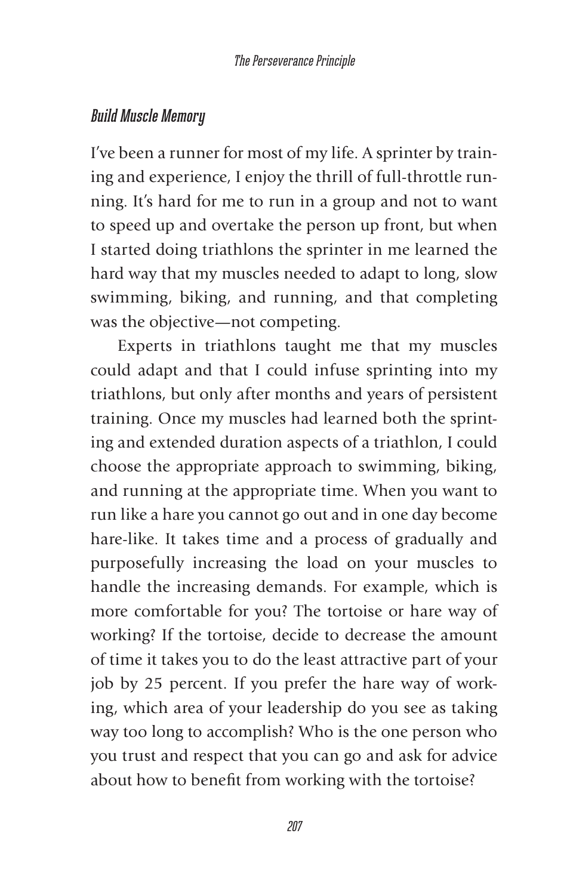### Build Muscle Memory

I've been a runner for most of my life. A sprinter by training and experience, I enjoy the thrill of full-throttle running. It's hard for me to run in a group and not to want to speed up and overtake the person up front, but when I started doing triathlons the sprinter in me learned the hard way that my muscles needed to adapt to long, slow swimming, biking, and running, and that completing was the objective—not competing.

Experts in triathlons taught me that my muscles could adapt and that I could infuse sprinting into my triathlons, but only after months and years of persistent training. Once my muscles had learned both the sprinting and extended duration aspects of a triathlon, I could choose the appropriate approach to swimming, biking, and running at the appropriate time. When you want to run like a hare you cannot go out and in one day become hare-like. It takes time and a process of gradually and purposefully increasing the load on your muscles to handle the increasing demands. For example, which is more comfortable for you? The tortoise or hare way of working? If the tortoise, decide to decrease the amount of time it takes you to do the least attractive part of your job by 25 percent. If you prefer the hare way of working, which area of your leadership do you see as taking way too long to accomplish? Who is the one person who you trust and respect that you can go and ask for advice about how to benefit from working with the tortoise?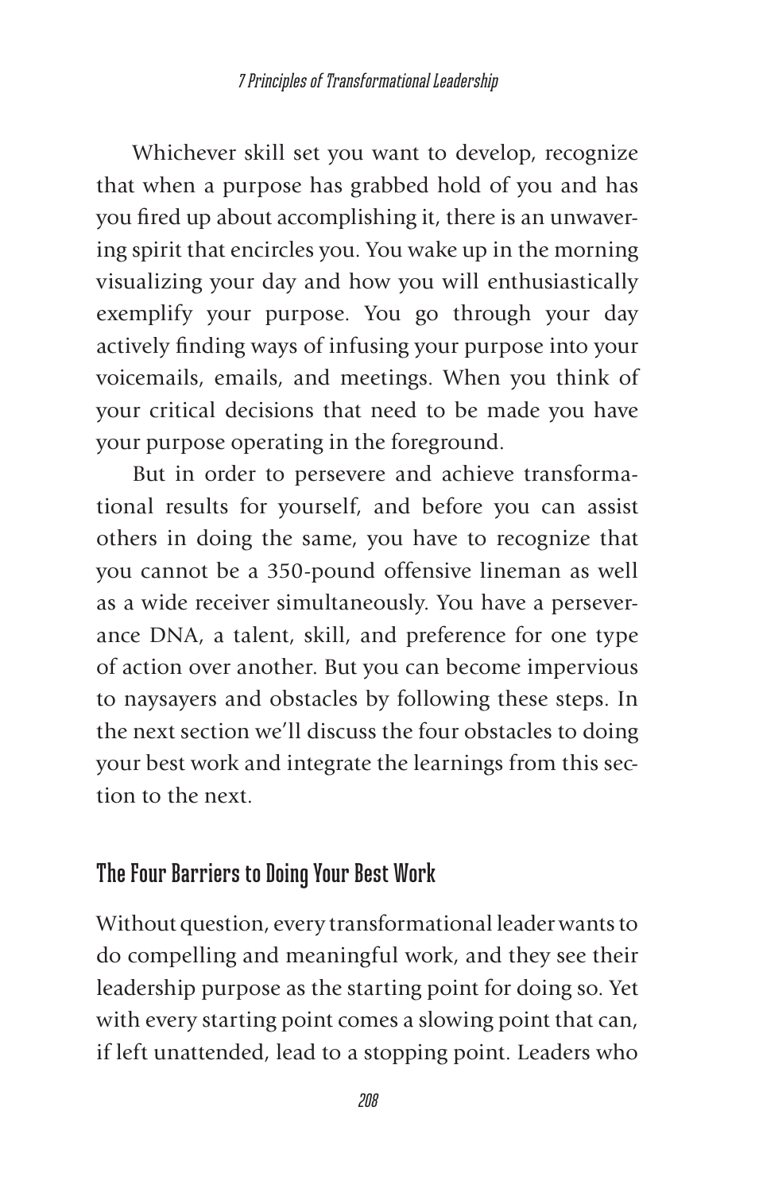Whichever skill set you want to develop, recognize that when a purpose has grabbed hold of you and has you fired up about accomplishing it, there is an unwavering spirit that encircles you. You wake up in the morning visualizing your day and how you will enthusiastically exemplify your purpose. You go through your day actively finding ways of infusing your purpose into your voicemails, emails, and meetings. When you think of your critical decisions that need to be made you have your purpose operating in the foreground.

But in order to persevere and achieve transformational results for yourself, and before you can assist others in doing the same, you have to recognize that you cannot be a 350-pound offensive lineman as well as a wide receiver simultaneously. You have a perseverance DNA, a talent, skill, and preference for one type of action over another. But you can become impervious to naysayers and obstacles by following these steps. In the next section we'll discuss the four obstacles to doing your best work and integrate the learnings from this section to the next.

## The Four Barriers to Doing Your Best Work

Without question, every transformational leader wants to do compelling and meaningful work, and they see their leadership purpose as the starting point for doing so. Yet with every starting point comes a slowing point that can, if left unattended, lead to a stopping point. Leaders who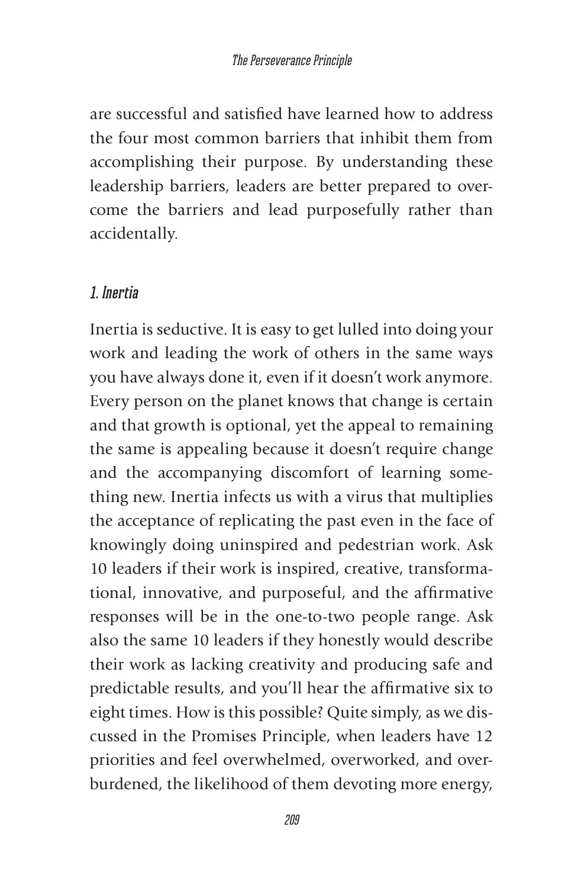are successful and satisfied have learned how to address the four most common barriers that inhibit them from accomplishing their purpose. By understanding these leadership barriers, leaders are better prepared to overcome the barriers and lead purposefully rather than accidentally.

### *1. Inertia*

Inertia is seductive. It is easy to get lulled into doing your work and leading the work of others in the same ways you have always done it, even if it doesn't work anymore. Every person on the planet knows that change is certain and that growth is optional, yet the appeal to remaining the same is appealing because it doesn't require change and the accompanying discomfort of learning something new. Inertia infects us with a virus that multiplies the acceptance of replicating the past even in the face of knowingly doing uninspired and pedestrian work. Ask 10 leaders if their work is inspired, creative, transformational, innovative, and purposeful, and the affirmative responses will be in the one-to-two people range. Ask also the same 10 leaders if they honestly would describe their work as lacking creativity and producing safe and predictable results, and you'll hear the affirmative six to eight times. How is this possible? Quite simply, as we discussed in the Promises Principle, when leaders have 12 priorities and feel overwhelmed, overworked, and overburdened, the likelihood of them devoting more energy,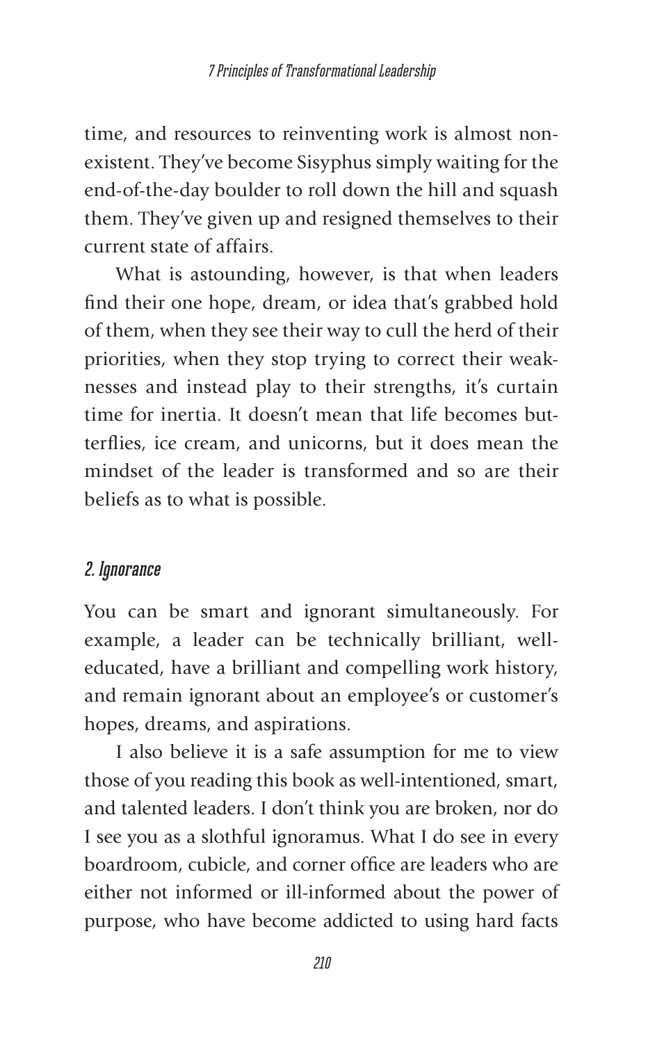time, and resources to reinventing work is almost non-existent. They've become Sisyphus simply waiting for the end-of-the-day boulder to roll down the hill and squash them. They've given up and resigned themselves to their current state of affairs.

What is astounding, however, is that when leaders find their one hope, dream, or idea that's grabbed hold of them, when they see their way to cull the herd of their priorities, when they stop trying to correct their weaknesses and instead play to their strengths, it's curtain time for inertia. It doesn't mean that life becomes butterflies, ice cream, and unicorns, but it does mean the mindset of the leader is transformed and so are their beliefs as to what is possible.

### *2. Ignorance*

You can be smart and ignorant simultaneously. For example, a leader can be technically brilliant, well-educated, have a brilliant and compelling work history, and remain ignorant about an employee's or customer's hopes, dreams, and aspirations.

I also believe it is a safe assumption for me to view those of you reading this book as well-intentioned, smart, and talented leaders. I don't think you are broken, nor do I see you as a slothful ignoramus. What I do see in every boardroom, cubicle, and corner office are leaders who are either not informed or ill-informed about the power of purpose, who have become addicted to using hard facts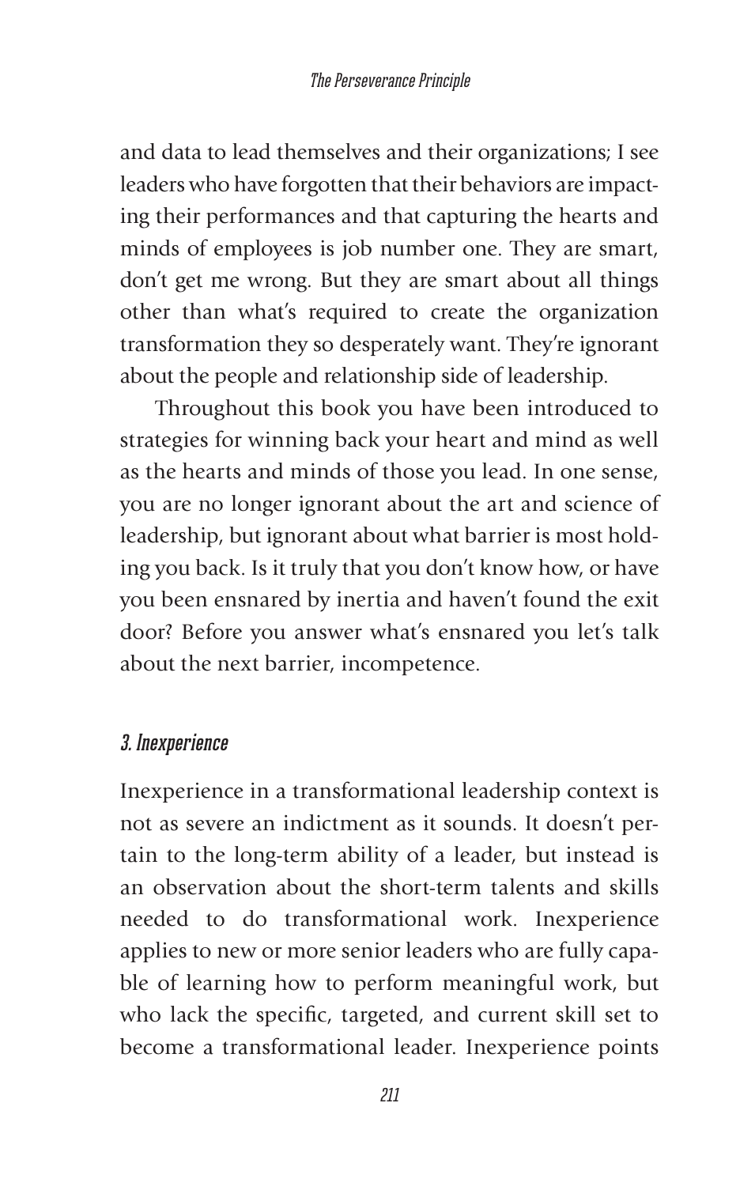and data to lead themselves and their organizations; I see leaders who have forgotten that their behaviors are impacting their performances and that capturing the hearts and minds of employees is job number one. They are smart, don't get me wrong. But they are smart about all things other than what's required to create the organization transformation they so desperately want. They're ignorant about the people and relationship side of leadership.

Throughout this book you have been introduced to strategies for winning back your heart and mind as well as the hearts and minds of those you lead. In one sense, you are no longer ignorant about the art and science of leadership, but ignorant about what barrier is most holding you back. Is it truly that you don't know how, or have you been ensnared by inertia and haven't found the exit door? Before you answer what's ensnared you let's talk about the next barrier, incompetence.

### *3. Inexperience*

Inexperience in a transformational leadership context is not as severe an indictment as it sounds. It doesn't pertain to the long-term ability of a leader, but instead is an observation about the short-term talents and skills needed to do transformational work. Inexperience applies to new or more senior leaders who are fully capable of learning how to perform meaningful work, but who lack the specific, targeted, and current skill set to become a transformational leader. Inexperience points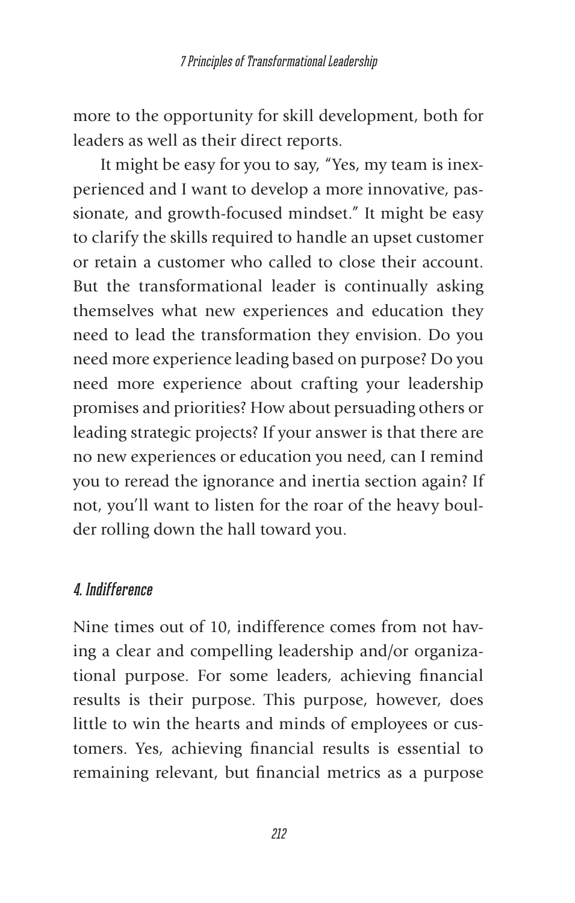more to the opportunity for skill development, both for leaders as well as their direct reports.

It might be easy for you to say, "Yes, my team is inexperienced and I want to develop a more innovative, passionate, and growth-focused mindset." It might be easy to clarify the skills required to handle an upset customer or retain a customer who called to close their account. But the transformational leader is continually asking themselves what new experiences and education they need to lead the transformation they envision. Do you need more experience leading based on purpose? Do you need more experience about crafting your leadership promises and priorities? How about persuading others or leading strategic projects? If your answer is that there are no new experiences or education you need, can I remind you to reread the ignorance and inertia section again? If not, you'll want to listen for the roar of the heavy boulder rolling down the hall toward you.

### 4. Indifference

Nine times out of 10, indifference comes from not having a clear and compelling leadership and/or organizational purpose. For some leaders, achieving financial results is their purpose. This purpose, however, does little to win the hearts and minds of employees or customers. Yes, achieving financial results is essential to remaining relevant, but financial metrics as a purpose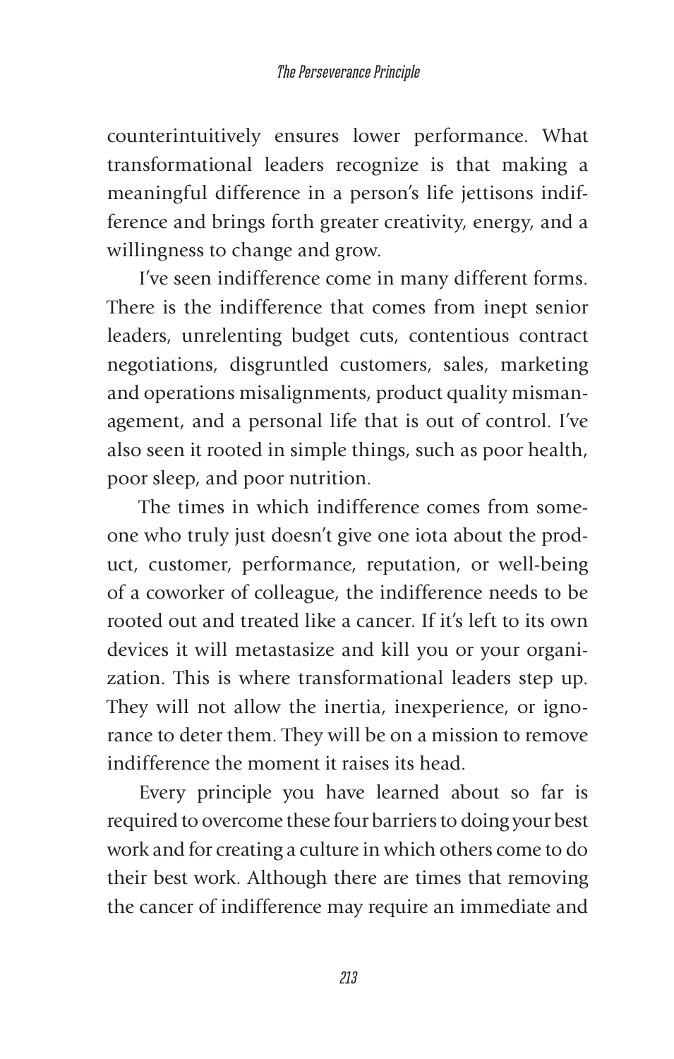counterintuitively ensures lower performance. What transformational leaders recognize is that making a meaningful difference in a person's life jettisons indifference and brings forth greater creativity, energy, and a willingness to change and grow.

I've seen indifference come in many different forms. There is the indifference that comes from inept senior leaders, unrelenting budget cuts, contentious contract negotiations, disgruntled customers, sales, marketing and operations misalignments, product quality mismanagement, and a personal life that is out of control. I've also seen it rooted in simple things, such as poor health, poor sleep, and poor nutrition.

The times in which indifference comes from someone who truly just doesn't give one iota about the product, customer, performance, reputation, or well-being of a coworker of colleague, the indifference needs to be rooted out and treated like a cancer. If it's left to its own devices it will metastasize and kill you or your organization. This is where transformational leaders step up. They will not allow the inertia, inexperience, or ignorance to deter them. They will be on a mission to remove indifference the moment it raises its head.

Every principle you have learned about so far is required to overcome these four barriers to doing your best work and for creating a culture in which others come to do their best work. Although there are times that removing the cancer of indifference may require an immediate and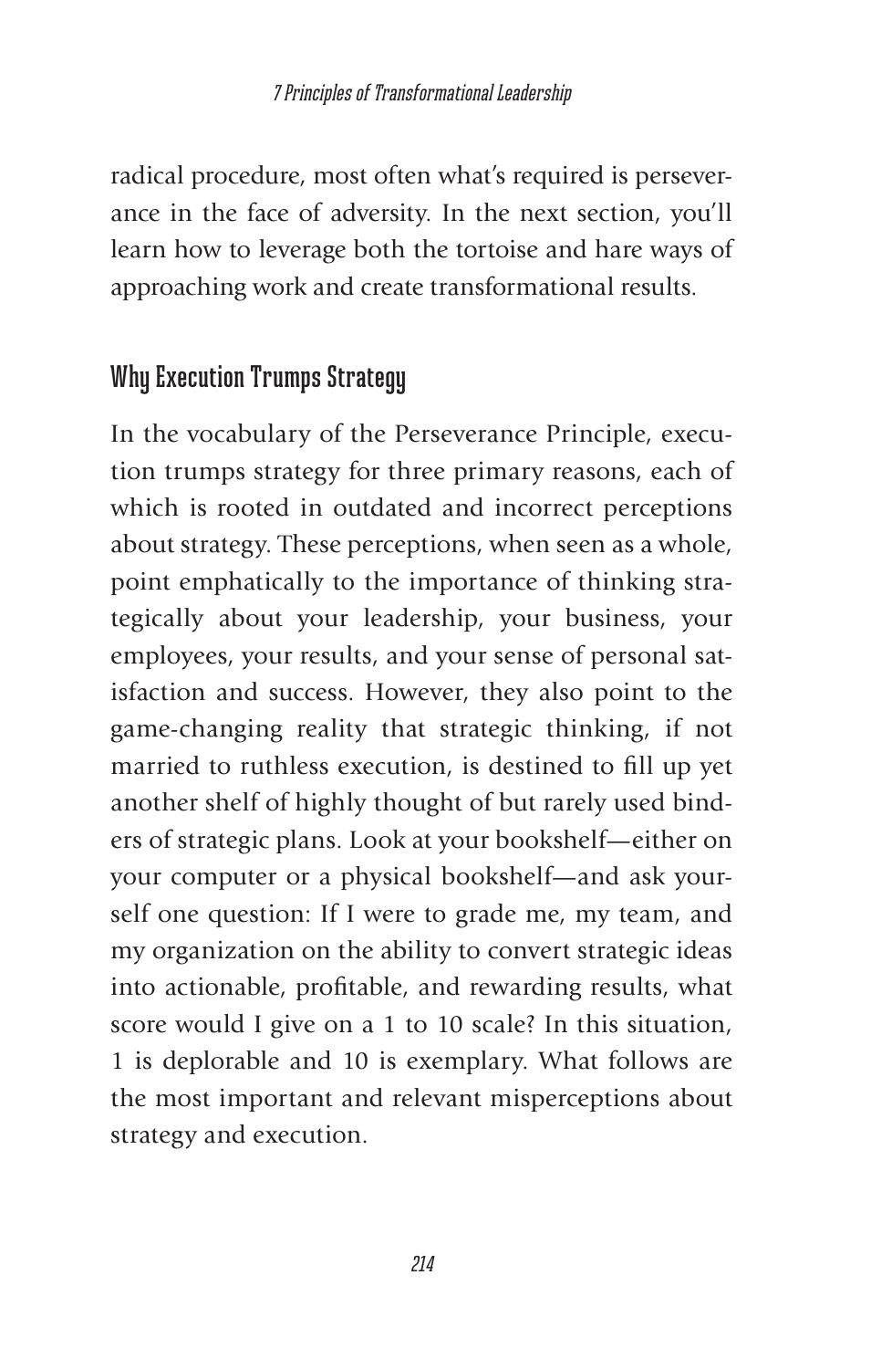radical procedure, most often what's required is perseverance in the face of adversity. In the next section, you'll learn how to leverage both the tortoise and hare ways of approaching work and create transformational results.

## Why Execution Trumps Strategy

In the vocabulary of the Perseverance Principle, execution trumps strategy for three primary reasons, each of which is rooted in outdated and incorrect perceptions about strategy. These perceptions, when seen as a whole, point emphatically to the importance of thinking strategically about your leadership, your business, your employees, your results, and your sense of personal satisfaction and success. However, they also point to the game-changing reality that strategic thinking, if not married to ruthless execution, is destined to fill up yet another shelf of highly thought of but rarely used binders of strategic plans. Look at your bookshelf—either on your computer or a physical bookshelf—and ask yourself one question: If I were to grade me, my team, and my organization on the ability to convert strategic ideas into actionable, profitable, and rewarding results, what score would I give on a 1 to 10 scale? In this situation, 1 is deplorable and 10 is exemplary. What follows are the most important and relevant misperceptions about strategy and execution.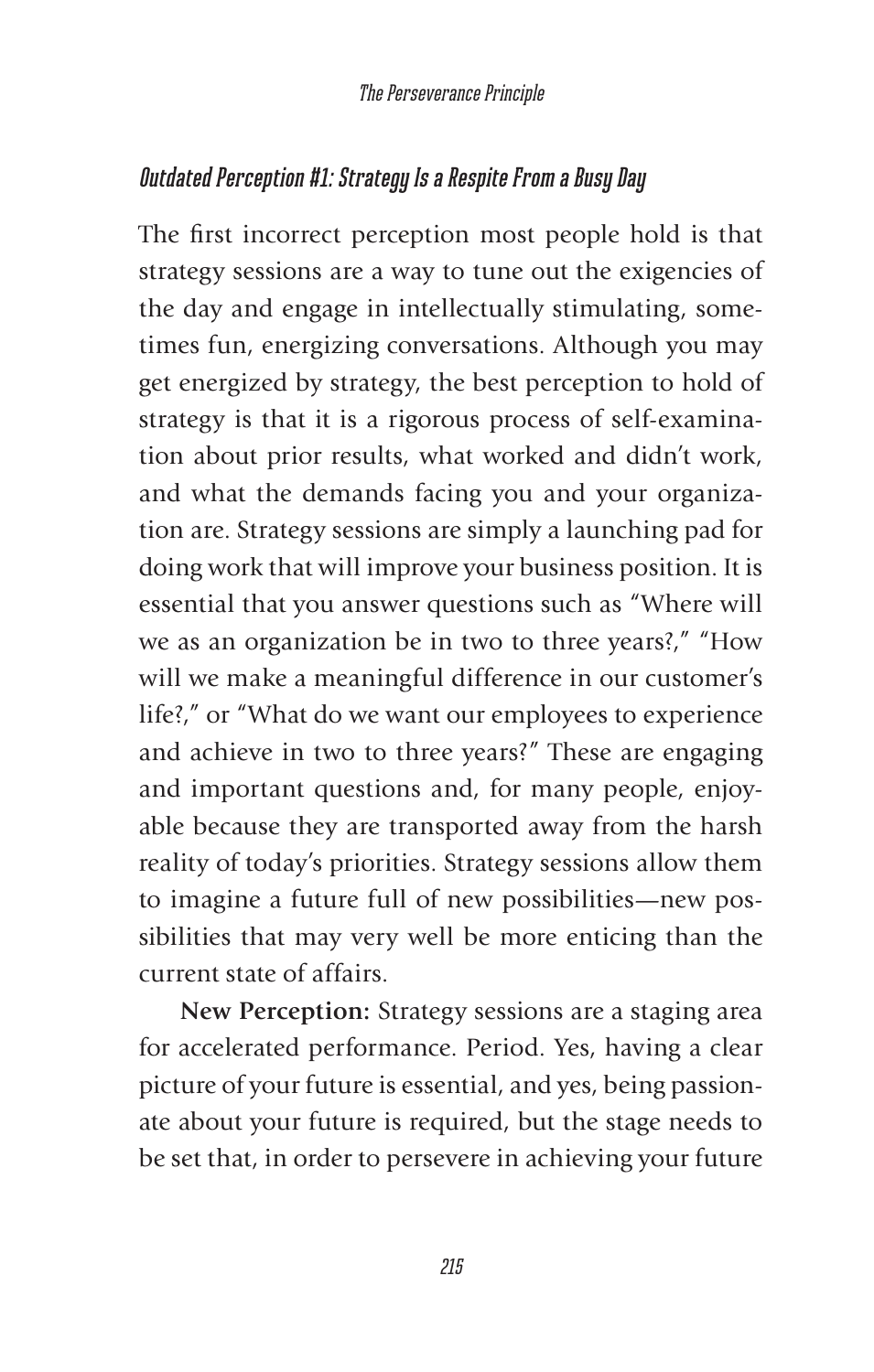### *Outdated Perception #1: Strategy Is a Respite From a Busy Day*

The first incorrect perception most people hold is that strategy sessions are a way to tune out the exigencies of the day and engage in intellectually stimulating, sometimes fun, energizing conversations. Although you may get energized by strategy, the best perception to hold of strategy is that it is a rigorous process of self-examination about prior results, what worked and didn't work, and what the demands facing you and your organization are. Strategy sessions are simply a launching pad for doing work that will improve your business position. It is essential that you answer questions such as "Where will we as an organization be in two to three years?," "How will we make a meaningful difference in our customer's life?," or "What do we want our employees to experience and achieve in two to three years?" These are engaging and important questions and, for many people, enjoyable because they are transported away from the harsh reality of today's priorities. Strategy sessions allow them to imagine a future full of new possibilities—new possibilities that may very well be more enticing than the current state of affairs.

**New Perception:** Strategy sessions are a staging area for accelerated performance. Period. Yes, having a clear picture of your future is essential, and yes, being passionate about your future is required, but the stage needs to be set that, in order to persevere in achieving your future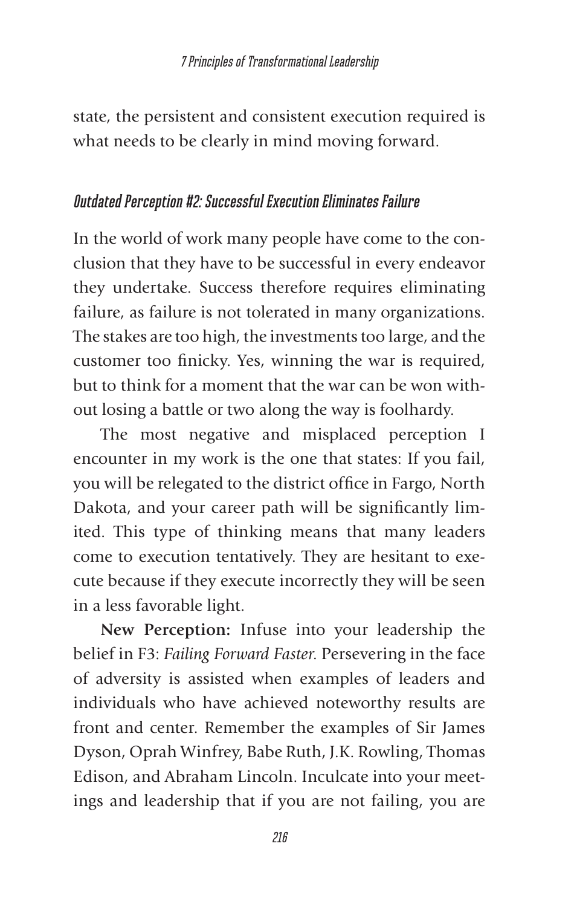state, the persistent and consistent execution required is what needs to be clearly in mind moving forward.

### *Outdated Perception #2: Successful Execution Eliminates Failure*

In the world of work many people have come to the conclusion that they have to be successful in every endeavor they undertake. Success therefore requires eliminating failure, as failure is not tolerated in many organizations. The stakes are too high, the investments too large, and the customer too finicky. Yes, winning the war is required, but to think for a moment that the war can be won without losing a battle or two along the way is foolhardy.

The most negative and misplaced perception I encounter in my work is the one that states: If you fail, you will be relegated to the district office in Fargo, North Dakota, and your career path will be significantly limited. This type of thinking means that many leaders come to execution tentatively. They are hesitant to execute because if they execute incorrectly they will be seen in a less favorable light.

**New Perception:** Infuse into your leadership the belief in F3: *Failing Forward Faster*. Persevering in the face of adversity is assisted when examples of leaders and individuals who have achieved noteworthy results are front and center. Remember the examples of Sir James Dyson, Oprah Winfrey, Babe Ruth, J.K. Rowling, Thomas Edison, and Abraham Lincoln. Inculcate into your meetings and leadership that if you are not failing, you are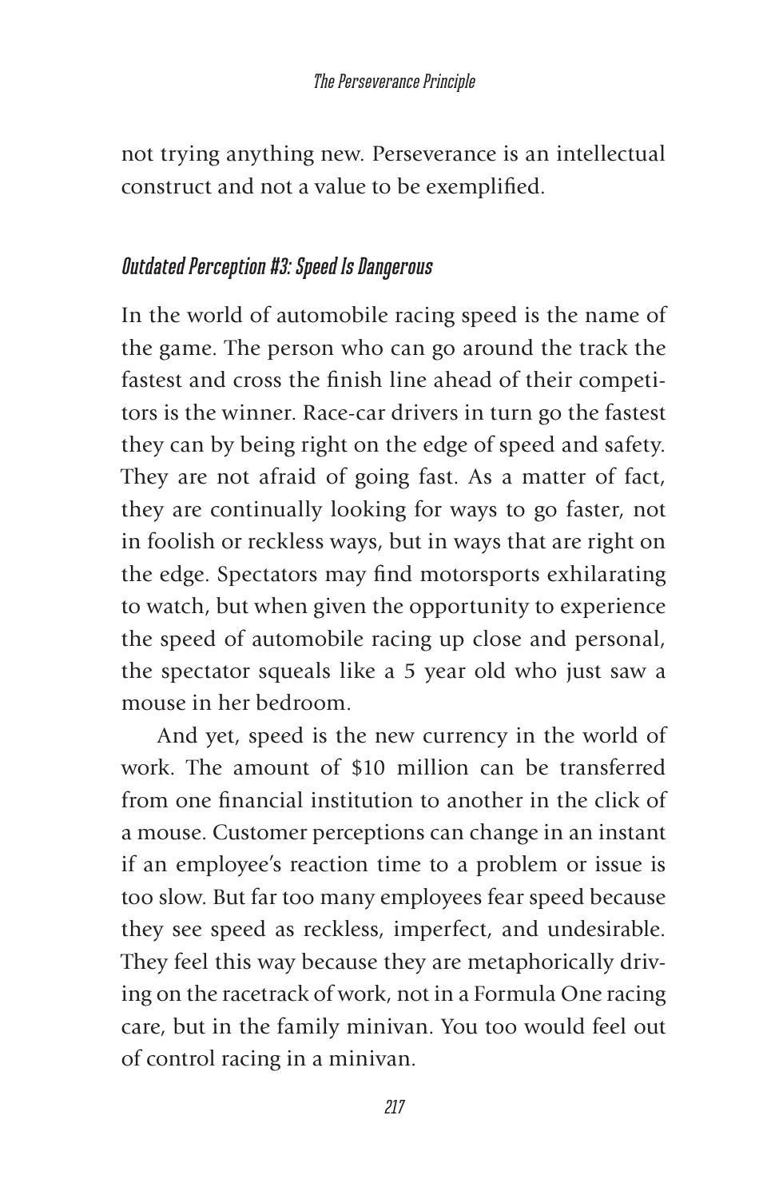not trying anything new. Perseverance is an intellectual construct and not a value to be exemplified.

### *Outdated Perception #3: Speed Is Dangerous*

In the world of automobile racing speed is the name of the game. The person who can go around the track the fastest and cross the finish line ahead of their competitors is the winner. Race-car drivers in turn go the fastest they can by being right on the edge of speed and safety. They are not afraid of going fast. As a matter of fact, they are continually looking for ways to go faster, not in foolish or reckless ways, but in ways that are right on the edge. Spectators may find motorsports exhilarating to watch, but when given the opportunity to experience the speed of automobile racing up close and personal, the spectator squeals like a 5 year old who just saw a mouse in her bedroom.

And yet, speed is the new currency in the world of work. The amount of $10 million can be transferred from one financial institution to another in the click of a mouse. Customer perceptions can change in an instant if an employee's reaction time to a problem or issue is too slow. But far too many employees fear speed because they see speed as reckless, imperfect, and undesirable. They feel this way because they are metaphorically driving on the racetrack of work, not in a Formula One racing care, but in the family minivan. You too would feel out of control racing in a minivan.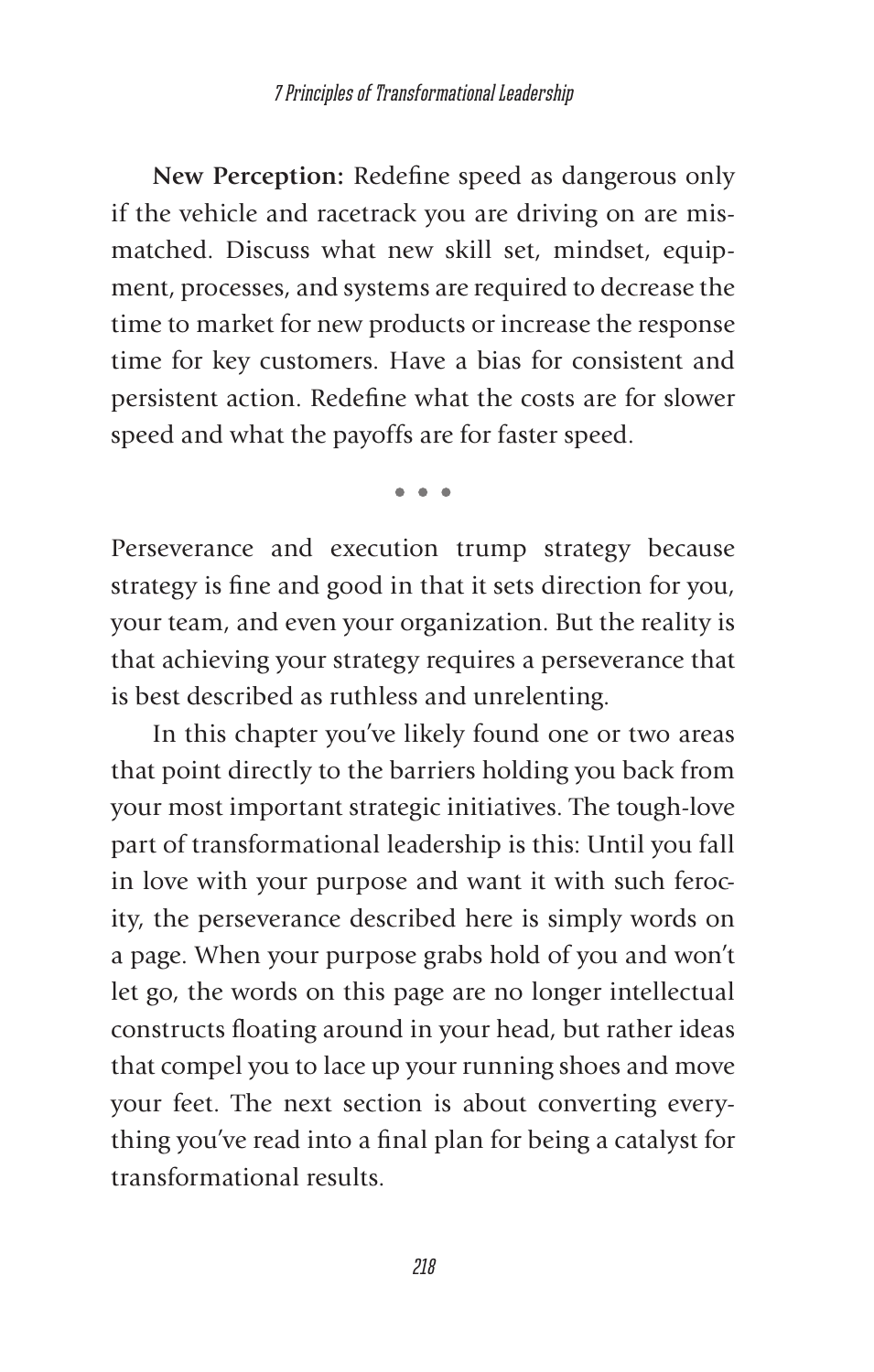**New Perception:** Redefine speed as dangerous only if the vehicle and racetrack you are driving on are mismatched. Discuss what new skill set, mindset, equipment, processes, and systems are required to decrease the time to market for new products or increase the response time for key customers. Have a bias for consistent and persistent action. Redefine what the costs are for slower speed and what the payoffs are for faster speed.

• • •

Perseverance and execution trump strategy because strategy is fine and good in that it sets direction for you, your team, and even your organization. But the reality is that achieving your strategy requires a perseverance that is best described as ruthless and unrelenting.

In this chapter you've likely found one or two areas that point directly to the barriers holding you back from your most important strategic initiatives. The tough-love part of transformational leadership is this: Until you fall in love with your purpose and want it with such ferocity, the perseverance described here is simply words on a page. When your purpose grabs hold of you and won't let go, the words on this page are no longer intellectual constructs floating around in your head, but rather ideas that compel you to lace up your running shoes and move your feet. The next section is about converting everything you've read into a final plan for being a catalyst for transformational results.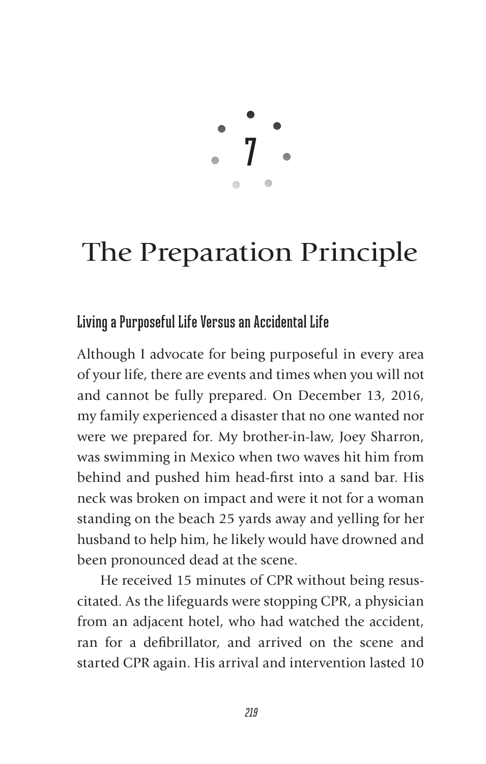# 7

# The Preparation Principle

## Living a Purposeful Life Versus an Accidental Life

Although I advocate for being purposeful in every area of your life, there are events and times when you will not and cannot be fully prepared. On December 13, 2016, my family experienced a disaster that no one wanted nor were we prepared for. My brother-in-law, Joey Sharron, was swimming in Mexico when two waves hit him from behind and pushed him head-first into a sand bar. His neck was broken on impact and were it not for a woman standing on the beach 25 yards away and yelling for her husband to help him, he likely would have drowned and been pronounced dead at the scene.

He received 15 minutes of CPR without being resuscitated. As the lifeguards were stopping CPR, a physician from an adjacent hotel, who had watched the accident, ran for a defibrillator, and arrived on the scene and started CPR again. His arrival and intervention lasted 10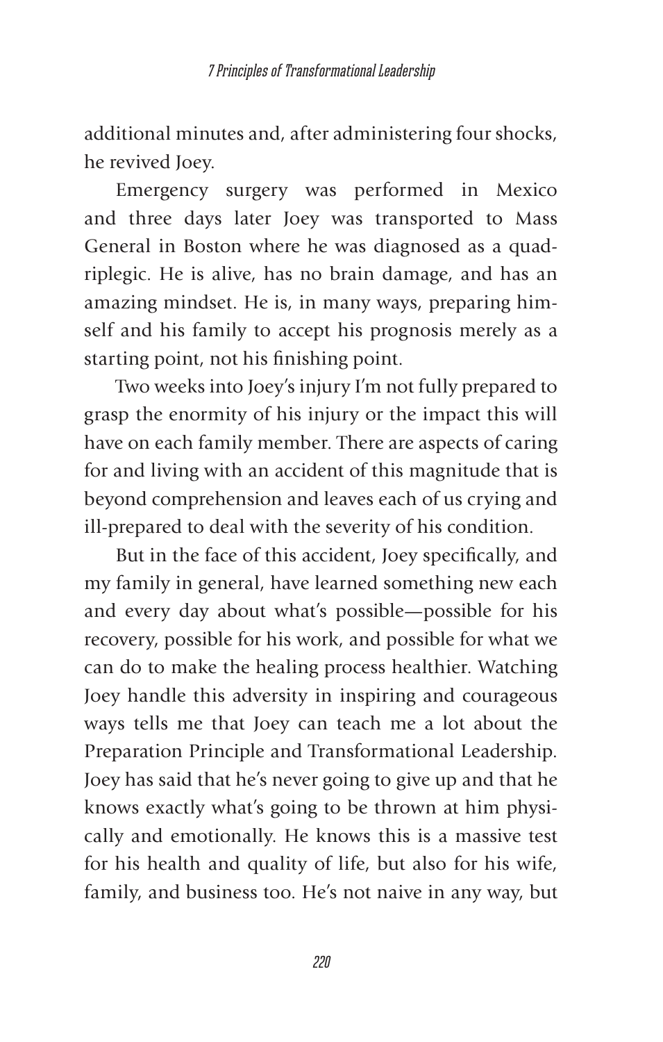additional minutes and, after administering four shocks, he revived Joey.

Emergency surgery was performed in Mexico and three days later Joey was transported to Mass General in Boston where he was diagnosed as a quadriplegic. He is alive, has no brain damage, and has an amazing mindset. He is, in many ways, preparing himself and his family to accept his prognosis merely as a starting point, not his finishing point.

Two weeks into Joey's injury I'm not fully prepared to grasp the enormity of his injury or the impact this will have on each family member. There are aspects of caring for and living with an accident of this magnitude that is beyond comprehension and leaves each of us crying and ill-prepared to deal with the severity of his condition.

But in the face of this accident, Joey specifically, and my family in general, have learned something new each and every day about what's possible—possible for his recovery, possible for his work, and possible for what we can do to make the healing process healthier. Watching Joey handle this adversity in inspiring and courageous ways tells me that Joey can teach me a lot about the Preparation Principle and Transformational Leadership. Joey has said that he's never going to give up and that he knows exactly what's going to be thrown at him physically and emotionally. He knows this is a massive test for his health and quality of life, but also for his wife, family, and business too. He's not naive in any way, but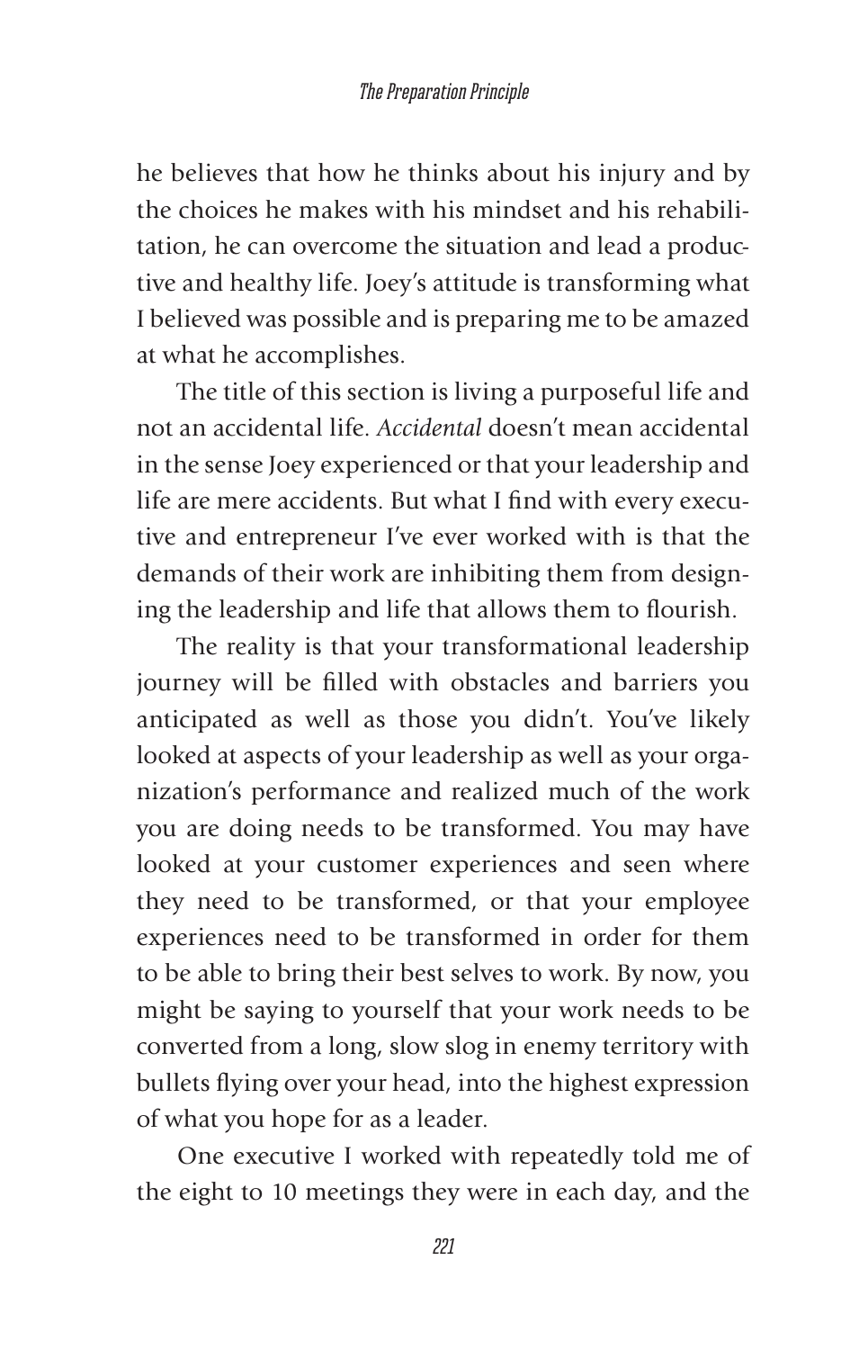he believes that how he thinks about his injury and by the choices he makes with his mindset and his rehabilitation, he can overcome the situation and lead a productive and healthy life. Joey's attitude is transforming what I believed was possible and is preparing me to be amazed at what he accomplishes.

The title of this section is living a purposeful life and not an accidental life. *Accidental* doesn't mean accidental in the sense Joey experienced or that your leadership and life are mere accidents. But what I find with every executive and entrepreneur I've ever worked with is that the demands of their work are inhibiting them from designing the leadership and life that allows them to flourish.

The reality is that your transformational leadership journey will be filled with obstacles and barriers you anticipated as well as those you didn't. You've likely looked at aspects of your leadership as well as your organization's performance and realized much of the work you are doing needs to be transformed. You may have looked at your customer experiences and seen where they need to be transformed, or that your employee experiences need to be transformed in order for them to be able to bring their best selves to work. By now, you might be saying to yourself that your work needs to be converted from a long, slow slog in enemy territory with bullets flying over your head, into the highest expression of what you hope for as a leader.

One executive I worked with repeatedly told me of the eight to 10 meetings they were in each day, and the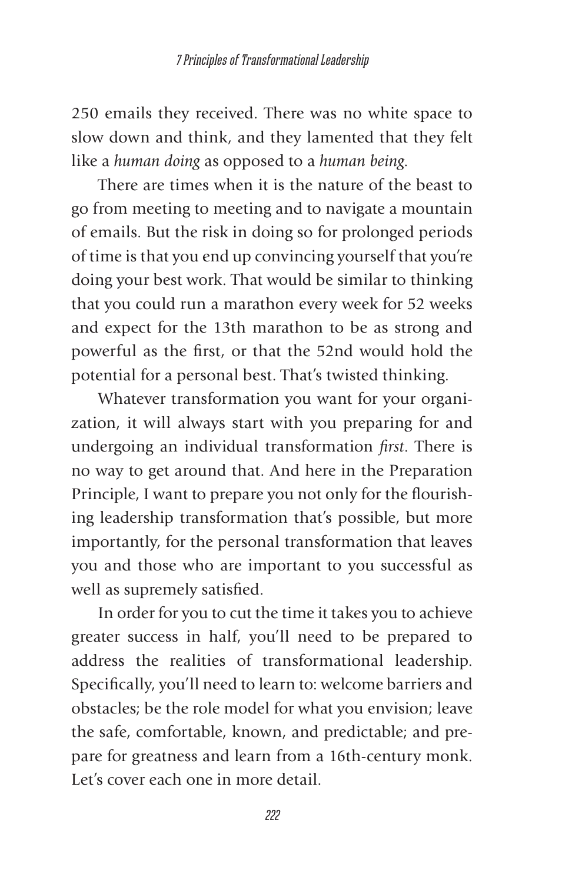250 emails they received. There was no white space to slow down and think, and they lamented that they felt like a *human doing* as opposed to a *human being*.

There are times when it is the nature of the beast to go from meeting to meeting and to navigate a mountain of emails. But the risk in doing so for prolonged periods of time is that you end up convincing yourself that you're doing your best work. That would be similar to thinking that you could run a marathon every week for 52 weeks and expect for the 13th marathon to be as strong and powerful as the first, or that the 52nd would hold the potential for a personal best. That's twisted thinking.

Whatever transformation you want for your organization, it will always start with you preparing for and undergoing an individual transformation *first*. There is no way to get around that. And here in the Preparation Principle, I want to prepare you not only for the flourishing leadership transformation that's possible, but more importantly, for the personal transformation that leaves you and those who are important to you successful as well as supremely satisfied.

In order for you to cut the time it takes you to achieve greater success in half, you'll need to be prepared to address the realities of transformational leadership. Specifically, you'll need to learn to: welcome barriers and obstacles; be the role model for what you envision; leave the safe, comfortable, known, and predictable; and prepare for greatness and learn from a 16th-century monk. Let's cover each one in more detail.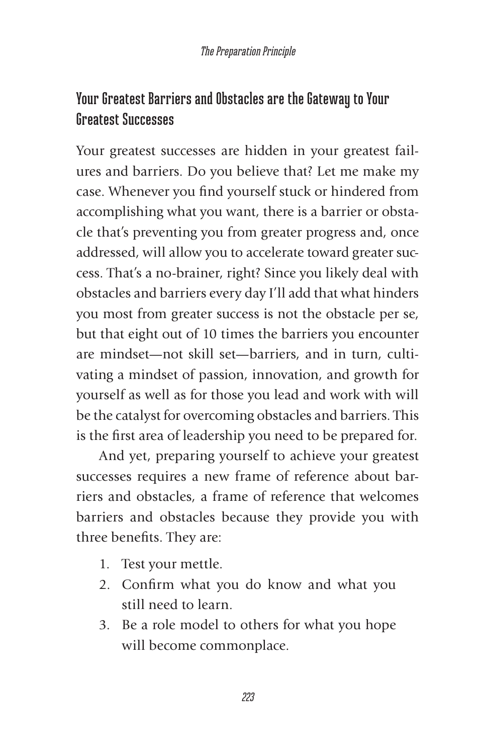## Your Greatest Barriers and Obstacles are the Gateway to Your Greatest Successes

Your greatest successes are hidden in your greatest failures and barriers. Do you believe that? Let me make my case. Whenever you find yourself stuck or hindered from accomplishing what you want, there is a barrier or obstacle that's preventing you from greater progress and, once addressed, will allow you to accelerate toward greater success. That's a no-brainer, right? Since you likely deal with obstacles and barriers every day I'll add that what hinders you most from greater success is not the obstacle per se, but that eight out of 10 times the barriers you encounter are mindset—not skill set—barriers, and in turn, cultivating a mindset of passion, innovation, and growth for yourself as well as for those you lead and work with will be the catalyst for overcoming obstacles and barriers. This is the first area of leadership you need to be prepared for.

And yet, preparing yourself to achieve your greatest successes requires a new frame of reference about barriers and obstacles, a frame of reference that welcomes barriers and obstacles because they provide you with three benefits. They are:

1. Test your mettle.
2. Confirm what you do know and what you still need to learn.
3. Be a role model to others for what you hope will become commonplace.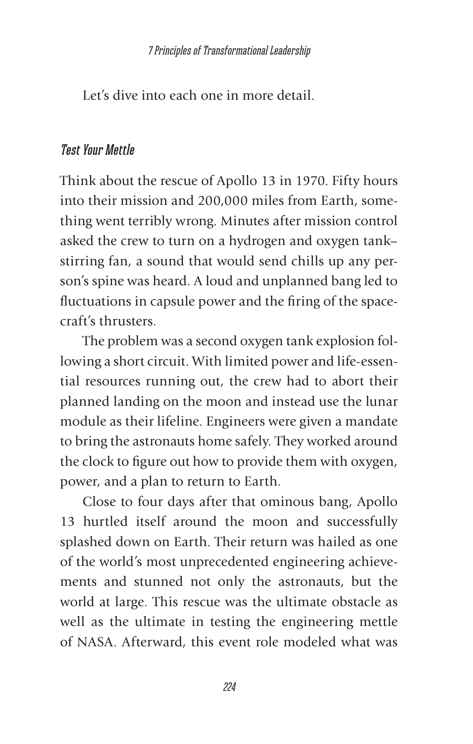Let's dive into each one in more detail.

### *Test Your Mettle*

Think about the rescue of Apollo 13 in 1970. Fifty hours into their mission and 200,000 miles from Earth, something went terribly wrong. Minutes after mission control asked the crew to turn on a hydrogen and oxygen tank–stirring fan, a sound that would send chills up any person's spine was heard. A loud and unplanned bang led to fluctuations in capsule power and the firing of the spacecraft's thrusters.

The problem was a second oxygen tank explosion following a short circuit. With limited power and life-essential resources running out, the crew had to abort their planned landing on the moon and instead use the lunar module as their lifeline. Engineers were given a mandate to bring the astronauts home safely. They worked around the clock to figure out how to provide them with oxygen, power, and a plan to return to Earth.

Close to four days after that ominous bang, Apollo 13 hurtled itself around the moon and successfully splashed down on Earth. Their return was hailed as one of the world's most unprecedented engineering achievements and stunned not only the astronauts, but the world at large. This rescue was the ultimate obstacle as well as the ultimate in testing the engineering mettle of NASA. Afterward, this event role modeled what was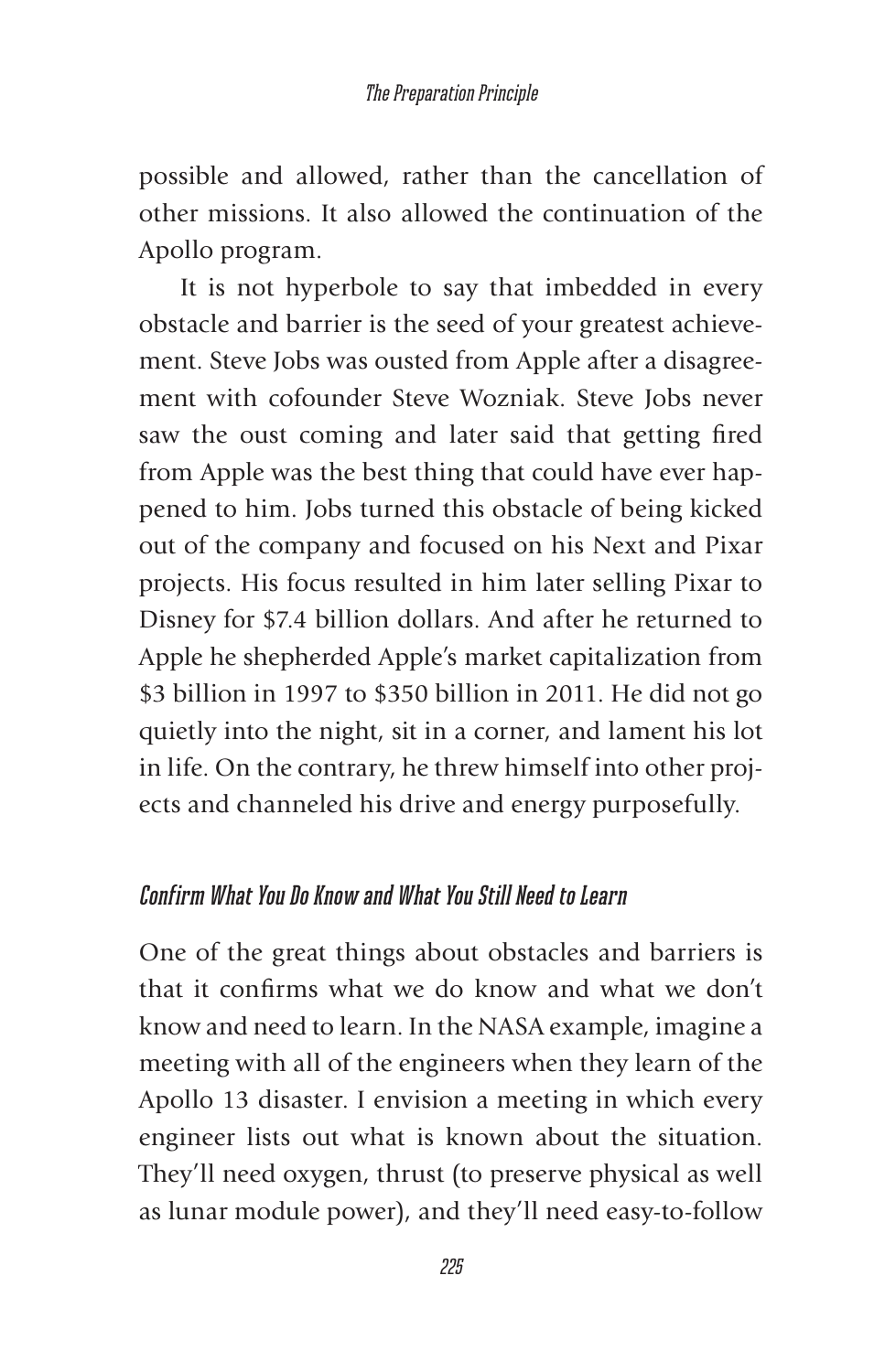possible and allowed, rather than the cancellation of other missions. It also allowed the continuation of the Apollo program.

It is not hyperbole to say that imbedded in every obstacle and barrier is the seed of your greatest achievement. Steve Jobs was ousted from Apple after a disagreement with cofounder Steve Wozniak. Steve Jobs never saw the oust coming and later said that getting fired from Apple was the best thing that could have ever happened to him. Jobs turned this obstacle of being kicked out of the company and focused on his Next and Pixar projects. His focus resulted in him later selling Pixar to Disney for $7.4 billion dollars. And after he returned to Apple he shepherded Apple's market capitalization from $3 billion in 1997 to $350 billion in 2011. He did not go quietly into the night, sit in a corner, and lament his lot in life. On the contrary, he threw himself into other projects and channeled his drive and energy purposefully.

### *Confirm What You Do Know and What You Still Need to Learn*

One of the great things about obstacles and barriers is that it confirms what we do know and what we don't know and need to learn. In the NASA example, imagine a meeting with all of the engineers when they learn of the Apollo 13 disaster. I envision a meeting in which every engineer lists out what is known about the situation. They'll need oxygen, thrust (to preserve physical as well as lunar module power), and they'll need easy-to-follow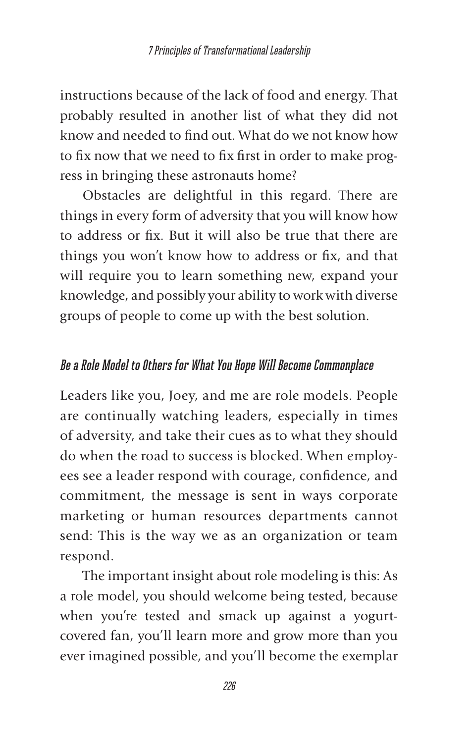instructions because of the lack of food and energy. That probably resulted in another list of what they did not know and needed to find out. What do we not know how to fix now that we need to fix first in order to make progress in bringing these astronauts home?

Obstacles are delightful in this regard. There are things in every form of adversity that you will know how to address or fix. But it will also be true that there are things you won't know how to address or fix, and that will require you to learn something new, expand your knowledge, and possibly your ability to work with diverse groups of people to come up with the best solution.

### *Be a Role Model to Others for What You Hope Will Become Commonplace*

Leaders like you, Joey, and me are role models. People are continually watching leaders, especially in times of adversity, and take their cues as to what they should do when the road to success is blocked. When employees see a leader respond with courage, confidence, and commitment, the message is sent in ways corporate marketing or human resources departments cannot send: This is the way we as an organization or team respond.

The important insight about role modeling is this: As a role model, you should welcome being tested, because when you're tested and smack up against a yogurt-covered fan, you'll learn more and grow more than you ever imagined possible, and you'll become the exemplar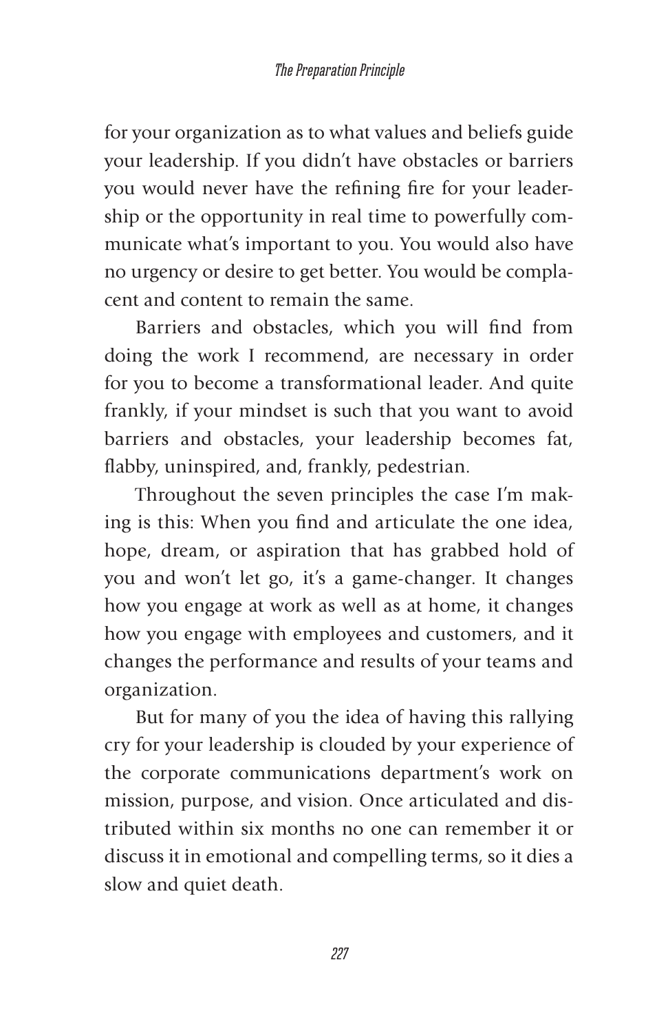for your organization as to what values and beliefs guide your leadership. If you didn't have obstacles or barriers you would never have the refining fire for your leadership or the opportunity in real time to powerfully communicate what's important to you. You would also have no urgency or desire to get better. You would be complacent and content to remain the same.

Barriers and obstacles, which you will find from doing the work I recommend, are necessary in order for you to become a transformational leader. And quite frankly, if your mindset is such that you want to avoid barriers and obstacles, your leadership becomes fat, flabby, uninspired, and, frankly, pedestrian.

Throughout the seven principles the case I'm making is this: When you find and articulate the one idea, hope, dream, or aspiration that has grabbed hold of you and won't let go, it's a game-changer. It changes how you engage at work as well as at home, it changes how you engage with employees and customers, and it changes the performance and results of your teams and organization.

But for many of you the idea of having this rallying cry for your leadership is clouded by your experience of the corporate communications department's work on mission, purpose, and vision. Once articulated and distributed within six months no one can remember it or discuss it in emotional and compelling terms, so it dies a slow and quiet death.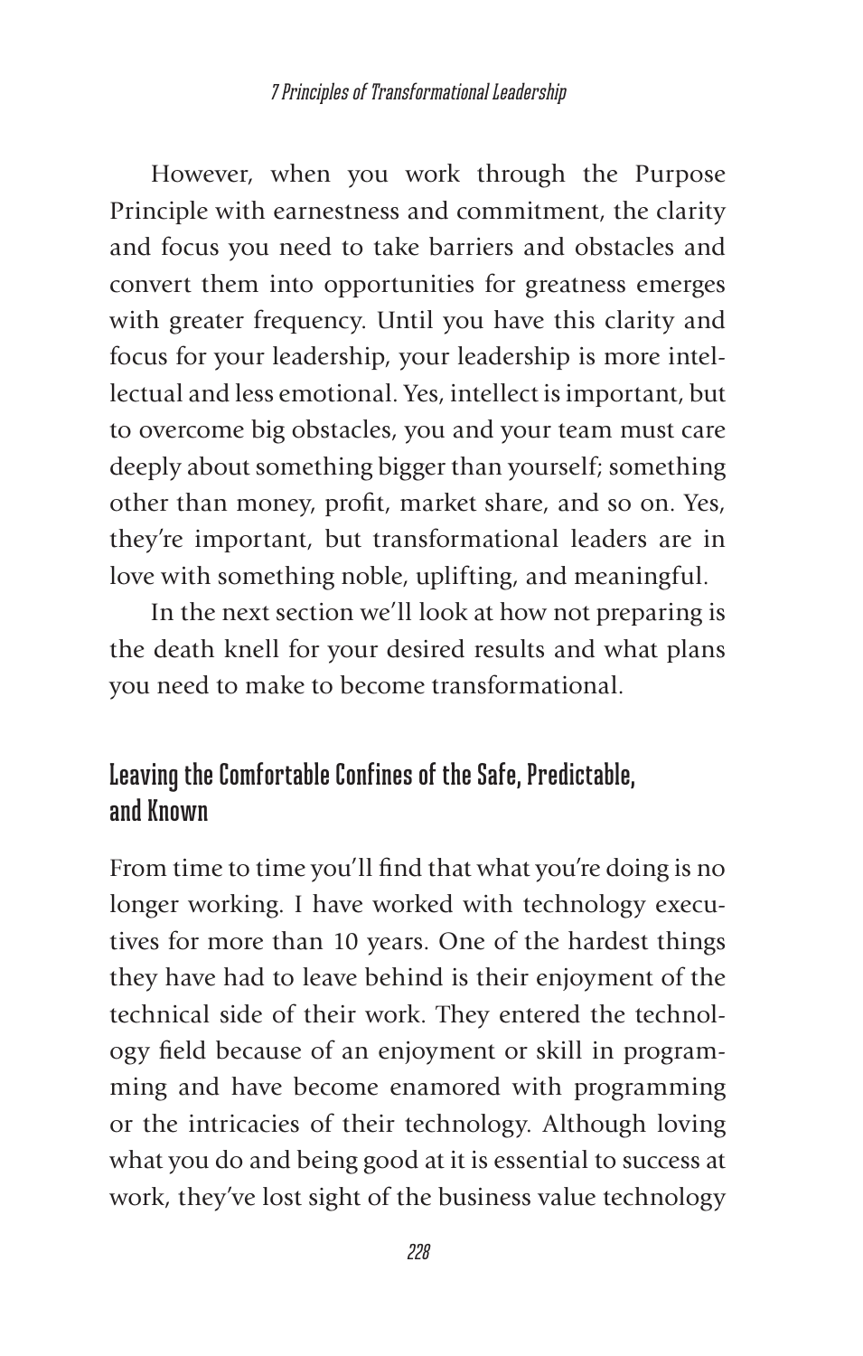However, when you work through the Purpose Principle with earnestness and commitment, the clarity and focus you need to take barriers and obstacles and convert them into opportunities for greatness emerges with greater frequency. Until you have this clarity and focus for your leadership, your leadership is more intellectual and less emotional. Yes, intellect is important, but to overcome big obstacles, you and your team must care deeply about something bigger than yourself; something other than money, profit, market share, and so on. Yes, they're important, but transformational leaders are in love with something noble, uplifting, and meaningful.

In the next section we'll look at how not preparing is the death knell for your desired results and what plans you need to make to become transformational.

## Leaving the Comfortable Confines of the Safe, Predictable, and Known

From time to time you'll find that what you're doing is no longer working. I have worked with technology executives for more than 10 years. One of the hardest things they have had to leave behind is their enjoyment of the technical side of their work. They entered the technology field because of an enjoyment or skill in programming and have become enamored with programming or the intricacies of their technology. Although loving what you do and being good at it is essential to success at work, they've lost sight of the business value technology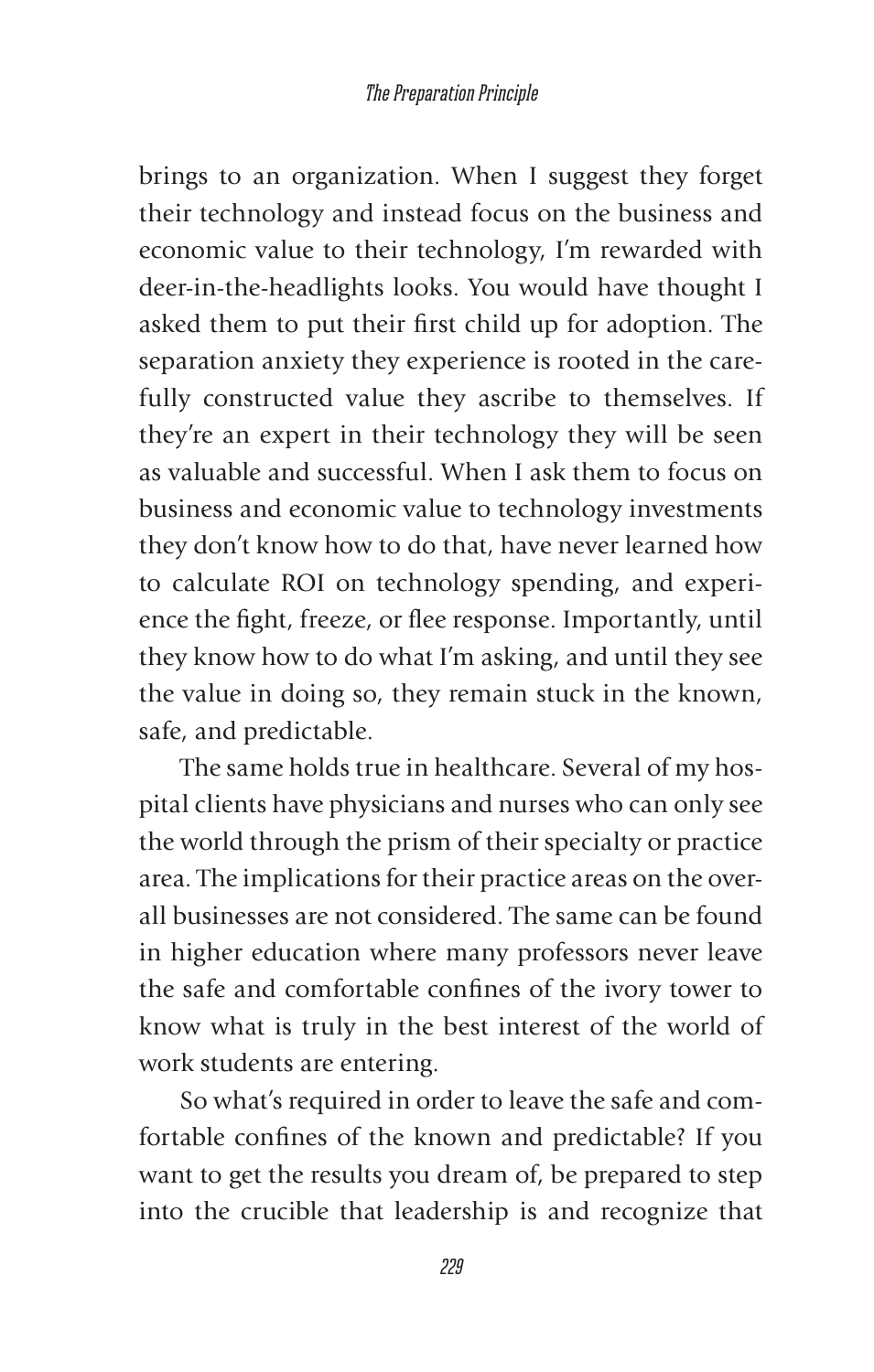brings to an organization. When I suggest they forget their technology and instead focus on the business and economic value to their technology, I'm rewarded with deer-in-the-headlights looks. You would have thought I asked them to put their first child up for adoption. The separation anxiety they experience is rooted in the carefully constructed value they ascribe to themselves. If they're an expert in their technology they will be seen as valuable and successful. When I ask them to focus on business and economic value to technology investments they don't know how to do that, have never learned how to calculate ROI on technology spending, and experience the fight, freeze, or flee response. Importantly, until they know how to do what I'm asking, and until they see the value in doing so, they remain stuck in the known, safe, and predictable.

The same holds true in healthcare. Several of my hospital clients have physicians and nurses who can only see the world through the prism of their specialty or practice area. The implications for their practice areas on the overall businesses are not considered. The same can be found in higher education where many professors never leave the safe and comfortable confines of the ivory tower to know what is truly in the best interest of the world of work students are entering.

So what's required in order to leave the safe and comfortable confines of the known and predictable? If you want to get the results you dream of, be prepared to step into the crucible that leadership is and recognize that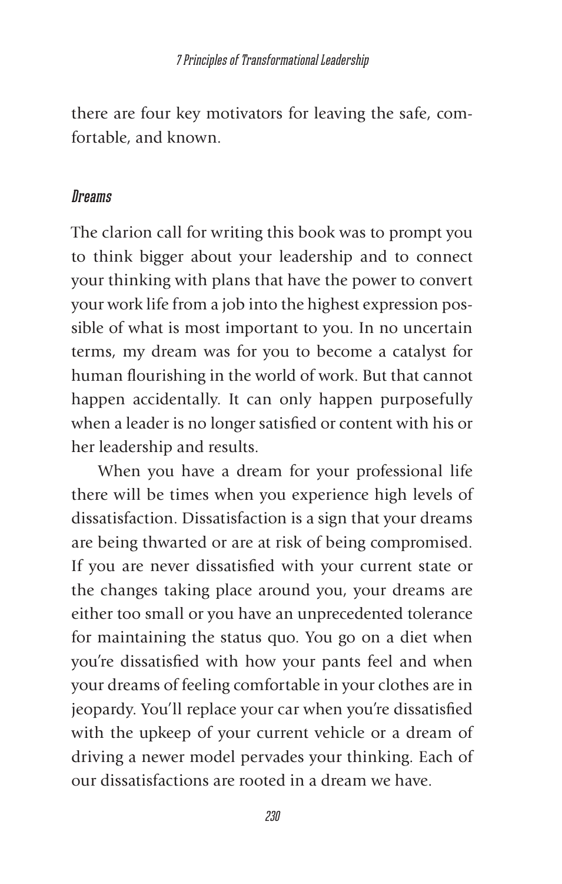there are four key motivators for leaving the safe, comfortable, and known.

### *Dreams*

The clarion call for writing this book was to prompt you to think bigger about your leadership and to connect your thinking with plans that have the power to convert your work life from a job into the highest expression possible of what is most important to you. In no uncertain terms, my dream was for you to become a catalyst for human flourishing in the world of work. But that cannot happen accidentally. It can only happen purposefully when a leader is no longer satisfied or content with his or her leadership and results.

When you have a dream for your professional life there will be times when you experience high levels of dissatisfaction. Dissatisfaction is a sign that your dreams are being thwarted or are at risk of being compromised. If you are never dissatisfied with your current state or the changes taking place around you, your dreams are either too small or you have an unprecedented tolerance for maintaining the status quo. You go on a diet when you're dissatisfied with how your pants feel and when your dreams of feeling comfortable in your clothes are in jeopardy. You'll replace your car when you're dissatisfied with the upkeep of your current vehicle or a dream of driving a newer model pervades your thinking. Each of our dissatisfactions are rooted in a dream we have.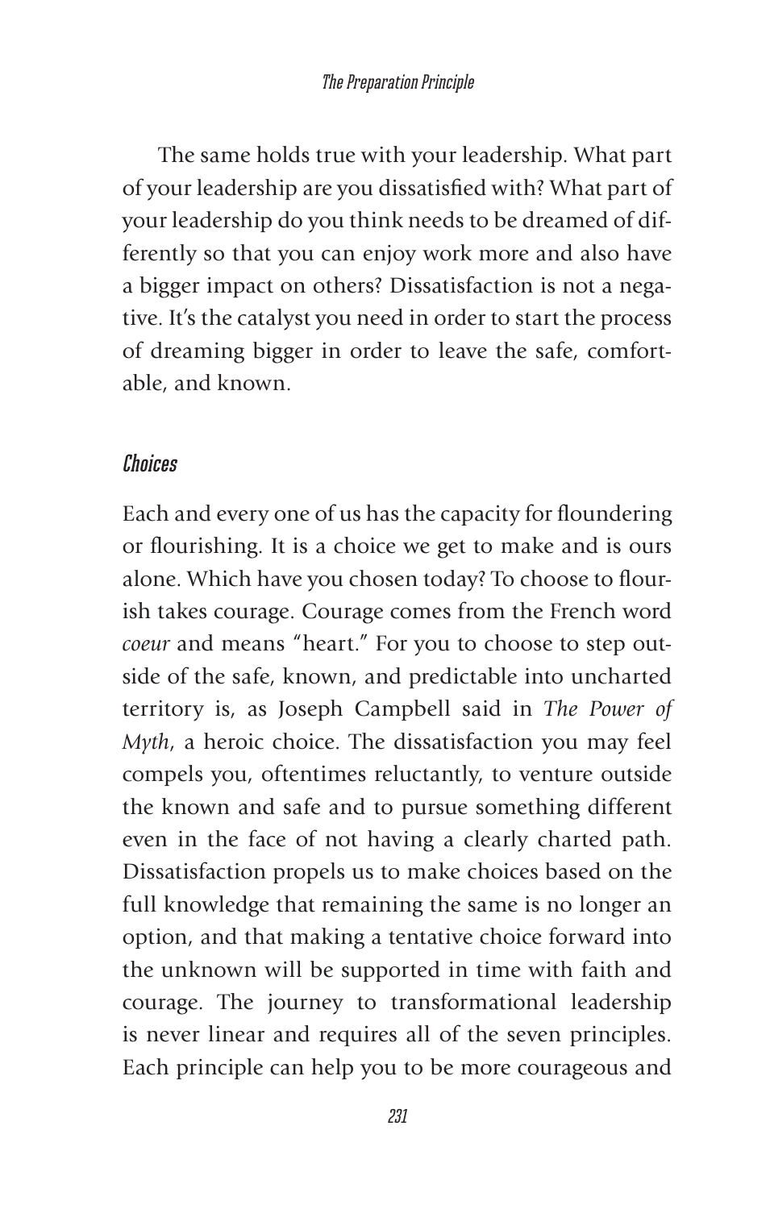The same holds true with your leadership. What part of your leadership are you dissatisfied with? What part of your leadership do you think needs to be dreamed of differently so that you can enjoy work more and also have a bigger impact on others? Dissatisfaction is not a negative. It's the catalyst you need in order to start the process of dreaming bigger in order to leave the safe, comfortable, and known.

### *Choices*

Each and every one of us has the capacity for floundering or flourishing. It is a choice we get to make and is ours alone. Which have you chosen today? To choose to flourish takes courage. Courage comes from the French word *coeur* and means "heart." For you to choose to step outside of the safe, known, and predictable into uncharted territory is, as Joseph Campbell said in *The Power of Myth*, a heroic choice. The dissatisfaction you may feel compels you, oftentimes reluctantly, to venture outside the known and safe and to pursue something different even in the face of not having a clearly charted path. Dissatisfaction propels us to make choices based on the full knowledge that remaining the same is no longer an option, and that making a tentative choice forward into the unknown will be supported in time with faith and courage. The journey to transformational leadership is never linear and requires all of the seven principles. Each principle can help you to be more courageous and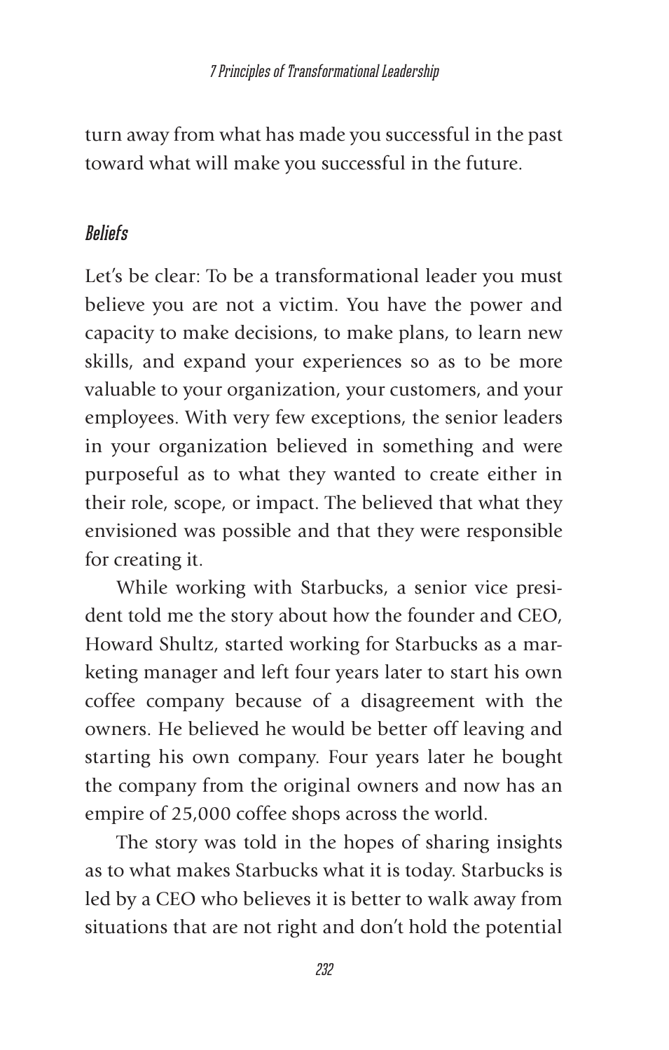turn away from what has made you successful in the past toward what will make you successful in the future.

### *Beliefs*

Let's be clear: To be a transformational leader you must believe you are not a victim. You have the power and capacity to make decisions, to make plans, to learn new skills, and expand your experiences so as to be more valuable to your organization, your customers, and your employees. With very few exceptions, the senior leaders in your organization believed in something and were purposeful as to what they wanted to create either in their role, scope, or impact. The believed that what they envisioned was possible and that they were responsible for creating it.

While working with Starbucks, a senior vice president told me the story about how the founder and CEO, Howard Shultz, started working for Starbucks as a marketing manager and left four years later to start his own coffee company because of a disagreement with the owners. He believed he would be better off leaving and starting his own company. Four years later he bought the company from the original owners and now has an empire of 25,000 coffee shops across the world.

The story was told in the hopes of sharing insights as to what makes Starbucks what it is today. Starbucks is led by a CEO who believes it is better to walk away from situations that are not right and don't hold the potential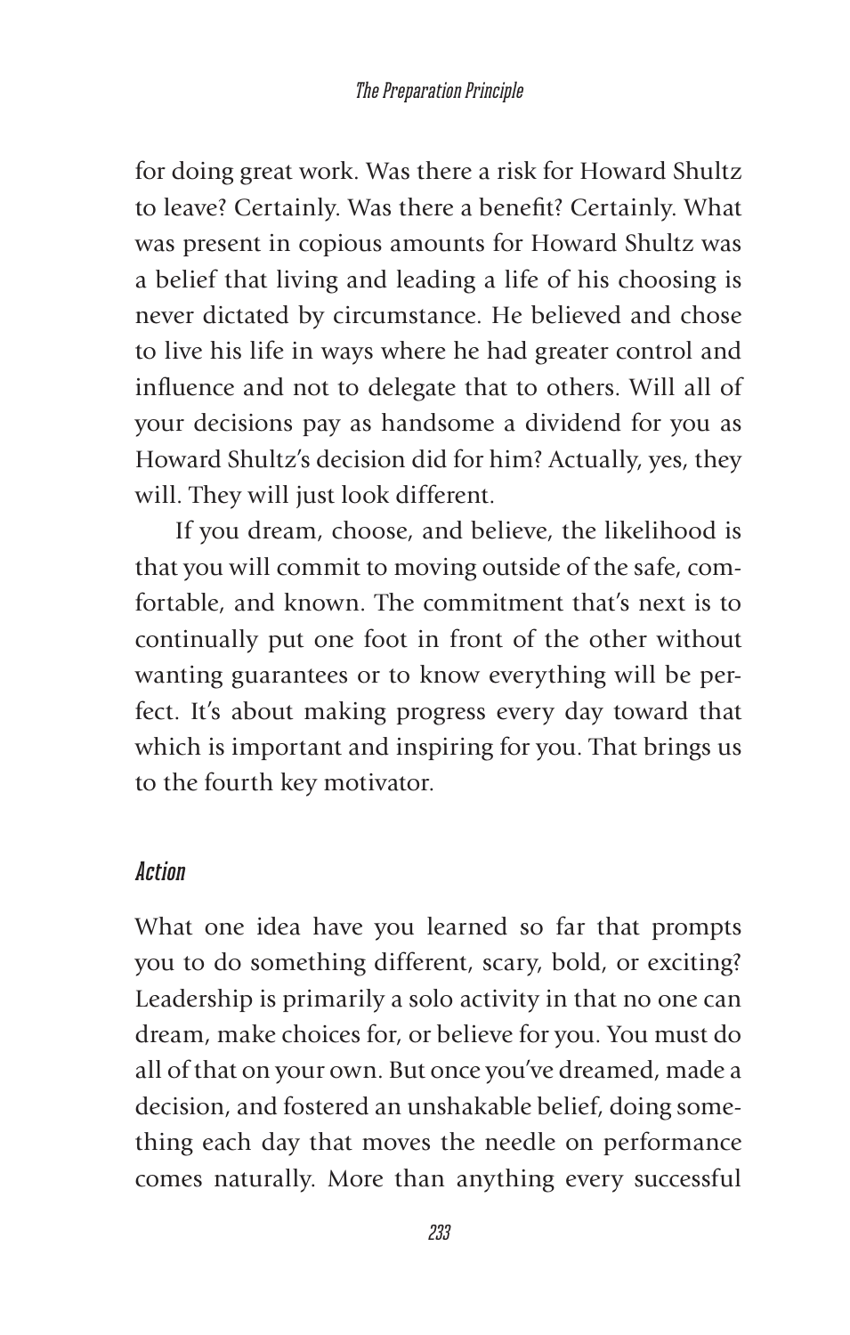for doing great work. Was there a risk for Howard Shultz to leave? Certainly. Was there a benefit? Certainly. What was present in copious amounts for Howard Shultz was a belief that living and leading a life of his choosing is never dictated by circumstance. He believed and chose to live his life in ways where he had greater control and influence and not to delegate that to others. Will all of your decisions pay as handsome a dividend for you as Howard Shultz's decision did for him? Actually, yes, they will. They will just look different.

If you dream, choose, and believe, the likelihood is that you will commit to moving outside of the safe, comfortable, and known. The commitment that's next is to continually put one foot in front of the other without wanting guarantees or to know everything will be perfect. It's about making progress every day toward that which is important and inspiring for you. That brings us to the fourth key motivator.

### *Action*

What one idea have you learned so far that prompts you to do something different, scary, bold, or exciting? Leadership is primarily a solo activity in that no one can dream, make choices for, or believe for you. You must do all of that on your own. But once you've dreamed, made a decision, and fostered an unshakable belief, doing something each day that moves the needle on performance comes naturally. More than anything every successful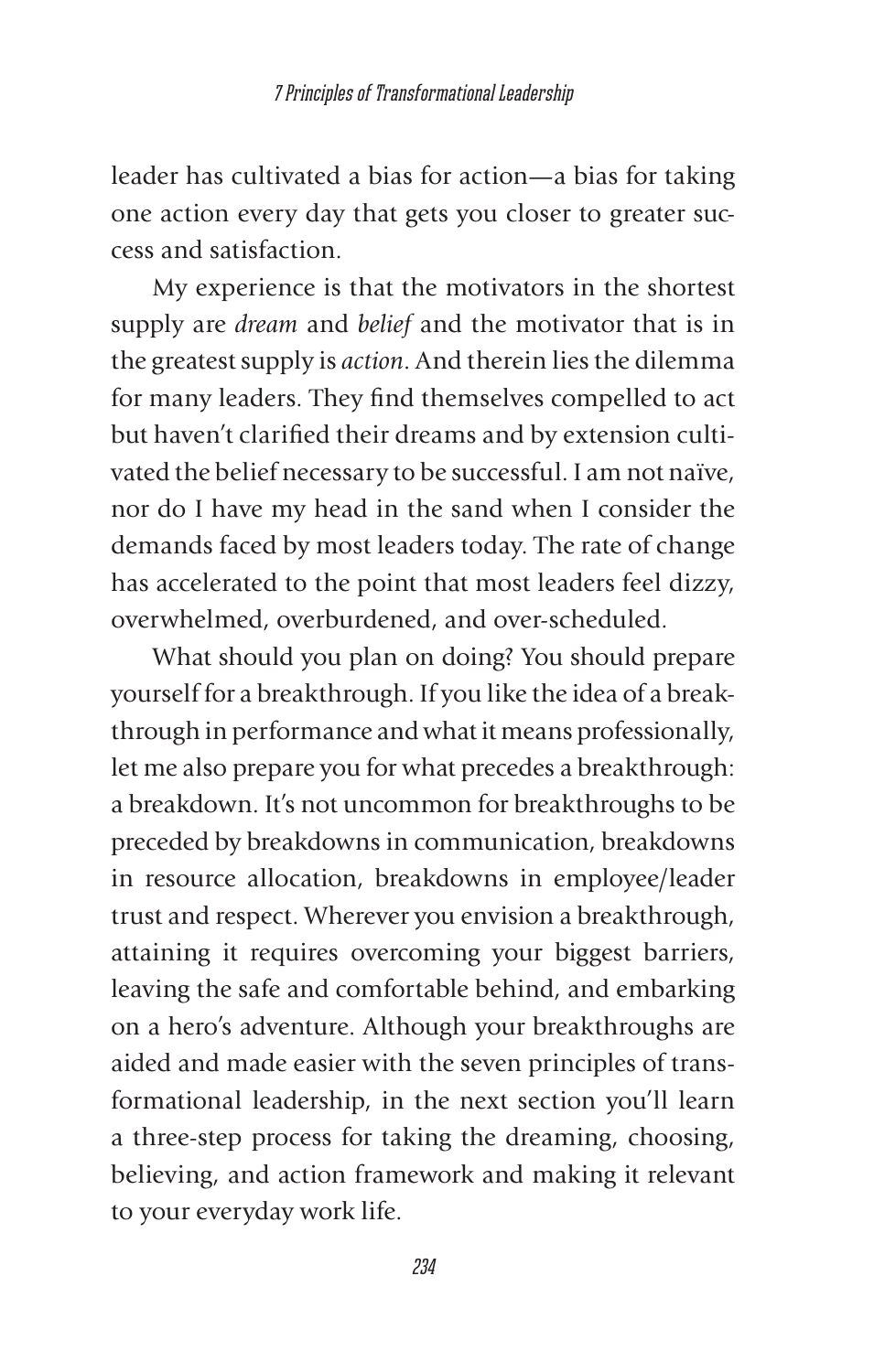leader has cultivated a bias for action—a bias for taking one action every day that gets you closer to greater success and satisfaction.

My experience is that the motivators in the shortest supply are *dream* and *belief* and the motivator that is in the greatest supply is *action*. And therein lies the dilemma for many leaders. They find themselves compelled to act but haven't clarified their dreams and by extension cultivated the belief necessary to be successful. I am not naïve, nor do I have my head in the sand when I consider the demands faced by most leaders today. The rate of change has accelerated to the point that most leaders feel dizzy, overwhelmed, overburdened, and over-scheduled.

What should you plan on doing? You should prepare yourself for a breakthrough. If you like the idea of a breakthrough in performance and what it means professionally, let me also prepare you for what precedes a breakthrough: a breakdown. It's not uncommon for breakthroughs to be preceded by breakdowns in communication, breakdowns in resource allocation, breakdowns in employee/leader trust and respect. Wherever you envision a breakthrough, attaining it requires overcoming your biggest barriers, leaving the safe and comfortable behind, and embarking on a hero's adventure. Although your breakthroughs are aided and made easier with the seven principles of transformational leadership, in the next section you'll learn a three-step process for taking the dreaming, choosing, believing, and action framework and making it relevant to your everyday work life.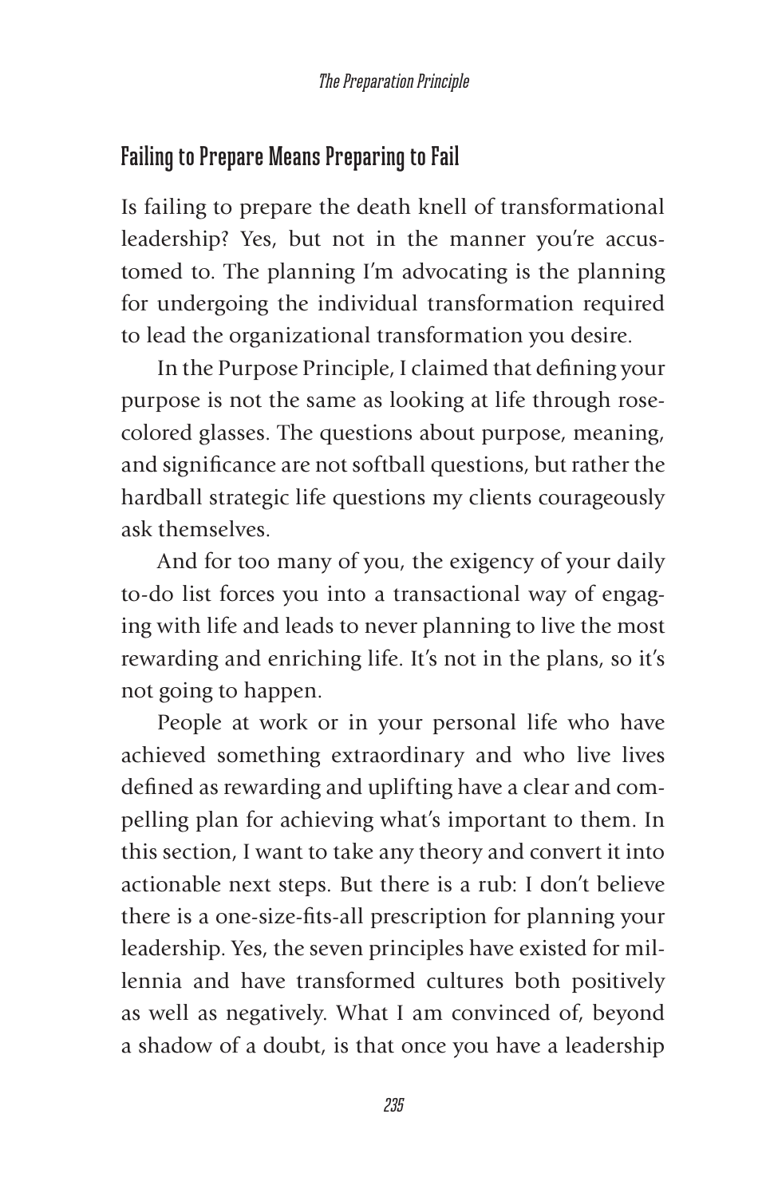## Failing to Prepare Means Preparing to Fail

Is failing to prepare the death knell of transformational leadership? Yes, but not in the manner you're accustomed to. The planning I'm advocating is the planning for undergoing the individual transformation required to lead the organizational transformation you desire.

In the Purpose Principle, I claimed that defining your purpose is not the same as looking at life through rose-colored glasses. The questions about purpose, meaning, and significance are not softball questions, but rather the hardball strategic life questions my clients courageously ask themselves.

And for too many of you, the exigency of your daily to-do list forces you into a transactional way of engaging with life and leads to never planning to live the most rewarding and enriching life. It's not in the plans, so it's not going to happen.

People at work or in your personal life who have achieved something extraordinary and who live lives defined as rewarding and uplifting have a clear and compelling plan for achieving what's important to them. In this section, I want to take any theory and convert it into actionable next steps. But there is a rub: I don't believe there is a one-size-fits-all prescription for planning your leadership. Yes, the seven principles have existed for millennia and have transformed cultures both positively as well as negatively. What I am convinced of, beyond a shadow of a doubt, is that once you have a leadership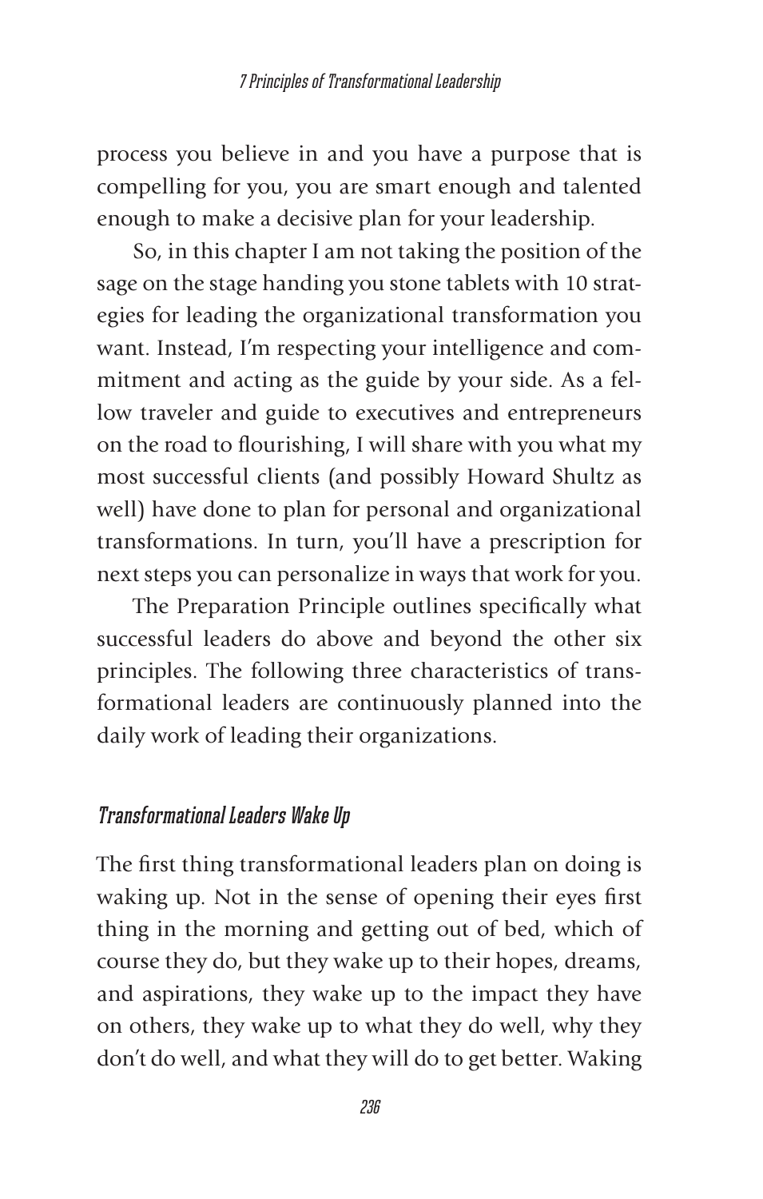process you believe in and you have a purpose that is compelling for you, you are smart enough and talented enough to make a decisive plan for your leadership.

So, in this chapter I am not taking the position of the sage on the stage handing you stone tablets with 10 strategies for leading the organizational transformation you want. Instead, I'm respecting your intelligence and commitment and acting as the guide by your side. As a fellow traveler and guide to executives and entrepreneurs on the road to flourishing, I will share with you what my most successful clients (and possibly Howard Shultz as well) have done to plan for personal and organizational transformations. In turn, you'll have a prescription for next steps you can personalize in ways that work for you.

The Preparation Principle outlines specifically what successful leaders do above and beyond the other six principles. The following three characteristics of transformational leaders are continuously planned into the daily work of leading their organizations.

### *Transformational Leaders Wake Up*

The first thing transformational leaders plan on doing is waking up. Not in the sense of opening their eyes first thing in the morning and getting out of bed, which of course they do, but they wake up to their hopes, dreams, and aspirations, they wake up to the impact they have on others, they wake up to what they do well, why they don't do well, and what they will do to get better. Waking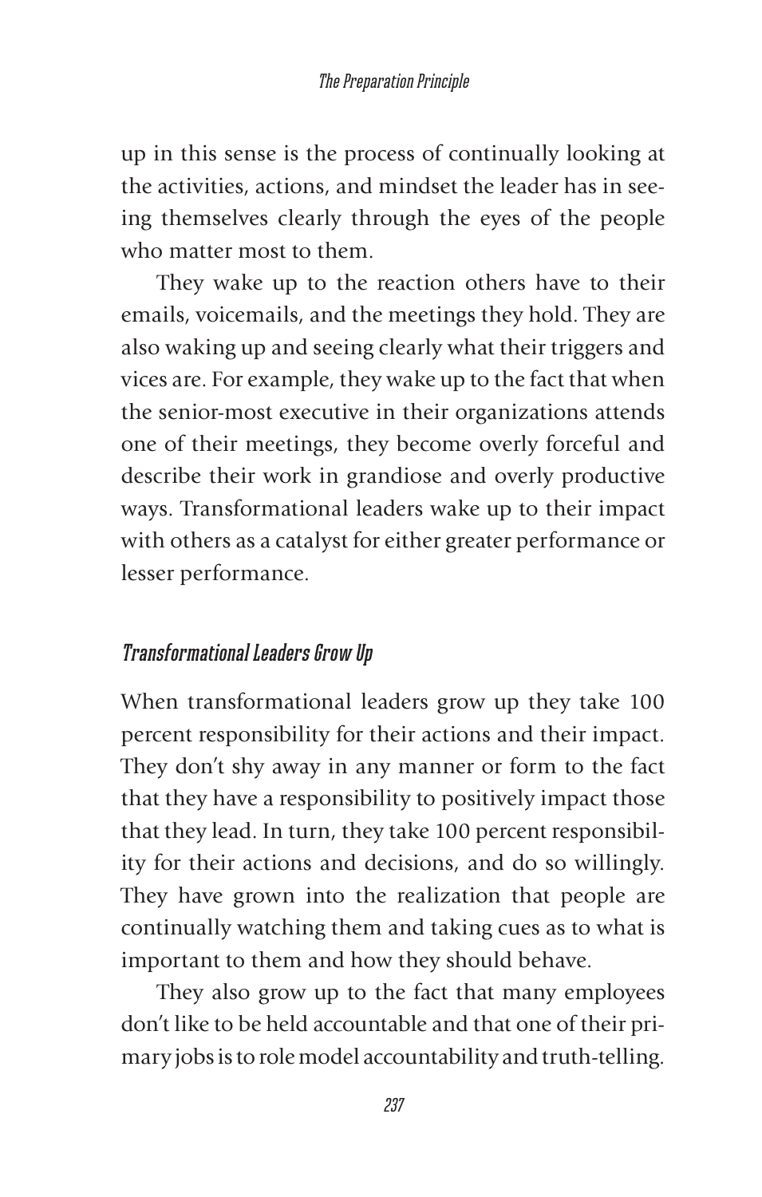up in this sense is the process of continually looking at the activities, actions, and mindset the leader has in seeing themselves clearly through the eyes of the people who matter most to them.

They wake up to the reaction others have to their emails, voicemails, and the meetings they hold. They are also waking up and seeing clearly what their triggers and vices are. For example, they wake up to the fact that when the senior-most executive in their organizations attends one of their meetings, they become overly forceful and describe their work in grandiose and overly productive ways. Transformational leaders wake up to their impact with others as a catalyst for either greater performance or lesser performance.

### *Transformational Leaders Grow Up*

When transformational leaders grow up they take 100 percent responsibility for their actions and their impact. They don't shy away in any manner or form to the fact that they have a responsibility to positively impact those that they lead. In turn, they take 100 percent responsibility for their actions and decisions, and do so willingly. They have grown into the realization that people are continually watching them and taking cues as to what is important to them and how they should behave.

They also grow up to the fact that many employees don't like to be held accountable and that one of their primary jobs is to role model accountability and truth-telling.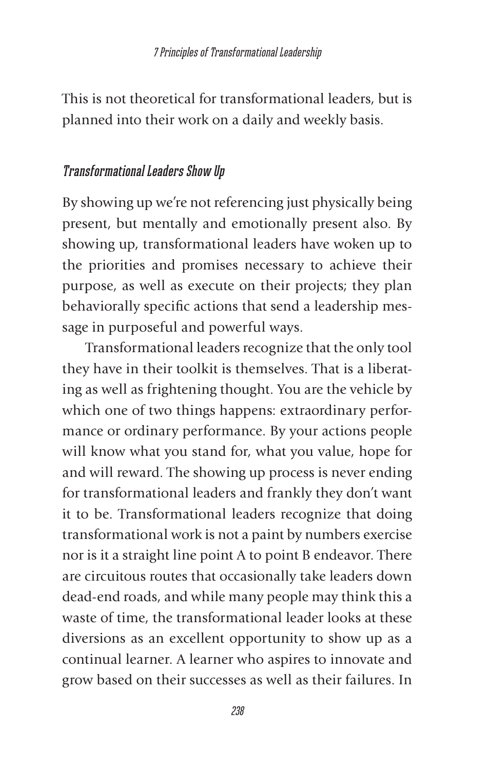This is not theoretical for transformational leaders, but is planned into their work on a daily and weekly basis.

### *Transformational Leaders Show Up*

By showing up we're not referencing just physically being present, but mentally and emotionally present also. By showing up, transformational leaders have woken up to the priorities and promises necessary to achieve their purpose, as well as execute on their projects; they plan behaviorally specific actions that send a leadership message in purposeful and powerful ways.

Transformational leaders recognize that the only tool they have in their toolkit is themselves. That is a liberating as well as frightening thought. You are the vehicle by which one of two things happens: extraordinary performance or ordinary performance. By your actions people will know what you stand for, what you value, hope for and will reward. The showing up process is never ending for transformational leaders and frankly they don't want it to be. Transformational leaders recognize that doing transformational work is not a paint by numbers exercise nor is it a straight line point A to point B endeavor. There are circuitous routes that occasionally take leaders down dead-end roads, and while many people may think this a waste of time, the transformational leader looks at these diversions as an excellent opportunity to show up as a continual learner. A learner who aspires to innovate and grow based on their successes as well as their failures. In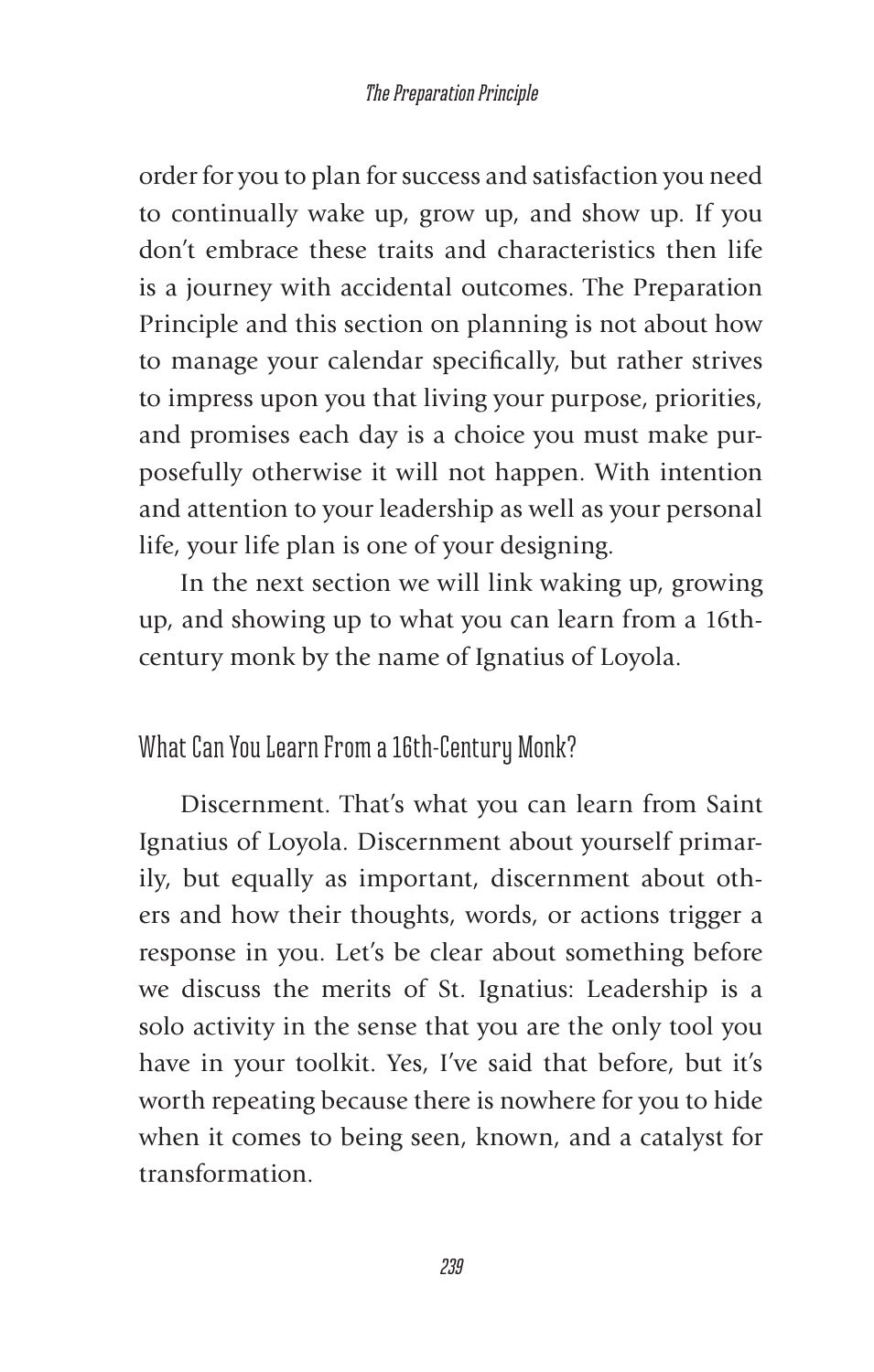order for you to plan for success and satisfaction you need to continually wake up, grow up, and show up. If you don't embrace these traits and characteristics then life is a journey with accidental outcomes. The Preparation Principle and this section on planning is not about how to manage your calendar specifically, but rather strives to impress upon you that living your purpose, priorities, and promises each day is a choice you must make purposefully otherwise it will not happen. With intention and attention to your leadership as well as your personal life, your life plan is one of your designing.

In the next section we will link waking up, growing up, and showing up to what you can learn from a 16th-century monk by the name of Ignatius of Loyola.

## What Can You Learn From a 16th-Century Monk?

Discernment. That's what you can learn from Saint Ignatius of Loyola. Discernment about yourself primarily, but equally as important, discernment about others and how their thoughts, words, or actions trigger a response in you. Let's be clear about something before we discuss the merits of St. Ignatius: Leadership is a solo activity in the sense that you are the only tool you have in your toolkit. Yes, I've said that before, but it's worth repeating because there is nowhere for you to hide when it comes to being seen, known, and a catalyst for transformation.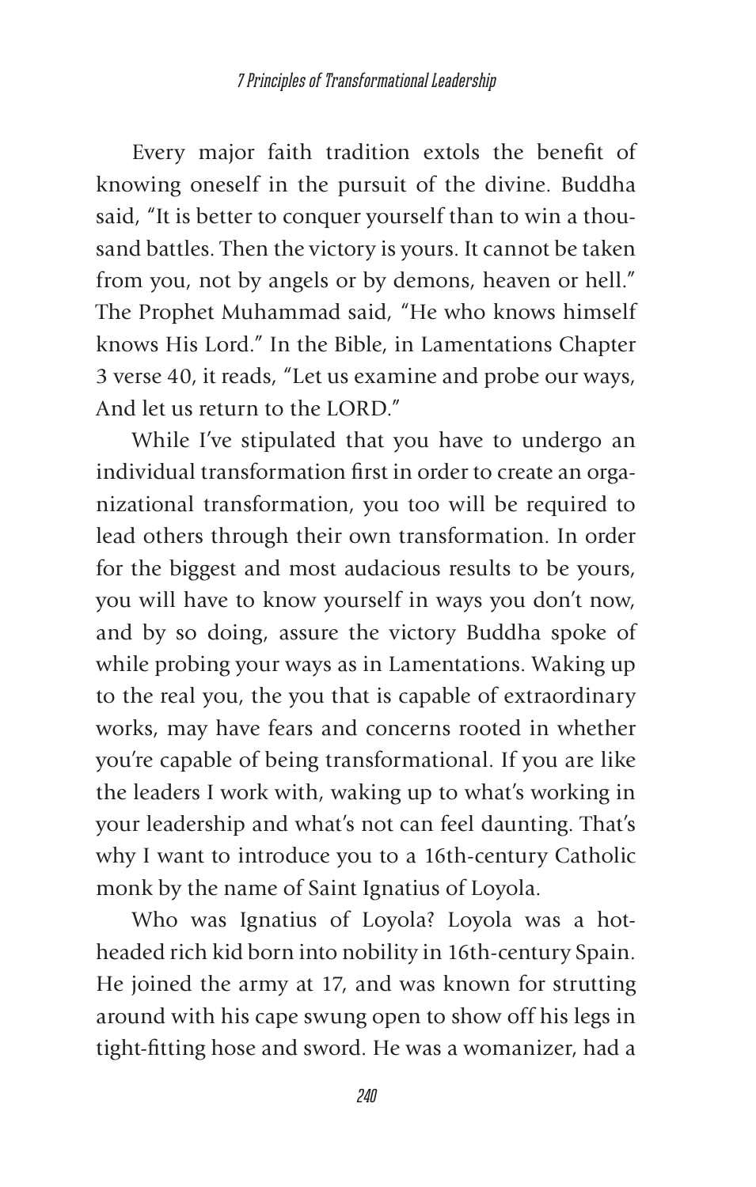Every major faith tradition extols the benefit of knowing oneself in the pursuit of the divine. Buddha said, "It is better to conquer yourself than to win a thousand battles. Then the victory is yours. It cannot be taken from you, not by angels or by demons, heaven or hell." The Prophet Muhammad said, "He who knows himself knows His Lord." In the Bible, in Lamentations Chapter 3 verse 40, it reads, "Let us examine and probe our ways, And let us return to the LORD."

While I've stipulated that you have to undergo an individual transformation first in order to create an organizational transformation, you too will be required to lead others through their own transformation. In order for the biggest and most audacious results to be yours, you will have to know yourself in ways you don't now, and by so doing, assure the victory Buddha spoke of while probing your ways as in Lamentations. Waking up to the real you, the you that is capable of extraordinary works, may have fears and concerns rooted in whether you're capable of being transformational. If you are like the leaders I work with, waking up to what's working in your leadership and what's not can feel daunting. That's why I want to introduce you to a 16th-century Catholic monk by the name of Saint Ignatius of Loyola.

Who was Ignatius of Loyola? Loyola was a hotheaded rich kid born into nobility in 16th-century Spain. He joined the army at 17, and was known for strutting around with his cape swung open to show off his legs in tight-fitting hose and sword. He was a womanizer, had a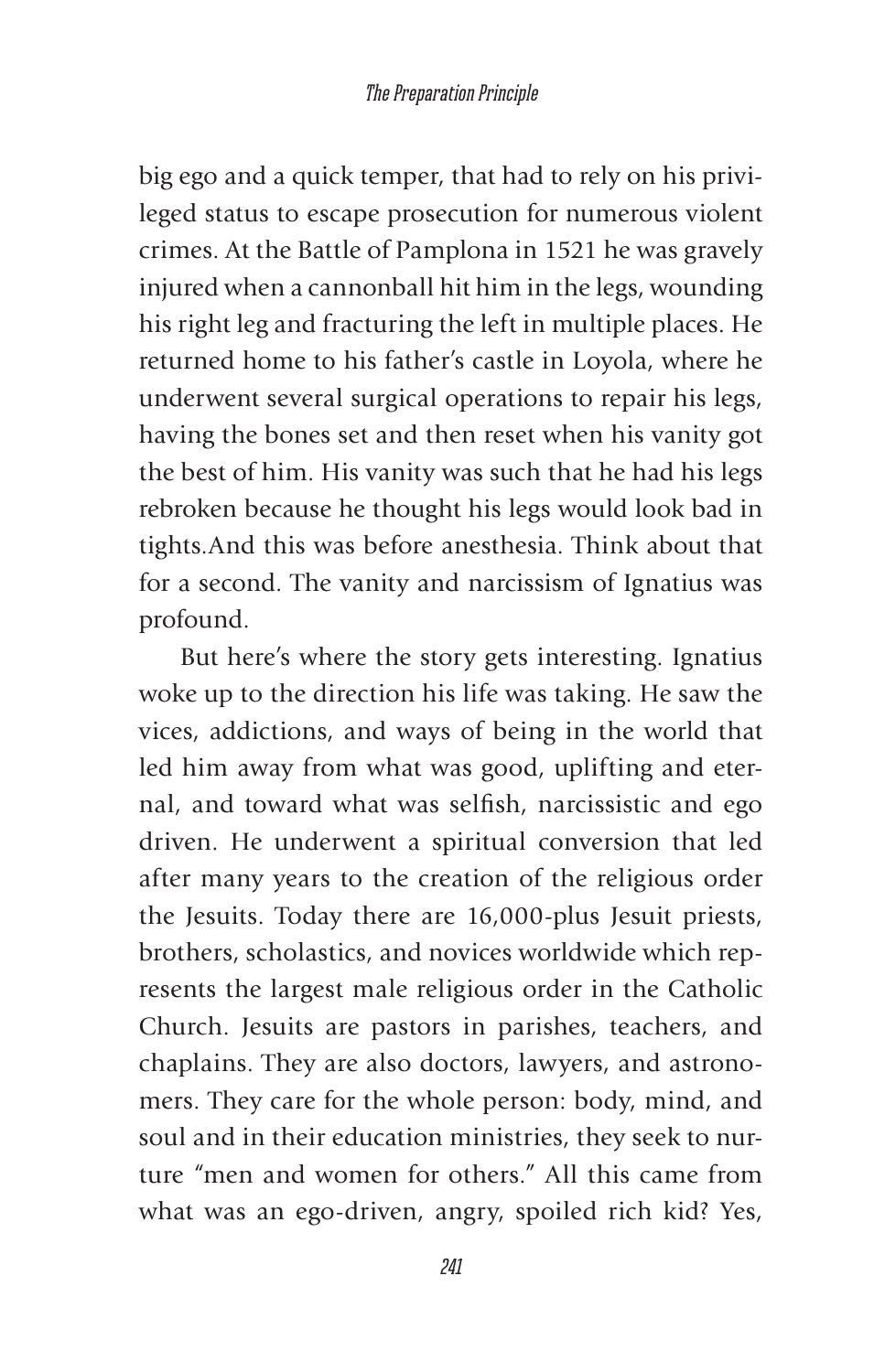big ego and a quick temper, that had to rely on his privileged status to escape prosecution for numerous violent crimes. At the Battle of Pamplona in 1521 he was gravely injured when a cannonball hit him in the legs, wounding his right leg and fracturing the left in multiple places. He returned home to his father's castle in Loyola, where he underwent several surgical operations to repair his legs, having the bones set and then reset when his vanity got the best of him. His vanity was such that he had his legs rebroken because he thought his legs would look bad in tights.And this was before anesthesia. Think about that for a second. The vanity and narcissism of Ignatius was profound.

But here's where the story gets interesting. Ignatius woke up to the direction his life was taking. He saw the vices, addictions, and ways of being in the world that led him away from what was good, uplifting and eternal, and toward what was selfish, narcissistic and ego driven. He underwent a spiritual conversion that led after many years to the creation of the religious order the Jesuits. Today there are 16,000-plus Jesuit priests, brothers, scholastics, and novices worldwide which represents the largest male religious order in the Catholic Church. Jesuits are pastors in parishes, teachers, and chaplains. They are also doctors, lawyers, and astronomers. They care for the whole person: body, mind, and soul and in their education ministries, they seek to nurture "men and women for others." All this came from what was an ego-driven, angry, spoiled rich kid? Yes,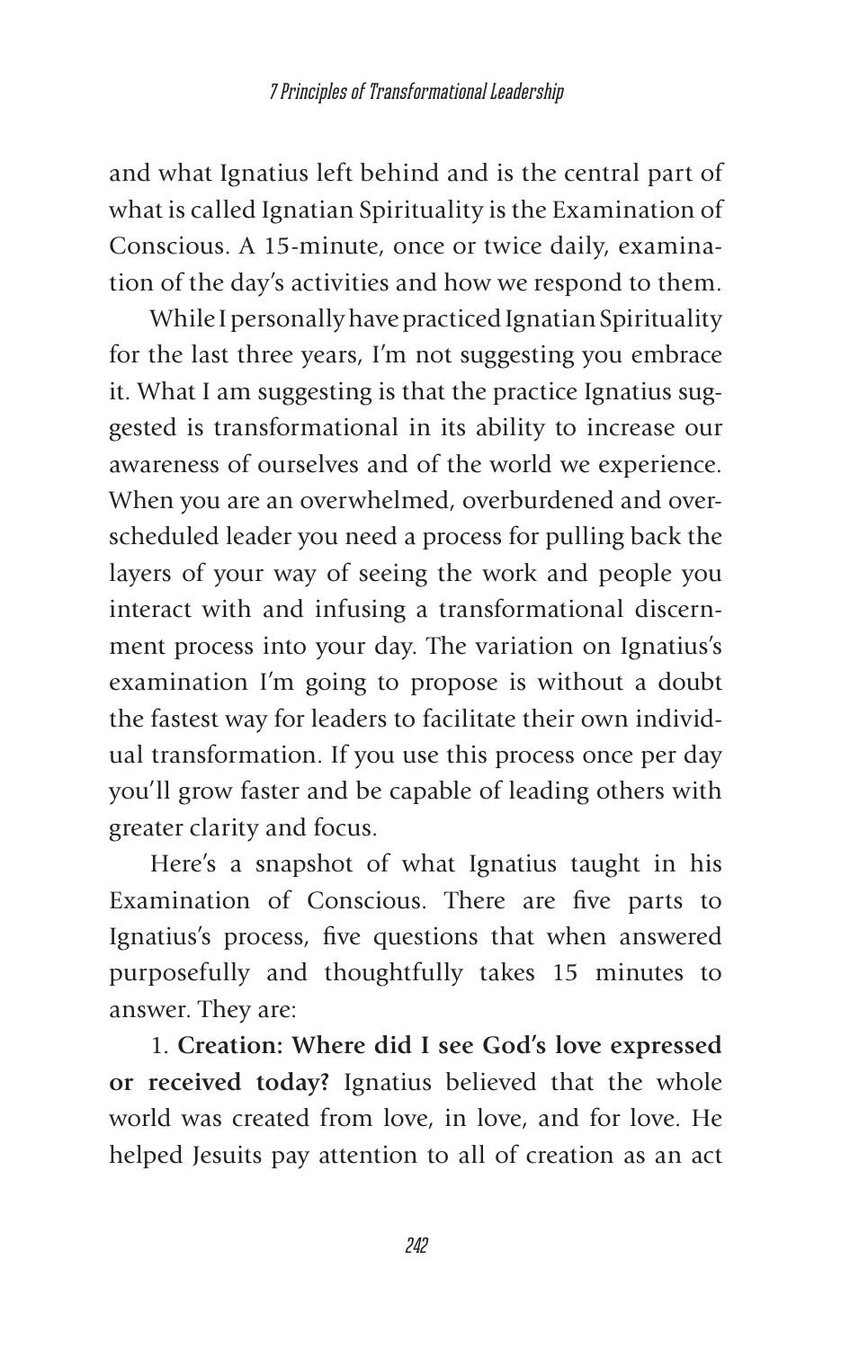and what Ignatius left behind and is the central part of what is called Ignatian Spirituality is the Examination of Conscious. A 15-minute, once or twice daily, examination of the day's activities and how we respond to them.

While I personally have practiced Ignatian Spirituality for the last three years, I'm not suggesting you embrace it. What I am suggesting is that the practice Ignatius suggested is transformational in its ability to increase our awareness of ourselves and of the world we experience. When you are an overwhelmed, overburdened and overscheduled leader you need a process for pulling back the layers of your way of seeing the work and people you interact with and infusing a transformational discernment process into your day. The variation on Ignatius's examination I'm going to propose is without a doubt the fastest way for leaders to facilitate their own individual transformation. If you use this process once per day you'll grow faster and be capable of leading others with greater clarity and focus.

Here's a snapshot of what Ignatius taught in his Examination of Conscious. There are five parts to Ignatius's process, five questions that when answered purposefully and thoughtfully takes 15 minutes to answer. They are:

1. **Creation: Where did I see God's love expressed or received today?** Ignatius believed that the whole world was created from love, in love, and for love. He helped Jesuits pay attention to all of creation as an act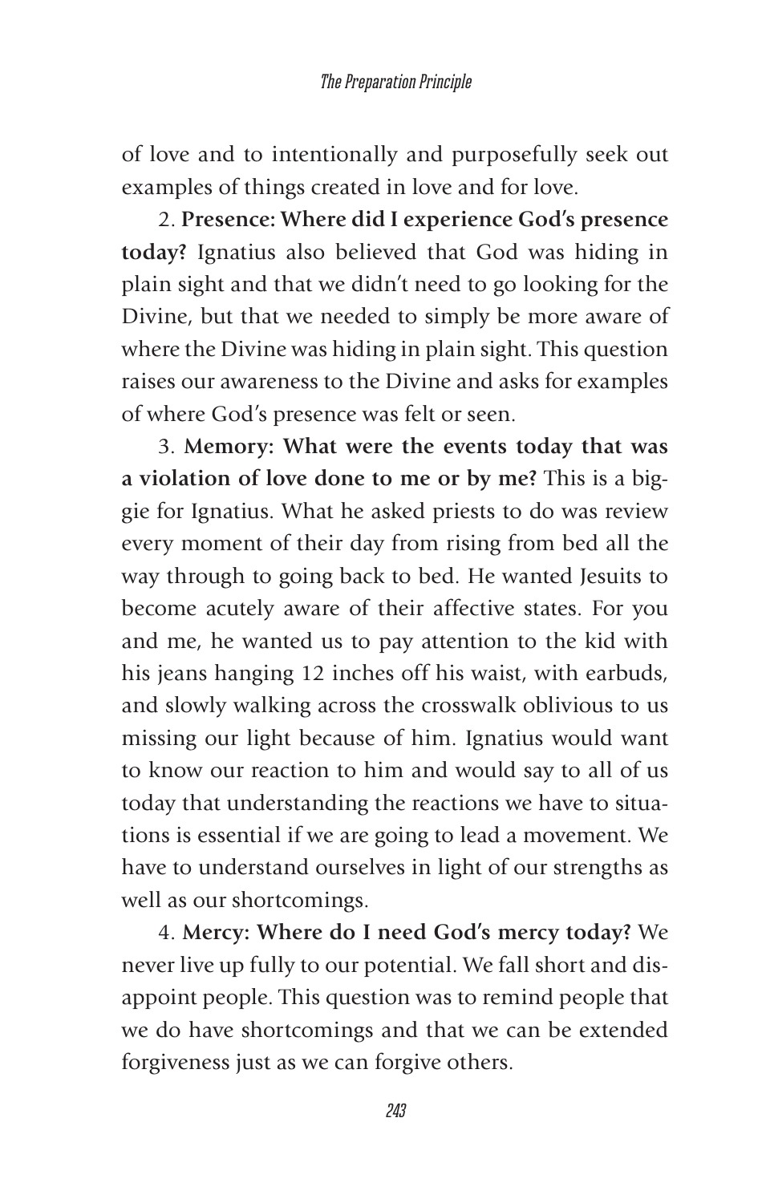of love and to intentionally and purposefully seek out examples of things created in love and for love.

2. **Presence: Where did I experience God's presence today?** Ignatius also believed that God was hiding in plain sight and that we didn't need to go looking for the Divine, but that we needed to simply be more aware of where the Divine was hiding in plain sight. This question raises our awareness to the Divine and asks for examples of where God's presence was felt or seen.

3. **Memory: What were the events today that was a violation of love done to me or by me?** This is a biggie for Ignatius. What he asked priests to do was review every moment of their day from rising from bed all the way through to going back to bed. He wanted Jesuits to become acutely aware of their affective states. For you and me, he wanted us to pay attention to the kid with his jeans hanging 12 inches off his waist, with earbuds, and slowly walking across the crosswalk oblivious to us missing our light because of him. Ignatius would want to know our reaction to him and would say to all of us today that understanding the reactions we have to situations is essential if we are going to lead a movement. We have to understand ourselves in light of our strengths as well as our shortcomings.

4. **Mercy: Where do I need God's mercy today?** We never live up fully to our potential. We fall short and disappoint people. This question was to remind people that we do have shortcomings and that we can be extended forgiveness just as we can forgive others.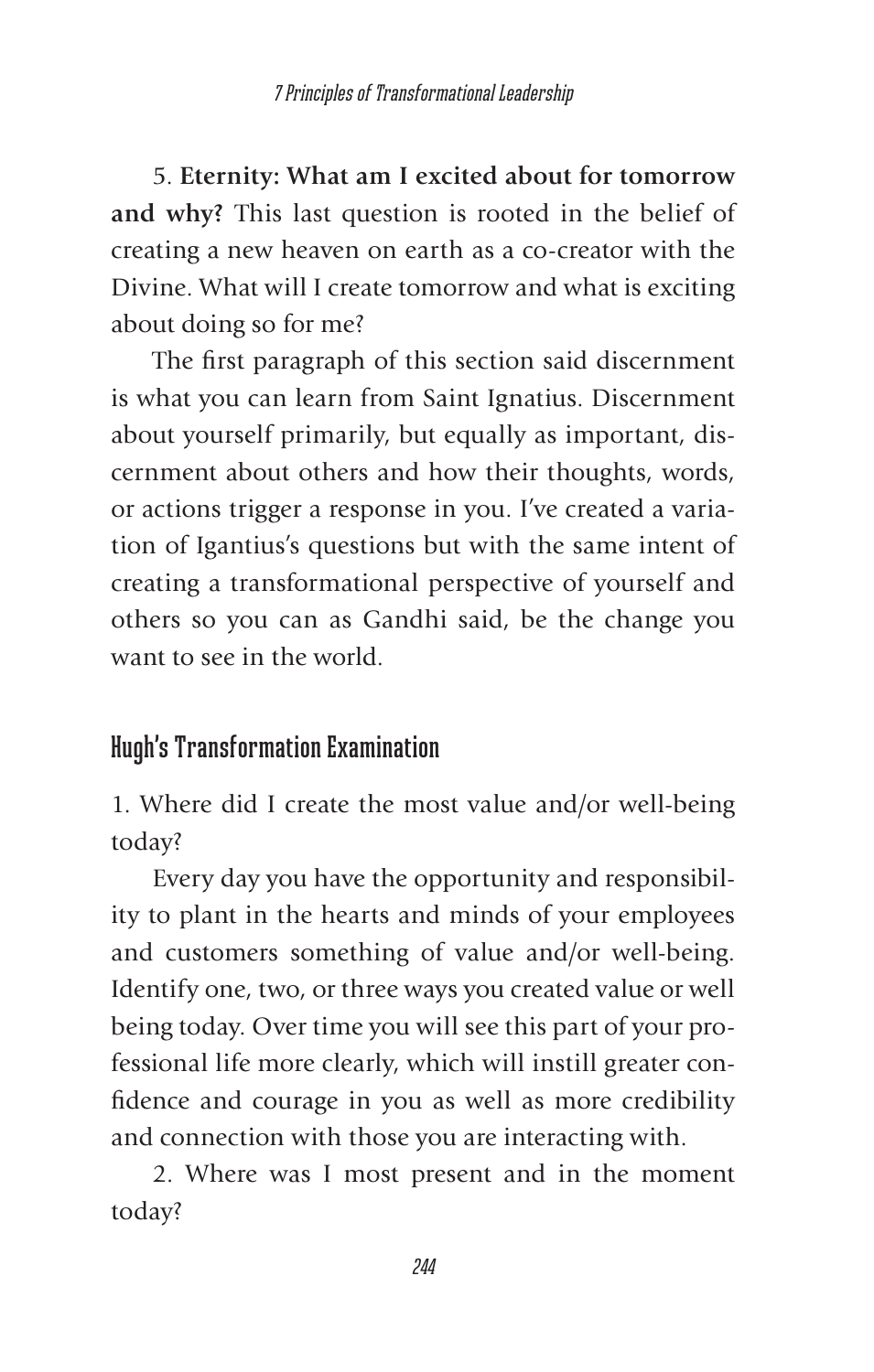5. **Eternity: What am I excited about for tomorrow and why?** This last question is rooted in the belief of creating a new heaven on earth as a co-creator with the Divine. What will I create tomorrow and what is exciting about doing so for me?

The first paragraph of this section said discernment is what you can learn from Saint Ignatius. Discernment about yourself primarily, but equally as important, discernment about others and how their thoughts, words, or actions trigger a response in you. I've created a variation of Igantius's questions but with the same intent of creating a transformational perspective of yourself and others so you can as Gandhi said, be the change you want to see in the world.

## Hugh's Transformation Examination

1. Where did I create the most value and/or well-being today?

Every day you have the opportunity and responsibility to plant in the hearts and minds of your employees and customers something of value and/or well-being. Identify one, two, or three ways you created value or well being today. Over time you will see this part of your professional life more clearly, which will instill greater confidence and courage in you as well as more credibility and connection with those you are interacting with.

2. Where was I most present and in the moment today?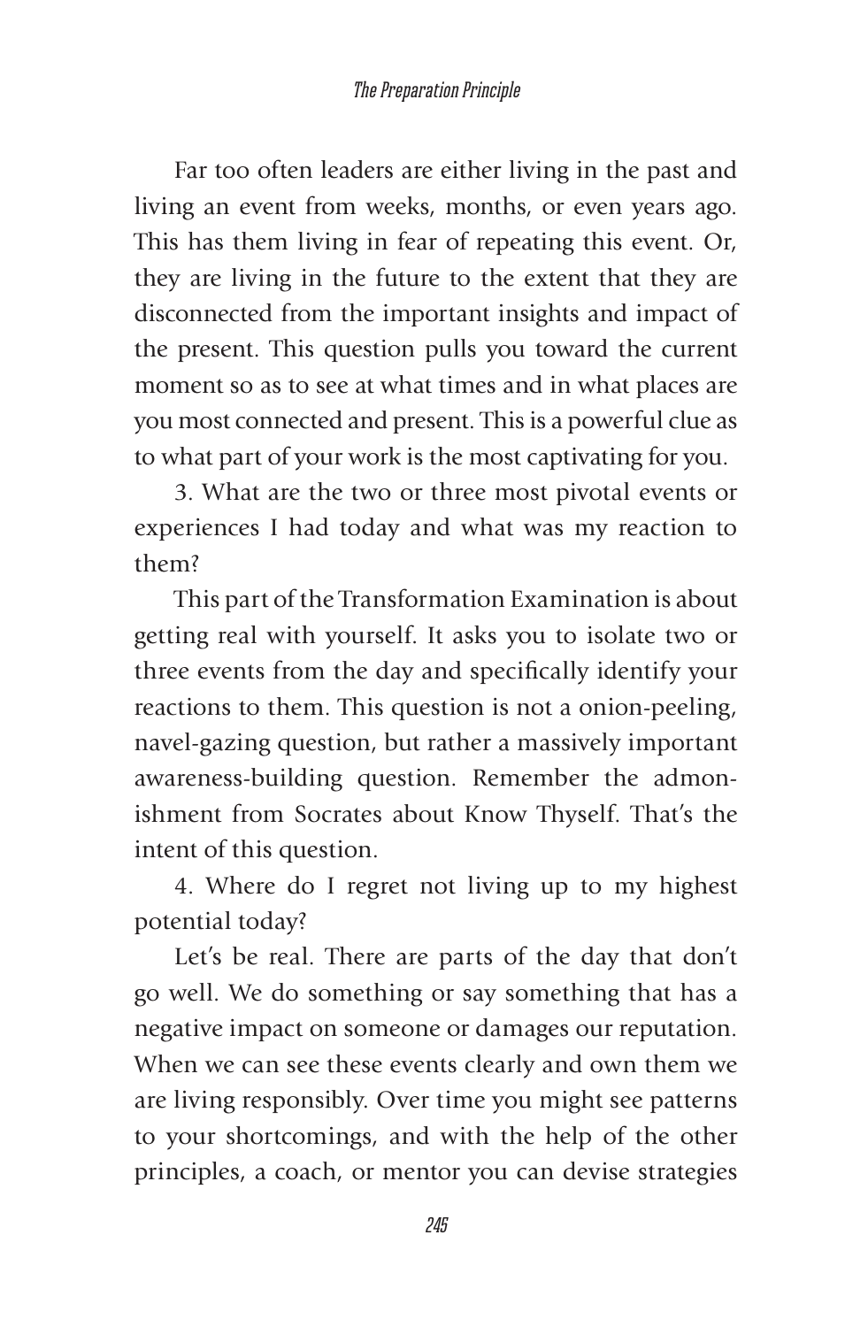Far too often leaders are either living in the past and living an event from weeks, months, or even years ago. This has them living in fear of repeating this event. Or, they are living in the future to the extent that they are disconnected from the important insights and impact of the present. This question pulls you toward the current moment so as to see at what times and in what places are you most connected and present. This is a powerful clue as to what part of your work is the most captivating for you.

3. What are the two or three most pivotal events or experiences I had today and what was my reaction to them?

This part of the Transformation Examination is about getting real with yourself. It asks you to isolate two or three events from the day and specifically identify your reactions to them. This question is not a onion-peeling, navel-gazing question, but rather a massively important awareness-building question. Remember the admonishment from Socrates about Know Thyself. That's the intent of this question.

4. Where do I regret not living up to my highest potential today?

Let's be real. There are parts of the day that don't go well. We do something or say something that has a negative impact on someone or damages our reputation. When we can see these events clearly and own them we are living responsibly. Over time you might see patterns to your shortcomings, and with the help of the other principles, a coach, or mentor you can devise strategies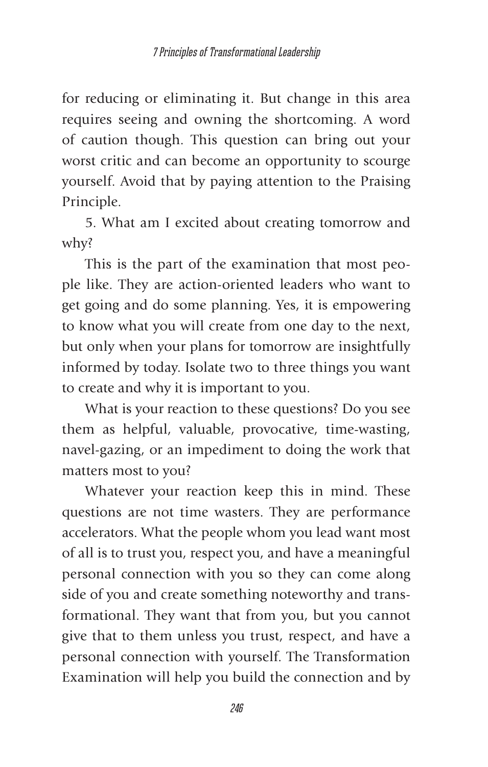for reducing or eliminating it. But change in this area requires seeing and owning the shortcoming. A word of caution though. This question can bring out your worst critic and can become an opportunity to scourge yourself. Avoid that by paying attention to the Praising Principle.

5. What am I excited about creating tomorrow and why?

This is the part of the examination that most people like. They are action-oriented leaders who want to get going and do some planning. Yes, it is empowering to know what you will create from one day to the next, but only when your plans for tomorrow are insightfully informed by today. Isolate two to three things you want to create and why it is important to you.

What is your reaction to these questions? Do you see them as helpful, valuable, provocative, time-wasting, navel-gazing, or an impediment to doing the work that matters most to you?

Whatever your reaction keep this in mind. These questions are not time wasters. They are performance accelerators. What the people whom you lead want most of all is to trust you, respect you, and have a meaningful personal connection with you so they can come along side of you and create something noteworthy and transformational. They want that from you, but you cannot give that to them unless you trust, respect, and have a personal connection with yourself. The Transformation Examination will help you build the connection and by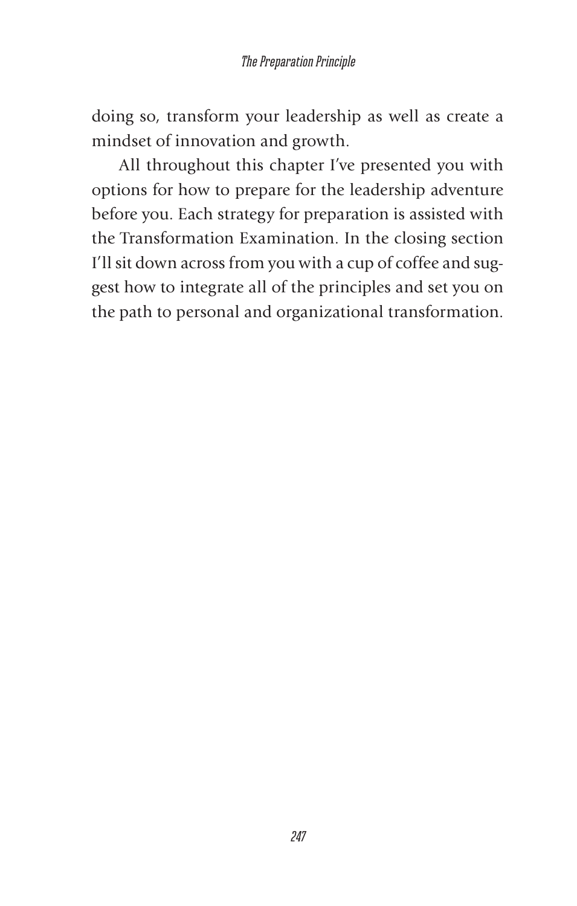doing so, transform your leadership as well as create a mindset of innovation and growth.

All throughout this chapter I've presented you with options for how to prepare for the leadership adventure before you. Each strategy for preparation is assisted with the Transformation Examination. In the closing section I'll sit down across from you with a cup of coffee and suggest how to integrate all of the principles and set you on the path to personal and organizational transformation.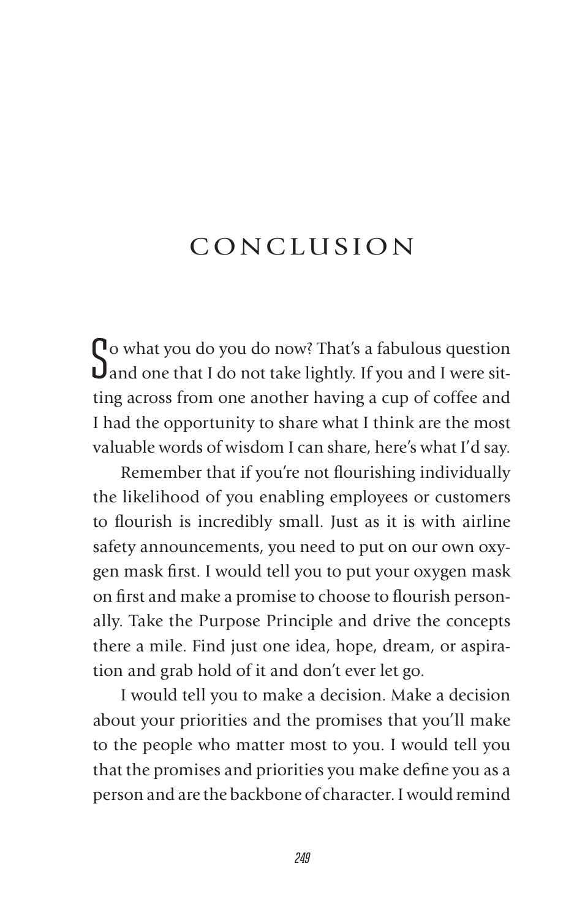# CONCLUSION

So what you do you do now? That's a fabulous question and one that I do not take lightly. If you and I were sitting across from one another having a cup of coffee and I had the opportunity to share what I think are the most valuable words of wisdom I can share, here's what I'd say.

Remember that if you're not flourishing individually the likelihood of you enabling employees or customers to flourish is incredibly small. Just as it is with airline safety announcements, you need to put on our own oxygen mask first. I would tell you to put your oxygen mask on first and make a promise to choose to flourish personally. Take the Purpose Principle and drive the concepts there a mile. Find just one idea, hope, dream, or aspiration and grab hold of it and don't ever let go.

I would tell you to make a decision. Make a decision about your priorities and the promises that you'll make to the people who matter most to you. I would tell you that the promises and priorities you make define you as a person and are the backbone of character. I would remind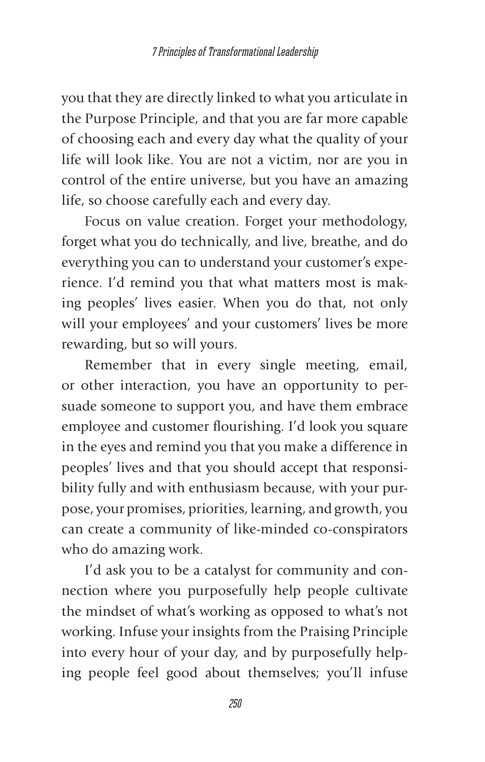you that they are directly linked to what you articulate in the Purpose Principle, and that you are far more capable of choosing each and every day what the quality of your life will look like. You are not a victim, nor are you in control of the entire universe, but you have an amazing life, so choose carefully each and every day.

Focus on value creation. Forget your methodology, forget what you do technically, and live, breathe, and do everything you can to understand your customer's experience. I'd remind you that what matters most is making peoples' lives easier. When you do that, not only will your employees' and your customers' lives be more rewarding, but so will yours.

Remember that in every single meeting, email, or other interaction, you have an opportunity to persuade someone to support you, and have them embrace employee and customer flourishing. I'd look you square in the eyes and remind you that you make a difference in peoples' lives and that you should accept that responsibility fully and with enthusiasm because, with your purpose, your promises, priorities, learning, and growth, you can create a community of like-minded co-conspirators who do amazing work.

I'd ask you to be a catalyst for community and connection where you purposefully help people cultivate the mindset of what's working as opposed to what's not working. Infuse your insights from the Praising Principle into every hour of your day, and by purposefully helping people feel good about themselves; you'll infuse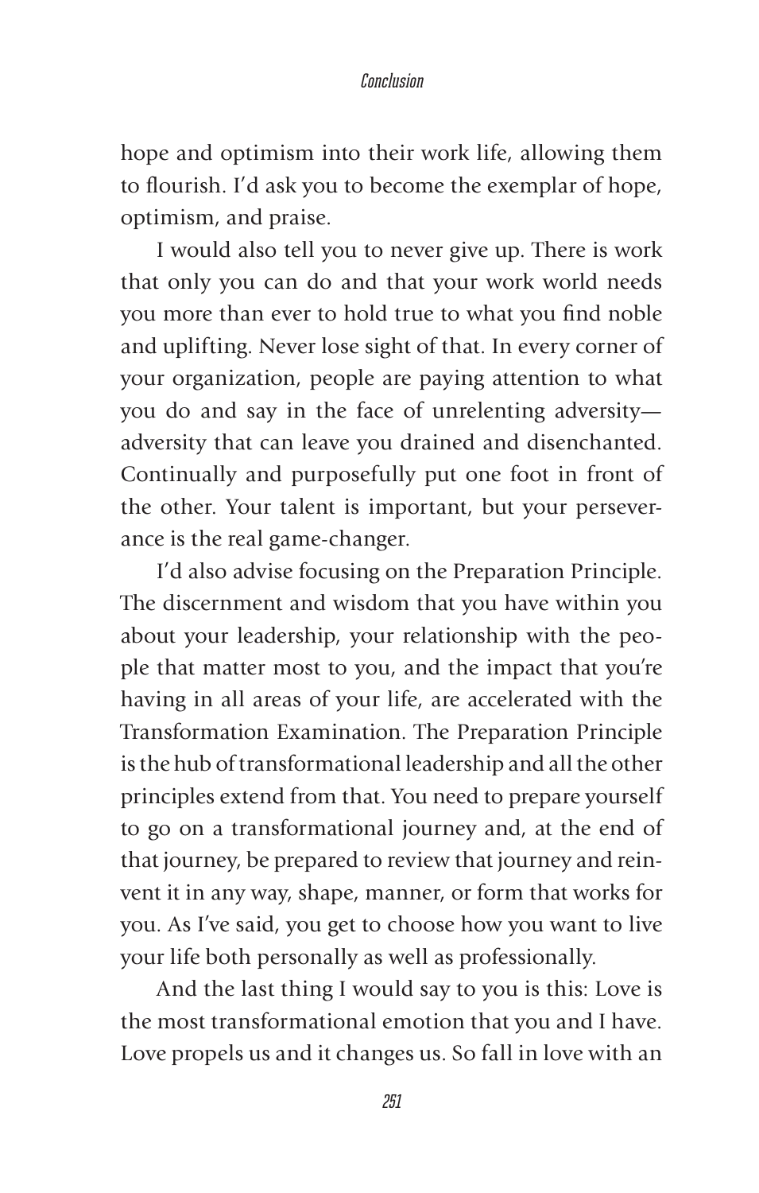hope and optimism into their work life, allowing them to flourish. I'd ask you to become the exemplar of hope, optimism, and praise.

I would also tell you to never give up. There is work that only you can do and that your work world needs you more than ever to hold true to what you find noble and uplifting. Never lose sight of that. In every corner of your organization, people are paying attention to what you do and say in the face of unrelenting adversity—adversity that can leave you drained and disenchanted. Continually and purposefully put one foot in front of the other. Your talent is important, but your perseverance is the real game-changer.

I'd also advise focusing on the Preparation Principle. The discernment and wisdom that you have within you about your leadership, your relationship with the people that matter most to you, and the impact that you're having in all areas of your life, are accelerated with the Transformation Examination. The Preparation Principle is the hub of transformational leadership and all the other principles extend from that. You need to prepare yourself to go on a transformational journey and, at the end of that journey, be prepared to review that journey and reinvent it in any way, shape, manner, or form that works for you. As I've said, you get to choose how you want to live your life both personally as well as professionally.

And the last thing I would say to you is this: Love is the most transformational emotion that you and I have. Love propels us and it changes us. So fall in love with an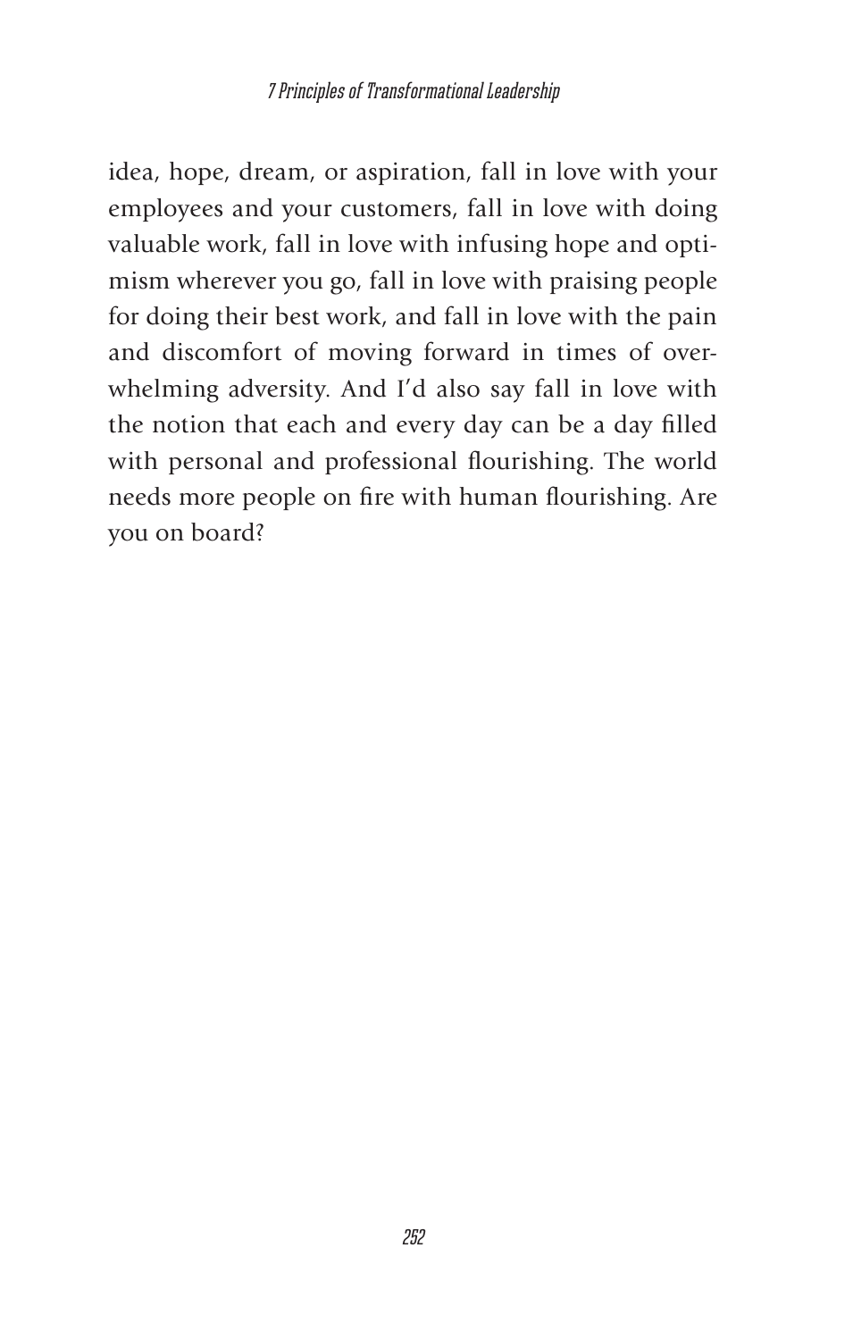idea, hope, dream, or aspiration, fall in love with your employees and your customers, fall in love with doing valuable work, fall in love with infusing hope and optimism wherever you go, fall in love with praising people for doing their best work, and fall in love with the pain and discomfort of moving forward in times of overwhelming adversity. And I'd also say fall in love with the notion that each and every day can be a day filled with personal and professional flourishing. The world needs more people on fire with human flourishing. Are you on board?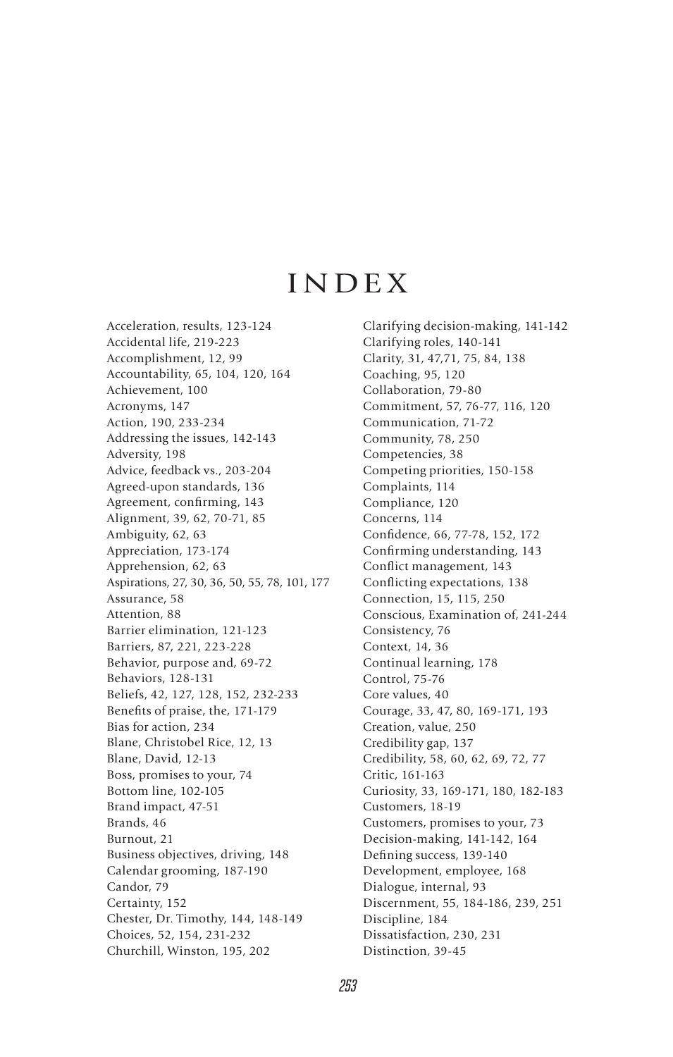# INDEX

Acceleration, results, 123-124
Accidental life, 219-223
Accomplishment, 12, 99
Accountability, 65, 104, 120, 164
Achievement, 100
Acronyms, 147
Action, 190, 233-234
Addressing the issues, 142-143
Adversity, 198
Advice, feedback vs., 203-204
Agreed-upon standards, 136
Agreement, confirming, 143
Alignment, 39, 62, 70-71, 85
Ambiguity, 62, 63
Appreciation, 173-174
Apprehension, 62, 63
Aspirations, 27, 30, 36, 50, 55, 78, 101, 177
Assurance, 58
Attention, 88
Barrier elimination, 121-123
Barriers, 87, 221, 223-228
Behavior, purpose and, 69-72
Behaviors, 128-131
Beliefs, 42, 127, 128, 152, 232-233
Benefits of praise, the, 171-179
Bias for action, 234
Blane, Christobel Rice, 12, 13
Blane, David, 12-13
Boss, promises to your, 74
Bottom line, 102-105
Brand impact, 47-51
Brands, 46
Burnout, 21
Business objectives, driving, 148
Calendar grooming, 187-190
Candor, 79
Certainty, 152
Chester, Dr. Timothy, 144, 148-149
Choices, 52, 154, 231-232
Churchill, Winston, 195, 202
Clarifying decision-making, 141-142
Clarifying roles, 140-141
Clarity, 31, 47,71, 75, 84, 138
Coaching, 95, 120
Collaboration, 79-80
Commitment, 57, 76-77, 116, 120
Communication, 71-72
Community, 78, 250
Competencies, 38
Competing priorities, 150-158
Complaints, 114
Compliance, 120
Concerns, 114
Confidence, 66, 77-78, 152, 172
Confirming understanding, 143
Conflict management, 143
Conflicting expectations, 138
Connection, 15, 115, 250
Conscious, Examination of, 241-244
Consistency, 76
Context, 14, 36
Continual learning, 178
Control, 75-76
Core values, 40
Courage, 33, 47, 80, 169-171, 193
Creation, value, 250
Credibility gap, 137
Credibility, 58, 60, 62, 69, 72, 77
Critic, 161-163
Curiosity, 33, 169-171, 180, 182-183
Customers, 18-19
Customers, promises to your, 73
Decision-making, 141-142, 164
Defining success, 139-140
Development, employee, 168
Dialogue, internal, 93
Discernment, 55, 184-186, 239, 251
Discipline, 184
Dissatisfaction, 230, 231
Distinction, 39-45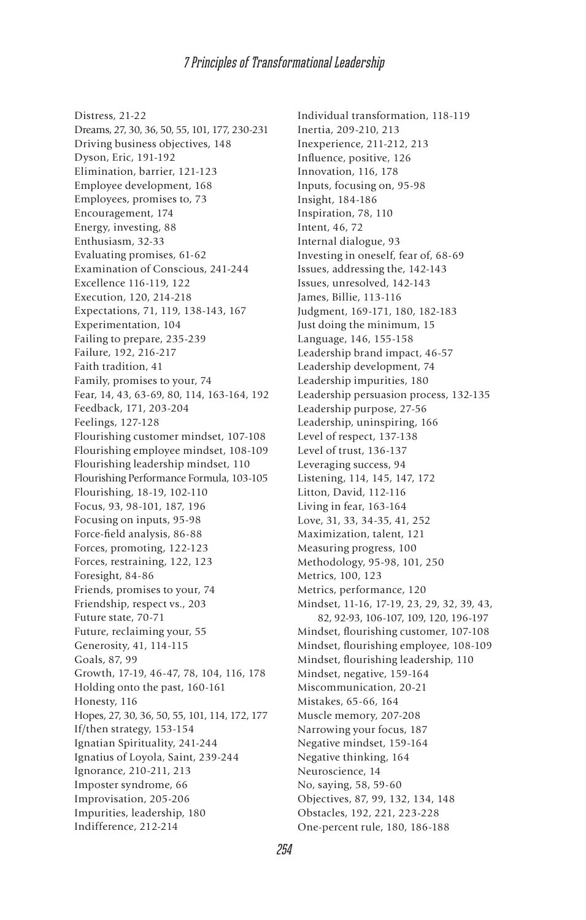Distress, 21-22
Dreams, 27, 30, 36, 50, 55, 101, 177, 230-231
Driving business objectives, 148
Dyson, Eric, 191-192
Elimination, barrier, 121-123
Employee development, 168
Employees, promises to, 73
Encouragement, 174
Energy, investing, 88
Enthusiasm, 32-33
Evaluating promises, 61-62
Examination of Conscious, 241-244
Excellence 116-119, 122
Execution, 120, 214-218
Expectations, 71, 119, 138-143, 167
Experimentation, 104
Failing to prepare, 235-239
Failure, 192, 216-217
Faith tradition, 41
Family, promises to your, 74
Fear, 14, 43, 63-69, 80, 114, 163-164, 192
Feedback, 171, 203-204
Feelings, 127-128
Flourishing customer mindset, 107-108
Flourishing employee mindset, 108-109
Flourishing leadership mindset, 110
Flourishing Performance Formula, 103-105
Flourishing, 18-19, 102-110
Focus, 93, 98-101, 187, 196
Focusing on inputs, 95-98
Force-field analysis, 86-88
Forces, promoting, 122-123
Forces, restraining, 122, 123
Foresight, 84-86
Friends, promises to your, 74
Friendship, respect vs., 203
Future state, 70-71
Future, reclaiming your, 55
Generosity, 41, 114-115
Goals, 87, 99
Growth, 17-19, 46-47, 78, 104, 116, 178
Holding onto the past, 160-161
Honesty, 116
Hopes, 27, 30, 36, 50, 55, 101, 114, 172, 177
If/then strategy, 153-154
Ignatian Spirituality, 241-244
Ignatius of Loyola, Saint, 239-244
Ignorance, 210-211, 213
Imposter syndrome, 66
Improvisation, 205-206
Impurities, leadership, 180
Indifference, 212-214
Individual transformation, 118-119
Inertia, 209-210, 213
Inexperience, 211-212, 213
Influence, positive, 126
Innovation, 116, 178
Inputs, focusing on, 95-98
Insight, 184-186
Inspiration, 78, 110
Intent, 46, 72
Internal dialogue, 93
Investing in oneself, fear of, 68-69
Issues, addressing the, 142-143
Issues, unresolved, 142-143
James, Billie, 113-116
Judgment, 169-171, 180, 182-183
Just doing the minimum, 15
Language, 146, 155-158
Leadership brand impact, 46-57
Leadership development, 74
Leadership impurities, 180
Leadership persuasion process, 132-135
Leadership purpose, 27-56
Leadership, uninspiring, 166
Level of respect, 137-138
Level of trust, 136-137
Leveraging success, 94
Listening, 114, 145, 147, 172
Litton, David, 112-116
Living in fear, 163-164
Love, 31, 33, 34-35, 41, 252
Maximization, talent, 121
Measuring progress, 100
Methodology, 95-98, 101, 250
Metrics, 100, 123
Metrics, performance, 120
Mindset, 11-16, 17-19, 23, 29, 32, 39, 43, 82, 92-93, 106-107, 109, 120, 196-197
Mindset, flourishing customer, 107-108
Mindset, flourishing employee, 108-109
Mindset, flourishing leadership, 110
Mindset, negative, 159-164
Miscommunication, 20-21
Mistakes, 65-66, 164
Muscle memory, 207-208
Narrowing your focus, 187
Negative mindset, 159-164
Negative thinking, 164
Neuroscience, 14
No, saying, 58, 59-60
Objectives, 87, 99, 132, 134, 148
Obstacles, 192, 221, 223-228
One-percent rule, 180, 186-188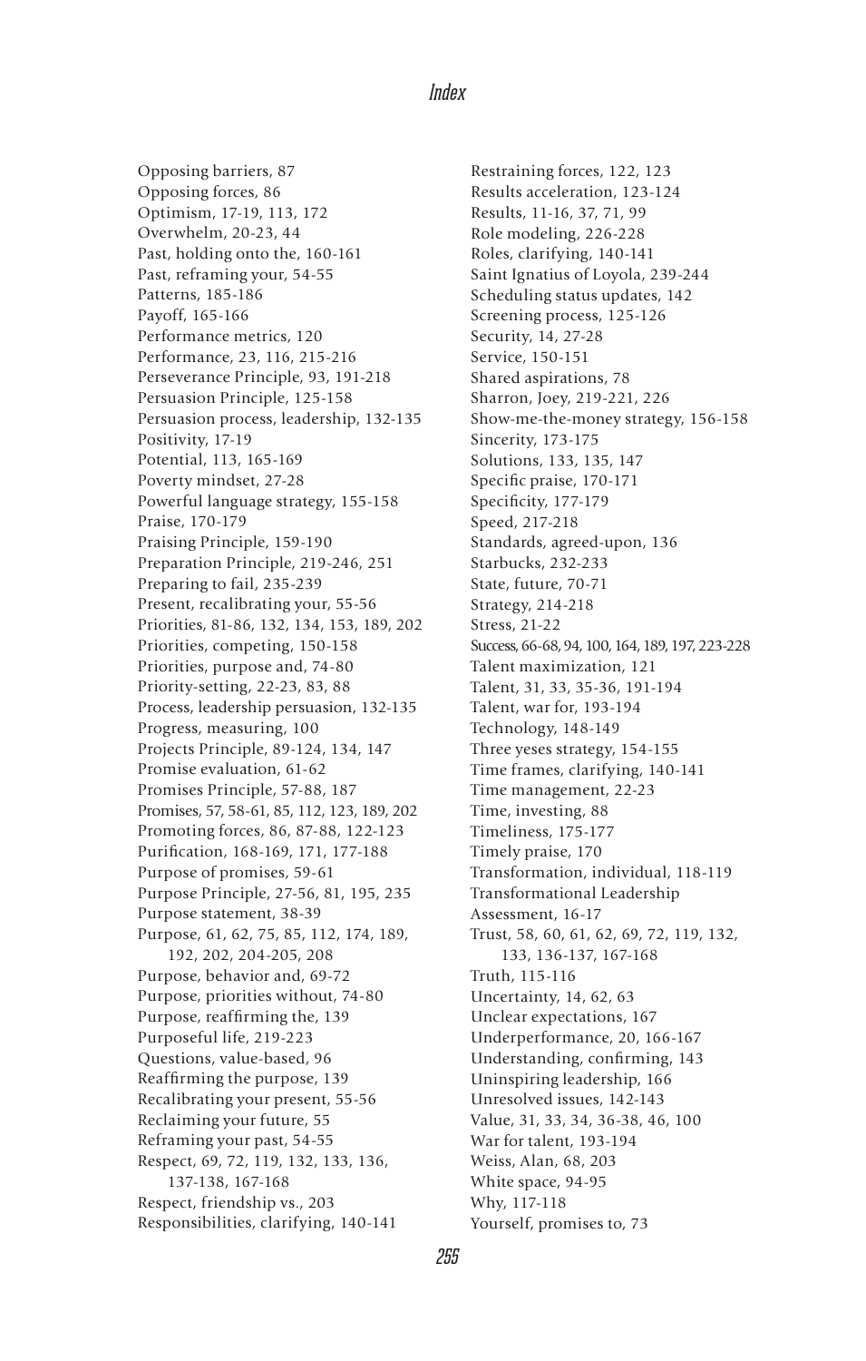Opposing barriers, 87
Opposing forces, 86
Optimism, 17-19, 113, 172
Overwhelm, 20-23, 44
Past, holding onto the, 160-161
Past, reframing your, 54-55
Patterns, 185-186
Payoff, 165-166
Performance metrics, 120
Performance, 23, 116, 215-216
Perseverance Principle, 93, 191-218
Persuasion Principle, 125-158
Persuasion process, leadership, 132-135
Positivity, 17-19
Potential, 113, 165-169
Poverty mindset, 27-28
Powerful language strategy, 155-158
Praise, 170-179
Praising Principle, 159-190
Preparation Principle, 219-246, 251
Preparing to fail, 235-239
Present, recalibrating your, 55-56
Priorities, 81-86, 132, 134, 153, 189, 202
Priorities, competing, 150-158
Priorities, purpose and, 74-80
Priority-setting, 22-23, 83, 88
Process, leadership persuasion, 132-135
Progress, measuring, 100
Projects Principle, 89-124, 134, 147
Promise evaluation, 61-62
Promises Principle, 57-88, 187
Promises, 57, 58-61, 85, 112, 123, 189, 202
Promoting forces, 86, 87-88, 122-123
Purification, 168-169, 171, 177-188
Purpose of promises, 59-61
Purpose Principle, 27-56, 81, 195, 235
Purpose statement, 38-39
Purpose, 61, 62, 75, 85, 112, 174, 189, 192, 202, 204-205, 208
Purpose, behavior and, 69-72
Purpose, priorities without, 74-80
Purpose, reaffirming the, 139
Purposeful life, 219-223
Questions, value-based, 96
Reaffirming the purpose, 139
Recalibrating your present, 55-56
Reclaiming your future, 55
Reframing your past, 54-55
Respect, 69, 72, 119, 132, 133, 136, 137-138, 167-168
Respect, friendship vs., 203
Responsibilities, clarifying, 140-141
Restraining forces, 122, 123
Results acceleration, 123-124
Results, 11-16, 37, 71, 99
Role modeling, 226-228
Roles, clarifying, 140-141
Saint Ignatius of Loyola, 239-244
Scheduling status updates, 142
Screening process, 125-126
Security, 14, 27-28
Service, 150-151
Shared aspirations, 78
Sharron, Joey, 219-221, 226
Show-me-the-money strategy, 156-158
Sincerity, 173-175
Solutions, 133, 135, 147
Specific praise, 170-171
Specificity, 177-179
Speed, 217-218
Standards, agreed-upon, 136
Starbucks, 232-233
State, future, 70-71
Strategy, 214-218
Stress, 21-22
Success, 66-68, 94, 100, 164, 189, 197, 223-228
Talent maximization, 121
Talent, 31, 33, 35-36, 191-194
Talent, war for, 193-194
Technology, 148-149
Three yeses strategy, 154-155
Time frames, clarifying, 140-141
Time management, 22-23
Time, investing, 88
Timeliness, 175-177
Timely praise, 170
Transformation, individual, 118-119
Transformational Leadership Assessment, 16-17
Trust, 58, 60, 61, 62, 69, 72, 119, 132, 133, 136-137, 167-168
Truth, 115-116
Uncertainty, 14, 62, 63
Unclear expectations, 167
Underperformance, 20, 166-167
Understanding, confirming, 143
Uninspiring leadership, 166
Unresolved issues, 142-143
Value, 31, 33, 34, 36-38, 46, 100
War for talent, 193-194
Weiss, Alan, 68, 203
White space, 94-95
Why, 117-118
Yourself, promises to, 73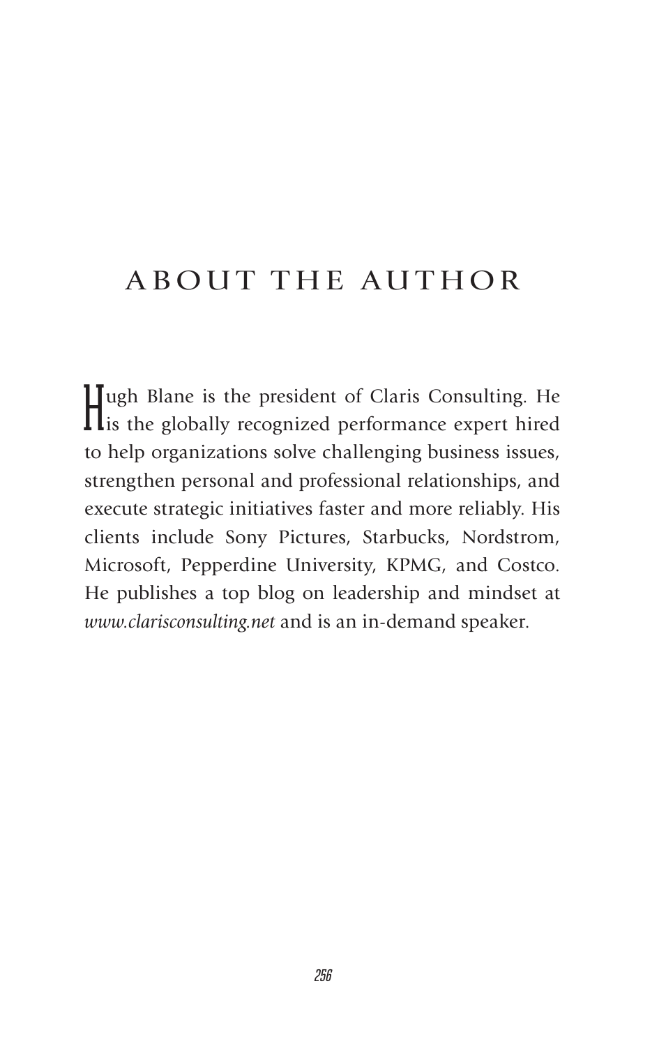# ABOUT THE AUTHOR

Hugh Blane is the president of Claris Consulting. He is the globally recognized performance expert hired to help organizations solve challenging business issues, strengthen personal and professional relationships, and execute strategic initiatives faster and more reliably. His clients include Sony Pictures, Starbucks, Nordstrom, Microsoft, Pepperdine University, KPMG, and Costco. He publishes a top blog on leadership and mindset at *www.clarisconsulting.net* and is an in-demand speaker.